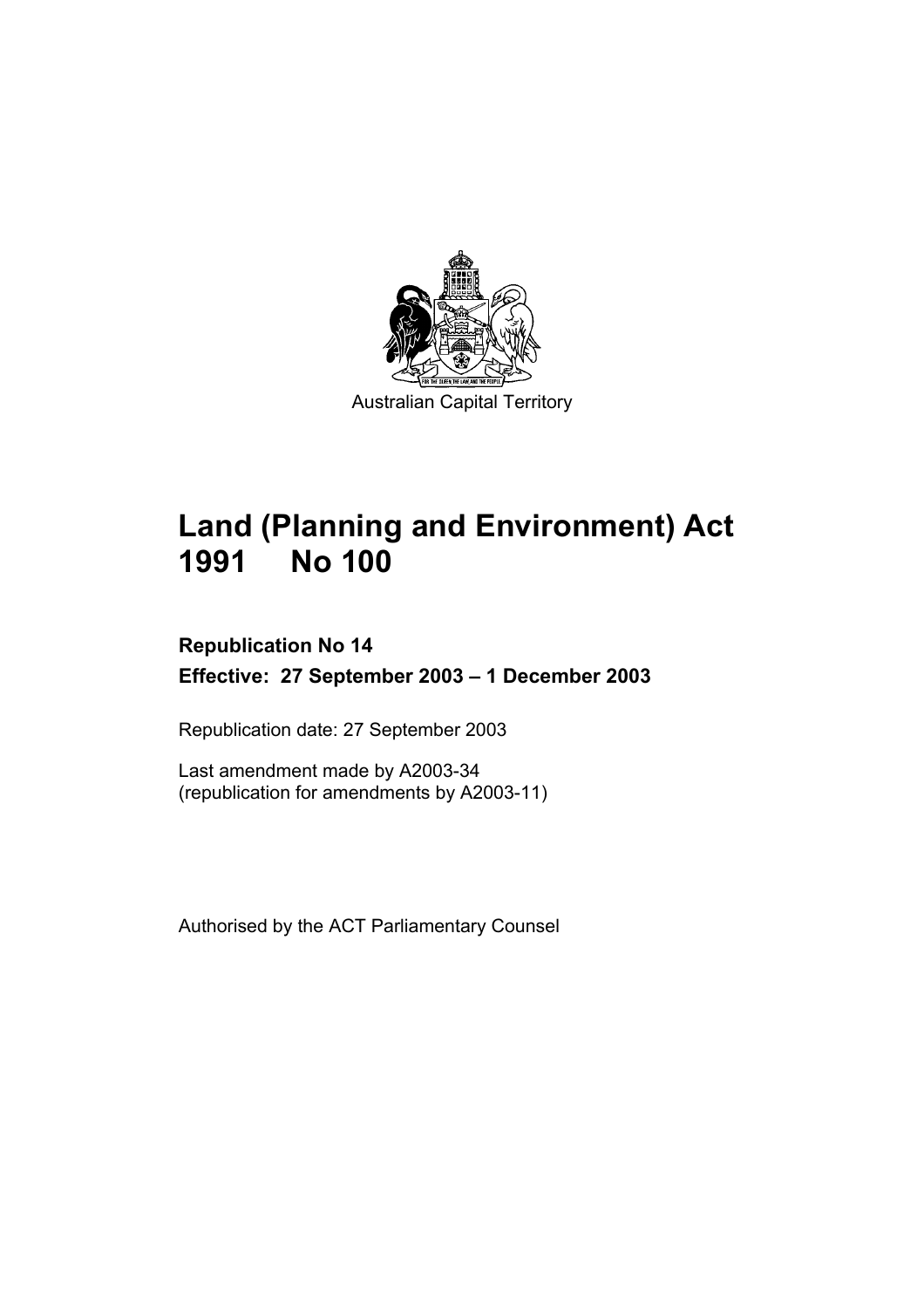Australian Capital Territory

# Land (Planning and Environment) Act 1991 No 100

**Republication No 14**

**Effective: 27 September 2003 – 1 December 2003**

Republication date: 27 September 2003

Last amendment made by A2003-34
(republication for amendments by A2003-11)

Authorised by the ACT Parliamentary Counsel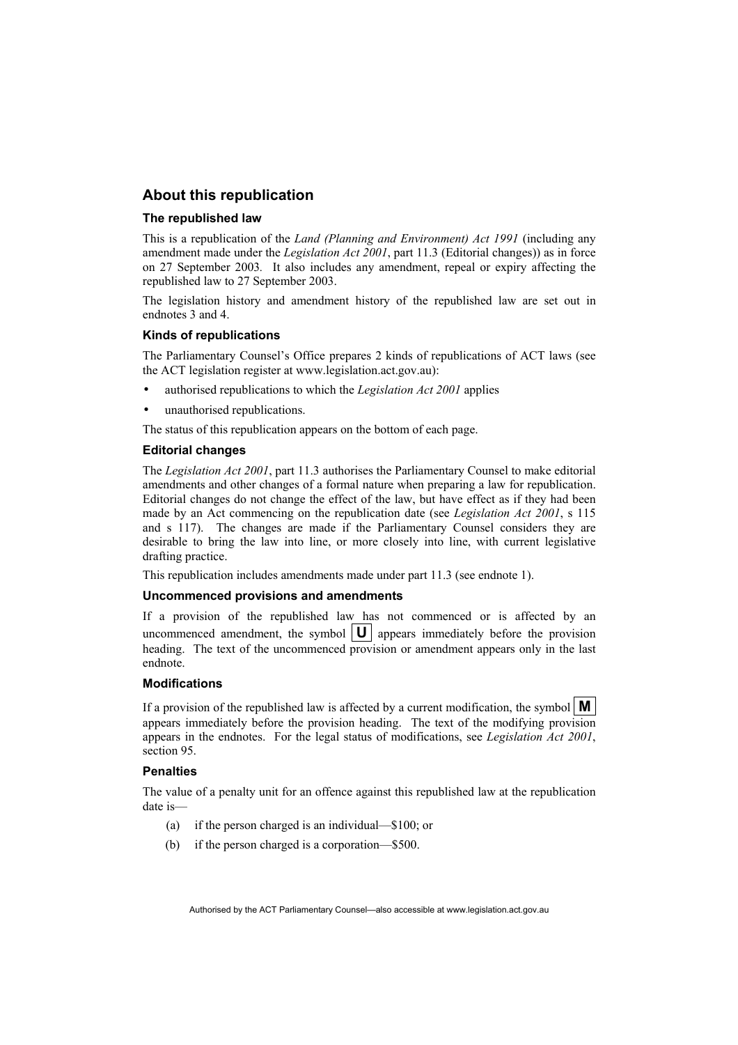## About this republication

### The republished law

This is a republication of the *Land (Planning and Environment) Act 1991* (including any amendment made under the *Legislation Act 2001*, part 11.3 (Editorial changes)) as in force on 27 September 2003. It also includes any amendment, repeal or expiry affecting the republished law to 27 September 2003.

The legislation history and amendment history of the republished law are set out in endnotes 3 and 4.

### Kinds of republications

The Parliamentary Counsel's Office prepares 2 kinds of republications of ACT laws (see the ACT legislation register at www.legislation.act.gov.au):

- authorised republications to which the *Legislation Act 2001* applies
- unauthorised republications.

The status of this republication appears on the bottom of each page.

### Editorial changes

The *Legislation Act 2001*, part 11.3 authorises the Parliamentary Counsel to make editorial amendments and other changes of a formal nature when preparing a law for republication. Editorial changes do not change the effect of the law, but have effect as if they had been made by an Act commencing on the republication date (see *Legislation Act 2001*, s 115 and s 117). The changes are made if the Parliamentary Counsel considers they are desirable to bring the law into line, or more closely into line, with current legislative drafting practice.

This republication includes amendments made under part 11.3 (see endnote 1).

### Uncommenced provisions and amendments

If a provision of the republished law has not commenced or is affected by an uncommenced amendment, the symbol **U** appears immediately before the provision heading. The text of the uncommenced provision or amendment appears only in the last endnote.

### Modifications

If a provision of the republished law is affected by a current modification, the symbol **M** appears immediately before the provision heading. The text of the modifying provision appears in the endnotes. For the legal status of modifications, see *Legislation Act 2001*, section 95.

### Penalties

The value of a penalty unit for an offence against this republished law at the republication date is—

(a) if the person charged is an individual—$100; or

(b) if the person charged is a corporation—$500.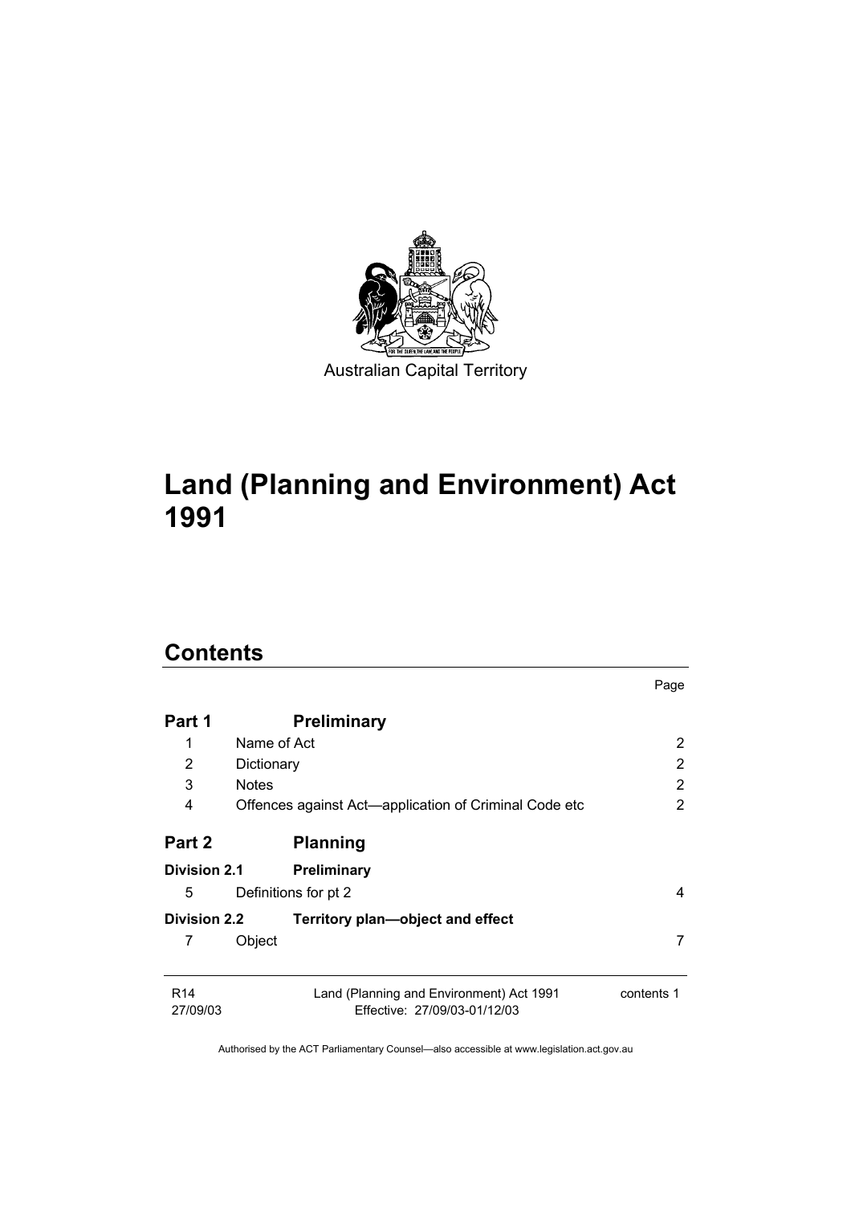Australian Capital Territory

# Land (Planning and Environment) Act 1991

## Contents

| | | Page |
|---|---|---|
| **Part 1** | **Preliminary** | |
| 1 | Name of Act | 2 |
| 2 | Dictionary | 2 |
| 3 | Notes | 2 |
| 4 | Offences against Act—application of Criminal Code etc | 2 |
| **Part 2** | **Planning** | |
| **Division 2.1** | **Preliminary** | |
| 5 | Definitions for pt 2 | 4 |
| **Division 2.2** | **Territory plan—object and effect** | |
| 7 | Object | 7 |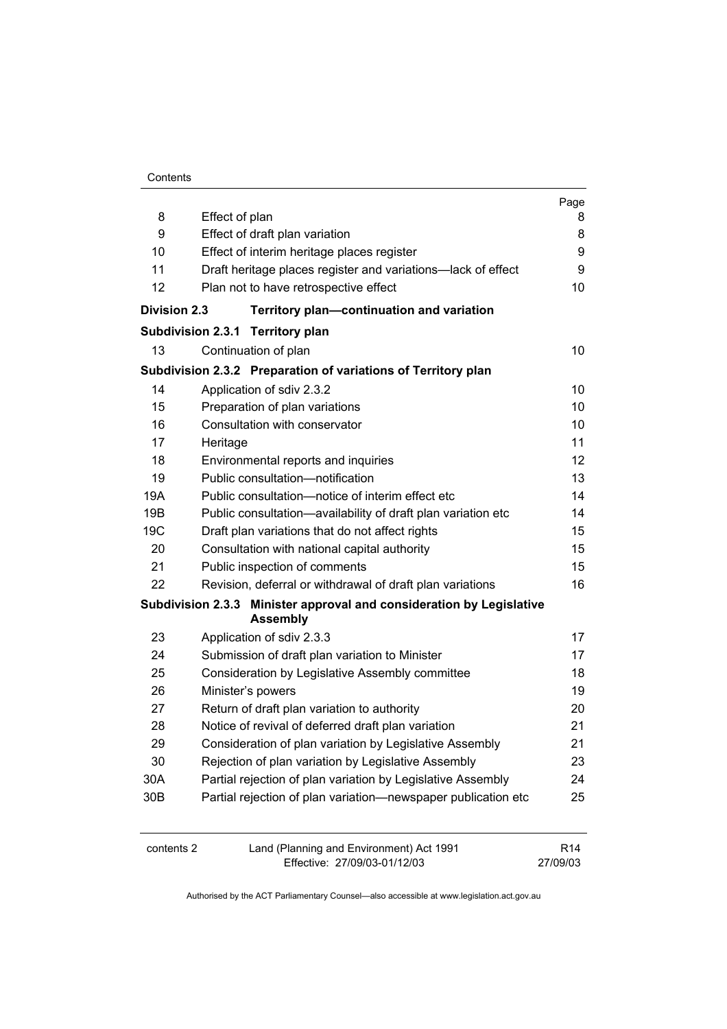| | | Page |
|---|---|---|
| 8 | Effect of plan | 8 |
| 9 | Effect of draft plan variation | 8 |
| 10 | Effect of interim heritage places register | 9 |
| 11 | Draft heritage places register and variations—lack of effect | 9 |
| 12 | Plan not to have retrospective effect | 10 |
| **Division 2.3** | **Territory plan—continuation and variation** | |
| **Subdivision 2.3.1** | **Territory plan** | |
| 13 | Continuation of plan | 10 |
| **Subdivision 2.3.2** | **Preparation of variations of Territory plan** | |
| 14 | Application of sdiv 2.3.2 | 10 |
| 15 | Preparation of plan variations | 10 |
| 16 | Consultation with conservator | 10 |
| 17 | Heritage | 11 |
| 18 | Environmental reports and inquiries | 12 |
| 19 | Public consultation—notification | 13 |
| 19A | Public consultation—notice of interim effect etc | 14 |
| 19B | Public consultation—availability of draft plan variation etc | 14 |
| 19C | Draft plan variations that do not affect rights | 15 |
| 20 | Consultation with national capital authority | 15 |
| 21 | Public inspection of comments | 15 |
| 22 | Revision, deferral or withdrawal of draft plan variations | 16 |
| **Subdivision 2.3.3** | **Minister approval and consideration by Legislative Assembly** | |
| 23 | Application of sdiv 2.3.3 | 17 |
| 24 | Submission of draft plan variation to Minister | 17 |
| 25 | Consideration by Legislative Assembly committee | 18 |
| 26 | Minister's powers | 19 |
| 27 | Return of draft plan variation to authority | 20 |
| 28 | Notice of revival of deferred draft plan variation | 21 |
| 29 | Consideration of plan variation by Legislative Assembly | 21 |
| 30 | Rejection of plan variation by Legislative Assembly | 23 |
| 30A | Partial rejection of plan variation by Legislative Assembly | 24 |
| 30B | Partial rejection of plan variation—newspaper publication etc | 25 |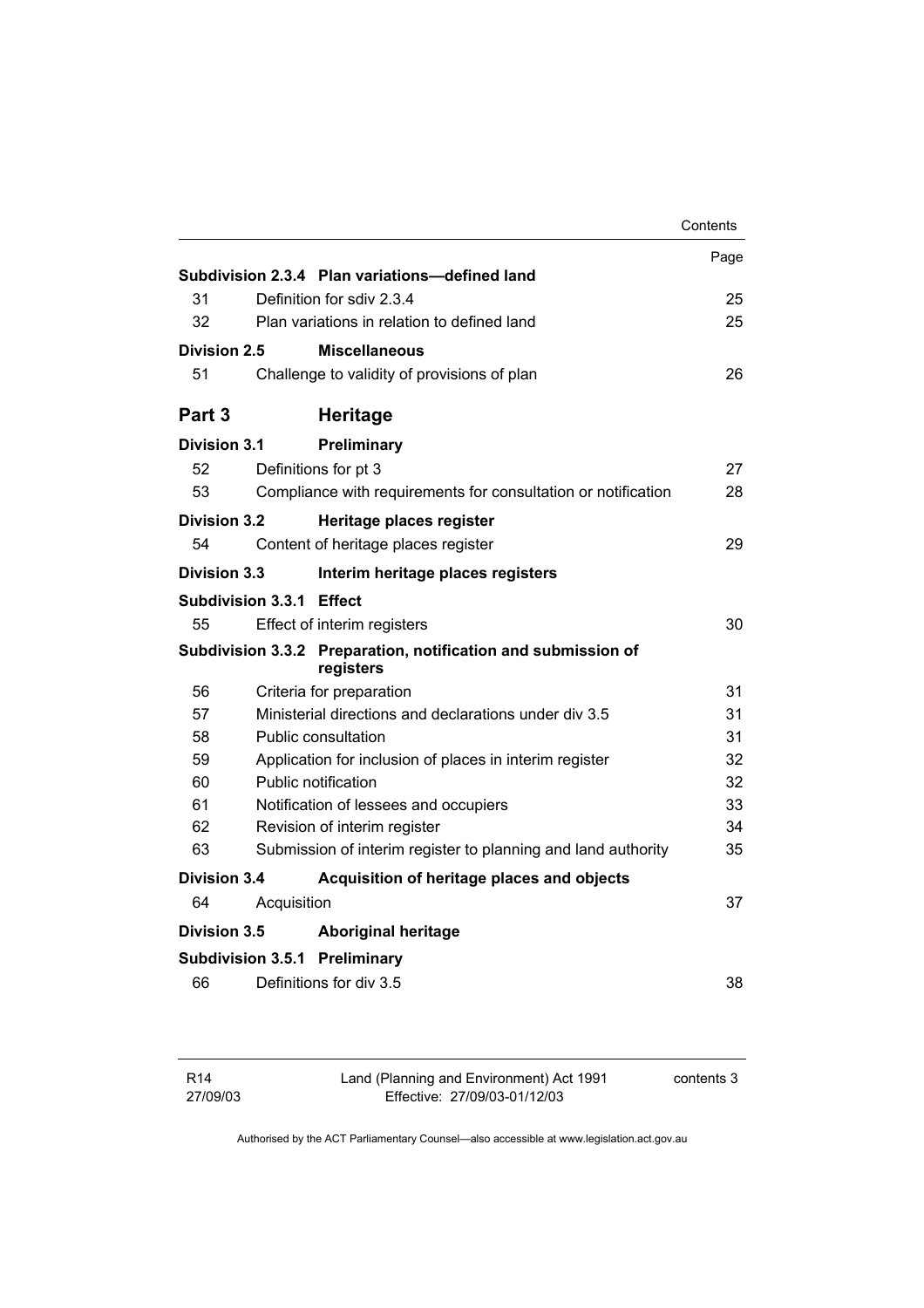| | | Page |
|---|---|---|
| **Subdivision 2.3.4** | **Plan variations—defined land** | |
| 31 | Definition for sdiv 2.3.4 | 25 |
| 32 | Plan variations in relation to defined land | 25 |
| **Division 2.5** | **Miscellaneous** | |
| 51 | Challenge to validity of provisions of plan | 26 |
| **Part 3** | **Heritage** | |
| **Division 3.1** | **Preliminary** | |
| 52 | Definitions for pt 3 | 27 |
| 53 | Compliance with requirements for consultation or notification | 28 |
| **Division 3.2** | **Heritage places register** | |
| 54 | Content of heritage places register | 29 |
| **Division 3.3** | **Interim heritage places registers** | |
| **Subdivision 3.3.1** | **Effect** | |
| 55 | Effect of interim registers | 30 |
| **Subdivision 3.3.2** | **Preparation, notification and submission of registers** | |
| 56 | Criteria for preparation | 31 |
| 57 | Ministerial directions and declarations under div 3.5 | 31 |
| 58 | Public consultation | 31 |
| 59 | Application for inclusion of places in interim register | 32 |
| 60 | Public notification | 32 |
| 61 | Notification of lessees and occupiers | 33 |
| 62 | Revision of interim register | 34 |
| 63 | Submission of interim register to planning and land authority | 35 |
| **Division 3.4** | **Acquisition of heritage places and objects** | |
| 64 | Acquisition | 37 |
| **Division 3.5** | **Aboriginal heritage** | |
| **Subdivision 3.5.1** | **Preliminary** | |
| 66 | Definitions for div 3.5 | 38 |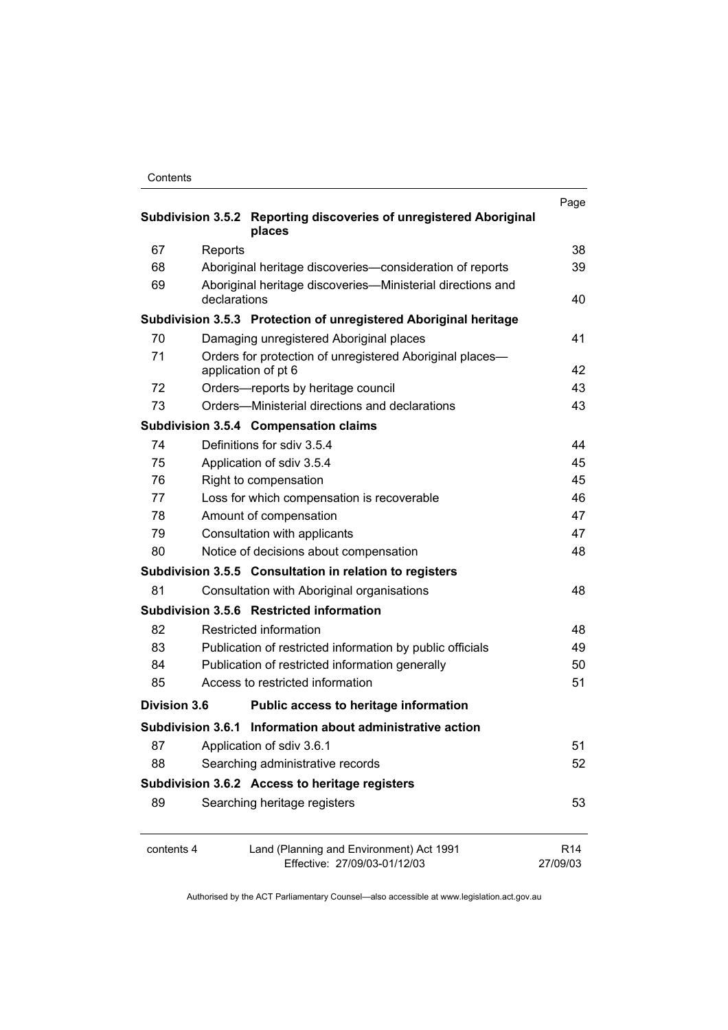| | | Page |
|---|---|---|
| **Subdivision 3.5.2** | **Reporting discoveries of unregistered Aboriginal places** | |
| 67 | Reports | 38 |
| 68 | Aboriginal heritage discoveries—consideration of reports | 39 |
| 69 | Aboriginal heritage discoveries—Ministerial directions and declarations | 40 |
| **Subdivision 3.5.3** | **Protection of unregistered Aboriginal heritage** | |
| 70 | Damaging unregistered Aboriginal places | 41 |
| 71 | Orders for protection of unregistered Aboriginal places—application of pt 6 | 42 |
| 72 | Orders—reports by heritage council | 43 |
| 73 | Orders—Ministerial directions and declarations | 43 |
| **Subdivision 3.5.4** | **Compensation claims** | |
| 74 | Definitions for sdiv 3.5.4 | 44 |
| 75 | Application of sdiv 3.5.4 | 45 |
| 76 | Right to compensation | 45 |
| 77 | Loss for which compensation is recoverable | 46 |
| 78 | Amount of compensation | 47 |
| 79 | Consultation with applicants | 47 |
| 80 | Notice of decisions about compensation | 48 |
| **Subdivision 3.5.5** | **Consultation in relation to registers** | |
| 81 | Consultation with Aboriginal organisations | 48 |
| **Subdivision 3.5.6** | **Restricted information** | |
| 82 | Restricted information | 48 |
| 83 | Publication of restricted information by public officials | 49 |
| 84 | Publication of restricted information generally | 50 |
| 85 | Access to restricted information | 51 |
| **Division 3.6** | **Public access to heritage information** | |
| **Subdivision 3.6.1** | **Information about administrative action** | |
| 87 | Application of sdiv 3.6.1 | 51 |
| 88 | Searching administrative records | 52 |
| **Subdivision 3.6.2** | **Access to heritage registers** | |
| 89 | Searching heritage registers | 53 |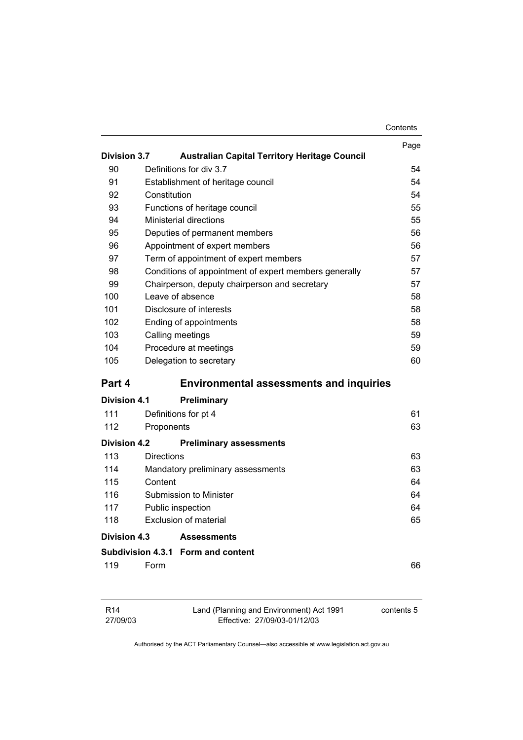| | | Page |
|---|---|---|
| **Division 3.7** | **Australian Capital Territory Heritage Council** | |
| 90 | Definitions for div 3.7 | 54 |
| 91 | Establishment of heritage council | 54 |
| 92 | Constitution | 54 |
| 93 | Functions of heritage council | 55 |
| 94 | Ministerial directions | 55 |
| 95 | Deputies of permanent members | 56 |
| 96 | Appointment of expert members | 56 |
| 97 | Term of appointment of expert members | 57 |
| 98 | Conditions of appointment of expert members generally | 57 |
| 99 | Chairperson, deputy chairperson and secretary | 57 |
| 100 | Leave of absence | 58 |
| 101 | Disclosure of interests | 58 |
| 102 | Ending of appointments | 58 |
| 103 | Calling meetings | 59 |
| 104 | Procedure at meetings | 59 |
| 105 | Delegation to secretary | 60 |
| **Part 4** | **Environmental assessments and inquiries** | |
| **Division 4.1** | **Preliminary** | |
| 111 | Definitions for pt 4 | 61 |
| 112 | Proponents | 63 |
| **Division 4.2** | **Preliminary assessments** | |
| 113 | Directions | 63 |
| 114 | Mandatory preliminary assessments | 63 |
| 115 | Content | 64 |
| 116 | Submission to Minister | 64 |
| 117 | Public inspection | 64 |
| 118 | Exclusion of material | 65 |
| **Division 4.3** | **Assessments** | |
| **Subdivision 4.3.1** | **Form and content** | |
| 119 | Form | 66 |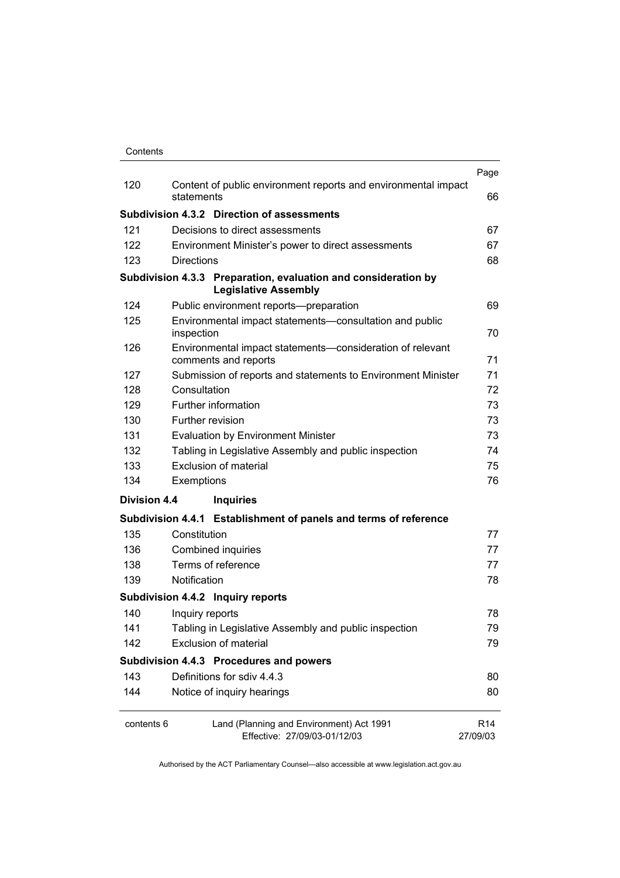| | | Page |
|---|---|---|
| 120 | Content of public environment reports and environmental impact statements | 66 |
| **Subdivision 4.3.2** | **Direction of assessments** | |
| 121 | Decisions to direct assessments | 67 |
| 122 | Environment Minister's power to direct assessments | 67 |
| 123 | Directions | 68 |
| **Subdivision 4.3.3** | **Preparation, evaluation and consideration by Legislative Assembly** | |
| 124 | Public environment reports—preparation | 69 |
| 125 | Environmental impact statements—consultation and public inspection | 70 |
| 126 | Environmental impact statements—consideration of relevant comments and reports | 71 |
| 127 | Submission of reports and statements to Environment Minister | 71 |
| 128 | Consultation | 72 |
| 129 | Further information | 73 |
| 130 | Further revision | 73 |
| 131 | Evaluation by Environment Minister | 73 |
| 132 | Tabling in Legislative Assembly and public inspection | 74 |
| 133 | Exclusion of material | 75 |
| 134 | Exemptions | 76 |
| **Division 4.4** | **Inquiries** | |
| **Subdivision 4.4.1** | **Establishment of panels and terms of reference** | |
| 135 | Constitution | 77 |
| 136 | Combined inquiries | 77 |
| 138 | Terms of reference | 77 |
| 139 | Notification | 78 |
| **Subdivision 4.4.2** | **Inquiry reports** | |
| 140 | Inquiry reports | 78 |
| 141 | Tabling in Legislative Assembly and public inspection | 79 |
| 142 | Exclusion of material | 79 |
| **Subdivision 4.4.3** | **Procedures and powers** | |
| 143 | Definitions for sdiv 4.4.3 | 80 |
| 144 | Notice of inquiry hearings | 80 |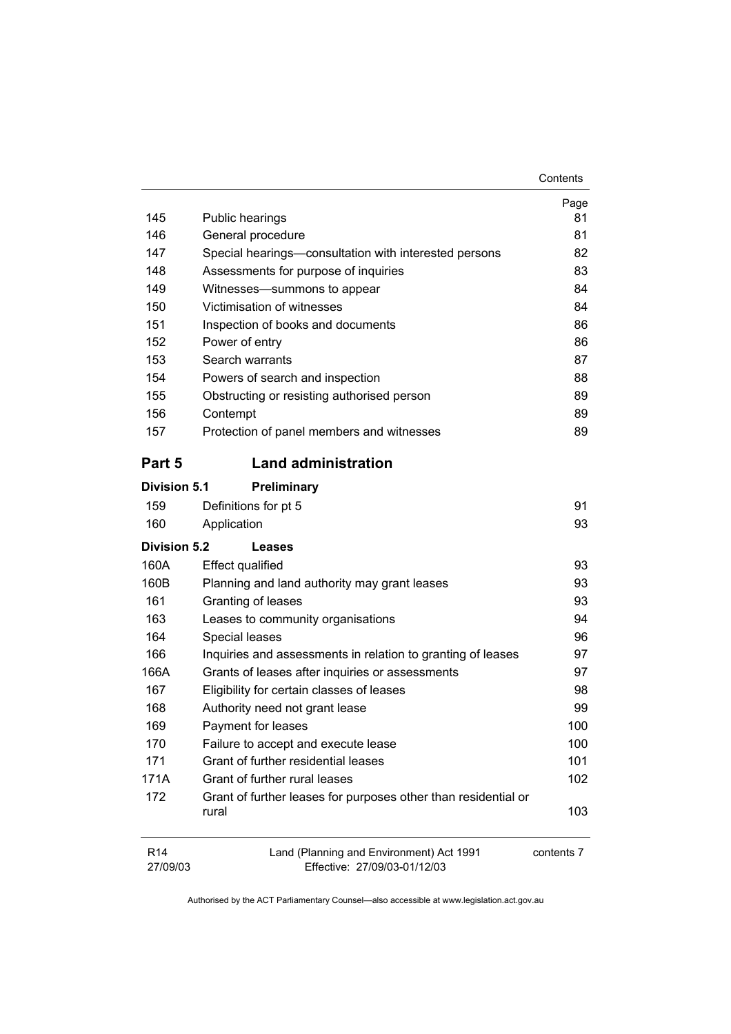| | | Page |
|---|---|---|
| 145 | Public hearings | 81 |
| 146 | General procedure | 81 |
| 147 | Special hearings—consultation with interested persons | 82 |
| 148 | Assessments for purpose of inquiries | 83 |
| 149 | Witnesses—summons to appear | 84 |
| 150 | Victimisation of witnesses | 84 |
| 151 | Inspection of books and documents | 86 |
| 152 | Power of entry | 86 |
| 153 | Search warrants | 87 |
| 154 | Powers of search and inspection | 88 |
| 155 | Obstructing or resisting authorised person | 89 |
| 156 | Contempt | 89 |
| 157 | Protection of panel members and witnesses | 89 |

## Part 5 Land administration

### Division 5.1 Preliminary

| | | |
|---|---|---|
| 159 | Definitions for pt 5 | 91 |
| 160 | Application | 93 |

### Division 5.2 Leases

| | | |
|---|---|---|
| 160A | Effect qualified | 93 |
| 160B | Planning and land authority may grant leases | 93 |
| 161 | Granting of leases | 93 |
| 163 | Leases to community organisations | 94 |
| 164 | Special leases | 96 |
| 166 | Inquiries and assessments in relation to granting of leases | 97 |
| 166A | Grants of leases after inquiries or assessments | 97 |
| 167 | Eligibility for certain classes of leases | 98 |
| 168 | Authority need not grant lease | 99 |
| 169 | Payment for leases | 100 |
| 170 | Failure to accept and execute lease | 100 |
| 171 | Grant of further residential leases | 101 |
| 171A | Grant of further rural leases | 102 |
| 172 | Grant of further leases for purposes other than residential or rural | 103 |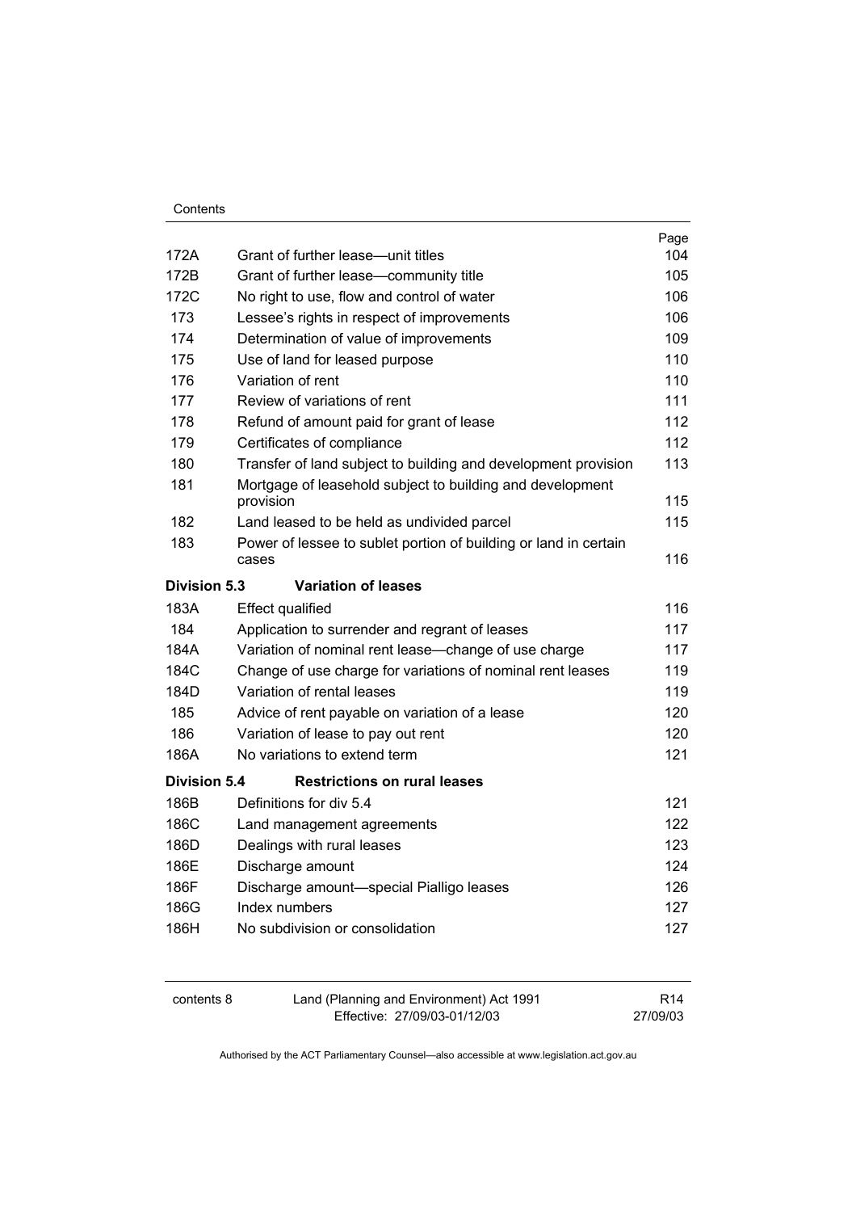| | | Page |
|---|---|---|
| 172A | Grant of further lease—unit titles | 104 |
| 172B | Grant of further lease—community title | 105 |
| 172C | No right to use, flow and control of water | 106 |
| 173 | Lessee's rights in respect of improvements | 106 |
| 174 | Determination of value of improvements | 109 |
| 175 | Use of land for leased purpose | 110 |
| 176 | Variation of rent | 110 |
| 177 | Review of variations of rent | 111 |
| 178 | Refund of amount paid for grant of lease | 112 |
| 179 | Certificates of compliance | 112 |
| 180 | Transfer of land subject to building and development provision | 113 |
| 181 | Mortgage of leasehold subject to building and development provision | 115 |
| 182 | Land leased to be held as undivided parcel | 115 |
| 183 | Power of lessee to sublet portion of building or land in certain cases | 116 |
| **Division 5.3** | **Variation of leases** | |
| 183A | Effect qualified | 116 |
| 184 | Application to surrender and regrant of leases | 117 |
| 184A | Variation of nominal rent lease—change of use charge | 117 |
| 184C | Change of use charge for variations of nominal rent leases | 119 |
| 184D | Variation of rental leases | 119 |
| 185 | Advice of rent payable on variation of a lease | 120 |
| 186 | Variation of lease to pay out rent | 120 |
| 186A | No variations to extend term | 121 |
| **Division 5.4** | **Restrictions on rural leases** | |
| 186B | Definitions for div 5.4 | 121 |
| 186C | Land management agreements | 122 |
| 186D | Dealings with rural leases | 123 |
| 186E | Discharge amount | 124 |
| 186F | Discharge amount—special Pialligo leases | 126 |
| 186G | Index numbers | 127 |
| 186H | No subdivision or consolidation | 127 |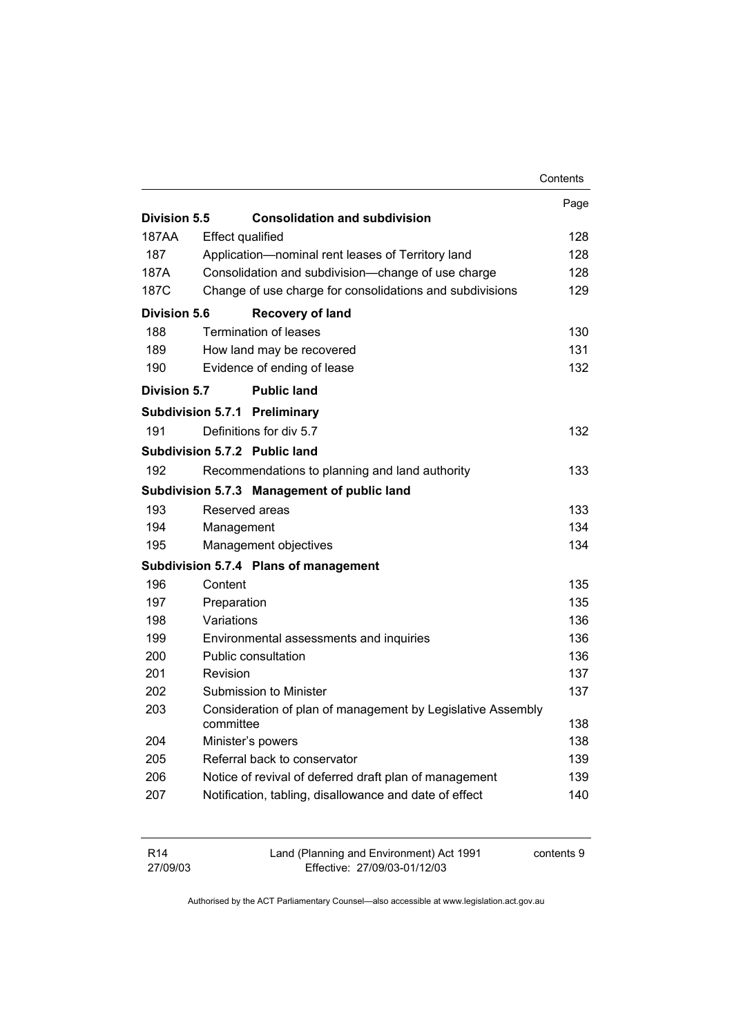| | | Page |
|---|---|---|
| **Division 5.5** | **Consolidation and subdivision** | |
| 187AA | Effect qualified | 128 |
| 187 | Application—nominal rent leases of Territory land | 128 |
| 187A | Consolidation and subdivision—change of use charge | 128 |
| 187C | Change of use charge for consolidations and subdivisions | 129 |
| **Division 5.6** | **Recovery of land** | |
| 188 | Termination of leases | 130 |
| 189 | How land may be recovered | 131 |
| 190 | Evidence of ending of lease | 132 |
| **Division 5.7** | **Public land** | |
| **Subdivision 5.7.1** | **Preliminary** | |
| 191 | Definitions for div 5.7 | 132 |
| **Subdivision 5.7.2** | **Public land** | |
| 192 | Recommendations to planning and land authority | 133 |
| **Subdivision 5.7.3** | **Management of public land** | |
| 193 | Reserved areas | 133 |
| 194 | Management | 134 |
| 195 | Management objectives | 134 |
| **Subdivision 5.7.4** | **Plans of management** | |
| 196 | Content | 135 |
| 197 | Preparation | 135 |
| 198 | Variations | 136 |
| 199 | Environmental assessments and inquiries | 136 |
| 200 | Public consultation | 136 |
| 201 | Revision | 137 |
| 202 | Submission to Minister | 137 |
| 203 | Consideration of plan of management by Legislative Assembly committee | 138 |
| 204 | Minister's powers | 138 |
| 205 | Referral back to conservator | 139 |
| 206 | Notice of revival of deferred draft plan of management | 139 |
| 207 | Notification, tabling, disallowance and date of effect | 140 |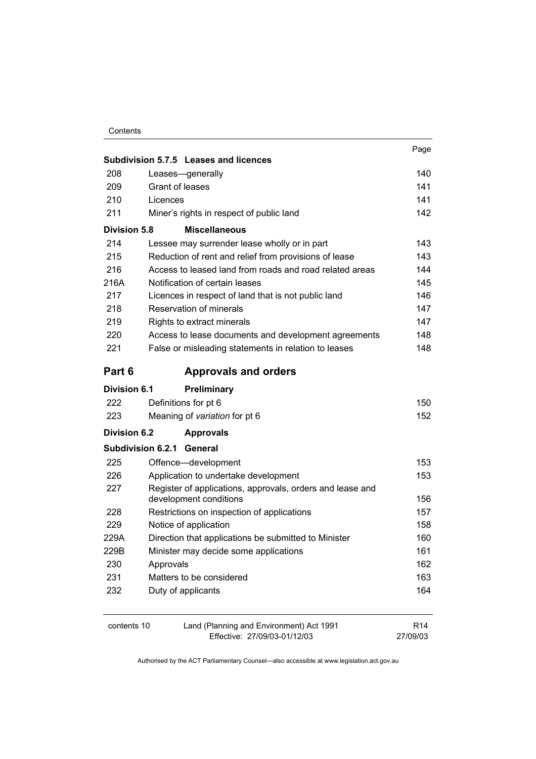| | | Page |
|---|---|---|
| **Subdivision 5.7.5** | **Leases and licences** | |
| 208 | Leases—generally | 140 |
| 209 | Grant of leases | 141 |
| 210 | Licences | 141 |
| 211 | Miner's rights in respect of public land | 142 |
| **Division 5.8** | **Miscellaneous** | |
| 214 | Lessee may surrender lease wholly or in part | 143 |
| 215 | Reduction of rent and relief from provisions of lease | 143 |
| 216 | Access to leased land from roads and road related areas | 144 |
| 216A | Notification of certain leases | 145 |
| 217 | Licences in respect of land that is not public land | 146 |
| 218 | Reservation of minerals | 147 |
| 219 | Rights to extract minerals | 147 |
| 220 | Access to lease documents and development agreements | 148 |
| 221 | False or misleading statements in relation to leases | 148 |

## Part 6 Approvals and orders

| | | |
|---|---|---|
| **Division 6.1** | **Preliminary** | |
| 222 | Definitions for pt 6 | 150 |
| 223 | Meaning of *variation* for pt 6 | 152 |
| **Division 6.2** | **Approvals** | |
| **Subdivision 6.2.1** | **General** | |
| 225 | Offence—development | 153 |
| 226 | Application to undertake development | 153 |
| 227 | Register of applications, approvals, orders and lease and development conditions | 156 |
| 228 | Restrictions on inspection of applications | 157 |
| 229 | Notice of application | 158 |
| 229A | Direction that applications be submitted to Minister | 160 |
| 229B | Minister may decide some applications | 161 |
| 230 | Approvals | 162 |
| 231 | Matters to be considered | 163 |
| 232 | Duty of applicants | 164 |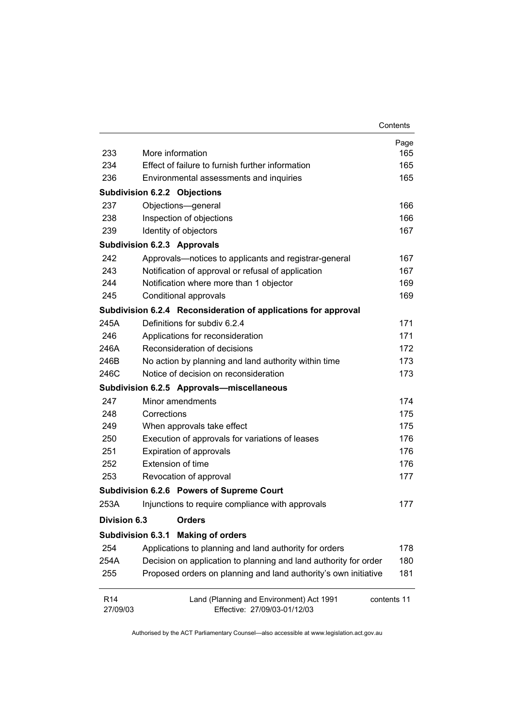| | | Page |
|---|---|---|
| 233 | More information | 165 |
| 234 | Effect of failure to furnish further information | 165 |
| 236 | Environmental assessments and inquiries | 165 |
| **Subdivision 6.2.2** | **Objections** | |
| 237 | Objections—general | 166 |
| 238 | Inspection of objections | 166 |
| 239 | Identity of objectors | 167 |
| **Subdivision 6.2.3** | **Approvals** | |
| 242 | Approvals—notices to applicants and registrar-general | 167 |
| 243 | Notification of approval or refusal of application | 167 |
| 244 | Notification where more than 1 objector | 169 |
| 245 | Conditional approvals | 169 |
| **Subdivision 6.2.4** | **Reconsideration of applications for approval** | |
| 245A | Definitions for subdiv 6.2.4 | 171 |
| 246 | Applications for reconsideration | 171 |
| 246A | Reconsideration of decisions | 172 |
| 246B | No action by planning and land authority within time | 173 |
| 246C | Notice of decision on reconsideration | 173 |
| **Subdivision 6.2.5** | **Approvals—miscellaneous** | |
| 247 | Minor amendments | 174 |
| 248 | Corrections | 175 |
| 249 | When approvals take effect | 175 |
| 250 | Execution of approvals for variations of leases | 176 |
| 251 | Expiration of approvals | 176 |
| 252 | Extension of time | 176 |
| 253 | Revocation of approval | 177 |
| **Subdivision 6.2.6** | **Powers of Supreme Court** | |
| 253A | Injunctions to require compliance with approvals | 177 |
| **Division 6.3** | **Orders** | |
| **Subdivision 6.3.1** | **Making of orders** | |
| 254 | Applications to planning and land authority for orders | 178 |
| 254A | Decision on application to planning and land authority for order | 180 |
| 255 | Proposed orders on planning and land authority's own initiative | 181 |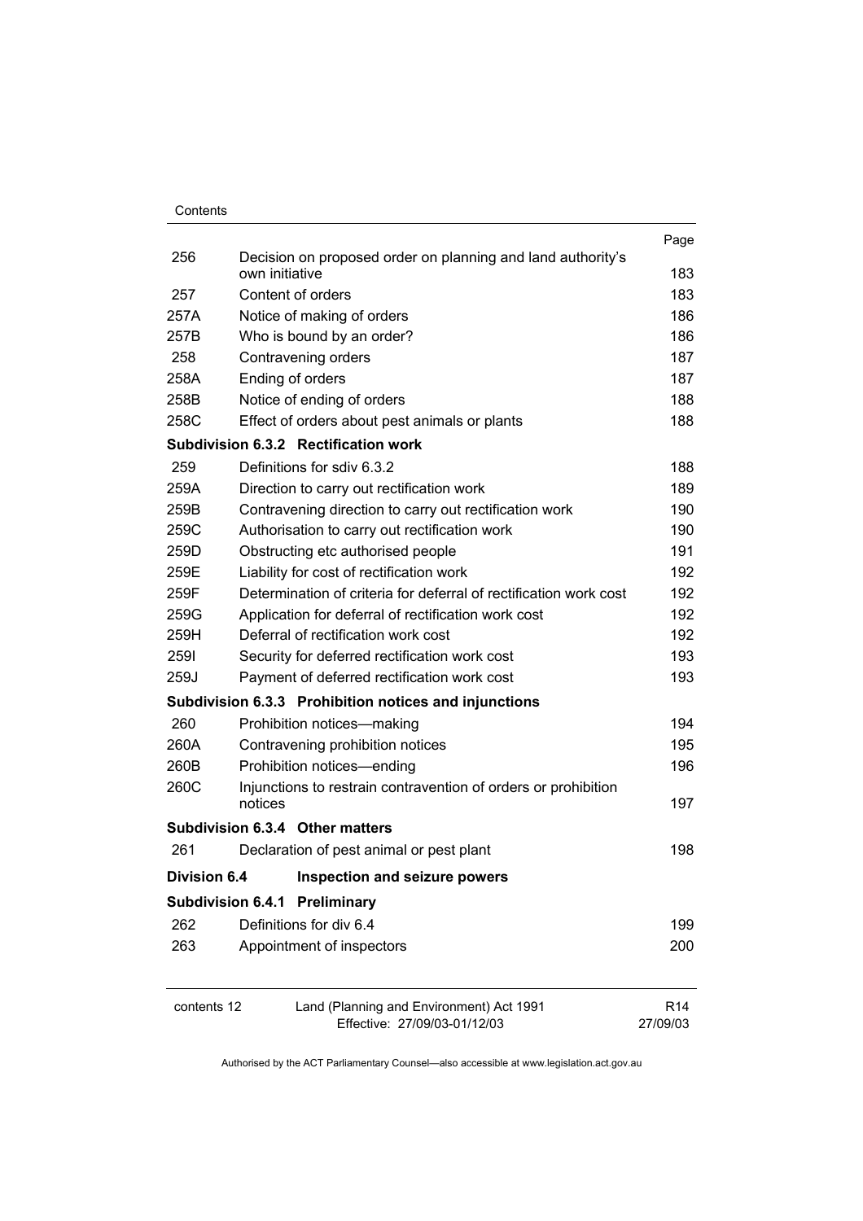| | | Page |
|---|---|---|
| 256 | Decision on proposed order on planning and land authority's own initiative | 183 |
| 257 | Content of orders | 183 |
| 257A | Notice of making of orders | 186 |
| 257B | Who is bound by an order? | 186 |
| 258 | Contravening orders | 187 |
| 258A | Ending of orders | 187 |
| 258B | Notice of ending of orders | 188 |
| 258C | Effect of orders about pest animals or plants | 188 |
| **Subdivision 6.3.2** | **Rectification work** | |
| 259 | Definitions for sdiv 6.3.2 | 188 |
| 259A | Direction to carry out rectification work | 189 |
| 259B | Contravening direction to carry out rectification work | 190 |
| 259C | Authorisation to carry out rectification work | 190 |
| 259D | Obstructing etc authorised people | 191 |
| 259E | Liability for cost of rectification work | 192 |
| 259F | Determination of criteria for deferral of rectification work cost | 192 |
| 259G | Application for deferral of rectification work cost | 192 |
| 259H | Deferral of rectification work cost | 192 |
| 259I | Security for deferred rectification work cost | 193 |
| 259J | Payment of deferred rectification work cost | 193 |
| **Subdivision 6.3.3** | **Prohibition notices and injunctions** | |
| 260 | Prohibition notices—making | 194 |
| 260A | Contravening prohibition notices | 195 |
| 260B | Prohibition notices—ending | 196 |
| 260C | Injunctions to restrain contravention of orders or prohibition notices | 197 |
| **Subdivision 6.3.4** | **Other matters** | |
| 261 | Declaration of pest animal or pest plant | 198 |
| **Division 6.4** | **Inspection and seizure powers** | |
| **Subdivision 6.4.1** | **Preliminary** | |
| 262 | Definitions for div 6.4 | 199 |
| 263 | Appointment of inspectors | 200 |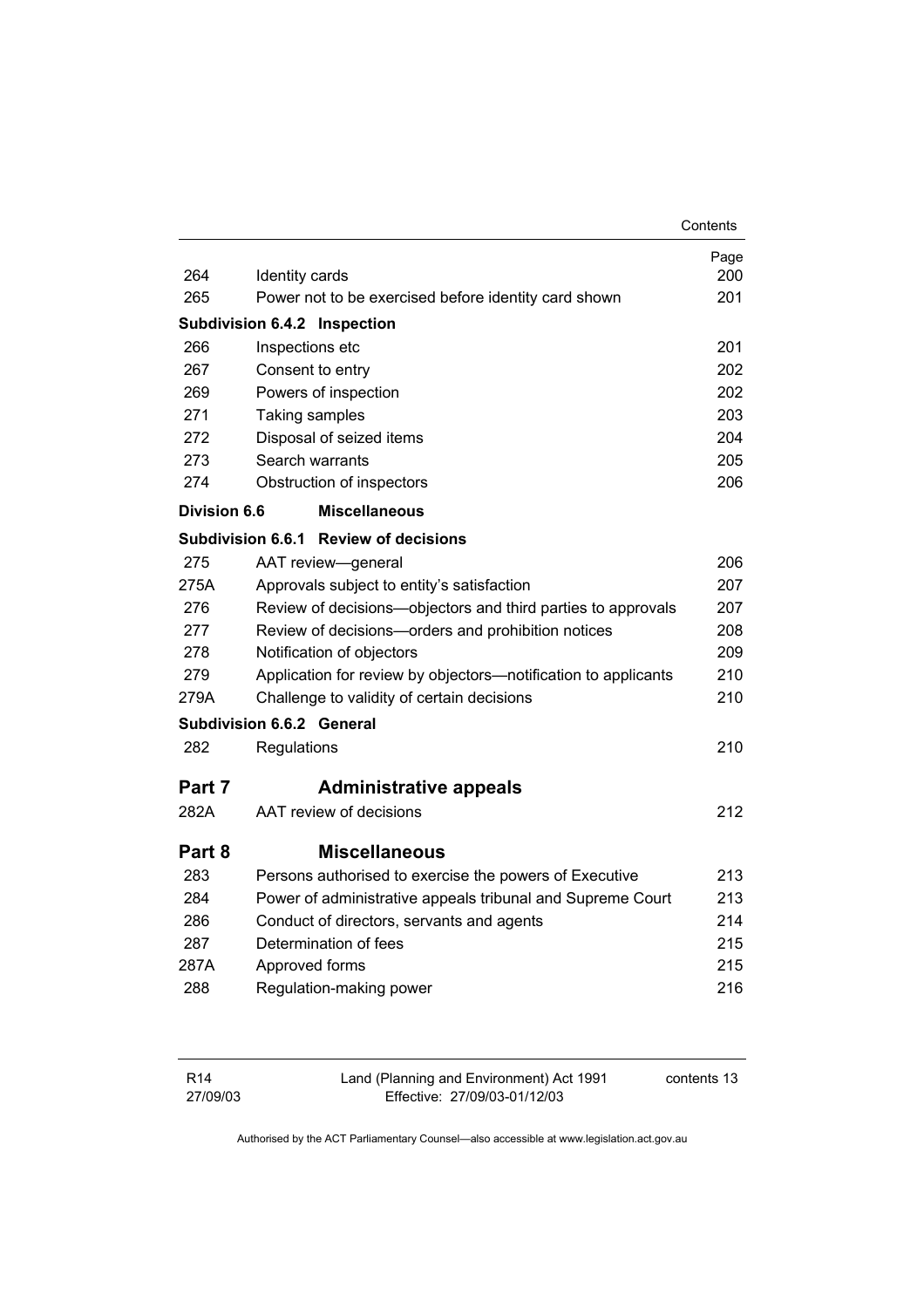| | | Page |
|---|---|---|
| 264 | Identity cards | 200 |
| 265 | Power not to be exercised before identity card shown | 201 |
| **Subdivision 6.4.2** | **Inspection** | |
| 266 | Inspections etc | 201 |
| 267 | Consent to entry | 202 |
| 269 | Powers of inspection | 202 |
| 271 | Taking samples | 203 |
| 272 | Disposal of seized items | 204 |
| 273 | Search warrants | 205 |
| 274 | Obstruction of inspectors | 206 |
| **Division 6.6** | **Miscellaneous** | |
| **Subdivision 6.6.1** | **Review of decisions** | |
| 275 | AAT review—general | 206 |
| 275A | Approvals subject to entity's satisfaction | 207 |
| 276 | Review of decisions—objectors and third parties to approvals | 207 |
| 277 | Review of decisions—orders and prohibition notices | 208 |
| 278 | Notification of objectors | 209 |
| 279 | Application for review by objectors—notification to applicants | 210 |
| 279A | Challenge to validity of certain decisions | 210 |
| **Subdivision 6.6.2** | **General** | |
| 282 | Regulations | 210 |
| **Part 7** | **Administrative appeals** | |
| 282A | AAT review of decisions | 212 |
| **Part 8** | **Miscellaneous** | |
| 283 | Persons authorised to exercise the powers of Executive | 213 |
| 284 | Power of administrative appeals tribunal and Supreme Court | 213 |
| 286 | Conduct of directors, servants and agents | 214 |
| 287 | Determination of fees | 215 |
| 287A | Approved forms | 215 |
| 288 | Regulation-making power | 216 |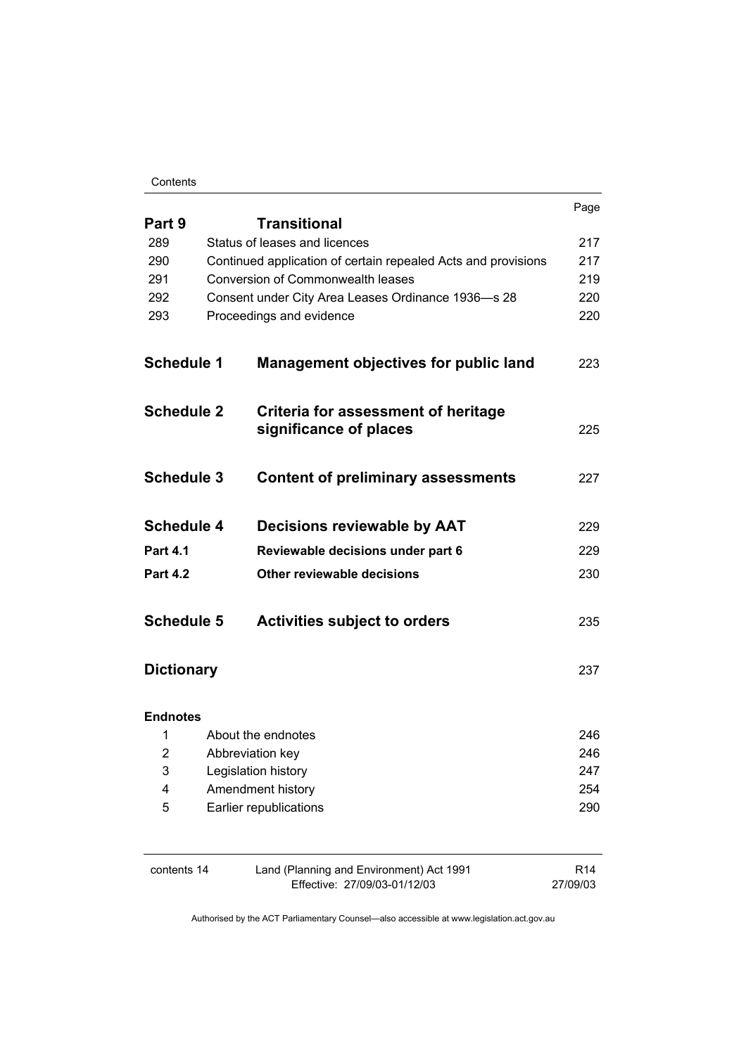| | | Page |
|---|---|---|
| **Part 9** | **Transitional** | |
| 289 | Status of leases and licences | 217 |
| 290 | Continued application of certain repealed Acts and provisions | 217 |
| 291 | Conversion of Commonwealth leases | 219 |
| 292 | Consent under City Area Leases Ordinance 1936—s 28 | 220 |
| 293 | Proceedings and evidence | 220 |
| **Schedule 1** | **Management objectives for public land** | 223 |
| **Schedule 2** | **Criteria for assessment of heritage significance of places** | 225 |
| **Schedule 3** | **Content of preliminary assessments** | 227 |
| **Schedule 4** | **Decisions reviewable by AAT** | 229 |
| **Part 4.1** | **Reviewable decisions under part 6** | 229 |
| **Part 4.2** | **Other reviewable decisions** | 230 |
| **Schedule 5** | **Activities subject to orders** | 235 |
| **Dictionary** | | 237 |
| **Endnotes** | | |
| 1 | About the endnotes | 246 |
| 2 | Abbreviation key | 246 |
| 3 | Legislation history | 247 |
| 4 | Amendment history | 254 |
| 5 | Earlier republications | 290 |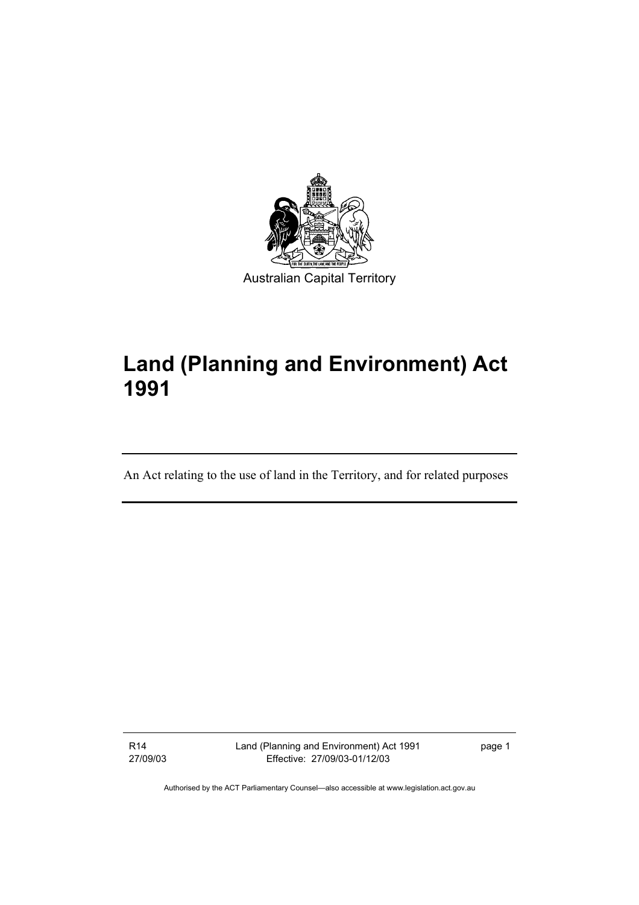Australian Capital Territory

# Land (Planning and Environment) Act 1991

An Act relating to the use of land in the Territory, and for related purposes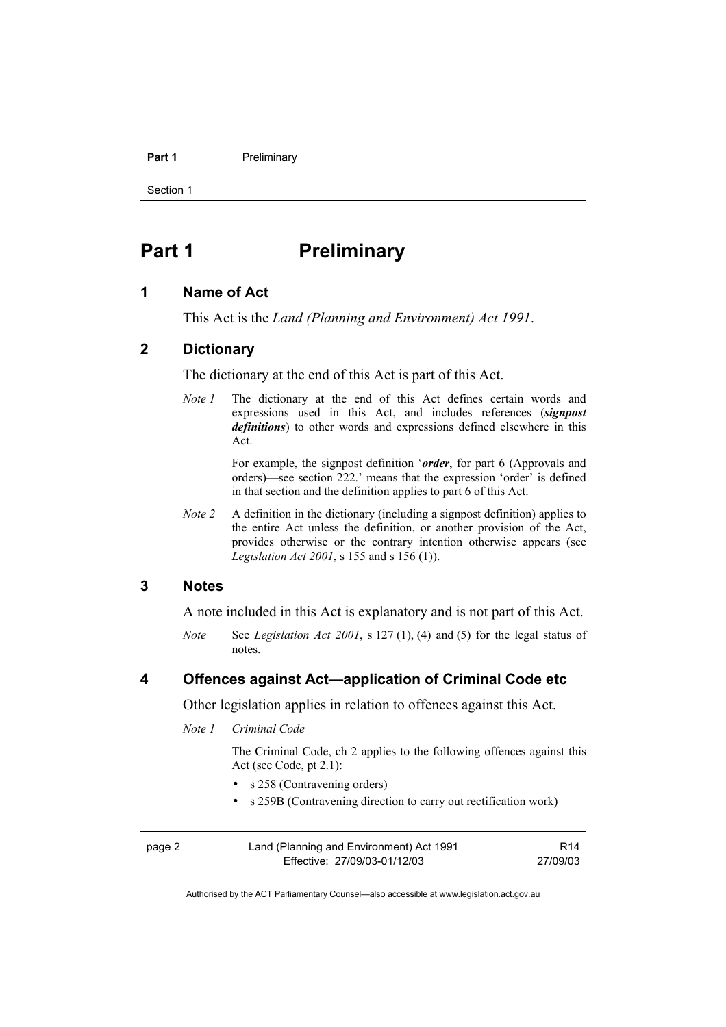# Part 1 Preliminary

## 1 Name of Act

This Act is the *Land (Planning and Environment) Act 1991*.

## 2 Dictionary

The dictionary at the end of this Act is part of this Act.

*Note 1* The dictionary at the end of this Act defines certain words and expressions used in this Act, and includes references (***signpost definitions***) to other words and expressions defined elsewhere in this Act.

For example, the signpost definition '***order***, for part 6 (Approvals and orders)—see section 222.' means that the expression 'order' is defined in that section and the definition applies to part 6 of this Act.

*Note 2* A definition in the dictionary (including a signpost definition) applies to the entire Act unless the definition, or another provision of the Act, provides otherwise or the contrary intention otherwise appears (see *Legislation Act 2001*, s 155 and s 156 (1)).

## 3 Notes

A note included in this Act is explanatory and is not part of this Act.

*Note* See *Legislation Act 2001*, s 127 (1), (4) and (5) for the legal status of notes.

## 4 Offences against Act—application of Criminal Code etc

Other legislation applies in relation to offences against this Act.

*Note 1* *Criminal Code*

The Criminal Code, ch 2 applies to the following offences against this Act (see Code, pt 2.1):

- s 258 (Contravening orders)
- s 259B (Contravening direction to carry out rectification work)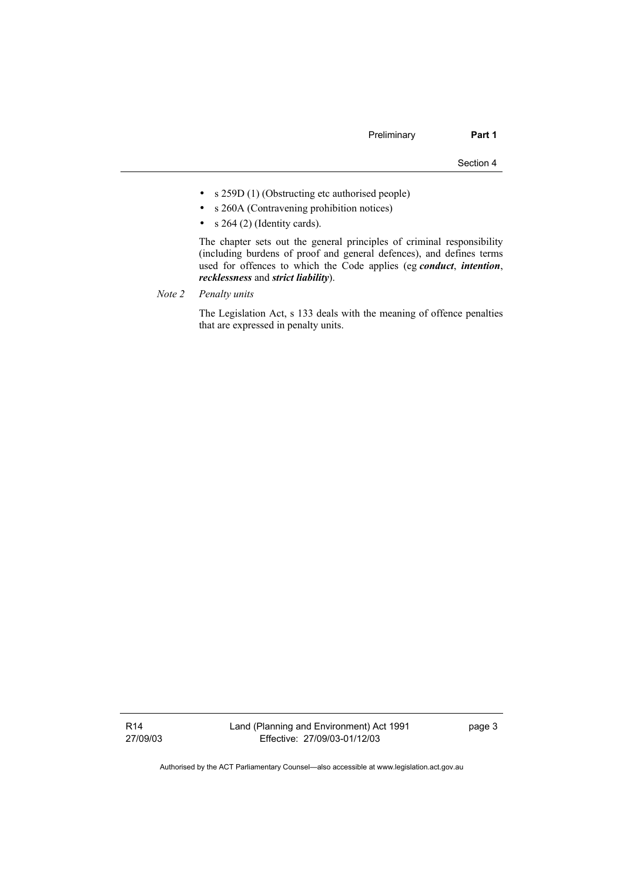- s 259D (1) (Obstructing etc authorised people)
- s 260A (Contravening prohibition notices)
- s 264 (2) (Identity cards).

The chapter sets out the general principles of criminal responsibility (including burdens of proof and general defences), and defines terms used for offences to which the Code applies (eg ***conduct***, ***intention***, ***recklessness*** and ***strict liability***).

*Note 2 Penalty units*

The Legislation Act, s 133 deals with the meaning of offence penalties that are expressed in penalty units.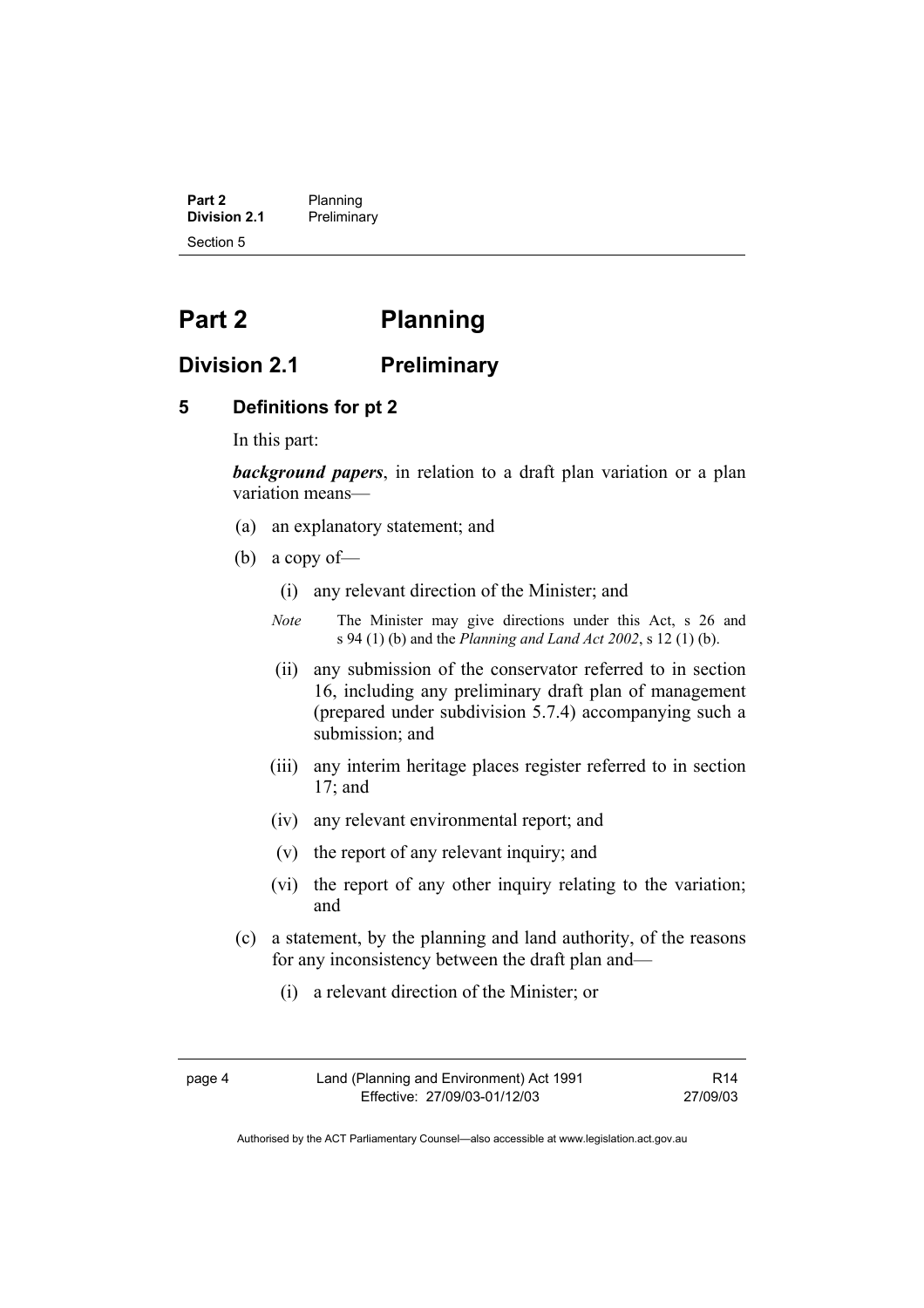# Part 2 Planning

## Division 2.1 Preliminary

### 5 Definitions for pt 2

In this part:

***background papers***, in relation to a draft plan variation or a plan variation means—

(a) an explanatory statement; and

(b) a copy of—

(i) any relevant direction of the Minister; and

*Note* The Minister may give directions under this Act, s 26 and s 94 (1) (b) and the *Planning and Land Act 2002*, s 12 (1) (b).

(ii) any submission of the conservator referred to in section 16, including any preliminary draft plan of management (prepared under subdivision 5.7.4) accompanying such a submission; and

(iii) any interim heritage places register referred to in section 17; and

(iv) any relevant environmental report; and

(v) the report of any relevant inquiry; and

(vi) the report of any other inquiry relating to the variation; and

(c) a statement, by the planning and land authority, of the reasons for any inconsistency between the draft plan and—

(i) a relevant direction of the Minister; or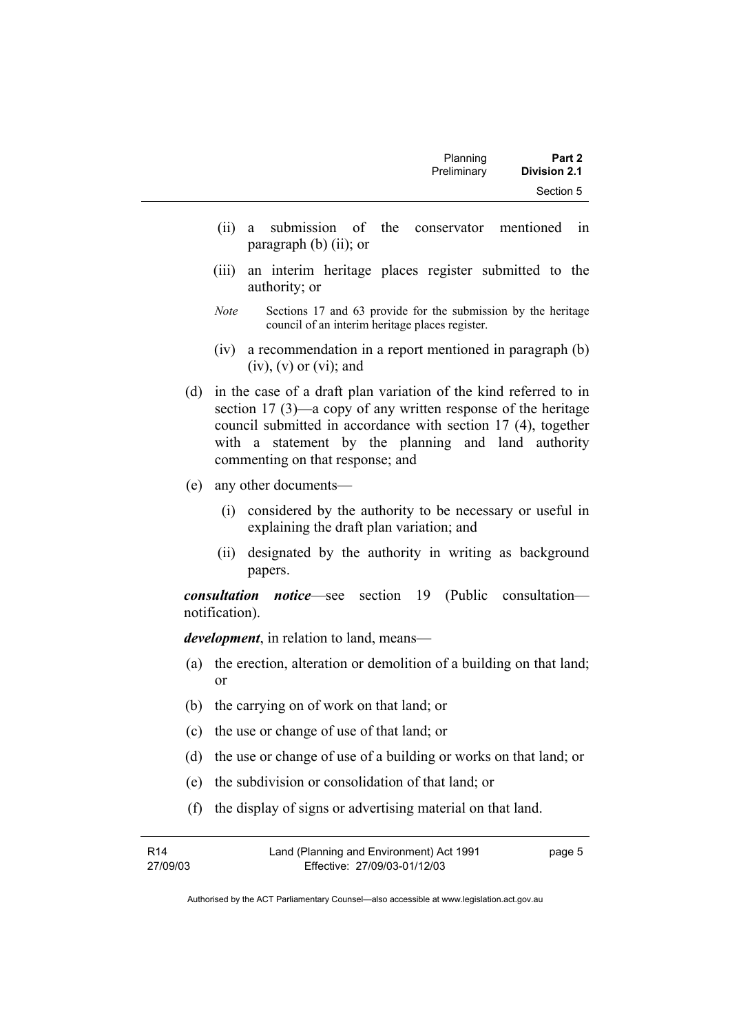(ii) a submission of the conservator mentioned in paragraph (b) (ii); or

(iii) an interim heritage places register submitted to the authority; or

*Note* Sections 17 and 63 provide for the submission by the heritage council of an interim heritage places register.

(iv) a recommendation in a report mentioned in paragraph (b) (iv), (v) or (vi); and

(d) in the case of a draft plan variation of the kind referred to in section 17 (3)—a copy of any written response of the heritage council submitted in accordance with section 17 (4), together with a statement by the planning and land authority commenting on that response; and

(e) any other documents—

(i) considered by the authority to be necessary or useful in explaining the draft plan variation; and

(ii) designated by the authority in writing as background papers.

***consultation notice***—see section 19 (Public consultation—notification).

***development***, in relation to land, means—

(a) the erection, alteration or demolition of a building on that land; or

(b) the carrying on of work on that land; or

(c) the use or change of use of that land; or

(d) the use or change of use of a building or works on that land; or

(e) the subdivision or consolidation of that land; or

(f) the display of signs or advertising material on that land.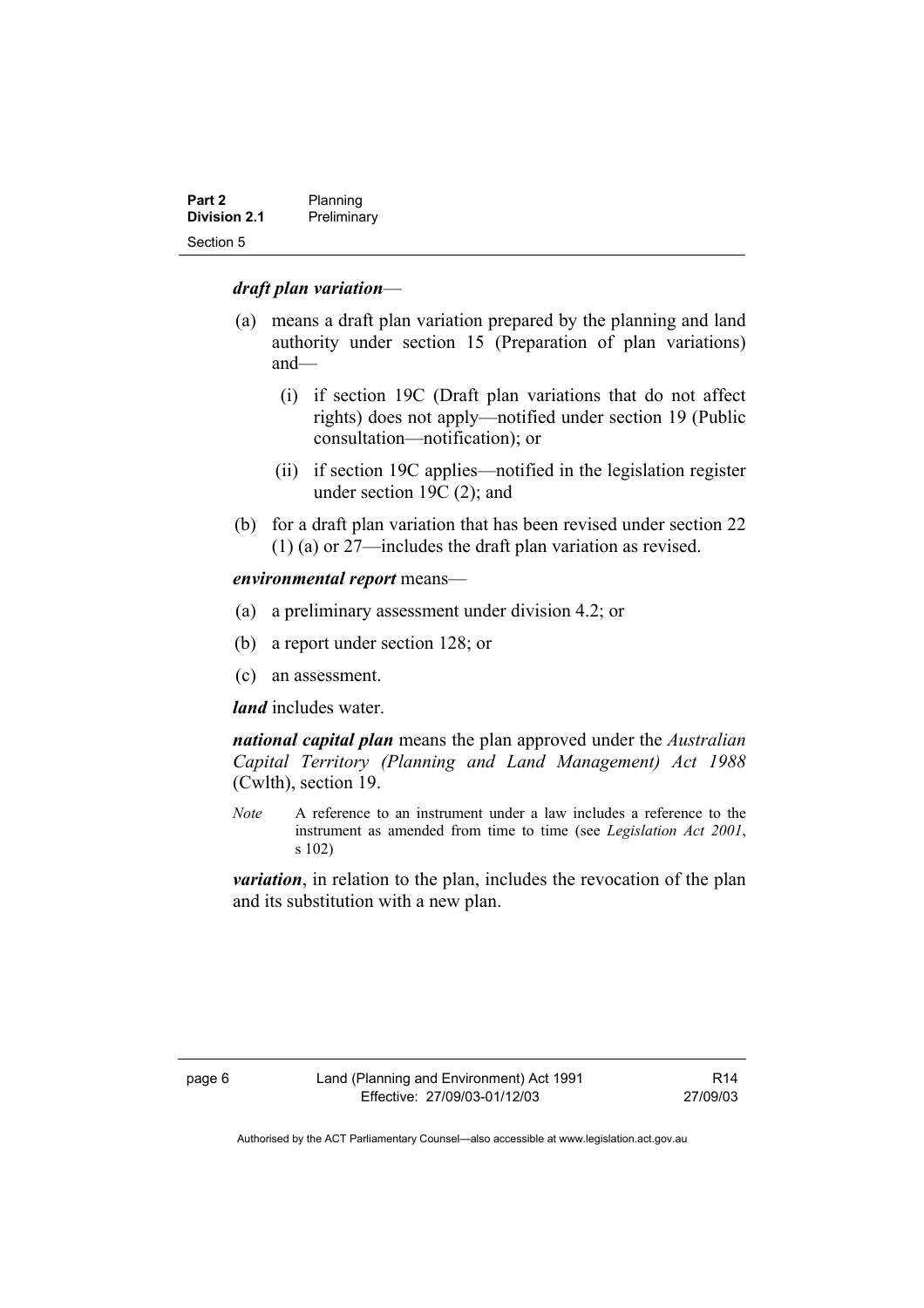***draft plan variation***—

(a) means a draft plan variation prepared by the planning and land authority under section 15 (Preparation of plan variations) and—

  (i) if section 19C (Draft plan variations that do not affect rights) does not apply—notified under section 19 (Public consultation—notification); or

  (ii) if section 19C applies—notified in the legislation register under section 19C (2); and

(b) for a draft plan variation that has been revised under section 22 (1) (a) or 27—includes the draft plan variation as revised.

***environmental report*** means—

(a) a preliminary assessment under division 4.2; or

(b) a report under section 128; or

(c) an assessment.

***land*** includes water.

***national capital plan*** means the plan approved under the *Australian Capital Territory (Planning and Land Management) Act 1988* (Cwlth), section 19.

*Note* A reference to an instrument under a law includes a reference to the instrument as amended from time to time (see *Legislation Act 2001*, s 102)

***variation***, in relation to the plan, includes the revocation of the plan and its substitution with a new plan.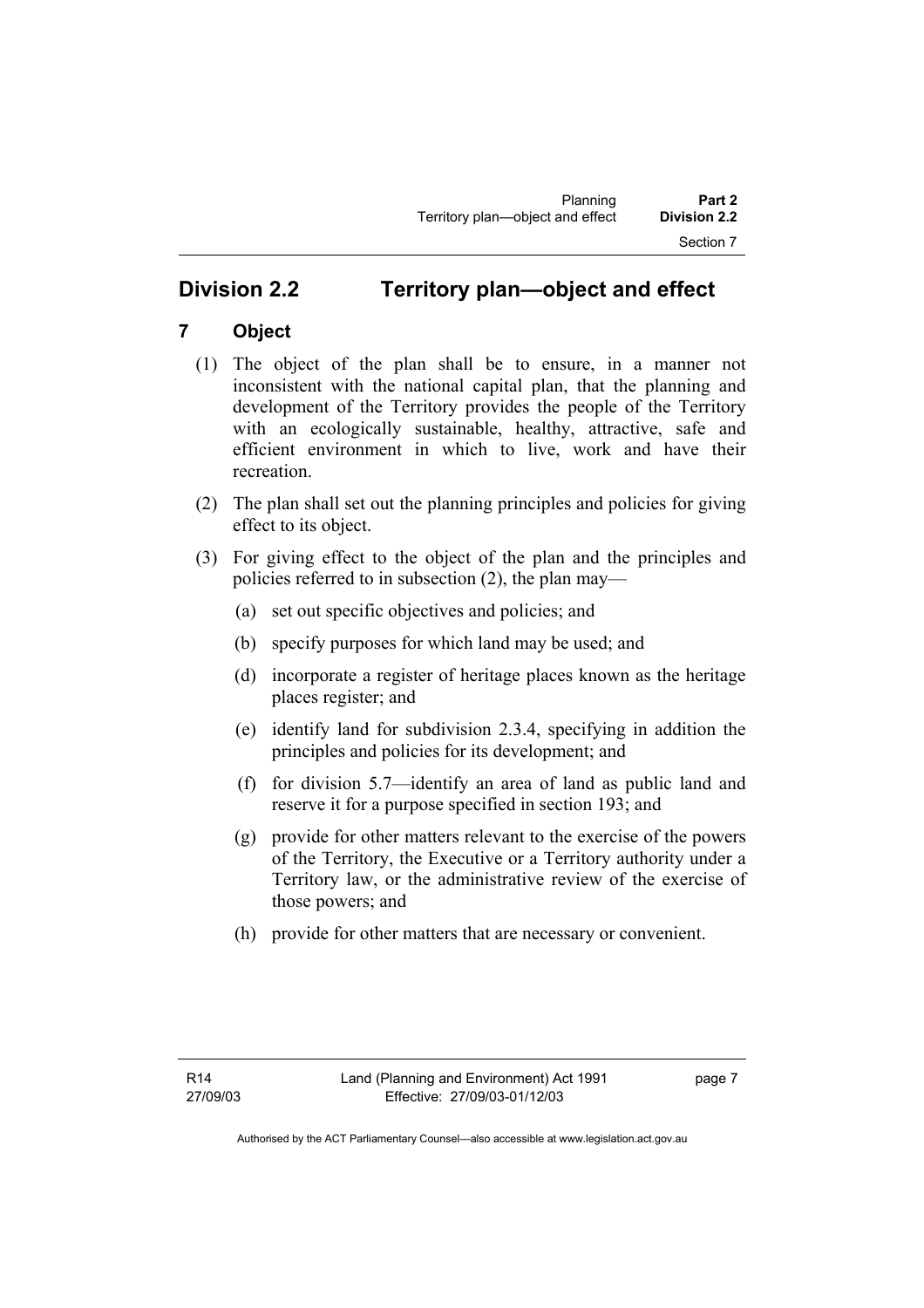## Division 2.2 Territory plan—object and effect

### 7 Object

(1) The object of the plan shall be to ensure, in a manner not inconsistent with the national capital plan, that the planning and development of the Territory provides the people of the Territory with an ecologically sustainable, healthy, attractive, safe and efficient environment in which to live, work and have their recreation.

(2) The plan shall set out the planning principles and policies for giving effect to its object.

(3) For giving effect to the object of the plan and the principles and policies referred to in subsection (2), the plan may—

(a) set out specific objectives and policies; and

(b) specify purposes for which land may be used; and

(d) incorporate a register of heritage places known as the heritage places register; and

(e) identify land for subdivision 2.3.4, specifying in addition the principles and policies for its development; and

(f) for division 5.7—identify an area of land as public land and reserve it for a purpose specified in section 193; and

(g) provide for other matters relevant to the exercise of the powers of the Territory, the Executive or a Territory authority under a Territory law, or the administrative review of the exercise of those powers; and

(h) provide for other matters that are necessary or convenient.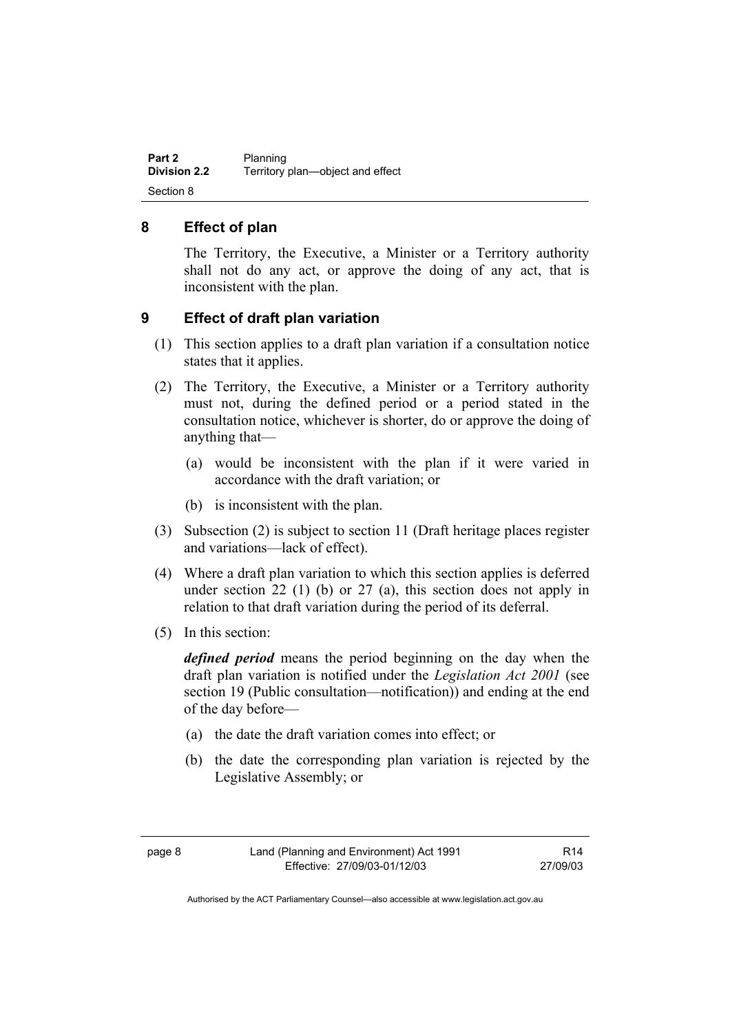## 8 Effect of plan

The Territory, the Executive, a Minister or a Territory authority shall not do any act, or approve the doing of any act, that is inconsistent with the plan.

## 9 Effect of draft plan variation

(1) This section applies to a draft plan variation if a consultation notice states that it applies.

(2) The Territory, the Executive, a Minister or a Territory authority must not, during the defined period or a period stated in the consultation notice, whichever is shorter, do or approve the doing of anything that—

(a) would be inconsistent with the plan if it were varied in accordance with the draft variation; or

(b) is inconsistent with the plan.

(3) Subsection (2) is subject to section 11 (Draft heritage places register and variations—lack of effect).

(4) Where a draft plan variation to which this section applies is deferred under section 22 (1) (b) or 27 (a), this section does not apply in relation to that draft variation during the period of its deferral.

(5) In this section:

***defined period*** means the period beginning on the day when the draft plan variation is notified under the *Legislation Act 2001* (see section 19 (Public consultation—notification)) and ending at the end of the day before—

(a) the date the draft variation comes into effect; or

(b) the date the corresponding plan variation is rejected by the Legislative Assembly; or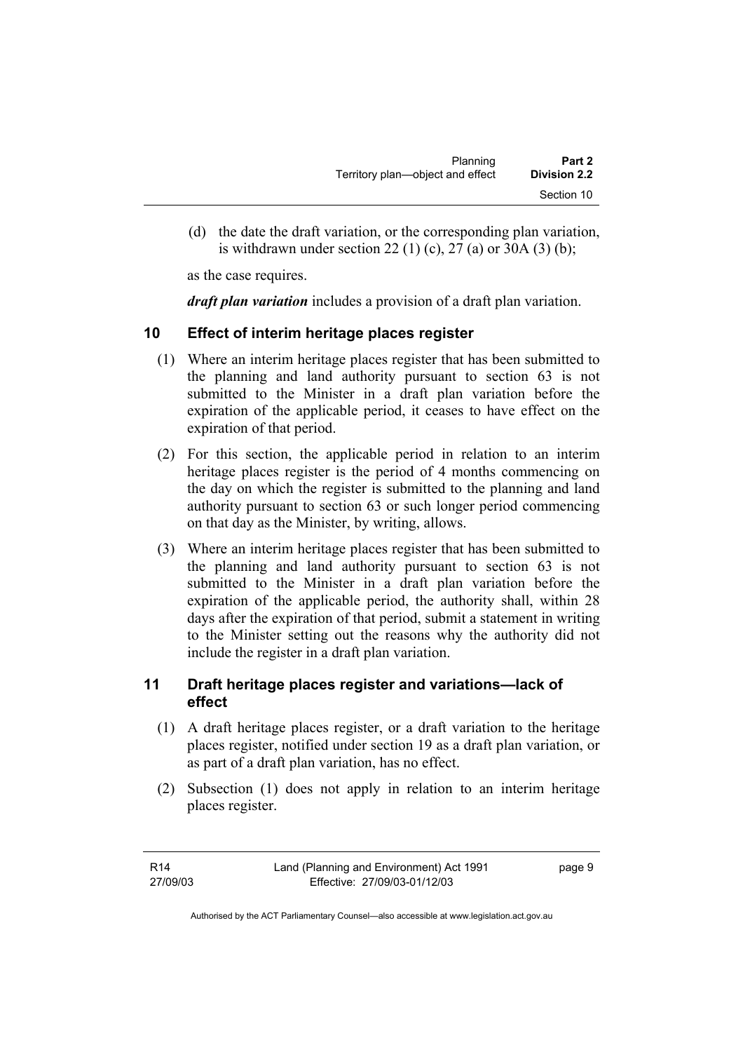(d) the date the draft variation, or the corresponding plan variation, is withdrawn under section 22 (1) (c), 27 (a) or 30A (3) (b);

as the case requires.

***draft plan variation*** includes a provision of a draft plan variation.

## 10 Effect of interim heritage places register

(1) Where an interim heritage places register that has been submitted to the planning and land authority pursuant to section 63 is not submitted to the Minister in a draft plan variation before the expiration of the applicable period, it ceases to have effect on the expiration of that period.

(2) For this section, the applicable period in relation to an interim heritage places register is the period of 4 months commencing on the day on which the register is submitted to the planning and land authority pursuant to section 63 or such longer period commencing on that day as the Minister, by writing, allows.

(3) Where an interim heritage places register that has been submitted to the planning and land authority pursuant to section 63 is not submitted to the Minister in a draft plan variation before the expiration of the applicable period, the authority shall, within 28 days after the expiration of that period, submit a statement in writing to the Minister setting out the reasons why the authority did not include the register in a draft plan variation.

## 11 Draft heritage places register and variations—lack of effect

(1) A draft heritage places register, or a draft variation to the heritage places register, notified under section 19 as a draft plan variation, or as part of a draft plan variation, has no effect.

(2) Subsection (1) does not apply in relation to an interim heritage places register.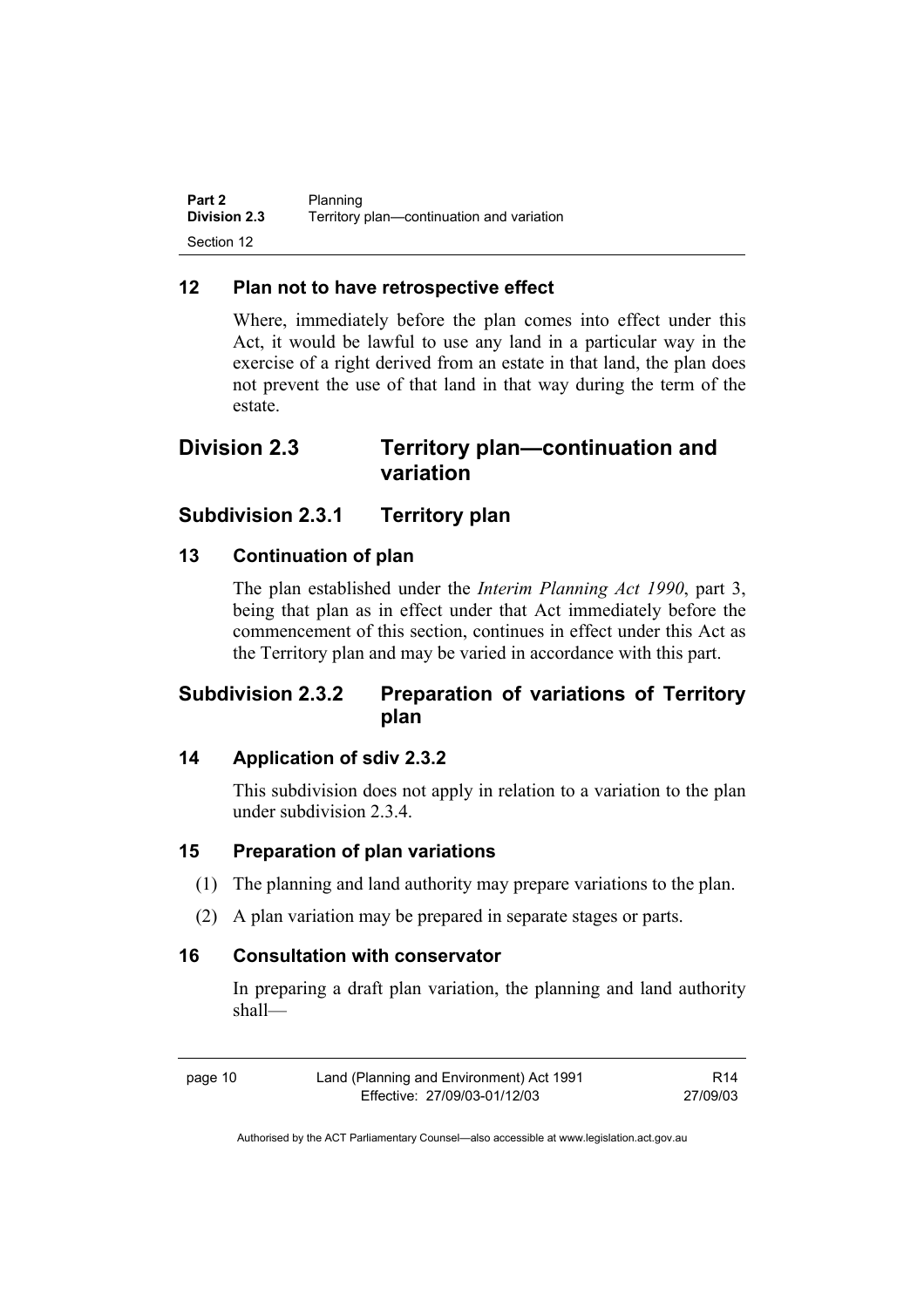## 12 Plan not to have retrospective effect

Where, immediately before the plan comes into effect under this Act, it would be lawful to use any land in a particular way in the exercise of a right derived from an estate in that land, the plan does not prevent the use of that land in that way during the term of the estate.

# Division 2.3 Territory plan—continuation and variation

## Subdivision 2.3.1 Territory plan

## 13 Continuation of plan

The plan established under the *Interim Planning Act 1990*, part 3, being that plan as in effect under that Act immediately before the commencement of this section, continues in effect under this Act as the Territory plan and may be varied in accordance with this part.

## Subdivision 2.3.2 Preparation of variations of Territory plan

## 14 Application of sdiv 2.3.2

This subdivision does not apply in relation to a variation to the plan under subdivision 2.3.4.

## 15 Preparation of plan variations

(1) The planning and land authority may prepare variations to the plan.

(2) A plan variation may be prepared in separate stages or parts.

## 16 Consultation with conservator

In preparing a draft plan variation, the planning and land authority shall—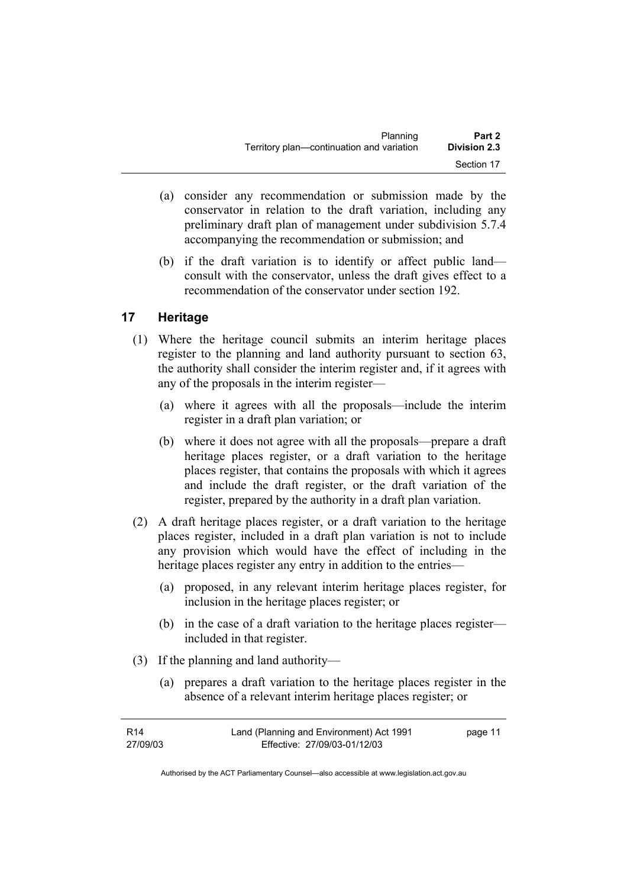(a) consider any recommendation or submission made by the conservator in relation to the draft variation, including any preliminary draft plan of management under subdivision 5.7.4 accompanying the recommendation or submission; and

(b) if the draft variation is to identify or affect public land—consult with the conservator, unless the draft gives effect to a recommendation of the conservator under section 192.

## 17 Heritage

(1) Where the heritage council submits an interim heritage places register to the planning and land authority pursuant to section 63, the authority shall consider the interim register and, if it agrees with any of the proposals in the interim register—

(a) where it agrees with all the proposals—include the interim register in a draft plan variation; or

(b) where it does not agree with all the proposals—prepare a draft heritage places register, or a draft variation to the heritage places register, that contains the proposals with which it agrees and include the draft register, or the draft variation of the register, prepared by the authority in a draft plan variation.

(2) A draft heritage places register, or a draft variation to the heritage places register, included in a draft plan variation is not to include any provision which would have the effect of including in the heritage places register any entry in addition to the entries—

(a) proposed, in any relevant interim heritage places register, for inclusion in the heritage places register; or

(b) in the case of a draft variation to the heritage places register—included in that register.

(3) If the planning and land authority—

(a) prepares a draft variation to the heritage places register in the absence of a relevant interim heritage places register; or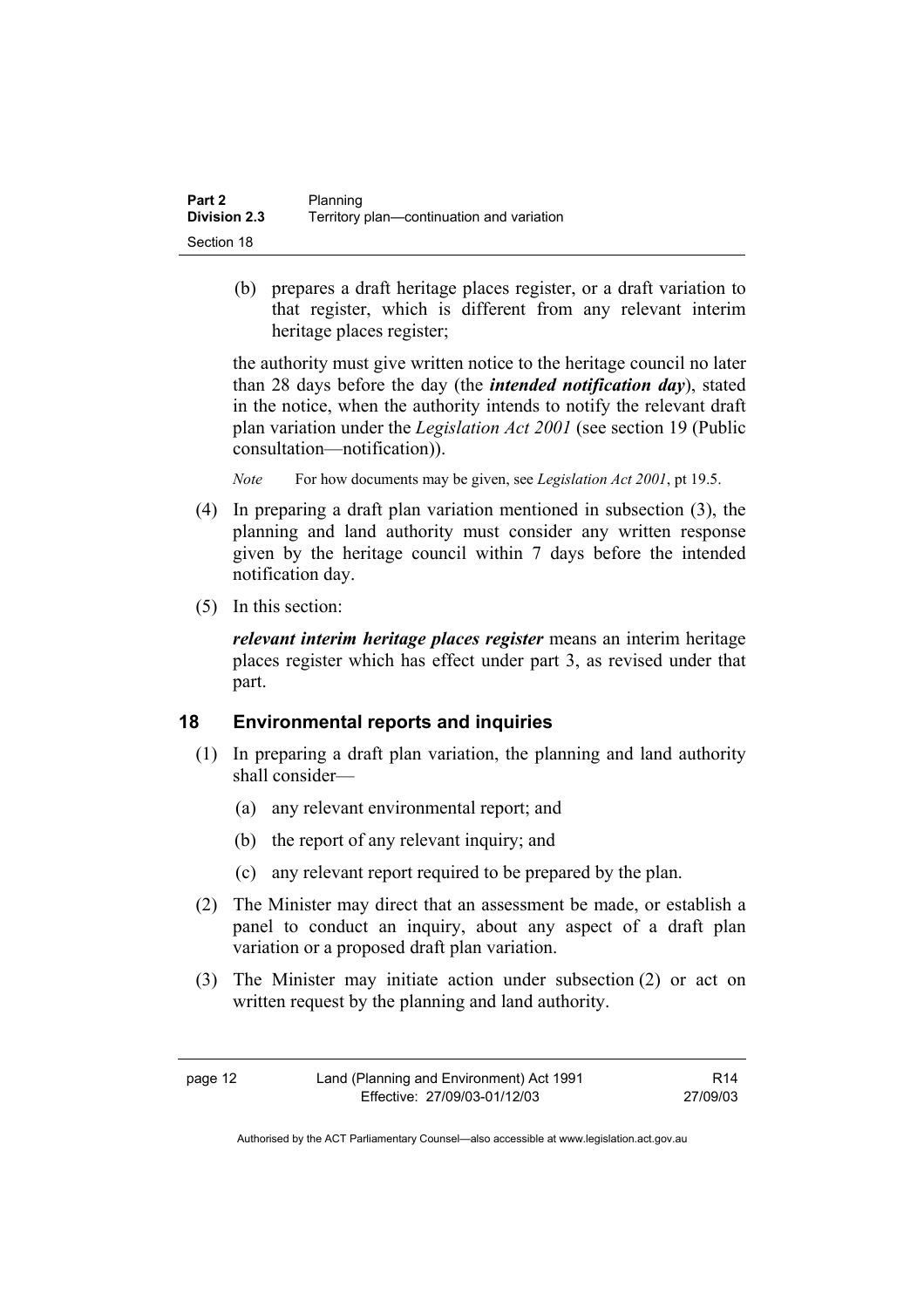(b) prepares a draft heritage places register, or a draft variation to that register, which is different from any relevant interim heritage places register;

the authority must give written notice to the heritage council no later than 28 days before the day (the ***intended notification day***), stated in the notice, when the authority intends to notify the relevant draft plan variation under the *Legislation Act 2001* (see section 19 (Public consultation—notification)).

*Note* For how documents may be given, see *Legislation Act 2001*, pt 19.5.

(4) In preparing a draft plan variation mentioned in subsection (3), the planning and land authority must consider any written response given by the heritage council within 7 days before the intended notification day.

(5) In this section:

***relevant interim heritage places register*** means an interim heritage places register which has effect under part 3, as revised under that part.

## 18 Environmental reports and inquiries

(1) In preparing a draft plan variation, the planning and land authority shall consider—

(a) any relevant environmental report; and

(b) the report of any relevant inquiry; and

(c) any relevant report required to be prepared by the plan.

(2) The Minister may direct that an assessment be made, or establish a panel to conduct an inquiry, about any aspect of a draft plan variation or a proposed draft plan variation.

(3) The Minister may initiate action under subsection (2) or act on written request by the planning and land authority.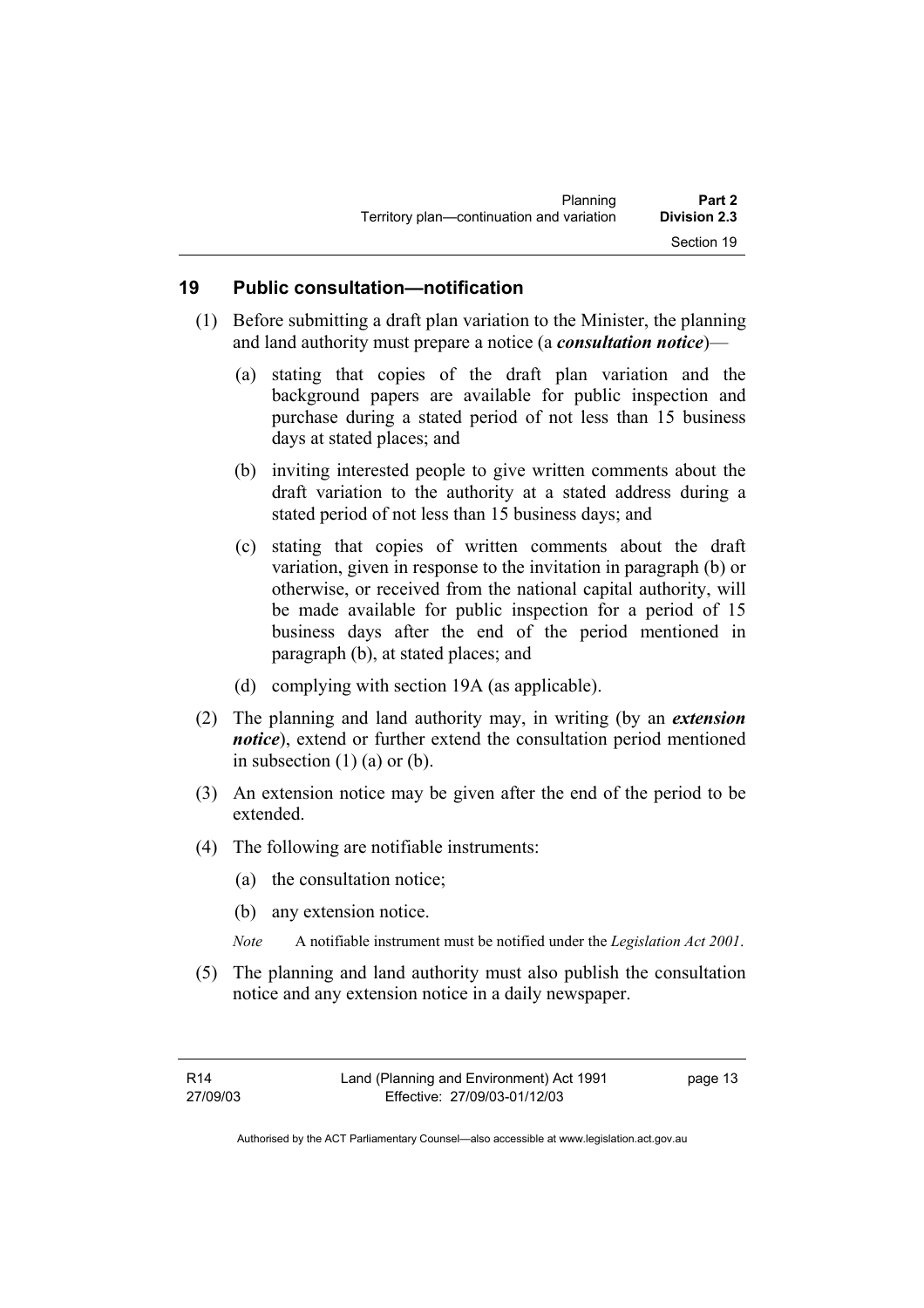## 19 Public consultation—notification

(1) Before submitting a draft plan variation to the Minister, the planning and land authority must prepare a notice (a ***consultation notice***)—

   (a) stating that copies of the draft plan variation and the background papers are available for public inspection and purchase during a stated period of not less than 15 business days at stated places; and

   (b) inviting interested people to give written comments about the draft variation to the authority at a stated address during a stated period of not less than 15 business days; and

   (c) stating that copies of written comments about the draft variation, given in response to the invitation in paragraph (b) or otherwise, or received from the national capital authority, will be made available for public inspection for a period of 15 business days after the end of the period mentioned in paragraph (b), at stated places; and

   (d) complying with section 19A (as applicable).

(2) The planning and land authority may, in writing (by an ***extension notice***), extend or further extend the consultation period mentioned in subsection (1) (a) or (b).

(3) An extension notice may be given after the end of the period to be extended.

(4) The following are notifiable instruments:

   (a) the consultation notice;

   (b) any extension notice.

   *Note* A notifiable instrument must be notified under the *Legislation Act 2001*.

(5) The planning and land authority must also publish the consultation notice and any extension notice in a daily newspaper.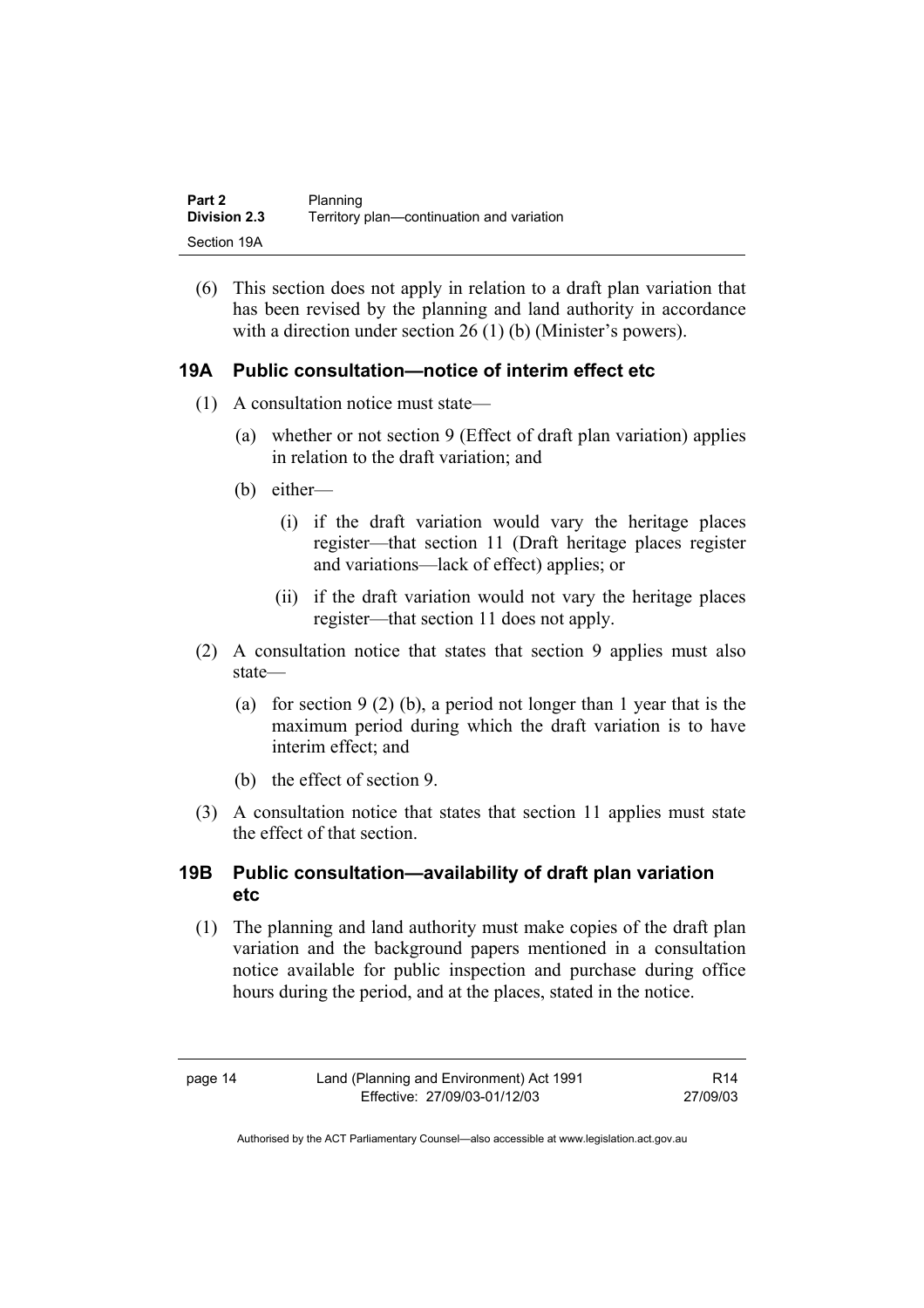(6) This section does not apply in relation to a draft plan variation that has been revised by the planning and land authority in accordance with a direction under section 26 (1) (b) (Minister's powers).

### 19A Public consultation—notice of interim effect etc

(1) A consultation notice must state—

(a) whether or not section 9 (Effect of draft plan variation) applies in relation to the draft variation; and

(b) either—

(i) if the draft variation would vary the heritage places register—that section 11 (Draft heritage places register and variations—lack of effect) applies; or

(ii) if the draft variation would not vary the heritage places register—that section 11 does not apply.

(2) A consultation notice that states that section 9 applies must also state—

(a) for section 9 (2) (b), a period not longer than 1 year that is the maximum period during which the draft variation is to have interim effect; and

(b) the effect of section 9.

(3) A consultation notice that states that section 11 applies must state the effect of that section.

### 19B Public consultation—availability of draft plan variation etc

(1) The planning and land authority must make copies of the draft plan variation and the background papers mentioned in a consultation notice available for public inspection and purchase during office hours during the period, and at the places, stated in the notice.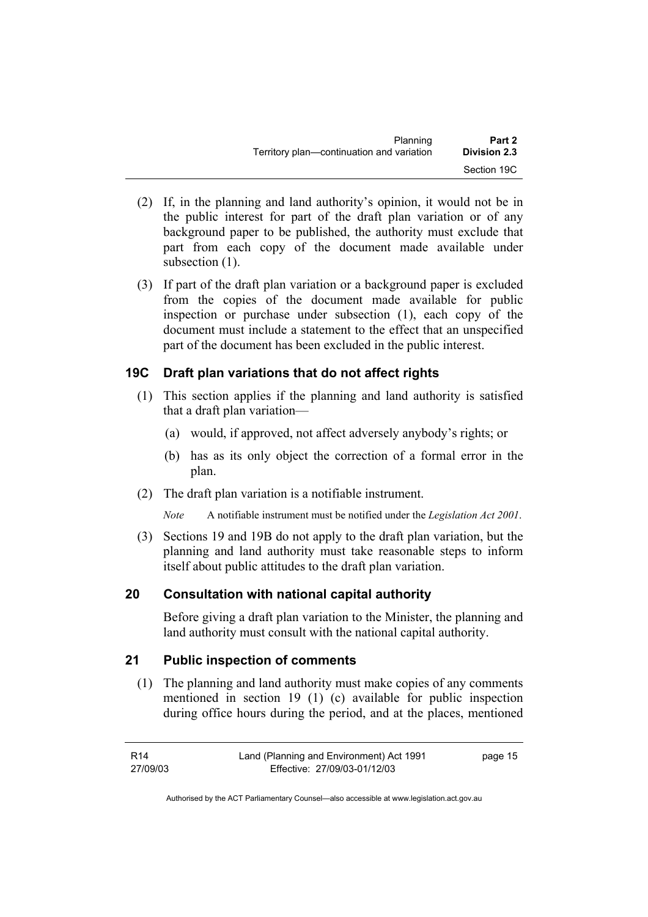(2) If, in the planning and land authority's opinion, it would not be in the public interest for part of the draft plan variation or of any background paper to be published, the authority must exclude that part from each copy of the document made available under subsection (1).

(3) If part of the draft plan variation or a background paper is excluded from the copies of the document made available for public inspection or purchase under subsection (1), each copy of the document must include a statement to the effect that an unspecified part of the document has been excluded in the public interest.

## 19C Draft plan variations that do not affect rights

(1) This section applies if the planning and land authority is satisfied that a draft plan variation—

(a) would, if approved, not affect adversely anybody's rights; or

(b) has as its only object the correction of a formal error in the plan.

(2) The draft plan variation is a notifiable instrument.

*Note* A notifiable instrument must be notified under the *Legislation Act 2001*.

(3) Sections 19 and 19B do not apply to the draft plan variation, but the planning and land authority must take reasonable steps to inform itself about public attitudes to the draft plan variation.

## 20 Consultation with national capital authority

Before giving a draft plan variation to the Minister, the planning and land authority must consult with the national capital authority.

## 21 Public inspection of comments

(1) The planning and land authority must make copies of any comments mentioned in section 19 (1) (c) available for public inspection during office hours during the period, and at the places, mentioned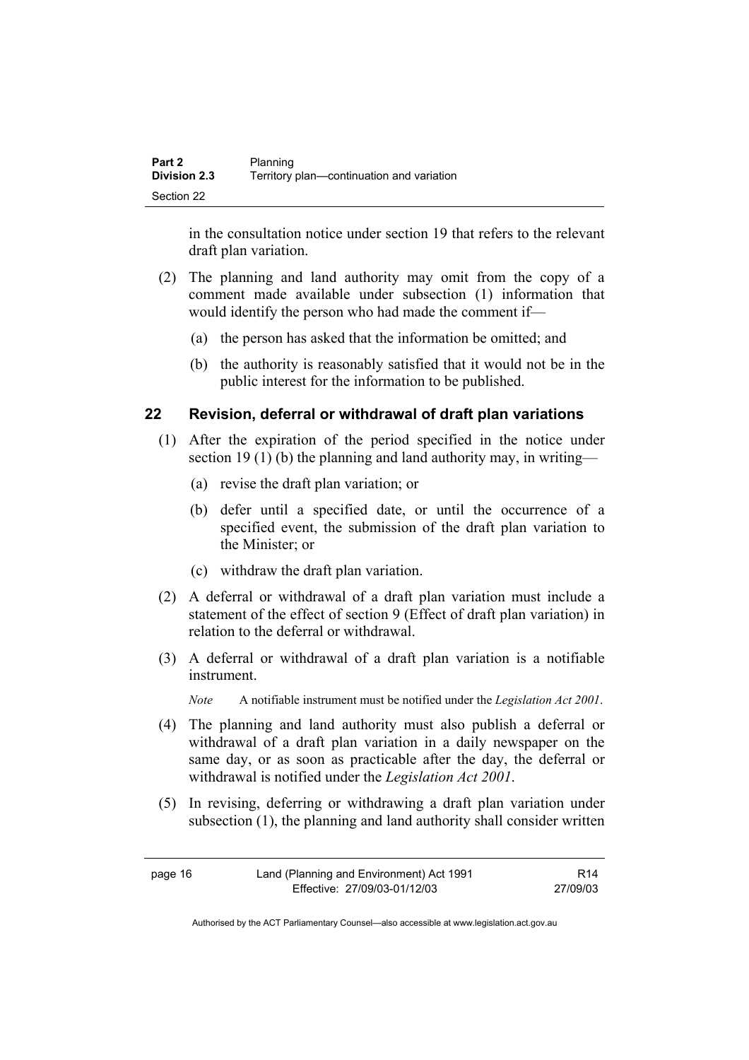in the consultation notice under section 19 that refers to the relevant draft plan variation.

(2) The planning and land authority may omit from the copy of a comment made available under subsection (1) information that would identify the person who had made the comment if—

(a) the person has asked that the information be omitted; and

(b) the authority is reasonably satisfied that it would not be in the public interest for the information to be published.

## 22 Revision, deferral or withdrawal of draft plan variations

(1) After the expiration of the period specified in the notice under section 19 (1) (b) the planning and land authority may, in writing—

(a) revise the draft plan variation; or

(b) defer until a specified date, or until the occurrence of a specified event, the submission of the draft plan variation to the Minister; or

(c) withdraw the draft plan variation.

(2) A deferral or withdrawal of a draft plan variation must include a statement of the effect of section 9 (Effect of draft plan variation) in relation to the deferral or withdrawal.

(3) A deferral or withdrawal of a draft plan variation is a notifiable instrument.

*Note* A notifiable instrument must be notified under the *Legislation Act 2001*.

(4) The planning and land authority must also publish a deferral or withdrawal of a draft plan variation in a daily newspaper on the same day, or as soon as practicable after the day, the deferral or withdrawal is notified under the *Legislation Act 2001*.

(5) In revising, deferring or withdrawing a draft plan variation under subsection (1), the planning and land authority shall consider written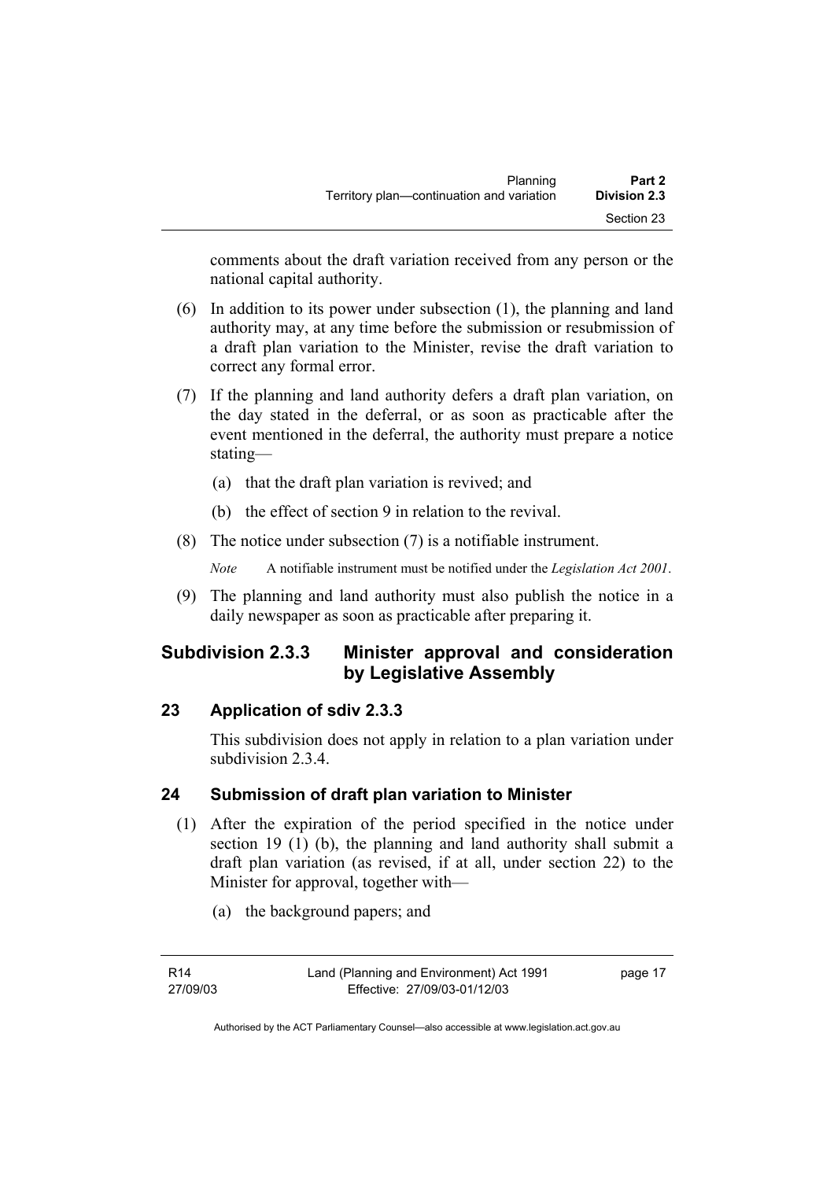comments about the draft variation received from any person or the national capital authority.

(6) In addition to its power under subsection (1), the planning and land authority may, at any time before the submission or resubmission of a draft plan variation to the Minister, revise the draft variation to correct any formal error.

(7) If the planning and land authority defers a draft plan variation, on the day stated in the deferral, or as soon as practicable after the event mentioned in the deferral, the authority must prepare a notice stating—

   (a) that the draft plan variation is revived; and

   (b) the effect of section 9 in relation to the revival.

(8) The notice under subsection (7) is a notifiable instrument.

*Note* A notifiable instrument must be notified under the *Legislation Act 2001*.

(9) The planning and land authority must also publish the notice in a daily newspaper as soon as practicable after preparing it.

## Subdivision 2.3.3 Minister approval and consideration by Legislative Assembly

### 23 Application of sdiv 2.3.3

This subdivision does not apply in relation to a plan variation under subdivision 2.3.4.

### 24 Submission of draft plan variation to Minister

(1) After the expiration of the period specified in the notice under section 19 (1) (b), the planning and land authority shall submit a draft plan variation (as revised, if at all, under section 22) to the Minister for approval, together with—

   (a) the background papers; and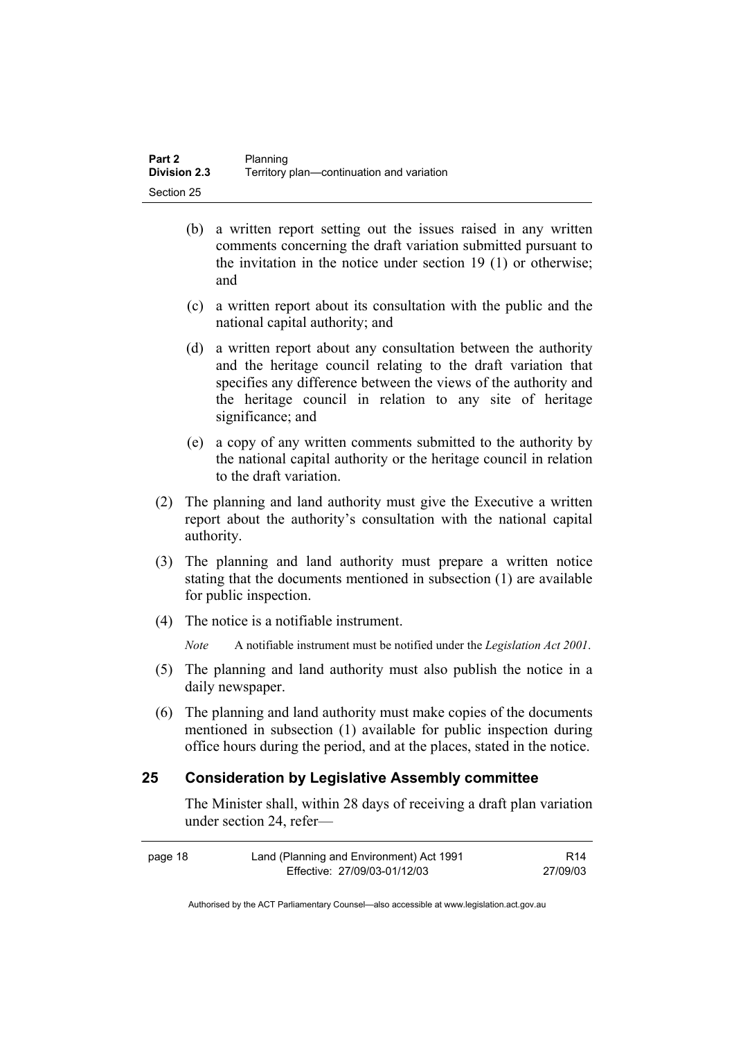(b) a written report setting out the issues raised in any written comments concerning the draft variation submitted pursuant to the invitation in the notice under section 19 (1) or otherwise; and

(c) a written report about its consultation with the public and the national capital authority; and

(d) a written report about any consultation between the authority and the heritage council relating to the draft variation that specifies any difference between the views of the authority and the heritage council in relation to any site of heritage significance; and

(e) a copy of any written comments submitted to the authority by the national capital authority or the heritage council in relation to the draft variation.

(2) The planning and land authority must give the Executive a written report about the authority's consultation with the national capital authority.

(3) The planning and land authority must prepare a written notice stating that the documents mentioned in subsection (1) are available for public inspection.

(4) The notice is a notifiable instrument.

*Note* A notifiable instrument must be notified under the *Legislation Act 2001*.

(5) The planning and land authority must also publish the notice in a daily newspaper.

(6) The planning and land authority must make copies of the documents mentioned in subsection (1) available for public inspection during office hours during the period, and at the places, stated in the notice.

## 25 Consideration by Legislative Assembly committee

The Minister shall, within 28 days of receiving a draft plan variation under section 24, refer—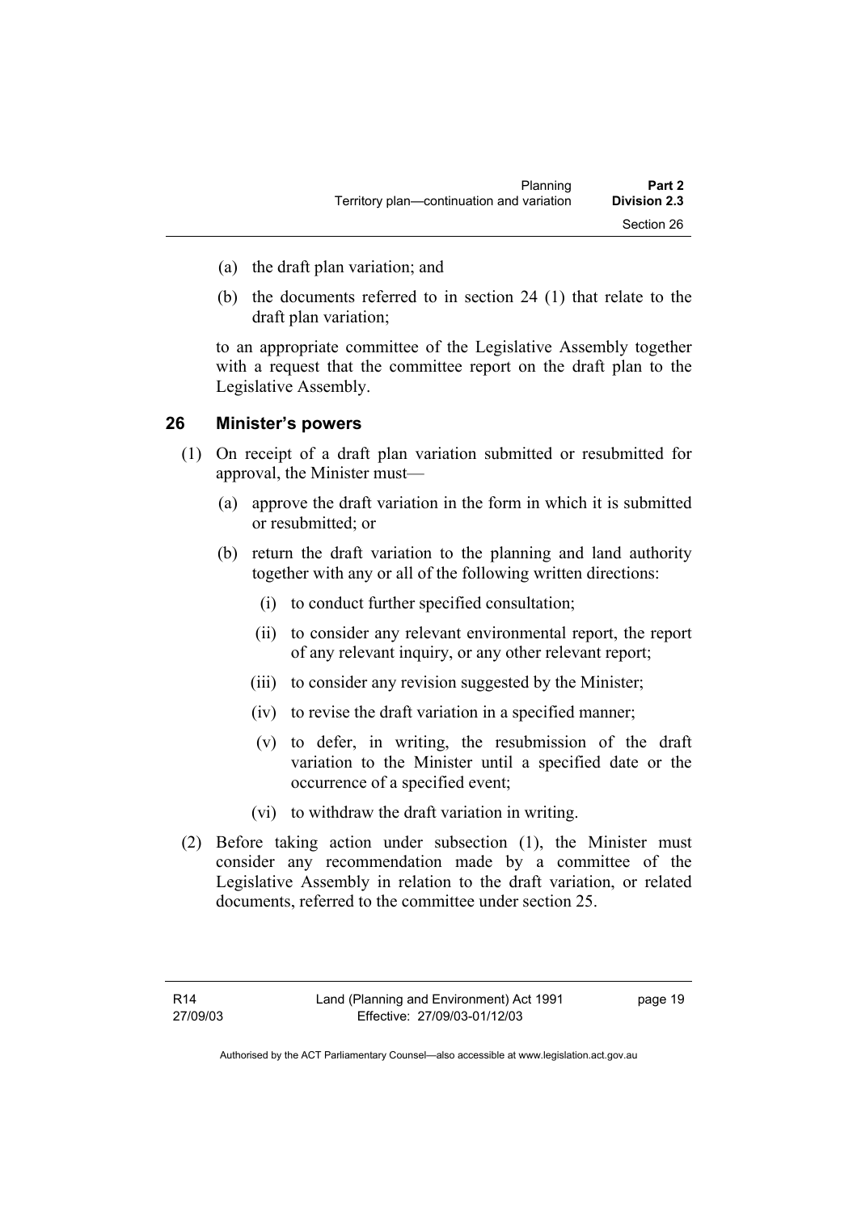(a) the draft plan variation; and

(b) the documents referred to in section 24 (1) that relate to the draft plan variation;

to an appropriate committee of the Legislative Assembly together with a request that the committee report on the draft plan to the Legislative Assembly.

## 26 Minister's powers

(1) On receipt of a draft plan variation submitted or resubmitted for approval, the Minister must—

(a) approve the draft variation in the form in which it is submitted or resubmitted; or

(b) return the draft variation to the planning and land authority together with any or all of the following written directions:

(i) to conduct further specified consultation;

(ii) to consider any relevant environmental report, the report of any relevant inquiry, or any other relevant report;

(iii) to consider any revision suggested by the Minister;

(iv) to revise the draft variation in a specified manner;

(v) to defer, in writing, the resubmission of the draft variation to the Minister until a specified date or the occurrence of a specified event;

(vi) to withdraw the draft variation in writing.

(2) Before taking action under subsection (1), the Minister must consider any recommendation made by a committee of the Legislative Assembly in relation to the draft variation, or related documents, referred to the committee under section 25.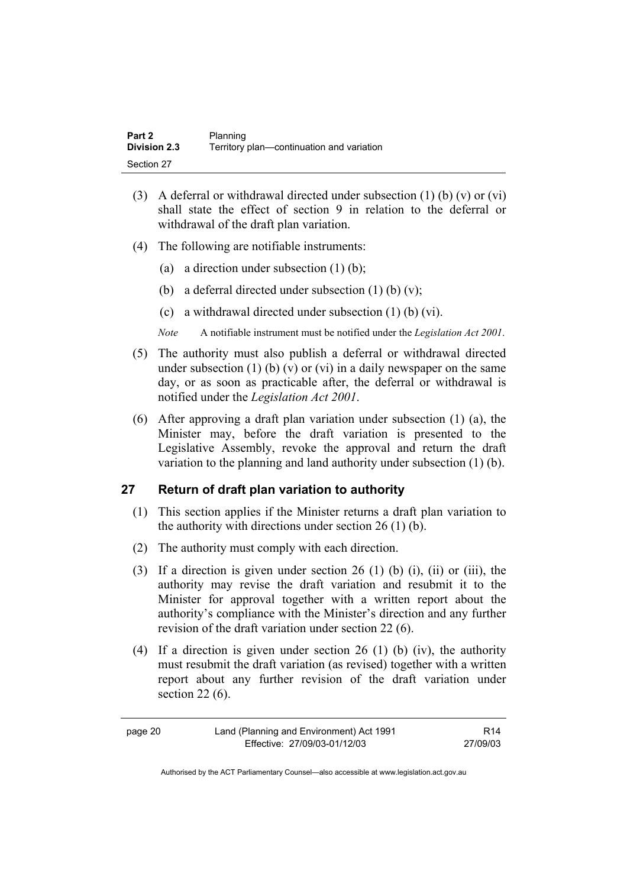(3) A deferral or withdrawal directed under subsection (1) (b) (v) or (vi) shall state the effect of section 9 in relation to the deferral or withdrawal of the draft plan variation.

(4) The following are notifiable instruments:

(a) a direction under subsection (1) (b);

(b) a deferral directed under subsection (1) (b) (v);

(c) a withdrawal directed under subsection (1) (b) (vi).

*Note* A notifiable instrument must be notified under the *Legislation Act 2001*.

(5) The authority must also publish a deferral or withdrawal directed under subsection (1) (b) (v) or (vi) in a daily newspaper on the same day, or as soon as practicable after, the deferral or withdrawal is notified under the *Legislation Act 2001*.

(6) After approving a draft plan variation under subsection (1) (a), the Minister may, before the draft variation is presented to the Legislative Assembly, revoke the approval and return the draft variation to the planning and land authority under subsection (1) (b).

## 27 Return of draft plan variation to authority

(1) This section applies if the Minister returns a draft plan variation to the authority with directions under section 26 (1) (b).

(2) The authority must comply with each direction.

(3) If a direction is given under section 26 (1) (b) (i), (ii) or (iii), the authority may revise the draft variation and resubmit it to the Minister for approval together with a written report about the authority's compliance with the Minister's direction and any further revision of the draft variation under section 22 (6).

(4) If a direction is given under section 26 (1) (b) (iv), the authority must resubmit the draft variation (as revised) together with a written report about any further revision of the draft variation under section 22 (6).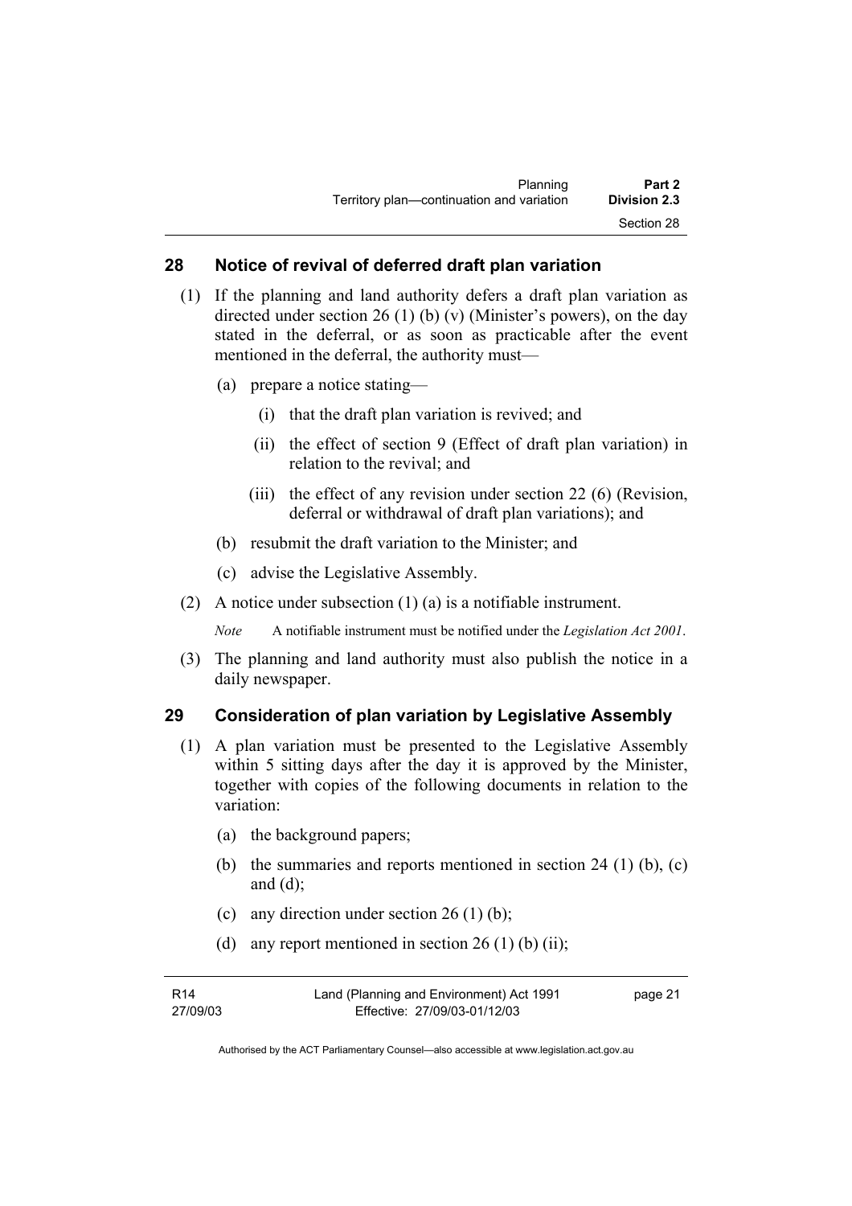## 28 Notice of revival of deferred draft plan variation

(1) If the planning and land authority defers a draft plan variation as directed under section 26 (1) (b) (v) (Minister's powers), on the day stated in the deferral, or as soon as practicable after the event mentioned in the deferral, the authority must—

(a) prepare a notice stating—

(i) that the draft plan variation is revived; and

(ii) the effect of section 9 (Effect of draft plan variation) in relation to the revival; and

(iii) the effect of any revision under section 22 (6) (Revision, deferral or withdrawal of draft plan variations); and

(b) resubmit the draft variation to the Minister; and

(c) advise the Legislative Assembly.

(2) A notice under subsection (1) (a) is a notifiable instrument.

*Note* A notifiable instrument must be notified under the *Legislation Act 2001*.

(3) The planning and land authority must also publish the notice in a daily newspaper.

## 29 Consideration of plan variation by Legislative Assembly

(1) A plan variation must be presented to the Legislative Assembly within 5 sitting days after the day it is approved by the Minister, together with copies of the following documents in relation to the variation:

(a) the background papers;

(b) the summaries and reports mentioned in section 24 (1) (b), (c) and (d);

(c) any direction under section 26 (1) (b);

(d) any report mentioned in section 26 (1) (b) (ii);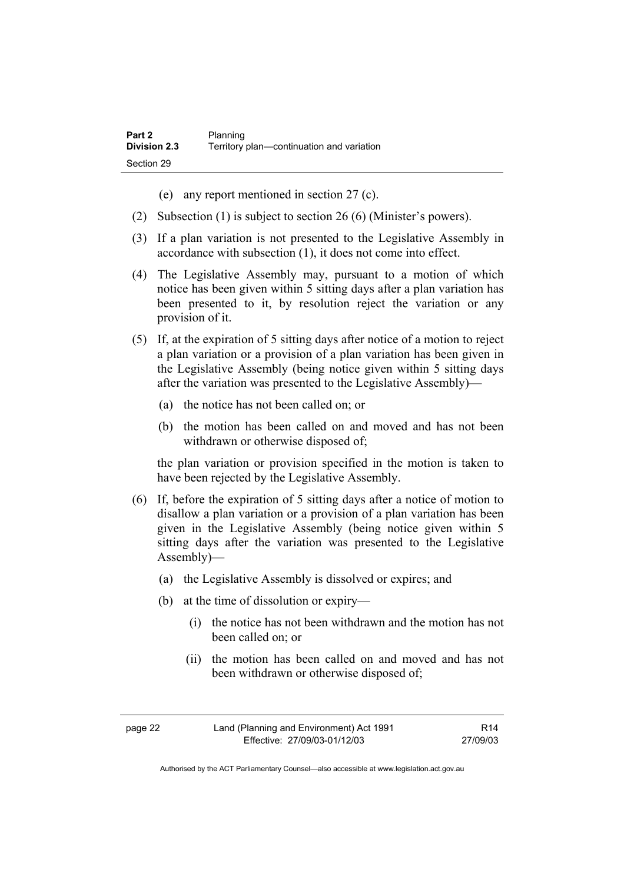(e) any report mentioned in section 27 (c).

(2) Subsection (1) is subject to section 26 (6) (Minister's powers).

(3) If a plan variation is not presented to the Legislative Assembly in accordance with subsection (1), it does not come into effect.

(4) The Legislative Assembly may, pursuant to a motion of which notice has been given within 5 sitting days after a plan variation has been presented to it, by resolution reject the variation or any provision of it.

(5) If, at the expiration of 5 sitting days after notice of a motion to reject a plan variation or a provision of a plan variation has been given in the Legislative Assembly (being notice given within 5 sitting days after the variation was presented to the Legislative Assembly)—

(a) the notice has not been called on; or

(b) the motion has been called on and moved and has not been withdrawn or otherwise disposed of;

the plan variation or provision specified in the motion is taken to have been rejected by the Legislative Assembly.

(6) If, before the expiration of 5 sitting days after a notice of motion to disallow a plan variation or a provision of a plan variation has been given in the Legislative Assembly (being notice given within 5 sitting days after the variation was presented to the Legislative Assembly)—

(a) the Legislative Assembly is dissolved or expires; and

(b) at the time of dissolution or expiry—

(i) the notice has not been withdrawn and the motion has not been called on; or

(ii) the motion has been called on and moved and has not been withdrawn or otherwise disposed of;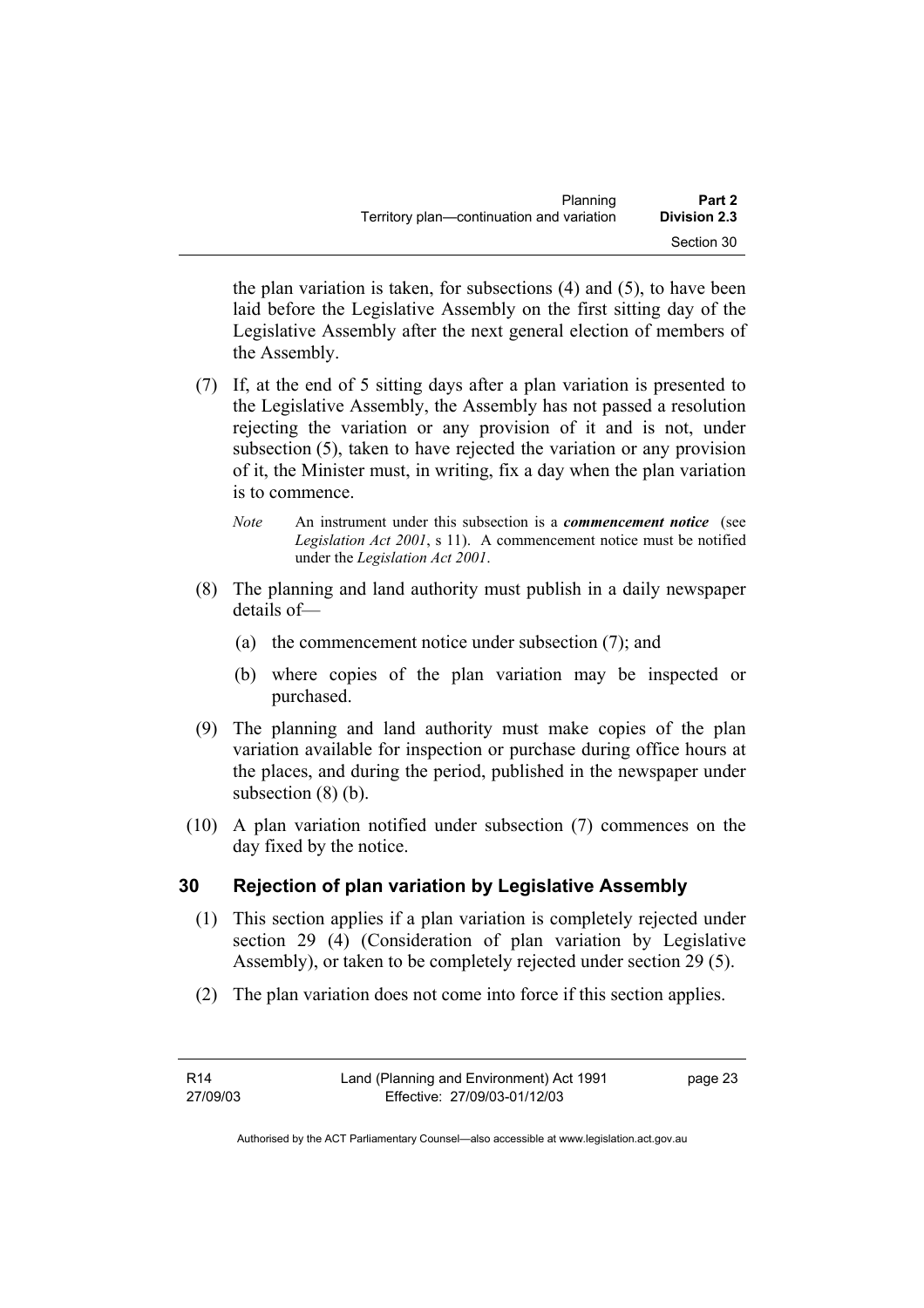the plan variation is taken, for subsections (4) and (5), to have been laid before the Legislative Assembly on the first sitting day of the Legislative Assembly after the next general election of members of the Assembly.

(7) If, at the end of 5 sitting days after a plan variation is presented to the Legislative Assembly, the Assembly has not passed a resolution rejecting the variation or any provision of it and is not, under subsection (5), taken to have rejected the variation or any provision of it, the Minister must, in writing, fix a day when the plan variation is to commence.

*Note* An instrument under this subsection is a ***commencement notice*** (see *Legislation Act 2001*, s 11). A commencement notice must be notified under the *Legislation Act 2001*.

(8) The planning and land authority must publish in a daily newspaper details of—

(a) the commencement notice under subsection (7); and

(b) where copies of the plan variation may be inspected or purchased.

(9) The planning and land authority must make copies of the plan variation available for inspection or purchase during office hours at the places, and during the period, published in the newspaper under subsection (8) (b).

(10) A plan variation notified under subsection (7) commences on the day fixed by the notice.

## 30 Rejection of plan variation by Legislative Assembly

(1) This section applies if a plan variation is completely rejected under section 29 (4) (Consideration of plan variation by Legislative Assembly), or taken to be completely rejected under section 29 (5).

(2) The plan variation does not come into force if this section applies.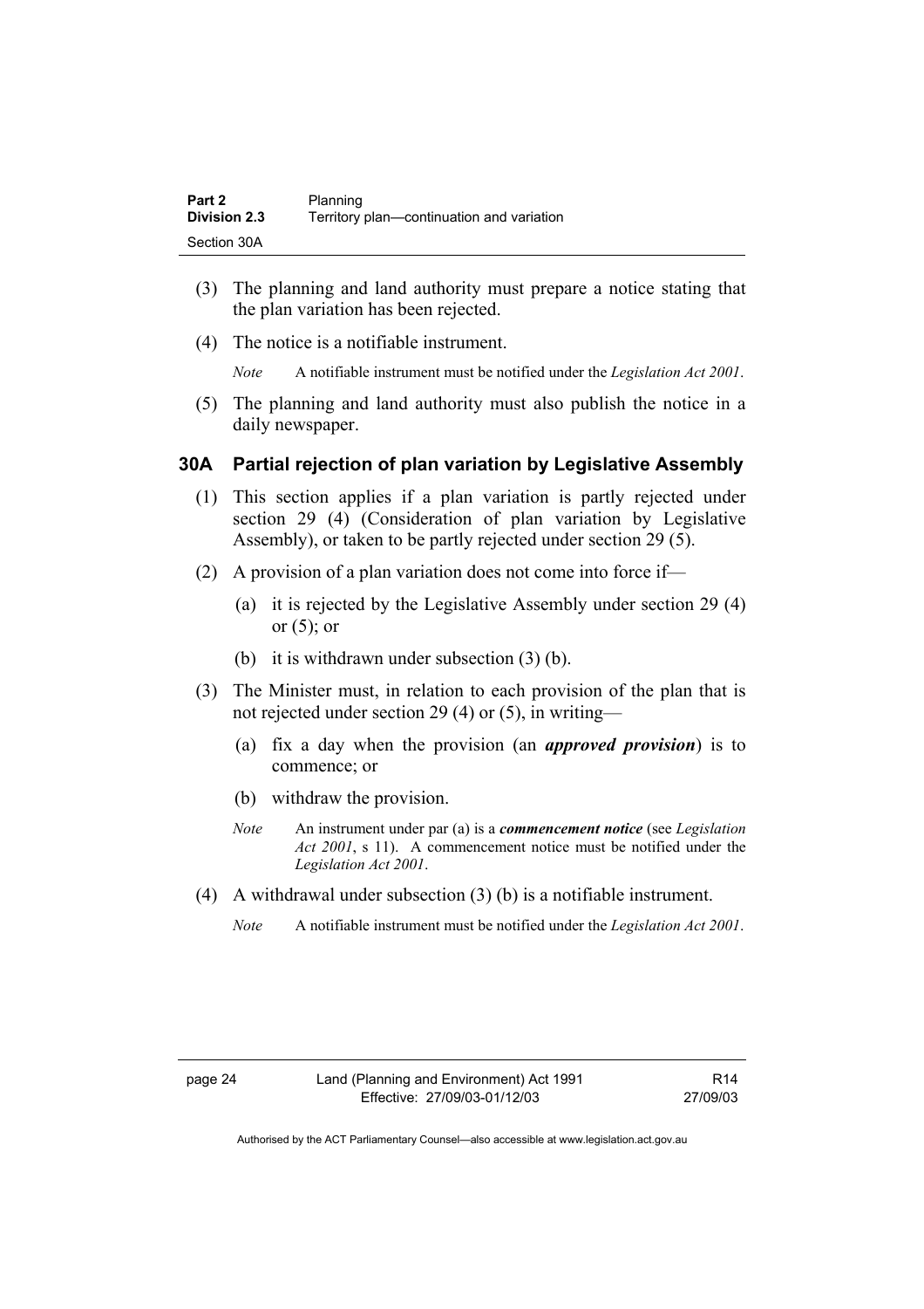(3) The planning and land authority must prepare a notice stating that the plan variation has been rejected.

(4) The notice is a notifiable instrument.

*Note* A notifiable instrument must be notified under the *Legislation Act 2001*.

(5) The planning and land authority must also publish the notice in a daily newspaper.

## 30A Partial rejection of plan variation by Legislative Assembly

(1) This section applies if a plan variation is partly rejected under section 29 (4) (Consideration of plan variation by Legislative Assembly), or taken to be partly rejected under section 29 (5).

(2) A provision of a plan variation does not come into force if—

(a) it is rejected by the Legislative Assembly under section 29 (4) or (5); or

(b) it is withdrawn under subsection (3) (b).

(3) The Minister must, in relation to each provision of the plan that is not rejected under section 29 (4) or (5), in writing—

(a) fix a day when the provision (an ***approved provision***) is to commence; or

(b) withdraw the provision.

*Note* An instrument under par (a) is a ***commencement notice*** (see *Legislation Act 2001*, s 11). A commencement notice must be notified under the *Legislation Act 2001*.

(4) A withdrawal under subsection (3) (b) is a notifiable instrument.

*Note* A notifiable instrument must be notified under the *Legislation Act 2001*.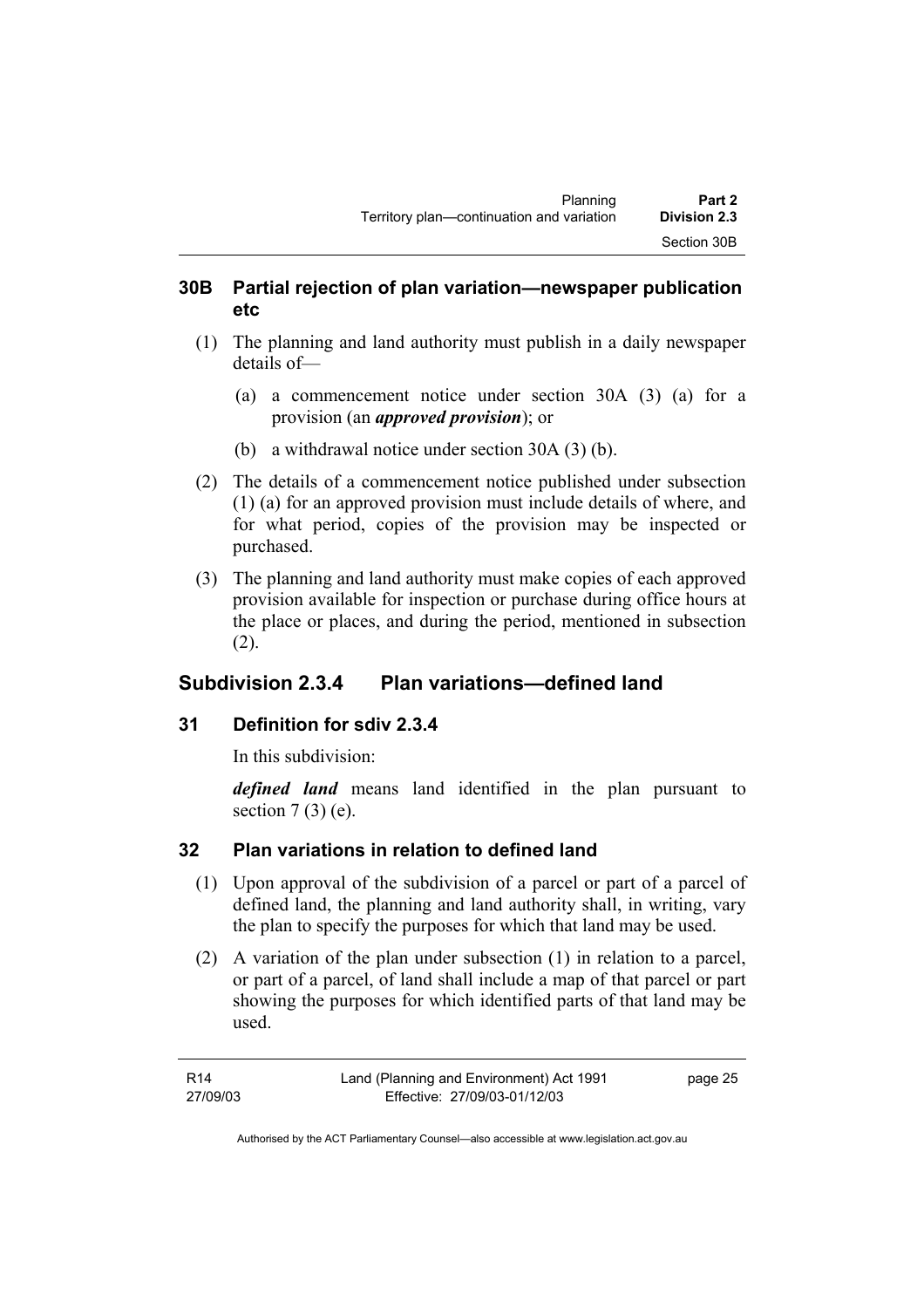### 30B Partial rejection of plan variation—newspaper publication etc

(1) The planning and land authority must publish in a daily newspaper details of—

(a) a commencement notice under section 30A (3) (a) for a provision (an ***approved provision***); or

(b) a withdrawal notice under section 30A (3) (b).

(2) The details of a commencement notice published under subsection (1) (a) for an approved provision must include details of where, and for what period, copies of the provision may be inspected or purchased.

(3) The planning and land authority must make copies of each approved provision available for inspection or purchase during office hours at the place or places, and during the period, mentioned in subsection (2).

## Subdivision 2.3.4 Plan variations—defined land

### 31 Definition for sdiv 2.3.4

In this subdivision:

***defined land*** means land identified in the plan pursuant to section 7 (3) (e).

### 32 Plan variations in relation to defined land

(1) Upon approval of the subdivision of a parcel or part of a parcel of defined land, the planning and land authority shall, in writing, vary the plan to specify the purposes for which that land may be used.

(2) A variation of the plan under subsection (1) in relation to a parcel, or part of a parcel, of land shall include a map of that parcel or part showing the purposes for which identified parts of that land may be used.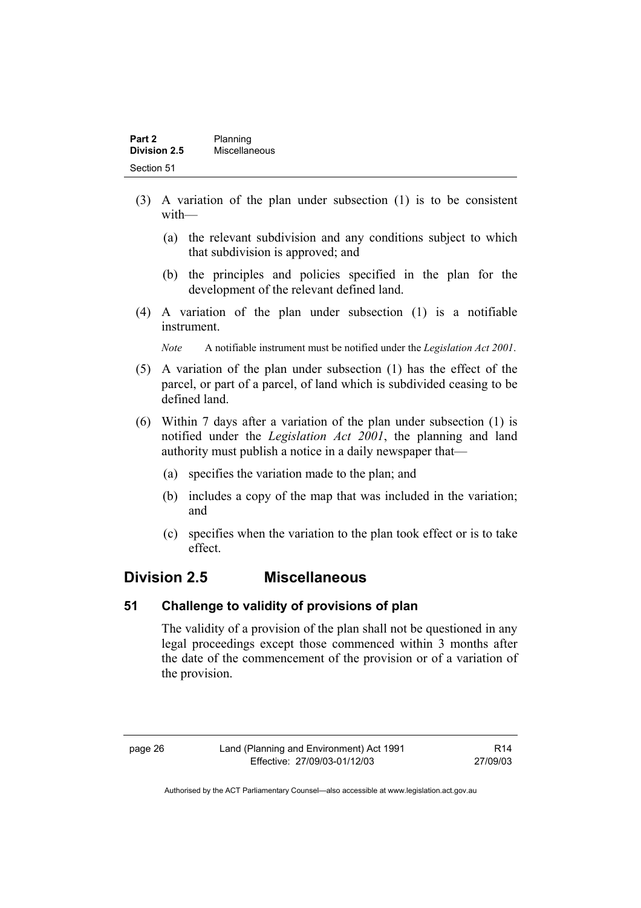(3) A variation of the plan under subsection (1) is to be consistent with—

  (a) the relevant subdivision and any conditions subject to which that subdivision is approved; and

  (b) the principles and policies specified in the plan for the development of the relevant defined land.

(4) A variation of the plan under subsection (1) is a notifiable instrument.

*Note* A notifiable instrument must be notified under the *Legislation Act 2001*.

(5) A variation of the plan under subsection (1) has the effect of the parcel, or part of a parcel, of land which is subdivided ceasing to be defined land.

(6) Within 7 days after a variation of the plan under subsection (1) is notified under the *Legislation Act 2001*, the planning and land authority must publish a notice in a daily newspaper that—

  (a) specifies the variation made to the plan; and

  (b) includes a copy of the map that was included in the variation; and

  (c) specifies when the variation to the plan took effect or is to take effect.

## Division 2.5 Miscellaneous

### 51 Challenge to validity of provisions of plan

The validity of a provision of the plan shall not be questioned in any legal proceedings except those commenced within 3 months after the date of the commencement of the provision or of a variation of the provision.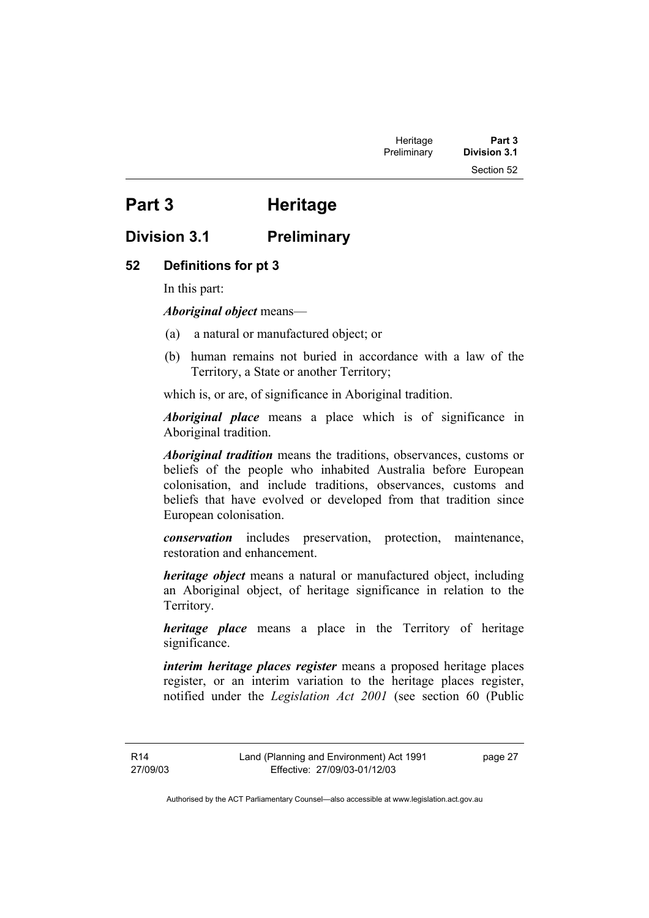# Part 3 Heritage

## Division 3.1 Preliminary

### 52 Definitions for pt 3

In this part:

***Aboriginal object*** means—

(a) a natural or manufactured object; or

(b) human remains not buried in accordance with a law of the Territory, a State or another Territory;

which is, or are, of significance in Aboriginal tradition.

***Aboriginal place*** means a place which is of significance in Aboriginal tradition.

***Aboriginal tradition*** means the traditions, observances, customs or beliefs of the people who inhabited Australia before European colonisation, and include traditions, observances, customs and beliefs that have evolved or developed from that tradition since European colonisation.

***conservation*** includes preservation, protection, maintenance, restoration and enhancement.

***heritage object*** means a natural or manufactured object, including an Aboriginal object, of heritage significance in relation to the Territory.

***heritage place*** means a place in the Territory of heritage significance.

***interim heritage places register*** means a proposed heritage places register, or an interim variation to the heritage places register, notified under the *Legislation Act 2001* (see section 60 (Public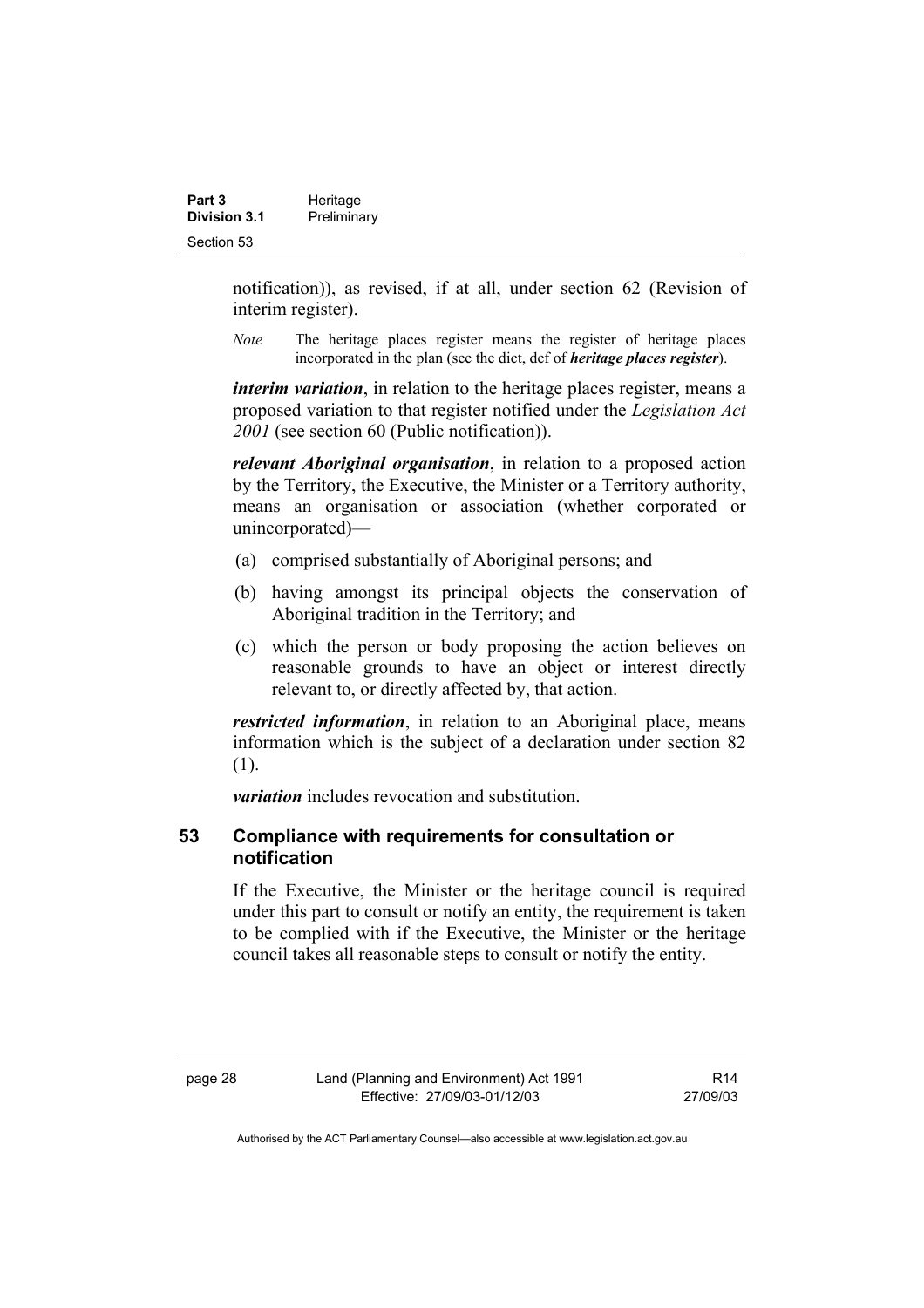notification)), as revised, if at all, under section 62 (Revision of interim register).

*Note* The heritage places register means the register of heritage places incorporated in the plan (see the dict, def of ***heritage places register***).

***interim variation***, in relation to the heritage places register, means a proposed variation to that register notified under the *Legislation Act 2001* (see section 60 (Public notification)).

***relevant Aboriginal organisation***, in relation to a proposed action by the Territory, the Executive, the Minister or a Territory authority, means an organisation or association (whether corporated or unincorporated)—

(a) comprised substantially of Aboriginal persons; and

(b) having amongst its principal objects the conservation of Aboriginal tradition in the Territory; and

(c) which the person or body proposing the action believes on reasonable grounds to have an object or interest directly relevant to, or directly affected by, that action.

***restricted information***, in relation to an Aboriginal place, means information which is the subject of a declaration under section 82 (1).

***variation*** includes revocation and substitution.

## 53 Compliance with requirements for consultation or notification

If the Executive, the Minister or the heritage council is required under this part to consult or notify an entity, the requirement is taken to be complied with if the Executive, the Minister or the heritage council takes all reasonable steps to consult or notify the entity.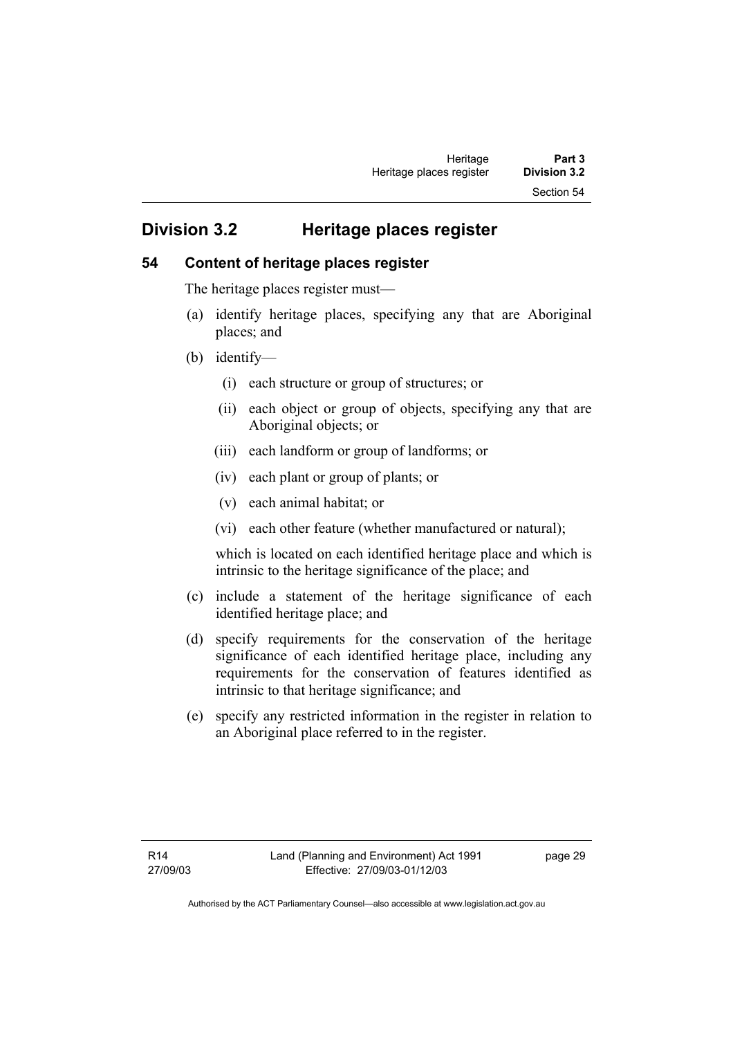## Division 3.2 Heritage places register

### 54 Content of heritage places register

The heritage places register must—

(a) identify heritage places, specifying any that are Aboriginal places; and

(b) identify—

   (i) each structure or group of structures; or

   (ii) each object or group of objects, specifying any that are Aboriginal objects; or

   (iii) each landform or group of landforms; or

   (iv) each plant or group of plants; or

   (v) each animal habitat; or

   (vi) each other feature (whether manufactured or natural);

   which is located on each identified heritage place and which is intrinsic to the heritage significance of the place; and

(c) include a statement of the heritage significance of each identified heritage place; and

(d) specify requirements for the conservation of the heritage significance of each identified heritage place, including any requirements for the conservation of features identified as intrinsic to that heritage significance; and

(e) specify any restricted information in the register in relation to an Aboriginal place referred to in the register.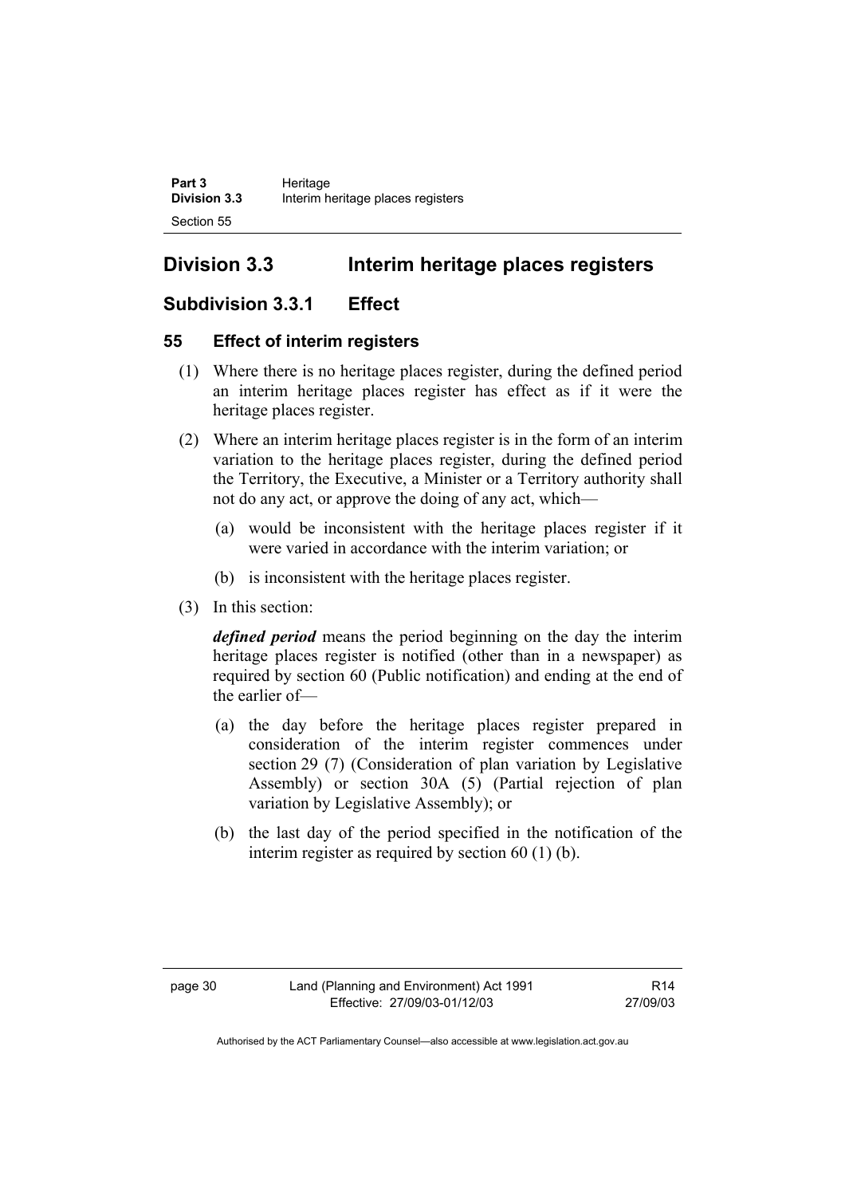# Division 3.3 Interim heritage places registers

## Subdivision 3.3.1 Effect

### 55 Effect of interim registers

(1) Where there is no heritage places register, during the defined period an interim heritage places register has effect as if it were the heritage places register.

(2) Where an interim heritage places register is in the form of an interim variation to the heritage places register, during the defined period the Territory, the Executive, a Minister or a Territory authority shall not do any act, or approve the doing of any act, which—

- (a) would be inconsistent with the heritage places register if it were varied in accordance with the interim variation; or
- (b) is inconsistent with the heritage places register.

(3) In this section:

***defined period*** means the period beginning on the day the interim heritage places register is notified (other than in a newspaper) as required by section 60 (Public notification) and ending at the end of the earlier of—

- (a) the day before the heritage places register prepared in consideration of the interim register commences under section 29 (7) (Consideration of plan variation by Legislative Assembly) or section 30A (5) (Partial rejection of plan variation by Legislative Assembly); or
- (b) the last day of the period specified in the notification of the interim register as required by section 60 (1) (b).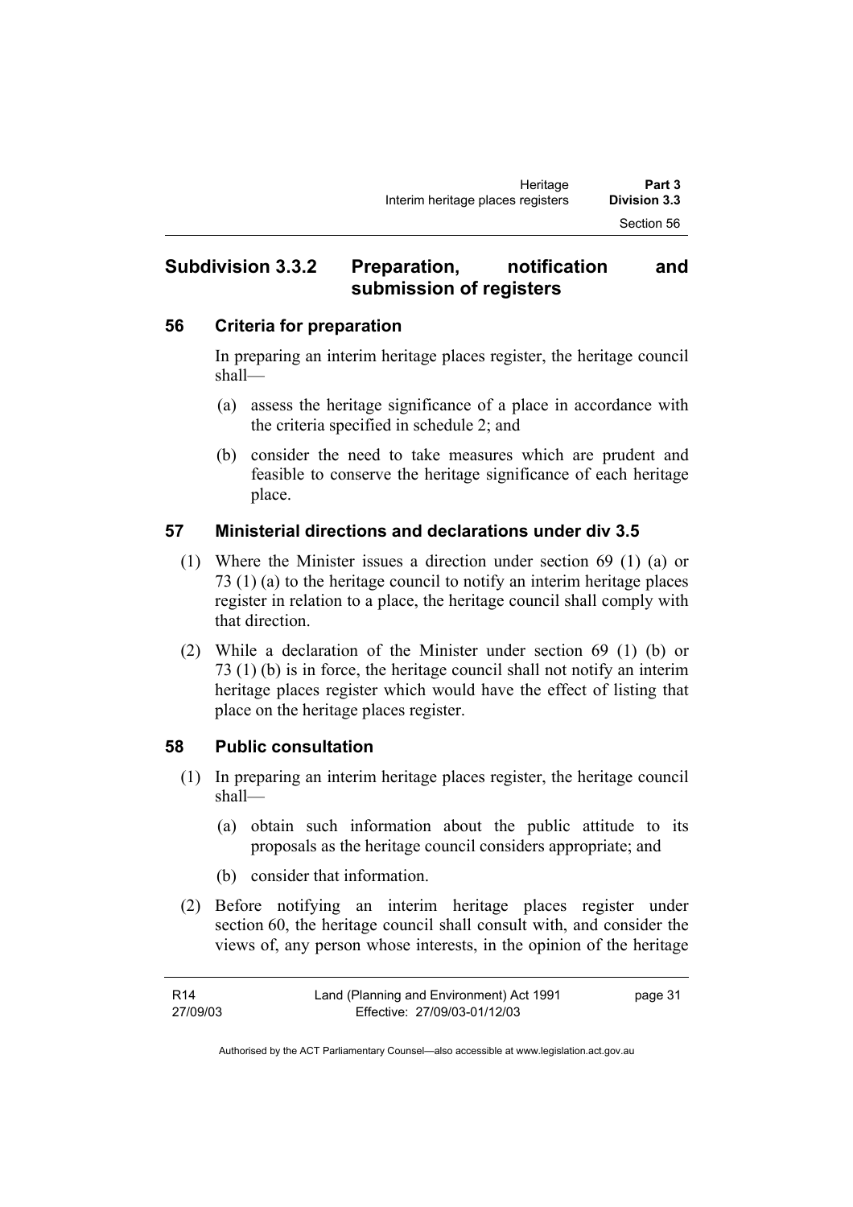## Subdivision 3.3.2 Preparation, notification and submission of registers

### 56 Criteria for preparation

In preparing an interim heritage places register, the heritage council shall—

(a) assess the heritage significance of a place in accordance with the criteria specified in schedule 2; and

(b) consider the need to take measures which are prudent and feasible to conserve the heritage significance of each heritage place.

### 57 Ministerial directions and declarations under div 3.5

(1) Where the Minister issues a direction under section 69 (1) (a) or 73 (1) (a) to the heritage council to notify an interim heritage places register in relation to a place, the heritage council shall comply with that direction.

(2) While a declaration of the Minister under section 69 (1) (b) or 73 (1) (b) is in force, the heritage council shall not notify an interim heritage places register which would have the effect of listing that place on the heritage places register.

### 58 Public consultation

(1) In preparing an interim heritage places register, the heritage council shall—

(a) obtain such information about the public attitude to its proposals as the heritage council considers appropriate; and

(b) consider that information.

(2) Before notifying an interim heritage places register under section 60, the heritage council shall consult with, and consider the views of, any person whose interests, in the opinion of the heritage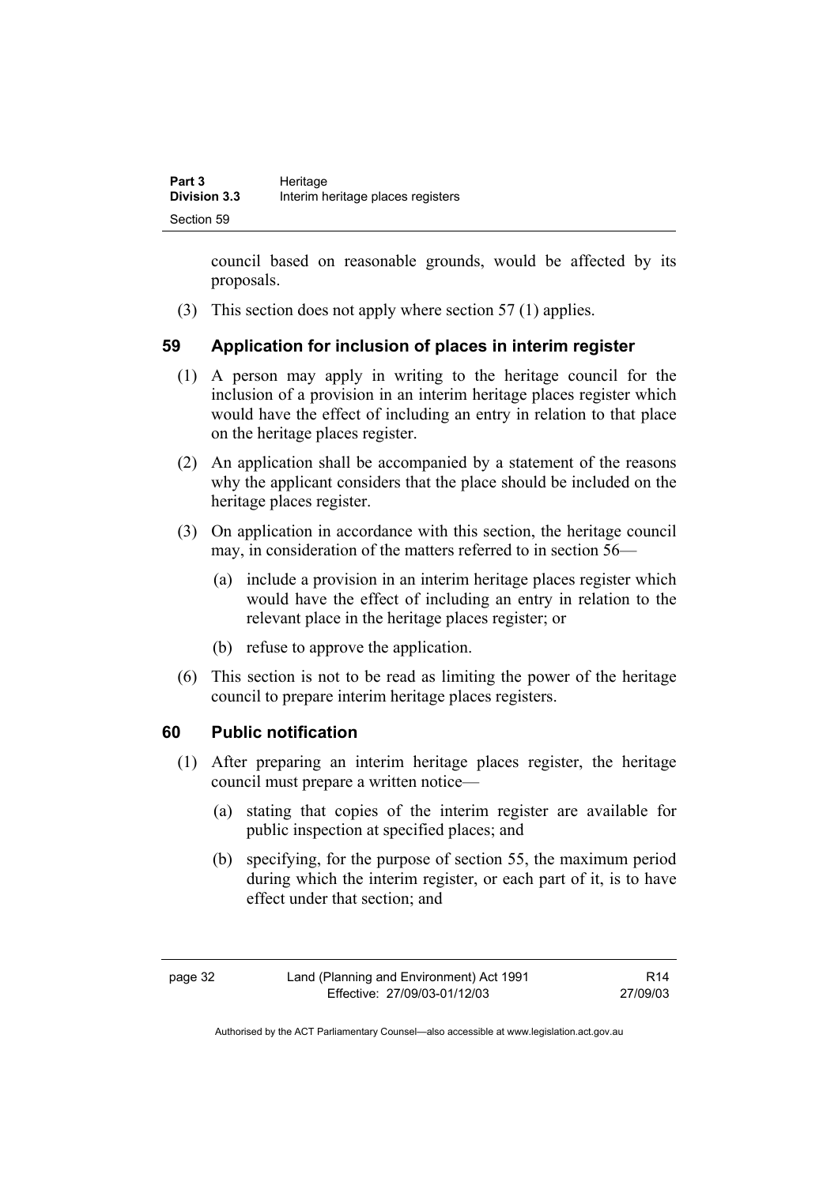council based on reasonable grounds, would be affected by its proposals.

(3) This section does not apply where section 57 (1) applies.

## 59 Application for inclusion of places in interim register

(1) A person may apply in writing to the heritage council for the inclusion of a provision in an interim heritage places register which would have the effect of including an entry in relation to that place on the heritage places register.

(2) An application shall be accompanied by a statement of the reasons why the applicant considers that the place should be included on the heritage places register.

(3) On application in accordance with this section, the heritage council may, in consideration of the matters referred to in section 56—

(a) include a provision in an interim heritage places register which would have the effect of including an entry in relation to the relevant place in the heritage places register; or

(b) refuse to approve the application.

(6) This section is not to be read as limiting the power of the heritage council to prepare interim heritage places registers.

## 60 Public notification

(1) After preparing an interim heritage places register, the heritage council must prepare a written notice—

(a) stating that copies of the interim register are available for public inspection at specified places; and

(b) specifying, for the purpose of section 55, the maximum period during which the interim register, or each part of it, is to have effect under that section; and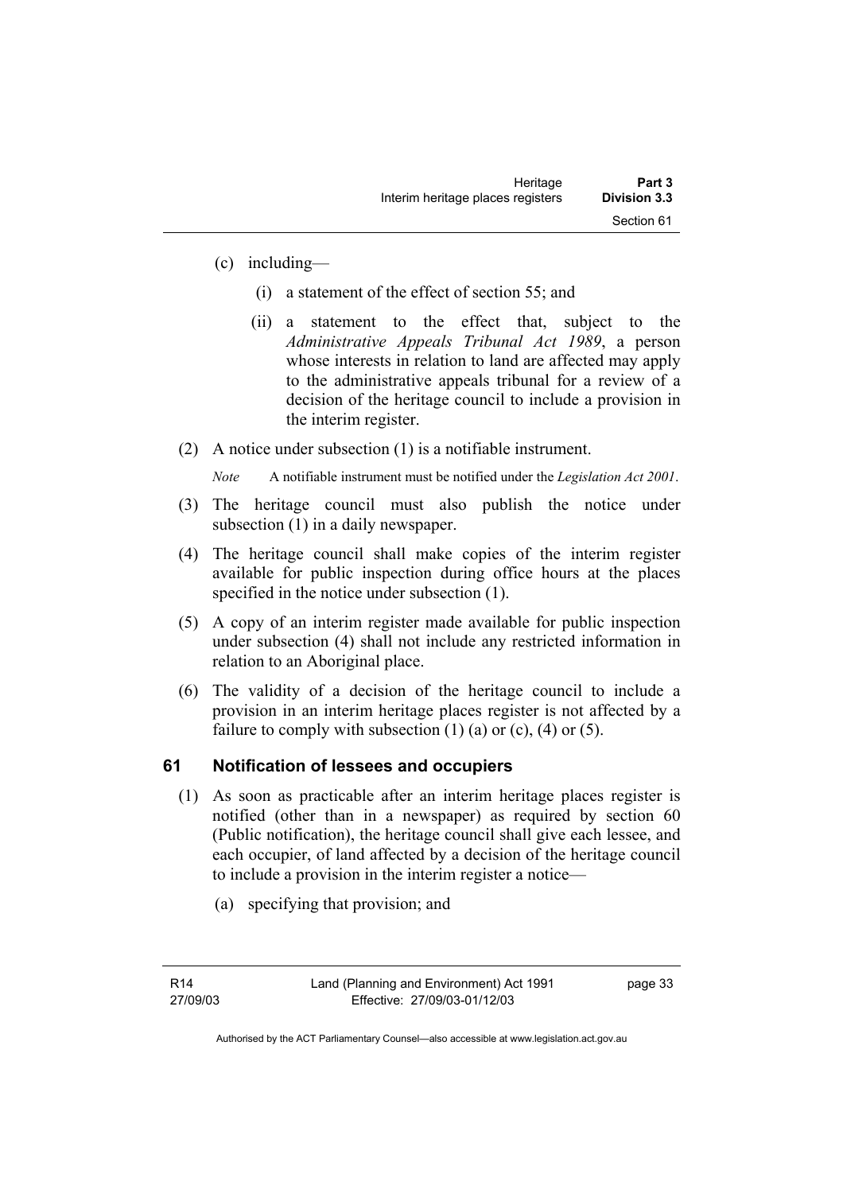(c) including—

(i) a statement of the effect of section 55; and

(ii) a statement to the effect that, subject to the *Administrative Appeals Tribunal Act 1989*, a person whose interests in relation to land are affected may apply to the administrative appeals tribunal for a review of a decision of the heritage council to include a provision in the interim register.

(2) A notice under subsection (1) is a notifiable instrument.

*Note* A notifiable instrument must be notified under the *Legislation Act 2001*.

(3) The heritage council must also publish the notice under subsection (1) in a daily newspaper.

(4) The heritage council shall make copies of the interim register available for public inspection during office hours at the places specified in the notice under subsection (1).

(5) A copy of an interim register made available for public inspection under subsection (4) shall not include any restricted information in relation to an Aboriginal place.

(6) The validity of a decision of the heritage council to include a provision in an interim heritage places register is not affected by a failure to comply with subsection (1) (a) or (c), (4) or (5).

## 61 Notification of lessees and occupiers

(1) As soon as practicable after an interim heritage places register is notified (other than in a newspaper) as required by section 60 (Public notification), the heritage council shall give each lessee, and each occupier, of land affected by a decision of the heritage council to include a provision in the interim register a notice—

(a) specifying that provision; and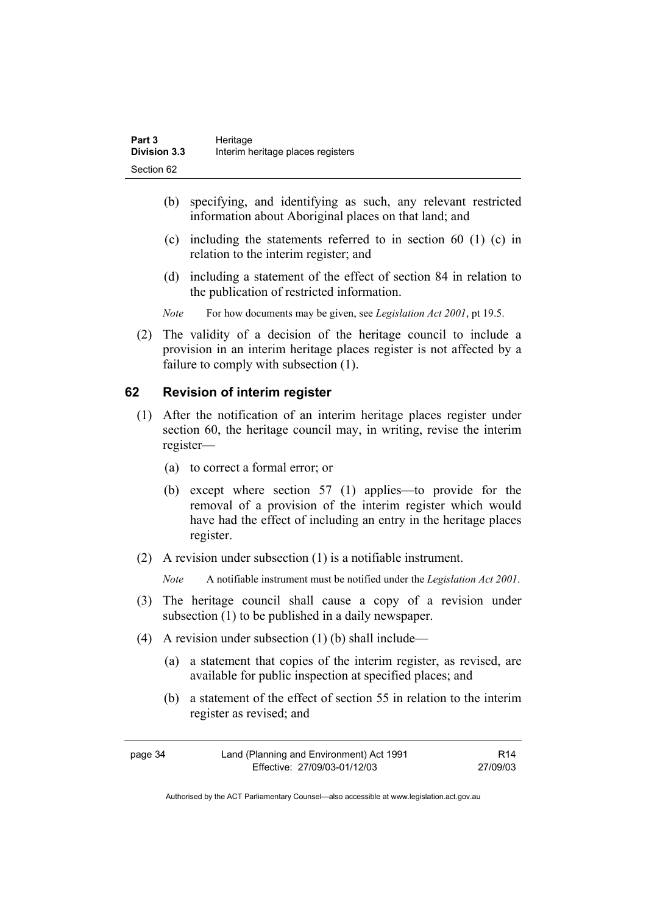(b) specifying, and identifying as such, any relevant restricted information about Aboriginal places on that land; and

(c) including the statements referred to in section 60 (1) (c) in relation to the interim register; and

(d) including a statement of the effect of section 84 in relation to the publication of restricted information.

*Note* For how documents may be given, see *Legislation Act 2001*, pt 19.5.

(2) The validity of a decision of the heritage council to include a provision in an interim heritage places register is not affected by a failure to comply with subsection (1).

### 62 Revision of interim register

(1) After the notification of an interim heritage places register under section 60, the heritage council may, in writing, revise the interim register—

(a) to correct a formal error; or

(b) except where section 57 (1) applies—to provide for the removal of a provision of the interim register which would have had the effect of including an entry in the heritage places register.

(2) A revision under subsection (1) is a notifiable instrument.

*Note* A notifiable instrument must be notified under the *Legislation Act 2001*.

(3) The heritage council shall cause a copy of a revision under subsection (1) to be published in a daily newspaper.

(4) A revision under subsection (1) (b) shall include—

(a) a statement that copies of the interim register, as revised, are available for public inspection at specified places; and

(b) a statement of the effect of section 55 in relation to the interim register as revised; and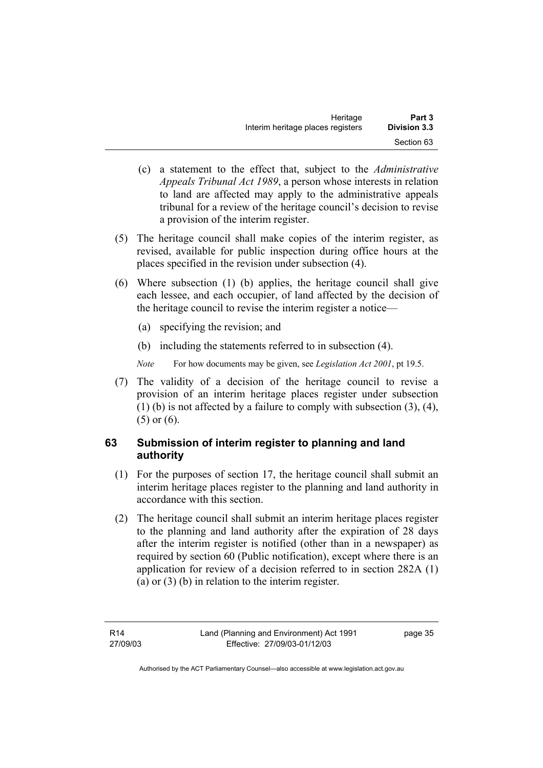(c) a statement to the effect that, subject to the *Administrative Appeals Tribunal Act 1989*, a person whose interests in relation to land are affected may apply to the administrative appeals tribunal for a review of the heritage council's decision to revise a provision of the interim register.

(5) The heritage council shall make copies of the interim register, as revised, available for public inspection during office hours at the places specified in the revision under subsection (4).

(6) Where subsection (1) (b) applies, the heritage council shall give each lessee, and each occupier, of land affected by the decision of the heritage council to revise the interim register a notice—

(a) specifying the revision; and

(b) including the statements referred to in subsection (4).

*Note* For how documents may be given, see *Legislation Act 2001*, pt 19.5.

(7) The validity of a decision of the heritage council to revise a provision of an interim heritage places register under subsection (1) (b) is not affected by a failure to comply with subsection (3), (4), (5) or (6).

### 63 Submission of interim register to planning and land authority

(1) For the purposes of section 17, the heritage council shall submit an interim heritage places register to the planning and land authority in accordance with this section.

(2) The heritage council shall submit an interim heritage places register to the planning and land authority after the expiration of 28 days after the interim register is notified (other than in a newspaper) as required by section 60 (Public notification), except where there is an application for review of a decision referred to in section 282A (1) (a) or (3) (b) in relation to the interim register.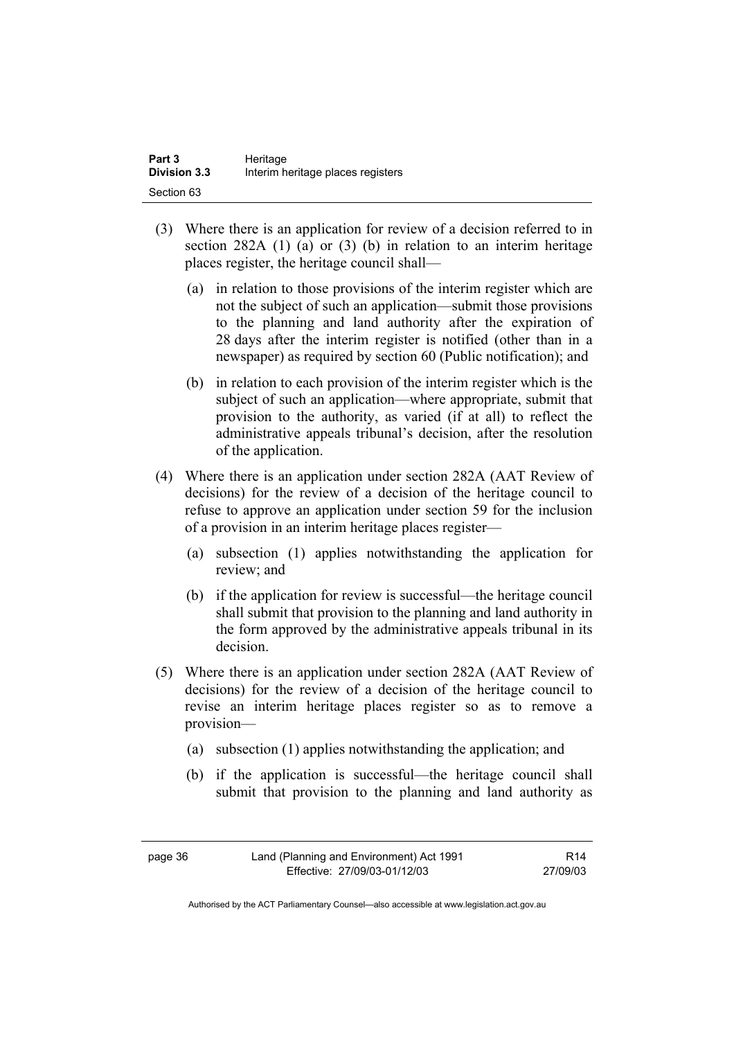(3) Where there is an application for review of a decision referred to in section 282A (1) (a) or (3) (b) in relation to an interim heritage places register, the heritage council shall—

   (a) in relation to those provisions of the interim register which are not the subject of such an application—submit those provisions to the planning and land authority after the expiration of 28 days after the interim register is notified (other than in a newspaper) as required by section 60 (Public notification); and

   (b) in relation to each provision of the interim register which is the subject of such an application—where appropriate, submit that provision to the authority, as varied (if at all) to reflect the administrative appeals tribunal's decision, after the resolution of the application.

(4) Where there is an application under section 282A (AAT Review of decisions) for the review of a decision of the heritage council to refuse to approve an application under section 59 for the inclusion of a provision in an interim heritage places register—

   (a) subsection (1) applies notwithstanding the application for review; and

   (b) if the application for review is successful—the heritage council shall submit that provision to the planning and land authority in the form approved by the administrative appeals tribunal in its decision.

(5) Where there is an application under section 282A (AAT Review of decisions) for the review of a decision of the heritage council to revise an interim heritage places register so as to remove a provision—

   (a) subsection (1) applies notwithstanding the application; and

   (b) if the application is successful—the heritage council shall submit that provision to the planning and land authority as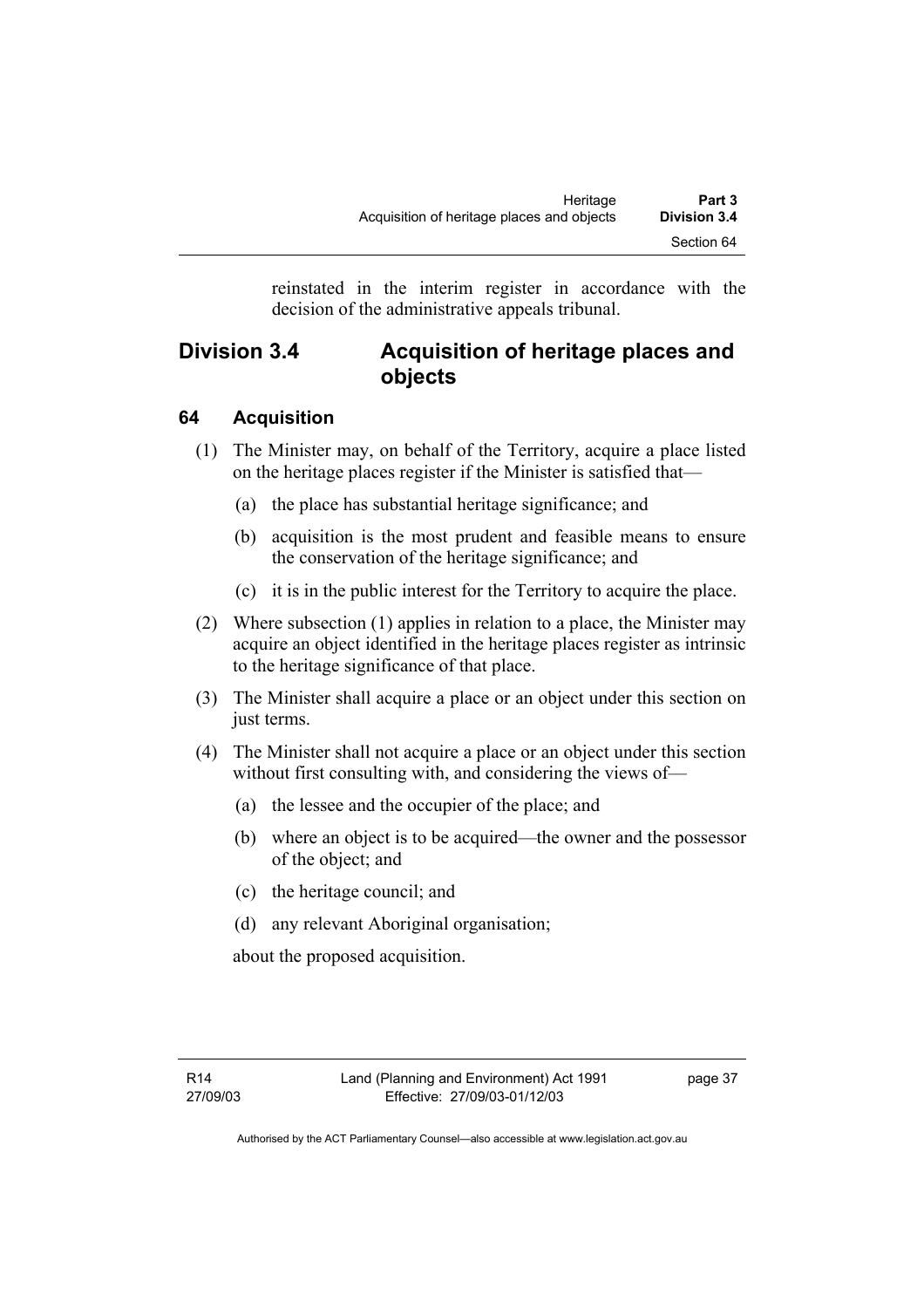reinstated in the interim register in accordance with the decision of the administrative appeals tribunal.

## Division 3.4 Acquisition of heritage places and objects

### 64 Acquisition

(1) The Minister may, on behalf of the Territory, acquire a place listed on the heritage places register if the Minister is satisfied that—

(a) the place has substantial heritage significance; and

(b) acquisition is the most prudent and feasible means to ensure the conservation of the heritage significance; and

(c) it is in the public interest for the Territory to acquire the place.

(2) Where subsection (1) applies in relation to a place, the Minister may acquire an object identified in the heritage places register as intrinsic to the heritage significance of that place.

(3) The Minister shall acquire a place or an object under this section on just terms.

(4) The Minister shall not acquire a place or an object under this section without first consulting with, and considering the views of—

(a) the lessee and the occupier of the place; and

(b) where an object is to be acquired—the owner and the possessor of the object; and

(c) the heritage council; and

(d) any relevant Aboriginal organisation;

about the proposed acquisition.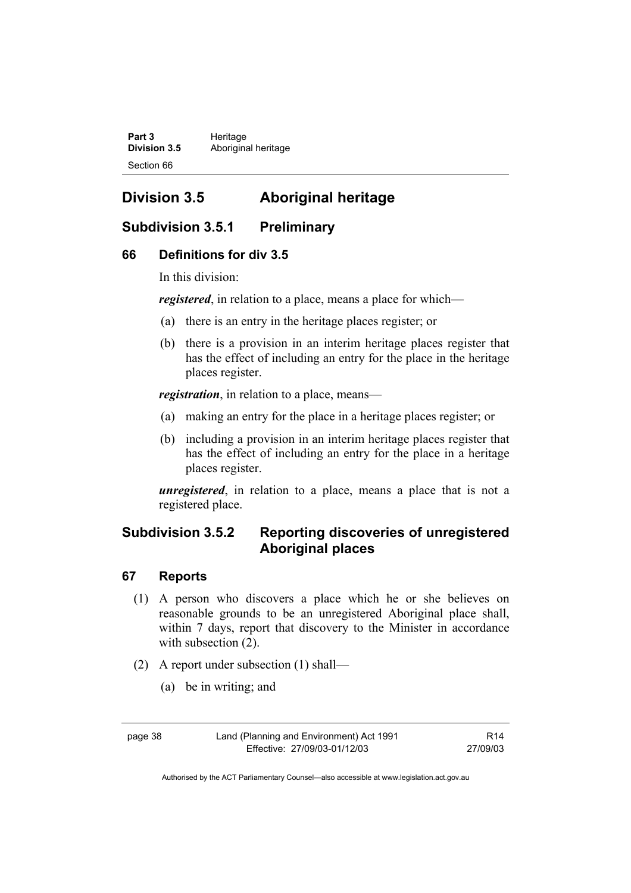## Division 3.5 Aboriginal heritage

### Subdivision 3.5.1 Preliminary

#### 66 Definitions for div 3.5

In this division:

***registered***, in relation to a place, means a place for which—

(a) there is an entry in the heritage places register; or

(b) there is a provision in an interim heritage places register that has the effect of including an entry for the place in the heritage places register.

***registration***, in relation to a place, means—

(a) making an entry for the place in a heritage places register; or

(b) including a provision in an interim heritage places register that has the effect of including an entry for the place in a heritage places register.

***unregistered***, in relation to a place, means a place that is not a registered place.

### Subdivision 3.5.2 Reporting discoveries of unregistered Aboriginal places

#### 67 Reports

(1) A person who discovers a place which he or she believes on reasonable grounds to be an unregistered Aboriginal place shall, within 7 days, report that discovery to the Minister in accordance with subsection (2).

(2) A report under subsection (1) shall—

(a) be in writing; and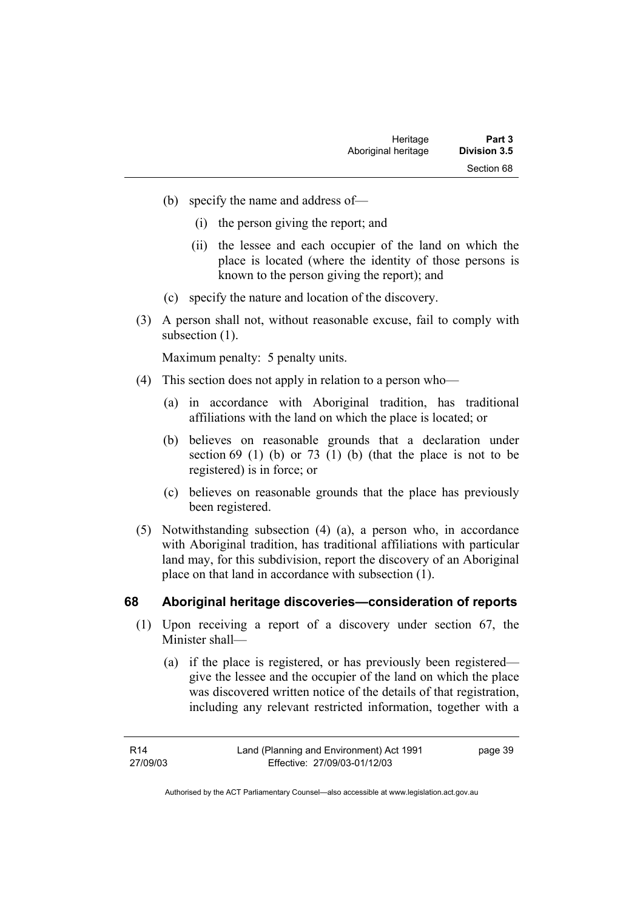(b) specify the name and address of—

  (i) the person giving the report; and

  (ii) the lessee and each occupier of the land on which the place is located (where the identity of those persons is known to the person giving the report); and

(c) specify the nature and location of the discovery.

(3) A person shall not, without reasonable excuse, fail to comply with subsection (1).

Maximum penalty: 5 penalty units.

(4) This section does not apply in relation to a person who—

  (a) in accordance with Aboriginal tradition, has traditional affiliations with the land on which the place is located; or

  (b) believes on reasonable grounds that a declaration under section 69 (1) (b) or 73 (1) (b) (that the place is not to be registered) is in force; or

  (c) believes on reasonable grounds that the place has previously been registered.

(5) Notwithstanding subsection (4) (a), a person who, in accordance with Aboriginal tradition, has traditional affiliations with particular land may, for this subdivision, report the discovery of an Aboriginal place on that land in accordance with subsection (1).

## 68 Aboriginal heritage discoveries—consideration of reports

(1) Upon receiving a report of a discovery under section 67, the Minister shall—

  (a) if the place is registered, or has previously been registered—give the lessee and the occupier of the land on which the place was discovered written notice of the details of that registration, including any relevant restricted information, together with a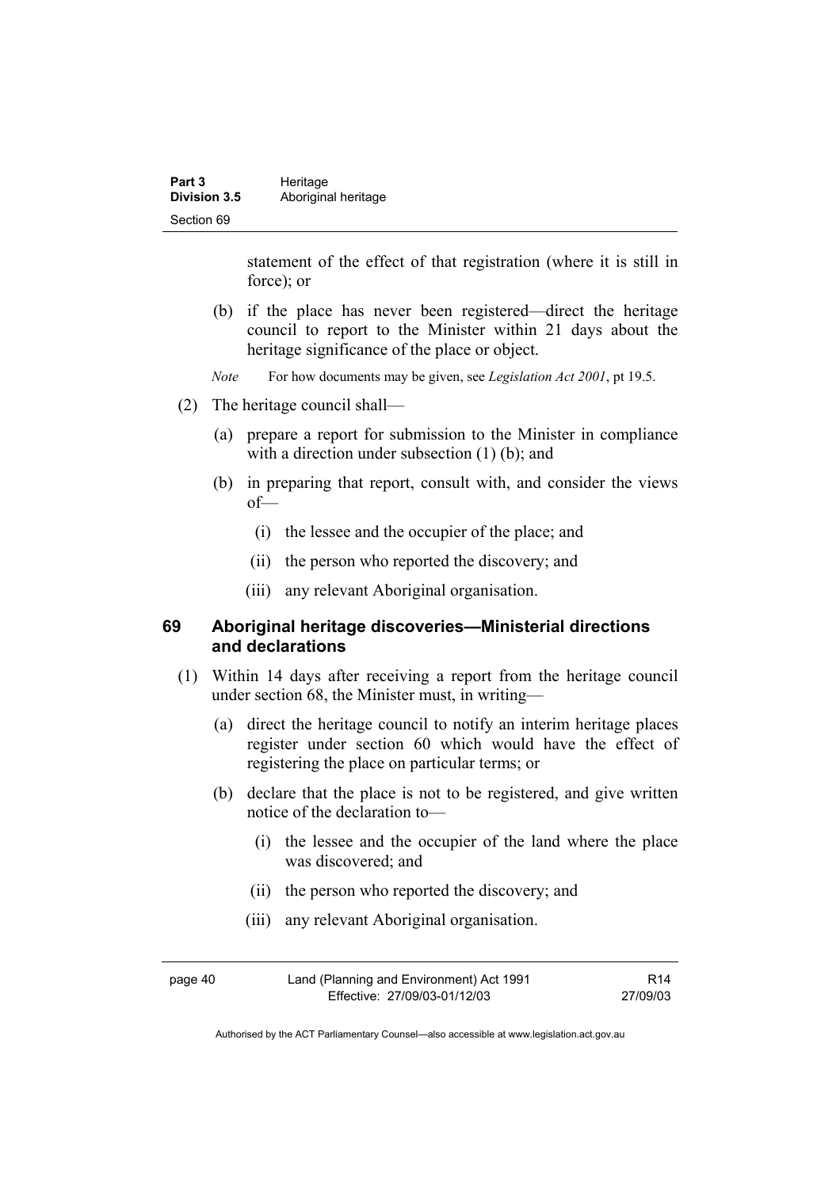statement of the effect of that registration (where it is still in force); or

(b) if the place has never been registered—direct the heritage council to report to the Minister within 21 days about the heritage significance of the place or object.

*Note* For how documents may be given, see *Legislation Act 2001*, pt 19.5.

(2) The heritage council shall—

(a) prepare a report for submission to the Minister in compliance with a direction under subsection (1) (b); and

(b) in preparing that report, consult with, and consider the views of—

(i) the lessee and the occupier of the place; and

(ii) the person who reported the discovery; and

(iii) any relevant Aboriginal organisation.

## 69 Aboriginal heritage discoveries—Ministerial directions and declarations

(1) Within 14 days after receiving a report from the heritage council under section 68, the Minister must, in writing—

(a) direct the heritage council to notify an interim heritage places register under section 60 which would have the effect of registering the place on particular terms; or

(b) declare that the place is not to be registered, and give written notice of the declaration to—

(i) the lessee and the occupier of the land where the place was discovered; and

(ii) the person who reported the discovery; and

(iii) any relevant Aboriginal organisation.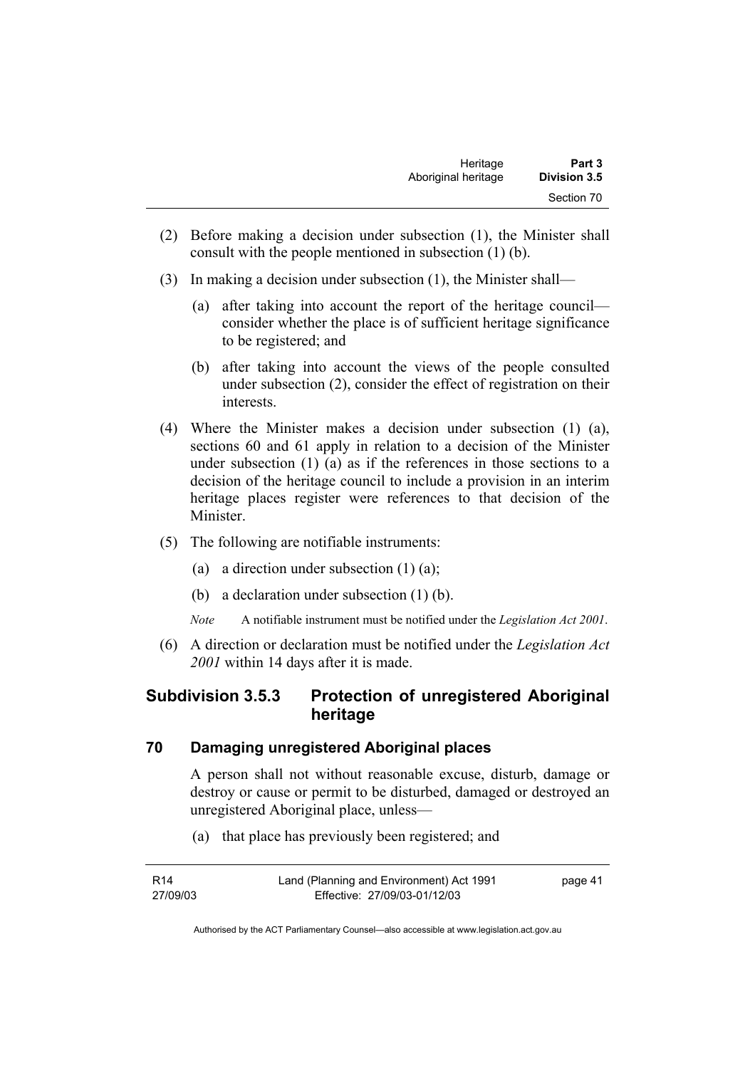(2) Before making a decision under subsection (1), the Minister shall consult with the people mentioned in subsection (1) (b).

(3) In making a decision under subsection (1), the Minister shall—

(a) after taking into account the report of the heritage council—consider whether the place is of sufficient heritage significance to be registered; and

(b) after taking into account the views of the people consulted under subsection (2), consider the effect of registration on their interests.

(4) Where the Minister makes a decision under subsection (1) (a), sections 60 and 61 apply in relation to a decision of the Minister under subsection (1) (a) as if the references in those sections to a decision of the heritage council to include a provision in an interim heritage places register were references to that decision of the Minister.

(5) The following are notifiable instruments:

(a) a direction under subsection (1) (a);

(b) a declaration under subsection (1) (b).

*Note* A notifiable instrument must be notified under the *Legislation Act 2001*.

(6) A direction or declaration must be notified under the *Legislation Act 2001* within 14 days after it is made.

## Subdivision 3.5.3 Protection of unregistered Aboriginal heritage

### 70 Damaging unregistered Aboriginal places

A person shall not without reasonable excuse, disturb, damage or destroy or cause or permit to be disturbed, damaged or destroyed an unregistered Aboriginal place, unless—

(a) that place has previously been registered; and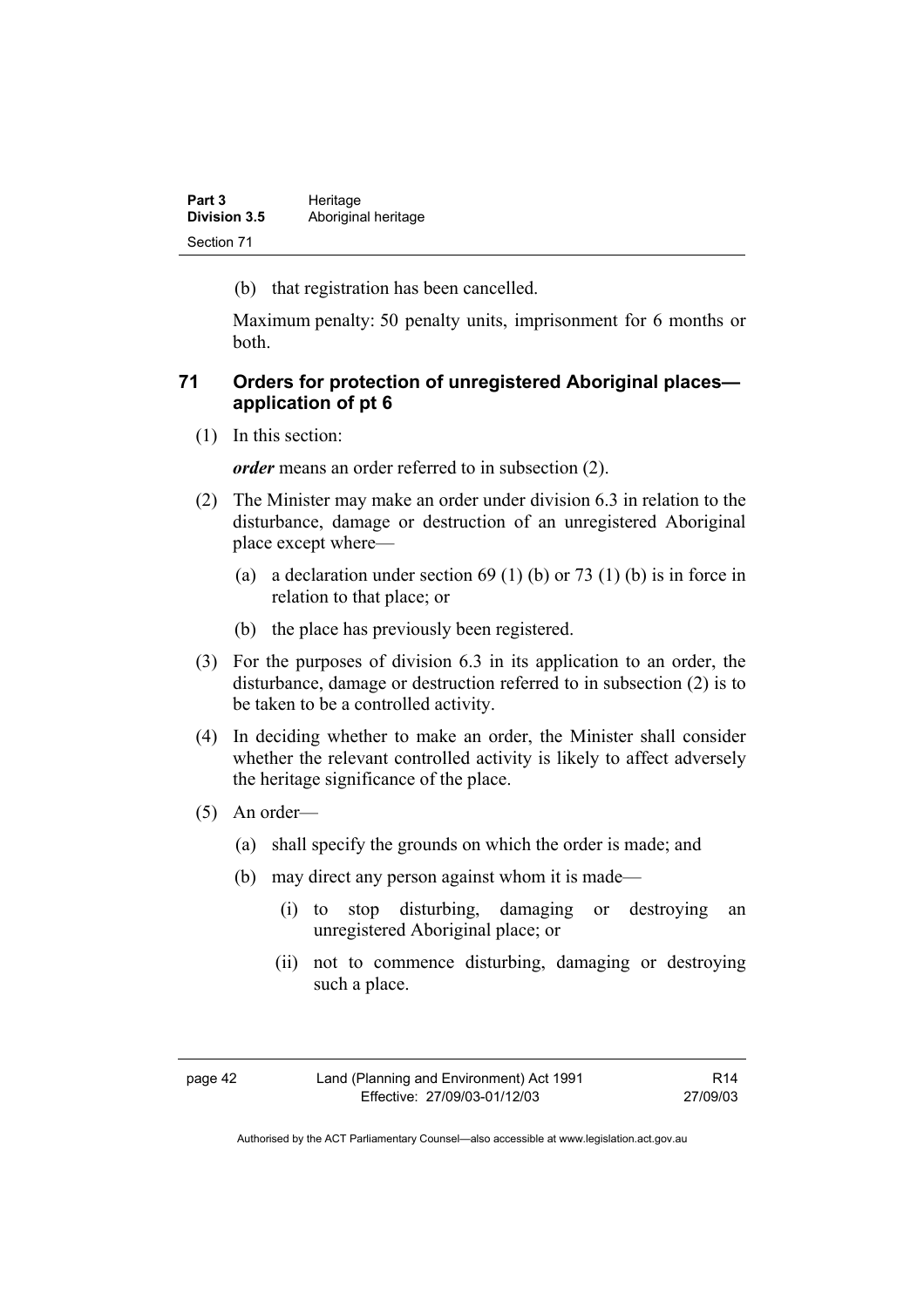(b) that registration has been cancelled.

Maximum penalty: 50 penalty units, imprisonment for 6 months or both.

## 71 Orders for protection of unregistered Aboriginal places—application of pt 6

(1) In this section:

***order*** means an order referred to in subsection (2).

(2) The Minister may make an order under division 6.3 in relation to the disturbance, damage or destruction of an unregistered Aboriginal place except where—

(a) a declaration under section 69 (1) (b) or 73 (1) (b) is in force in relation to that place; or

(b) the place has previously been registered.

(3) For the purposes of division 6.3 in its application to an order, the disturbance, damage or destruction referred to in subsection (2) is to be taken to be a controlled activity.

(4) In deciding whether to make an order, the Minister shall consider whether the relevant controlled activity is likely to affect adversely the heritage significance of the place.

(5) An order—

(a) shall specify the grounds on which the order is made; and

(b) may direct any person against whom it is made—

(i) to stop disturbing, damaging or destroying an unregistered Aboriginal place; or

(ii) not to commence disturbing, damaging or destroying such a place.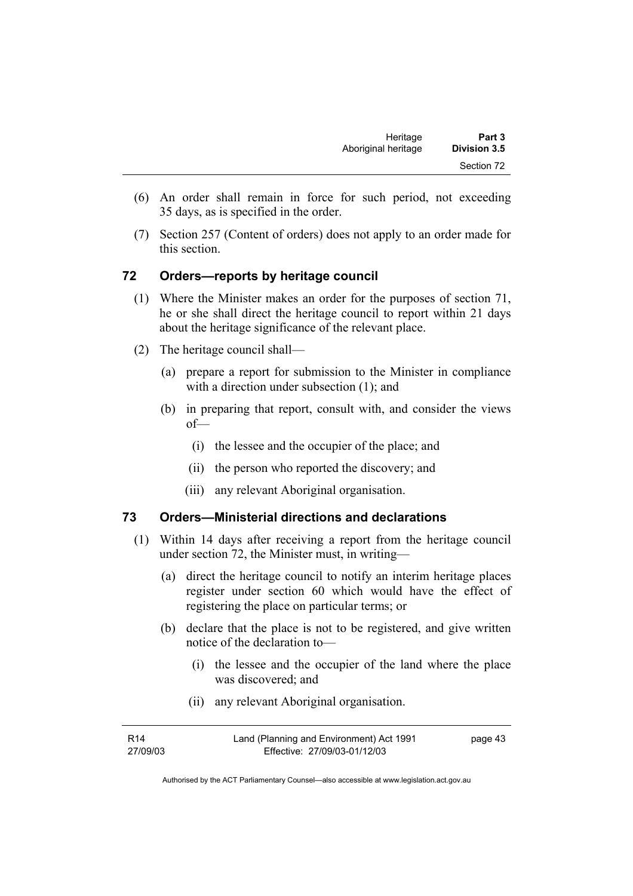(6) An order shall remain in force for such period, not exceeding 35 days, as is specified in the order.

(7) Section 257 (Content of orders) does not apply to an order made for this section.

## 72 Orders—reports by heritage council

(1) Where the Minister makes an order for the purposes of section 71, he or she shall direct the heritage council to report within 21 days about the heritage significance of the relevant place.

(2) The heritage council shall—

(a) prepare a report for submission to the Minister in compliance with a direction under subsection (1); and

(b) in preparing that report, consult with, and consider the views of—

(i) the lessee and the occupier of the place; and

(ii) the person who reported the discovery; and

(iii) any relevant Aboriginal organisation.

## 73 Orders—Ministerial directions and declarations

(1) Within 14 days after receiving a report from the heritage council under section 72, the Minister must, in writing—

(a) direct the heritage council to notify an interim heritage places register under section 60 which would have the effect of registering the place on particular terms; or

(b) declare that the place is not to be registered, and give written notice of the declaration to—

(i) the lessee and the occupier of the land where the place was discovered; and

(ii) any relevant Aboriginal organisation.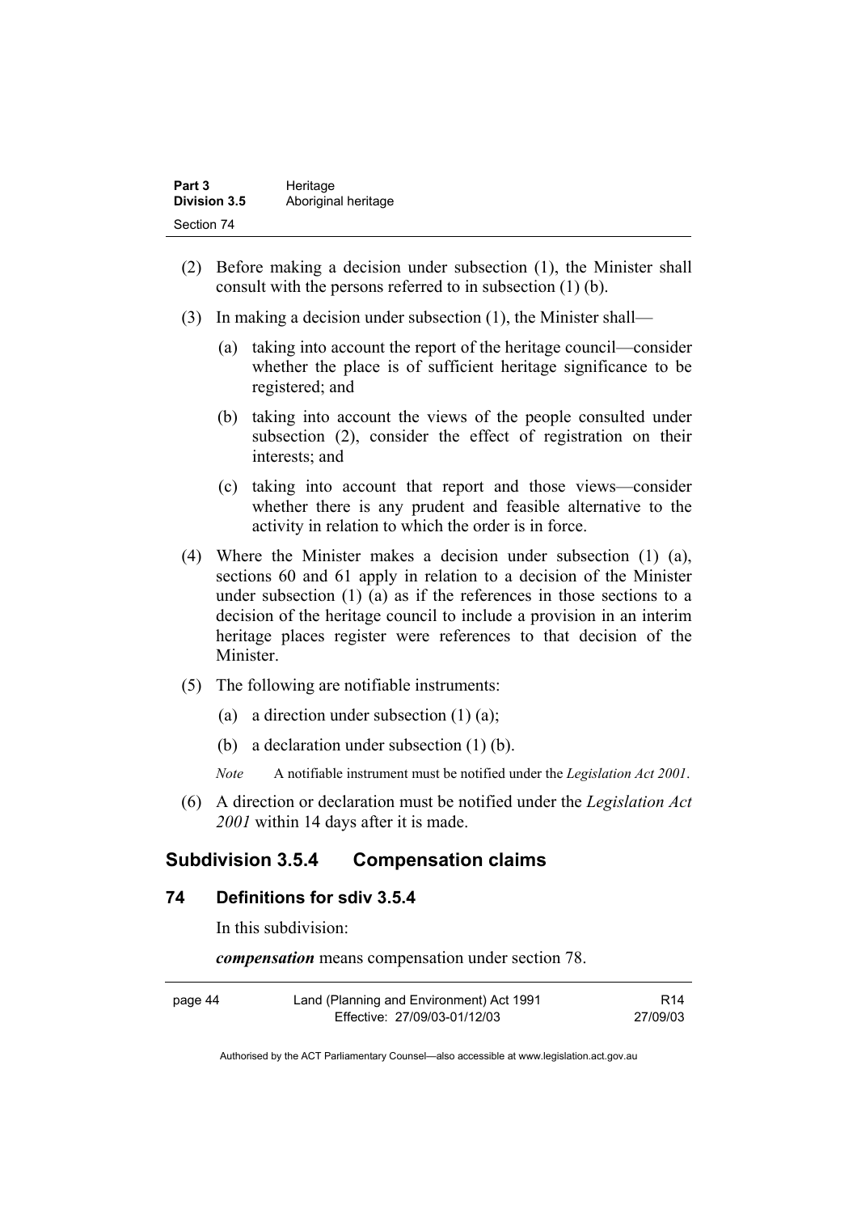(2) Before making a decision under subsection (1), the Minister shall consult with the persons referred to in subsection (1) (b).

(3) In making a decision under subsection (1), the Minister shall—

  (a) taking into account the report of the heritage council—consider whether the place is of sufficient heritage significance to be registered; and

  (b) taking into account the views of the people consulted under subsection (2), consider the effect of registration on their interests; and

  (c) taking into account that report and those views—consider whether there is any prudent and feasible alternative to the activity in relation to which the order is in force.

(4) Where the Minister makes a decision under subsection (1) (a), sections 60 and 61 apply in relation to a decision of the Minister under subsection (1) (a) as if the references in those sections to a decision of the heritage council to include a provision in an interim heritage places register were references to that decision of the Minister.

(5) The following are notifiable instruments:

  (a) a direction under subsection (1) (a);

  (b) a declaration under subsection (1) (b).

*Note* A notifiable instrument must be notified under the *Legislation Act 2001*.

(6) A direction or declaration must be notified under the *Legislation Act 2001* within 14 days after it is made.

## Subdivision 3.5.4 Compensation claims

### 74 Definitions for sdiv 3.5.4

In this subdivision:

***compensation*** means compensation under section 78.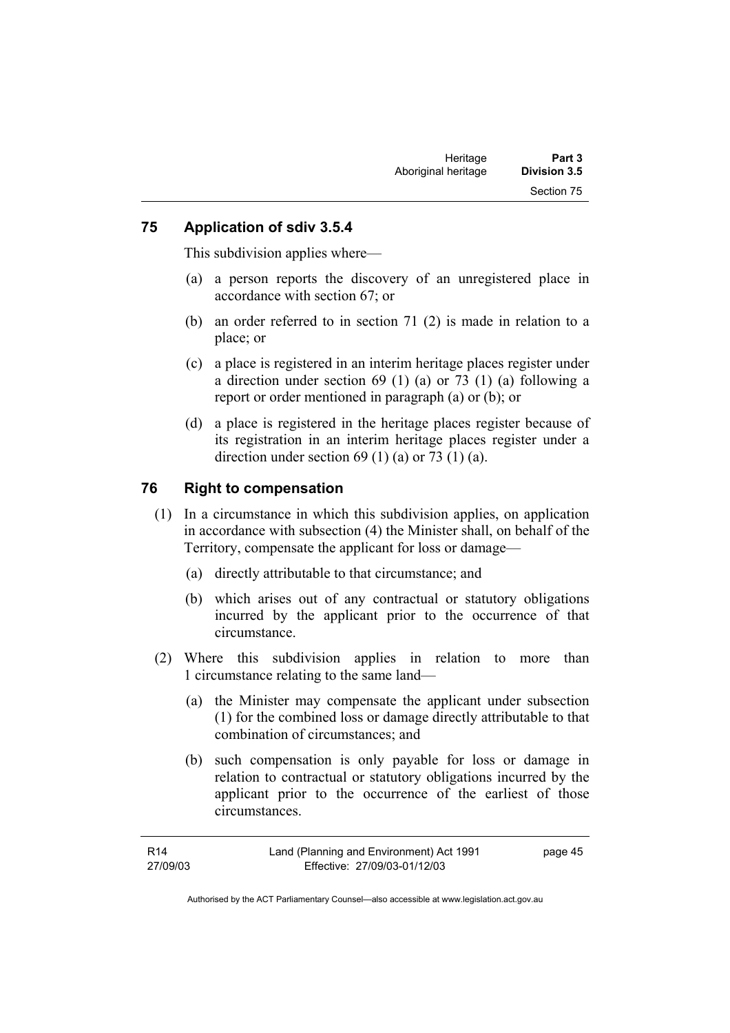## 75 Application of sdiv 3.5.4

This subdivision applies where—

(a) a person reports the discovery of an unregistered place in accordance with section 67; or

(b) an order referred to in section 71 (2) is made in relation to a place; or

(c) a place is registered in an interim heritage places register under a direction under section 69 (1) (a) or 73 (1) (a) following a report or order mentioned in paragraph (a) or (b); or

(d) a place is registered in the heritage places register because of its registration in an interim heritage places register under a direction under section 69 (1) (a) or 73 (1) (a).

## 76 Right to compensation

(1) In a circumstance in which this subdivision applies, on application in accordance with subsection (4) the Minister shall, on behalf of the Territory, compensate the applicant for loss or damage—

(a) directly attributable to that circumstance; and

(b) which arises out of any contractual or statutory obligations incurred by the applicant prior to the occurrence of that circumstance.

(2) Where this subdivision applies in relation to more than 1 circumstance relating to the same land—

(a) the Minister may compensate the applicant under subsection (1) for the combined loss or damage directly attributable to that combination of circumstances; and

(b) such compensation is only payable for loss or damage in relation to contractual or statutory obligations incurred by the applicant prior to the occurrence of the earliest of those circumstances.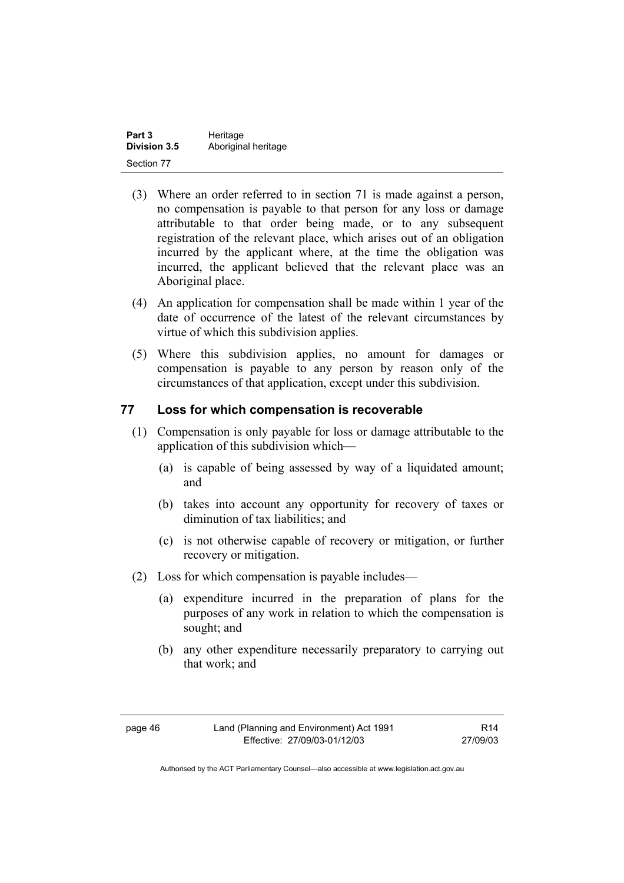(3) Where an order referred to in section 71 is made against a person, no compensation is payable to that person for any loss or damage attributable to that order being made, or to any subsequent registration of the relevant place, which arises out of an obligation incurred by the applicant where, at the time the obligation was incurred, the applicant believed that the relevant place was an Aboriginal place.

(4) An application for compensation shall be made within 1 year of the date of occurrence of the latest of the relevant circumstances by virtue of which this subdivision applies.

(5) Where this subdivision applies, no amount for damages or compensation is payable to any person by reason only of the circumstances of that application, except under this subdivision.

## 77 Loss for which compensation is recoverable

(1) Compensation is only payable for loss or damage attributable to the application of this subdivision which—

(a) is capable of being assessed by way of a liquidated amount; and

(b) takes into account any opportunity for recovery of taxes or diminution of tax liabilities; and

(c) is not otherwise capable of recovery or mitigation, or further recovery or mitigation.

(2) Loss for which compensation is payable includes—

(a) expenditure incurred in the preparation of plans for the purposes of any work in relation to which the compensation is sought; and

(b) any other expenditure necessarily preparatory to carrying out that work; and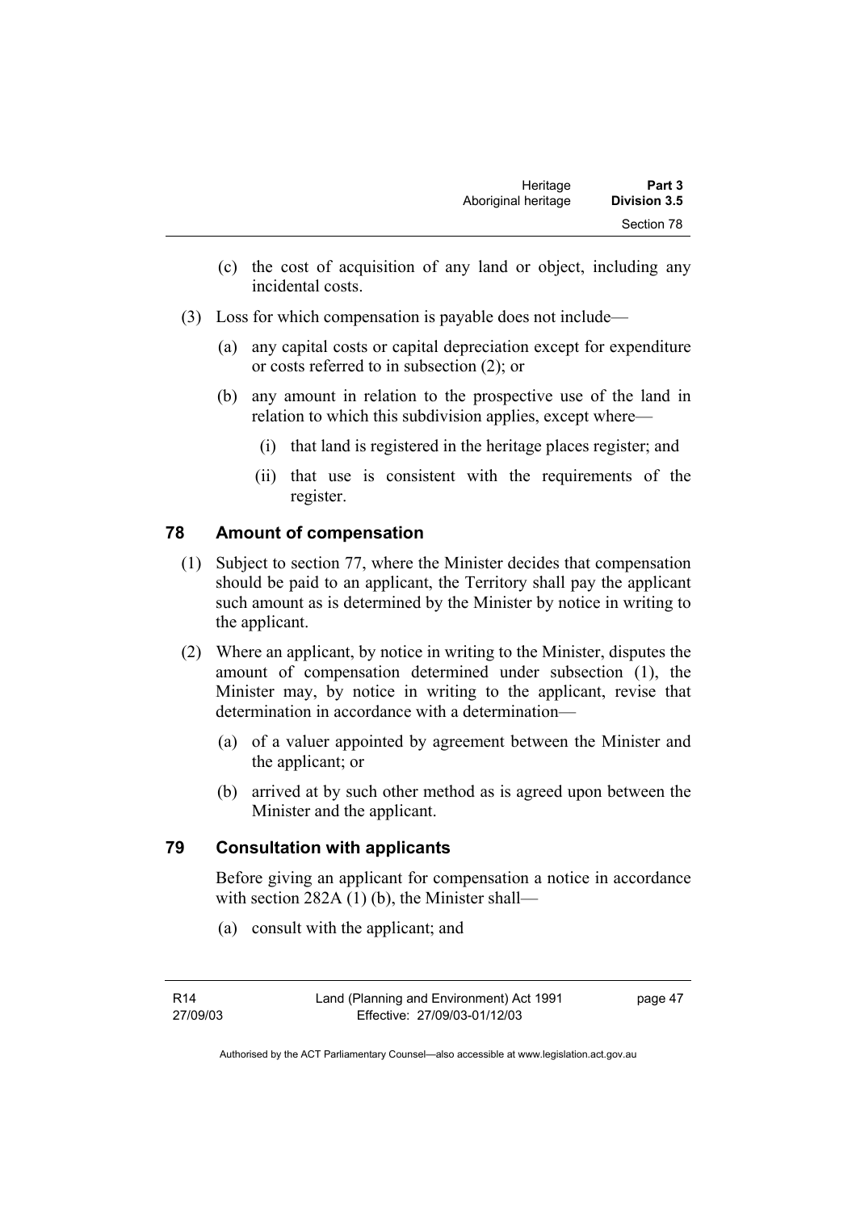(c) the cost of acquisition of any land or object, including any incidental costs.

(3) Loss for which compensation is payable does not include—

(a) any capital costs or capital depreciation except for expenditure or costs referred to in subsection (2); or

(b) any amount in relation to the prospective use of the land in relation to which this subdivision applies, except where—

(i) that land is registered in the heritage places register; and

(ii) that use is consistent with the requirements of the register.

## 78 Amount of compensation

(1) Subject to section 77, where the Minister decides that compensation should be paid to an applicant, the Territory shall pay the applicant such amount as is determined by the Minister by notice in writing to the applicant.

(2) Where an applicant, by notice in writing to the Minister, disputes the amount of compensation determined under subsection (1), the Minister may, by notice in writing to the applicant, revise that determination in accordance with a determination—

(a) of a valuer appointed by agreement between the Minister and the applicant; or

(b) arrived at by such other method as is agreed upon between the Minister and the applicant.

## 79 Consultation with applicants

Before giving an applicant for compensation a notice in accordance with section 282A (1) (b), the Minister shall—

(a) consult with the applicant; and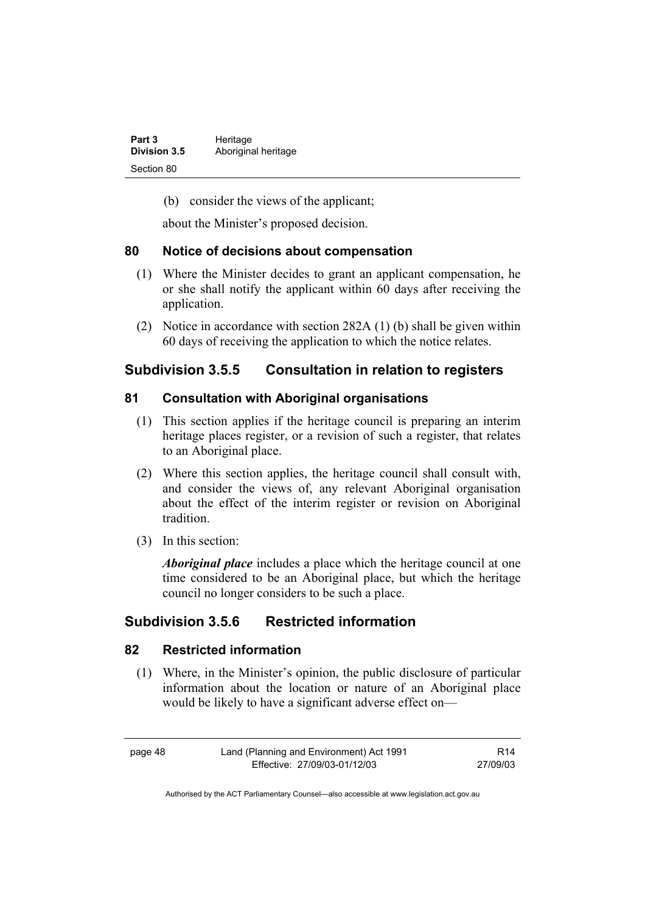(b) consider the views of the applicant;

about the Minister's proposed decision.

### 80 Notice of decisions about compensation

(1) Where the Minister decides to grant an applicant compensation, he or she shall notify the applicant within 60 days after receiving the application.

(2) Notice in accordance with section 282A (1) (b) shall be given within 60 days of receiving the application to which the notice relates.

## Subdivision 3.5.5 Consultation in relation to registers

### 81 Consultation with Aboriginal organisations

(1) This section applies if the heritage council is preparing an interim heritage places register, or a revision of such a register, that relates to an Aboriginal place.

(2) Where this section applies, the heritage council shall consult with, and consider the views of, any relevant Aboriginal organisation about the effect of the interim register or revision on Aboriginal tradition.

(3) In this section:

***Aboriginal place*** includes a place which the heritage council at one time considered to be an Aboriginal place, but which the heritage council no longer considers to be such a place.

## Subdivision 3.5.6 Restricted information

### 82 Restricted information

(1) Where, in the Minister's opinion, the public disclosure of particular information about the location or nature of an Aboriginal place would be likely to have a significant adverse effect on—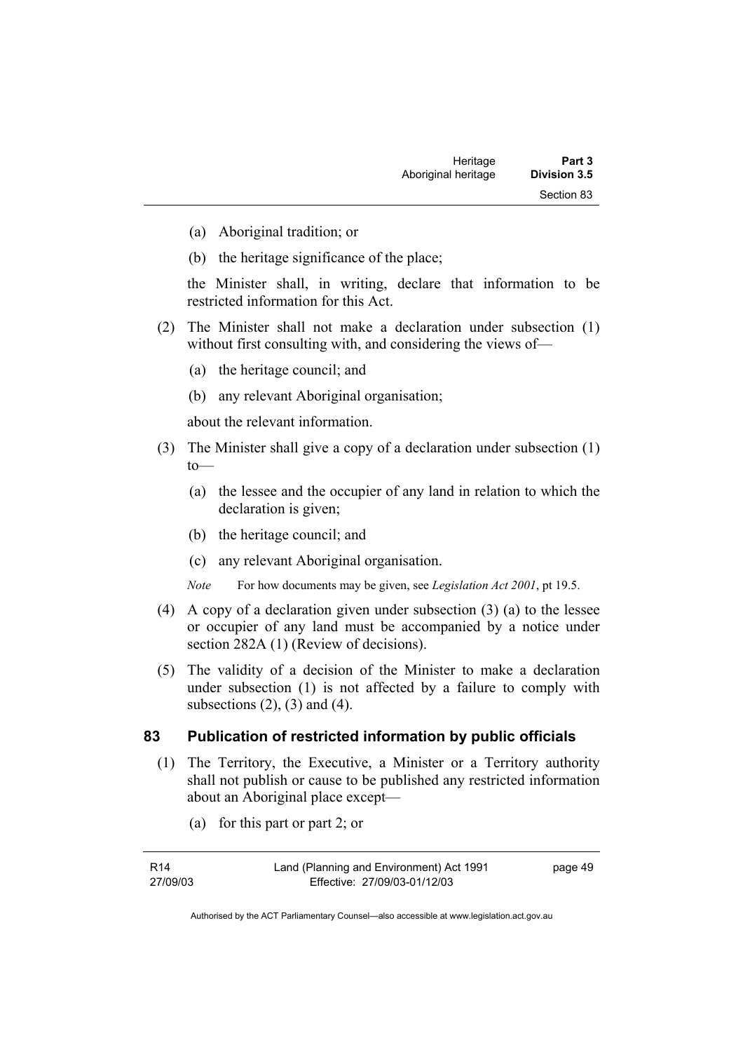(a) Aboriginal tradition; or

(b) the heritage significance of the place;

the Minister shall, in writing, declare that information to be restricted information for this Act.

(2) The Minister shall not make a declaration under subsection (1) without first consulting with, and considering the views of—

(a) the heritage council; and

(b) any relevant Aboriginal organisation;

about the relevant information.

(3) The Minister shall give a copy of a declaration under subsection (1) to—

(a) the lessee and the occupier of any land in relation to which the declaration is given;

(b) the heritage council; and

(c) any relevant Aboriginal organisation.

*Note* For how documents may be given, see *Legislation Act 2001*, pt 19.5.

(4) A copy of a declaration given under subsection (3) (a) to the lessee or occupier of any land must be accompanied by a notice under section 282A (1) (Review of decisions).

(5) The validity of a decision of the Minister to make a declaration under subsection (1) is not affected by a failure to comply with subsections (2), (3) and (4).

## 83 Publication of restricted information by public officials

(1) The Territory, the Executive, a Minister or a Territory authority shall not publish or cause to be published any restricted information about an Aboriginal place except—

(a) for this part or part 2; or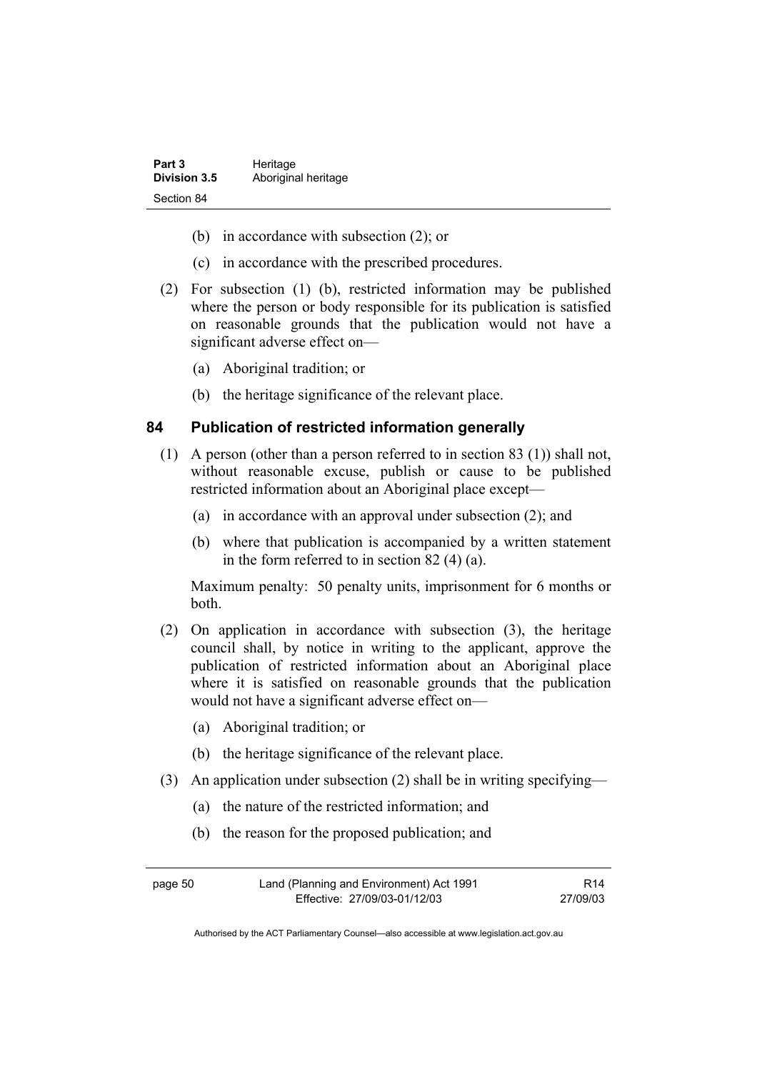(b) in accordance with subsection (2); or

(c) in accordance with the prescribed procedures.

(2) For subsection (1) (b), restricted information may be published where the person or body responsible for its publication is satisfied on reasonable grounds that the publication would not have a significant adverse effect on—

(a) Aboriginal tradition; or

(b) the heritage significance of the relevant place.

## 84 Publication of restricted information generally

(1) A person (other than a person referred to in section 83 (1)) shall not, without reasonable excuse, publish or cause to be published restricted information about an Aboriginal place except—

(a) in accordance with an approval under subsection (2); and

(b) where that publication is accompanied by a written statement in the form referred to in section 82 (4) (a).

Maximum penalty: 50 penalty units, imprisonment for 6 months or both.

(2) On application in accordance with subsection (3), the heritage council shall, by notice in writing to the applicant, approve the publication of restricted information about an Aboriginal place where it is satisfied on reasonable grounds that the publication would not have a significant adverse effect on—

(a) Aboriginal tradition; or

(b) the heritage significance of the relevant place.

(3) An application under subsection (2) shall be in writing specifying—

(a) the nature of the restricted information; and

(b) the reason for the proposed publication; and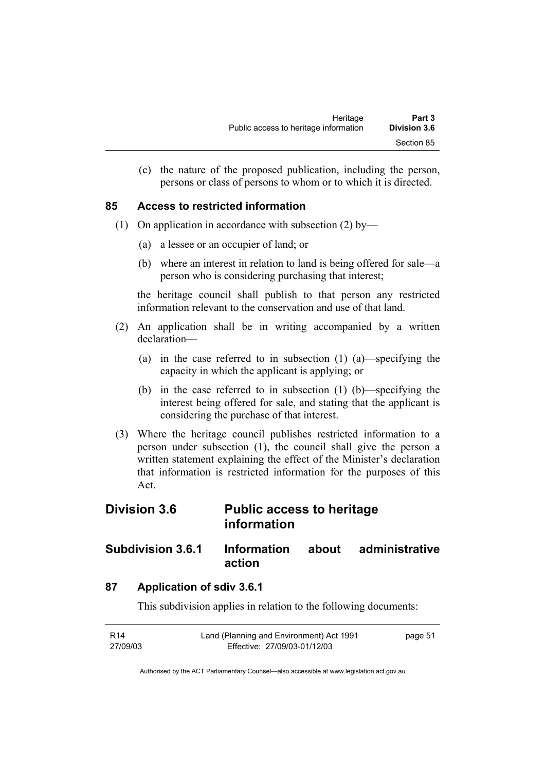(c) the nature of the proposed publication, including the person, persons or class of persons to whom or to which it is directed.

### 85 Access to restricted information

(1) On application in accordance with subsection (2) by—

(a) a lessee or an occupier of land; or

(b) where an interest in relation to land is being offered for sale—a person who is considering purchasing that interest;

the heritage council shall publish to that person any restricted information relevant to the conservation and use of that land.

(2) An application shall be in writing accompanied by a written declaration—

(a) in the case referred to in subsection (1) (a)—specifying the capacity in which the applicant is applying; or

(b) in the case referred to in subsection (1) (b)—specifying the interest being offered for sale, and stating that the applicant is considering the purchase of that interest.

(3) Where the heritage council publishes restricted information to a person under subsection (1), the council shall give the person a written statement explaining the effect of the Minister's declaration that information is restricted information for the purposes of this Act.

## Division 3.6 Public access to heritage information

## Subdivision 3.6.1 Information about administrative action

### 87 Application of sdiv 3.6.1

This subdivision applies in relation to the following documents: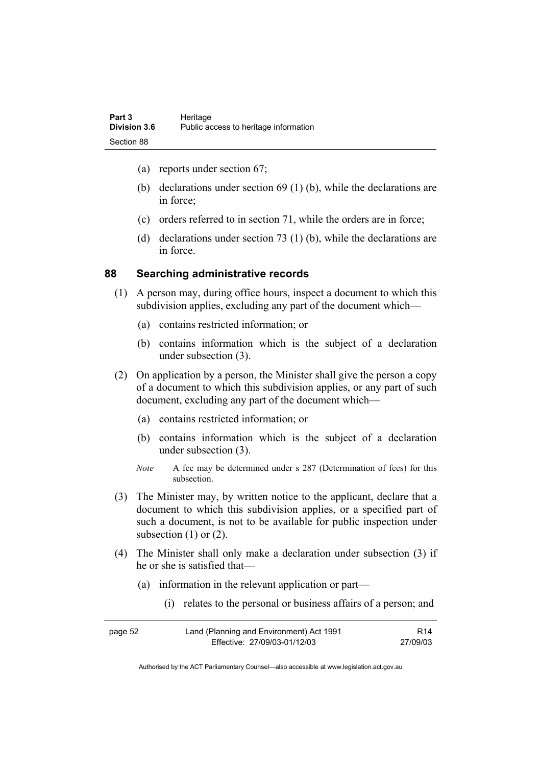(a) reports under section 67;

(b) declarations under section 69 (1) (b), while the declarations are in force;

(c) orders referred to in section 71, while the orders are in force;

(d) declarations under section 73 (1) (b), while the declarations are in force.

## 88 Searching administrative records

(1) A person may, during office hours, inspect a document to which this subdivision applies, excluding any part of the document which—

(a) contains restricted information; or

(b) contains information which is the subject of a declaration under subsection (3).

(2) On application by a person, the Minister shall give the person a copy of a document to which this subdivision applies, or any part of such document, excluding any part of the document which—

(a) contains restricted information; or

(b) contains information which is the subject of a declaration under subsection (3).

*Note* A fee may be determined under s 287 (Determination of fees) for this subsection.

(3) The Minister may, by written notice to the applicant, declare that a document to which this subdivision applies, or a specified part of such a document, is not to be available for public inspection under subsection (1) or (2).

(4) The Minister shall only make a declaration under subsection (3) if he or she is satisfied that—

(a) information in the relevant application or part—

(i) relates to the personal or business affairs of a person; and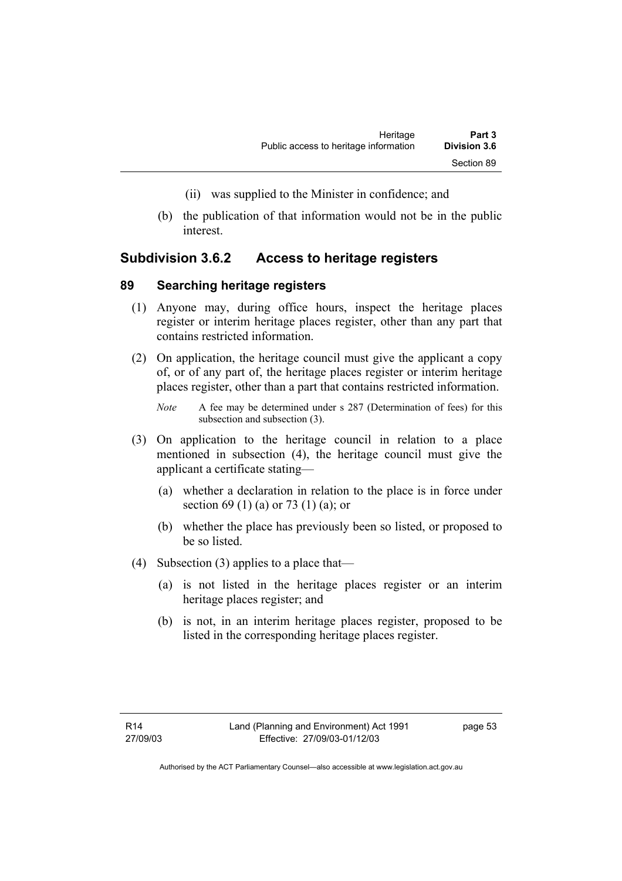(ii) was supplied to the Minister in confidence; and

(b) the publication of that information would not be in the public interest.

## Subdivision 3.6.2 Access to heritage registers

### 89 Searching heritage registers

(1) Anyone may, during office hours, inspect the heritage places register or interim heritage places register, other than any part that contains restricted information.

(2) On application, the heritage council must give the applicant a copy of, or of any part of, the heritage places register or interim heritage places register, other than a part that contains restricted information.

*Note* A fee may be determined under s 287 (Determination of fees) for this subsection and subsection (3).

(3) On application to the heritage council in relation to a place mentioned in subsection (4), the heritage council must give the applicant a certificate stating—

(a) whether a declaration in relation to the place is in force under section 69 (1) (a) or 73 (1) (a); or

(b) whether the place has previously been so listed, or proposed to be so listed.

(4) Subsection (3) applies to a place that—

(a) is not listed in the heritage places register or an interim heritage places register; and

(b) is not, in an interim heritage places register, proposed to be listed in the corresponding heritage places register.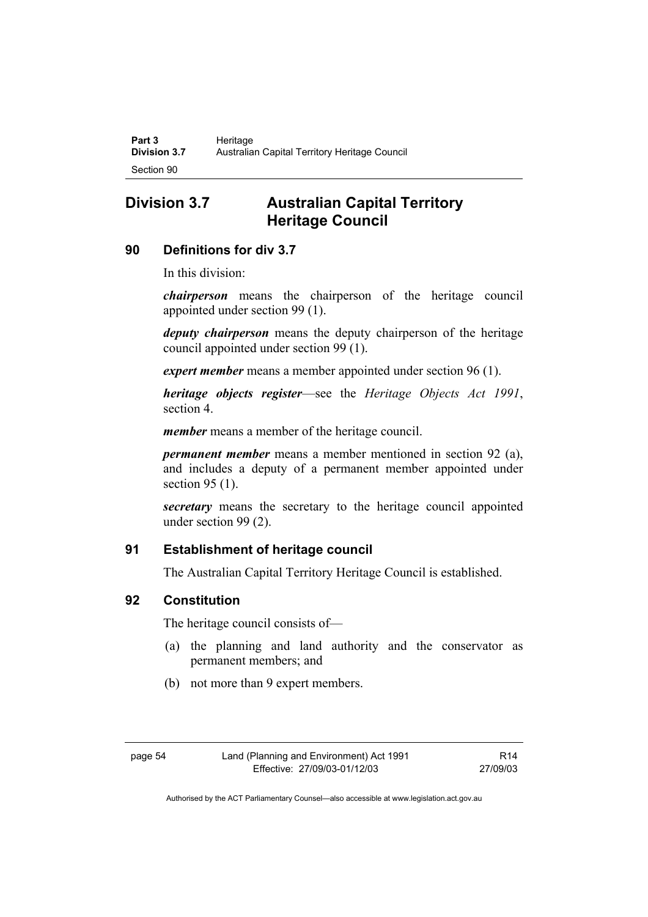## Division 3.7 Australian Capital Territory Heritage Council

### 90 Definitions for div 3.7

In this division:

***chairperson*** means the chairperson of the heritage council appointed under section 99 (1).

***deputy chairperson*** means the deputy chairperson of the heritage council appointed under section 99 (1).

***expert member*** means a member appointed under section 96 (1).

***heritage objects register***—see the *Heritage Objects Act 1991*, section 4.

***member*** means a member of the heritage council.

***permanent member*** means a member mentioned in section 92 (a), and includes a deputy of a permanent member appointed under section 95 (1).

***secretary*** means the secretary to the heritage council appointed under section 99 (2).

### 91 Establishment of heritage council

The Australian Capital Territory Heritage Council is established.

### 92 Constitution

The heritage council consists of—

(a) the planning and land authority and the conservator as permanent members; and

(b) not more than 9 expert members.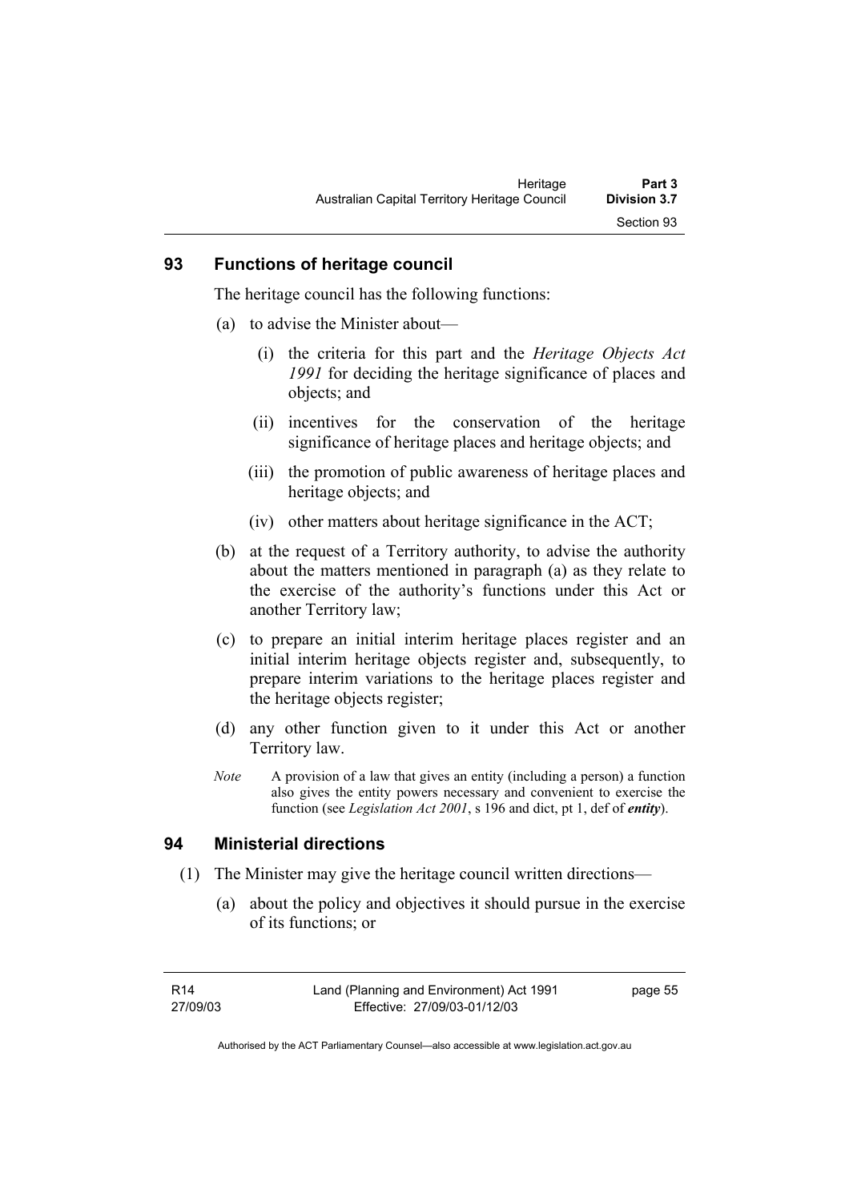## 93 Functions of heritage council

The heritage council has the following functions:

(a) to advise the Minister about—

   (i) the criteria for this part and the *Heritage Objects Act 1991* for deciding the heritage significance of places and objects; and

   (ii) incentives for the conservation of the heritage significance of heritage places and heritage objects; and

   (iii) the promotion of public awareness of heritage places and heritage objects; and

   (iv) other matters about heritage significance in the ACT;

(b) at the request of a Territory authority, to advise the authority about the matters mentioned in paragraph (a) as they relate to the exercise of the authority's functions under this Act or another Territory law;

(c) to prepare an initial interim heritage places register and an initial interim heritage objects register and, subsequently, to prepare interim variations to the heritage places register and the heritage objects register;

(d) any other function given to it under this Act or another Territory law.

*Note* A provision of a law that gives an entity (including a person) a function also gives the entity powers necessary and convenient to exercise the function (see *Legislation Act 2001*, s 196 and dict, pt 1, def of ***entity***).

## 94 Ministerial directions

(1) The Minister may give the heritage council written directions—

   (a) about the policy and objectives it should pursue in the exercise of its functions; or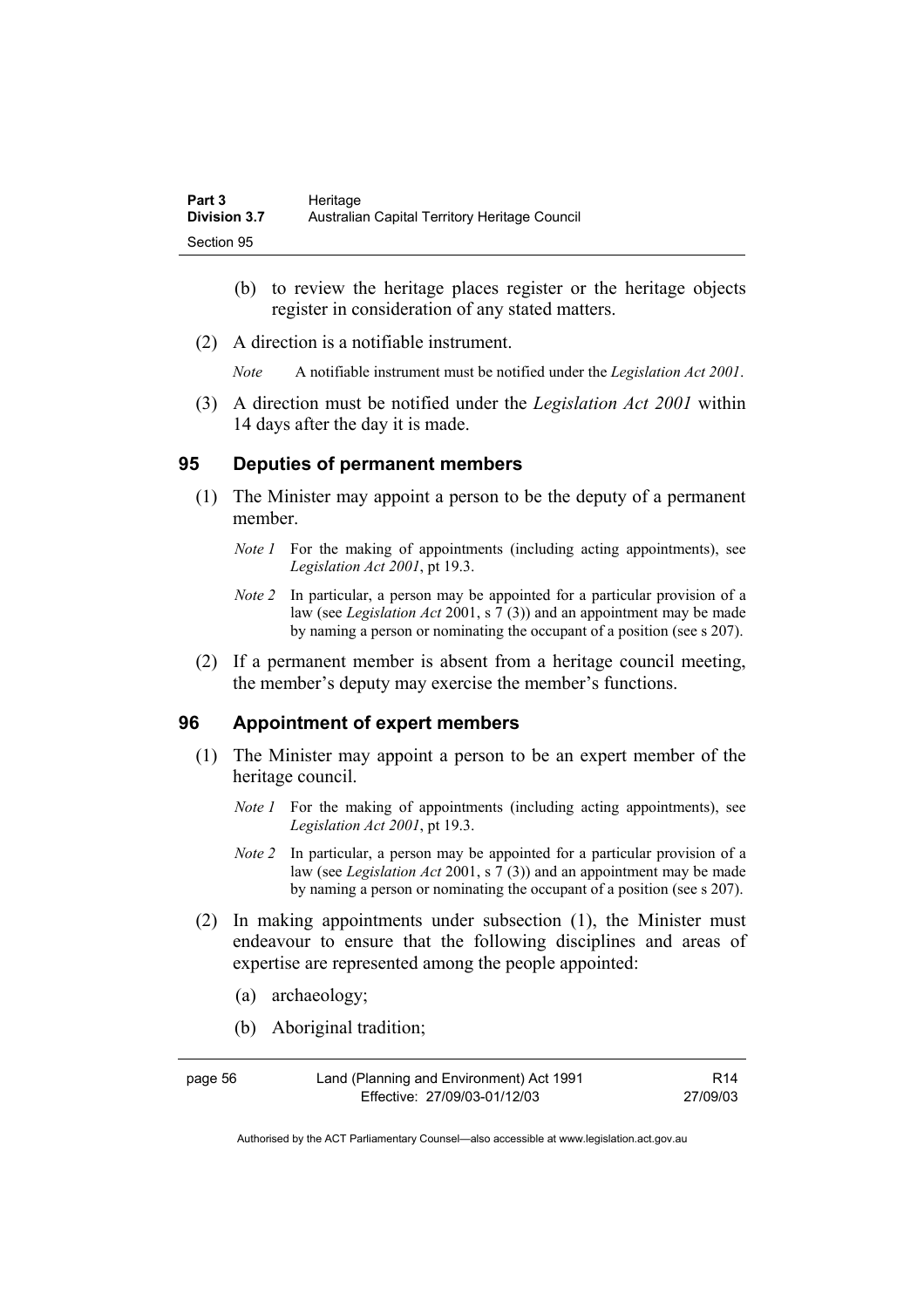(b) to review the heritage places register or the heritage objects register in consideration of any stated matters.

(2) A direction is a notifiable instrument.

*Note* A notifiable instrument must be notified under the *Legislation Act 2001*.

(3) A direction must be notified under the *Legislation Act 2001* within 14 days after the day it is made.

## 95 Deputies of permanent members

(1) The Minister may appoint a person to be the deputy of a permanent member.

*Note 1* For the making of appointments (including acting appointments), see *Legislation Act 2001*, pt 19.3.

*Note 2* In particular, a person may be appointed for a particular provision of a law (see *Legislation Act* 2001, s 7 (3)) and an appointment may be made by naming a person or nominating the occupant of a position (see s 207).

(2) If a permanent member is absent from a heritage council meeting, the member's deputy may exercise the member's functions.

## 96 Appointment of expert members

(1) The Minister may appoint a person to be an expert member of the heritage council.

*Note 1* For the making of appointments (including acting appointments), see *Legislation Act 2001*, pt 19.3.

*Note 2* In particular, a person may be appointed for a particular provision of a law (see *Legislation Act* 2001, s 7 (3)) and an appointment may be made by naming a person or nominating the occupant of a position (see s 207).

(2) In making appointments under subsection (1), the Minister must endeavour to ensure that the following disciplines and areas of expertise are represented among the people appointed:

(a) archaeology;

(b) Aboriginal tradition;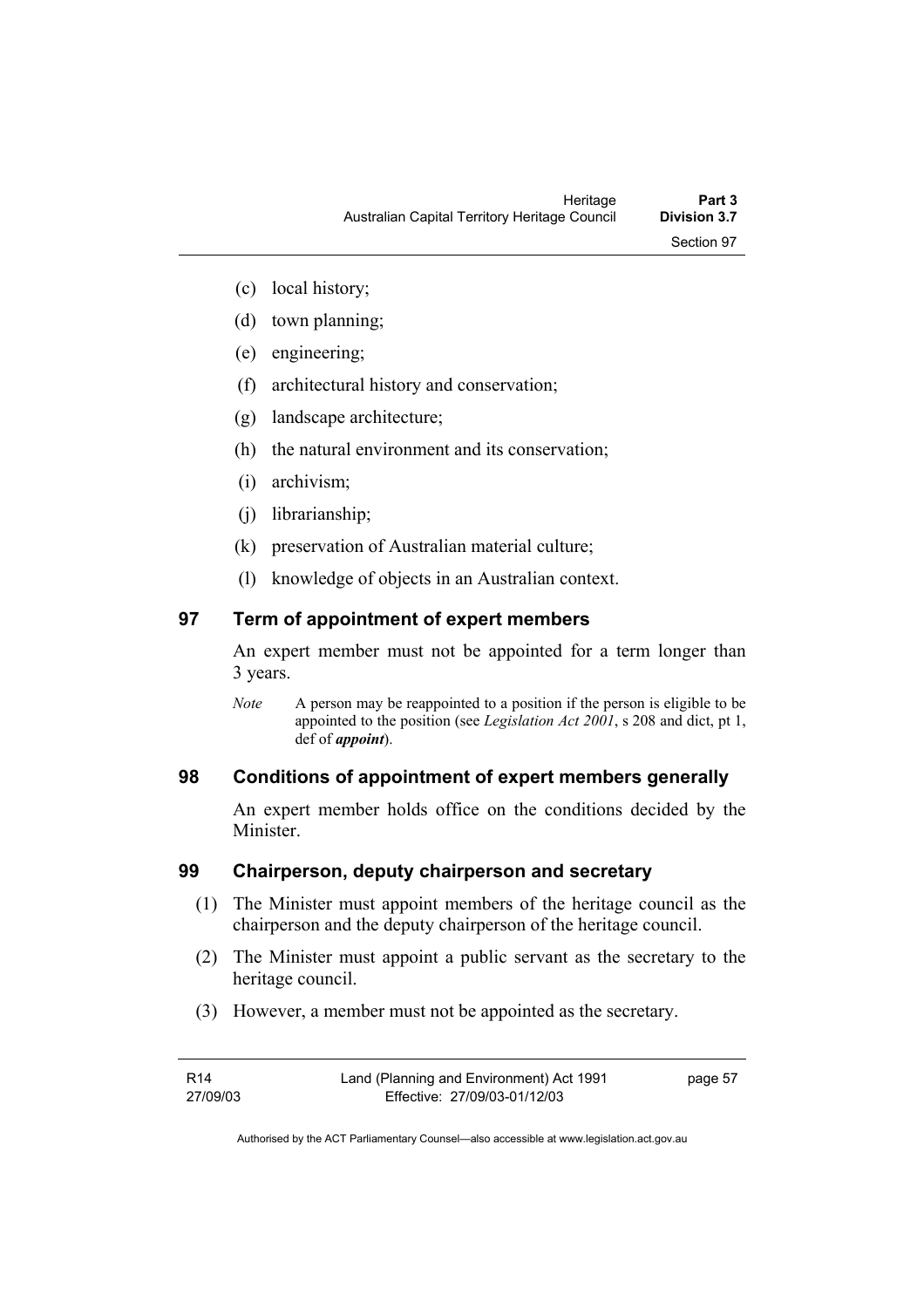(c) local history;

(d) town planning;

(e) engineering;

(f) architectural history and conservation;

(g) landscape architecture;

(h) the natural environment and its conservation;

(i) archivism;

(j) librarianship;

(k) preservation of Australian material culture;

(l) knowledge of objects in an Australian context.

## 97 Term of appointment of expert members

An expert member must not be appointed for a term longer than 3 years.

*Note* A person may be reappointed to a position if the person is eligible to be appointed to the position (see *Legislation Act 2001*, s 208 and dict, pt 1, def of ***appoint***).

## 98 Conditions of appointment of expert members generally

An expert member holds office on the conditions decided by the Minister.

## 99 Chairperson, deputy chairperson and secretary

(1) The Minister must appoint members of the heritage council as the chairperson and the deputy chairperson of the heritage council.

(2) The Minister must appoint a public servant as the secretary to the heritage council.

(3) However, a member must not be appointed as the secretary.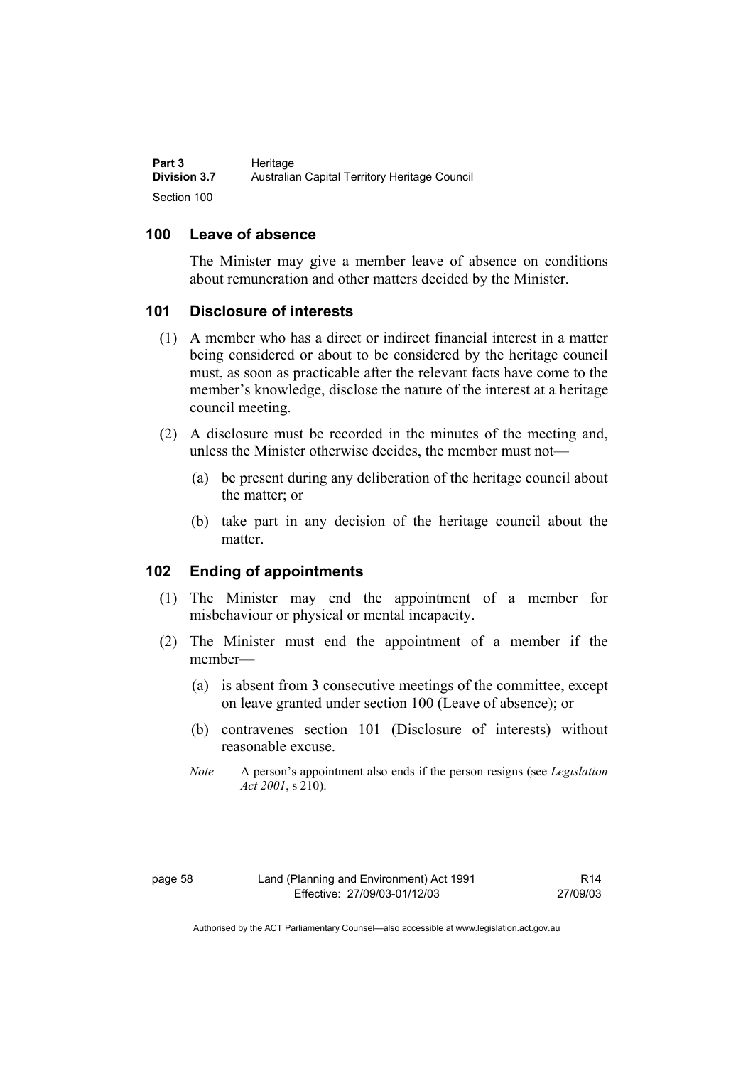## 100 Leave of absence

The Minister may give a member leave of absence on conditions about remuneration and other matters decided by the Minister.

## 101 Disclosure of interests

(1) A member who has a direct or indirect financial interest in a matter being considered or about to be considered by the heritage council must, as soon as practicable after the relevant facts have come to the member's knowledge, disclose the nature of the interest at a heritage council meeting.

(2) A disclosure must be recorded in the minutes of the meeting and, unless the Minister otherwise decides, the member must not—

(a) be present during any deliberation of the heritage council about the matter; or

(b) take part in any decision of the heritage council about the matter.

## 102 Ending of appointments

(1) The Minister may end the appointment of a member for misbehaviour or physical or mental incapacity.

(2) The Minister must end the appointment of a member if the member—

(a) is absent from 3 consecutive meetings of the committee, except on leave granted under section 100 (Leave of absence); or

(b) contravenes section 101 (Disclosure of interests) without reasonable excuse.

*Note* A person's appointment also ends if the person resigns (see *Legislation Act 2001*, s 210).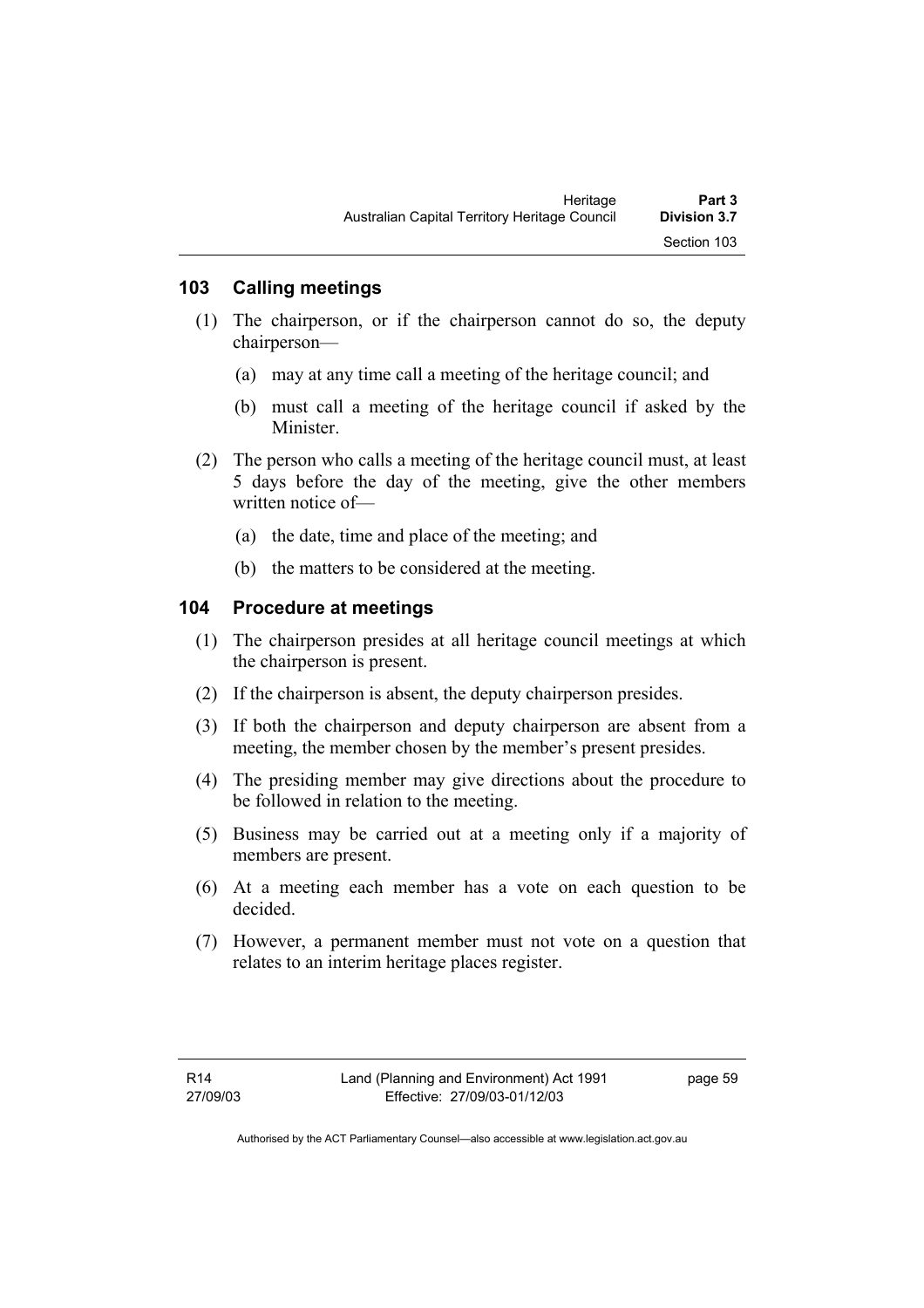## 103 Calling meetings

(1) The chairperson, or if the chairperson cannot do so, the deputy chairperson—

(a) may at any time call a meeting of the heritage council; and

(b) must call a meeting of the heritage council if asked by the Minister.

(2) The person who calls a meeting of the heritage council must, at least 5 days before the day of the meeting, give the other members written notice of—

(a) the date, time and place of the meeting; and

(b) the matters to be considered at the meeting.

## 104 Procedure at meetings

(1) The chairperson presides at all heritage council meetings at which the chairperson is present.

(2) If the chairperson is absent, the deputy chairperson presides.

(3) If both the chairperson and deputy chairperson are absent from a meeting, the member chosen by the member's present presides.

(4) The presiding member may give directions about the procedure to be followed in relation to the meeting.

(5) Business may be carried out at a meeting only if a majority of members are present.

(6) At a meeting each member has a vote on each question to be decided.

(7) However, a permanent member must not vote on a question that relates to an interim heritage places register.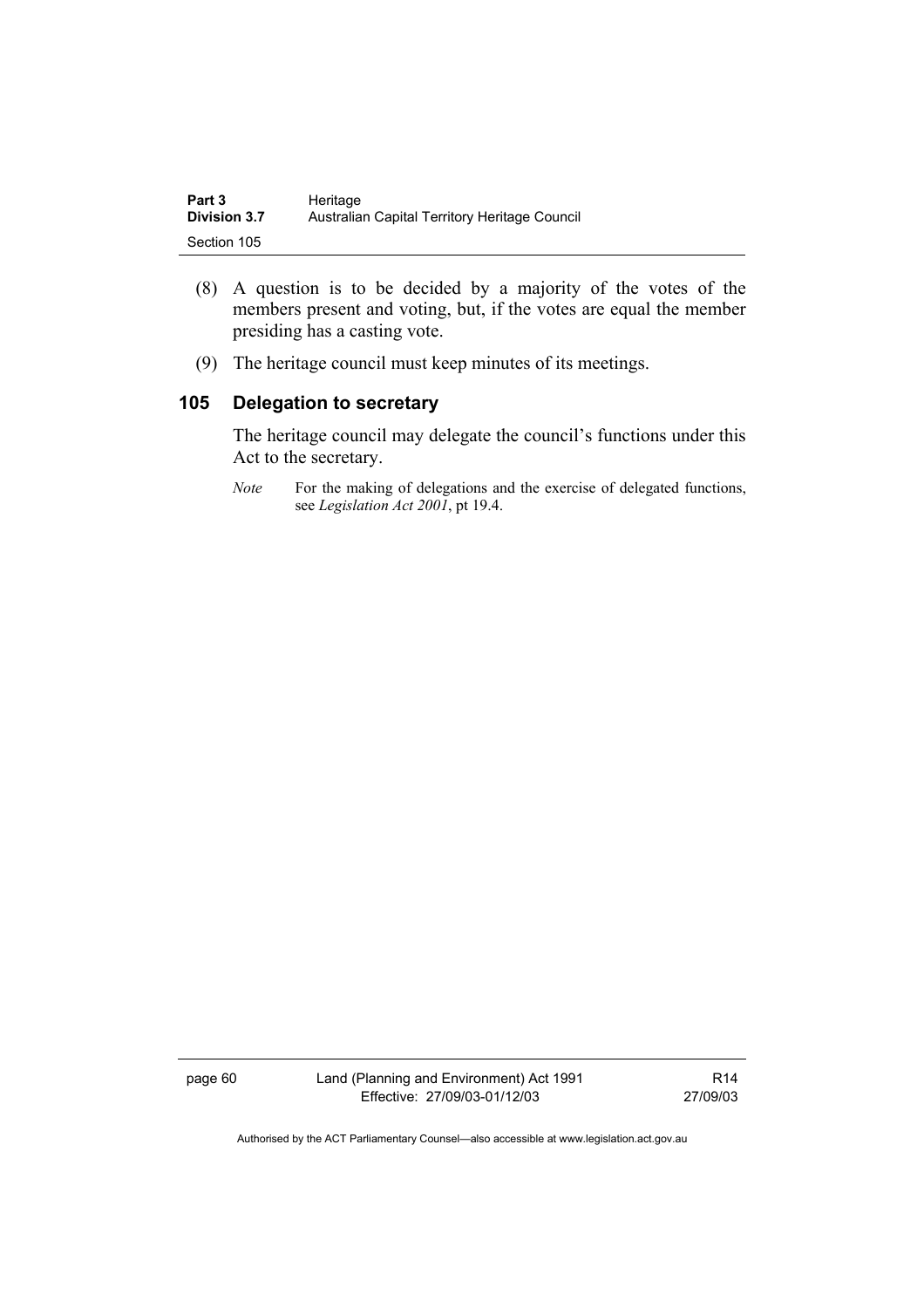(8) A question is to be decided by a majority of the votes of the members present and voting, but, if the votes are equal the member presiding has a casting vote.

(9) The heritage council must keep minutes of its meetings.

## 105 Delegation to secretary

The heritage council may delegate the council's functions under this Act to the secretary.

*Note* For the making of delegations and the exercise of delegated functions, see *Legislation Act 2001*, pt 19.4.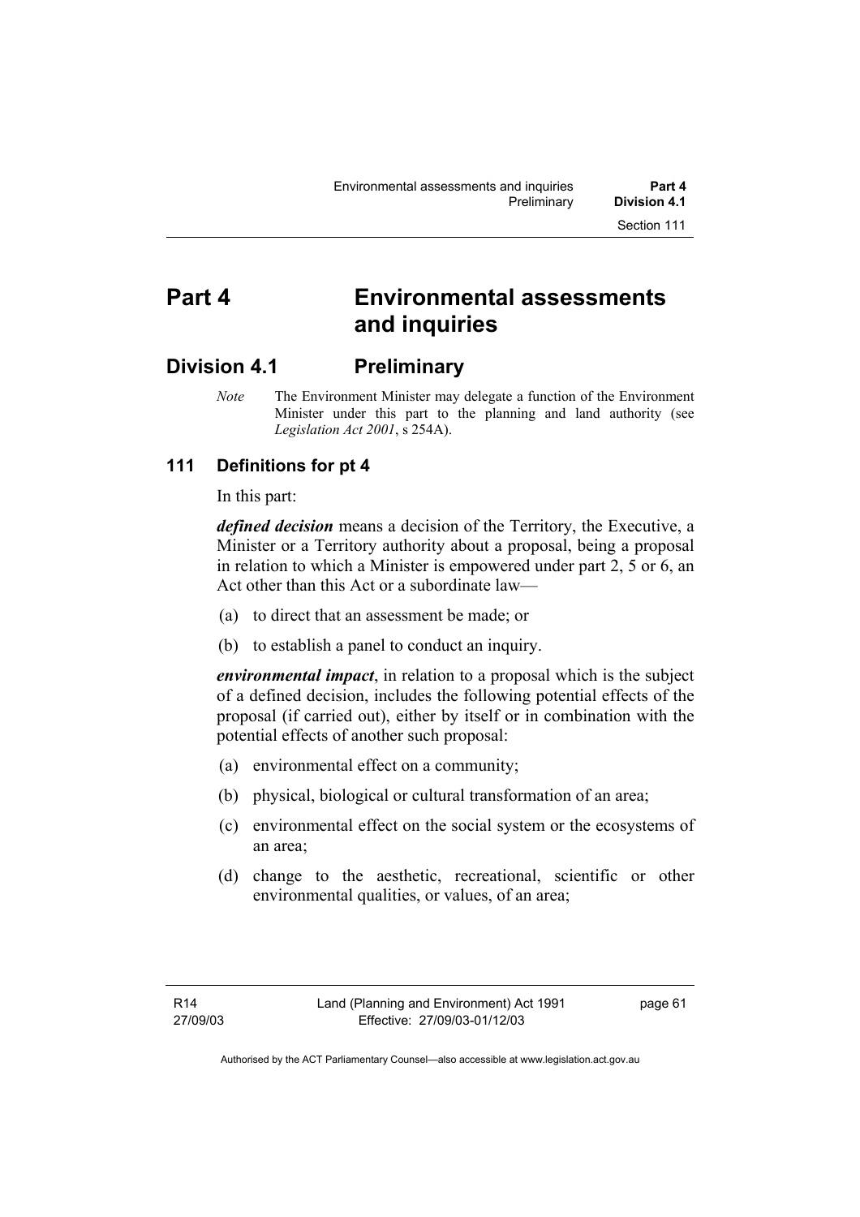# Part 4 Environmental assessments and inquiries

## Division 4.1 Preliminary

*Note* The Environment Minister may delegate a function of the Environment Minister under this part to the planning and land authority (see *Legislation Act 2001*, s 254A).

### 111 Definitions for pt 4

In this part:

***defined decision*** means a decision of the Territory, the Executive, a Minister or a Territory authority about a proposal, being a proposal in relation to which a Minister is empowered under part 2, 5 or 6, an Act other than this Act or a subordinate law—

(a) to direct that an assessment be made; or

(b) to establish a panel to conduct an inquiry.

***environmental impact***, in relation to a proposal which is the subject of a defined decision, includes the following potential effects of the proposal (if carried out), either by itself or in combination with the potential effects of another such proposal:

(a) environmental effect on a community;

(b) physical, biological or cultural transformation of an area;

(c) environmental effect on the social system or the ecosystems of an area;

(d) change to the aesthetic, recreational, scientific or other environmental qualities, or values, of an area;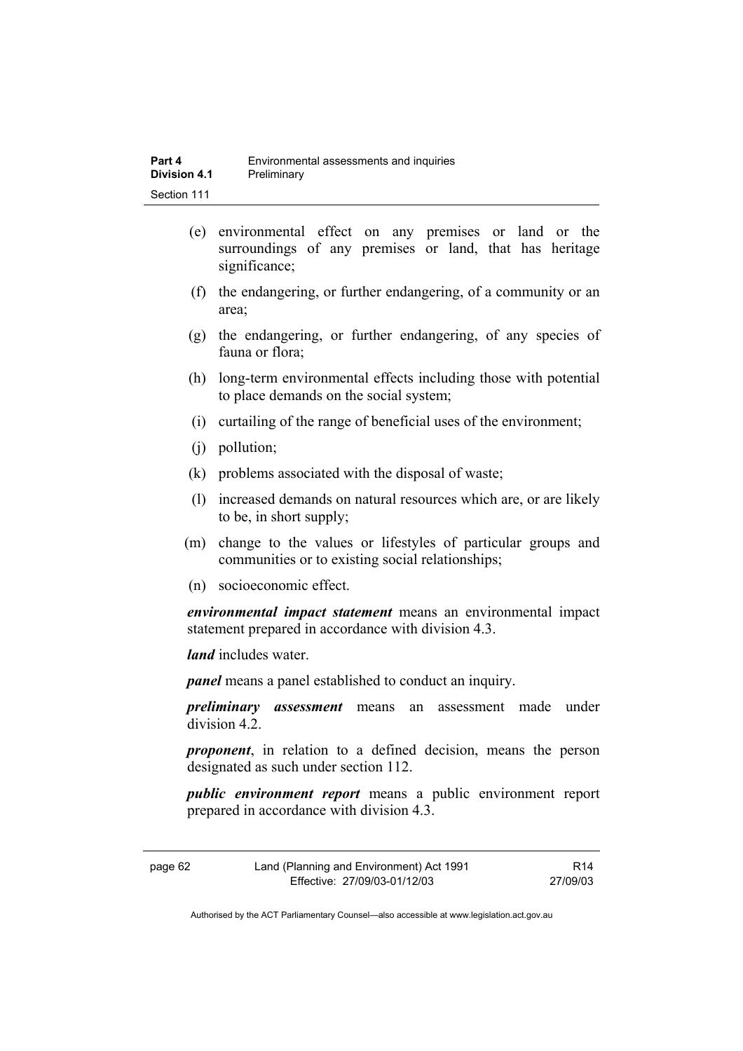(e) environmental effect on any premises or land or the surroundings of any premises or land, that has heritage significance;

(f) the endangering, or further endangering, of a community or an area;

(g) the endangering, or further endangering, of any species of fauna or flora;

(h) long-term environmental effects including those with potential to place demands on the social system;

(i) curtailing of the range of beneficial uses of the environment;

(j) pollution;

(k) problems associated with the disposal of waste;

(l) increased demands on natural resources which are, or are likely to be, in short supply;

(m) change to the values or lifestyles of particular groups and communities or to existing social relationships;

(n) socioeconomic effect.

***environmental impact statement*** means an environmental impact statement prepared in accordance with division 4.3.

***land*** includes water.

***panel*** means a panel established to conduct an inquiry.

***preliminary assessment*** means an assessment made under division 4.2.

***proponent***, in relation to a defined decision, means the person designated as such under section 112.

***public environment report*** means a public environment report prepared in accordance with division 4.3.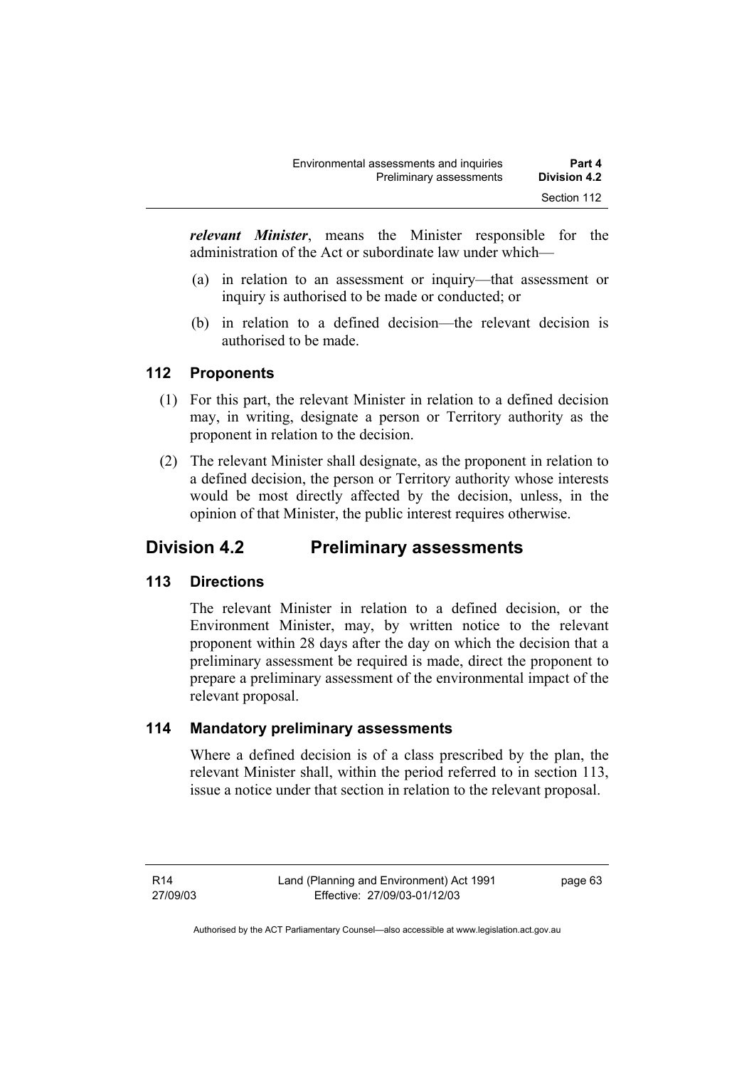***relevant Minister***, means the Minister responsible for the administration of the Act or subordinate law under which—

(a) in relation to an assessment or inquiry—that assessment or inquiry is authorised to be made or conducted; or

(b) in relation to a defined decision—the relevant decision is authorised to be made.

### 112 Proponents

(1) For this part, the relevant Minister in relation to a defined decision may, in writing, designate a person or Territory authority as the proponent in relation to the decision.

(2) The relevant Minister shall designate, as the proponent in relation to a defined decision, the person or Territory authority whose interests would be most directly affected by the decision, unless, in the opinion of that Minister, the public interest requires otherwise.

## Division 4.2 Preliminary assessments

### 113 Directions

The relevant Minister in relation to a defined decision, or the Environment Minister, may, by written notice to the relevant proponent within 28 days after the day on which the decision that a preliminary assessment be required is made, direct the proponent to prepare a preliminary assessment of the environmental impact of the relevant proposal.

### 114 Mandatory preliminary assessments

Where a defined decision is of a class prescribed by the plan, the relevant Minister shall, within the period referred to in section 113, issue a notice under that section in relation to the relevant proposal.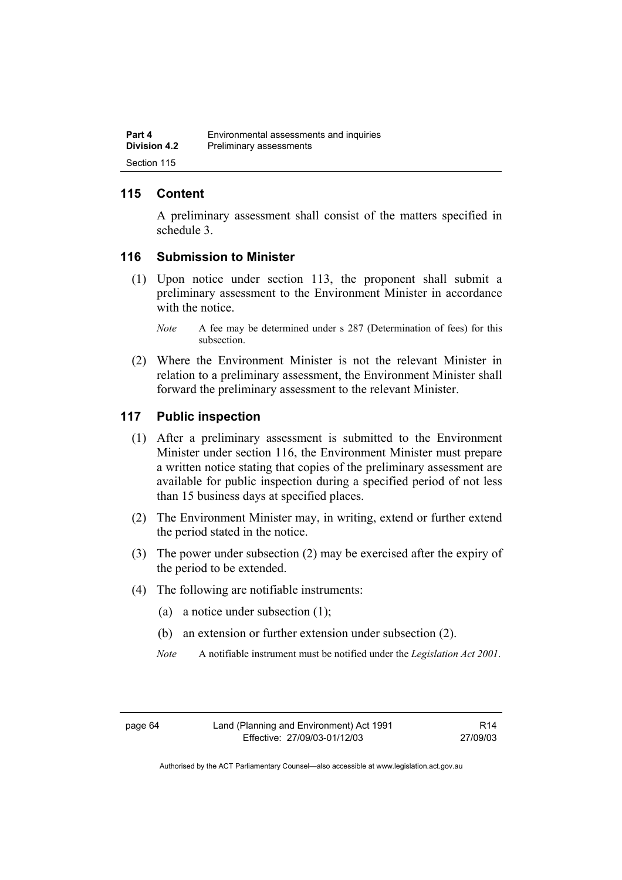## 115 Content

A preliminary assessment shall consist of the matters specified in schedule 3.

## 116 Submission to Minister

(1) Upon notice under section 113, the proponent shall submit a preliminary assessment to the Environment Minister in accordance with the notice.

*Note* A fee may be determined under s 287 (Determination of fees) for this subsection.

(2) Where the Environment Minister is not the relevant Minister in relation to a preliminary assessment, the Environment Minister shall forward the preliminary assessment to the relevant Minister.

## 117 Public inspection

(1) After a preliminary assessment is submitted to the Environment Minister under section 116, the Environment Minister must prepare a written notice stating that copies of the preliminary assessment are available for public inspection during a specified period of not less than 15 business days at specified places.

(2) The Environment Minister may, in writing, extend or further extend the period stated in the notice.

(3) The power under subsection (2) may be exercised after the expiry of the period to be extended.

(4) The following are notifiable instruments:

(a) a notice under subsection (1);

(b) an extension or further extension under subsection (2).

*Note* A notifiable instrument must be notified under the *Legislation Act 2001*.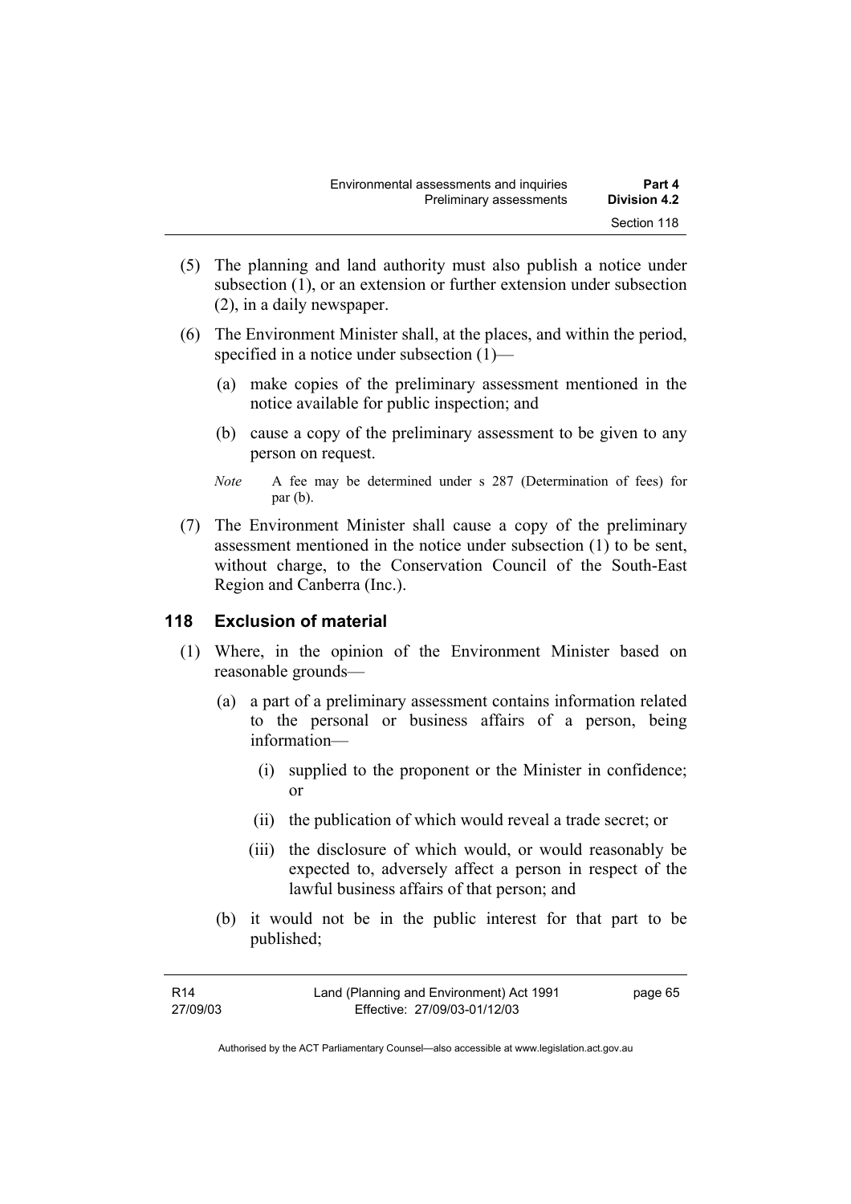(5) The planning and land authority must also publish a notice under subsection (1), or an extension or further extension under subsection (2), in a daily newspaper.

(6) The Environment Minister shall, at the places, and within the period, specified in a notice under subsection (1)—

(a) make copies of the preliminary assessment mentioned in the notice available for public inspection; and

(b) cause a copy of the preliminary assessment to be given to any person on request.

*Note* A fee may be determined under s 287 (Determination of fees) for par (b).

(7) The Environment Minister shall cause a copy of the preliminary assessment mentioned in the notice under subsection (1) to be sent, without charge, to the Conservation Council of the South-East Region and Canberra (Inc.).

## 118 Exclusion of material

(1) Where, in the opinion of the Environment Minister based on reasonable grounds—

(a) a part of a preliminary assessment contains information related to the personal or business affairs of a person, being information—

(i) supplied to the proponent or the Minister in confidence; or

(ii) the publication of which would reveal a trade secret; or

(iii) the disclosure of which would, or would reasonably be expected to, adversely affect a person in respect of the lawful business affairs of that person; and

(b) it would not be in the public interest for that part to be published;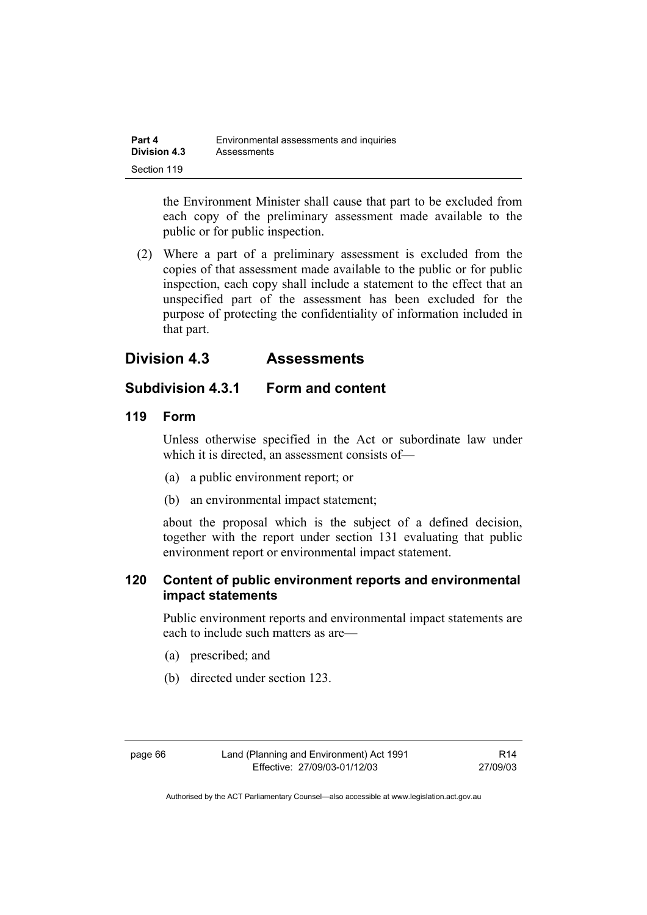the Environment Minister shall cause that part to be excluded from each copy of the preliminary assessment made available to the public or for public inspection.

(2) Where a part of a preliminary assessment is excluded from the copies of that assessment made available to the public or for public inspection, each copy shall include a statement to the effect that an unspecified part of the assessment has been excluded for the purpose of protecting the confidentiality of information included in that part.

## Division 4.3 Assessments

### Subdivision 4.3.1 Form and content

#### 119 Form

Unless otherwise specified in the Act or subordinate law under which it is directed, an assessment consists of—

(a) a public environment report; or

(b) an environmental impact statement;

about the proposal which is the subject of a defined decision, together with the report under section 131 evaluating that public environment report or environmental impact statement.

#### 120 Content of public environment reports and environmental impact statements

Public environment reports and environmental impact statements are each to include such matters as are—

(a) prescribed; and

(b) directed under section 123.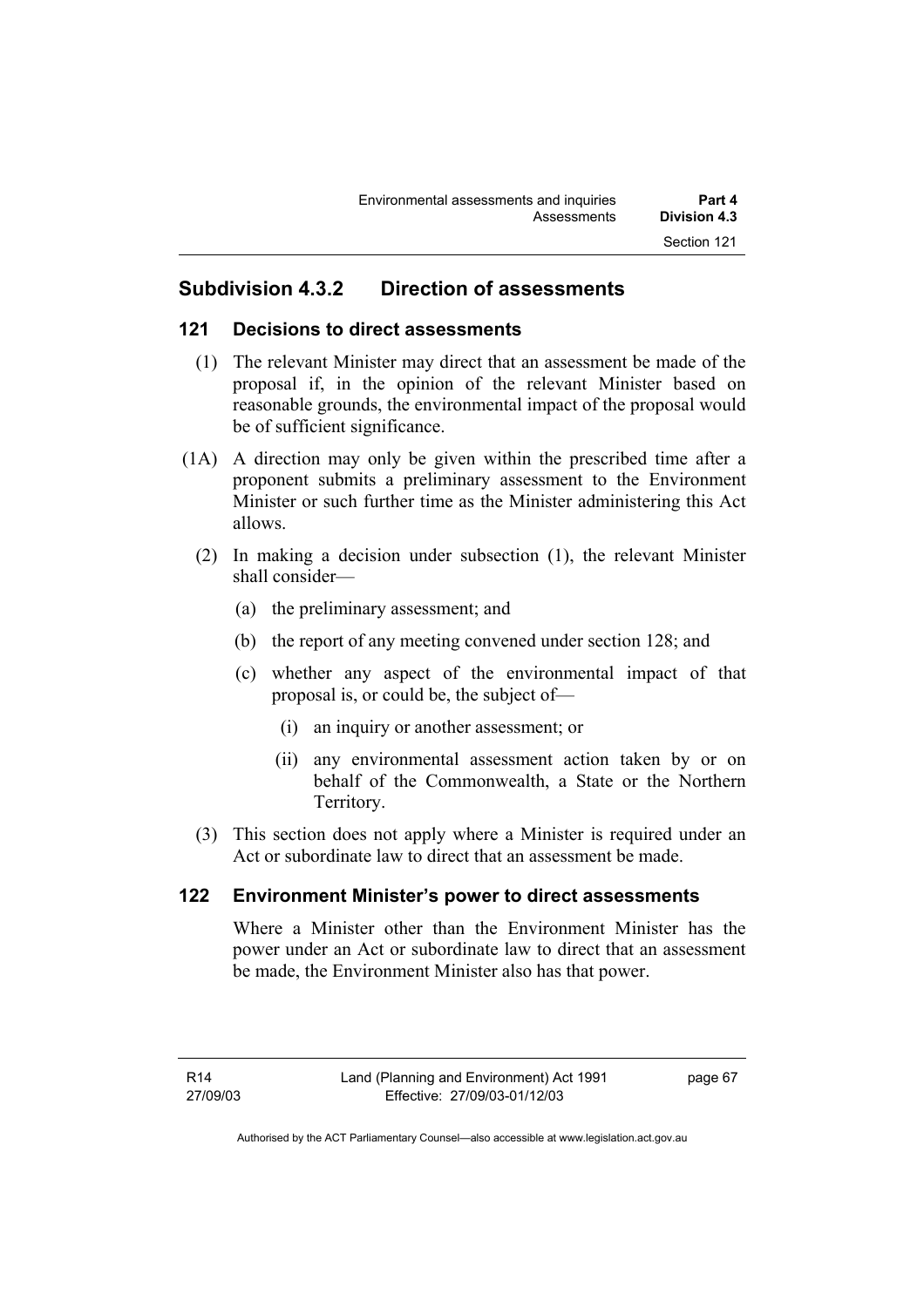## Subdivision 4.3.2 Direction of assessments

### 121 Decisions to direct assessments

(1) The relevant Minister may direct that an assessment be made of the proposal if, in the opinion of the relevant Minister based on reasonable grounds, the environmental impact of the proposal would be of sufficient significance.

(1A) A direction may only be given within the prescribed time after a proponent submits a preliminary assessment to the Environment Minister or such further time as the Minister administering this Act allows.

(2) In making a decision under subsection (1), the relevant Minister shall consider—

(a) the preliminary assessment; and

(b) the report of any meeting convened under section 128; and

(c) whether any aspect of the environmental impact of that proposal is, or could be, the subject of—

(i) an inquiry or another assessment; or

(ii) any environmental assessment action taken by or on behalf of the Commonwealth, a State or the Northern Territory.

(3) This section does not apply where a Minister is required under an Act or subordinate law to direct that an assessment be made.

### 122 Environment Minister's power to direct assessments

Where a Minister other than the Environment Minister has the power under an Act or subordinate law to direct that an assessment be made, the Environment Minister also has that power.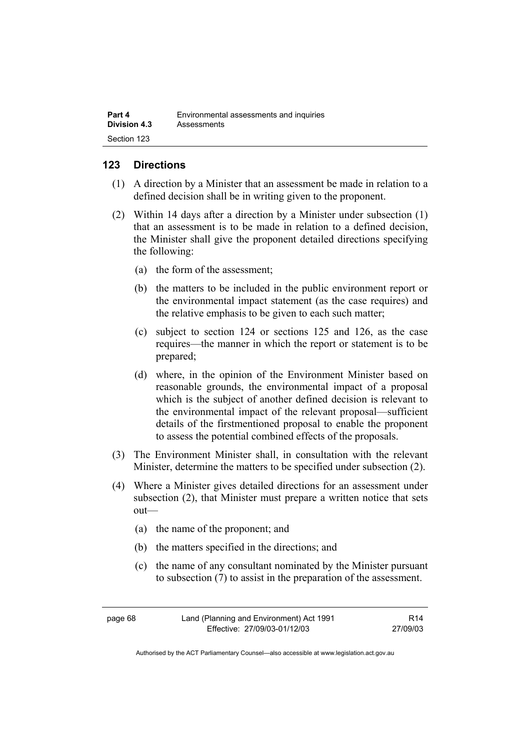## 123 Directions

(1) A direction by a Minister that an assessment be made in relation to a defined decision shall be in writing given to the proponent.

(2) Within 14 days after a direction by a Minister under subsection (1) that an assessment is to be made in relation to a defined decision, the Minister shall give the proponent detailed directions specifying the following:

(a) the form of the assessment;

(b) the matters to be included in the public environment report or the environmental impact statement (as the case requires) and the relative emphasis to be given to each such matter;

(c) subject to section 124 or sections 125 and 126, as the case requires—the manner in which the report or statement is to be prepared;

(d) where, in the opinion of the Environment Minister based on reasonable grounds, the environmental impact of a proposal which is the subject of another defined decision is relevant to the environmental impact of the relevant proposal—sufficient details of the firstmentioned proposal to enable the proponent to assess the potential combined effects of the proposals.

(3) The Environment Minister shall, in consultation with the relevant Minister, determine the matters to be specified under subsection (2).

(4) Where a Minister gives detailed directions for an assessment under subsection (2), that Minister must prepare a written notice that sets out—

(a) the name of the proponent; and

(b) the matters specified in the directions; and

(c) the name of any consultant nominated by the Minister pursuant to subsection (7) to assist in the preparation of the assessment.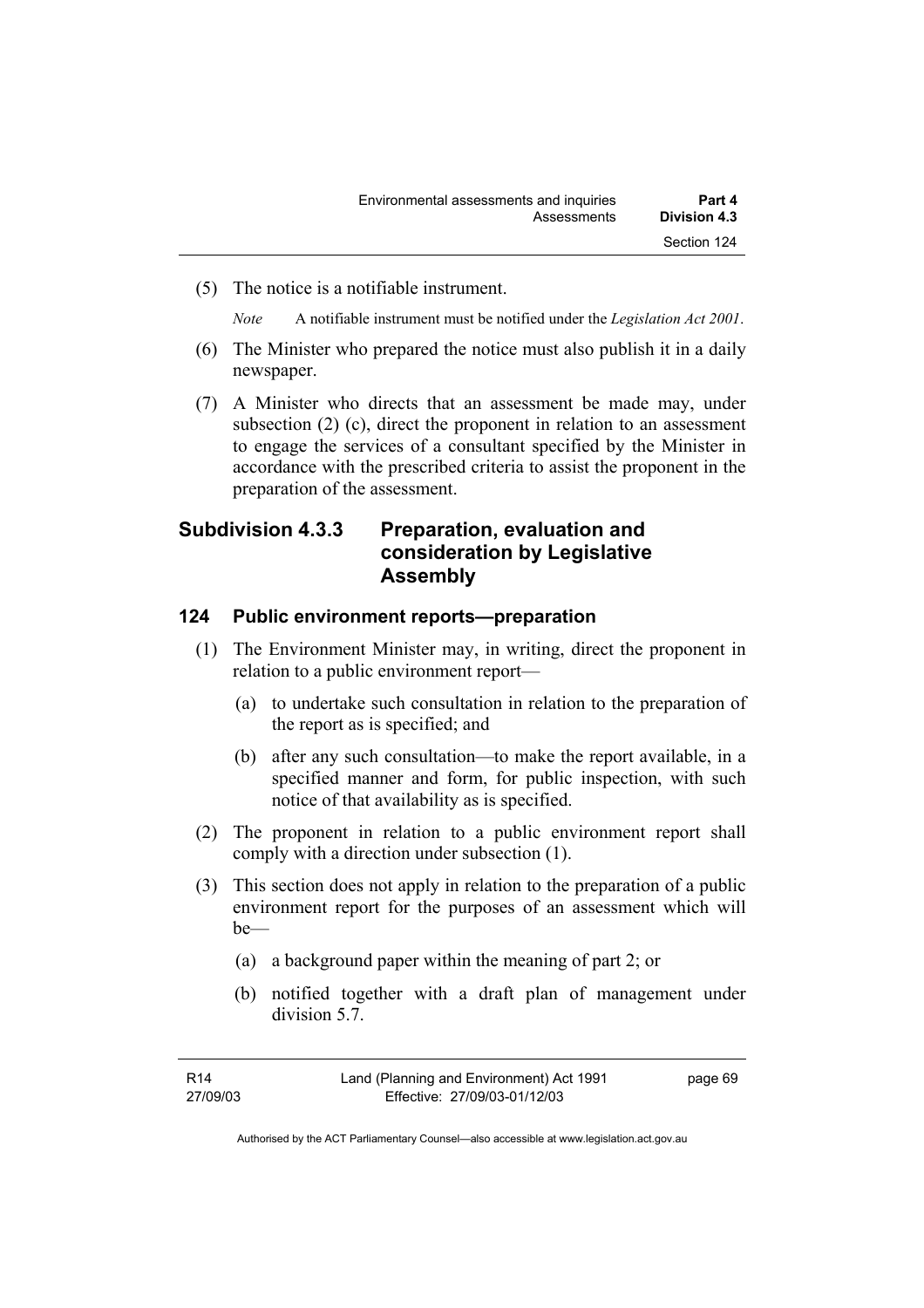(5) The notice is a notifiable instrument.

*Note* A notifiable instrument must be notified under the *Legislation Act 2001*.

(6) The Minister who prepared the notice must also publish it in a daily newspaper.

(7) A Minister who directs that an assessment be made may, under subsection (2) (c), direct the proponent in relation to an assessment to engage the services of a consultant specified by the Minister in accordance with the prescribed criteria to assist the proponent in the preparation of the assessment.

## Subdivision 4.3.3 Preparation, evaluation and consideration by Legislative Assembly

### 124 Public environment reports—preparation

(1) The Environment Minister may, in writing, direct the proponent in relation to a public environment report—

(a) to undertake such consultation in relation to the preparation of the report as is specified; and

(b) after any such consultation—to make the report available, in a specified manner and form, for public inspection, with such notice of that availability as is specified.

(2) The proponent in relation to a public environment report shall comply with a direction under subsection (1).

(3) This section does not apply in relation to the preparation of a public environment report for the purposes of an assessment which will be—

(a) a background paper within the meaning of part 2; or

(b) notified together with a draft plan of management under division 5.7.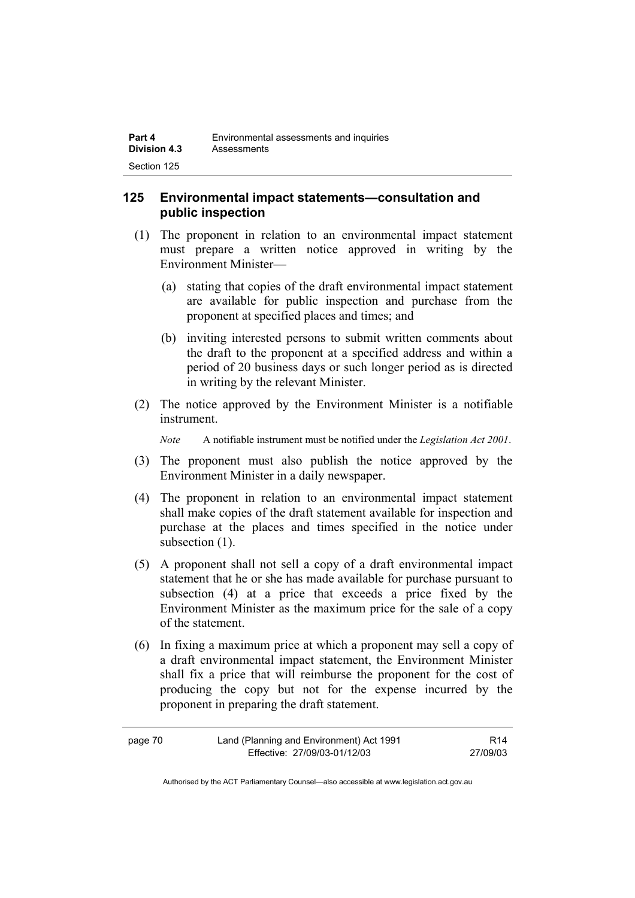## 125 Environmental impact statements—consultation and public inspection

(1) The proponent in relation to an environmental impact statement must prepare a written notice approved in writing by the Environment Minister—

(a) stating that copies of the draft environmental impact statement are available for public inspection and purchase from the proponent at specified places and times; and

(b) inviting interested persons to submit written comments about the draft to the proponent at a specified address and within a period of 20 business days or such longer period as is directed in writing by the relevant Minister.

(2) The notice approved by the Environment Minister is a notifiable instrument.

*Note* A notifiable instrument must be notified under the *Legislation Act 2001*.

(3) The proponent must also publish the notice approved by the Environment Minister in a daily newspaper.

(4) The proponent in relation to an environmental impact statement shall make copies of the draft statement available for inspection and purchase at the places and times specified in the notice under subsection (1).

(5) A proponent shall not sell a copy of a draft environmental impact statement that he or she has made available for purchase pursuant to subsection (4) at a price that exceeds a price fixed by the Environment Minister as the maximum price for the sale of a copy of the statement.

(6) In fixing a maximum price at which a proponent may sell a copy of a draft environmental impact statement, the Environment Minister shall fix a price that will reimburse the proponent for the cost of producing the copy but not for the expense incurred by the proponent in preparing the draft statement.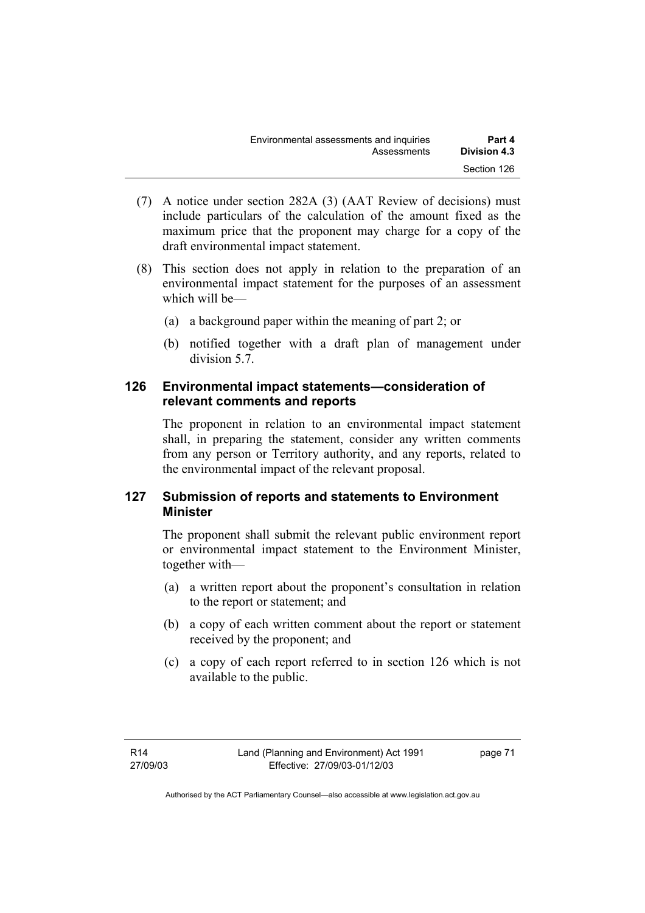(7) A notice under section 282A (3) (AAT Review of decisions) must include particulars of the calculation of the amount fixed as the maximum price that the proponent may charge for a copy of the draft environmental impact statement.

(8) This section does not apply in relation to the preparation of an environmental impact statement for the purposes of an assessment which will be—

(a) a background paper within the meaning of part 2; or

(b) notified together with a draft plan of management under division 5.7.

## 126 Environmental impact statements—consideration of relevant comments and reports

The proponent in relation to an environmental impact statement shall, in preparing the statement, consider any written comments from any person or Territory authority, and any reports, related to the environmental impact of the relevant proposal.

## 127 Submission of reports and statements to Environment Minister

The proponent shall submit the relevant public environment report or environmental impact statement to the Environment Minister, together with—

(a) a written report about the proponent's consultation in relation to the report or statement; and

(b) a copy of each written comment about the report or statement received by the proponent; and

(c) a copy of each report referred to in section 126 which is not available to the public.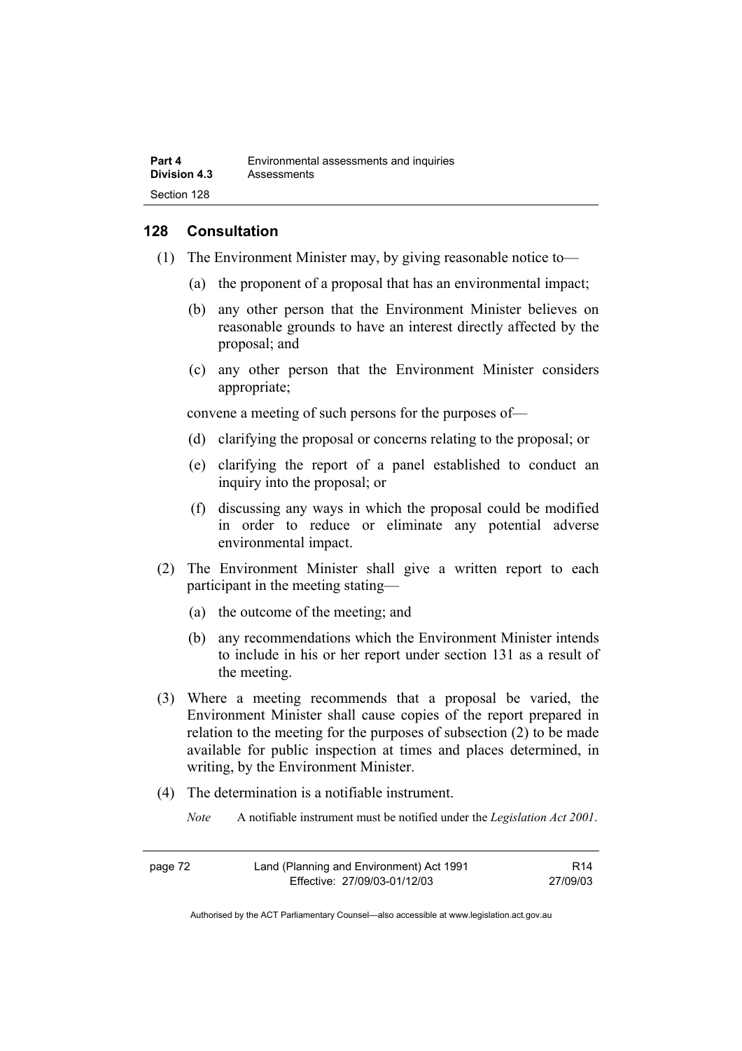## 128 Consultation

(1) The Environment Minister may, by giving reasonable notice to—

(a) the proponent of a proposal that has an environmental impact;

(b) any other person that the Environment Minister believes on reasonable grounds to have an interest directly affected by the proposal; and

(c) any other person that the Environment Minister considers appropriate;

convene a meeting of such persons for the purposes of—

(d) clarifying the proposal or concerns relating to the proposal; or

(e) clarifying the report of a panel established to conduct an inquiry into the proposal; or

(f) discussing any ways in which the proposal could be modified in order to reduce or eliminate any potential adverse environmental impact.

(2) The Environment Minister shall give a written report to each participant in the meeting stating—

(a) the outcome of the meeting; and

(b) any recommendations which the Environment Minister intends to include in his or her report under section 131 as a result of the meeting.

(3) Where a meeting recommends that a proposal be varied, the Environment Minister shall cause copies of the report prepared in relation to the meeting for the purposes of subsection (2) to be made available for public inspection at times and places determined, in writing, by the Environment Minister.

(4) The determination is a notifiable instrument.

*Note* A notifiable instrument must be notified under the *Legislation Act 2001*.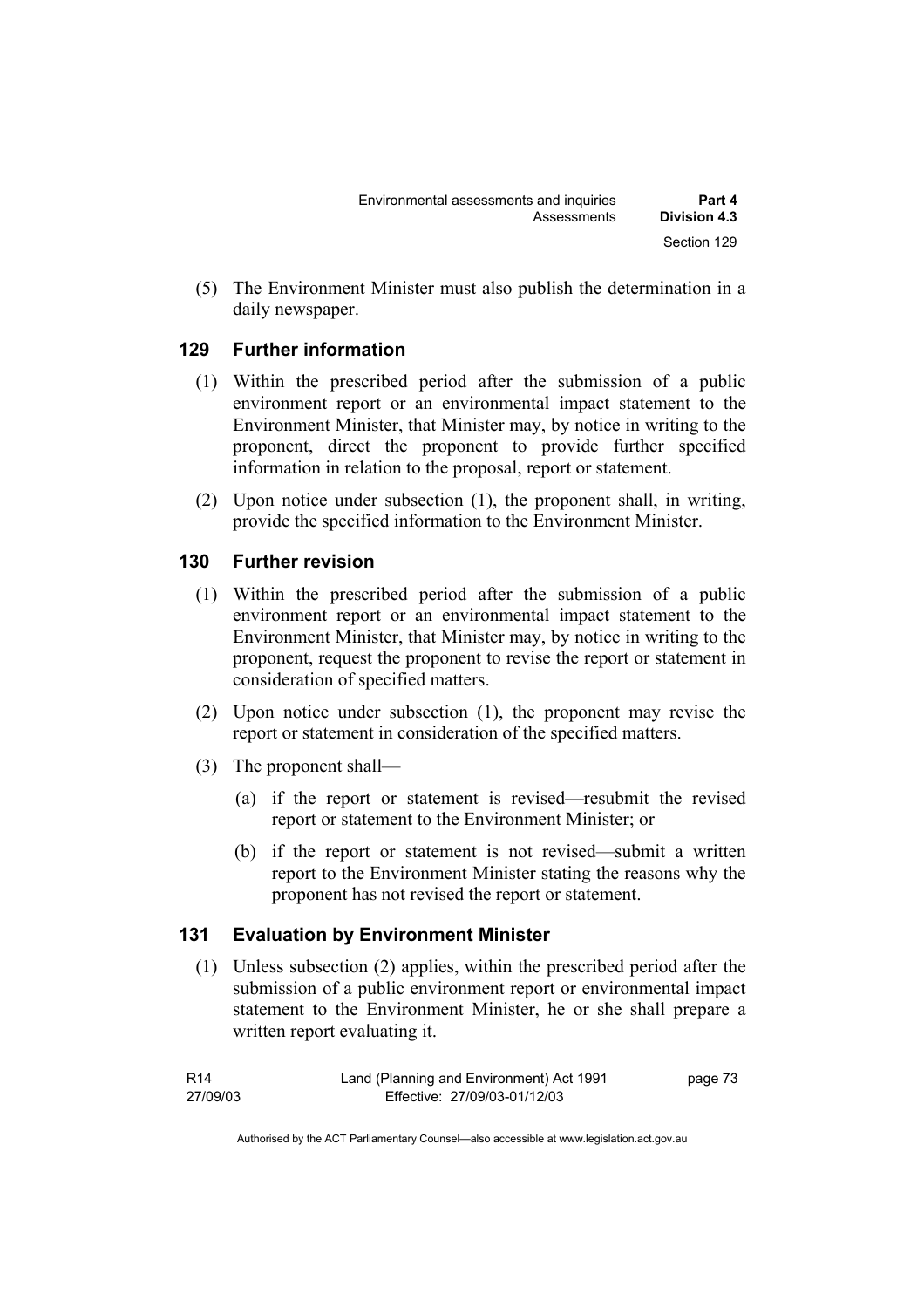(5) The Environment Minister must also publish the determination in a daily newspaper.

### 129 Further information

(1) Within the prescribed period after the submission of a public environment report or an environmental impact statement to the Environment Minister, that Minister may, by notice in writing to the proponent, direct the proponent to provide further specified information in relation to the proposal, report or statement.

(2) Upon notice under subsection (1), the proponent shall, in writing, provide the specified information to the Environment Minister.

### 130 Further revision

(1) Within the prescribed period after the submission of a public environment report or an environmental impact statement to the Environment Minister, that Minister may, by notice in writing to the proponent, request the proponent to revise the report or statement in consideration of specified matters.

(2) Upon notice under subsection (1), the proponent may revise the report or statement in consideration of the specified matters.

(3) The proponent shall—

(a) if the report or statement is revised—resubmit the revised report or statement to the Environment Minister; or

(b) if the report or statement is not revised—submit a written report to the Environment Minister stating the reasons why the proponent has not revised the report or statement.

### 131 Evaluation by Environment Minister

(1) Unless subsection (2) applies, within the prescribed period after the submission of a public environment report or environmental impact statement to the Environment Minister, he or she shall prepare a written report evaluating it.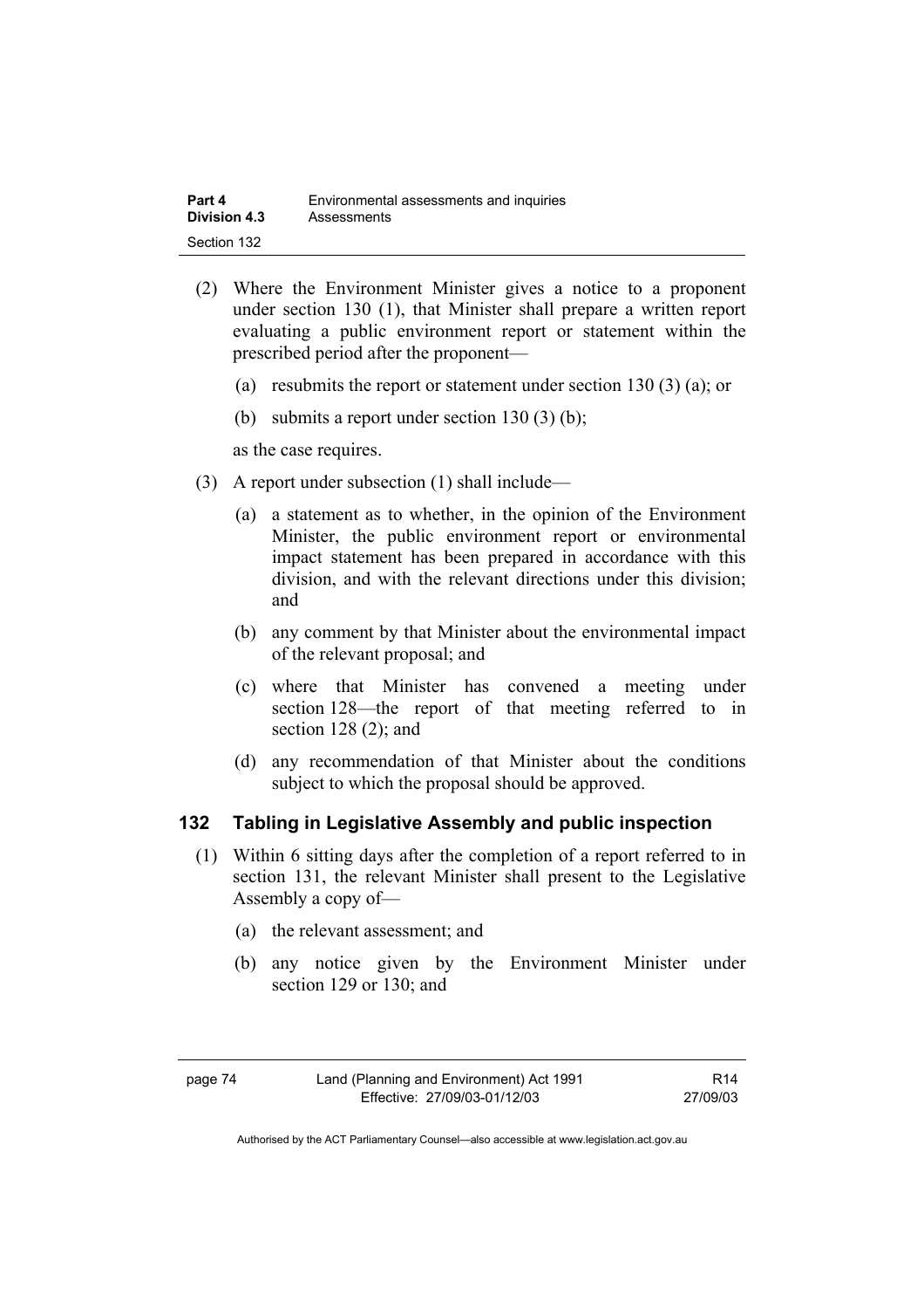(2) Where the Environment Minister gives a notice to a proponent under section 130 (1), that Minister shall prepare a written report evaluating a public environment report or statement within the prescribed period after the proponent—

(a) resubmits the report or statement under section 130 (3) (a); or

(b) submits a report under section 130 (3) (b);

as the case requires.

(3) A report under subsection (1) shall include—

(a) a statement as to whether, in the opinion of the Environment Minister, the public environment report or environmental impact statement has been prepared in accordance with this division, and with the relevant directions under this division; and

(b) any comment by that Minister about the environmental impact of the relevant proposal; and

(c) where that Minister has convened a meeting under section 128—the report of that meeting referred to in section 128 (2); and

(d) any recommendation of that Minister about the conditions subject to which the proposal should be approved.

### 132 Tabling in Legislative Assembly and public inspection

(1) Within 6 sitting days after the completion of a report referred to in section 131, the relevant Minister shall present to the Legislative Assembly a copy of—

(a) the relevant assessment; and

(b) any notice given by the Environment Minister under section 129 or 130; and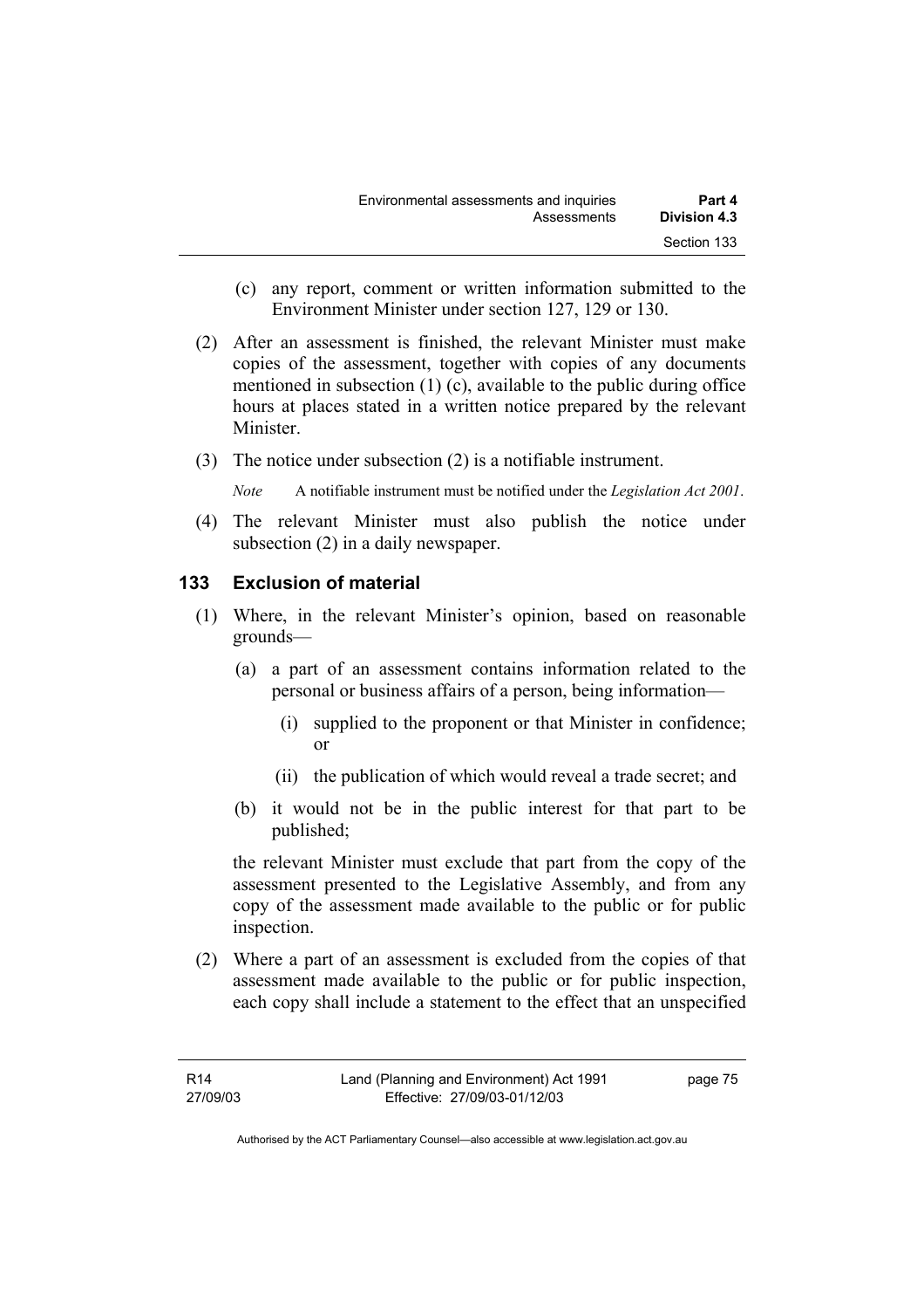(c) any report, comment or written information submitted to the Environment Minister under section 127, 129 or 130.

(2) After an assessment is finished, the relevant Minister must make copies of the assessment, together with copies of any documents mentioned in subsection (1) (c), available to the public during office hours at places stated in a written notice prepared by the relevant Minister.

(3) The notice under subsection (2) is a notifiable instrument.

*Note* A notifiable instrument must be notified under the *Legislation Act 2001*.

(4) The relevant Minister must also publish the notice under subsection (2) in a daily newspaper.

## 133 Exclusion of material

(1) Where, in the relevant Minister's opinion, based on reasonable grounds—

(a) a part of an assessment contains information related to the personal or business affairs of a person, being information—

(i) supplied to the proponent or that Minister in confidence; or

(ii) the publication of which would reveal a trade secret; and

(b) it would not be in the public interest for that part to be published;

the relevant Minister must exclude that part from the copy of the assessment presented to the Legislative Assembly, and from any copy of the assessment made available to the public or for public inspection.

(2) Where a part of an assessment is excluded from the copies of that assessment made available to the public or for public inspection, each copy shall include a statement to the effect that an unspecified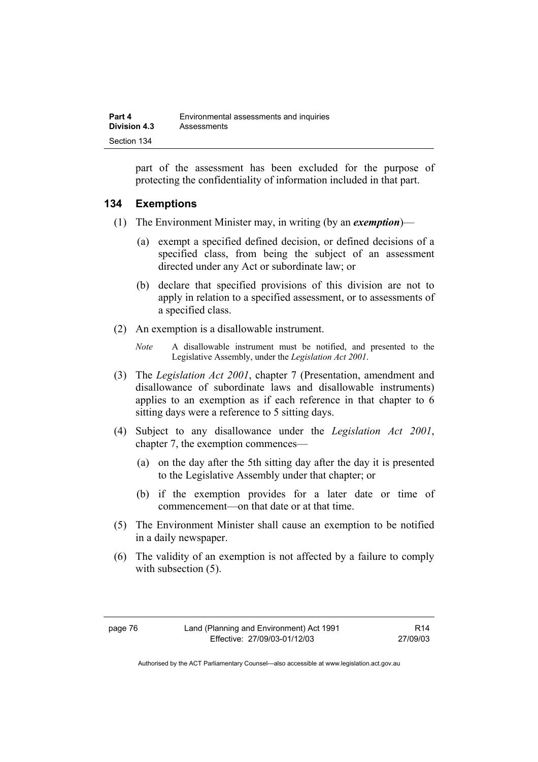part of the assessment has been excluded for the purpose of protecting the confidentiality of information included in that part.

### 134 Exemptions

(1) The Environment Minister may, in writing (by an ***exemption***)—

(a) exempt a specified defined decision, or defined decisions of a specified class, from being the subject of an assessment directed under any Act or subordinate law; or

(b) declare that specified provisions of this division are not to apply in relation to a specified assessment, or to assessments of a specified class.

(2) An exemption is a disallowable instrument.

*Note* A disallowable instrument must be notified, and presented to the Legislative Assembly, under the *Legislation Act 2001*.

(3) The *Legislation Act 2001*, chapter 7 (Presentation, amendment and disallowance of subordinate laws and disallowable instruments) applies to an exemption as if each reference in that chapter to 6 sitting days were a reference to 5 sitting days.

(4) Subject to any disallowance under the *Legislation Act 2001*, chapter 7, the exemption commences—

(a) on the day after the 5th sitting day after the day it is presented to the Legislative Assembly under that chapter; or

(b) if the exemption provides for a later date or time of commencement—on that date or at that time.

(5) The Environment Minister shall cause an exemption to be notified in a daily newspaper.

(6) The validity of an exemption is not affected by a failure to comply with subsection (5).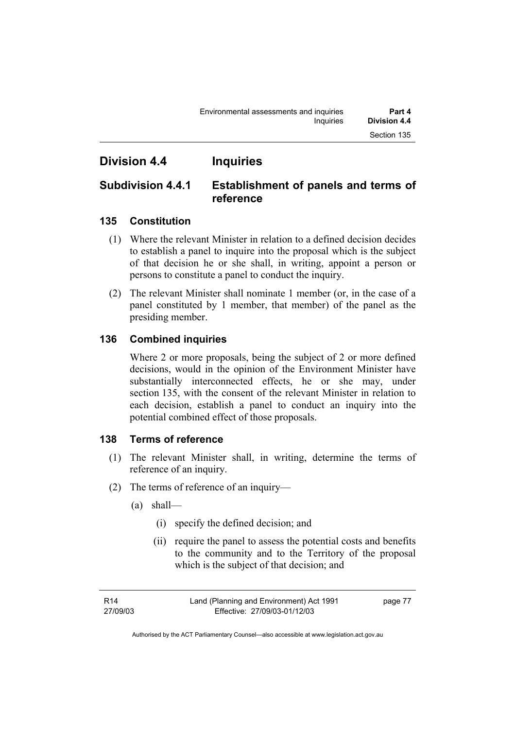## Division 4.4 Inquiries

### Subdivision 4.4.1 Establishment of panels and terms of reference

#### 135 Constitution

(1) Where the relevant Minister in relation to a defined decision decides to establish a panel to inquire into the proposal which is the subject of that decision he or she shall, in writing, appoint a person or persons to constitute a panel to conduct the inquiry.

(2) The relevant Minister shall nominate 1 member (or, in the case of a panel constituted by 1 member, that member) of the panel as the presiding member.

#### 136 Combined inquiries

Where 2 or more proposals, being the subject of 2 or more defined decisions, would in the opinion of the Environment Minister have substantially interconnected effects, he or she may, under section 135, with the consent of the relevant Minister in relation to each decision, establish a panel to conduct an inquiry into the potential combined effect of those proposals.

#### 138 Terms of reference

(1) The relevant Minister shall, in writing, determine the terms of reference of an inquiry.

(2) The terms of reference of an inquiry—

(a) shall—

(i) specify the defined decision; and

(ii) require the panel to assess the potential costs and benefits to the community and to the Territory of the proposal which is the subject of that decision; and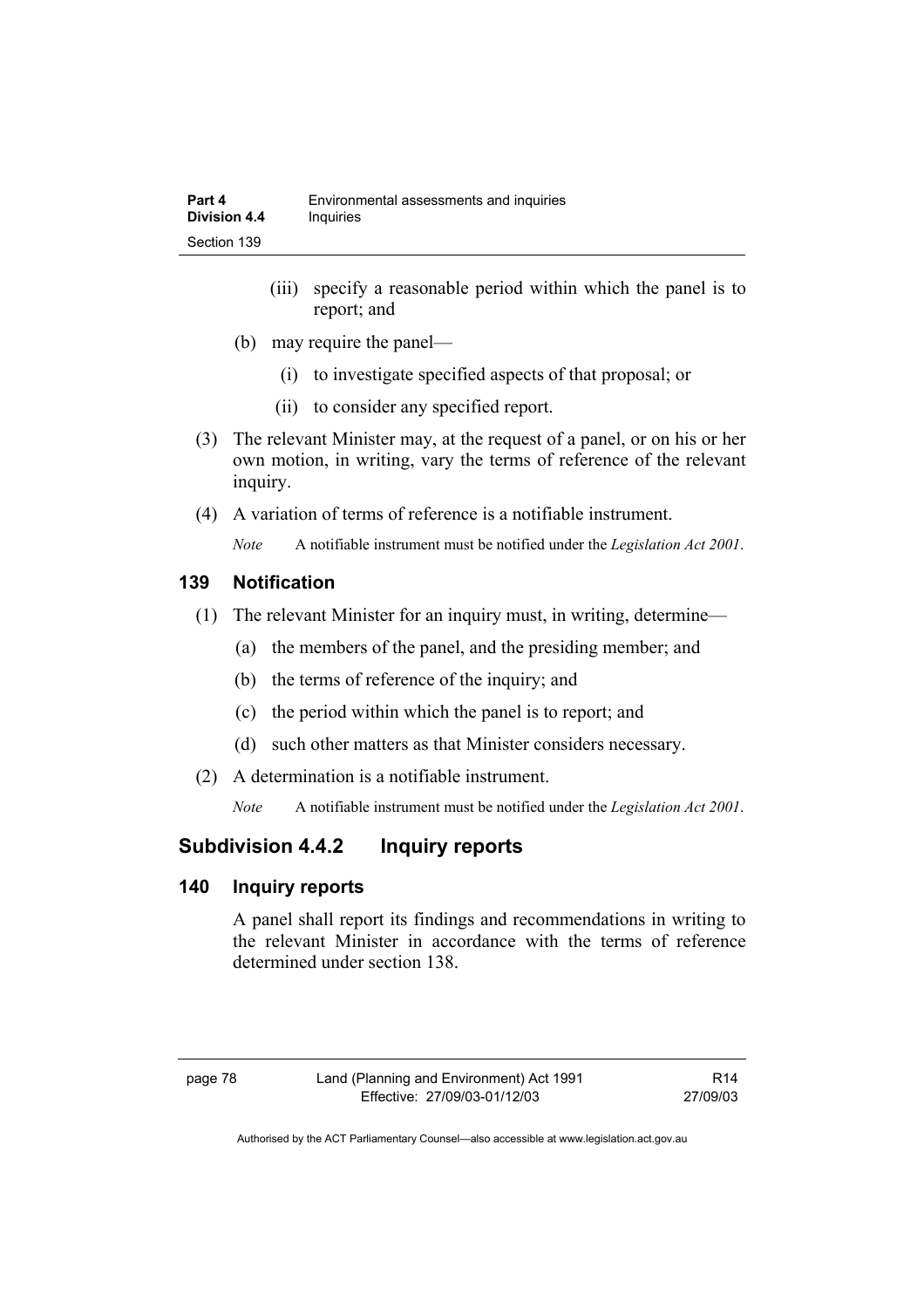(iii) specify a reasonable period within which the panel is to report; and

(b) may require the panel—

(i) to investigate specified aspects of that proposal; or

(ii) to consider any specified report.

(3) The relevant Minister may, at the request of a panel, or on his or her own motion, in writing, vary the terms of reference of the relevant inquiry.

(4) A variation of terms of reference is a notifiable instrument.

*Note* A notifiable instrument must be notified under the *Legislation Act 2001*.

### 139 Notification

(1) The relevant Minister for an inquiry must, in writing, determine—

(a) the members of the panel, and the presiding member; and

(b) the terms of reference of the inquiry; and

(c) the period within which the panel is to report; and

(d) such other matters as that Minister considers necessary.

(2) A determination is a notifiable instrument.

*Note* A notifiable instrument must be notified under the *Legislation Act 2001*.

## Subdivision 4.4.2 Inquiry reports

### 140 Inquiry reports

A panel shall report its findings and recommendations in writing to the relevant Minister in accordance with the terms of reference determined under section 138.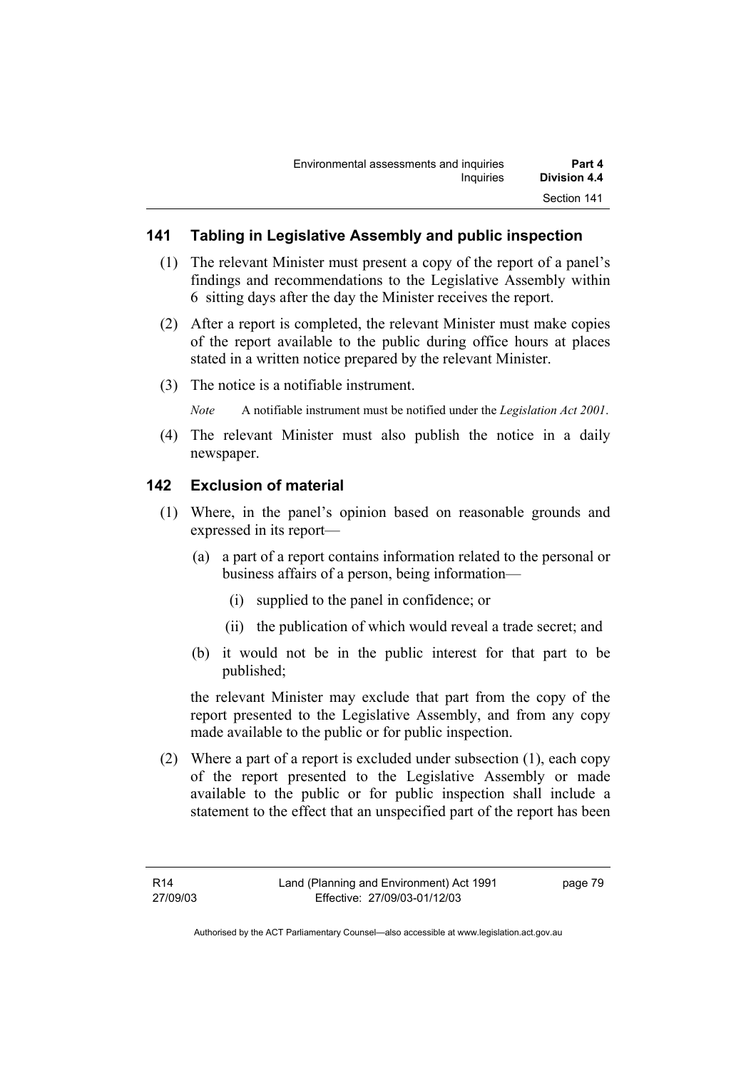### 141 Tabling in Legislative Assembly and public inspection

(1) The relevant Minister must present a copy of the report of a panel's findings and recommendations to the Legislative Assembly within 6 sitting days after the day the Minister receives the report.

(2) After a report is completed, the relevant Minister must make copies of the report available to the public during office hours at places stated in a written notice prepared by the relevant Minister.

(3) The notice is a notifiable instrument.

*Note* A notifiable instrument must be notified under the *Legislation Act 2001*.

(4) The relevant Minister must also publish the notice in a daily newspaper.

### 142 Exclusion of material

(1) Where, in the panel's opinion based on reasonable grounds and expressed in its report—

(a) a part of a report contains information related to the personal or business affairs of a person, being information—

(i) supplied to the panel in confidence; or

(ii) the publication of which would reveal a trade secret; and

(b) it would not be in the public interest for that part to be published;

the relevant Minister may exclude that part from the copy of the report presented to the Legislative Assembly, and from any copy made available to the public or for public inspection.

(2) Where a part of a report is excluded under subsection (1), each copy of the report presented to the Legislative Assembly or made available to the public or for public inspection shall include a statement to the effect that an unspecified part of the report has been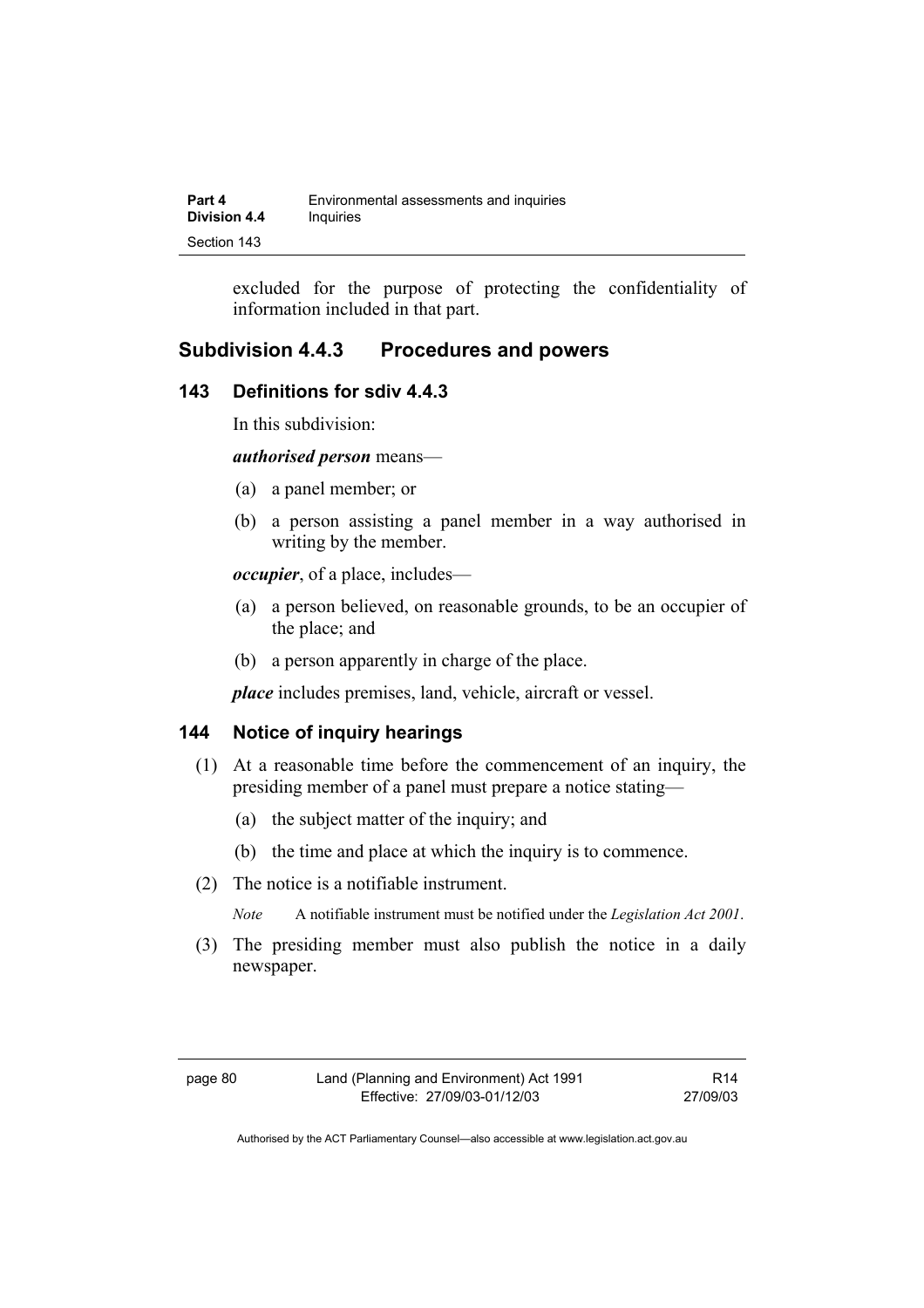excluded for the purpose of protecting the confidentiality of information included in that part.

## Subdivision 4.4.3 Procedures and powers

### 143 Definitions for sdiv 4.4.3

In this subdivision:

***authorised person*** means—

(a) a panel member; or

(b) a person assisting a panel member in a way authorised in writing by the member.

***occupier***, of a place, includes—

(a) a person believed, on reasonable grounds, to be an occupier of the place; and

(b) a person apparently in charge of the place.

***place*** includes premises, land, vehicle, aircraft or vessel.

### 144 Notice of inquiry hearings

(1) At a reasonable time before the commencement of an inquiry, the presiding member of a panel must prepare a notice stating—

(a) the subject matter of the inquiry; and

(b) the time and place at which the inquiry is to commence.

(2) The notice is a notifiable instrument.

*Note* A notifiable instrument must be notified under the *Legislation Act 2001*.

(3) The presiding member must also publish the notice in a daily newspaper.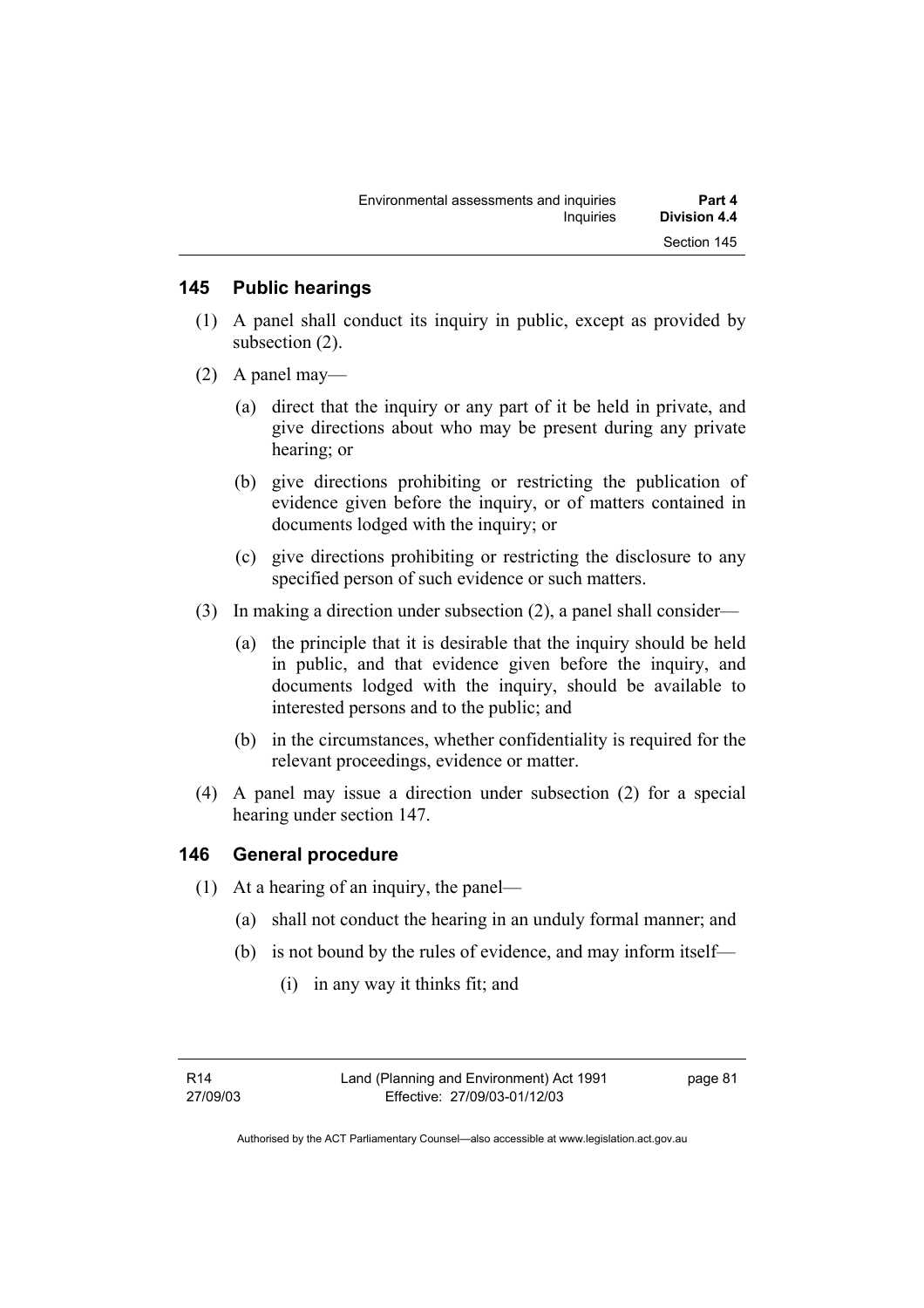## 145 Public hearings

(1) A panel shall conduct its inquiry in public, except as provided by subsection (2).

(2) A panel may—

(a) direct that the inquiry or any part of it be held in private, and give directions about who may be present during any private hearing; or

(b) give directions prohibiting or restricting the publication of evidence given before the inquiry, or of matters contained in documents lodged with the inquiry; or

(c) give directions prohibiting or restricting the disclosure to any specified person of such evidence or such matters.

(3) In making a direction under subsection (2), a panel shall consider—

(a) the principle that it is desirable that the inquiry should be held in public, and that evidence given before the inquiry, and documents lodged with the inquiry, should be available to interested persons and to the public; and

(b) in the circumstances, whether confidentiality is required for the relevant proceedings, evidence or matter.

(4) A panel may issue a direction under subsection (2) for a special hearing under section 147.

## 146 General procedure

(1) At a hearing of an inquiry, the panel—

(a) shall not conduct the hearing in an unduly formal manner; and

(b) is not bound by the rules of evidence, and may inform itself—

(i) in any way it thinks fit; and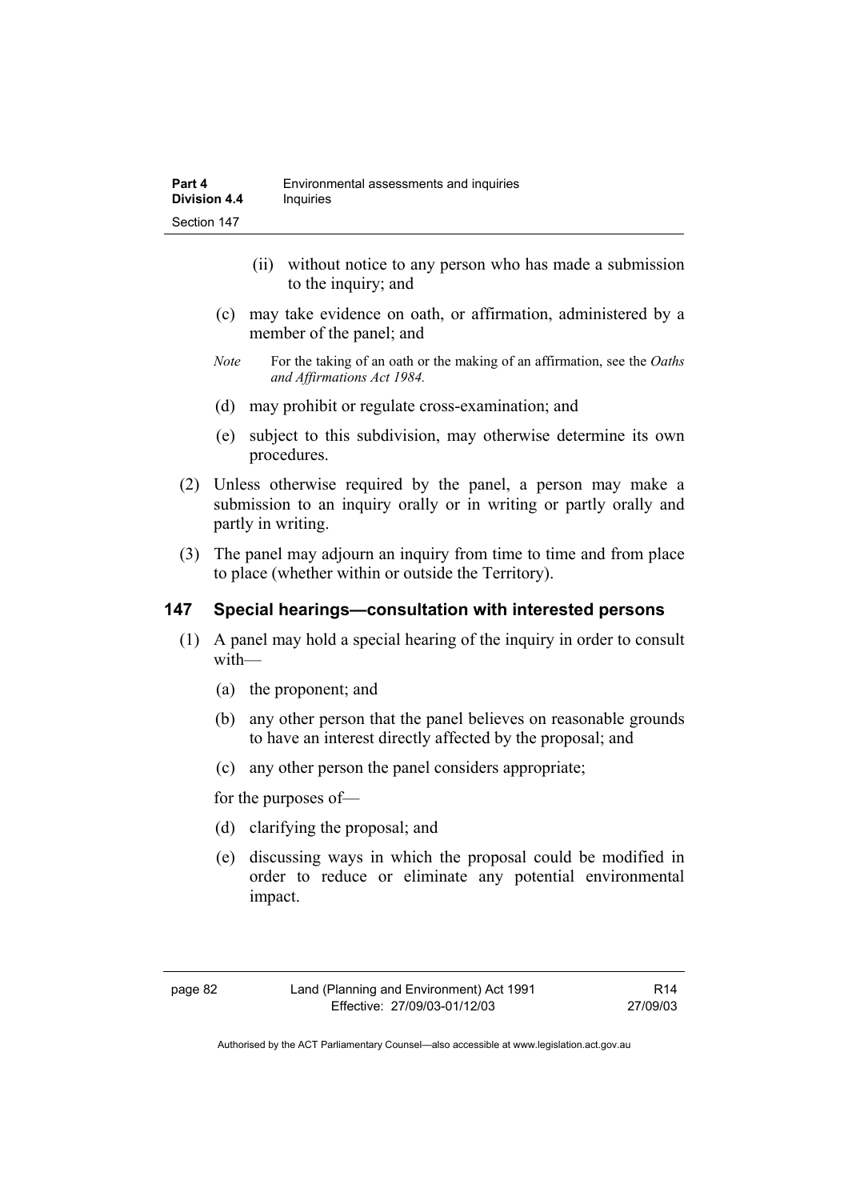(ii) without notice to any person who has made a submission to the inquiry; and

(c) may take evidence on oath, or affirmation, administered by a member of the panel; and

*Note* For the taking of an oath or the making of an affirmation, see the *Oaths and Affirmations Act 1984.*

(d) may prohibit or regulate cross-examination; and

(e) subject to this subdivision, may otherwise determine its own procedures.

(2) Unless otherwise required by the panel, a person may make a submission to an inquiry orally or in writing or partly orally and partly in writing.

(3) The panel may adjourn an inquiry from time to time and from place to place (whether within or outside the Territory).

## 147 Special hearings—consultation with interested persons

(1) A panel may hold a special hearing of the inquiry in order to consult with—

(a) the proponent; and

(b) any other person that the panel believes on reasonable grounds to have an interest directly affected by the proposal; and

(c) any other person the panel considers appropriate;

for the purposes of—

(d) clarifying the proposal; and

(e) discussing ways in which the proposal could be modified in order to reduce or eliminate any potential environmental impact.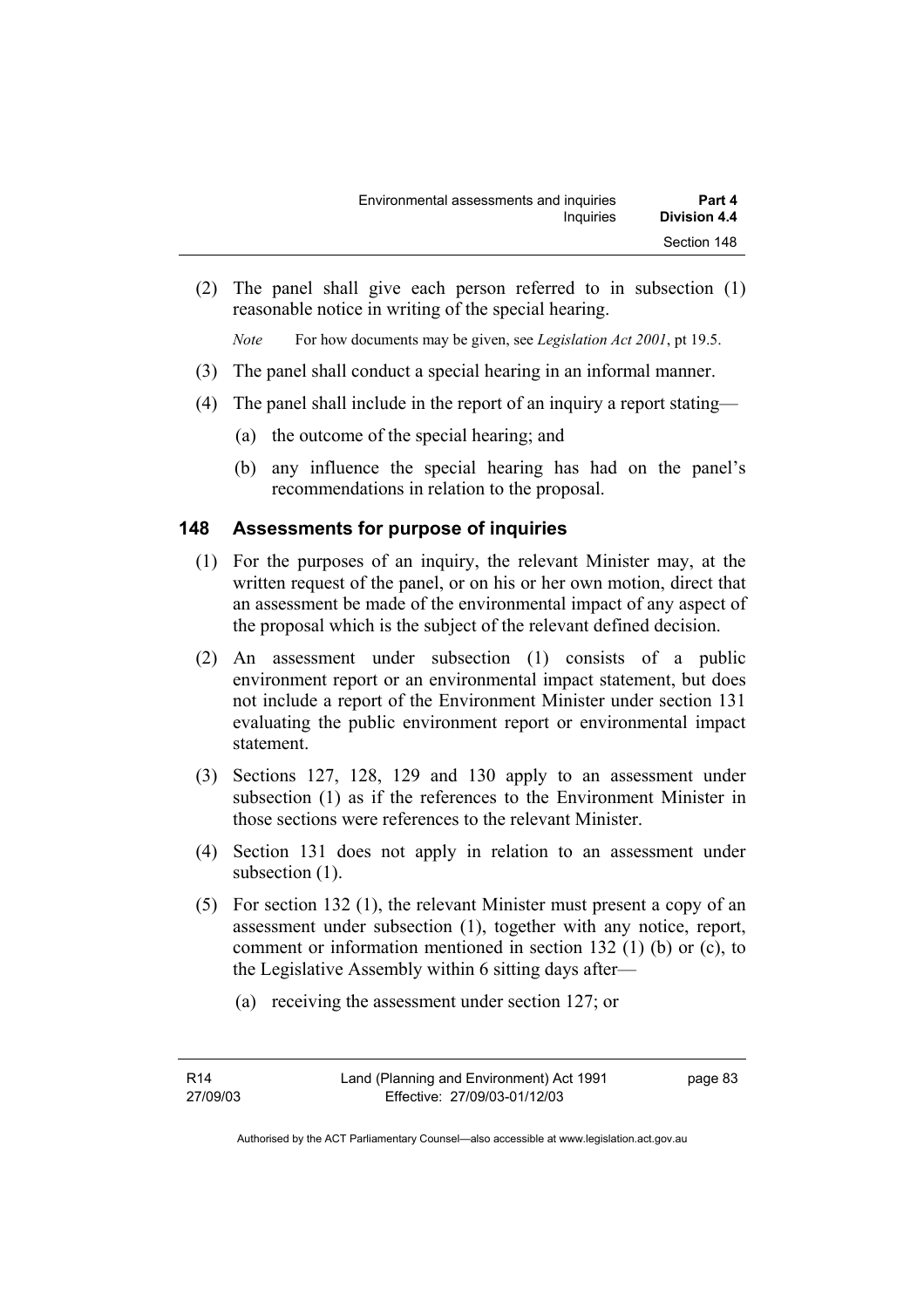(2) The panel shall give each person referred to in subsection (1) reasonable notice in writing of the special hearing.

*Note* For how documents may be given, see *Legislation Act 2001*, pt 19.5.

(3) The panel shall conduct a special hearing in an informal manner.

(4) The panel shall include in the report of an inquiry a report stating—

(a) the outcome of the special hearing; and

(b) any influence the special hearing has had on the panel's recommendations in relation to the proposal.

### 148 Assessments for purpose of inquiries

(1) For the purposes of an inquiry, the relevant Minister may, at the written request of the panel, or on his or her own motion, direct that an assessment be made of the environmental impact of any aspect of the proposal which is the subject of the relevant defined decision.

(2) An assessment under subsection (1) consists of a public environment report or an environmental impact statement, but does not include a report of the Environment Minister under section 131 evaluating the public environment report or environmental impact statement.

(3) Sections 127, 128, 129 and 130 apply to an assessment under subsection (1) as if the references to the Environment Minister in those sections were references to the relevant Minister.

(4) Section 131 does not apply in relation to an assessment under subsection (1).

(5) For section 132 (1), the relevant Minister must present a copy of an assessment under subsection (1), together with any notice, report, comment or information mentioned in section 132 (1) (b) or (c), to the Legislative Assembly within 6 sitting days after—

(a) receiving the assessment under section 127; or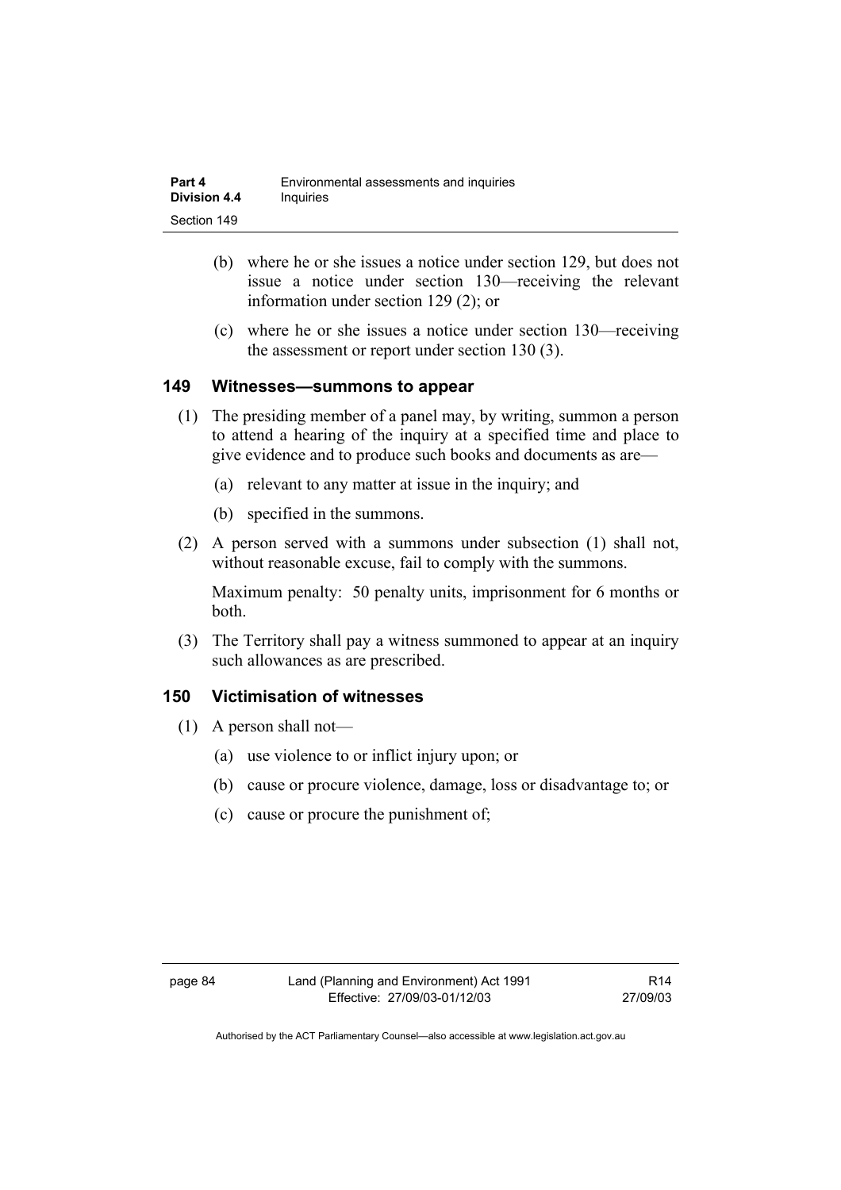(b) where he or she issues a notice under section 129, but does not issue a notice under section 130—receiving the relevant information under section 129 (2); or

(c) where he or she issues a notice under section 130—receiving the assessment or report under section 130 (3).

### 149 Witnesses—summons to appear

(1) The presiding member of a panel may, by writing, summon a person to attend a hearing of the inquiry at a specified time and place to give evidence and to produce such books and documents as are—

(a) relevant to any matter at issue in the inquiry; and

(b) specified in the summons.

(2) A person served with a summons under subsection (1) shall not, without reasonable excuse, fail to comply with the summons.

Maximum penalty: 50 penalty units, imprisonment for 6 months or both.

(3) The Territory shall pay a witness summoned to appear at an inquiry such allowances as are prescribed.

### 150 Victimisation of witnesses

(1) A person shall not—

(a) use violence to or inflict injury upon; or

(b) cause or procure violence, damage, loss or disadvantage to; or

(c) cause or procure the punishment of;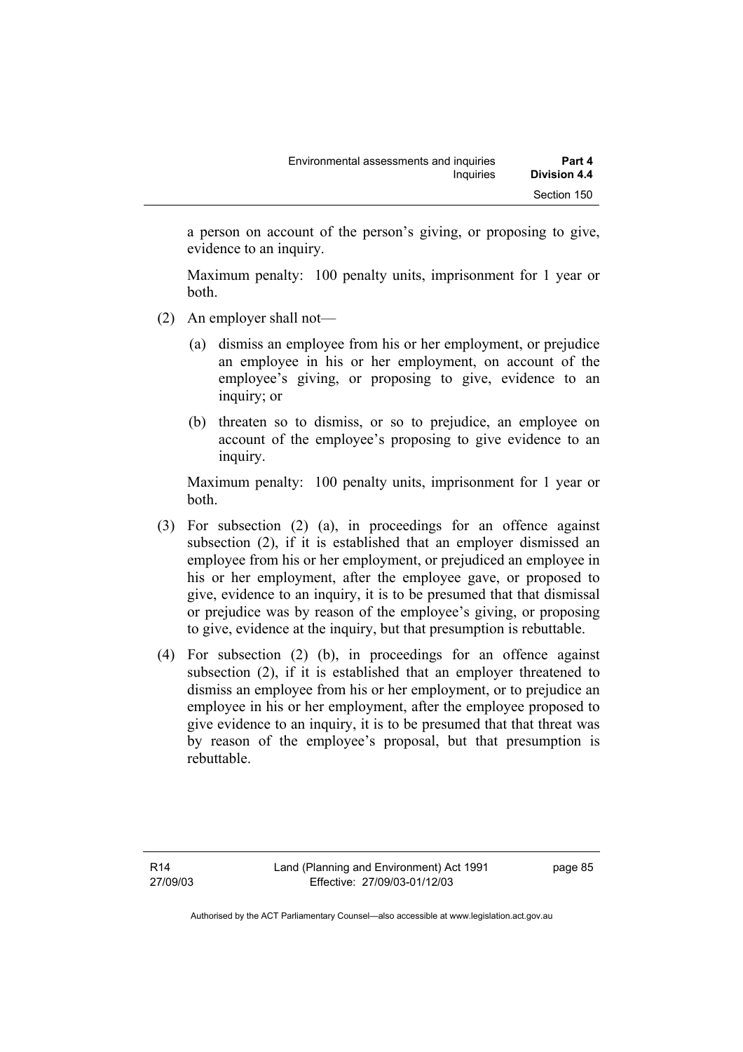a person on account of the person's giving, or proposing to give, evidence to an inquiry.

Maximum penalty: 100 penalty units, imprisonment for 1 year or both.

(2) An employer shall not—

(a) dismiss an employee from his or her employment, or prejudice an employee in his or her employment, on account of the employee's giving, or proposing to give, evidence to an inquiry; or

(b) threaten so to dismiss, or so to prejudice, an employee on account of the employee's proposing to give evidence to an inquiry.

Maximum penalty: 100 penalty units, imprisonment for 1 year or both.

(3) For subsection (2) (a), in proceedings for an offence against subsection (2), if it is established that an employer dismissed an employee from his or her employment, or prejudiced an employee in his or her employment, after the employee gave, or proposed to give, evidence to an inquiry, it is to be presumed that that dismissal or prejudice was by reason of the employee's giving, or proposing to give, evidence at the inquiry, but that presumption is rebuttable.

(4) For subsection (2) (b), in proceedings for an offence against subsection (2), if it is established that an employer threatened to dismiss an employee from his or her employment, or to prejudice an employee in his or her employment, after the employee proposed to give evidence to an inquiry, it is to be presumed that that threat was by reason of the employee's proposal, but that presumption is rebuttable.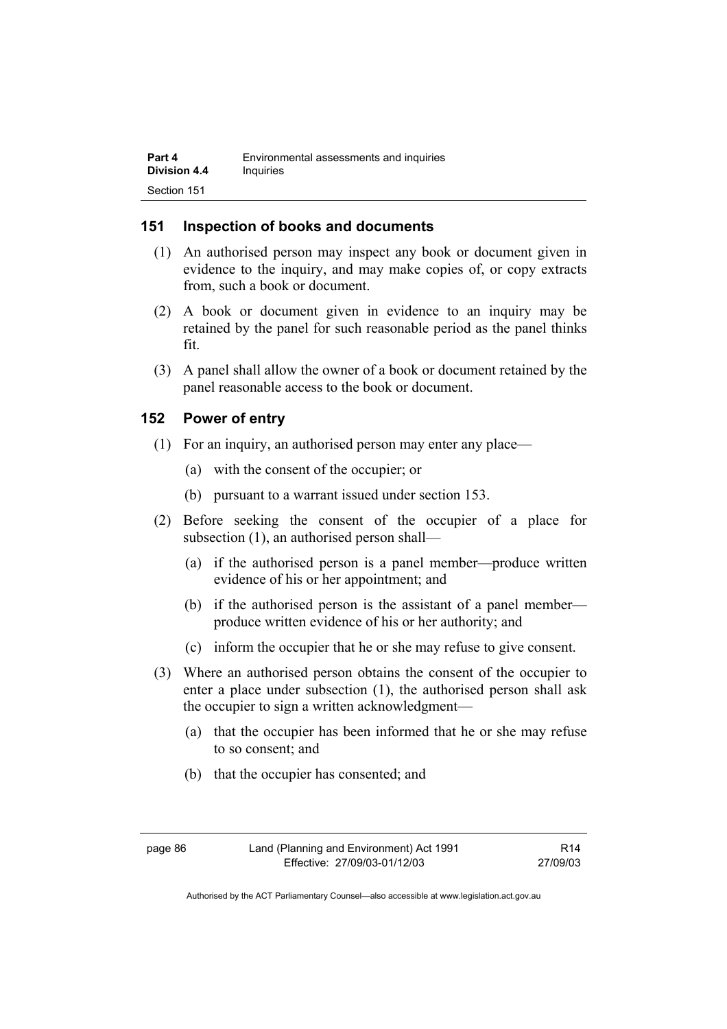## 151 Inspection of books and documents

(1) An authorised person may inspect any book or document given in evidence to the inquiry, and may make copies of, or copy extracts from, such a book or document.

(2) A book or document given in evidence to an inquiry may be retained by the panel for such reasonable period as the panel thinks fit.

(3) A panel shall allow the owner of a book or document retained by the panel reasonable access to the book or document.

## 152 Power of entry

(1) For an inquiry, an authorised person may enter any place—

(a) with the consent of the occupier; or

(b) pursuant to a warrant issued under section 153.

(2) Before seeking the consent of the occupier of a place for subsection (1), an authorised person shall—

(a) if the authorised person is a panel member—produce written evidence of his or her appointment; and

(b) if the authorised person is the assistant of a panel member—produce written evidence of his or her authority; and

(c) inform the occupier that he or she may refuse to give consent.

(3) Where an authorised person obtains the consent of the occupier to enter a place under subsection (1), the authorised person shall ask the occupier to sign a written acknowledgment—

(a) that the occupier has been informed that he or she may refuse to so consent; and

(b) that the occupier has consented; and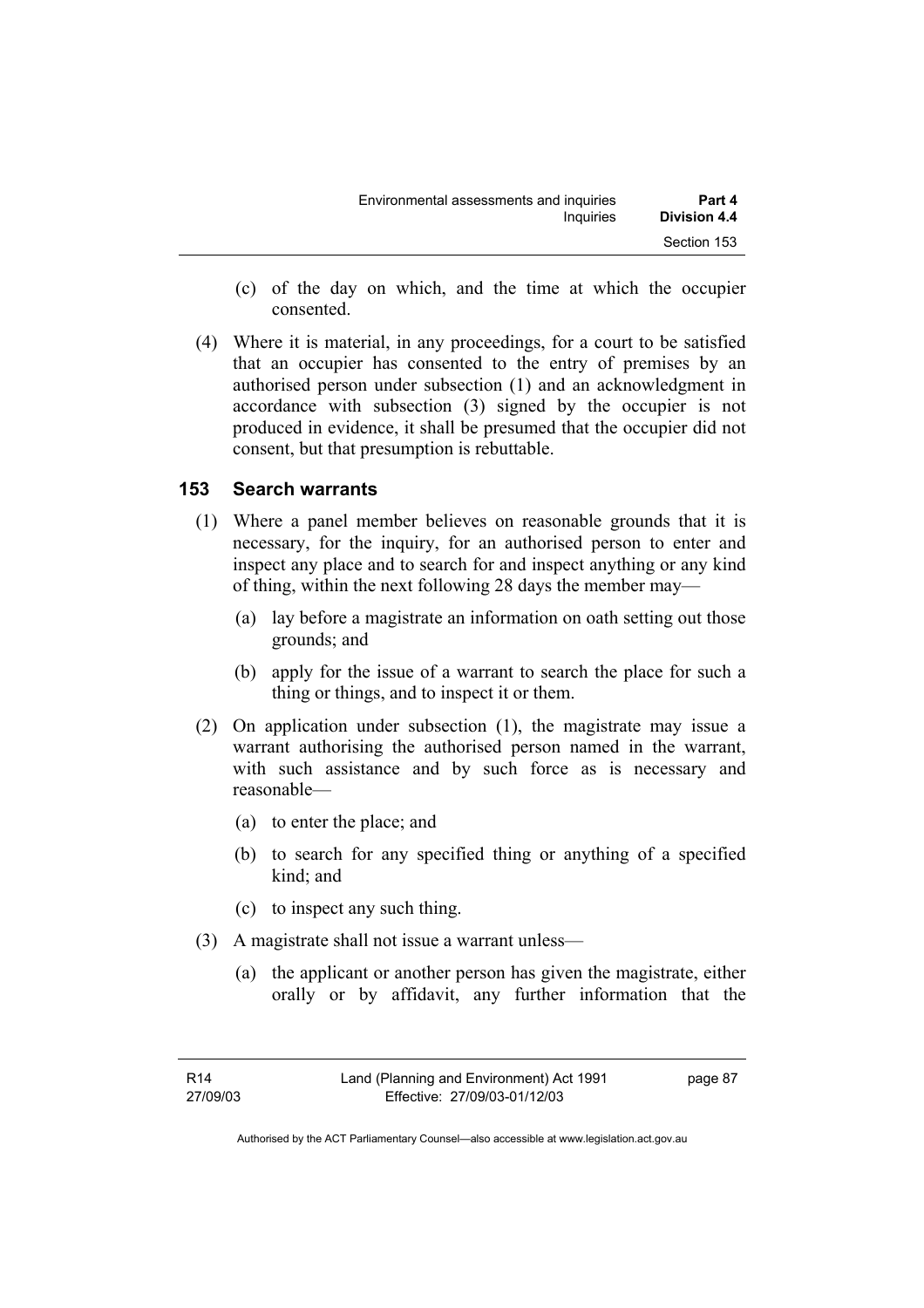(c) of the day on which, and the time at which the occupier consented.

(4) Where it is material, in any proceedings, for a court to be satisfied that an occupier has consented to the entry of premises by an authorised person under subsection (1) and an acknowledgment in accordance with subsection (3) signed by the occupier is not produced in evidence, it shall be presumed that the occupier did not consent, but that presumption is rebuttable.

### 153 Search warrants

(1) Where a panel member believes on reasonable grounds that it is necessary, for the inquiry, for an authorised person to enter and inspect any place and to search for and inspect anything or any kind of thing, within the next following 28 days the member may—

(a) lay before a magistrate an information on oath setting out those grounds; and

(b) apply for the issue of a warrant to search the place for such a thing or things, and to inspect it or them.

(2) On application under subsection (1), the magistrate may issue a warrant authorising the authorised person named in the warrant, with such assistance and by such force as is necessary and reasonable—

(a) to enter the place; and

(b) to search for any specified thing or anything of a specified kind; and

(c) to inspect any such thing.

(3) A magistrate shall not issue a warrant unless—

(a) the applicant or another person has given the magistrate, either orally or by affidavit, any further information that the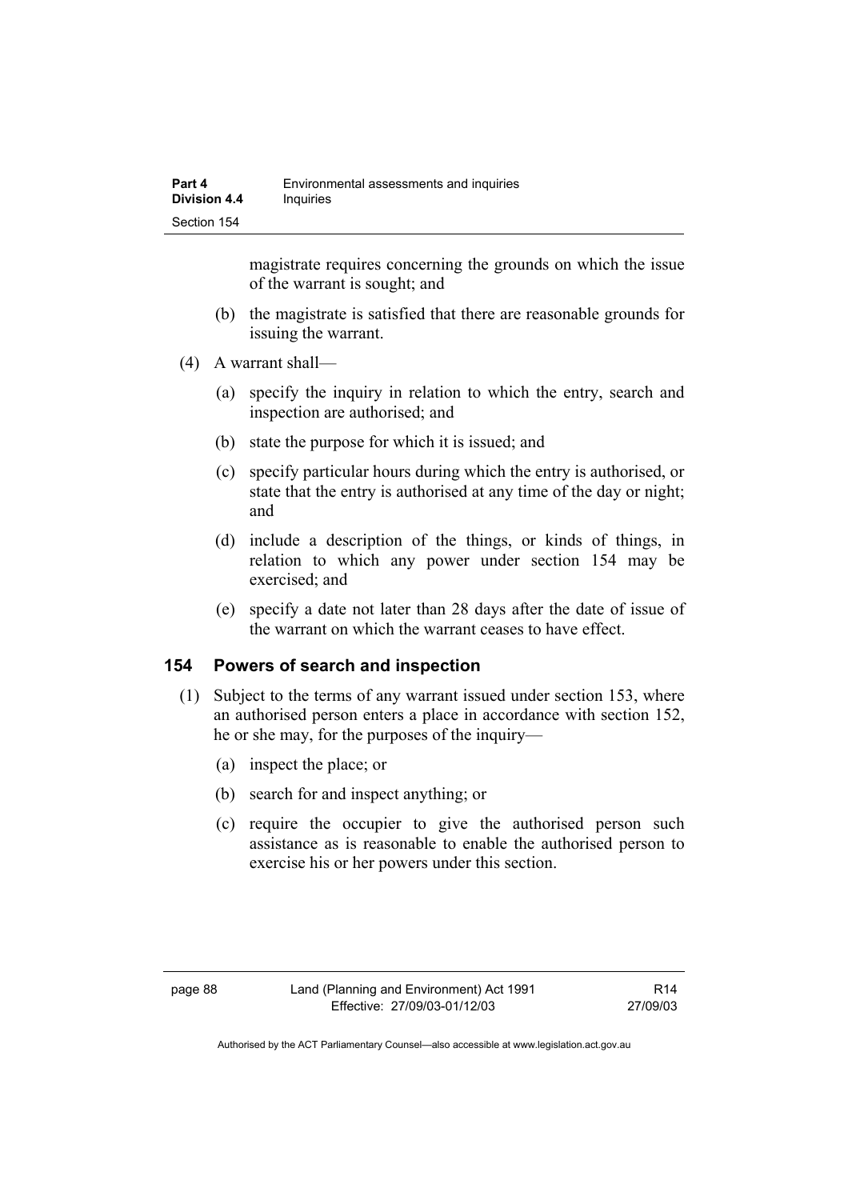magistrate requires concerning the grounds on which the issue of the warrant is sought; and

(b) the magistrate is satisfied that there are reasonable grounds for issuing the warrant.

(4) A warrant shall—

(a) specify the inquiry in relation to which the entry, search and inspection are authorised; and

(b) state the purpose for which it is issued; and

(c) specify particular hours during which the entry is authorised, or state that the entry is authorised at any time of the day or night; and

(d) include a description of the things, or kinds of things, in relation to which any power under section 154 may be exercised; and

(e) specify a date not later than 28 days after the date of issue of the warrant on which the warrant ceases to have effect.

### 154 Powers of search and inspection

(1) Subject to the terms of any warrant issued under section 153, where an authorised person enters a place in accordance with section 152, he or she may, for the purposes of the inquiry—

(a) inspect the place; or

(b) search for and inspect anything; or

(c) require the occupier to give the authorised person such assistance as is reasonable to enable the authorised person to exercise his or her powers under this section.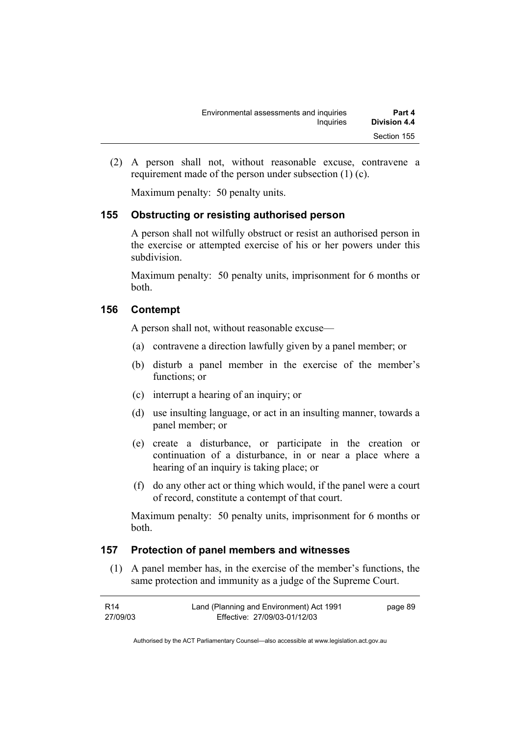(2) A person shall not, without reasonable excuse, contravene a requirement made of the person under subsection (1) (c).

Maximum penalty: 50 penalty units.

### 155 Obstructing or resisting authorised person

A person shall not wilfully obstruct or resist an authorised person in the exercise or attempted exercise of his or her powers under this subdivision.

Maximum penalty: 50 penalty units, imprisonment for 6 months or both.

### 156 Contempt

A person shall not, without reasonable excuse—

(a) contravene a direction lawfully given by a panel member; or

(b) disturb a panel member in the exercise of the member's functions; or

(c) interrupt a hearing of an inquiry; or

(d) use insulting language, or act in an insulting manner, towards a panel member; or

(e) create a disturbance, or participate in the creation or continuation of a disturbance, in or near a place where a hearing of an inquiry is taking place; or

(f) do any other act or thing which would, if the panel were a court of record, constitute a contempt of that court.

Maximum penalty: 50 penalty units, imprisonment for 6 months or both.

### 157 Protection of panel members and witnesses

(1) A panel member has, in the exercise of the member's functions, the same protection and immunity as a judge of the Supreme Court.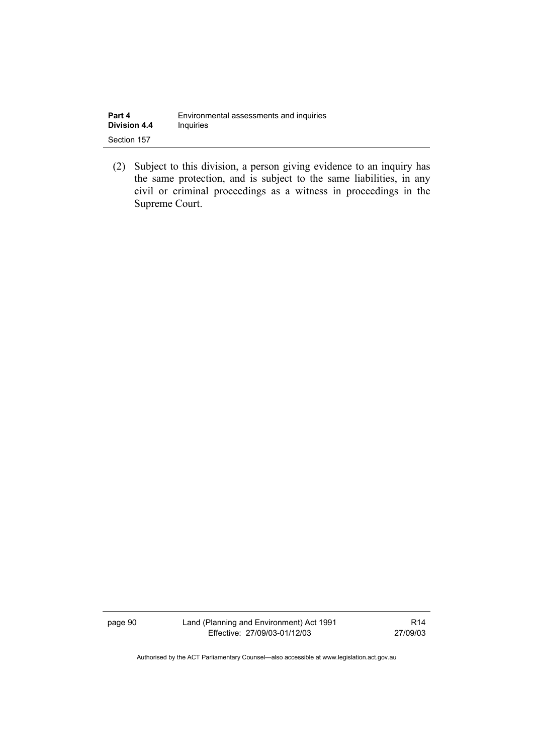(2) Subject to this division, a person giving evidence to an inquiry has the same protection, and is subject to the same liabilities, in any civil or criminal proceedings as a witness in proceedings in the Supreme Court.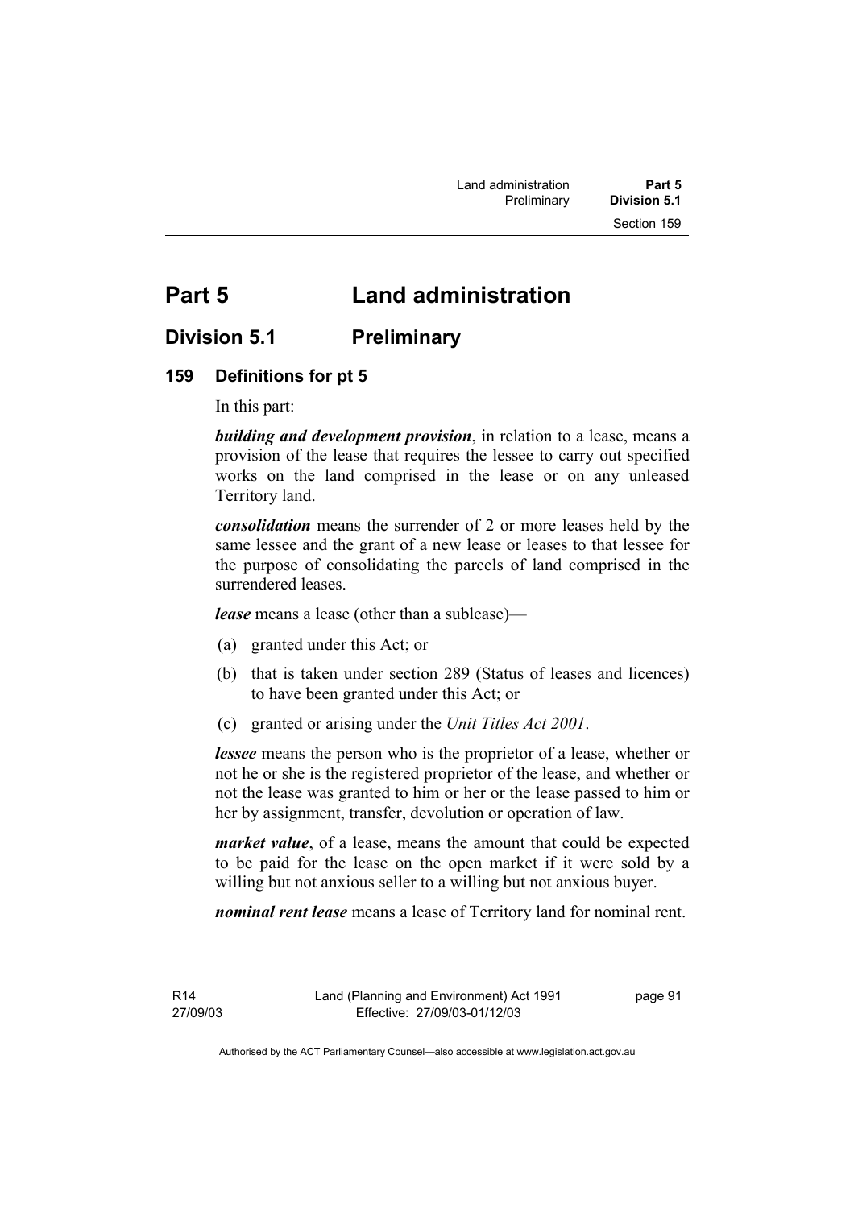# Part 5 Land administration

## Division 5.1 Preliminary

### 159 Definitions for pt 5

In this part:

***building and development provision***, in relation to a lease, means a provision of the lease that requires the lessee to carry out specified works on the land comprised in the lease or on any unleased Territory land.

***consolidation*** means the surrender of 2 or more leases held by the same lessee and the grant of a new lease or leases to that lessee for the purpose of consolidating the parcels of land comprised in the surrendered leases.

***lease*** means a lease (other than a sublease)—

(a) granted under this Act; or

(b) that is taken under section 289 (Status of leases and licences) to have been granted under this Act; or

(c) granted or arising under the *Unit Titles Act 2001*.

***lessee*** means the person who is the proprietor of a lease, whether or not he or she is the registered proprietor of the lease, and whether or not the lease was granted to him or her or the lease passed to him or her by assignment, transfer, devolution or operation of law.

***market value***, of a lease, means the amount that could be expected to be paid for the lease on the open market if it were sold by a willing but not anxious seller to a willing but not anxious buyer.

***nominal rent lease*** means a lease of Territory land for nominal rent.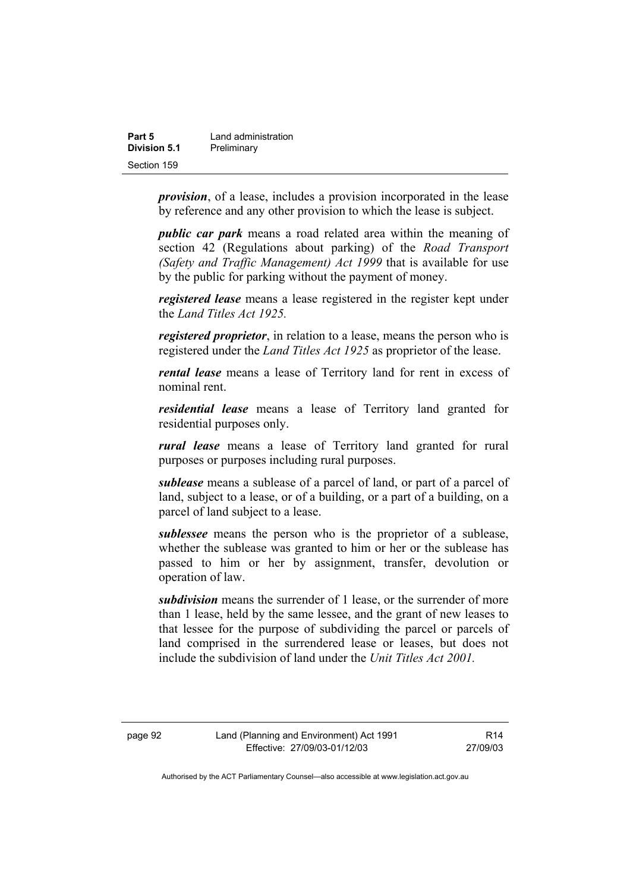***provision***, of a lease, includes a provision incorporated in the lease by reference and any other provision to which the lease is subject.

***public car park*** means a road related area within the meaning of section 42 (Regulations about parking) of the *Road Transport (Safety and Traffic Management) Act 1999* that is available for use by the public for parking without the payment of money.

***registered lease*** means a lease registered in the register kept under the *Land Titles Act 1925.*

***registered proprietor***, in relation to a lease, means the person who is registered under the *Land Titles Act 1925* as proprietor of the lease.

***rental lease*** means a lease of Territory land for rent in excess of nominal rent.

***residential lease*** means a lease of Territory land granted for residential purposes only.

***rural lease*** means a lease of Territory land granted for rural purposes or purposes including rural purposes.

***sublease*** means a sublease of a parcel of land, or part of a parcel of land, subject to a lease, or of a building, or a part of a building, on a parcel of land subject to a lease.

***sublessee*** means the person who is the proprietor of a sublease, whether the sublease was granted to him or her or the sublease has passed to him or her by assignment, transfer, devolution or operation of law.

***subdivision*** means the surrender of 1 lease, or the surrender of more than 1 lease, held by the same lessee, and the grant of new leases to that lessee for the purpose of subdividing the parcel or parcels of land comprised in the surrendered lease or leases, but does not include the subdivision of land under the *Unit Titles Act 2001.*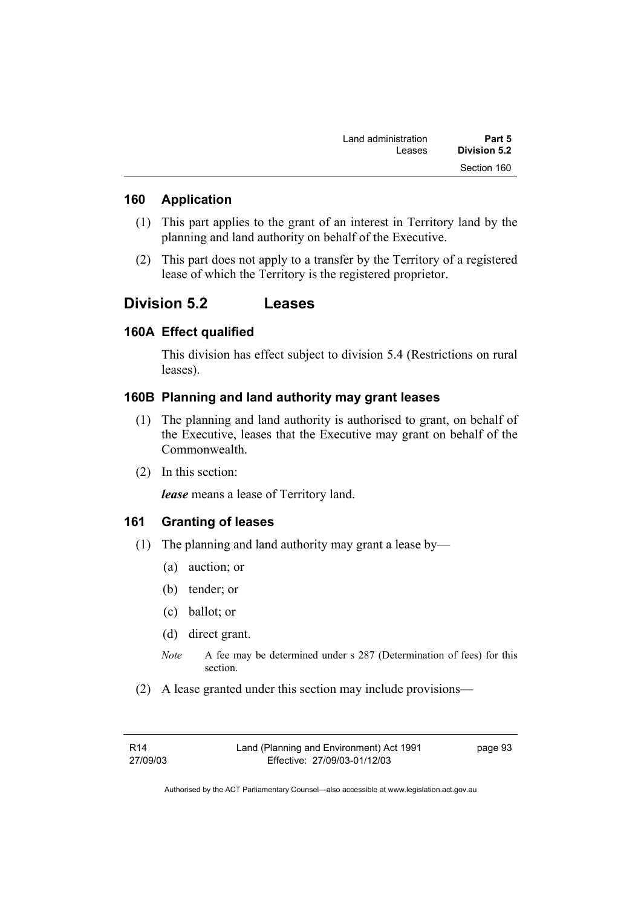### 160 Application

(1) This part applies to the grant of an interest in Territory land by the planning and land authority on behalf of the Executive.

(2) This part does not apply to a transfer by the Territory of a registered lease of which the Territory is the registered proprietor.

## Division 5.2 Leases

### 160A Effect qualified

This division has effect subject to division 5.4 (Restrictions on rural leases).

### 160B Planning and land authority may grant leases

(1) The planning and land authority is authorised to grant, on behalf of the Executive, leases that the Executive may grant on behalf of the Commonwealth.

(2) In this section:

***lease*** means a lease of Territory land.

### 161 Granting of leases

(1) The planning and land authority may grant a lease by—

(a) auction; or

(b) tender; or

(c) ballot; or

(d) direct grant.

*Note* A fee may be determined under s 287 (Determination of fees) for this section.

(2) A lease granted under this section may include provisions—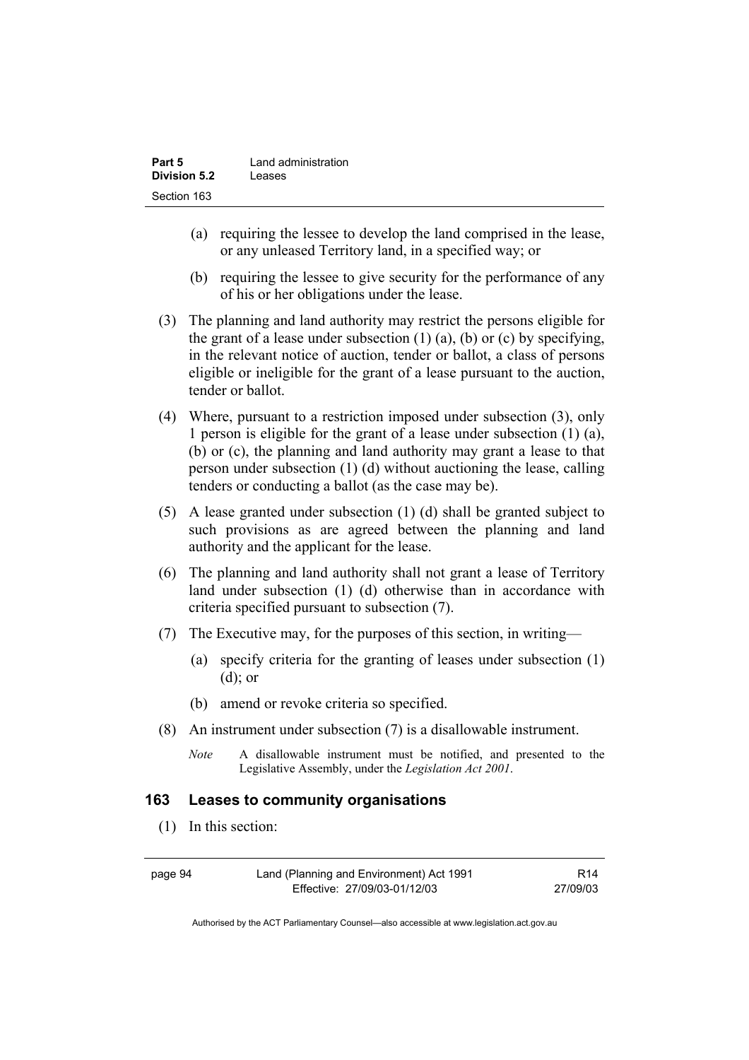(a) requiring the lessee to develop the land comprised in the lease, or any unleased Territory land, in a specified way; or

(b) requiring the lessee to give security for the performance of any of his or her obligations under the lease.

(3) The planning and land authority may restrict the persons eligible for the grant of a lease under subsection (1) (a), (b) or (c) by specifying, in the relevant notice of auction, tender or ballot, a class of persons eligible or ineligible for the grant of a lease pursuant to the auction, tender or ballot.

(4) Where, pursuant to a restriction imposed under subsection (3), only 1 person is eligible for the grant of a lease under subsection (1) (a), (b) or (c), the planning and land authority may grant a lease to that person under subsection (1) (d) without auctioning the lease, calling tenders or conducting a ballot (as the case may be).

(5) A lease granted under subsection (1) (d) shall be granted subject to such provisions as are agreed between the planning and land authority and the applicant for the lease.

(6) The planning and land authority shall not grant a lease of Territory land under subsection (1) (d) otherwise than in accordance with criteria specified pursuant to subsection (7).

(7) The Executive may, for the purposes of this section, in writing—

(a) specify criteria for the granting of leases under subsection (1) (d); or

(b) amend or revoke criteria so specified.

(8) An instrument under subsection (7) is a disallowable instrument.

*Note* A disallowable instrument must be notified, and presented to the Legislative Assembly, under the *Legislation Act 2001*.

### 163 Leases to community organisations

(1) In this section: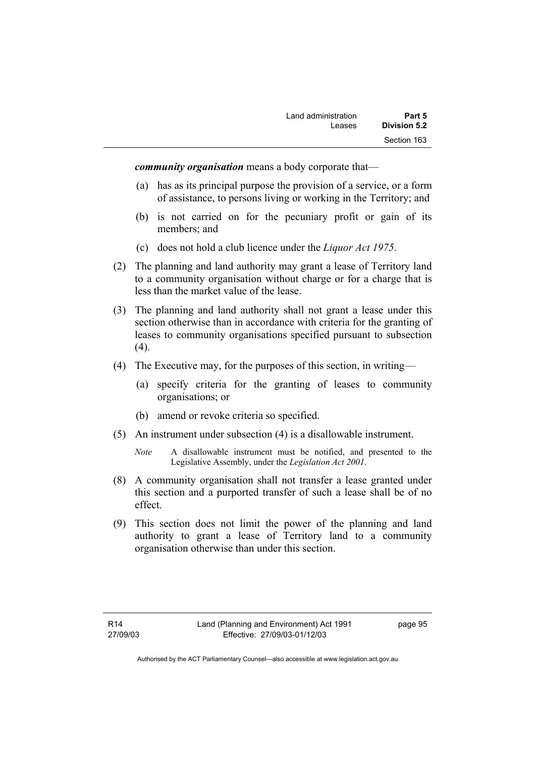***community organisation*** means a body corporate that—

(a) has as its principal purpose the provision of a service, or a form of assistance, to persons living or working in the Territory; and

(b) is not carried on for the pecuniary profit or gain of its members; and

(c) does not hold a club licence under the *Liquor Act 1975*.

(2) The planning and land authority may grant a lease of Territory land to a community organisation without charge or for a charge that is less than the market value of the lease.

(3) The planning and land authority shall not grant a lease under this section otherwise than in accordance with criteria for the granting of leases to community organisations specified pursuant to subsection (4).

(4) The Executive may, for the purposes of this section, in writing—

(a) specify criteria for the granting of leases to community organisations; or

(b) amend or revoke criteria so specified.

(5) An instrument under subsection (4) is a disallowable instrument.

*Note* A disallowable instrument must be notified, and presented to the Legislative Assembly, under the *Legislation Act 2001*.

(8) A community organisation shall not transfer a lease granted under this section and a purported transfer of such a lease shall be of no effect.

(9) This section does not limit the power of the planning and land authority to grant a lease of Territory land to a community organisation otherwise than under this section.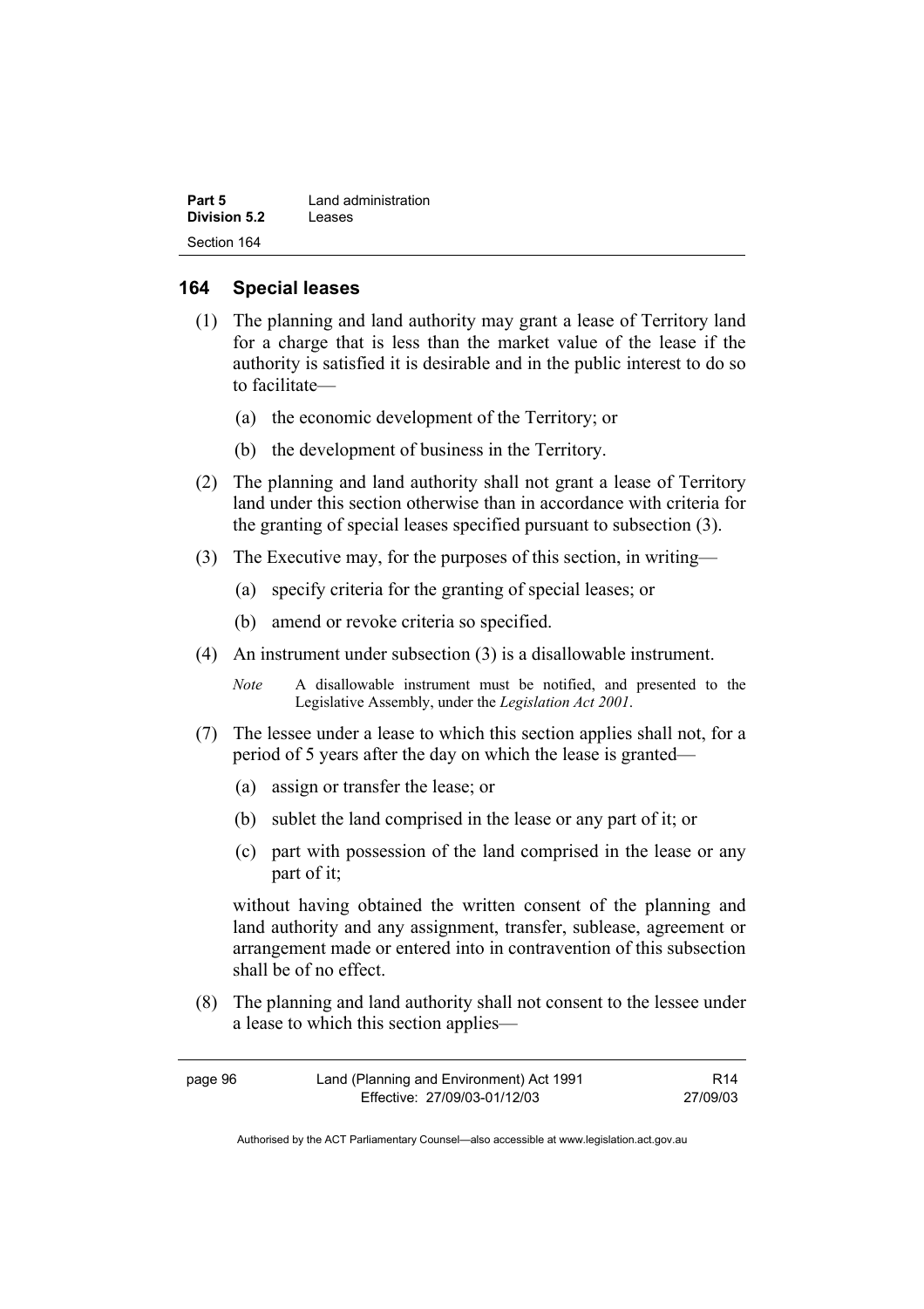## 164 Special leases

(1) The planning and land authority may grant a lease of Territory land for a charge that is less than the market value of the lease if the authority is satisfied it is desirable and in the public interest to do so to facilitate—

(a) the economic development of the Territory; or

(b) the development of business in the Territory.

(2) The planning and land authority shall not grant a lease of Territory land under this section otherwise than in accordance with criteria for the granting of special leases specified pursuant to subsection (3).

(3) The Executive may, for the purposes of this section, in writing—

(a) specify criteria for the granting of special leases; or

(b) amend or revoke criteria so specified.

(4) An instrument under subsection (3) is a disallowable instrument.

*Note* A disallowable instrument must be notified, and presented to the Legislative Assembly, under the *Legislation Act 2001*.

(7) The lessee under a lease to which this section applies shall not, for a period of 5 years after the day on which the lease is granted—

(a) assign or transfer the lease; or

(b) sublet the land comprised in the lease or any part of it; or

(c) part with possession of the land comprised in the lease or any part of it;

without having obtained the written consent of the planning and land authority and any assignment, transfer, sublease, agreement or arrangement made or entered into in contravention of this subsection shall be of no effect.

(8) The planning and land authority shall not consent to the lessee under a lease to which this section applies—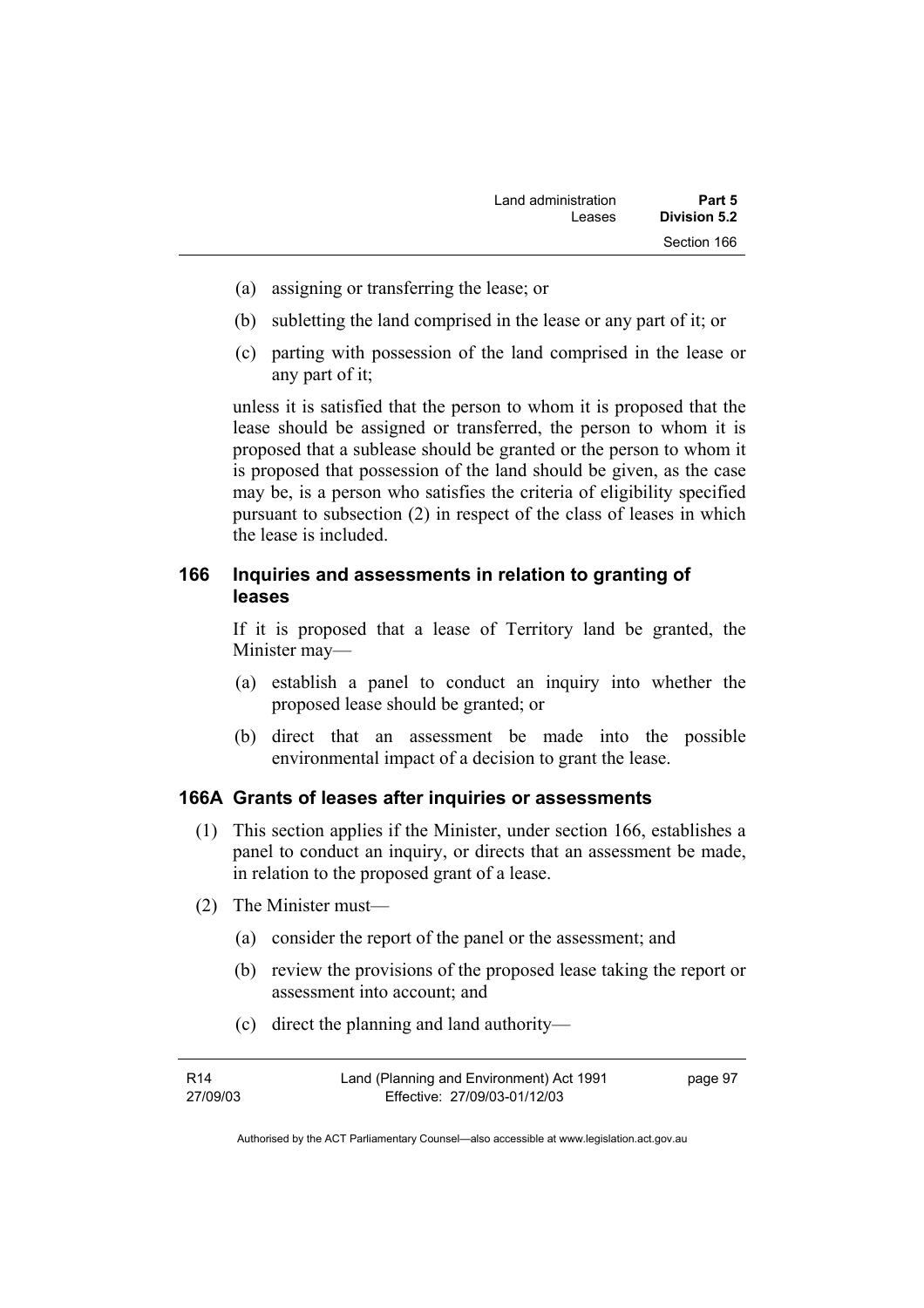(a) assigning or transferring the lease; or

(b) subletting the land comprised in the lease or any part of it; or

(c) parting with possession of the land comprised in the lease or any part of it;

unless it is satisfied that the person to whom it is proposed that the lease should be assigned or transferred, the person to whom it is proposed that a sublease should be granted or the person to whom it is proposed that possession of the land should be given, as the case may be, is a person who satisfies the criteria of eligibility specified pursuant to subsection (2) in respect of the class of leases in which the lease is included.

## 166 Inquiries and assessments in relation to granting of leases

If it is proposed that a lease of Territory land be granted, the Minister may—

(a) establish a panel to conduct an inquiry into whether the proposed lease should be granted; or

(b) direct that an assessment be made into the possible environmental impact of a decision to grant the lease.

## 166A Grants of leases after inquiries or assessments

(1) This section applies if the Minister, under section 166, establishes a panel to conduct an inquiry, or directs that an assessment be made, in relation to the proposed grant of a lease.

(2) The Minister must—

(a) consider the report of the panel or the assessment; and

(b) review the provisions of the proposed lease taking the report or assessment into account; and

(c) direct the planning and land authority—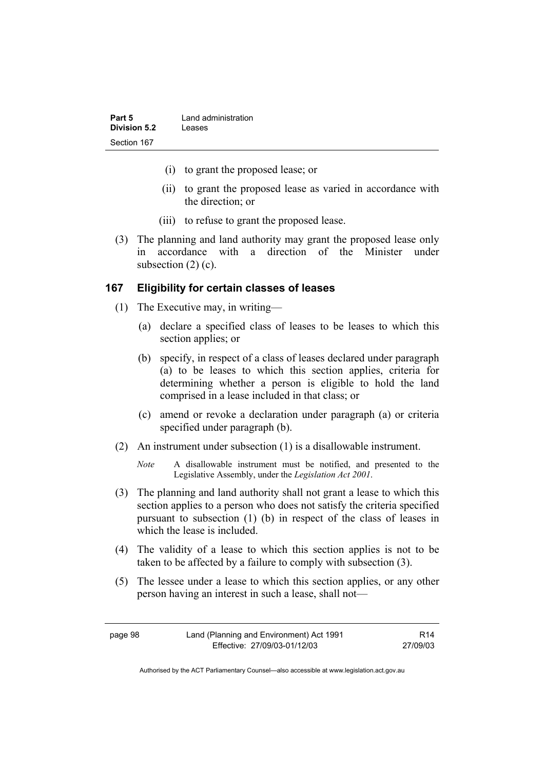(i) to grant the proposed lease; or

(ii) to grant the proposed lease as varied in accordance with the direction; or

(iii) to refuse to grant the proposed lease.

(3) The planning and land authority may grant the proposed lease only in accordance with a direction of the Minister under subsection (2) (c).

## 167 Eligibility for certain classes of leases

(1) The Executive may, in writing—

(a) declare a specified class of leases to be leases to which this section applies; or

(b) specify, in respect of a class of leases declared under paragraph (a) to be leases to which this section applies, criteria for determining whether a person is eligible to hold the land comprised in a lease included in that class; or

(c) amend or revoke a declaration under paragraph (a) or criteria specified under paragraph (b).

(2) An instrument under subsection (1) is a disallowable instrument.

*Note* A disallowable instrument must be notified, and presented to the Legislative Assembly, under the *Legislation Act 2001*.

(3) The planning and land authority shall not grant a lease to which this section applies to a person who does not satisfy the criteria specified pursuant to subsection (1) (b) in respect of the class of leases in which the lease is included.

(4) The validity of a lease to which this section applies is not to be taken to be affected by a failure to comply with subsection (3).

(5) The lessee under a lease to which this section applies, or any other person having an interest in such a lease, shall not—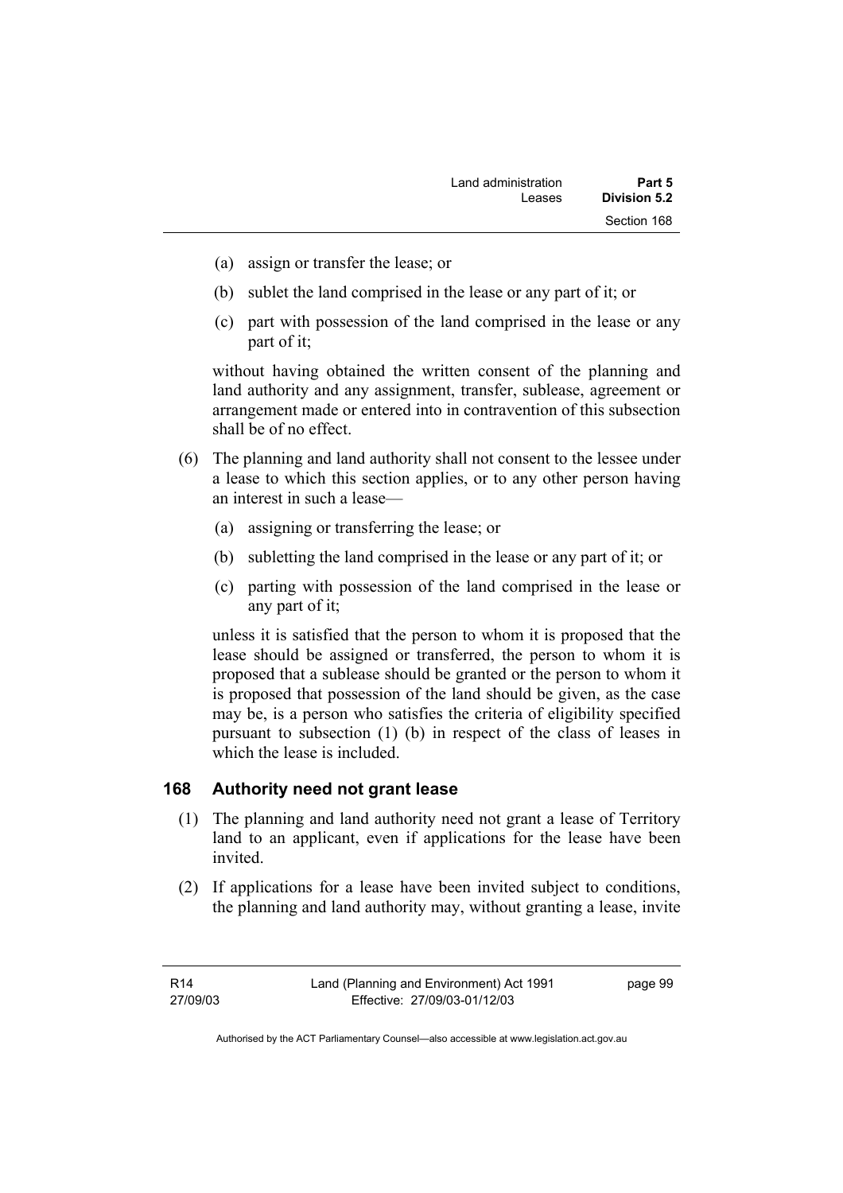- (a) assign or transfer the lease; or
- (b) sublet the land comprised in the lease or any part of it; or
- (c) part with possession of the land comprised in the lease or any part of it;

without having obtained the written consent of the planning and land authority and any assignment, transfer, sublease, agreement or arrangement made or entered into in contravention of this subsection shall be of no effect.

(6) The planning and land authority shall not consent to the lessee under a lease to which this section applies, or to any other person having an interest in such a lease—

- (a) assigning or transferring the lease; or
- (b) subletting the land comprised in the lease or any part of it; or
- (c) parting with possession of the land comprised in the lease or any part of it;

unless it is satisfied that the person to whom it is proposed that the lease should be assigned or transferred, the person to whom it is proposed that a sublease should be granted or the person to whom it is proposed that possession of the land should be given, as the case may be, is a person who satisfies the criteria of eligibility specified pursuant to subsection (1) (b) in respect of the class of leases in which the lease is included.

### 168 Authority need not grant lease

(1) The planning and land authority need not grant a lease of Territory land to an applicant, even if applications for the lease have been invited.

(2) If applications for a lease have been invited subject to conditions, the planning and land authority may, without granting a lease, invite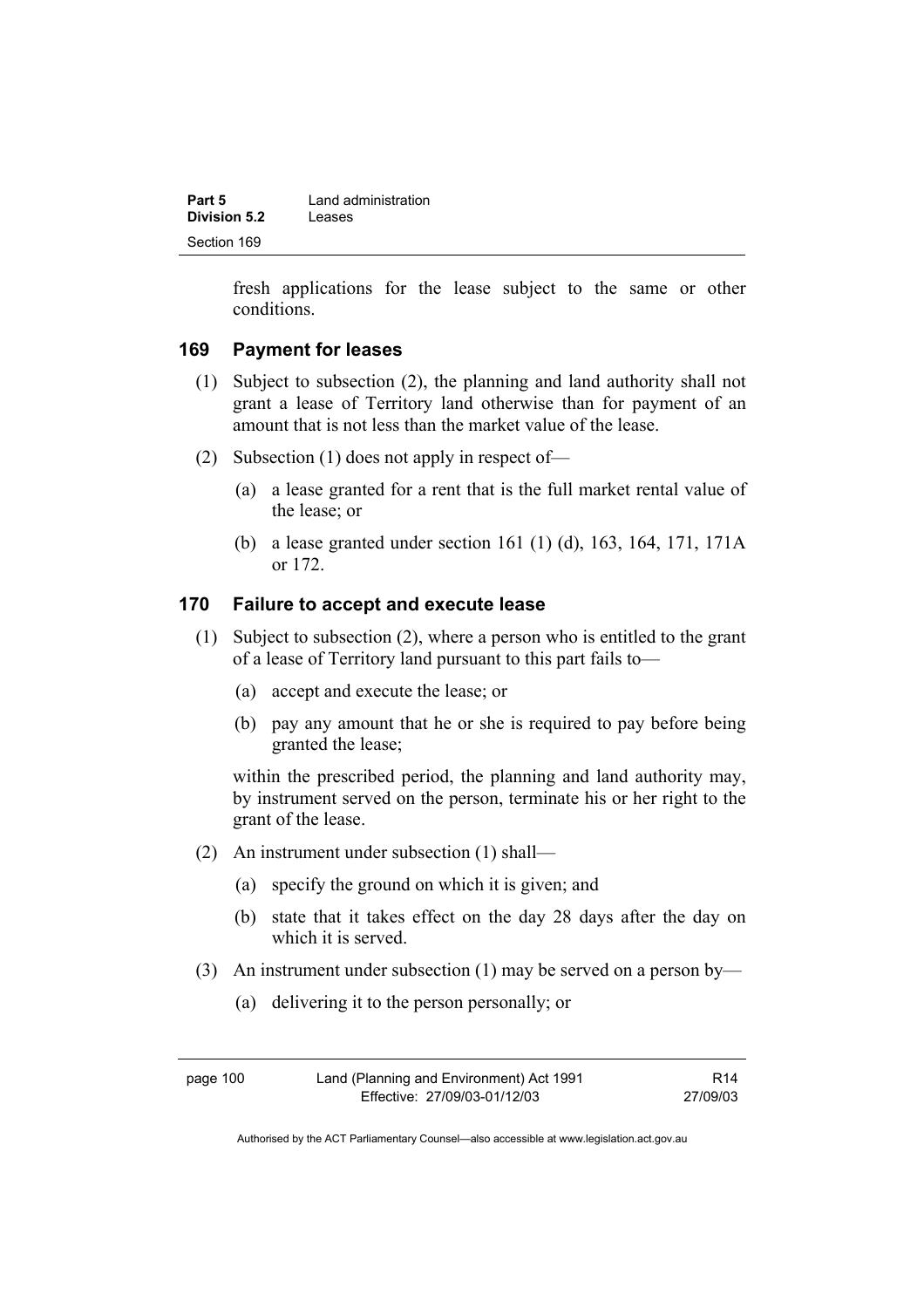fresh applications for the lease subject to the same or other conditions.

### 169 Payment for leases

(1) Subject to subsection (2), the planning and land authority shall not grant a lease of Territory land otherwise than for payment of an amount that is not less than the market value of the lease.

(2) Subsection (1) does not apply in respect of—

(a) a lease granted for a rent that is the full market rental value of the lease; or

(b) a lease granted under section 161 (1) (d), 163, 164, 171, 171A or 172.

### 170 Failure to accept and execute lease

(1) Subject to subsection (2), where a person who is entitled to the grant of a lease of Territory land pursuant to this part fails to—

(a) accept and execute the lease; or

(b) pay any amount that he or she is required to pay before being granted the lease;

within the prescribed period, the planning and land authority may, by instrument served on the person, terminate his or her right to the grant of the lease.

(2) An instrument under subsection (1) shall—

(a) specify the ground on which it is given; and

(b) state that it takes effect on the day 28 days after the day on which it is served.

(3) An instrument under subsection (1) may be served on a person by—

(a) delivering it to the person personally; or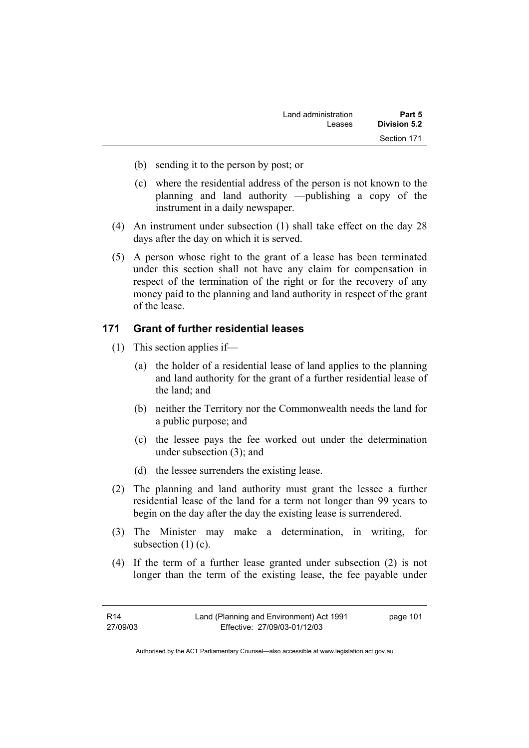(b) sending it to the person by post; or

(c) where the residential address of the person is not known to the planning and land authority —publishing a copy of the instrument in a daily newspaper.

(4) An instrument under subsection (1) shall take effect on the day 28 days after the day on which it is served.

(5) A person whose right to the grant of a lease has been terminated under this section shall not have any claim for compensation in respect of the termination of the right or for the recovery of any money paid to the planning and land authority in respect of the grant of the lease.

## 171 Grant of further residential leases

(1) This section applies if—

(a) the holder of a residential lease of land applies to the planning and land authority for the grant of a further residential lease of the land; and

(b) neither the Territory nor the Commonwealth needs the land for a public purpose; and

(c) the lessee pays the fee worked out under the determination under subsection (3); and

(d) the lessee surrenders the existing lease.

(2) The planning and land authority must grant the lessee a further residential lease of the land for a term not longer than 99 years to begin on the day after the day the existing lease is surrendered.

(3) The Minister may make a determination, in writing, for subsection (1) (c).

(4) If the term of a further lease granted under subsection (2) is not longer than the term of the existing lease, the fee payable under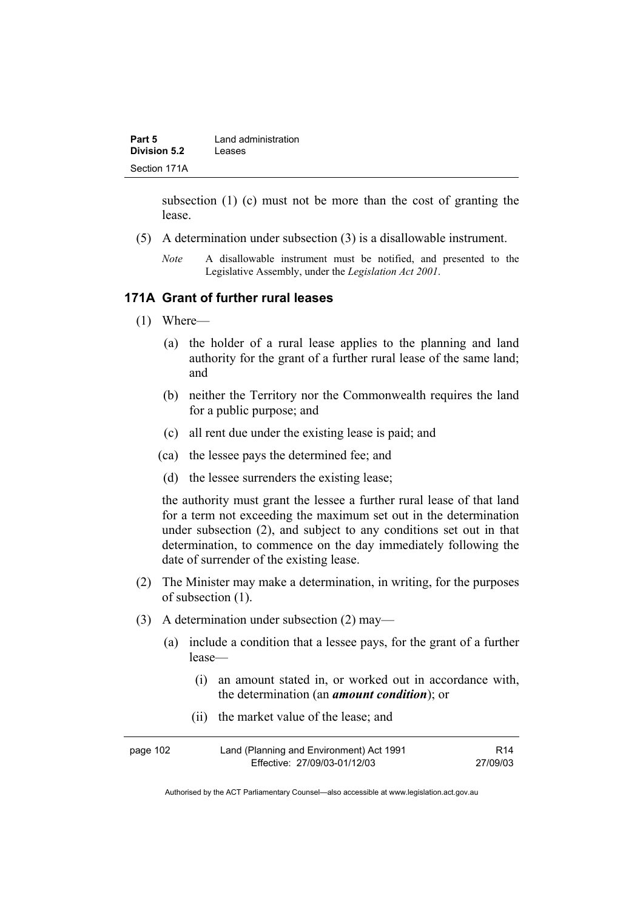subsection (1) (c) must not be more than the cost of granting the lease.

(5) A determination under subsection (3) is a disallowable instrument.

*Note* A disallowable instrument must be notified, and presented to the Legislative Assembly, under the *Legislation Act 2001*.

### 171A Grant of further rural leases

(1) Where—

(a) the holder of a rural lease applies to the planning and land authority for the grant of a further rural lease of the same land; and

(b) neither the Territory nor the Commonwealth requires the land for a public purpose; and

(c) all rent due under the existing lease is paid; and

(ca) the lessee pays the determined fee; and

(d) the lessee surrenders the existing lease;

the authority must grant the lessee a further rural lease of that land for a term not exceeding the maximum set out in the determination under subsection (2), and subject to any conditions set out in that determination, to commence on the day immediately following the date of surrender of the existing lease.

(2) The Minister may make a determination, in writing, for the purposes of subsection (1).

(3) A determination under subsection (2) may—

(a) include a condition that a lessee pays, for the grant of a further lease—

(i) an amount stated in, or worked out in accordance with, the determination (an ***amount condition***); or

(ii) the market value of the lease; and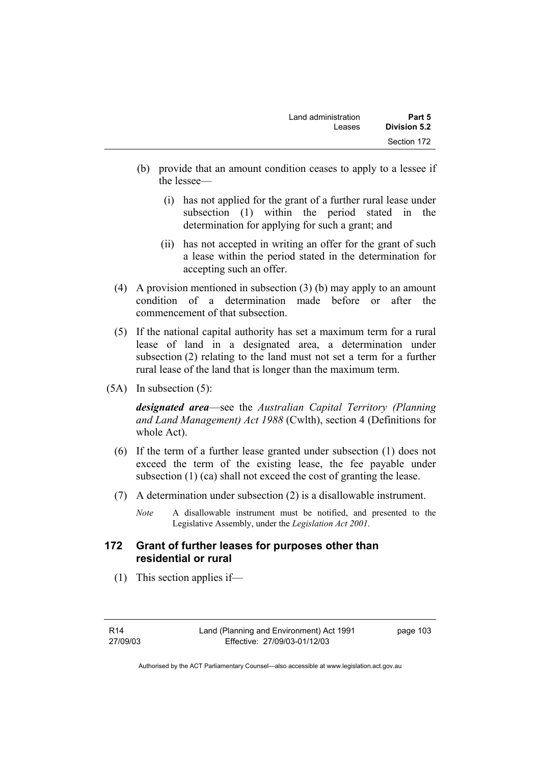(b) provide that an amount condition ceases to apply to a lessee if the lessee—

  (i) has not applied for the grant of a further rural lease under subsection (1) within the period stated in the determination for applying for such a grant; and

  (ii) has not accepted in writing an offer for the grant of such a lease within the period stated in the determination for accepting such an offer.

(4) A provision mentioned in subsection (3) (b) may apply to an amount condition of a determination made before or after the commencement of that subsection.

(5) If the national capital authority has set a maximum term for a rural lease of land in a designated area, a determination under subsection (2) relating to the land must not set a term for a further rural lease of the land that is longer than the maximum term.

(5A) In subsection (5):

***designated area***—see the *Australian Capital Territory (Planning and Land Management) Act 1988* (Cwlth), section 4 (Definitions for whole Act).

(6) If the term of a further lease granted under subsection (1) does not exceed the term of the existing lease, the fee payable under subsection (1) (ca) shall not exceed the cost of granting the lease.

(7) A determination under subsection (2) is a disallowable instrument.

*Note* A disallowable instrument must be notified, and presented to the Legislative Assembly, under the *Legislation Act 2001*.

## 172 Grant of further leases for purposes other than residential or rural

(1) This section applies if—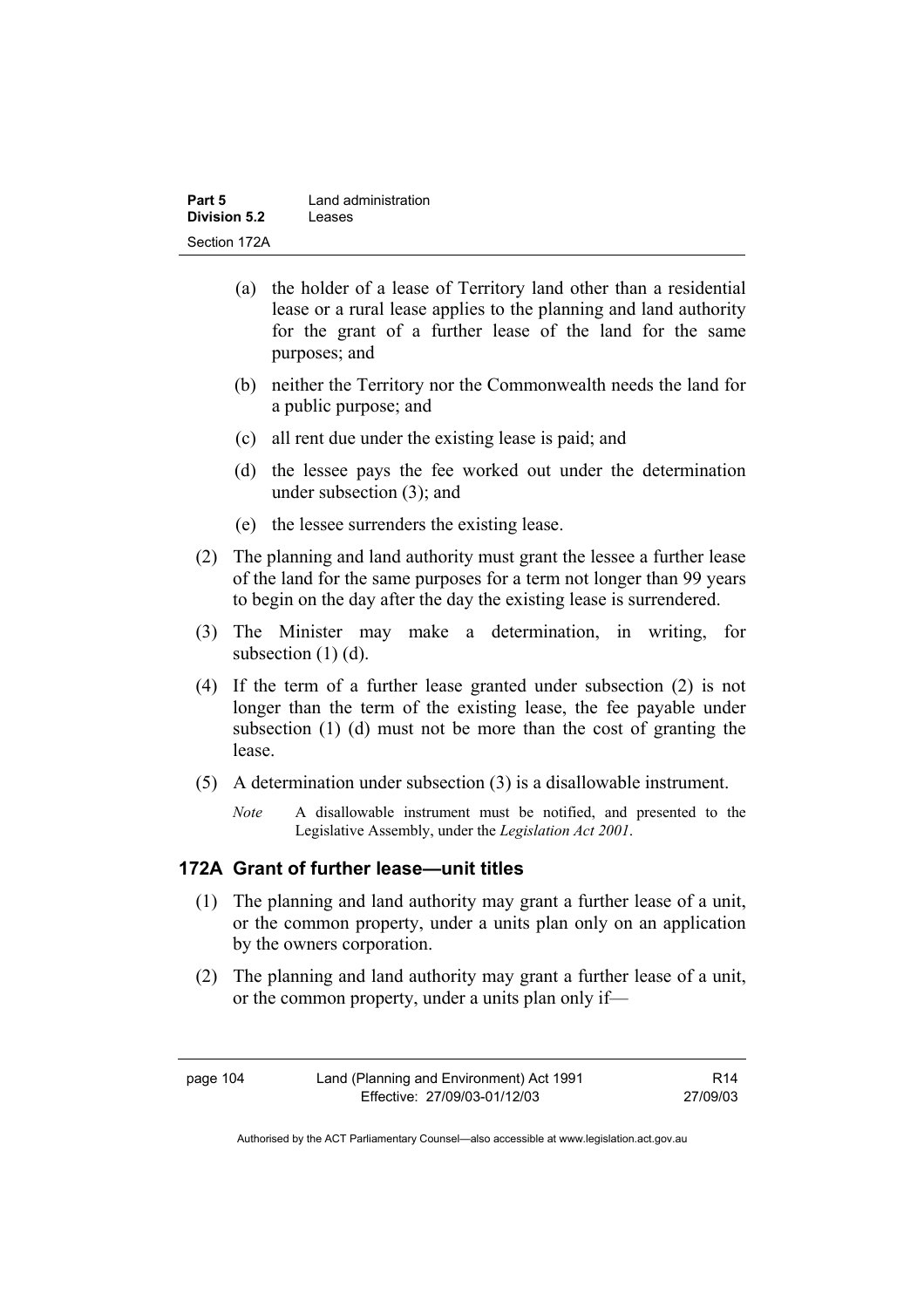(a) the holder of a lease of Territory land other than a residential lease or a rural lease applies to the planning and land authority for the grant of a further lease of the land for the same purposes; and

(b) neither the Territory nor the Commonwealth needs the land for a public purpose; and

(c) all rent due under the existing lease is paid; and

(d) the lessee pays the fee worked out under the determination under subsection (3); and

(e) the lessee surrenders the existing lease.

(2) The planning and land authority must grant the lessee a further lease of the land for the same purposes for a term not longer than 99 years to begin on the day after the day the existing lease is surrendered.

(3) The Minister may make a determination, in writing, for subsection (1) (d).

(4) If the term of a further lease granted under subsection (2) is not longer than the term of the existing lease, the fee payable under subsection (1) (d) must not be more than the cost of granting the lease.

(5) A determination under subsection (3) is a disallowable instrument.

*Note* A disallowable instrument must be notified, and presented to the Legislative Assembly, under the *Legislation Act 2001*.

### 172A Grant of further lease—unit titles

(1) The planning and land authority may grant a further lease of a unit, or the common property, under a units plan only on an application by the owners corporation.

(2) The planning and land authority may grant a further lease of a unit, or the common property, under a units plan only if—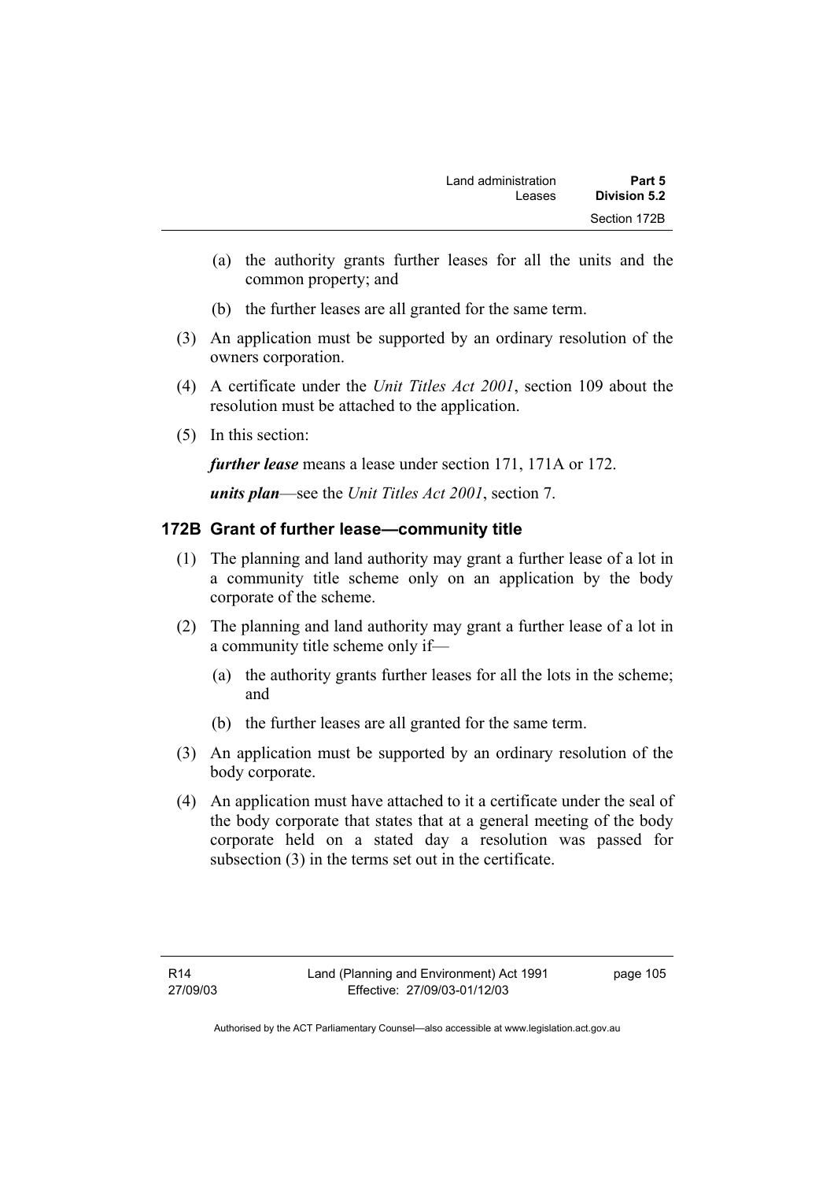(a) the authority grants further leases for all the units and the common property; and

(b) the further leases are all granted for the same term.

(3) An application must be supported by an ordinary resolution of the owners corporation.

(4) A certificate under the *Unit Titles Act 2001*, section 109 about the resolution must be attached to the application.

(5) In this section:

***further lease*** means a lease under section 171, 171A or 172.

***units plan***—see the *Unit Titles Act 2001*, section 7.

### 172B Grant of further lease—community title

(1) The planning and land authority may grant a further lease of a lot in a community title scheme only on an application by the body corporate of the scheme.

(2) The planning and land authority may grant a further lease of a lot in a community title scheme only if—

(a) the authority grants further leases for all the lots in the scheme; and

(b) the further leases are all granted for the same term.

(3) An application must be supported by an ordinary resolution of the body corporate.

(4) An application must have attached to it a certificate under the seal of the body corporate that states that at a general meeting of the body corporate held on a stated day a resolution was passed for subsection (3) in the terms set out in the certificate.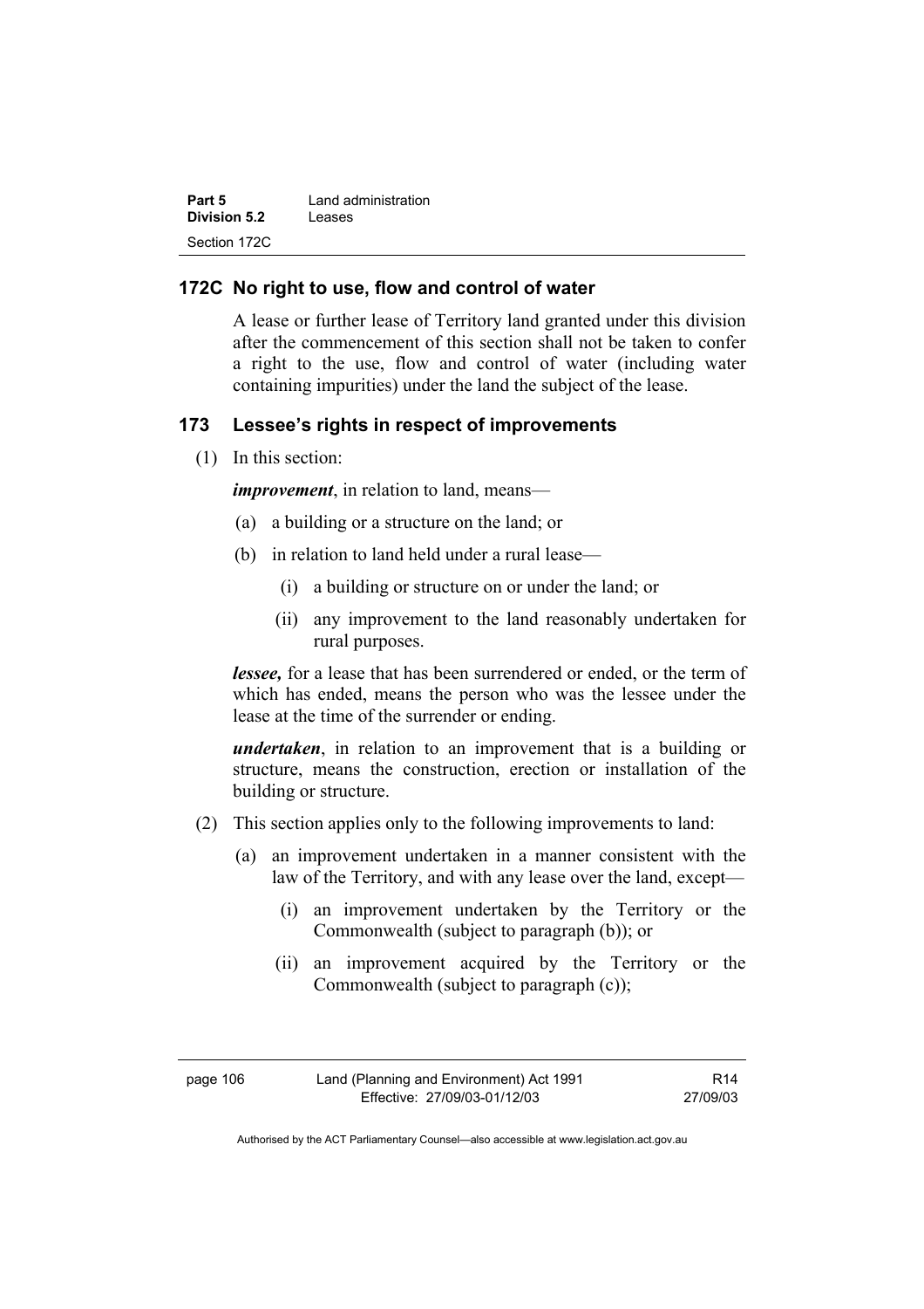## 172C No right to use, flow and control of water

A lease or further lease of Territory land granted under this division after the commencement of this section shall not be taken to confer a right to the use, flow and control of water (including water containing impurities) under the land the subject of the lease.

## 173 Lessee's rights in respect of improvements

(1) In this section:

***improvement***, in relation to land, means—

(a) a building or a structure on the land; or

(b) in relation to land held under a rural lease—

(i) a building or structure on or under the land; or

(ii) any improvement to the land reasonably undertaken for rural purposes.

***lessee,*** for a lease that has been surrendered or ended, or the term of which has ended, means the person who was the lessee under the lease at the time of the surrender or ending.

***undertaken***, in relation to an improvement that is a building or structure, means the construction, erection or installation of the building or structure.

(2) This section applies only to the following improvements to land:

(a) an improvement undertaken in a manner consistent with the law of the Territory, and with any lease over the land, except—

(i) an improvement undertaken by the Territory or the Commonwealth (subject to paragraph (b)); or

(ii) an improvement acquired by the Territory or the Commonwealth (subject to paragraph (c));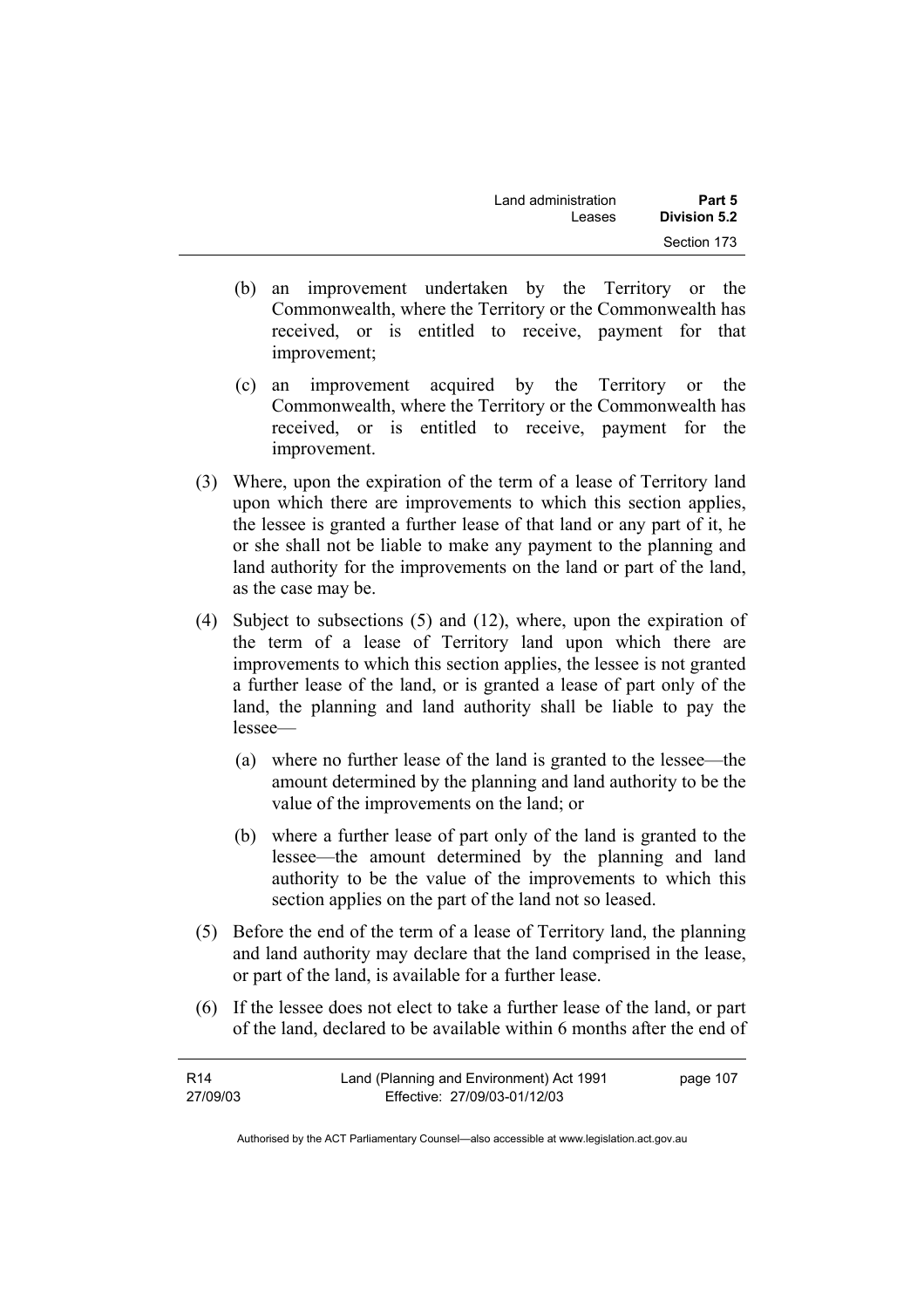(b) an improvement undertaken by the Territory or the Commonwealth, where the Territory or the Commonwealth has received, or is entitled to receive, payment for that improvement;

(c) an improvement acquired by the Territory or the Commonwealth, where the Territory or the Commonwealth has received, or is entitled to receive, payment for the improvement.

(3) Where, upon the expiration of the term of a lease of Territory land upon which there are improvements to which this section applies, the lessee is granted a further lease of that land or any part of it, he or she shall not be liable to make any payment to the planning and land authority for the improvements on the land or part of the land, as the case may be.

(4) Subject to subsections (5) and (12), where, upon the expiration of the term of a lease of Territory land upon which there are improvements to which this section applies, the lessee is not granted a further lease of the land, or is granted a lease of part only of the land, the planning and land authority shall be liable to pay the lessee—

(a) where no further lease of the land is granted to the lessee—the amount determined by the planning and land authority to be the value of the improvements on the land; or

(b) where a further lease of part only of the land is granted to the lessee—the amount determined by the planning and land authority to be the value of the improvements to which this section applies on the part of the land not so leased.

(5) Before the end of the term of a lease of Territory land, the planning and land authority may declare that the land comprised in the lease, or part of the land, is available for a further lease.

(6) If the lessee does not elect to take a further lease of the land, or part of the land, declared to be available within 6 months after the end of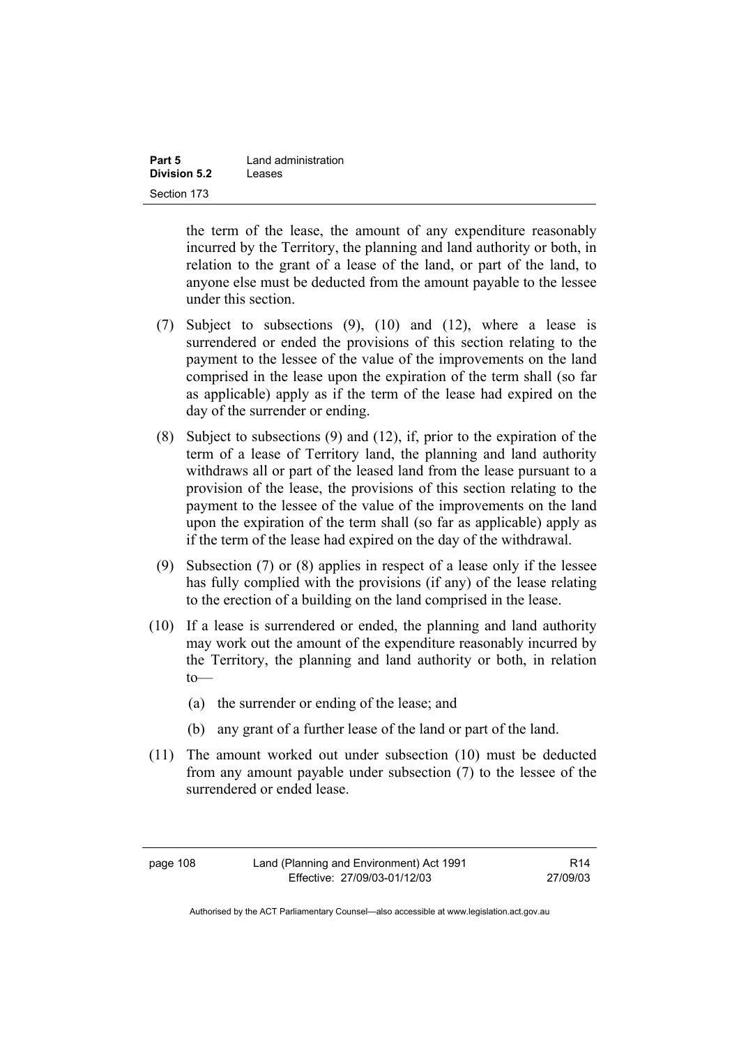the term of the lease, the amount of any expenditure reasonably incurred by the Territory, the planning and land authority or both, in relation to the grant of a lease of the land, or part of the land, to anyone else must be deducted from the amount payable to the lessee under this section.

(7) Subject to subsections (9), (10) and (12), where a lease is surrendered or ended the provisions of this section relating to the payment to the lessee of the value of the improvements on the land comprised in the lease upon the expiration of the term shall (so far as applicable) apply as if the term of the lease had expired on the day of the surrender or ending.

(8) Subject to subsections (9) and (12), if, prior to the expiration of the term of a lease of Territory land, the planning and land authority withdraws all or part of the leased land from the lease pursuant to a provision of the lease, the provisions of this section relating to the payment to the lessee of the value of the improvements on the land upon the expiration of the term shall (so far as applicable) apply as if the term of the lease had expired on the day of the withdrawal.

(9) Subsection (7) or (8) applies in respect of a lease only if the lessee has fully complied with the provisions (if any) of the lease relating to the erection of a building on the land comprised in the lease.

(10) If a lease is surrendered or ended, the planning and land authority may work out the amount of the expenditure reasonably incurred by the Territory, the planning and land authority or both, in relation to—

(a) the surrender or ending of the lease; and

(b) any grant of a further lease of the land or part of the land.

(11) The amount worked out under subsection (10) must be deducted from any amount payable under subsection (7) to the lessee of the surrendered or ended lease.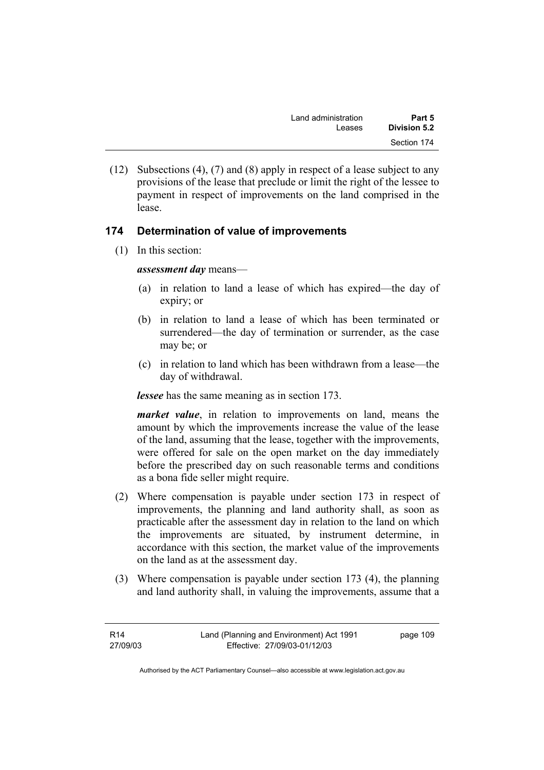(12) Subsections (4), (7) and (8) apply in respect of a lease subject to any provisions of the lease that preclude or limit the right of the lessee to payment in respect of improvements on the land comprised in the lease.

## 174 Determination of value of improvements

(1) In this section:

***assessment day*** means—

(a) in relation to land a lease of which has expired—the day of expiry; or

(b) in relation to land a lease of which has been terminated or surrendered—the day of termination or surrender, as the case may be; or

(c) in relation to land which has been withdrawn from a lease—the day of withdrawal.

***lessee*** has the same meaning as in section 173.

***market value***, in relation to improvements on land, means the amount by which the improvements increase the value of the lease of the land, assuming that the lease, together with the improvements, were offered for sale on the open market on the day immediately before the prescribed day on such reasonable terms and conditions as a bona fide seller might require.

(2) Where compensation is payable under section 173 in respect of improvements, the planning and land authority shall, as soon as practicable after the assessment day in relation to the land on which the improvements are situated, by instrument determine, in accordance with this section, the market value of the improvements on the land as at the assessment day.

(3) Where compensation is payable under section 173 (4), the planning and land authority shall, in valuing the improvements, assume that a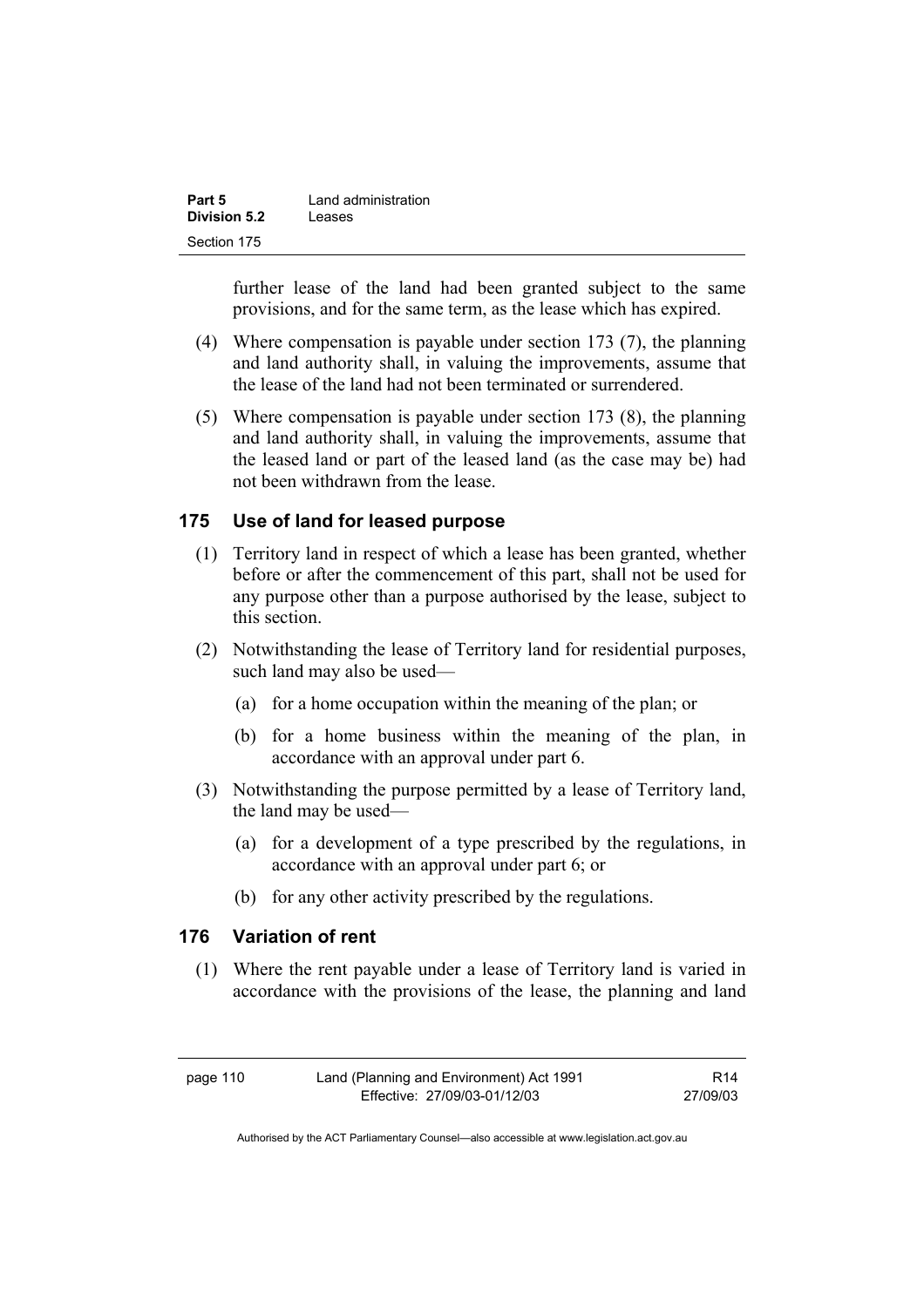further lease of the land had been granted subject to the same provisions, and for the same term, as the lease which has expired.

(4) Where compensation is payable under section 173 (7), the planning and land authority shall, in valuing the improvements, assume that the lease of the land had not been terminated or surrendered.

(5) Where compensation is payable under section 173 (8), the planning and land authority shall, in valuing the improvements, assume that the leased land or part of the leased land (as the case may be) had not been withdrawn from the lease.

### 175 Use of land for leased purpose

(1) Territory land in respect of which a lease has been granted, whether before or after the commencement of this part, shall not be used for any purpose other than a purpose authorised by the lease, subject to this section.

(2) Notwithstanding the lease of Territory land for residential purposes, such land may also be used—

(a) for a home occupation within the meaning of the plan; or

(b) for a home business within the meaning of the plan, in accordance with an approval under part 6.

(3) Notwithstanding the purpose permitted by a lease of Territory land, the land may be used—

(a) for a development of a type prescribed by the regulations, in accordance with an approval under part 6; or

(b) for any other activity prescribed by the regulations.

### 176 Variation of rent

(1) Where the rent payable under a lease of Territory land is varied in accordance with the provisions of the lease, the planning and land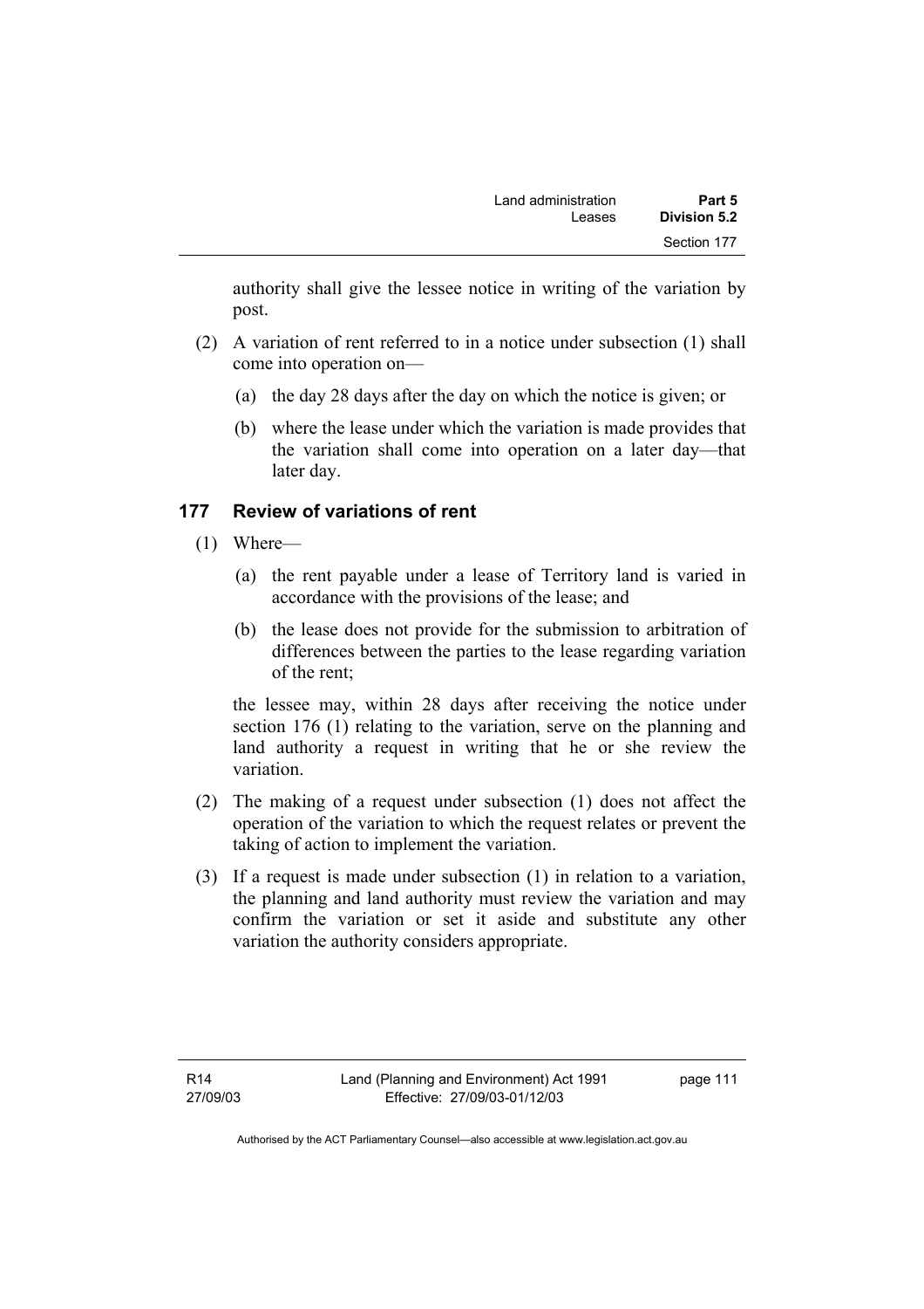authority shall give the lessee notice in writing of the variation by post.

(2) A variation of rent referred to in a notice under subsection (1) shall come into operation on—

(a) the day 28 days after the day on which the notice is given; or

(b) where the lease under which the variation is made provides that the variation shall come into operation on a later day—that later day.

## 177 Review of variations of rent

(1) Where—

(a) the rent payable under a lease of Territory land is varied in accordance with the provisions of the lease; and

(b) the lease does not provide for the submission to arbitration of differences between the parties to the lease regarding variation of the rent;

the lessee may, within 28 days after receiving the notice under section 176 (1) relating to the variation, serve on the planning and land authority a request in writing that he or she review the variation.

(2) The making of a request under subsection (1) does not affect the operation of the variation to which the request relates or prevent the taking of action to implement the variation.

(3) If a request is made under subsection (1) in relation to a variation, the planning and land authority must review the variation and may confirm the variation or set it aside and substitute any other variation the authority considers appropriate.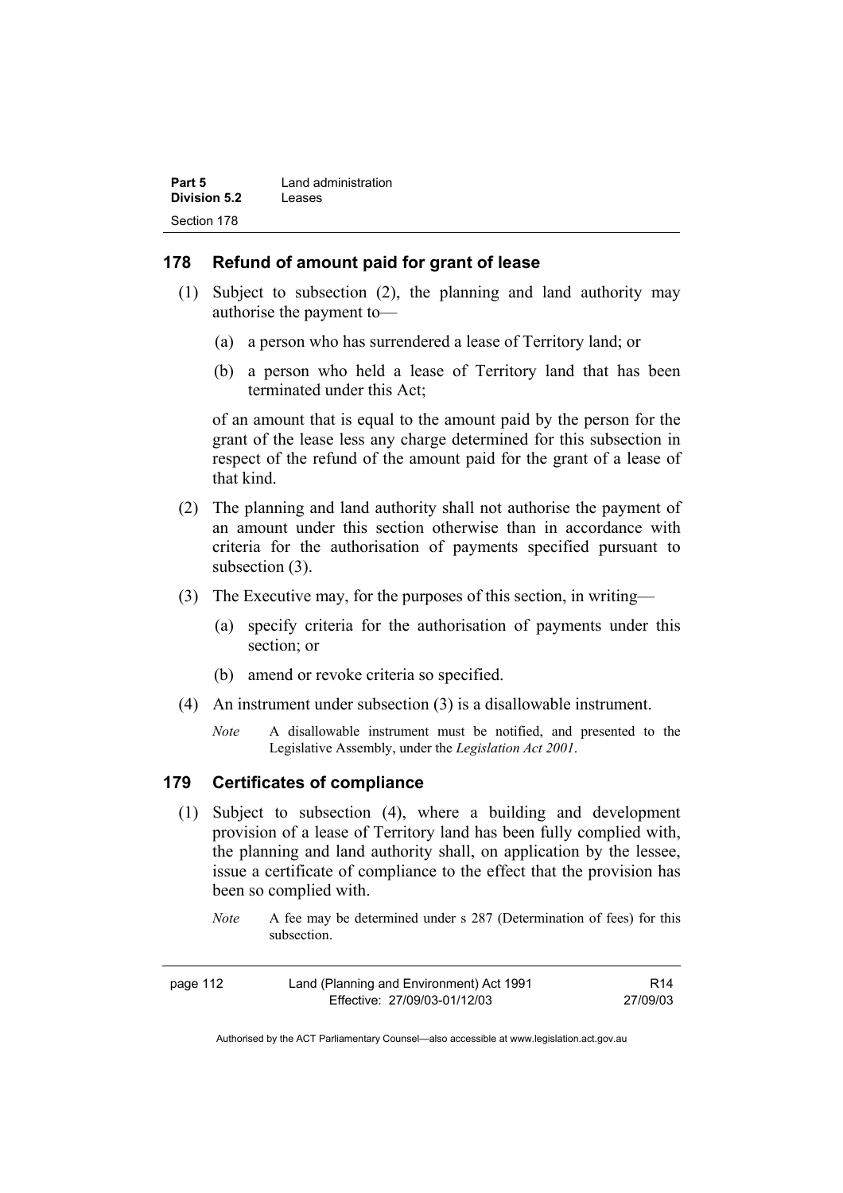## 178 Refund of amount paid for grant of lease

(1) Subject to subsection (2), the planning and land authority may authorise the payment to—

(a) a person who has surrendered a lease of Territory land; or

(b) a person who held a lease of Territory land that has been terminated under this Act;

of an amount that is equal to the amount paid by the person for the grant of the lease less any charge determined for this subsection in respect of the refund of the amount paid for the grant of a lease of that kind.

(2) The planning and land authority shall not authorise the payment of an amount under this section otherwise than in accordance with criteria for the authorisation of payments specified pursuant to subsection (3).

(3) The Executive may, for the purposes of this section, in writing—

(a) specify criteria for the authorisation of payments under this section; or

(b) amend or revoke criteria so specified.

(4) An instrument under subsection (3) is a disallowable instrument.

*Note* A disallowable instrument must be notified, and presented to the Legislative Assembly, under the *Legislation Act 2001*.

## 179 Certificates of compliance

(1) Subject to subsection (4), where a building and development provision of a lease of Territory land has been fully complied with, the planning and land authority shall, on application by the lessee, issue a certificate of compliance to the effect that the provision has been so complied with.

*Note* A fee may be determined under s 287 (Determination of fees) for this subsection.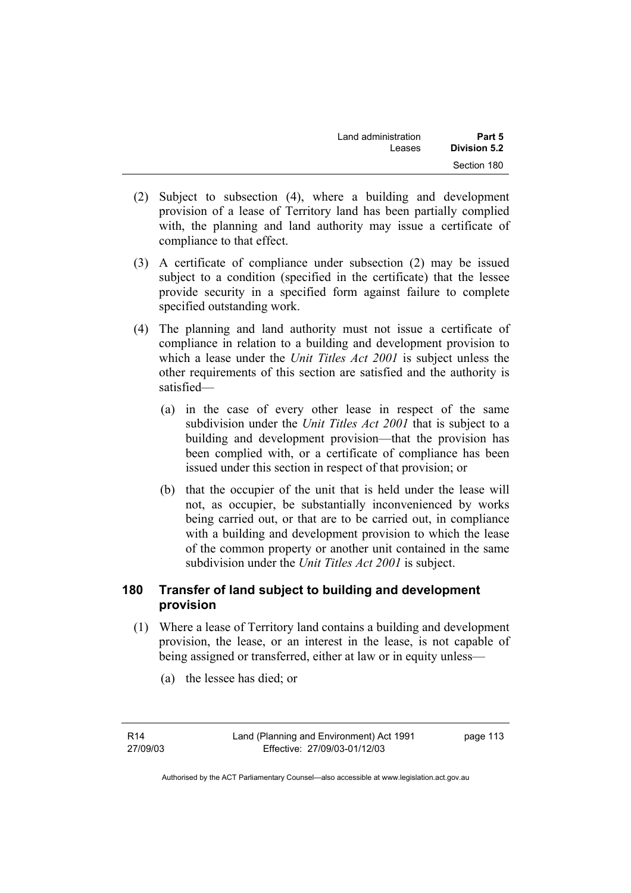(2) Subject to subsection (4), where a building and development provision of a lease of Territory land has been partially complied with, the planning and land authority may issue a certificate of compliance to that effect.

(3) A certificate of compliance under subsection (2) may be issued subject to a condition (specified in the certificate) that the lessee provide security in a specified form against failure to complete specified outstanding work.

(4) The planning and land authority must not issue a certificate of compliance in relation to a building and development provision to which a lease under the *Unit Titles Act 2001* is subject unless the other requirements of this section are satisfied and the authority is satisfied—

   (a) in the case of every other lease in respect of the same subdivision under the *Unit Titles Act 2001* that is subject to a building and development provision—that the provision has been complied with, or a certificate of compliance has been issued under this section in respect of that provision; or

   (b) that the occupier of the unit that is held under the lease will not, as occupier, be substantially inconvenienced by works being carried out, or that are to be carried out, in compliance with a building and development provision to which the lease of the common property or another unit contained in the same subdivision under the *Unit Titles Act 2001* is subject.

## 180 Transfer of land subject to building and development provision

(1) Where a lease of Territory land contains a building and development provision, the lease, or an interest in the lease, is not capable of being assigned or transferred, either at law or in equity unless—

   (a) the lessee has died; or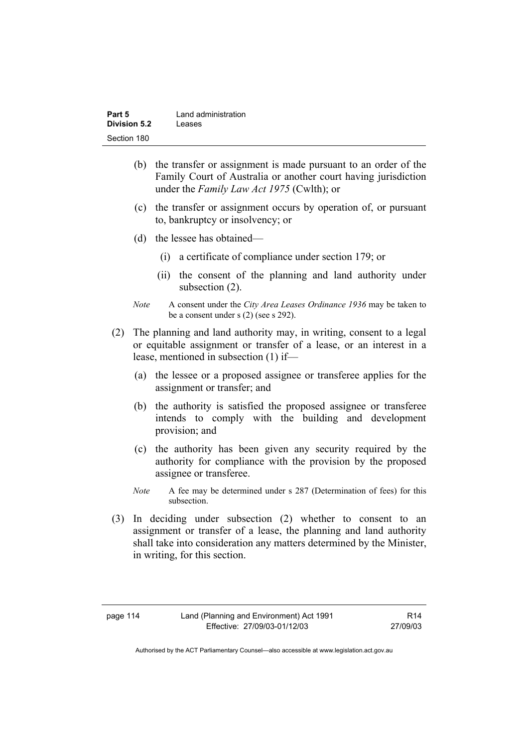(b) the transfer or assignment is made pursuant to an order of the Family Court of Australia or another court having jurisdiction under the *Family Law Act 1975* (Cwlth); or

(c) the transfer or assignment occurs by operation of, or pursuant to, bankruptcy or insolvency; or

(d) the lessee has obtained—

(i) a certificate of compliance under section 179; or

(ii) the consent of the planning and land authority under subsection (2).

*Note* A consent under the *City Area Leases Ordinance 1936* may be taken to be a consent under s (2) (see s 292).

(2) The planning and land authority may, in writing, consent to a legal or equitable assignment or transfer of a lease, or an interest in a lease, mentioned in subsection (1) if—

(a) the lessee or a proposed assignee or transferee applies for the assignment or transfer; and

(b) the authority is satisfied the proposed assignee or transferee intends to comply with the building and development provision; and

(c) the authority has been given any security required by the authority for compliance with the provision by the proposed assignee or transferee.

*Note* A fee may be determined under s 287 (Determination of fees) for this subsection.

(3) In deciding under subsection (2) whether to consent to an assignment or transfer of a lease, the planning and land authority shall take into consideration any matters determined by the Minister, in writing, for this section.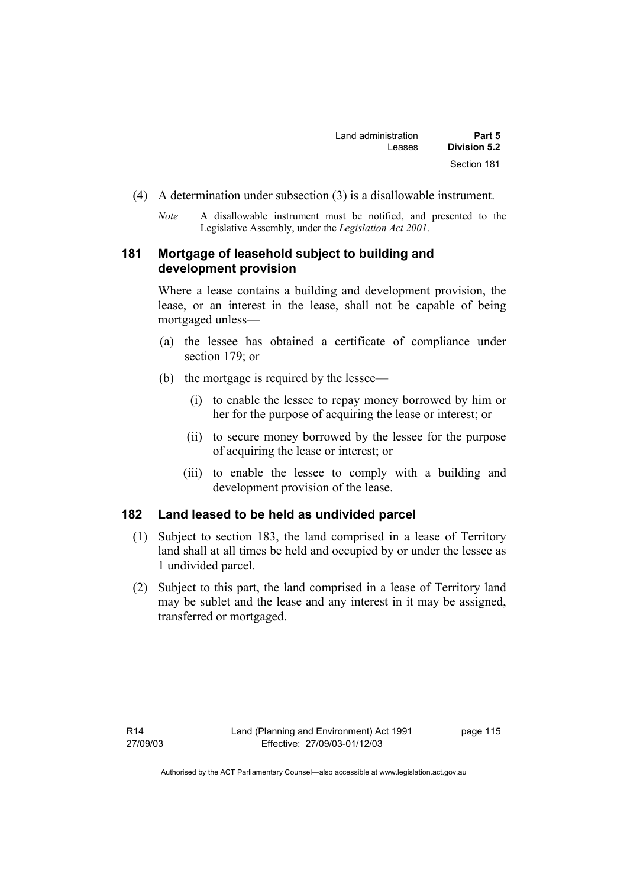(4) A determination under subsection (3) is a disallowable instrument.

*Note* A disallowable instrument must be notified, and presented to the Legislative Assembly, under the *Legislation Act 2001*.

### 181 Mortgage of leasehold subject to building and development provision

Where a lease contains a building and development provision, the lease, or an interest in the lease, shall not be capable of being mortgaged unless—

(a) the lessee has obtained a certificate of compliance under section 179; or

(b) the mortgage is required by the lessee—

(i) to enable the lessee to repay money borrowed by him or her for the purpose of acquiring the lease or interest; or

(ii) to secure money borrowed by the lessee for the purpose of acquiring the lease or interest; or

(iii) to enable the lessee to comply with a building and development provision of the lease.

### 182 Land leased to be held as undivided parcel

(1) Subject to section 183, the land comprised in a lease of Territory land shall at all times be held and occupied by or under the lessee as 1 undivided parcel.

(2) Subject to this part, the land comprised in a lease of Territory land may be sublet and the lease and any interest in it may be assigned, transferred or mortgaged.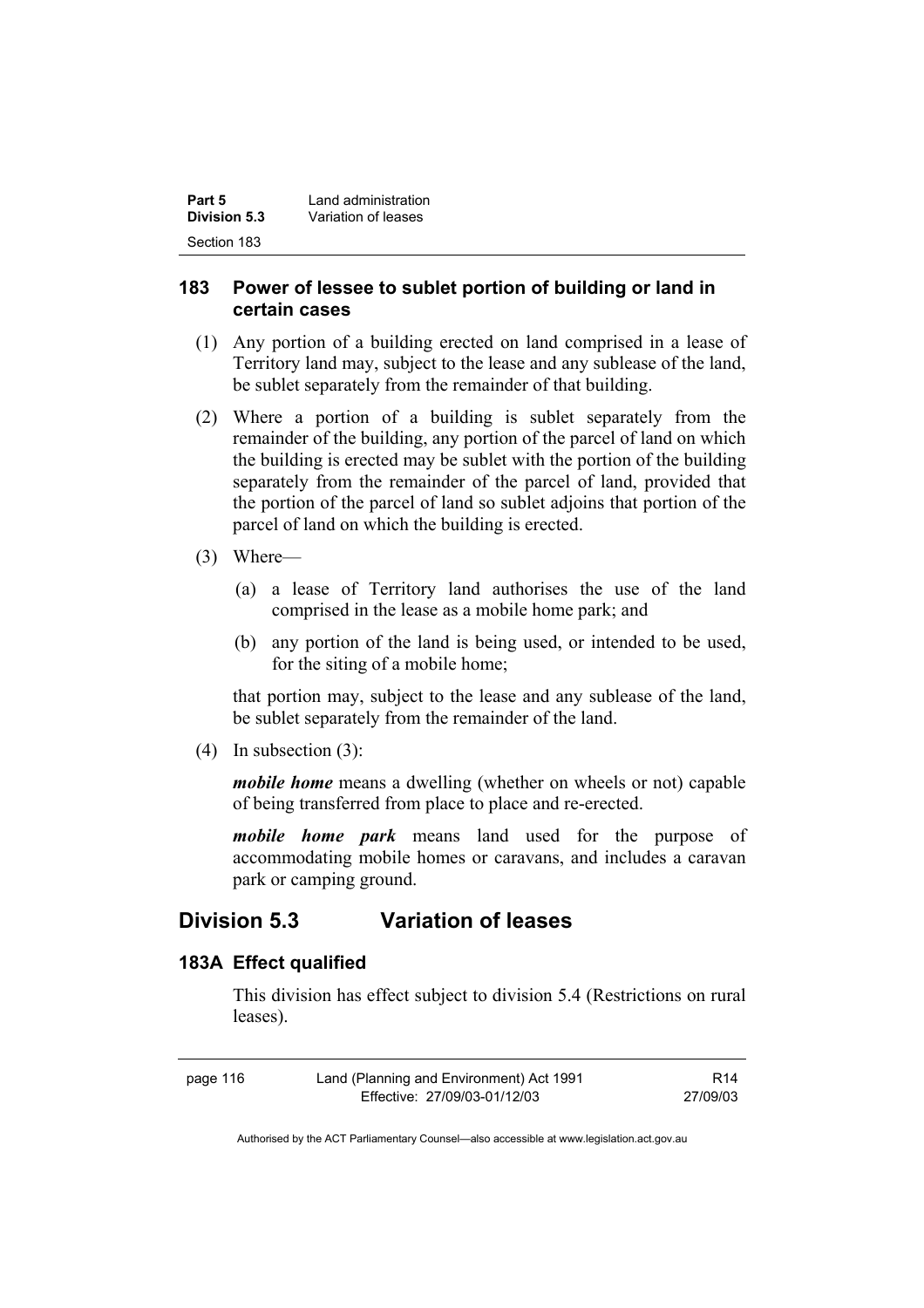### 183 Power of lessee to sublet portion of building or land in certain cases

(1) Any portion of a building erected on land comprised in a lease of Territory land may, subject to the lease and any sublease of the land, be sublet separately from the remainder of that building.

(2) Where a portion of a building is sublet separately from the remainder of the building, any portion of the parcel of land on which the building is erected may be sublet with the portion of the building separately from the remainder of the parcel of land, provided that the portion of the parcel of land so sublet adjoins that portion of the parcel of land on which the building is erected.

(3) Where—

(a) a lease of Territory land authorises the use of the land comprised in the lease as a mobile home park; and

(b) any portion of the land is being used, or intended to be used, for the siting of a mobile home;

that portion may, subject to the lease and any sublease of the land, be sublet separately from the remainder of the land.

(4) In subsection (3):

***mobile home*** means a dwelling (whether on wheels or not) capable of being transferred from place to place and re-erected.

***mobile home park*** means land used for the purpose of accommodating mobile homes or caravans, and includes a caravan park or camping ground.

## Division 5.3 Variation of leases

### 183A Effect qualified

This division has effect subject to division 5.4 (Restrictions on rural leases).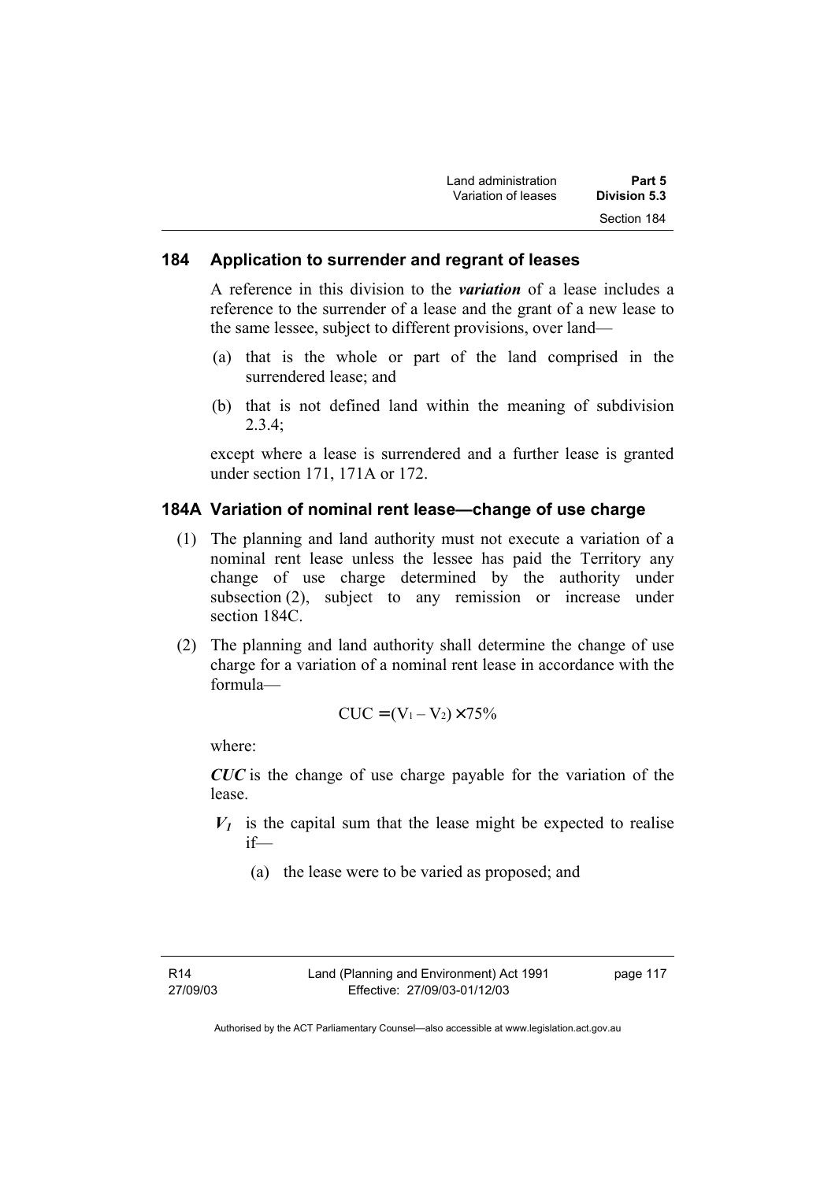### 184 Application to surrender and regrant of leases

A reference in this division to the ***variation*** of a lease includes a reference to the surrender of a lease and the grant of a new lease to the same lessee, subject to different provisions, over land—

(a) that is the whole or part of the land comprised in the surrendered lease; and

(b) that is not defined land within the meaning of subdivision 2.3.4;

except where a lease is surrendered and a further lease is granted under section 171, 171A or 172.

### 184A Variation of nominal rent lease—change of use charge

(1) The planning and land authority must not execute a variation of a nominal rent lease unless the lessee has paid the Territory any change of use charge determined by the authority under subsection (2), subject to any remission or increase under section 184C.

(2) The planning and land authority shall determine the change of use charge for a variation of a nominal rent lease in accordance with the formula—

$$CUC = (V_1 - V_2) \times 75\%$$

where:

***CUC*** is the change of use charge payable for the variation of the lease.

$V_1$ is the capital sum that the lease might be expected to realise if—

(a) the lease were to be varied as proposed; and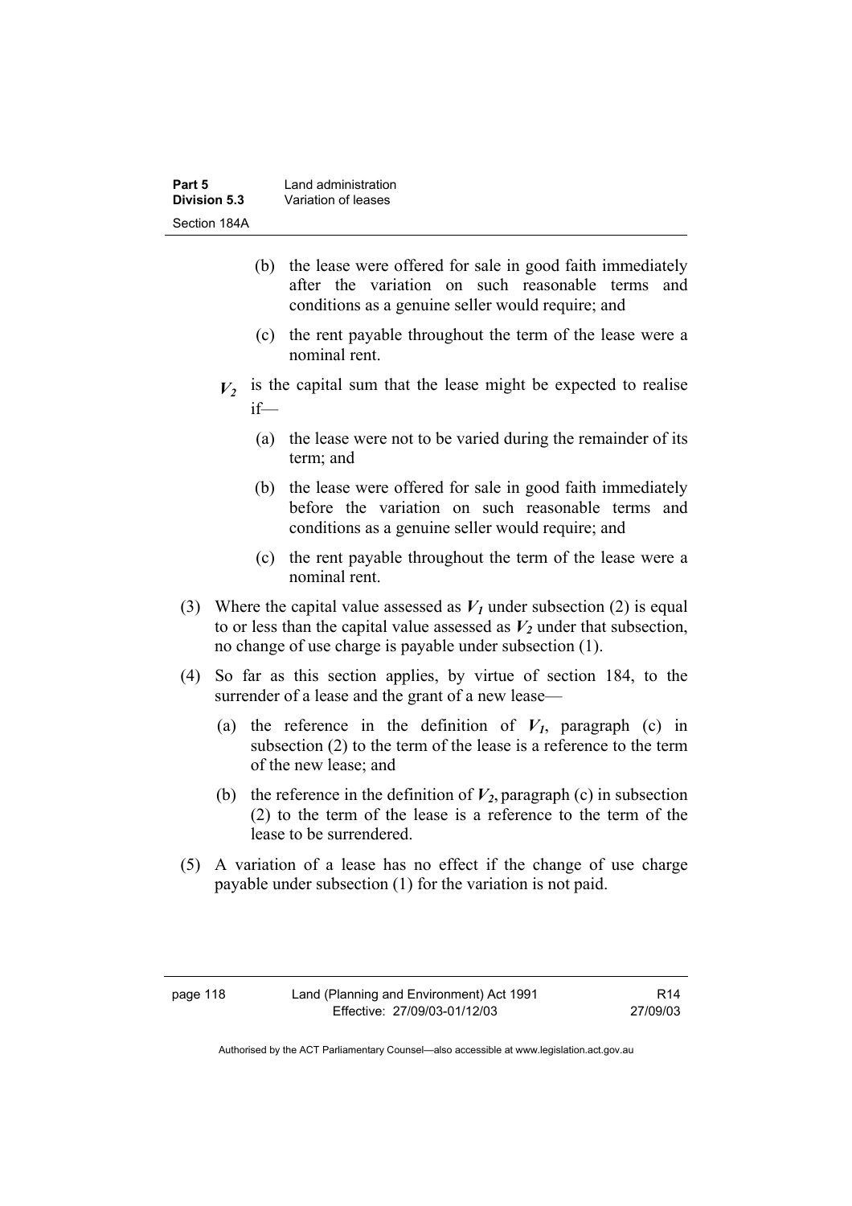(b) the lease were offered for sale in good faith immediately after the variation on such reasonable terms and conditions as a genuine seller would require; and

(c) the rent payable throughout the term of the lease were a nominal rent.

$V_2$ is the capital sum that the lease might be expected to realise if—

(a) the lease were not to be varied during the remainder of its term; and

(b) the lease were offered for sale in good faith immediately before the variation on such reasonable terms and conditions as a genuine seller would require; and

(c) the rent payable throughout the term of the lease were a nominal rent.

(3) Where the capital value assessed as $V_1$ under subsection (2) is equal to or less than the capital value assessed as $V_2$ under that subsection, no change of use charge is payable under subsection (1).

(4) So far as this section applies, by virtue of section 184, to the surrender of a lease and the grant of a new lease—

(a) the reference in the definition of $V_1$, paragraph (c) in subsection (2) to the term of the lease is a reference to the term of the new lease; and

(b) the reference in the definition of $V_2$, paragraph (c) in subsection (2) to the term of the lease is a reference to the term of the lease to be surrendered.

(5) A variation of a lease has no effect if the change of use charge payable under subsection (1) for the variation is not paid.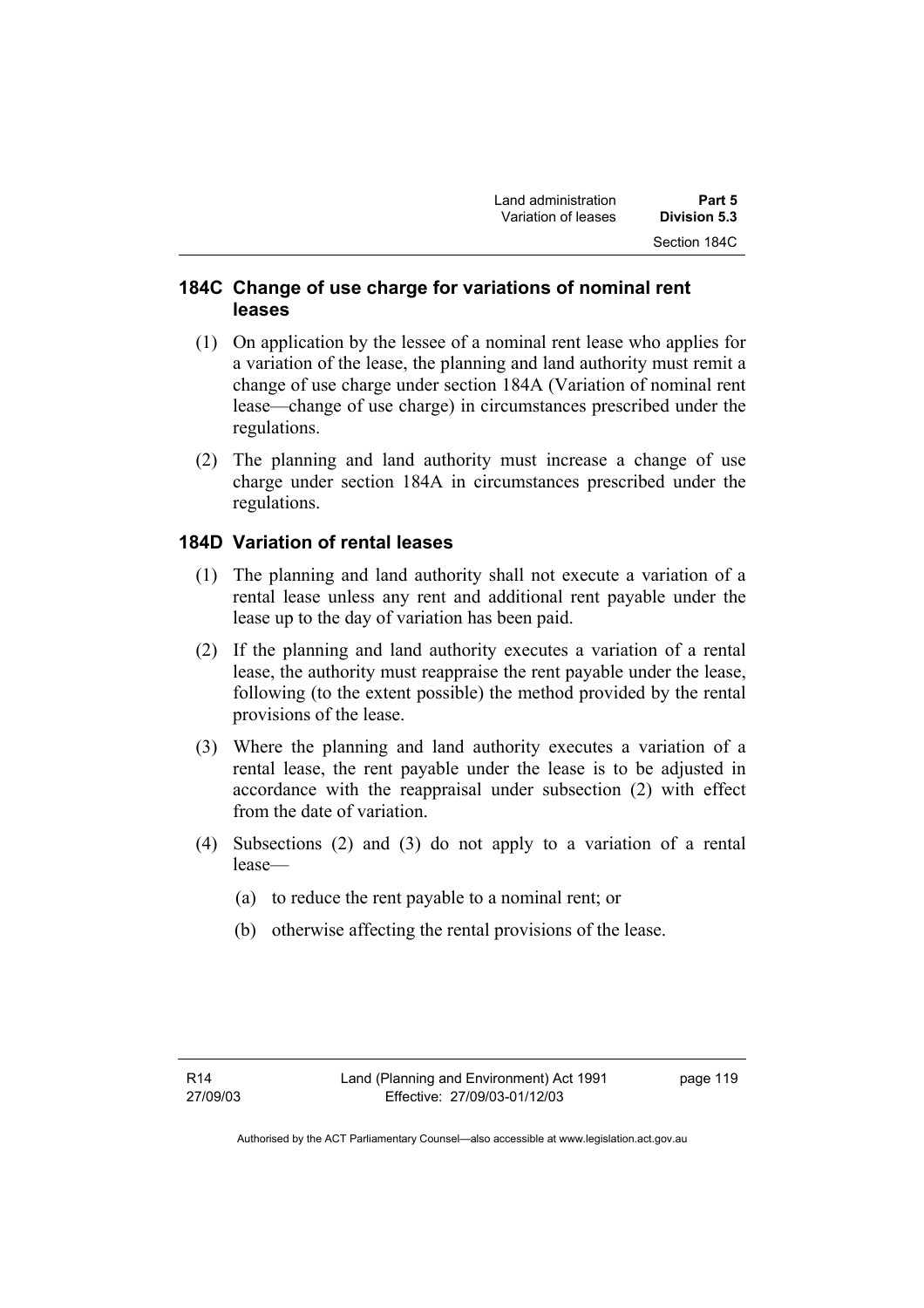## 184C Change of use charge for variations of nominal rent leases

(1) On application by the lessee of a nominal rent lease who applies for a variation of the lease, the planning and land authority must remit a change of use charge under section 184A (Variation of nominal rent lease—change of use charge) in circumstances prescribed under the regulations.

(2) The planning and land authority must increase a change of use charge under section 184A in circumstances prescribed under the regulations.

## 184D Variation of rental leases

(1) The planning and land authority shall not execute a variation of a rental lease unless any rent and additional rent payable under the lease up to the day of variation has been paid.

(2) If the planning and land authority executes a variation of a rental lease, the authority must reappraise the rent payable under the lease, following (to the extent possible) the method provided by the rental provisions of the lease.

(3) Where the planning and land authority executes a variation of a rental lease, the rent payable under the lease is to be adjusted in accordance with the reappraisal under subsection (2) with effect from the date of variation.

(4) Subsections (2) and (3) do not apply to a variation of a rental lease—

(a) to reduce the rent payable to a nominal rent; or

(b) otherwise affecting the rental provisions of the lease.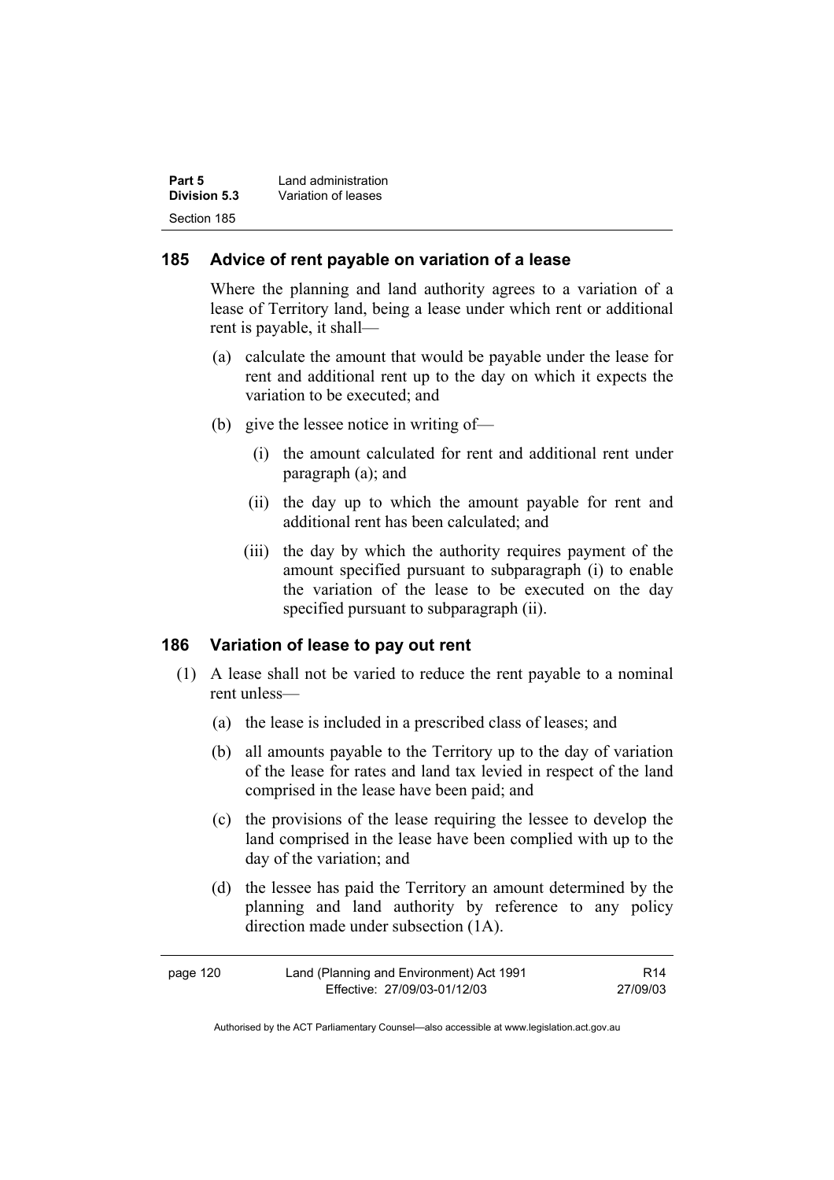### 185 Advice of rent payable on variation of a lease

Where the planning and land authority agrees to a variation of a lease of Territory land, being a lease under which rent or additional rent is payable, it shall—

(a) calculate the amount that would be payable under the lease for rent and additional rent up to the day on which it expects the variation to be executed; and

(b) give the lessee notice in writing of—

   (i) the amount calculated for rent and additional rent under paragraph (a); and

   (ii) the day up to which the amount payable for rent and additional rent has been calculated; and

   (iii) the day by which the authority requires payment of the amount specified pursuant to subparagraph (i) to enable the variation of the lease to be executed on the day specified pursuant to subparagraph (ii).

### 186 Variation of lease to pay out rent

(1) A lease shall not be varied to reduce the rent payable to a nominal rent unless—

   (a) the lease is included in a prescribed class of leases; and

   (b) all amounts payable to the Territory up to the day of variation of the lease for rates and land tax levied in respect of the land comprised in the lease have been paid; and

   (c) the provisions of the lease requiring the lessee to develop the land comprised in the lease have been complied with up to the day of the variation; and

   (d) the lessee has paid the Territory an amount determined by the planning and land authority by reference to any policy direction made under subsection (1A).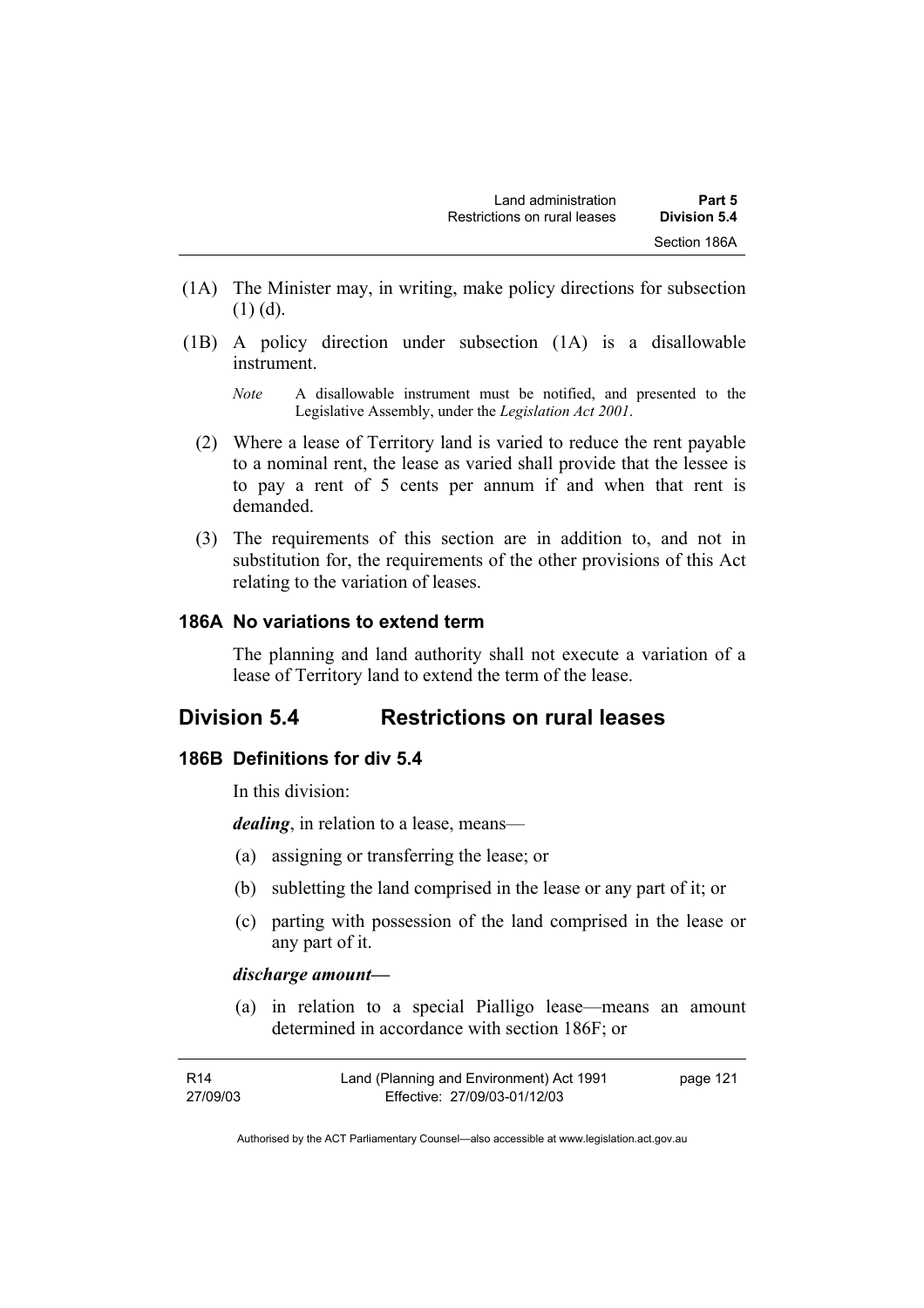(1A) The Minister may, in writing, make policy directions for subsection (1) (d).

(1B) A policy direction under subsection (1A) is a disallowable instrument.

*Note* A disallowable instrument must be notified, and presented to the Legislative Assembly, under the *Legislation Act 2001*.

(2) Where a lease of Territory land is varied to reduce the rent payable to a nominal rent, the lease as varied shall provide that the lessee is to pay a rent of 5 cents per annum if and when that rent is demanded.

(3) The requirements of this section are in addition to, and not in substitution for, the requirements of the other provisions of this Act relating to the variation of leases.

### 186A No variations to extend term

The planning and land authority shall not execute a variation of a lease of Territory land to extend the term of the lease.

## Division 5.4 Restrictions on rural leases

### 186B Definitions for div 5.4

In this division:

***dealing***, in relation to a lease, means—

(a) assigning or transferring the lease; or

(b) subletting the land comprised in the lease or any part of it; or

(c) parting with possession of the land comprised in the lease or any part of it.

***discharge amount*—**

(a) in relation to a special Pialligo lease—means an amount determined in accordance with section 186F; or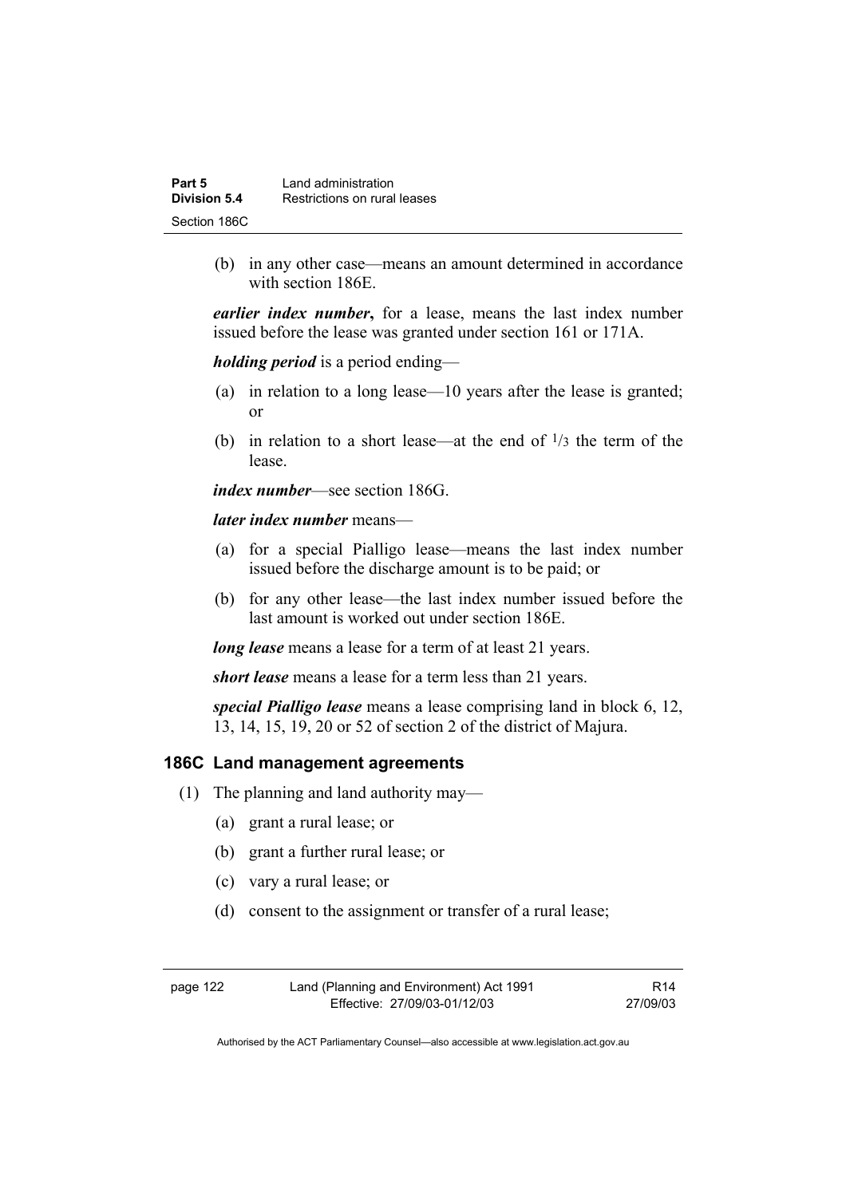(b) in any other case—means an amount determined in accordance with section 186E.

***earlier index number*****,** for a lease, means the last index number issued before the lease was granted under section 161 or 171A.

***holding period*** is a period ending—

(a) in relation to a long lease—10 years after the lease is granted; or

(b) in relation to a short lease—at the end of $^{1}/_{3}$ the term of the lease.

***index number***—see section 186G.

***later index number*** means—

(a) for a special Pialligo lease—means the last index number issued before the discharge amount is to be paid; or

(b) for any other lease—the last index number issued before the last amount is worked out under section 186E.

***long lease*** means a lease for a term of at least 21 years.

***short lease*** means a lease for a term less than 21 years.

***special Pialligo lease*** means a lease comprising land in block 6, 12, 13, 14, 15, 19, 20 or 52 of section 2 of the district of Majura.

### 186C Land management agreements

(1) The planning and land authority may—

(a) grant a rural lease; or

(b) grant a further rural lease; or

(c) vary a rural lease; or

(d) consent to the assignment or transfer of a rural lease;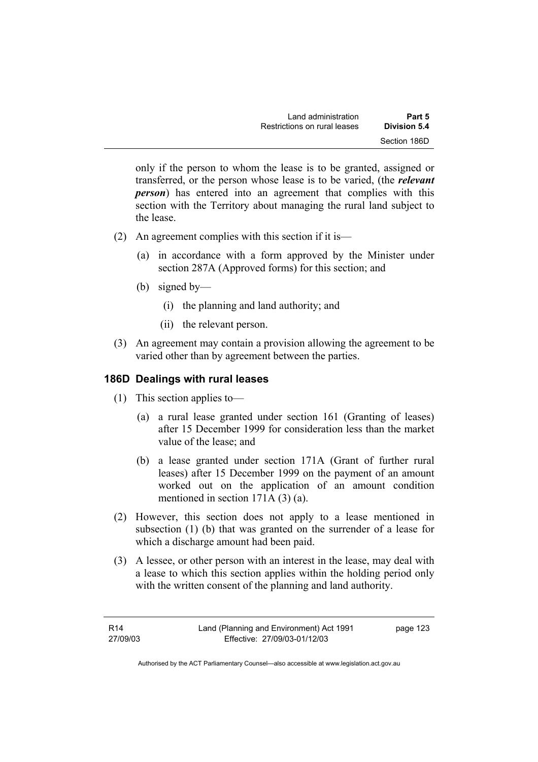only if the person to whom the lease is to be granted, assigned or transferred, or the person whose lease is to be varied, (the ***relevant person***) has entered into an agreement that complies with this section with the Territory about managing the rural land subject to the lease.

(2) An agreement complies with this section if it is—

(a) in accordance with a form approved by the Minister under section 287A (Approved forms) for this section; and

(b) signed by—

(i) the planning and land authority; and

(ii) the relevant person.

(3) An agreement may contain a provision allowing the agreement to be varied other than by agreement between the parties.

### 186D Dealings with rural leases

(1) This section applies to—

(a) a rural lease granted under section 161 (Granting of leases) after 15 December 1999 for consideration less than the market value of the lease; and

(b) a lease granted under section 171A (Grant of further rural leases) after 15 December 1999 on the payment of an amount worked out on the application of an amount condition mentioned in section 171A (3) (a).

(2) However, this section does not apply to a lease mentioned in subsection (1) (b) that was granted on the surrender of a lease for which a discharge amount had been paid.

(3) A lessee, or other person with an interest in the lease, may deal with a lease to which this section applies within the holding period only with the written consent of the planning and land authority.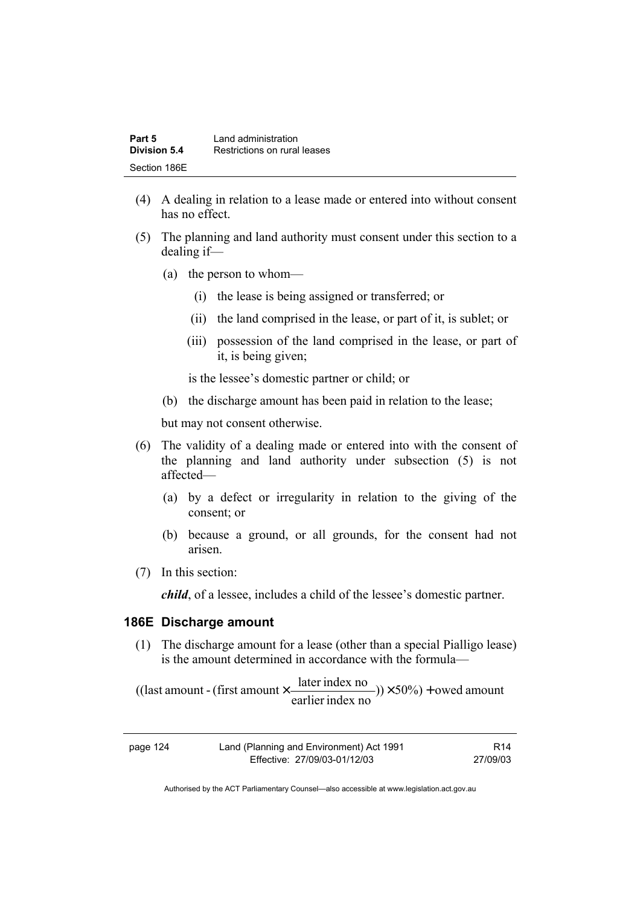(4) A dealing in relation to a lease made or entered into without consent has no effect.

(5) The planning and land authority must consent under this section to a dealing if—

(a) the person to whom—

(i) the lease is being assigned or transferred; or

(ii) the land comprised in the lease, or part of it, is sublet; or

(iii) possession of the land comprised in the lease, or part of it, is being given;

is the lessee's domestic partner or child; or

(b) the discharge amount has been paid in relation to the lease;

but may not consent otherwise.

(6) The validity of a dealing made or entered into with the consent of the planning and land authority under subsection (5) is not affected—

(a) by a defect or irregularity in relation to the giving of the consent; or

(b) because a ground, or all grounds, for the consent had not arisen.

(7) In this section:

***child***, of a lessee, includes a child of the lessee's domestic partner.

### 186E Discharge amount

(1) The discharge amount for a lease (other than a special Pialligo lease) is the amount determined in accordance with the formula—

$$((\text{last amount} - (\text{first amount} \times \frac{\text{later index no}}{\text{earlier index no}})) \times 50\%) + \text{owed amount}$$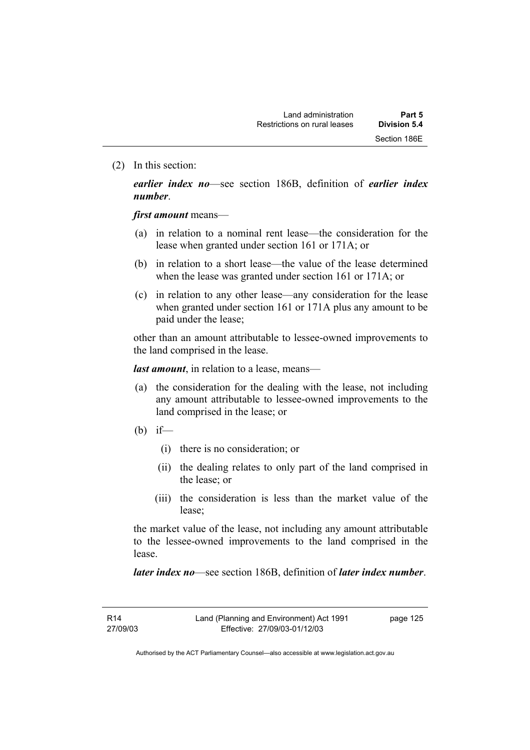(2) In this section:

***earlier index no***—see section 186B, definition of ***earlier index number***.

***first amount*** means—

(a) in relation to a nominal rent lease—the consideration for the lease when granted under section 161 or 171A; or

(b) in relation to a short lease—the value of the lease determined when the lease was granted under section 161 or 171A; or

(c) in relation to any other lease—any consideration for the lease when granted under section 161 or 171A plus any amount to be paid under the lease;

other than an amount attributable to lessee-owned improvements to the land comprised in the lease.

***last amount***, in relation to a lease, means—

(a) the consideration for the dealing with the lease, not including any amount attributable to lessee-owned improvements to the land comprised in the lease; or

(b) if—

(i) there is no consideration; or

(ii) the dealing relates to only part of the land comprised in the lease; or

(iii) the consideration is less than the market value of the lease;

the market value of the lease, not including any amount attributable to the lessee-owned improvements to the land comprised in the lease.

***later index no***—see section 186B, definition of ***later index number***.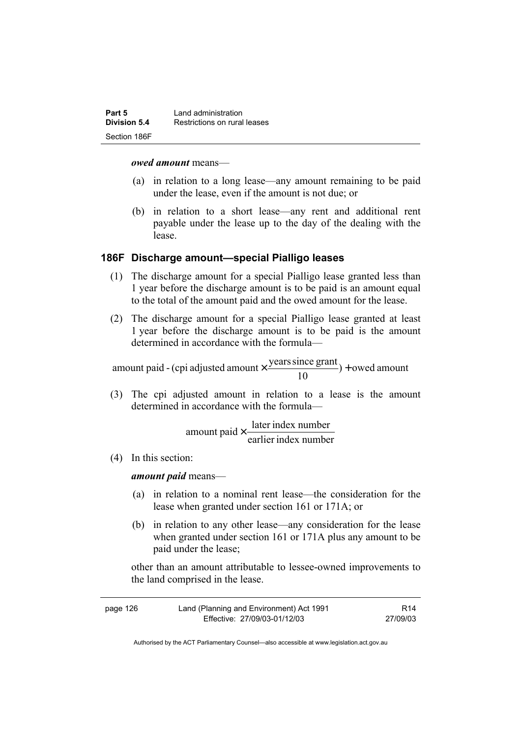***owed amount*** means—

(a) in relation to a long lease—any amount remaining to be paid under the lease, even if the amount is not due; or

(b) in relation to a short lease—any rent and additional rent payable under the lease up to the day of the dealing with the lease.

### 186F Discharge amount—special Pialligo leases

(1) The discharge amount for a special Pialligo lease granted less than 1 year before the discharge amount is to be paid is an amount equal to the total of the amount paid and the owed amount for the lease.

(2) The discharge amount for a special Pialligo lease granted at least 1 year before the discharge amount is to be paid is the amount determined in accordance with the formula—

$$\text{amount paid - (cpi adjusted amount} \times \frac{\text{years since grant}}{10}) + \text{owed amount}$$

(3) The cpi adjusted amount in relation to a lease is the amount determined in accordance with the formula—

$$\text{amount paid} \times \frac{\text{later index number}}{\text{earlier index number}}$$

(4) In this section:

***amount paid*** means—

(a) in relation to a nominal rent lease—the consideration for the lease when granted under section 161 or 171A; or

(b) in relation to any other lease—any consideration for the lease when granted under section 161 or 171A plus any amount to be paid under the lease;

other than an amount attributable to lessee-owned improvements to the land comprised in the lease.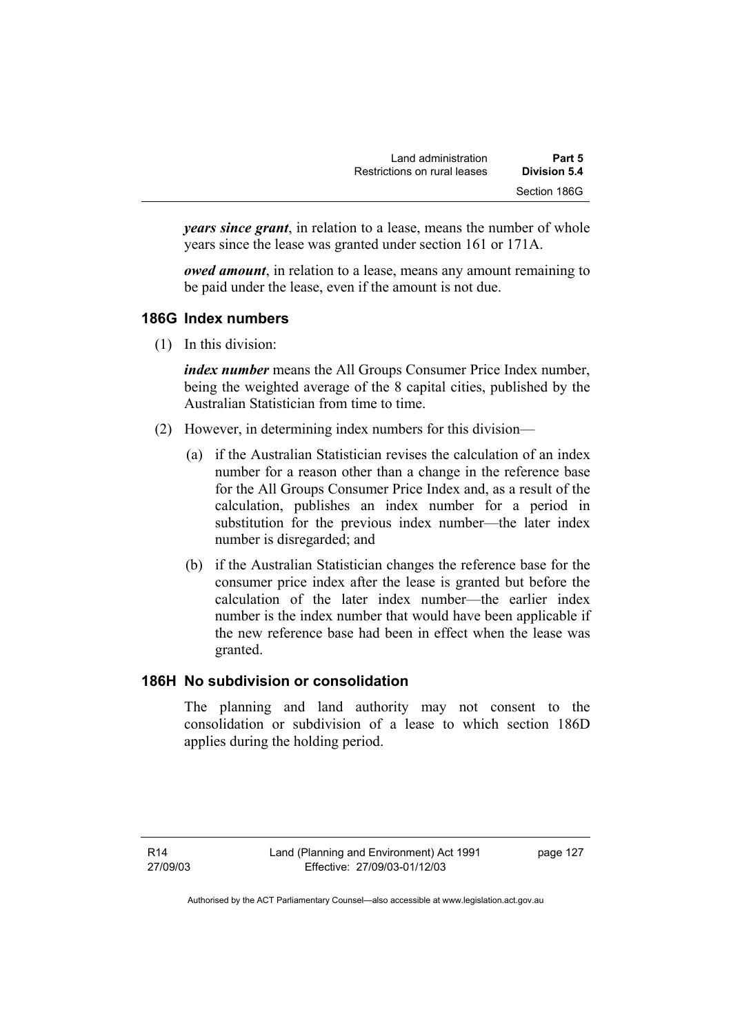***years since grant***, in relation to a lease, means the number of whole years since the lease was granted under section 161 or 171A.

***owed amount***, in relation to a lease, means any amount remaining to be paid under the lease, even if the amount is not due.

### 186G Index numbers

(1) In this division:

***index number*** means the All Groups Consumer Price Index number, being the weighted average of the 8 capital cities, published by the Australian Statistician from time to time.

(2) However, in determining index numbers for this division—

(a) if the Australian Statistician revises the calculation of an index number for a reason other than a change in the reference base for the All Groups Consumer Price Index and, as a result of the calculation, publishes an index number for a period in substitution for the previous index number—the later index number is disregarded; and

(b) if the Australian Statistician changes the reference base for the consumer price index after the lease is granted but before the calculation of the later index number—the earlier index number is the index number that would have been applicable if the new reference base had been in effect when the lease was granted.

### 186H No subdivision or consolidation

The planning and land authority may not consent to the consolidation or subdivision of a lease to which section 186D applies during the holding period.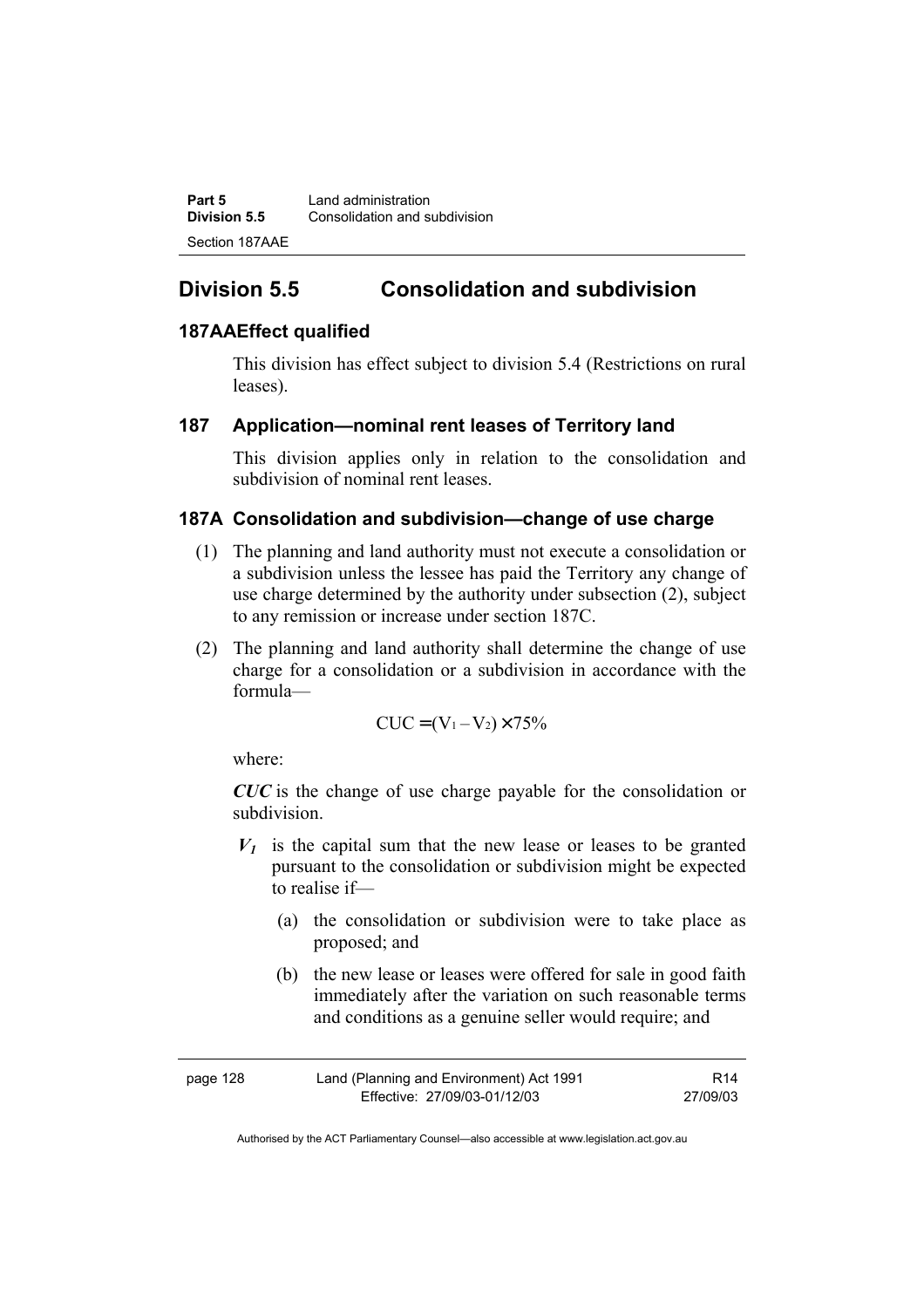## Division 5.5 Consolidation and subdivision

### 187AAE Effect qualified

This division has effect subject to division 5.4 (Restrictions on rural leases).

### 187 Application—nominal rent leases of Territory land

This division applies only in relation to the consolidation and subdivision of nominal rent leases.

### 187A Consolidation and subdivision—change of use charge

(1) The planning and land authority must not execute a consolidation or a subdivision unless the lessee has paid the Territory any change of use charge determined by the authority under subsection (2), subject to any remission or increase under section 187C.

(2) The planning and land authority shall determine the change of use charge for a consolidation or a subdivision in accordance with the formula—

$$CUC = (V_1 - V_2) \times 75\%$$

where:

***CUC*** is the change of use charge payable for the consolidation or subdivision.

***$V_1$*** is the capital sum that the new lease or leases to be granted pursuant to the consolidation or subdivision might be expected to realise if—

(a) the consolidation or subdivision were to take place as proposed; and

(b) the new lease or leases were offered for sale in good faith immediately after the variation on such reasonable terms and conditions as a genuine seller would require; and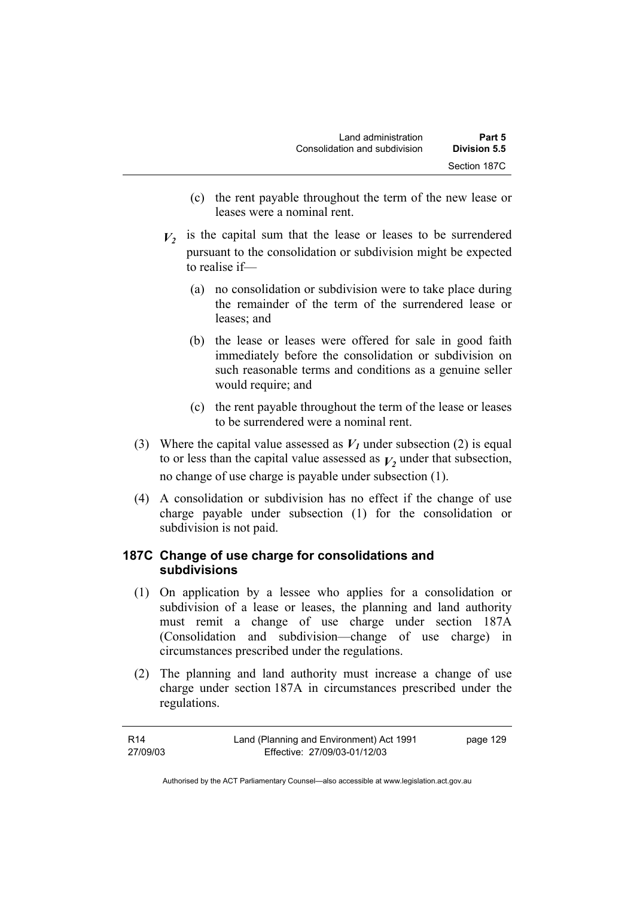(c) the rent payable throughout the term of the new lease or leases were a nominal rent.

$V_2$ is the capital sum that the lease or leases to be surrendered pursuant to the consolidation or subdivision might be expected to realise if—

(a) no consolidation or subdivision were to take place during the remainder of the term of the surrendered lease or leases; and

(b) the lease or leases were offered for sale in good faith immediately before the consolidation or subdivision on such reasonable terms and conditions as a genuine seller would require; and

(c) the rent payable throughout the term of the lease or leases to be surrendered were a nominal rent.

(3) Where the capital value assessed as $V_1$ under subsection (2) is equal to or less than the capital value assessed as $V_2$ under that subsection, no change of use charge is payable under subsection (1).

(4) A consolidation or subdivision has no effect if the change of use charge payable under subsection (1) for the consolidation or subdivision is not paid.

### 187C Change of use charge for consolidations and subdivisions

(1) On application by a lessee who applies for a consolidation or subdivision of a lease or leases, the planning and land authority must remit a change of use charge under section 187A (Consolidation and subdivision—change of use charge) in circumstances prescribed under the regulations.

(2) The planning and land authority must increase a change of use charge under section 187A in circumstances prescribed under the regulations.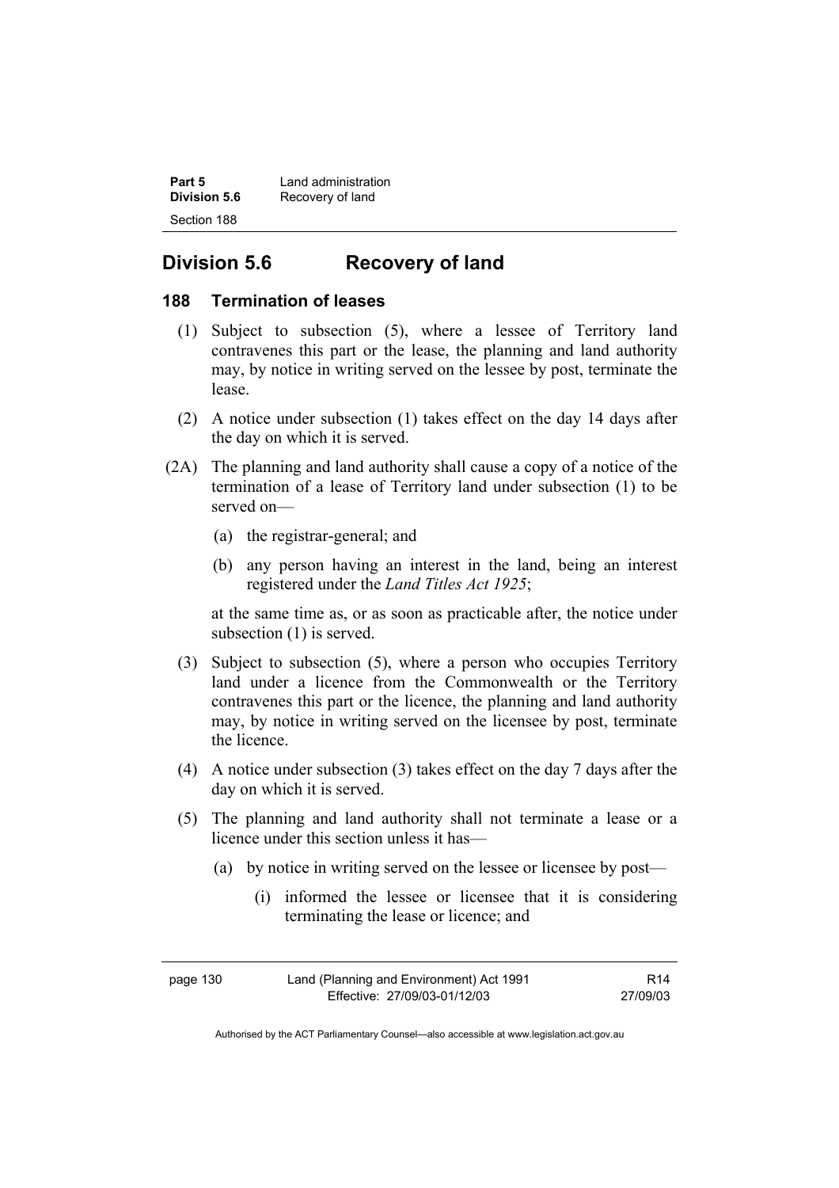## Division 5.6 Recovery of land

### 188 Termination of leases

(1) Subject to subsection (5), where a lessee of Territory land contravenes this part or the lease, the planning and land authority may, by notice in writing served on the lessee by post, terminate the lease.

(2) A notice under subsection (1) takes effect on the day 14 days after the day on which it is served.

(2A) The planning and land authority shall cause a copy of a notice of the termination of a lease of Territory land under subsection (1) to be served on—

(a) the registrar-general; and

(b) any person having an interest in the land, being an interest registered under the *Land Titles Act 1925*;

at the same time as, or as soon as practicable after, the notice under subsection (1) is served.

(3) Subject to subsection (5), where a person who occupies Territory land under a licence from the Commonwealth or the Territory contravenes this part or the licence, the planning and land authority may, by notice in writing served on the licensee by post, terminate the licence.

(4) A notice under subsection (3) takes effect on the day 7 days after the day on which it is served.

(5) The planning and land authority shall not terminate a lease or a licence under this section unless it has—

(a) by notice in writing served on the lessee or licensee by post—

(i) informed the lessee or licensee that it is considering terminating the lease or licence; and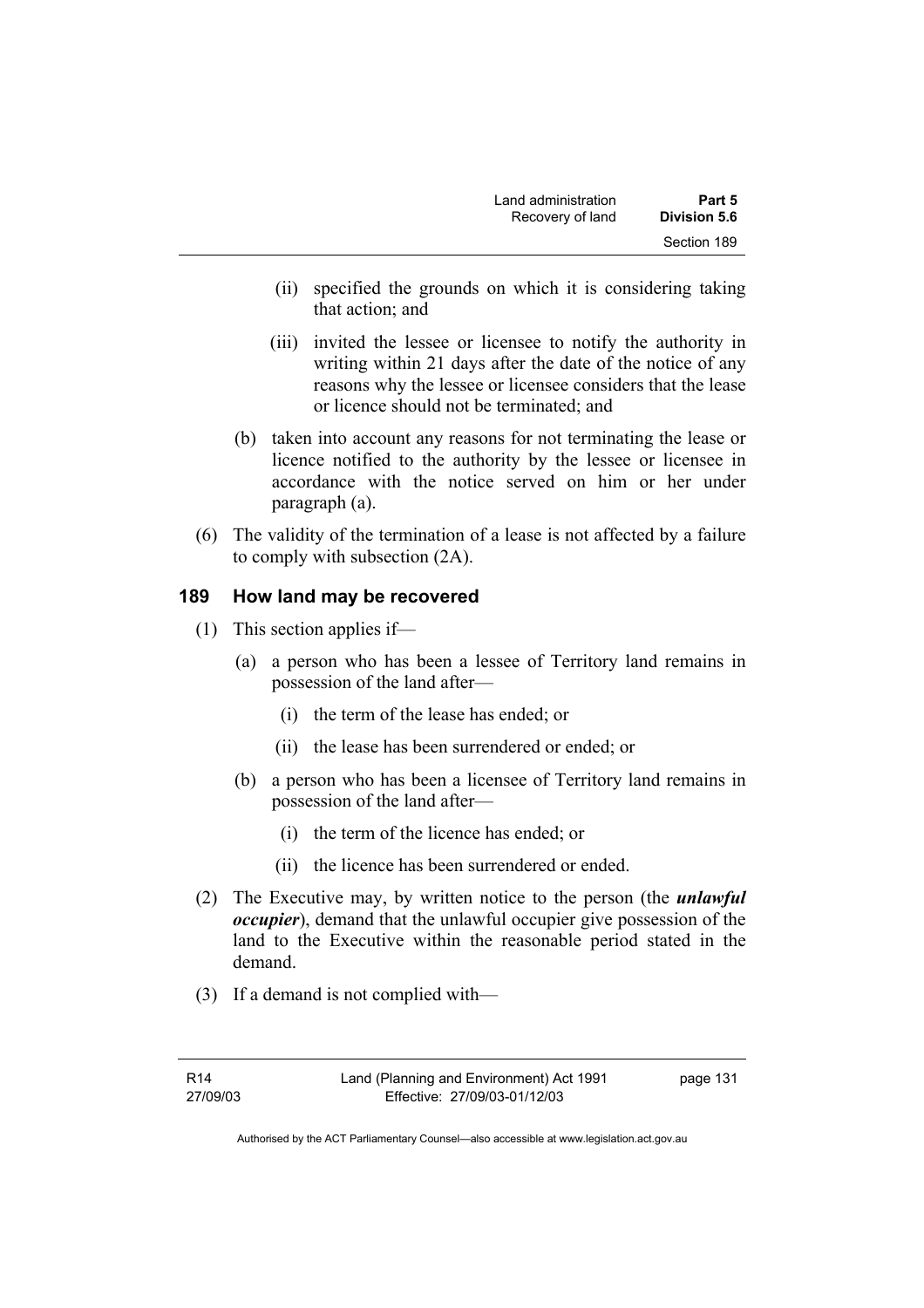(ii) specified the grounds on which it is considering taking that action; and

(iii) invited the lessee or licensee to notify the authority in writing within 21 days after the date of the notice of any reasons why the lessee or licensee considers that the lease or licence should not be terminated; and

(b) taken into account any reasons for not terminating the lease or licence notified to the authority by the lessee or licensee in accordance with the notice served on him or her under paragraph (a).

(6) The validity of the termination of a lease is not affected by a failure to comply with subsection (2A).

## 189 How land may be recovered

(1) This section applies if—

(a) a person who has been a lessee of Territory land remains in possession of the land after—

(i) the term of the lease has ended; or

(ii) the lease has been surrendered or ended; or

(b) a person who has been a licensee of Territory land remains in possession of the land after—

(i) the term of the licence has ended; or

(ii) the licence has been surrendered or ended.

(2) The Executive may, by written notice to the person (the ***unlawful occupier***), demand that the unlawful occupier give possession of the land to the Executive within the reasonable period stated in the demand.

(3) If a demand is not complied with—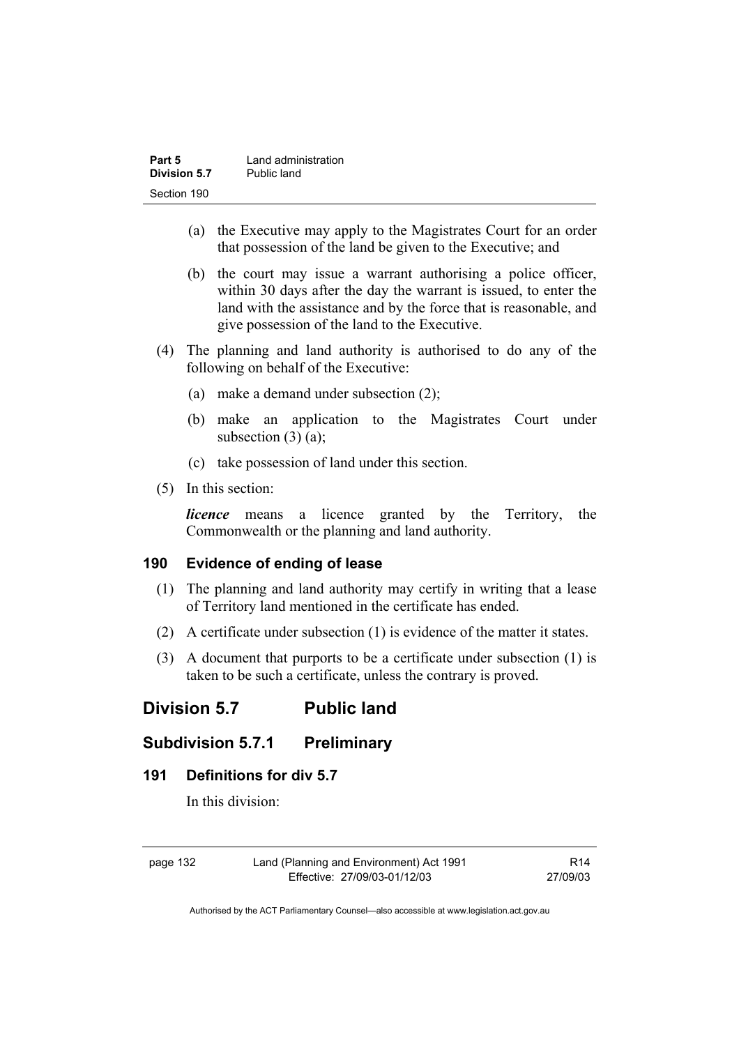(a) the Executive may apply to the Magistrates Court for an order that possession of the land be given to the Executive; and

(b) the court may issue a warrant authorising a police officer, within 30 days after the day the warrant is issued, to enter the land with the assistance and by the force that is reasonable, and give possession of the land to the Executive.

(4) The planning and land authority is authorised to do any of the following on behalf of the Executive:

(a) make a demand under subsection (2);

(b) make an application to the Magistrates Court under subsection (3) (a);

(c) take possession of land under this section.

(5) In this section:

***licence*** means a licence granted by the Territory, the Commonwealth or the planning and land authority.

### 190 Evidence of ending of lease

(1) The planning and land authority may certify in writing that a lease of Territory land mentioned in the certificate has ended.

(2) A certificate under subsection (1) is evidence of the matter it states.

(3) A document that purports to be a certificate under subsection (1) is taken to be such a certificate, unless the contrary is proved.

## Division 5.7 Public land

## Subdivision 5.7.1 Preliminary

### 191 Definitions for div 5.7

In this division: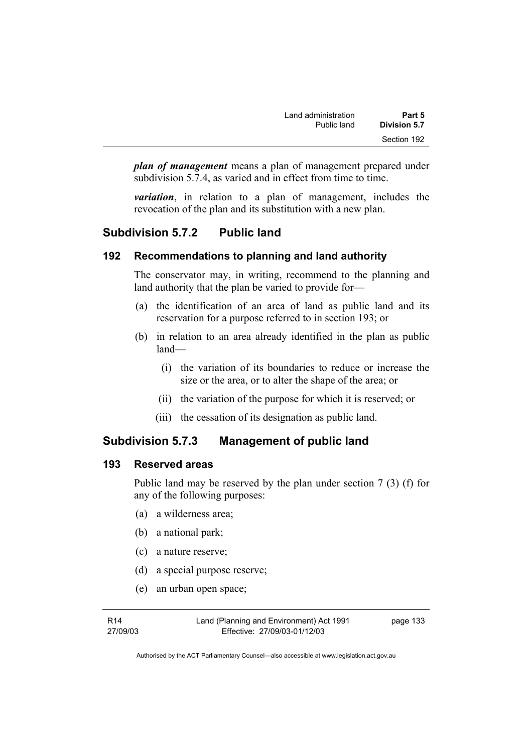***plan of management*** means a plan of management prepared under subdivision 5.7.4, as varied and in effect from time to time.

***variation***, in relation to a plan of management, includes the revocation of the plan and its substitution with a new plan.

## Subdivision 5.7.2 Public land

### 192 Recommendations to planning and land authority

The conservator may, in writing, recommend to the planning and land authority that the plan be varied to provide for—

(a) the identification of an area of land as public land and its reservation for a purpose referred to in section 193; or

(b) in relation to an area already identified in the plan as public land—

  (i) the variation of its boundaries to reduce or increase the size or the area, or to alter the shape of the area; or

  (ii) the variation of the purpose for which it is reserved; or

  (iii) the cessation of its designation as public land.

## Subdivision 5.7.3 Management of public land

### 193 Reserved areas

Public land may be reserved by the plan under section 7 (3) (f) for any of the following purposes:

(a) a wilderness area;

(b) a national park;

(c) a nature reserve;

(d) a special purpose reserve;

(e) an urban open space;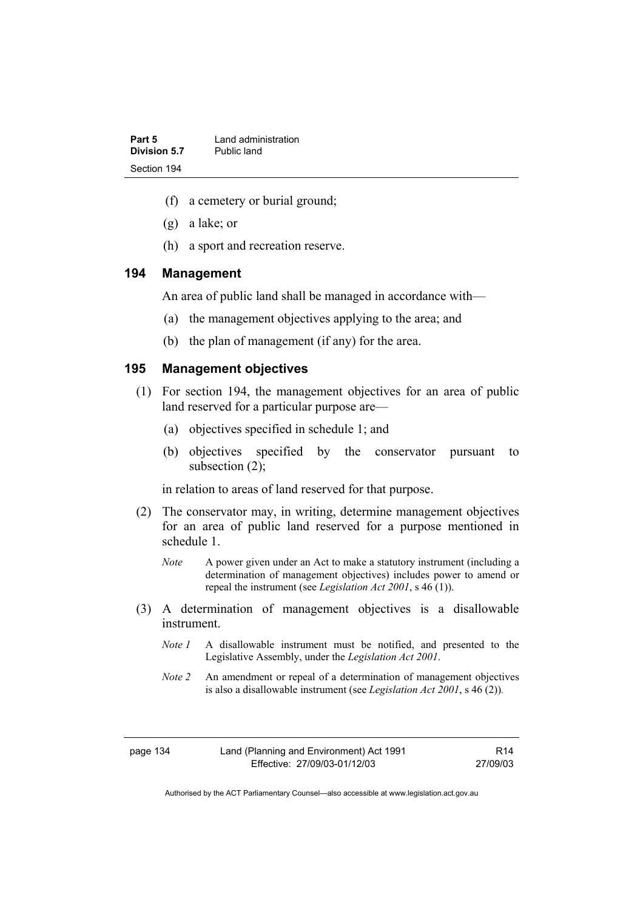(f) a cemetery or burial ground;

(g) a lake; or

(h) a sport and recreation reserve.

## 194 Management

An area of public land shall be managed in accordance with—

(a) the management objectives applying to the area; and

(b) the plan of management (if any) for the area.

## 195 Management objectives

(1) For section 194, the management objectives for an area of public land reserved for a particular purpose are—

(a) objectives specified in schedule 1; and

(b) objectives specified by the conservator pursuant to subsection (2);

in relation to areas of land reserved for that purpose.

(2) The conservator may, in writing, determine management objectives for an area of public land reserved for a purpose mentioned in schedule 1.

*Note* A power given under an Act to make a statutory instrument (including a determination of management objectives) includes power to amend or repeal the instrument (see *Legislation Act 2001*, s 46 (1)).

(3) A determination of management objectives is a disallowable instrument.

*Note 1* A disallowable instrument must be notified, and presented to the Legislative Assembly, under the *Legislation Act 2001*.

*Note 2* An amendment or repeal of a determination of management objectives is also a disallowable instrument (see *Legislation Act 2001*, s 46 (2)).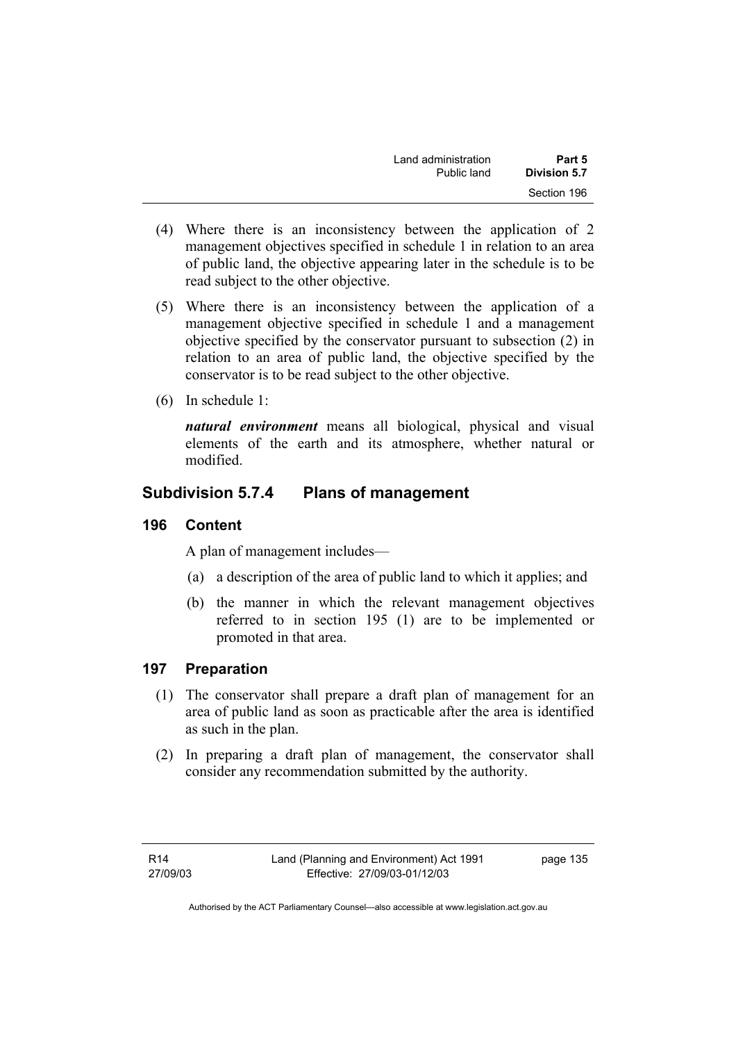(4) Where there is an inconsistency between the application of 2 management objectives specified in schedule 1 in relation to an area of public land, the objective appearing later in the schedule is to be read subject to the other objective.

(5) Where there is an inconsistency between the application of a management objective specified in schedule 1 and a management objective specified by the conservator pursuant to subsection (2) in relation to an area of public land, the objective specified by the conservator is to be read subject to the other objective.

(6) In schedule 1:

***natural environment*** means all biological, physical and visual elements of the earth and its atmosphere, whether natural or modified.

## Subdivision 5.7.4 Plans of management

### 196 Content

A plan of management includes—

(a) a description of the area of public land to which it applies; and

(b) the manner in which the relevant management objectives referred to in section 195 (1) are to be implemented or promoted in that area.

### 197 Preparation

(1) The conservator shall prepare a draft plan of management for an area of public land as soon as practicable after the area is identified as such in the plan.

(2) In preparing a draft plan of management, the conservator shall consider any recommendation submitted by the authority.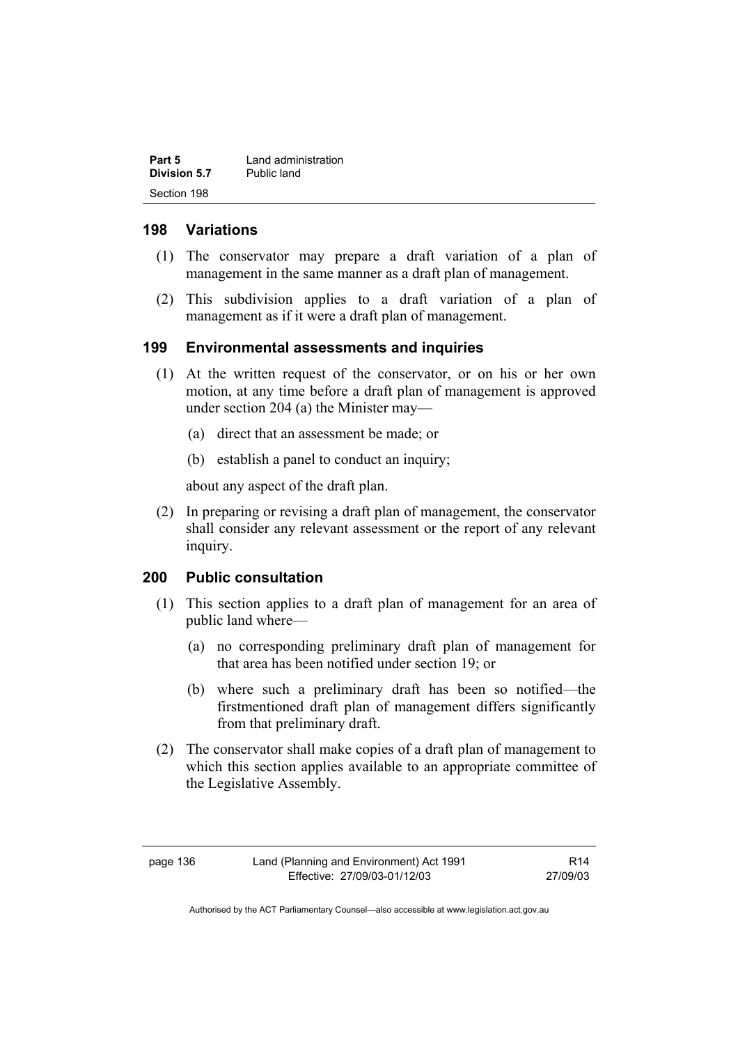## 198 Variations

(1) The conservator may prepare a draft variation of a plan of management in the same manner as a draft plan of management.

(2) This subdivision applies to a draft variation of a plan of management as if it were a draft plan of management.

## 199 Environmental assessments and inquiries

(1) At the written request of the conservator, or on his or her own motion, at any time before a draft plan of management is approved under section 204 (a) the Minister may—

(a) direct that an assessment be made; or

(b) establish a panel to conduct an inquiry;

about any aspect of the draft plan.

(2) In preparing or revising a draft plan of management, the conservator shall consider any relevant assessment or the report of any relevant inquiry.

## 200 Public consultation

(1) This section applies to a draft plan of management for an area of public land where—

(a) no corresponding preliminary draft plan of management for that area has been notified under section 19; or

(b) where such a preliminary draft has been so notified—the firstmentioned draft plan of management differs significantly from that preliminary draft.

(2) The conservator shall make copies of a draft plan of management to which this section applies available to an appropriate committee of the Legislative Assembly.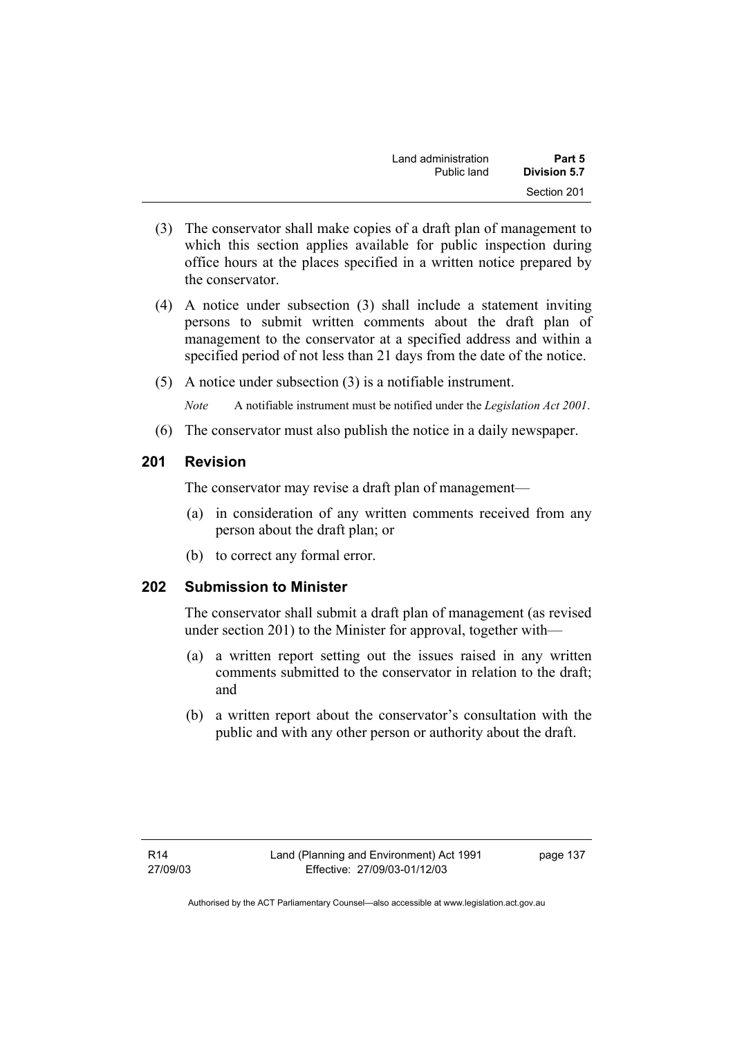(3) The conservator shall make copies of a draft plan of management to which this section applies available for public inspection during office hours at the places specified in a written notice prepared by the conservator.

(4) A notice under subsection (3) shall include a statement inviting persons to submit written comments about the draft plan of management to the conservator at a specified address and within a specified period of not less than 21 days from the date of the notice.

(5) A notice under subsection (3) is a notifiable instrument.

*Note* A notifiable instrument must be notified under the *Legislation Act 2001*.

(6) The conservator must also publish the notice in a daily newspaper.

## 201 Revision

The conservator may revise a draft plan of management—

(a) in consideration of any written comments received from any person about the draft plan; or

(b) to correct any formal error.

## 202 Submission to Minister

The conservator shall submit a draft plan of management (as revised under section 201) to the Minister for approval, together with—

(a) a written report setting out the issues raised in any written comments submitted to the conservator in relation to the draft; and

(b) a written report about the conservator's consultation with the public and with any other person or authority about the draft.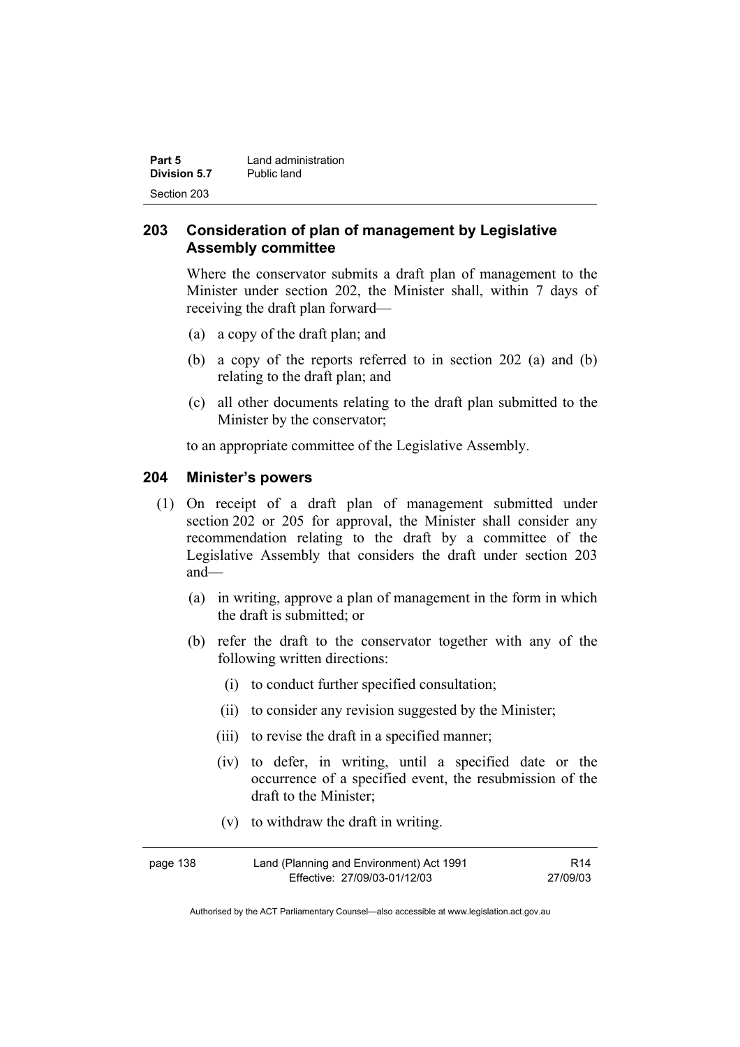## 203 Consideration of plan of management by Legislative Assembly committee

Where the conservator submits a draft plan of management to the Minister under section 202, the Minister shall, within 7 days of receiving the draft plan forward—

(a) a copy of the draft plan; and

(b) a copy of the reports referred to in section 202 (a) and (b) relating to the draft plan; and

(c) all other documents relating to the draft plan submitted to the Minister by the conservator;

to an appropriate committee of the Legislative Assembly.

## 204 Minister's powers

(1) On receipt of a draft plan of management submitted under section 202 or 205 for approval, the Minister shall consider any recommendation relating to the draft by a committee of the Legislative Assembly that considers the draft under section 203 and—

(a) in writing, approve a plan of management in the form in which the draft is submitted; or

(b) refer the draft to the conservator together with any of the following written directions:

(i) to conduct further specified consultation;

(ii) to consider any revision suggested by the Minister;

(iii) to revise the draft in a specified manner;

(iv) to defer, in writing, until a specified date or the occurrence of a specified event, the resubmission of the draft to the Minister;

(v) to withdraw the draft in writing.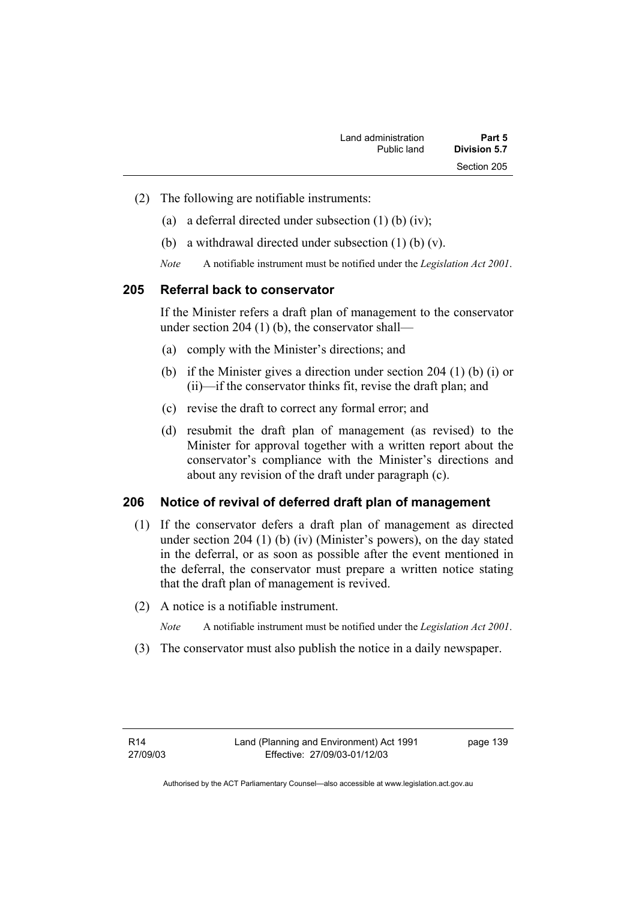(2) The following are notifiable instruments:

(a) a deferral directed under subsection (1) (b) (iv);

(b) a withdrawal directed under subsection (1) (b) (v).

*Note* A notifiable instrument must be notified under the *Legislation Act 2001*.

## 205 Referral back to conservator

If the Minister refers a draft plan of management to the conservator under section 204 (1) (b), the conservator shall—

(a) comply with the Minister's directions; and

(b) if the Minister gives a direction under section 204 (1) (b) (i) or (ii)—if the conservator thinks fit, revise the draft plan; and

(c) revise the draft to correct any formal error; and

(d) resubmit the draft plan of management (as revised) to the Minister for approval together with a written report about the conservator's compliance with the Minister's directions and about any revision of the draft under paragraph (c).

## 206 Notice of revival of deferred draft plan of management

(1) If the conservator defers a draft plan of management as directed under section 204 (1) (b) (iv) (Minister's powers), on the day stated in the deferral, or as soon as possible after the event mentioned in the deferral, the conservator must prepare a written notice stating that the draft plan of management is revived.

(2) A notice is a notifiable instrument.

*Note* A notifiable instrument must be notified under the *Legislation Act 2001*.

(3) The conservator must also publish the notice in a daily newspaper.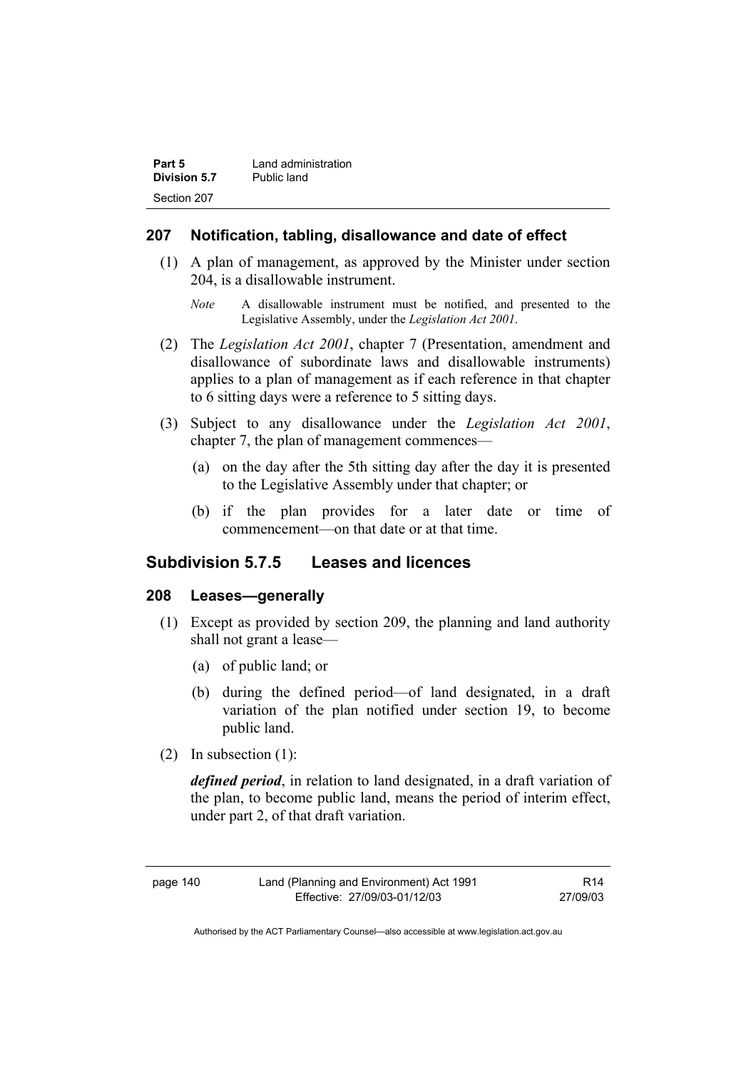## 207 Notification, tabling, disallowance and date of effect

(1) A plan of management, as approved by the Minister under section 204, is a disallowable instrument.

*Note* A disallowable instrument must be notified, and presented to the Legislative Assembly, under the *Legislation Act 2001*.

(2) The *Legislation Act 2001*, chapter 7 (Presentation, amendment and disallowance of subordinate laws and disallowable instruments) applies to a plan of management as if each reference in that chapter to 6 sitting days were a reference to 5 sitting days.

(3) Subject to any disallowance under the *Legislation Act 2001*, chapter 7, the plan of management commences—

(a) on the day after the 5th sitting day after the day it is presented to the Legislative Assembly under that chapter; or

(b) if the plan provides for a later date or time of commencement—on that date or at that time.

# Subdivision 5.7.5 Leases and licences

## 208 Leases—generally

(1) Except as provided by section 209, the planning and land authority shall not grant a lease—

(a) of public land; or

(b) during the defined period—of land designated, in a draft variation of the plan notified under section 19, to become public land.

(2) In subsection (1):

***defined period***, in relation to land designated, in a draft variation of the plan, to become public land, means the period of interim effect, under part 2, of that draft variation.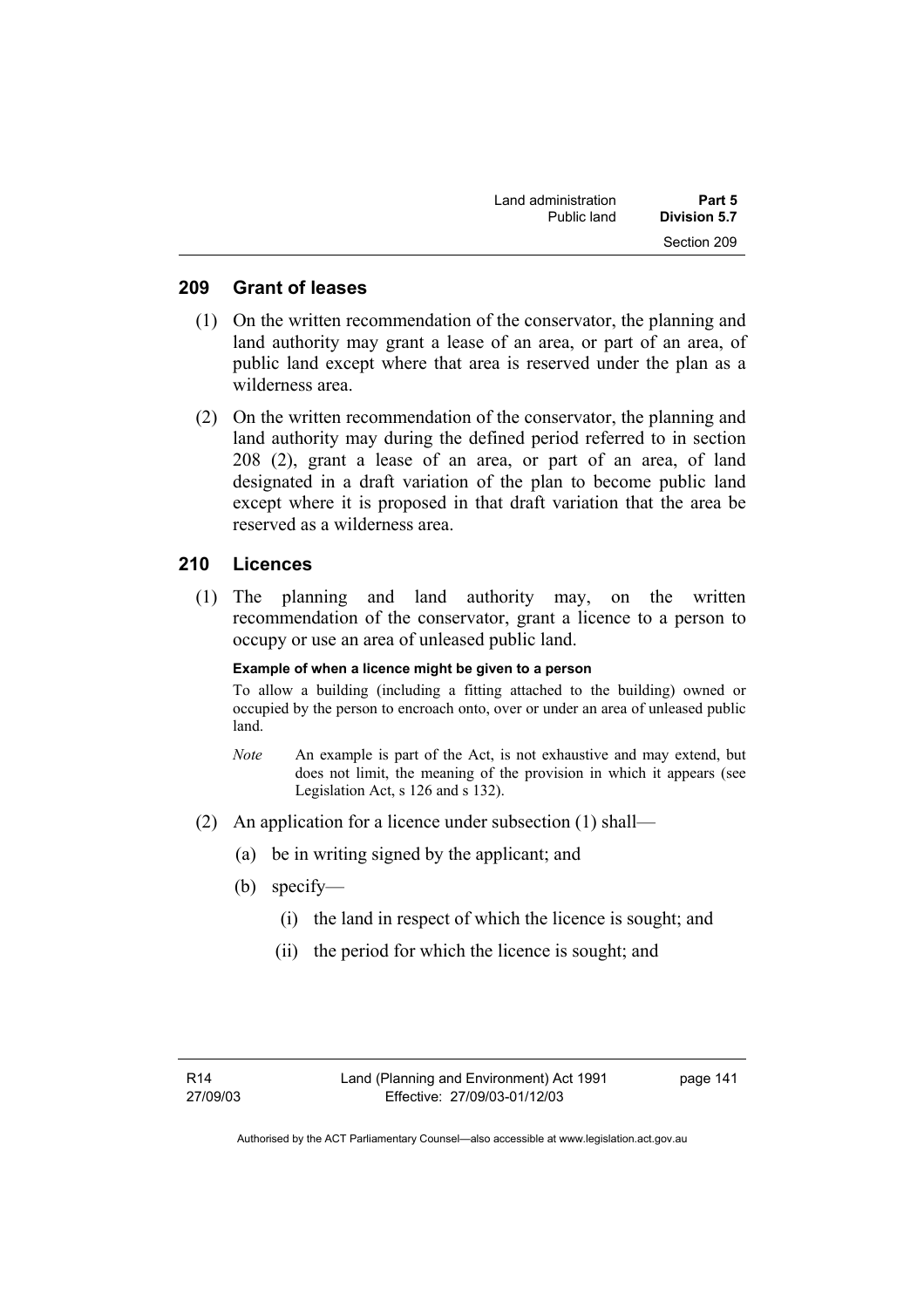## 209 Grant of leases

(1) On the written recommendation of the conservator, the planning and land authority may grant a lease of an area, or part of an area, of public land except where that area is reserved under the plan as a wilderness area.

(2) On the written recommendation of the conservator, the planning and land authority may during the defined period referred to in section 208 (2), grant a lease of an area, or part of an area, of land designated in a draft variation of the plan to become public land except where it is proposed in that draft variation that the area be reserved as a wilderness area.

## 210 Licences

(1) The planning and land authority may, on the written recommendation of the conservator, grant a licence to a person to occupy or use an area of unleased public land.

**Example of when a licence might be given to a person**

To allow a building (including a fitting attached to the building) owned or occupied by the person to encroach onto, over or under an area of unleased public land.

*Note* An example is part of the Act, is not exhaustive and may extend, but does not limit, the meaning of the provision in which it appears (see Legislation Act, s 126 and s 132).

(2) An application for a licence under subsection (1) shall—

(a) be in writing signed by the applicant; and

(b) specify—

(i) the land in respect of which the licence is sought; and

(ii) the period for which the licence is sought; and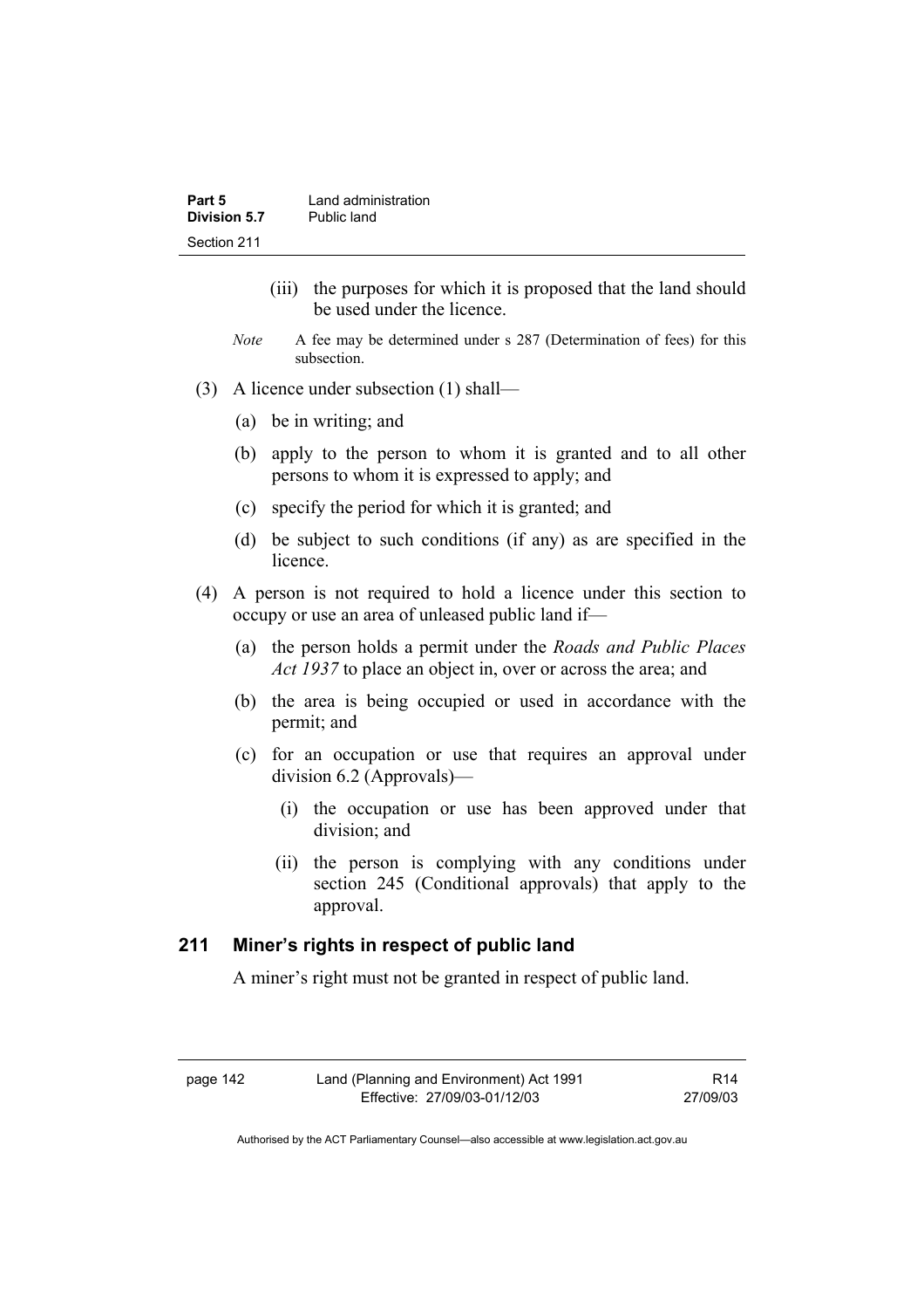(iii) the purposes for which it is proposed that the land should be used under the licence.

*Note* A fee may be determined under s 287 (Determination of fees) for this subsection.

(3) A licence under subsection (1) shall—

(a) be in writing; and

(b) apply to the person to whom it is granted and to all other persons to whom it is expressed to apply; and

(c) specify the period for which it is granted; and

(d) be subject to such conditions (if any) as are specified in the licence.

(4) A person is not required to hold a licence under this section to occupy or use an area of unleased public land if—

(a) the person holds a permit under the *Roads and Public Places Act 1937* to place an object in, over or across the area; and

(b) the area is being occupied or used in accordance with the permit; and

(c) for an occupation or use that requires an approval under division 6.2 (Approvals)—

(i) the occupation or use has been approved under that division; and

(ii) the person is complying with any conditions under section 245 (Conditional approvals) that apply to the approval.

## 211 Miner's rights in respect of public land

A miner's right must not be granted in respect of public land.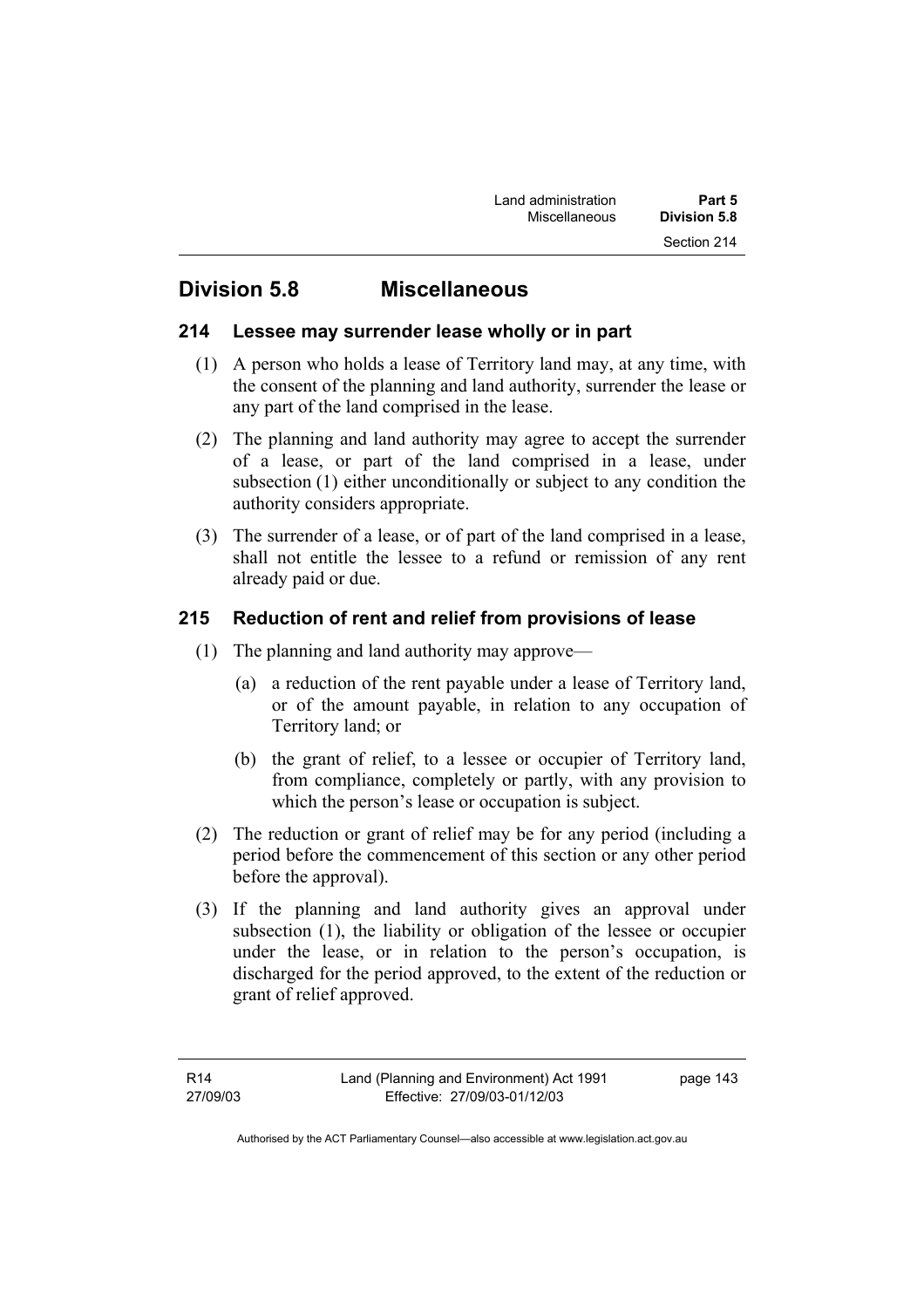# Division 5.8 Miscellaneous

## 214 Lessee may surrender lease wholly or in part

(1) A person who holds a lease of Territory land may, at any time, with the consent of the planning and land authority, surrender the lease or any part of the land comprised in the lease.

(2) The planning and land authority may agree to accept the surrender of a lease, or part of the land comprised in a lease, under subsection (1) either unconditionally or subject to any condition the authority considers appropriate.

(3) The surrender of a lease, or of part of the land comprised in a lease, shall not entitle the lessee to a refund or remission of any rent already paid or due.

## 215 Reduction of rent and relief from provisions of lease

(1) The planning and land authority may approve—

(a) a reduction of the rent payable under a lease of Territory land, or of the amount payable, in relation to any occupation of Territory land; or

(b) the grant of relief, to a lessee or occupier of Territory land, from compliance, completely or partly, with any provision to which the person's lease or occupation is subject.

(2) The reduction or grant of relief may be for any period (including a period before the commencement of this section or any other period before the approval).

(3) If the planning and land authority gives an approval under subsection (1), the liability or obligation of the lessee or occupier under the lease, or in relation to the person's occupation, is discharged for the period approved, to the extent of the reduction or grant of relief approved.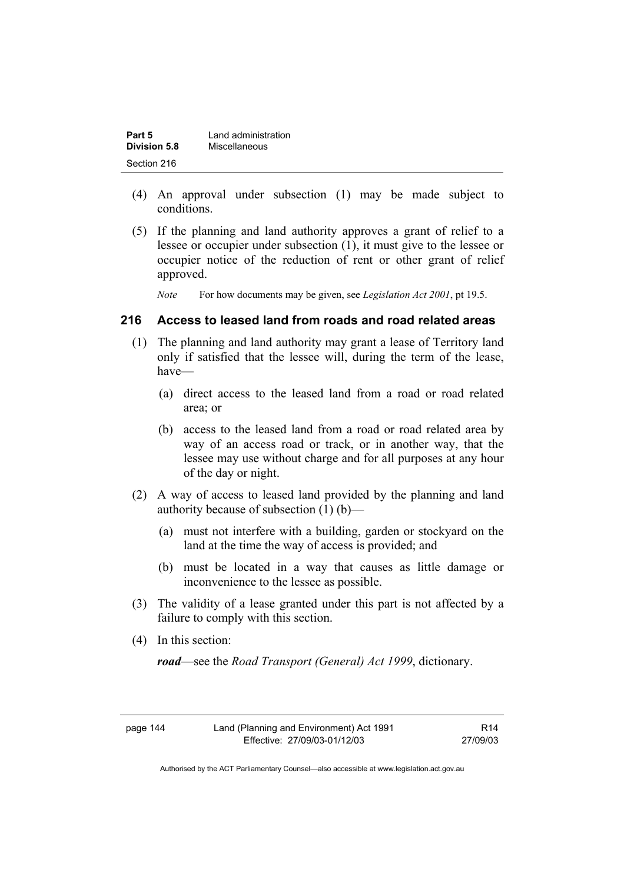(4) An approval under subsection (1) may be made subject to conditions.

(5) If the planning and land authority approves a grant of relief to a lessee or occupier under subsection (1), it must give to the lessee or occupier notice of the reduction of rent or other grant of relief approved.

*Note* For how documents may be given, see *Legislation Act 2001*, pt 19.5.

## 216 Access to leased land from roads and road related areas

(1) The planning and land authority may grant a lease of Territory land only if satisfied that the lessee will, during the term of the lease, have—

(a) direct access to the leased land from a road or road related area; or

(b) access to the leased land from a road or road related area by way of an access road or track, or in another way, that the lessee may use without charge and for all purposes at any hour of the day or night.

(2) A way of access to leased land provided by the planning and land authority because of subsection (1) (b)—

(a) must not interfere with a building, garden or stockyard on the land at the time the way of access is provided; and

(b) must be located in a way that causes as little damage or inconvenience to the lessee as possible.

(3) The validity of a lease granted under this part is not affected by a failure to comply with this section.

(4) In this section:

***road***—see the *Road Transport (General) Act 1999*, dictionary.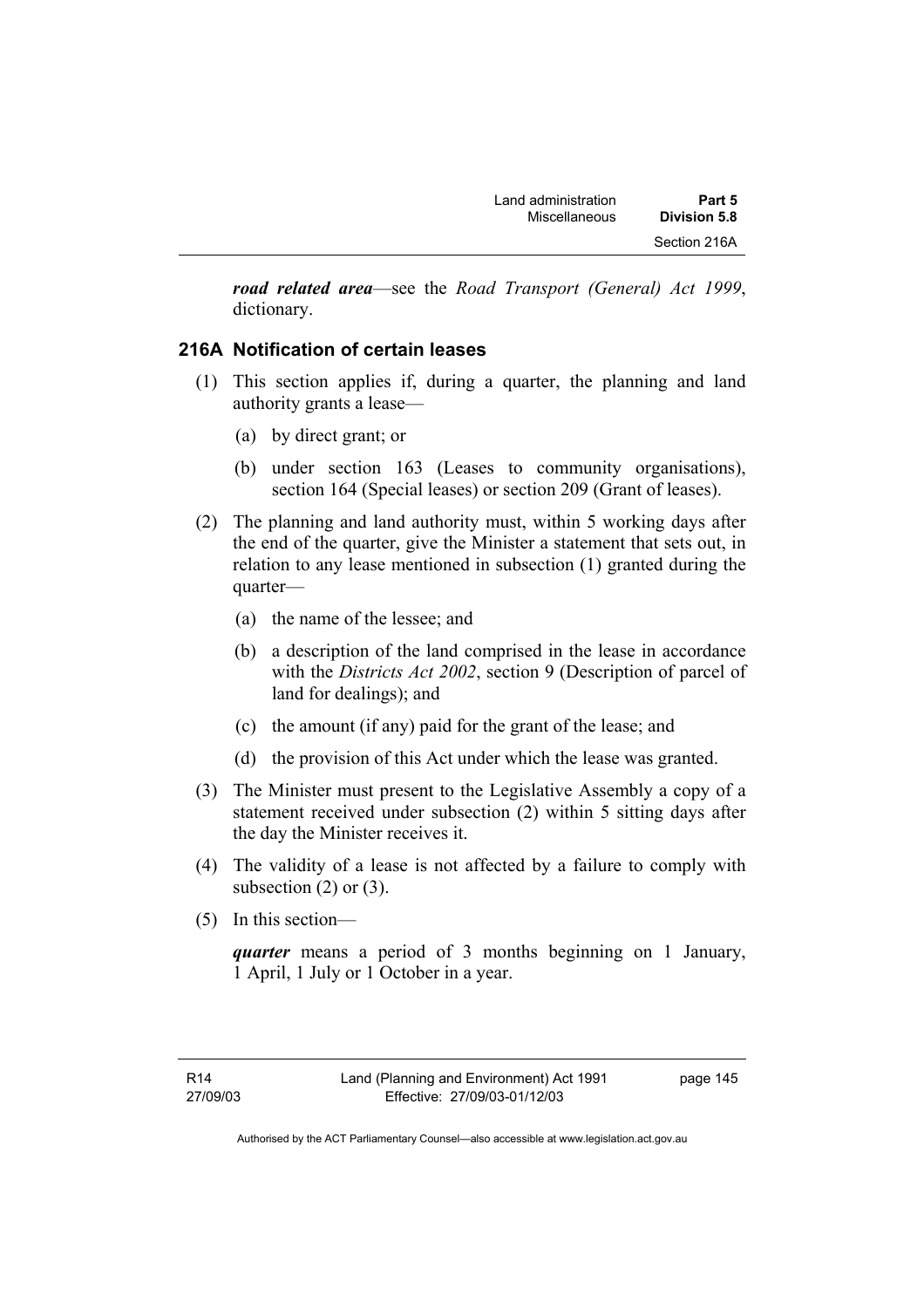***road related area***—see the *Road Transport (General) Act 1999*, dictionary.

### 216A Notification of certain leases

(1) This section applies if, during a quarter, the planning and land authority grants a lease—

   (a) by direct grant; or

   (b) under section 163 (Leases to community organisations), section 164 (Special leases) or section 209 (Grant of leases).

(2) The planning and land authority must, within 5 working days after the end of the quarter, give the Minister a statement that sets out, in relation to any lease mentioned in subsection (1) granted during the quarter—

   (a) the name of the lessee; and

   (b) a description of the land comprised in the lease in accordance with the *Districts Act 2002*, section 9 (Description of parcel of land for dealings); and

   (c) the amount (if any) paid for the grant of the lease; and

   (d) the provision of this Act under which the lease was granted.

(3) The Minister must present to the Legislative Assembly a copy of a statement received under subsection (2) within 5 sitting days after the day the Minister receives it.

(4) The validity of a lease is not affected by a failure to comply with subsection (2) or (3).

(5) In this section—

***quarter*** means a period of 3 months beginning on 1 January, 1 April, 1 July or 1 October in a year.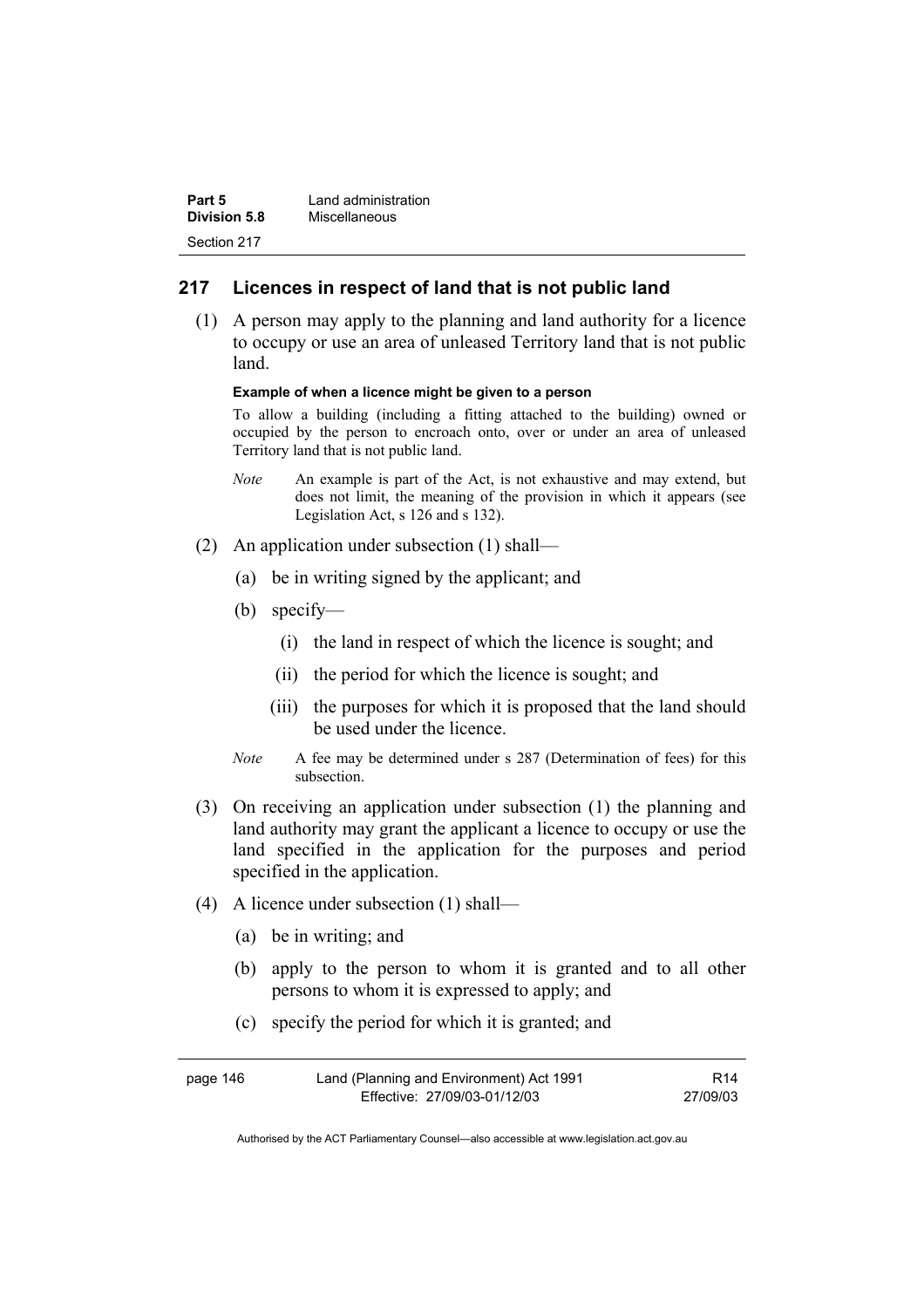## 217 Licences in respect of land that is not public land

(1) A person may apply to the planning and land authority for a licence to occupy or use an area of unleased Territory land that is not public land.

**Example of when a licence might be given to a person**

To allow a building (including a fitting attached to the building) owned or occupied by the person to encroach onto, over or under an area of unleased Territory land that is not public land.

*Note* An example is part of the Act, is not exhaustive and may extend, but does not limit, the meaning of the provision in which it appears (see Legislation Act, s 126 and s 132).

(2) An application under subsection (1) shall—

(a) be in writing signed by the applicant; and

(b) specify—

(i) the land in respect of which the licence is sought; and

(ii) the period for which the licence is sought; and

(iii) the purposes for which it is proposed that the land should be used under the licence.

*Note* A fee may be determined under s 287 (Determination of fees) for this subsection.

(3) On receiving an application under subsection (1) the planning and land authority may grant the applicant a licence to occupy or use the land specified in the application for the purposes and period specified in the application.

(4) A licence under subsection (1) shall—

(a) be in writing; and

(b) apply to the person to whom it is granted and to all other persons to whom it is expressed to apply; and

(c) specify the period for which it is granted; and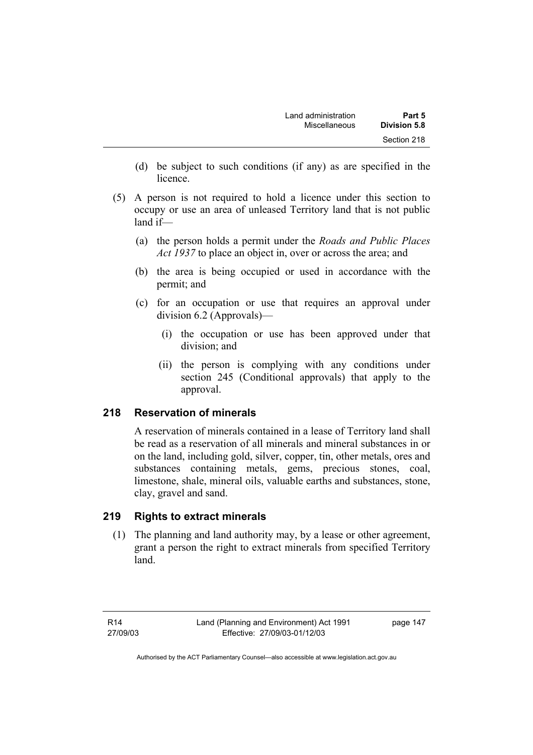(d) be subject to such conditions (if any) as are specified in the licence.

(5) A person is not required to hold a licence under this section to occupy or use an area of unleased Territory land that is not public land if—

(a) the person holds a permit under the *Roads and Public Places Act 1937* to place an object in, over or across the area; and

(b) the area is being occupied or used in accordance with the permit; and

(c) for an occupation or use that requires an approval under division 6.2 (Approvals)—

(i) the occupation or use has been approved under that division; and

(ii) the person is complying with any conditions under section 245 (Conditional approvals) that apply to the approval.

## 218 Reservation of minerals

A reservation of minerals contained in a lease of Territory land shall be read as a reservation of all minerals and mineral substances in or on the land, including gold, silver, copper, tin, other metals, ores and substances containing metals, gems, precious stones, coal, limestone, shale, mineral oils, valuable earths and substances, stone, clay, gravel and sand.

## 219 Rights to extract minerals

(1) The planning and land authority may, by a lease or other agreement, grant a person the right to extract minerals from specified Territory land.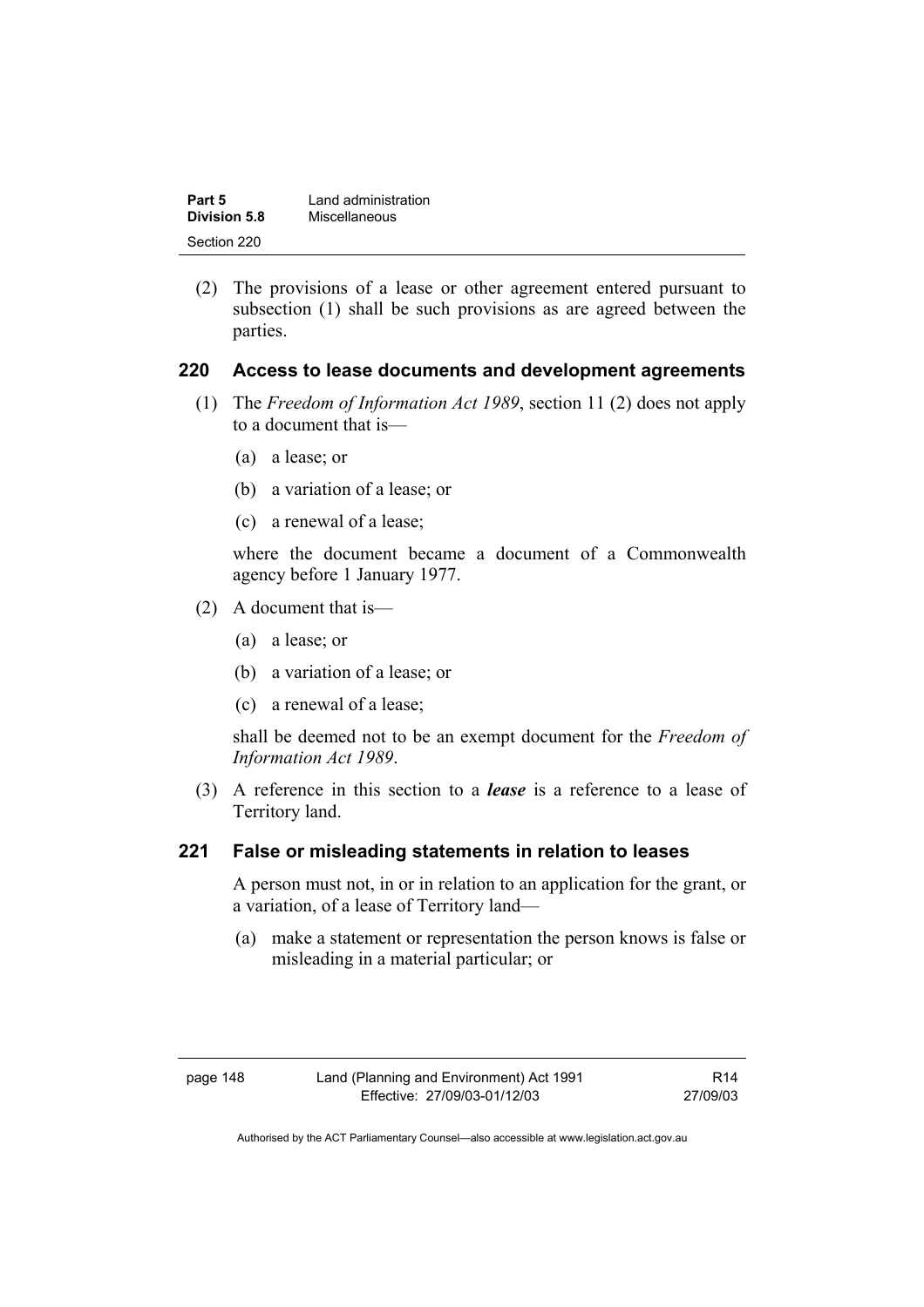(2) The provisions of a lease or other agreement entered pursuant to subsection (1) shall be such provisions as are agreed between the parties.

### 220 Access to lease documents and development agreements

(1) The *Freedom of Information Act 1989*, section 11 (2) does not apply to a document that is—

(a) a lease; or

(b) a variation of a lease; or

(c) a renewal of a lease;

where the document became a document of a Commonwealth agency before 1 January 1977.

(2) A document that is—

(a) a lease; or

(b) a variation of a lease; or

(c) a renewal of a lease;

shall be deemed not to be an exempt document for the *Freedom of Information Act 1989*.

(3) A reference in this section to a ***lease*** is a reference to a lease of Territory land.

### 221 False or misleading statements in relation to leases

A person must not, in or in relation to an application for the grant, or a variation, of a lease of Territory land—

(a) make a statement or representation the person knows is false or misleading in a material particular; or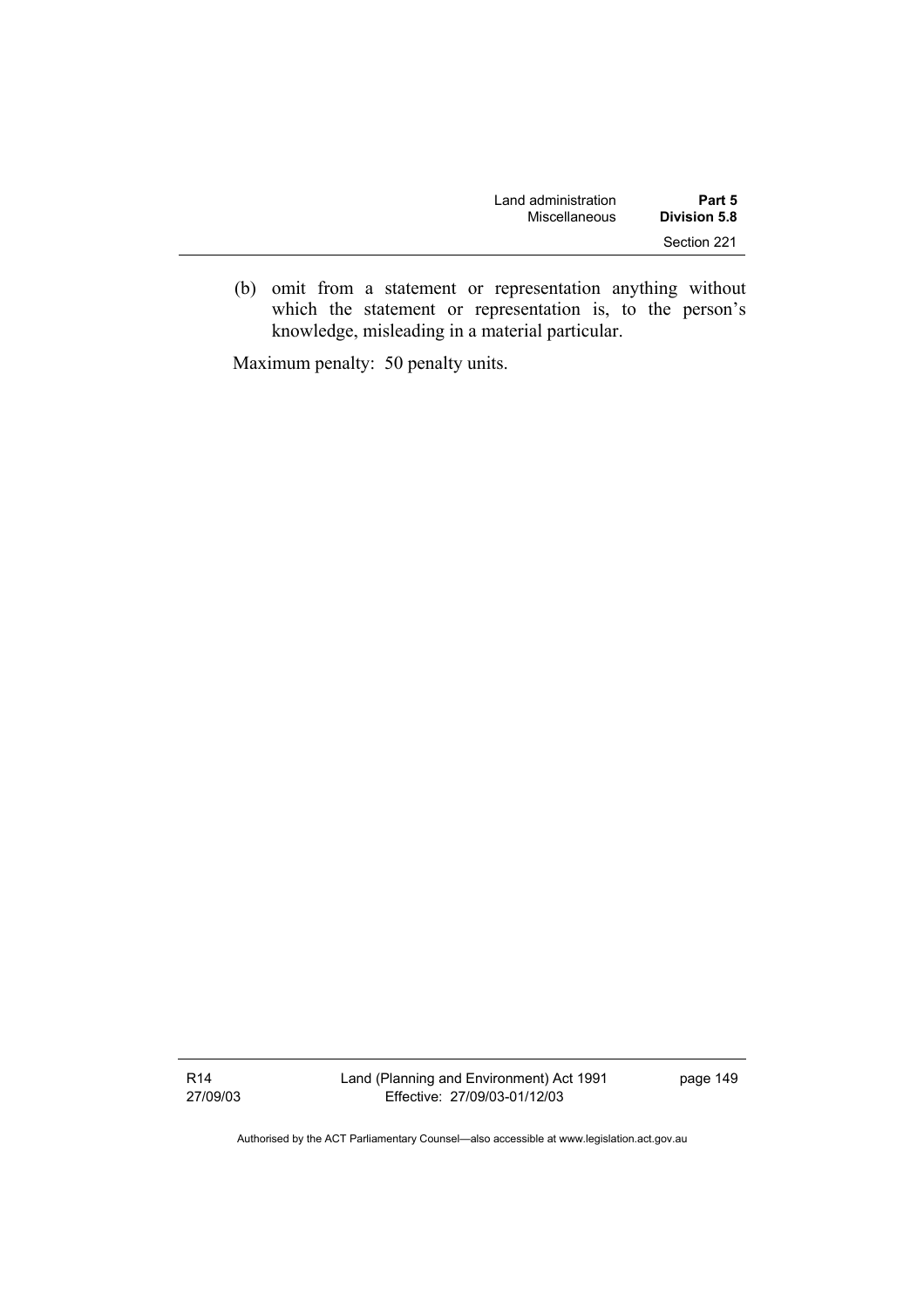(b) omit from a statement or representation anything without which the statement or representation is, to the person's knowledge, misleading in a material particular.

Maximum penalty: 50 penalty units.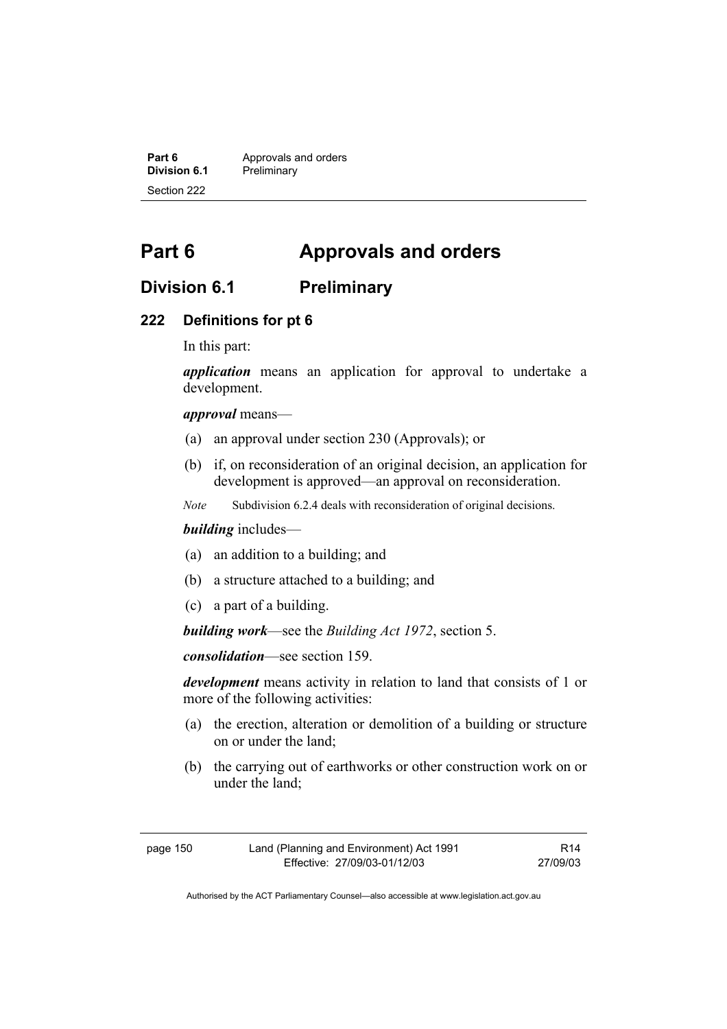# Part 6 Approvals and orders

## Division 6.1 Preliminary

### 222 Definitions for pt 6

In this part:

***application*** means an application for approval to undertake a development.

***approval*** means—

(a) an approval under section 230 (Approvals); or

(b) if, on reconsideration of an original decision, an application for development is approved—an approval on reconsideration.

*Note* Subdivision 6.2.4 deals with reconsideration of original decisions.

***building*** includes—

(a) an addition to a building; and

(b) a structure attached to a building; and

(c) a part of a building.

***building work***—see the *Building Act 1972*, section 5.

***consolidation***—see section 159.

***development*** means activity in relation to land that consists of 1 or more of the following activities:

(a) the erection, alteration or demolition of a building or structure on or under the land;

(b) the carrying out of earthworks or other construction work on or under the land;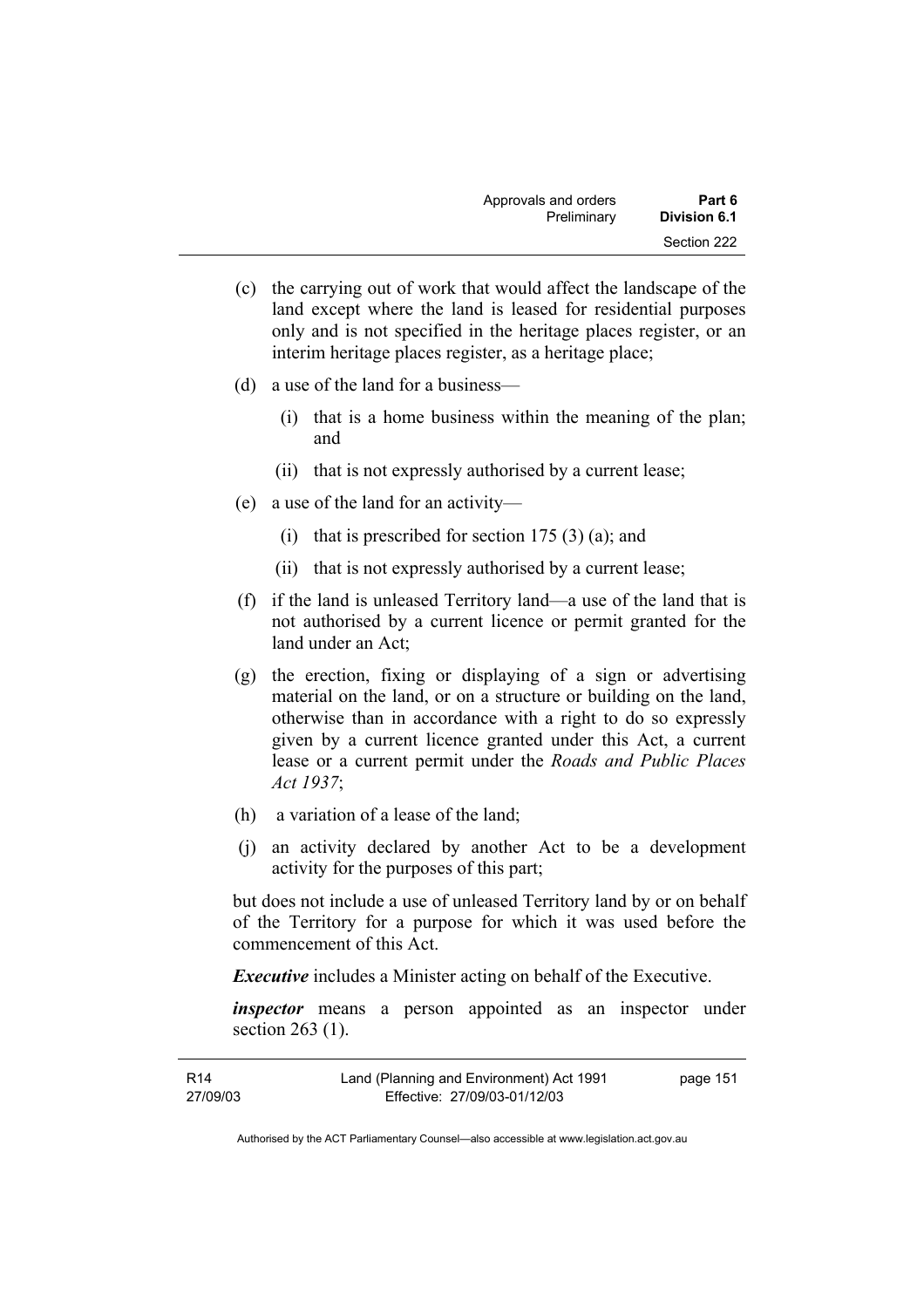(c) the carrying out of work that would affect the landscape of the land except where the land is leased for residential purposes only and is not specified in the heritage places register, or an interim heritage places register, as a heritage place;

(d) a use of the land for a business—

  (i) that is a home business within the meaning of the plan; and

  (ii) that is not expressly authorised by a current lease;

(e) a use of the land for an activity—

  (i) that is prescribed for section 175 (3) (a); and

  (ii) that is not expressly authorised by a current lease;

(f) if the land is unleased Territory land—a use of the land that is not authorised by a current licence or permit granted for the land under an Act;

(g) the erection, fixing or displaying of a sign or advertising material on the land, or on a structure or building on the land, otherwise than in accordance with a right to do so expressly given by a current licence granted under this Act, a current lease or a current permit under the *Roads and Public Places Act 1937*;

(h) a variation of a lease of the land;

(j) an activity declared by another Act to be a development activity for the purposes of this part;

but does not include a use of unleased Territory land by or on behalf of the Territory for a purpose for which it was used before the commencement of this Act.

***Executive*** includes a Minister acting on behalf of the Executive.

***inspector*** means a person appointed as an inspector under section 263 (1).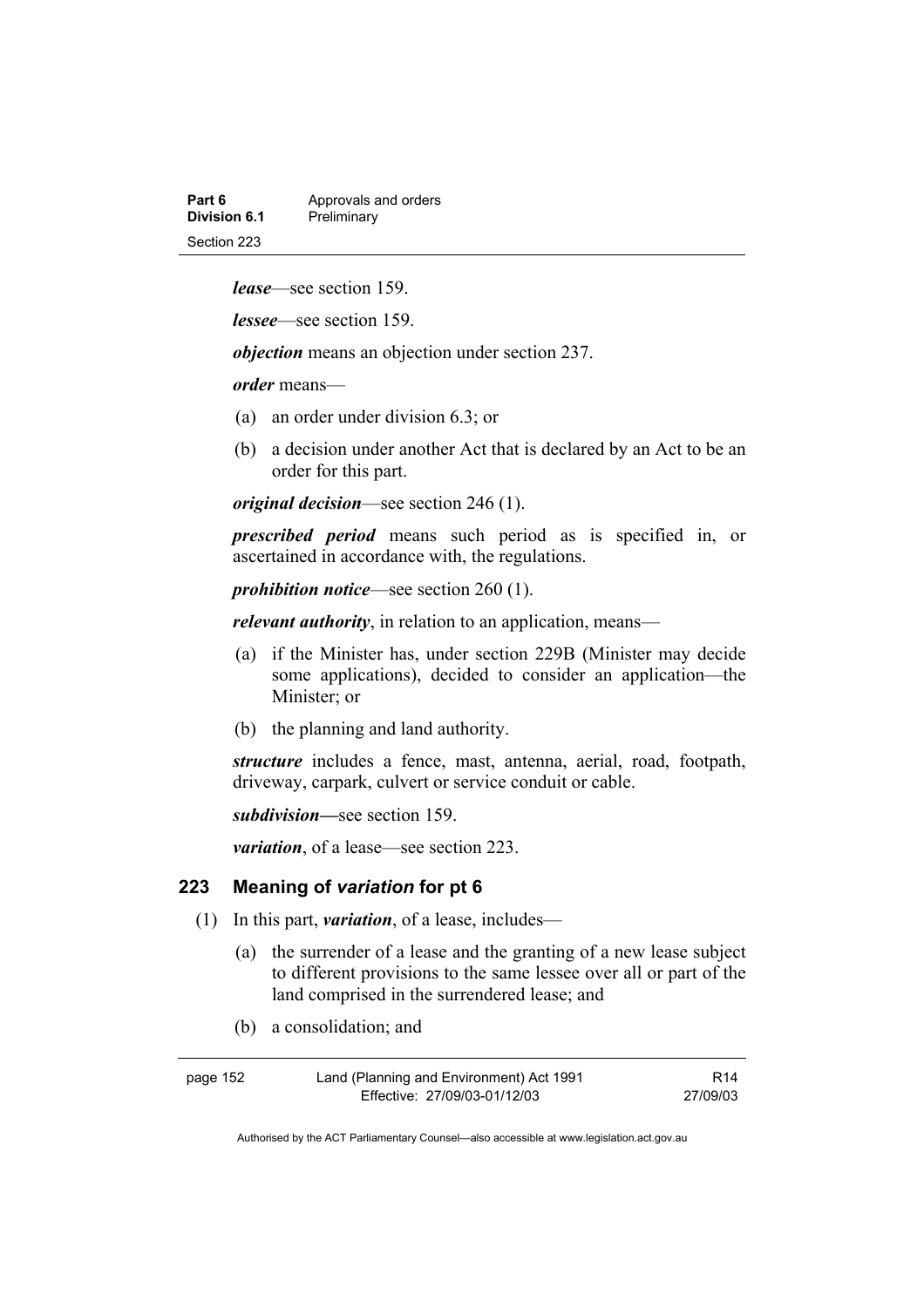***lease***—see section 159.

***lessee***—see section 159.

***objection*** means an objection under section 237.

***order*** means—

(a) an order under division 6.3; or

(b) a decision under another Act that is declared by an Act to be an order for this part.

***original decision***—see section 246 (1).

***prescribed period*** means such period as is specified in, or ascertained in accordance with, the regulations.

***prohibition notice***—see section 260 (1).

***relevant authority***, in relation to an application, means—

(a) if the Minister has, under section 229B (Minister may decide some applications), decided to consider an application—the Minister; or

(b) the planning and land authority.

***structure*** includes a fence, mast, antenna, aerial, road, footpath, driveway, carpark, culvert or service conduit or cable.

***subdivision*****—**see section 159.

***variation***, of a lease—see section 223.

## 223 Meaning of *variation* for pt 6

(1) In this part, ***variation***, of a lease, includes—

(a) the surrender of a lease and the granting of a new lease subject to different provisions to the same lessee over all or part of the land comprised in the surrendered lease; and

(b) a consolidation; and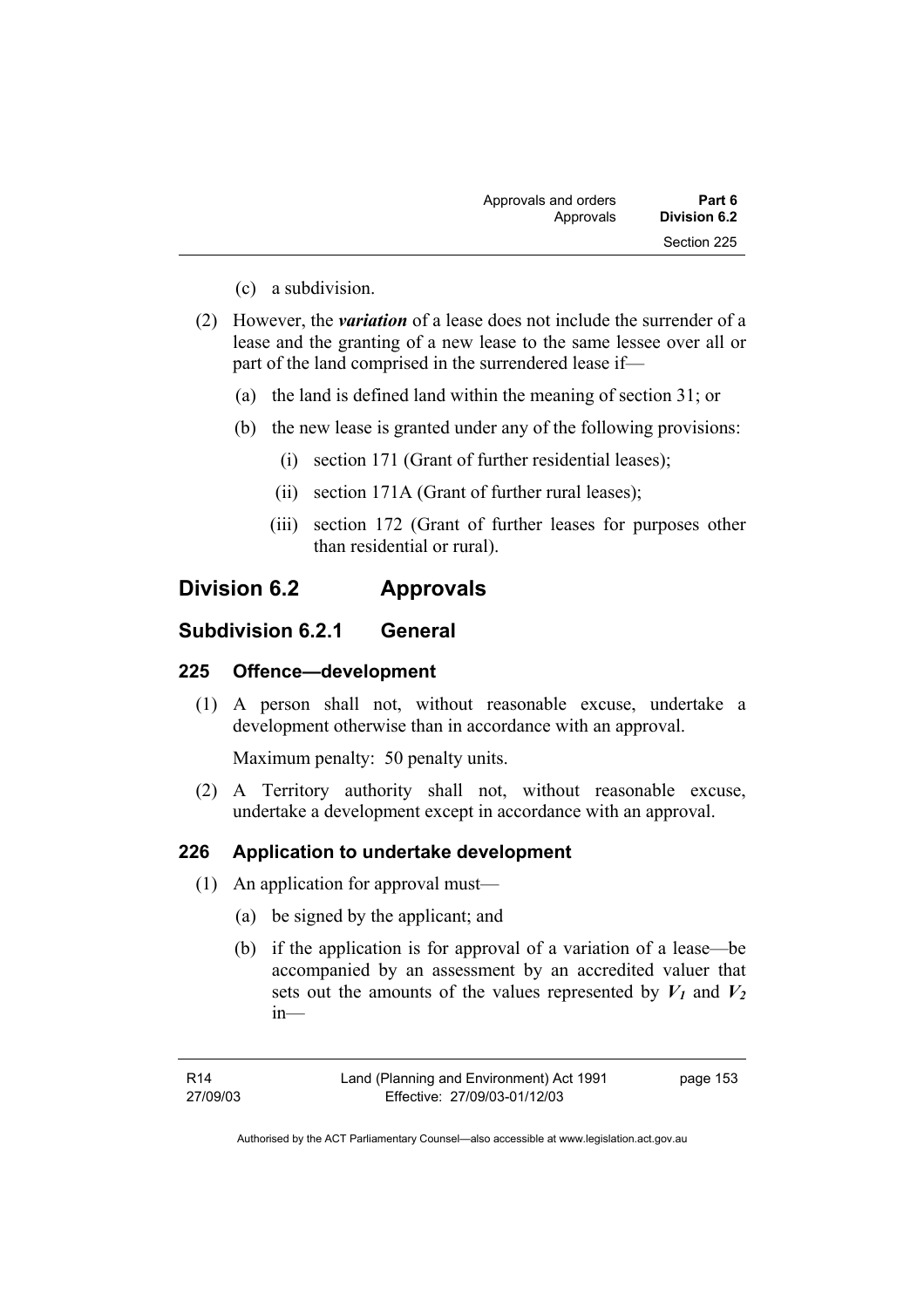(c) a subdivision.

(2) However, the ***variation*** of a lease does not include the surrender of a lease and the granting of a new lease to the same lessee over all or part of the land comprised in the surrendered lease if—

(a) the land is defined land within the meaning of section 31; or

(b) the new lease is granted under any of the following provisions:

(i) section 171 (Grant of further residential leases);

(ii) section 171A (Grant of further rural leases);

(iii) section 172 (Grant of further leases for purposes other than residential or rural).

## Division 6.2 Approvals

### Subdivision 6.2.1 General

#### 225 Offence—development

(1) A person shall not, without reasonable excuse, undertake a development otherwise than in accordance with an approval.

Maximum penalty: 50 penalty units.

(2) A Territory authority shall not, without reasonable excuse, undertake a development except in accordance with an approval.

#### 226 Application to undertake development

(1) An application for approval must—

(a) be signed by the applicant; and

(b) if the application is for approval of a variation of a lease—be accompanied by an assessment by an accredited valuer that sets out the amounts of the values represented by $V_1$ and $V_2$ in—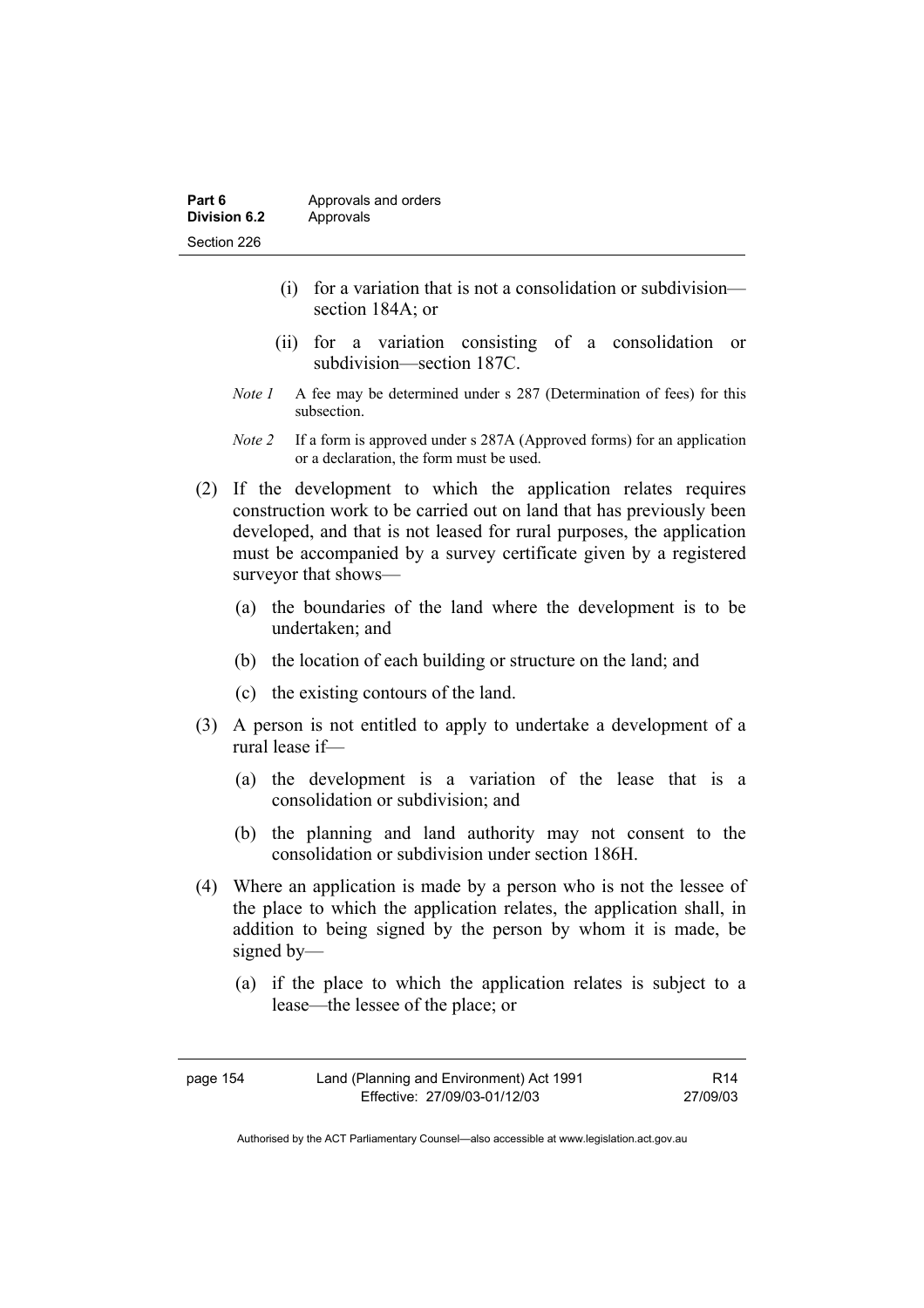(i) for a variation that is not a consolidation or subdivision—section 184A; or

(ii) for a variation consisting of a consolidation or subdivision—section 187C.

*Note 1* A fee may be determined under s 287 (Determination of fees) for this subsection.

*Note 2* If a form is approved under s 287A (Approved forms) for an application or a declaration, the form must be used.

(2) If the development to which the application relates requires construction work to be carried out on land that has previously been developed, and that is not leased for rural purposes, the application must be accompanied by a survey certificate given by a registered surveyor that shows—

(a) the boundaries of the land where the development is to be undertaken; and

(b) the location of each building or structure on the land; and

(c) the existing contours of the land.

(3) A person is not entitled to apply to undertake a development of a rural lease if—

(a) the development is a variation of the lease that is a consolidation or subdivision; and

(b) the planning and land authority may not consent to the consolidation or subdivision under section 186H.

(4) Where an application is made by a person who is not the lessee of the place to which the application relates, the application shall, in addition to being signed by the person by whom it is made, be signed by—

(a) if the place to which the application relates is subject to a lease—the lessee of the place; or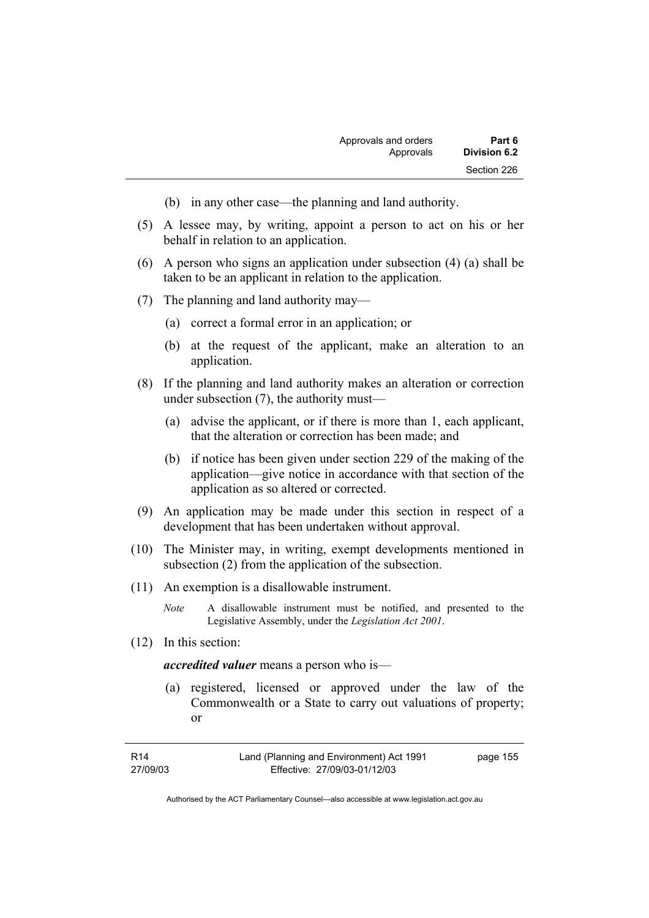(b) in any other case—the planning and land authority.

(5) A lessee may, by writing, appoint a person to act on his or her behalf in relation to an application.

(6) A person who signs an application under subsection (4) (a) shall be taken to be an applicant in relation to the application.

(7) The planning and land authority may—

(a) correct a formal error in an application; or

(b) at the request of the applicant, make an alteration to an application.

(8) If the planning and land authority makes an alteration or correction under subsection (7), the authority must—

(a) advise the applicant, or if there is more than 1, each applicant, that the alteration or correction has been made; and

(b) if notice has been given under section 229 of the making of the application—give notice in accordance with that section of the application as so altered or corrected.

(9) An application may be made under this section in respect of a development that has been undertaken without approval.

(10) The Minister may, in writing, exempt developments mentioned in subsection (2) from the application of the subsection.

(11) An exemption is a disallowable instrument.

*Note* A disallowable instrument must be notified, and presented to the Legislative Assembly, under the *Legislation Act 2001*.

(12) In this section:

***accredited valuer*** means a person who is—

(a) registered, licensed or approved under the law of the Commonwealth or a State to carry out valuations of property; or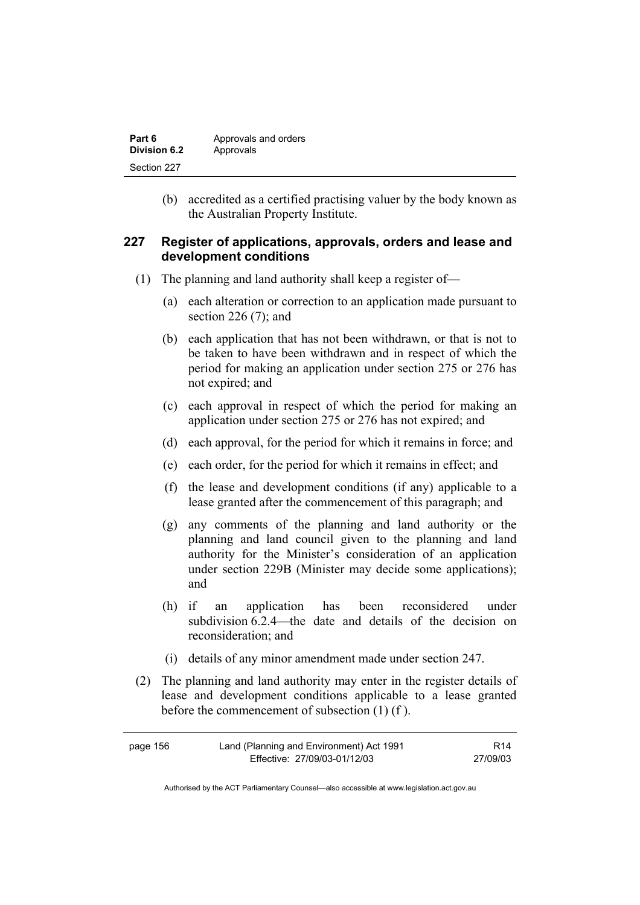(b) accredited as a certified practising valuer by the body known as the Australian Property Institute.

## 227 Register of applications, approvals, orders and lease and development conditions

(1) The planning and land authority shall keep a register of—

(a) each alteration or correction to an application made pursuant to section 226 (7); and

(b) each application that has not been withdrawn, or that is not to be taken to have been withdrawn and in respect of which the period for making an application under section 275 or 276 has not expired; and

(c) each approval in respect of which the period for making an application under section 275 or 276 has not expired; and

(d) each approval, for the period for which it remains in force; and

(e) each order, for the period for which it remains in effect; and

(f) the lease and development conditions (if any) applicable to a lease granted after the commencement of this paragraph; and

(g) any comments of the planning and land authority or the planning and land council given to the planning and land authority for the Minister's consideration of an application under section 229B (Minister may decide some applications); and

(h) if an application has been reconsidered under subdivision 6.2.4—the date and details of the decision on reconsideration; and

(i) details of any minor amendment made under section 247.

(2) The planning and land authority may enter in the register details of lease and development conditions applicable to a lease granted before the commencement of subsection (1) (f ).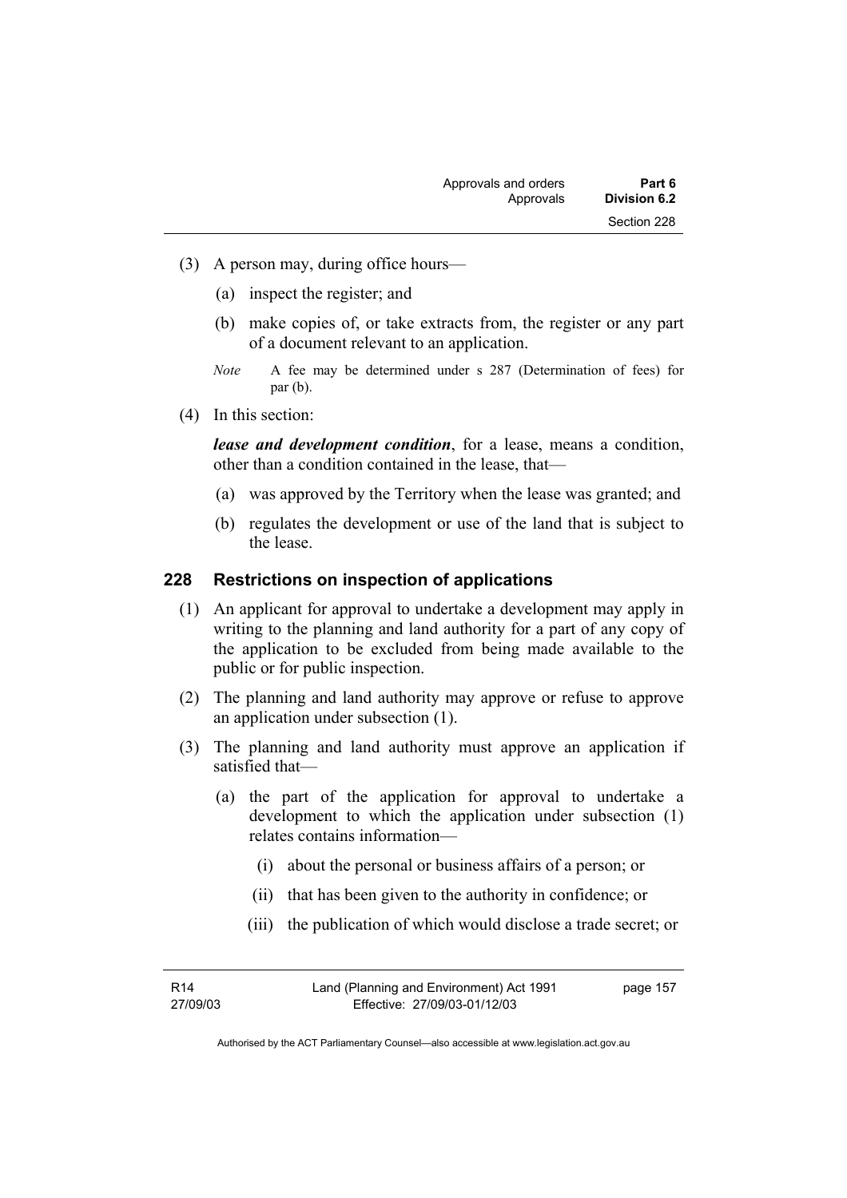(3) A person may, during office hours—

(a) inspect the register; and

(b) make copies of, or take extracts from, the register or any part of a document relevant to an application.

*Note* A fee may be determined under s 287 (Determination of fees) for par (b).

(4) In this section:

***lease and development condition***, for a lease, means a condition, other than a condition contained in the lease, that—

(a) was approved by the Territory when the lease was granted; and

(b) regulates the development or use of the land that is subject to the lease.

## 228 Restrictions on inspection of applications

(1) An applicant for approval to undertake a development may apply in writing to the planning and land authority for a part of any copy of the application to be excluded from being made available to the public or for public inspection.

(2) The planning and land authority may approve or refuse to approve an application under subsection (1).

(3) The planning and land authority must approve an application if satisfied that—

(a) the part of the application for approval to undertake a development to which the application under subsection (1) relates contains information—

(i) about the personal or business affairs of a person; or

(ii) that has been given to the authority in confidence; or

(iii) the publication of which would disclose a trade secret; or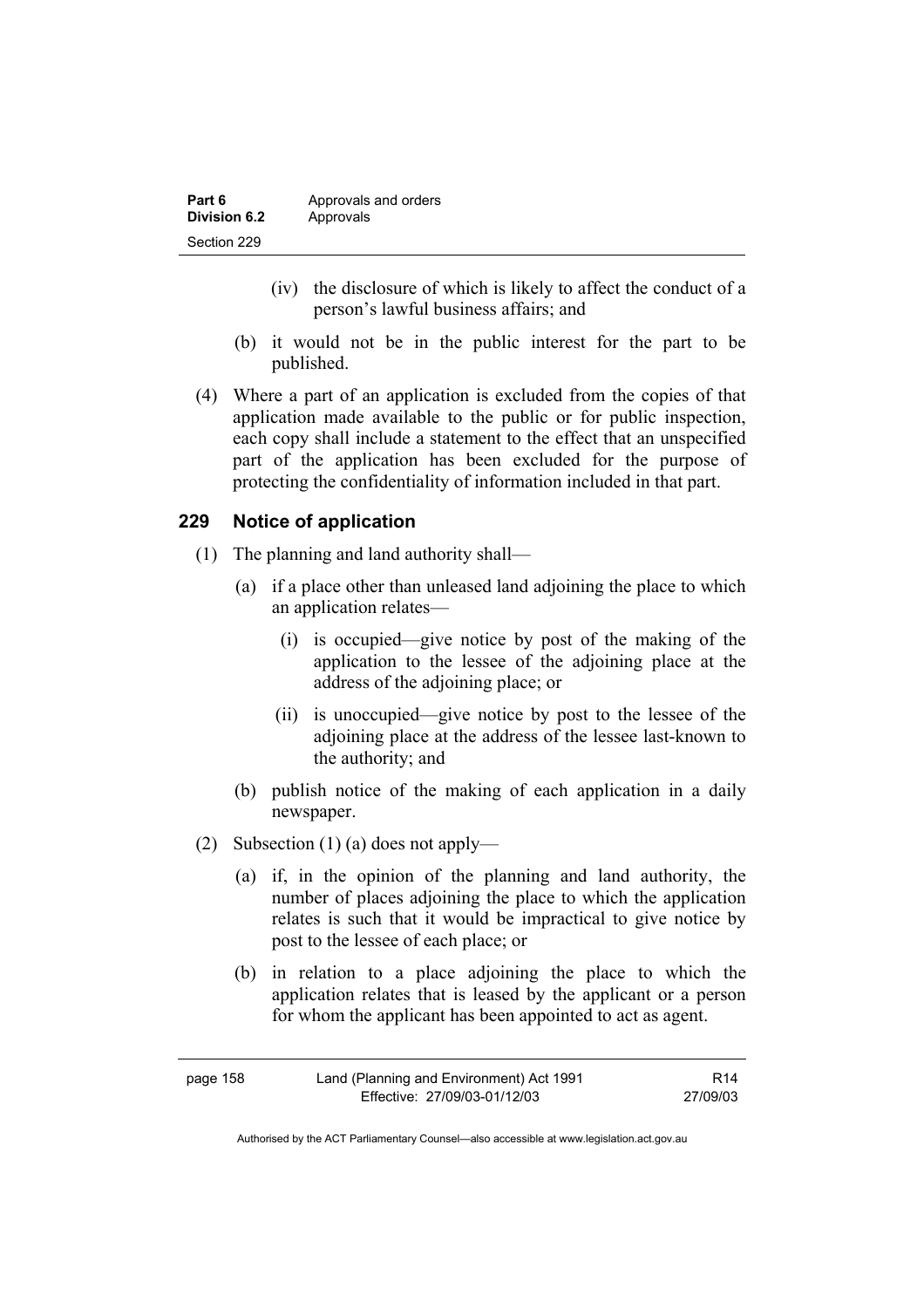(iv) the disclosure of which is likely to affect the conduct of a person's lawful business affairs; and

(b) it would not be in the public interest for the part to be published.

(4) Where a part of an application is excluded from the copies of that application made available to the public or for public inspection, each copy shall include a statement to the effect that an unspecified part of the application has been excluded for the purpose of protecting the confidentiality of information included in that part.

## 229 Notice of application

(1) The planning and land authority shall—

(a) if a place other than unleased land adjoining the place to which an application relates—

(i) is occupied—give notice by post of the making of the application to the lessee of the adjoining place at the address of the adjoining place; or

(ii) is unoccupied—give notice by post to the lessee of the adjoining place at the address of the lessee last-known to the authority; and

(b) publish notice of the making of each application in a daily newspaper.

(2) Subsection (1) (a) does not apply—

(a) if, in the opinion of the planning and land authority, the number of places adjoining the place to which the application relates is such that it would be impractical to give notice by post to the lessee of each place; or

(b) in relation to a place adjoining the place to which the application relates that is leased by the applicant or a person for whom the applicant has been appointed to act as agent.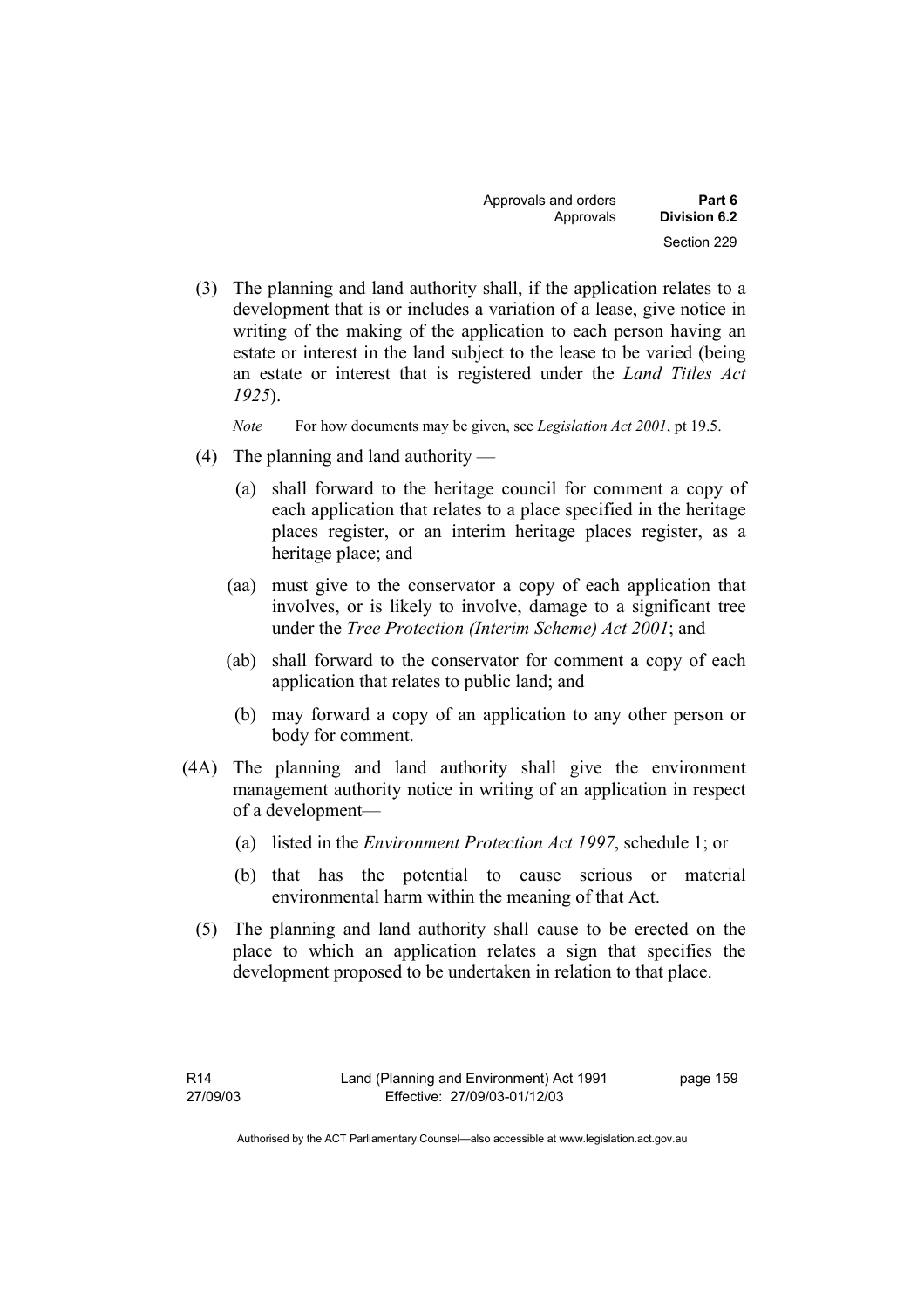(3) The planning and land authority shall, if the application relates to a development that is or includes a variation of a lease, give notice in writing of the making of the application to each person having an estate or interest in the land subject to the lease to be varied (being an estate or interest that is registered under the *Land Titles Act 1925*).

*Note* For how documents may be given, see *Legislation Act 2001*, pt 19.5.

(4) The planning and land authority —

(a) shall forward to the heritage council for comment a copy of each application that relates to a place specified in the heritage places register, or an interim heritage places register, as a heritage place; and

(aa) must give to the conservator a copy of each application that involves, or is likely to involve, damage to a significant tree under the *Tree Protection (Interim Scheme) Act 2001*; and

(ab) shall forward to the conservator for comment a copy of each application that relates to public land; and

(b) may forward a copy of an application to any other person or body for comment.

(4A) The planning and land authority shall give the environment management authority notice in writing of an application in respect of a development—

(a) listed in the *Environment Protection Act 1997*, schedule 1; or

(b) that has the potential to cause serious or material environmental harm within the meaning of that Act.

(5) The planning and land authority shall cause to be erected on the place to which an application relates a sign that specifies the development proposed to be undertaken in relation to that place.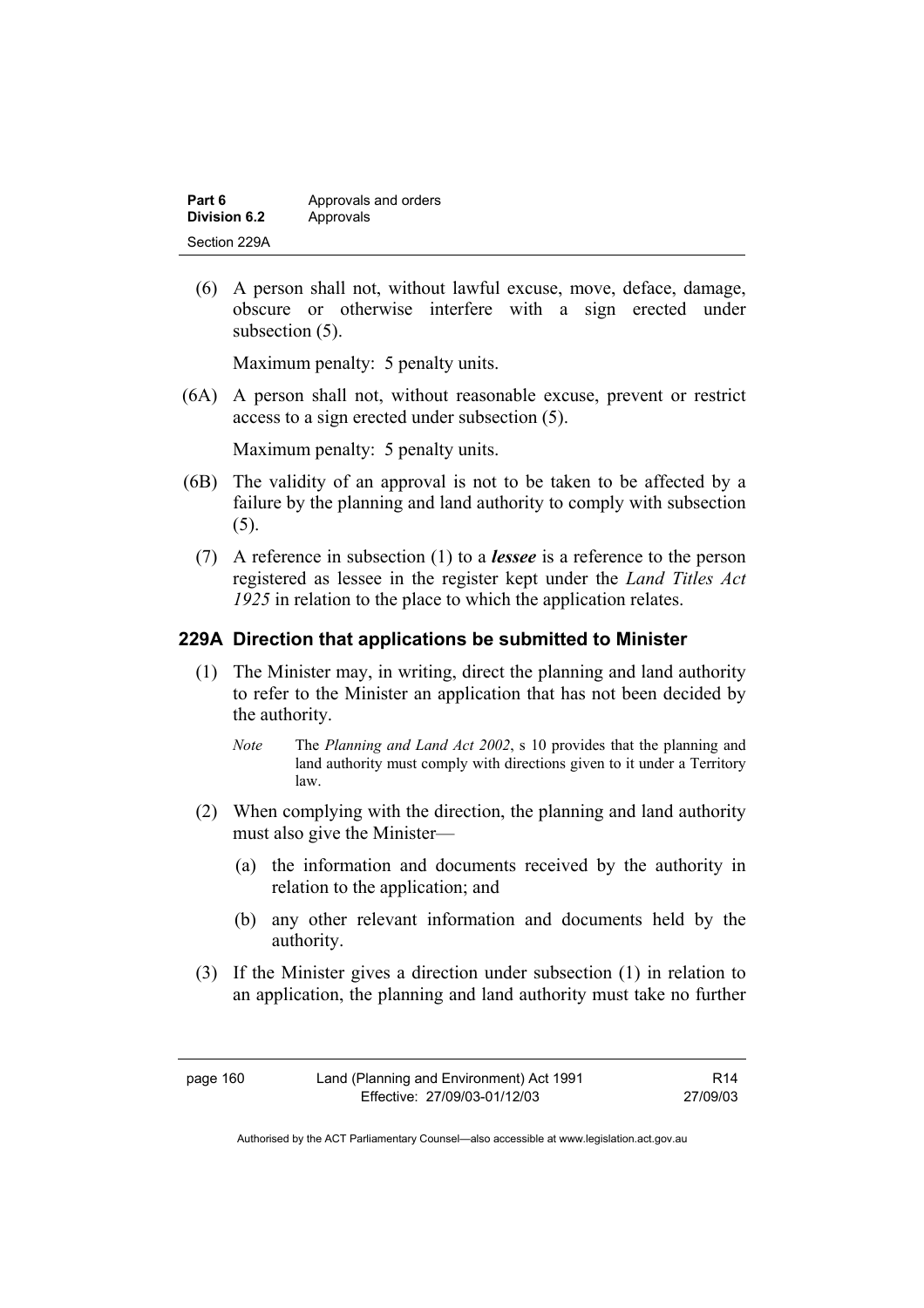(6) A person shall not, without lawful excuse, move, deface, damage, obscure or otherwise interfere with a sign erected under subsection (5).

Maximum penalty: 5 penalty units.

(6A) A person shall not, without reasonable excuse, prevent or restrict access to a sign erected under subsection (5).

Maximum penalty: 5 penalty units.

(6B) The validity of an approval is not to be taken to be affected by a failure by the planning and land authority to comply with subsection (5).

(7) A reference in subsection (1) to a ***lessee*** is a reference to the person registered as lessee in the register kept under the *Land Titles Act 1925* in relation to the place to which the application relates.

### 229A Direction that applications be submitted to Minister

(1) The Minister may, in writing, direct the planning and land authority to refer to the Minister an application that has not been decided by the authority.

*Note* The *Planning and Land Act 2002*, s 10 provides that the planning and land authority must comply with directions given to it under a Territory law.

(2) When complying with the direction, the planning and land authority must also give the Minister—

(a) the information and documents received by the authority in relation to the application; and

(b) any other relevant information and documents held by the authority.

(3) If the Minister gives a direction under subsection (1) in relation to an application, the planning and land authority must take no further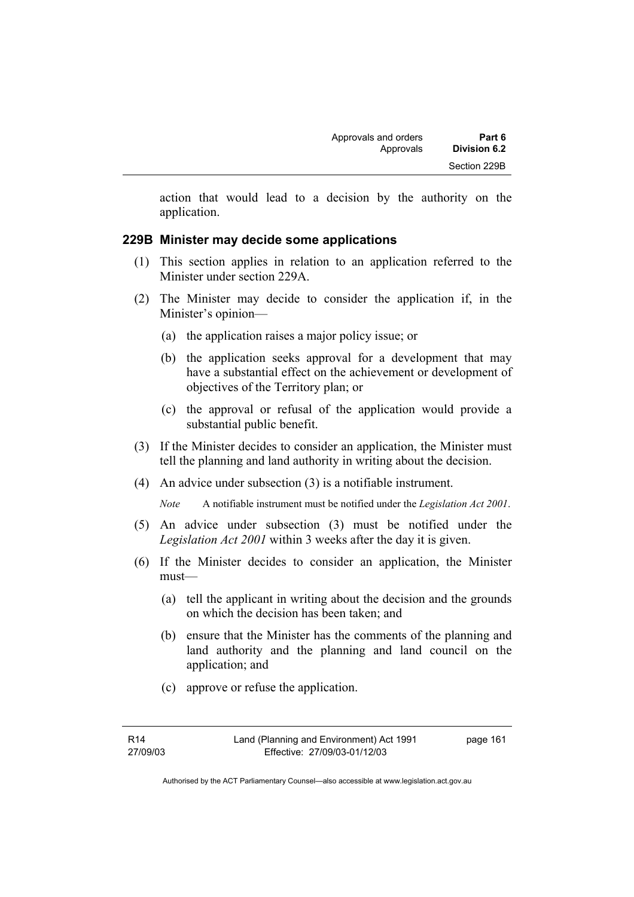action that would lead to a decision by the authority on the application.

### 229B Minister may decide some applications

(1) This section applies in relation to an application referred to the Minister under section 229A.

(2) The Minister may decide to consider the application if, in the Minister's opinion—

   (a) the application raises a major policy issue; or

   (b) the application seeks approval for a development that may have a substantial effect on the achievement or development of objectives of the Territory plan; or

   (c) the approval or refusal of the application would provide a substantial public benefit.

(3) If the Minister decides to consider an application, the Minister must tell the planning and land authority in writing about the decision.

(4) An advice under subsection (3) is a notifiable instrument.

*Note* A notifiable instrument must be notified under the *Legislation Act 2001*.

(5) An advice under subsection (3) must be notified under the *Legislation Act 2001* within 3 weeks after the day it is given.

(6) If the Minister decides to consider an application, the Minister must—

   (a) tell the applicant in writing about the decision and the grounds on which the decision has been taken; and

   (b) ensure that the Minister has the comments of the planning and land authority and the planning and land council on the application; and

   (c) approve or refuse the application.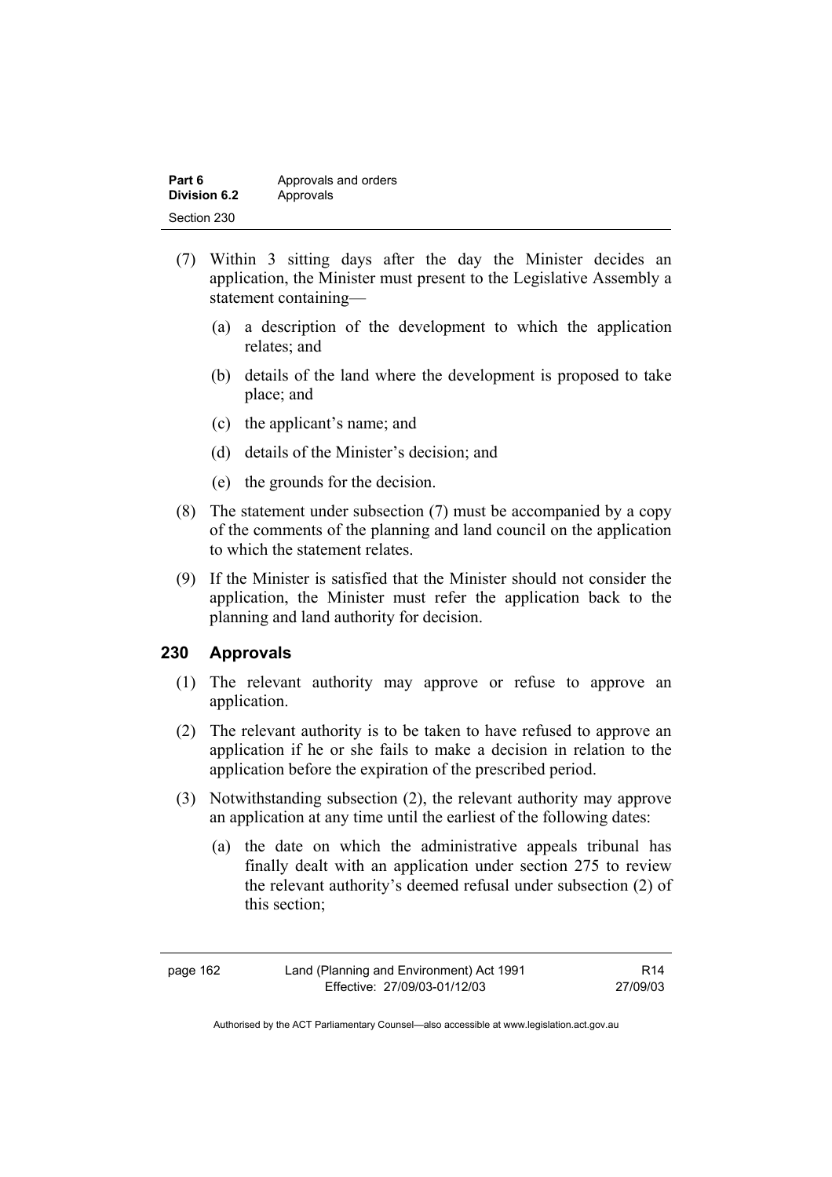(7) Within 3 sitting days after the day the Minister decides an application, the Minister must present to the Legislative Assembly a statement containing—

(a) a description of the development to which the application relates; and

(b) details of the land where the development is proposed to take place; and

(c) the applicant's name; and

(d) details of the Minister's decision; and

(e) the grounds for the decision.

(8) The statement under subsection (7) must be accompanied by a copy of the comments of the planning and land council on the application to which the statement relates.

(9) If the Minister is satisfied that the Minister should not consider the application, the Minister must refer the application back to the planning and land authority for decision.

## 230 Approvals

(1) The relevant authority may approve or refuse to approve an application.

(2) The relevant authority is to be taken to have refused to approve an application if he or she fails to make a decision in relation to the application before the expiration of the prescribed period.

(3) Notwithstanding subsection (2), the relevant authority may approve an application at any time until the earliest of the following dates:

(a) the date on which the administrative appeals tribunal has finally dealt with an application under section 275 to review the relevant authority's deemed refusal under subsection (2) of this section;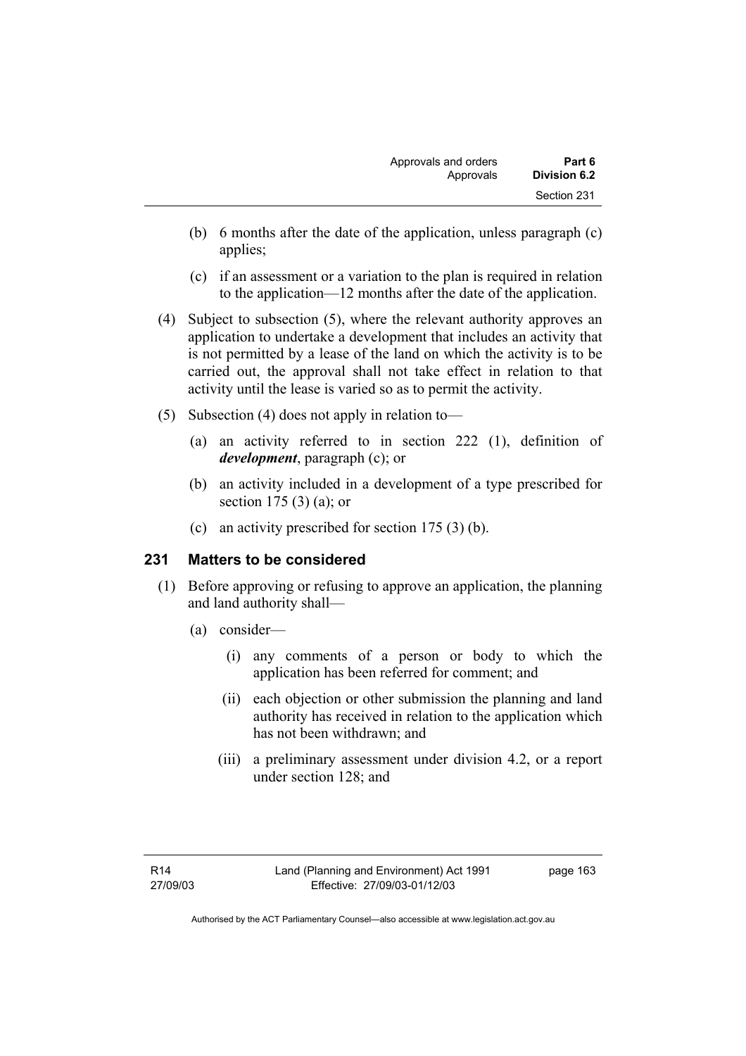(b) 6 months after the date of the application, unless paragraph (c) applies;

(c) if an assessment or a variation to the plan is required in relation to the application—12 months after the date of the application.

(4) Subject to subsection (5), where the relevant authority approves an application to undertake a development that includes an activity that is not permitted by a lease of the land on which the activity is to be carried out, the approval shall not take effect in relation to that activity until the lease is varied so as to permit the activity.

(5) Subsection (4) does not apply in relation to—

(a) an activity referred to in section 222 (1), definition of ***development***, paragraph (c); or

(b) an activity included in a development of a type prescribed for section 175 (3) (a); or

(c) an activity prescribed for section 175 (3) (b).

### 231 Matters to be considered

(1) Before approving or refusing to approve an application, the planning and land authority shall—

(a) consider—

(i) any comments of a person or body to which the application has been referred for comment; and

(ii) each objection or other submission the planning and land authority has received in relation to the application which has not been withdrawn; and

(iii) a preliminary assessment under division 4.2, or a report under section 128; and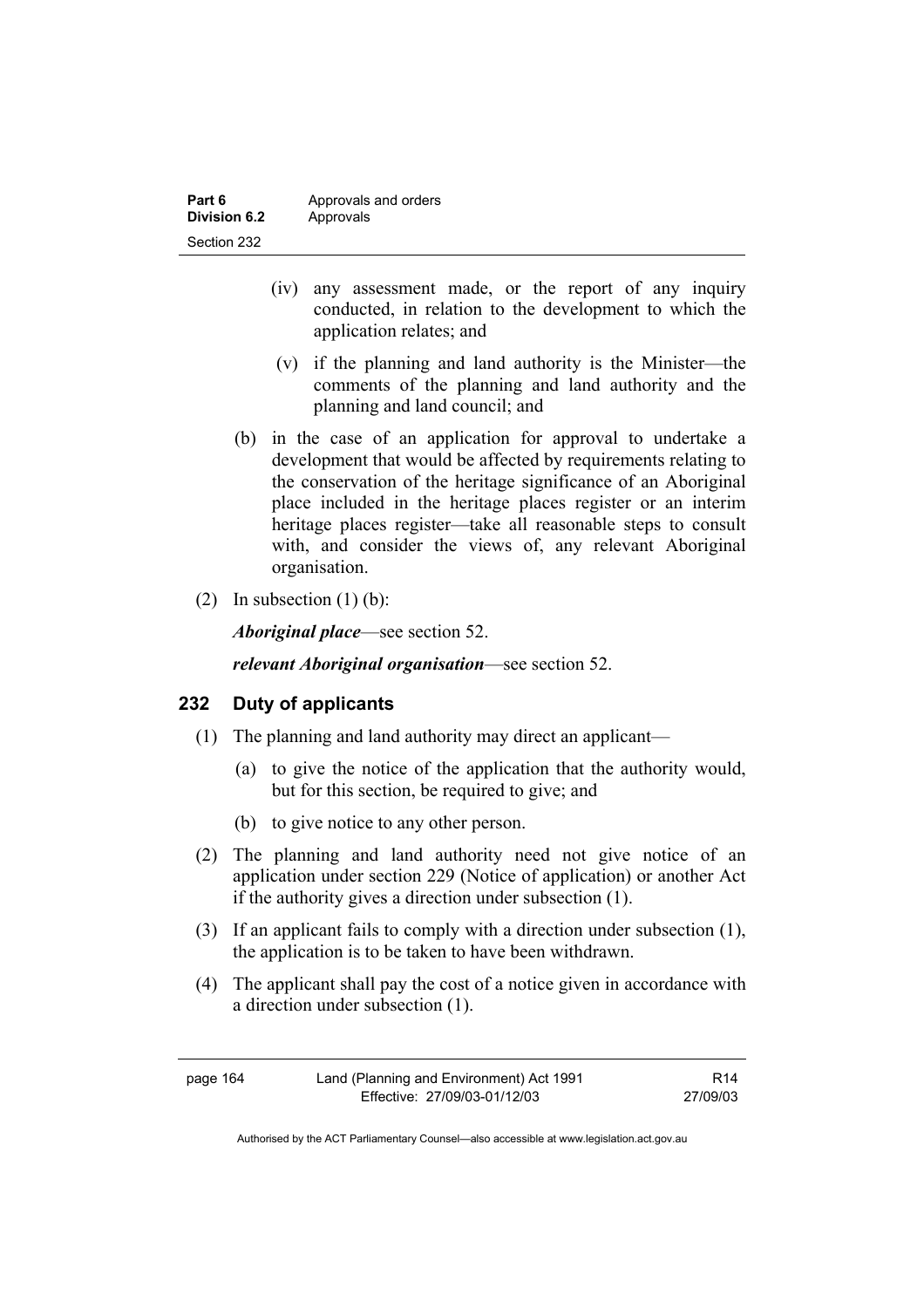(iv) any assessment made, or the report of any inquiry conducted, in relation to the development to which the application relates; and

(v) if the planning and land authority is the Minister—the comments of the planning and land authority and the planning and land council; and

(b) in the case of an application for approval to undertake a development that would be affected by requirements relating to the conservation of the heritage significance of an Aboriginal place included in the heritage places register or an interim heritage places register—take all reasonable steps to consult with, and consider the views of, any relevant Aboriginal organisation.

(2) In subsection (1) (b):

***Aboriginal place***—see section 52.

***relevant Aboriginal organisation***—see section 52.

## 232 Duty of applicants

(1) The planning and land authority may direct an applicant—

(a) to give the notice of the application that the authority would, but for this section, be required to give; and

(b) to give notice to any other person.

(2) The planning and land authority need not give notice of an application under section 229 (Notice of application) or another Act if the authority gives a direction under subsection (1).

(3) If an applicant fails to comply with a direction under subsection (1), the application is to be taken to have been withdrawn.

(4) The applicant shall pay the cost of a notice given in accordance with a direction under subsection (1).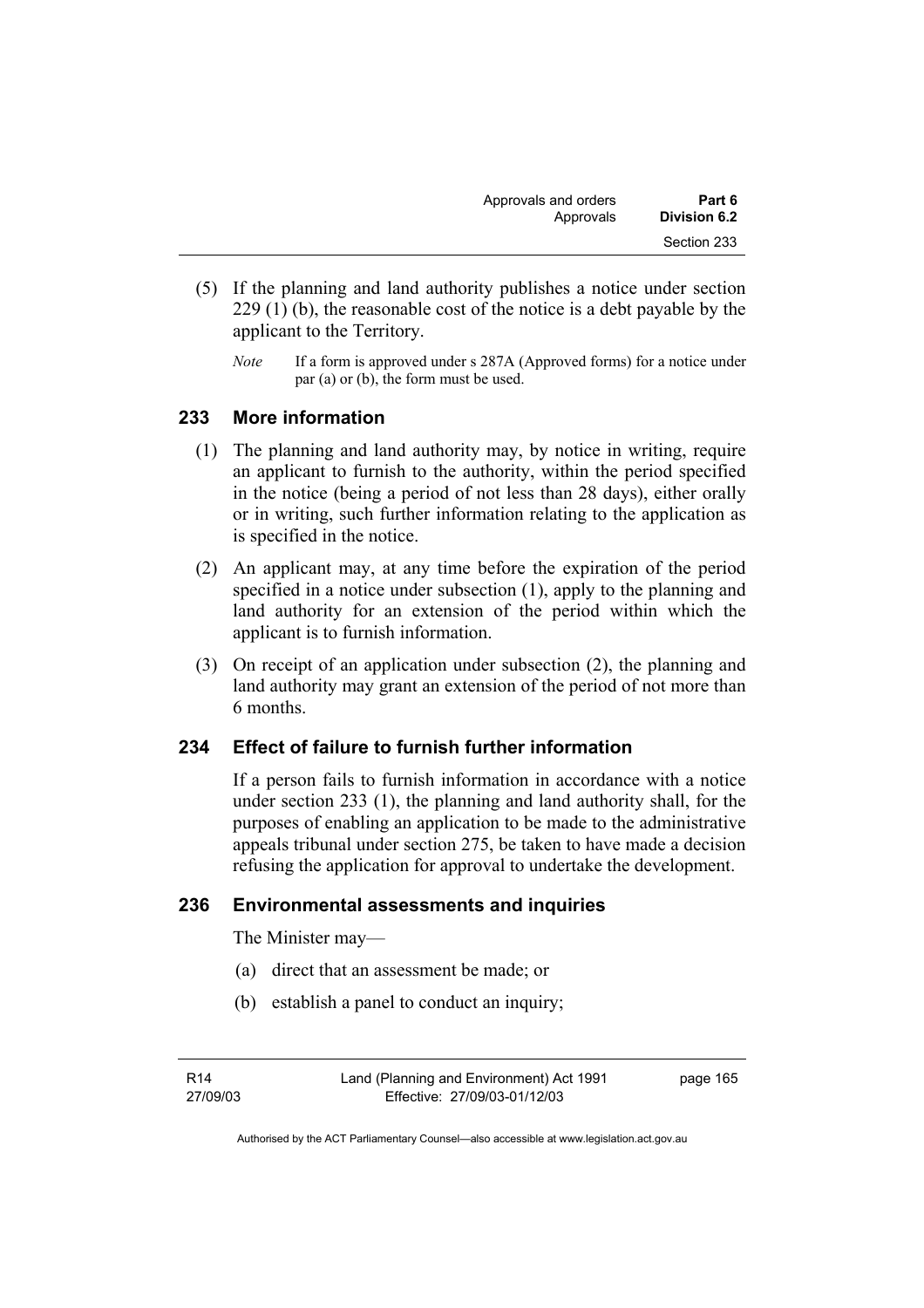(5) If the planning and land authority publishes a notice under section 229 (1) (b), the reasonable cost of the notice is a debt payable by the applicant to the Territory.

*Note* If a form is approved under s 287A (Approved forms) for a notice under par (a) or (b), the form must be used.

## 233 More information

(1) The planning and land authority may, by notice in writing, require an applicant to furnish to the authority, within the period specified in the notice (being a period of not less than 28 days), either orally or in writing, such further information relating to the application as is specified in the notice.

(2) An applicant may, at any time before the expiration of the period specified in a notice under subsection (1), apply to the planning and land authority for an extension of the period within which the applicant is to furnish information.

(3) On receipt of an application under subsection (2), the planning and land authority may grant an extension of the period of not more than 6 months.

## 234 Effect of failure to furnish further information

If a person fails to furnish information in accordance with a notice under section 233 (1), the planning and land authority shall, for the purposes of enabling an application to be made to the administrative appeals tribunal under section 275, be taken to have made a decision refusing the application for approval to undertake the development.

## 236 Environmental assessments and inquiries

The Minister may—

(a) direct that an assessment be made; or

(b) establish a panel to conduct an inquiry;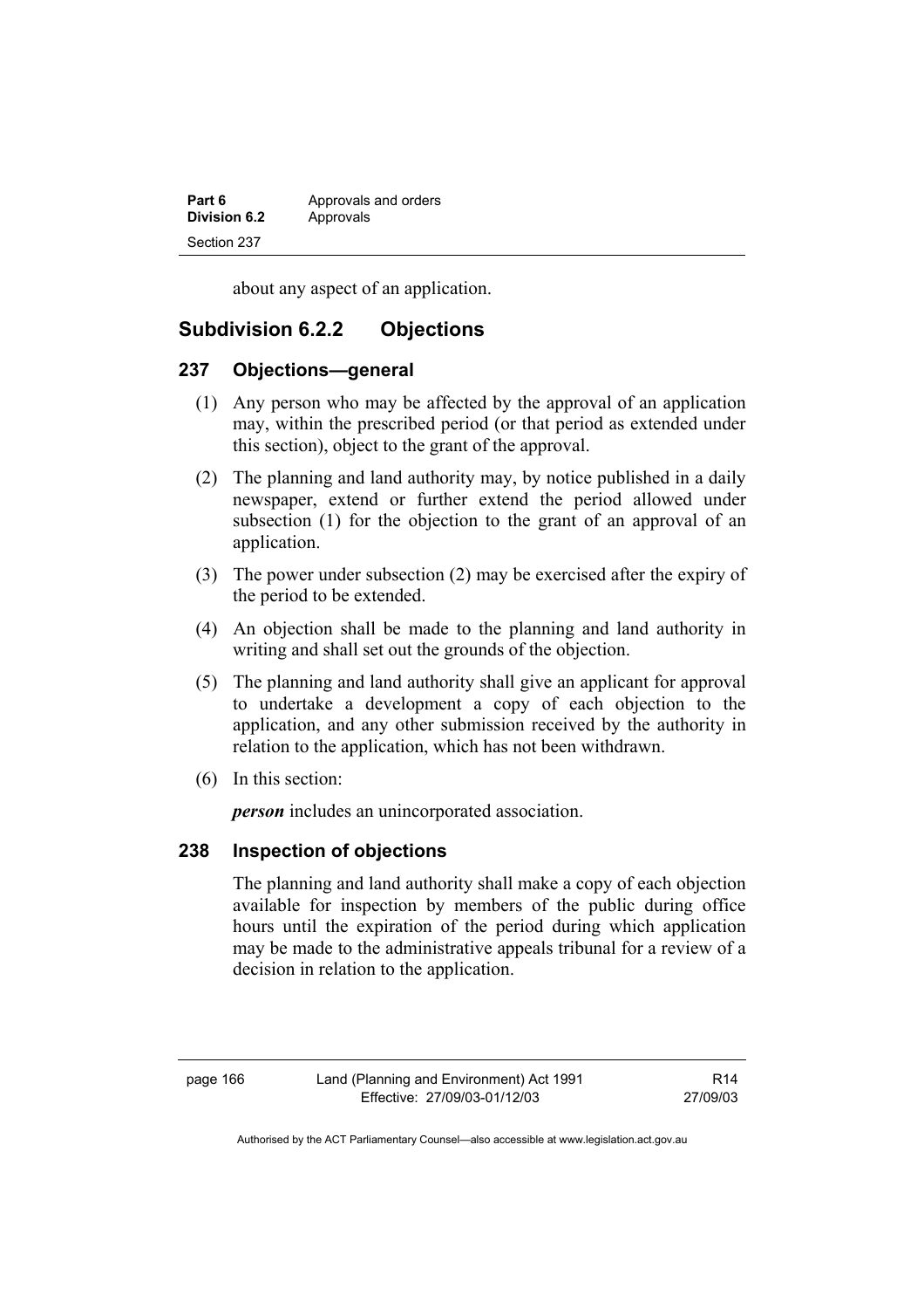about any aspect of an application.

## Subdivision 6.2.2 Objections

### 237 Objections—general

(1) Any person who may be affected by the approval of an application may, within the prescribed period (or that period as extended under this section), object to the grant of the approval.

(2) The planning and land authority may, by notice published in a daily newspaper, extend or further extend the period allowed under subsection (1) for the objection to the grant of an approval of an application.

(3) The power under subsection (2) may be exercised after the expiry of the period to be extended.

(4) An objection shall be made to the planning and land authority in writing and shall set out the grounds of the objection.

(5) The planning and land authority shall give an applicant for approval to undertake a development a copy of each objection to the application, and any other submission received by the authority in relation to the application, which has not been withdrawn.

(6) In this section:

***person*** includes an unincorporated association.

### 238 Inspection of objections

The planning and land authority shall make a copy of each objection available for inspection by members of the public during office hours until the expiration of the period during which application may be made to the administrative appeals tribunal for a review of a decision in relation to the application.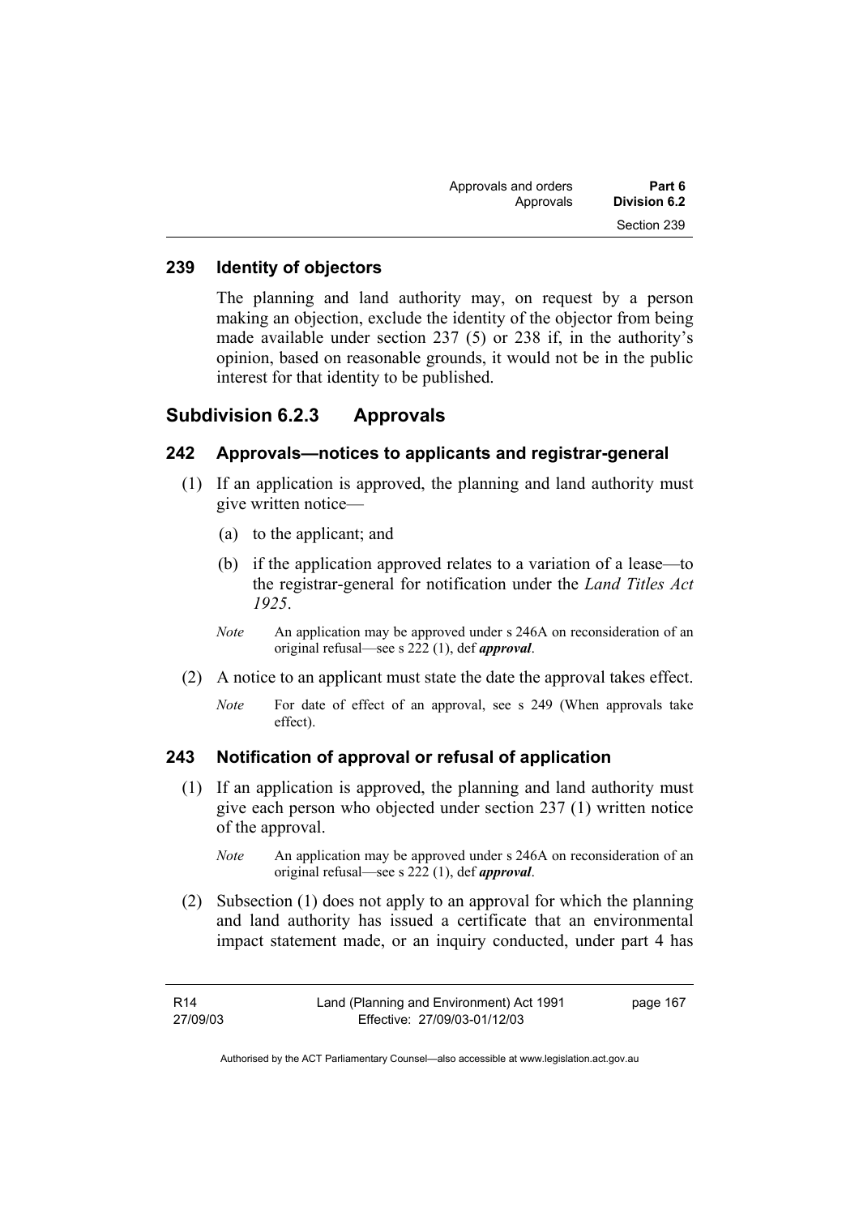## 239 Identity of objectors

The planning and land authority may, on request by a person making an objection, exclude the identity of the objector from being made available under section 237 (5) or 238 if, in the authority's opinion, based on reasonable grounds, it would not be in the public interest for that identity to be published.

# Subdivision 6.2.3 Approvals

## 242 Approvals—notices to applicants and registrar-general

(1) If an application is approved, the planning and land authority must give written notice—

(a) to the applicant; and

(b) if the application approved relates to a variation of a lease—to the registrar-general for notification under the *Land Titles Act 1925*.

*Note* An application may be approved under s 246A on reconsideration of an original refusal—see s 222 (1), def ***approval***.

(2) A notice to an applicant must state the date the approval takes effect.

*Note* For date of effect of an approval, see s 249 (When approvals take effect).

## 243 Notification of approval or refusal of application

(1) If an application is approved, the planning and land authority must give each person who objected under section 237 (1) written notice of the approval.

*Note* An application may be approved under s 246A on reconsideration of an original refusal—see s 222 (1), def ***approval***.

(2) Subsection (1) does not apply to an approval for which the planning and land authority has issued a certificate that an environmental impact statement made, or an inquiry conducted, under part 4 has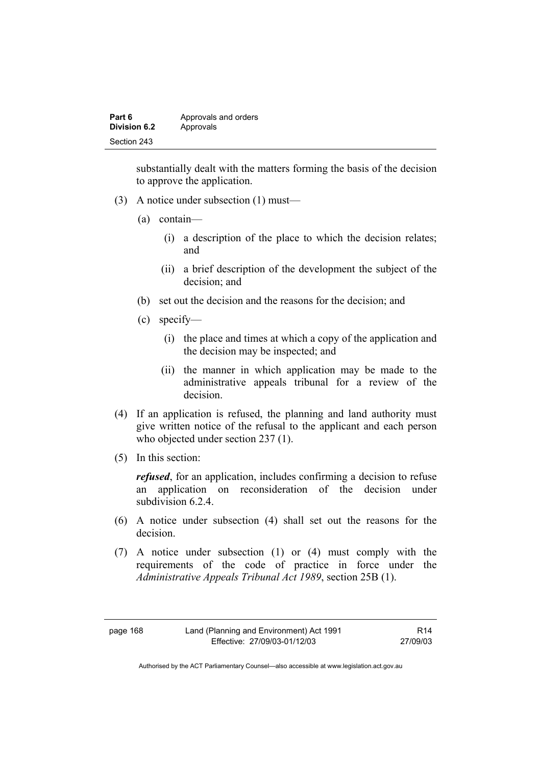substantially dealt with the matters forming the basis of the decision to approve the application.

(3) A notice under subsection (1) must—

(a) contain—

(i) a description of the place to which the decision relates; and

(ii) a brief description of the development the subject of the decision; and

(b) set out the decision and the reasons for the decision; and

(c) specify—

(i) the place and times at which a copy of the application and the decision may be inspected; and

(ii) the manner in which application may be made to the administrative appeals tribunal for a review of the decision.

(4) If an application is refused, the planning and land authority must give written notice of the refusal to the applicant and each person who objected under section 237 (1).

(5) In this section:

***refused***, for an application, includes confirming a decision to refuse an application on reconsideration of the decision under subdivision 6.2.4.

(6) A notice under subsection (4) shall set out the reasons for the decision.

(7) A notice under subsection (1) or (4) must comply with the requirements of the code of practice in force under the *Administrative Appeals Tribunal Act 1989*, section 25B (1).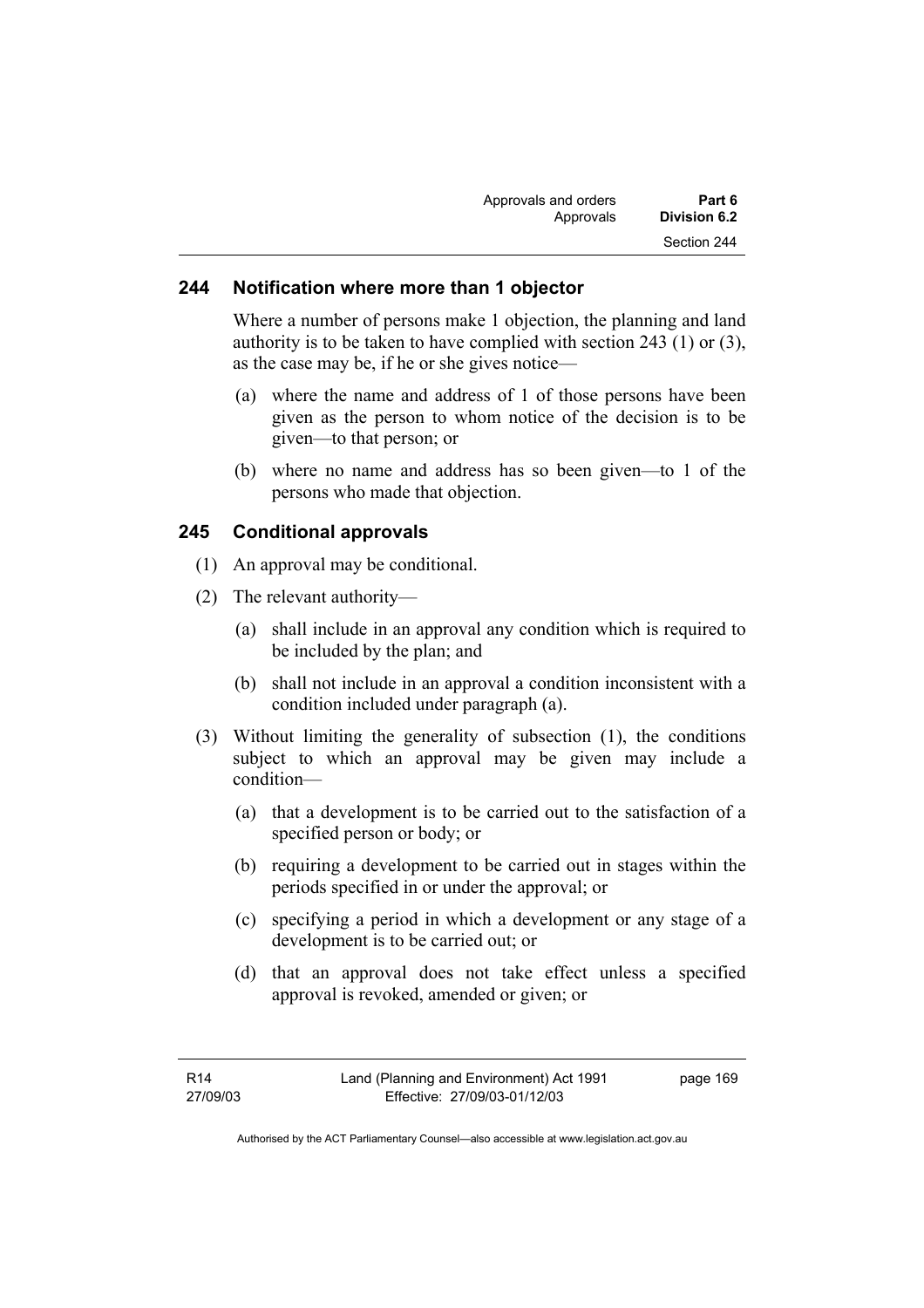## 244 Notification where more than 1 objector

Where a number of persons make 1 objection, the planning and land authority is to be taken to have complied with section 243 (1) or (3), as the case may be, if he or she gives notice—

(a) where the name and address of 1 of those persons have been given as the person to whom notice of the decision is to be given—to that person; or

(b) where no name and address has so been given—to 1 of the persons who made that objection.

## 245 Conditional approvals

(1) An approval may be conditional.

(2) The relevant authority—

(a) shall include in an approval any condition which is required to be included by the plan; and

(b) shall not include in an approval a condition inconsistent with a condition included under paragraph (a).

(3) Without limiting the generality of subsection (1), the conditions subject to which an approval may be given may include a condition—

(a) that a development is to be carried out to the satisfaction of a specified person or body; or

(b) requiring a development to be carried out in stages within the periods specified in or under the approval; or

(c) specifying a period in which a development or any stage of a development is to be carried out; or

(d) that an approval does not take effect unless a specified approval is revoked, amended or given; or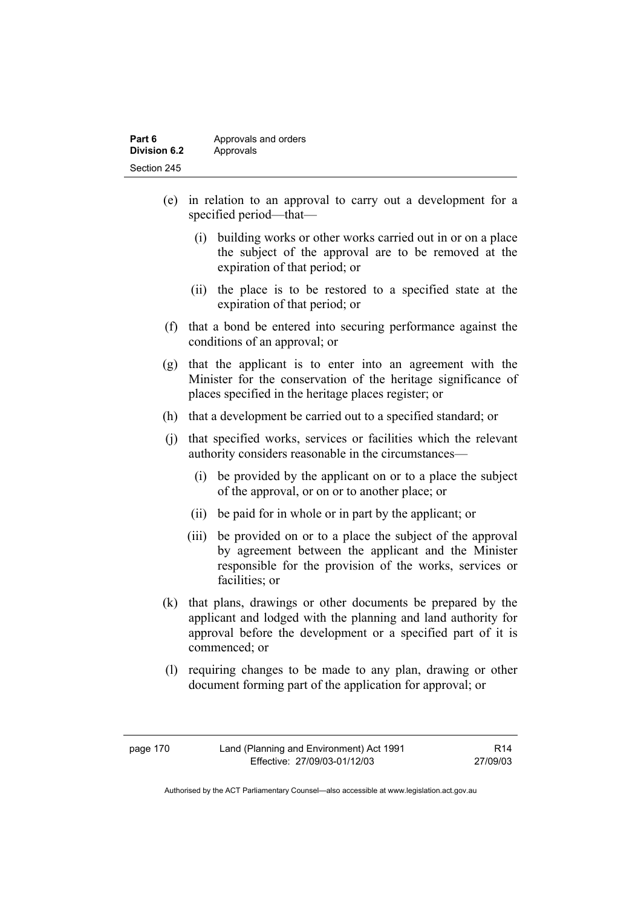(e) in relation to an approval to carry out a development for a specified period—that—

  (i) building works or other works carried out in or on a place the subject of the approval are to be removed at the expiration of that period; or

  (ii) the place is to be restored to a specified state at the expiration of that period; or

(f) that a bond be entered into securing performance against the conditions of an approval; or

(g) that the applicant is to enter into an agreement with the Minister for the conservation of the heritage significance of places specified in the heritage places register; or

(h) that a development be carried out to a specified standard; or

(j) that specified works, services or facilities which the relevant authority considers reasonable in the circumstances—

  (i) be provided by the applicant on or to a place the subject of the approval, or on or to another place; or

  (ii) be paid for in whole or in part by the applicant; or

  (iii) be provided on or to a place the subject of the approval by agreement between the applicant and the Minister responsible for the provision of the works, services or facilities; or

(k) that plans, drawings or other documents be prepared by the applicant and lodged with the planning and land authority for approval before the development or a specified part of it is commenced; or

(l) requiring changes to be made to any plan, drawing or other document forming part of the application for approval; or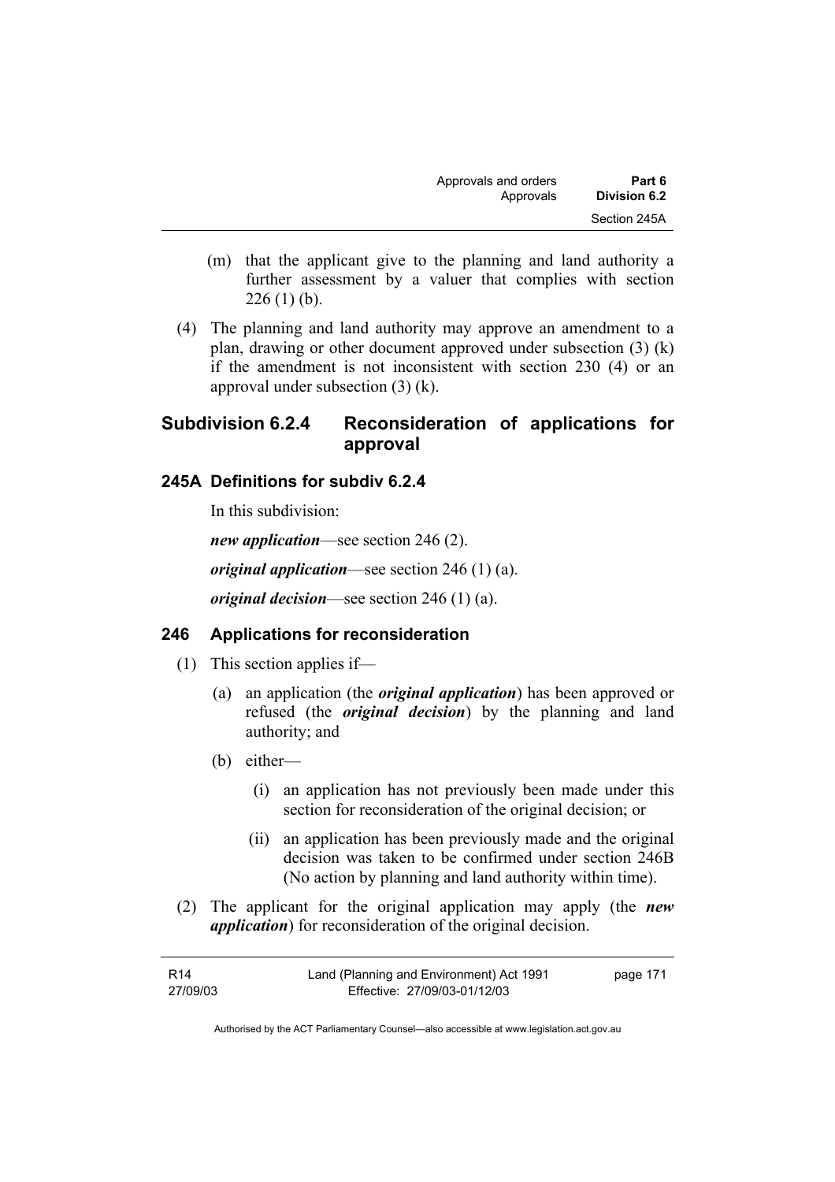(m) that the applicant give to the planning and land authority a further assessment by a valuer that complies with section 226 (1) (b).

(4) The planning and land authority may approve an amendment to a plan, drawing or other document approved under subsection (3) (k) if the amendment is not inconsistent with section 230 (4) or an approval under subsection (3) (k).

### Subdivision 6.2.4 Reconsideration of applications for approval

#### 245A Definitions for subdiv 6.2.4

In this subdivision:

***new application***—see section 246 (2).

***original application***—see section 246 (1) (a).

***original decision***—see section 246 (1) (a).

#### 246 Applications for reconsideration

(1) This section applies if—

(a) an application (the ***original application***) has been approved or refused (the ***original decision***) by the planning and land authority; and

(b) either—

(i) an application has not previously been made under this section for reconsideration of the original decision; or

(ii) an application has been previously made and the original decision was taken to be confirmed under section 246B (No action by planning and land authority within time).

(2) The applicant for the original application may apply (the ***new application***) for reconsideration of the original decision.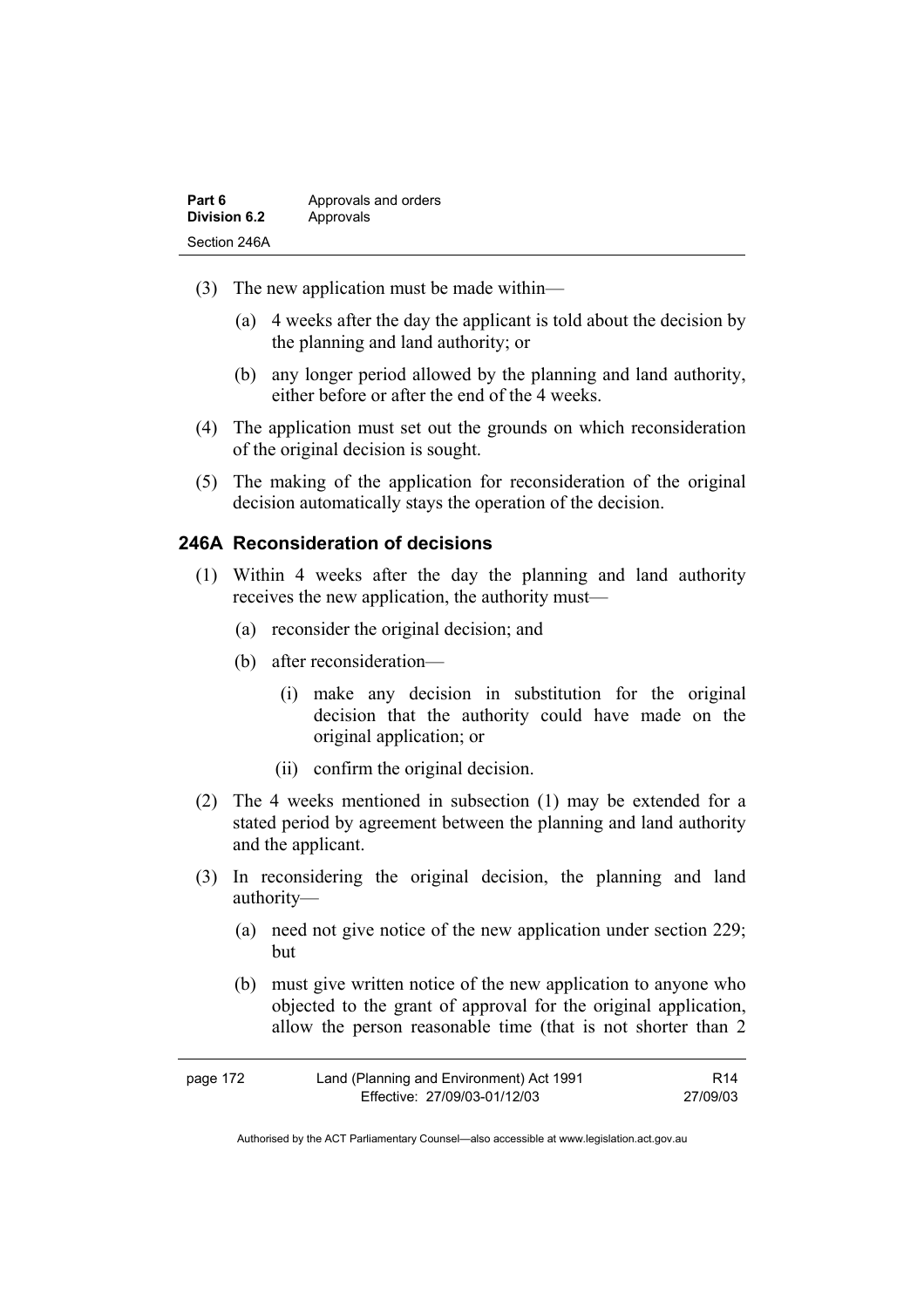(3) The new application must be made within—

(a) 4 weeks after the day the applicant is told about the decision by the planning and land authority; or

(b) any longer period allowed by the planning and land authority, either before or after the end of the 4 weeks.

(4) The application must set out the grounds on which reconsideration of the original decision is sought.

(5) The making of the application for reconsideration of the original decision automatically stays the operation of the decision.

### 246A Reconsideration of decisions

(1) Within 4 weeks after the day the planning and land authority receives the new application, the authority must—

(a) reconsider the original decision; and

(b) after reconsideration—

(i) make any decision in substitution for the original decision that the authority could have made on the original application; or

(ii) confirm the original decision.

(2) The 4 weeks mentioned in subsection (1) may be extended for a stated period by agreement between the planning and land authority and the applicant.

(3) In reconsidering the original decision, the planning and land authority—

(a) need not give notice of the new application under section 229; but

(b) must give written notice of the new application to anyone who objected to the grant of approval for the original application, allow the person reasonable time (that is not shorter than 2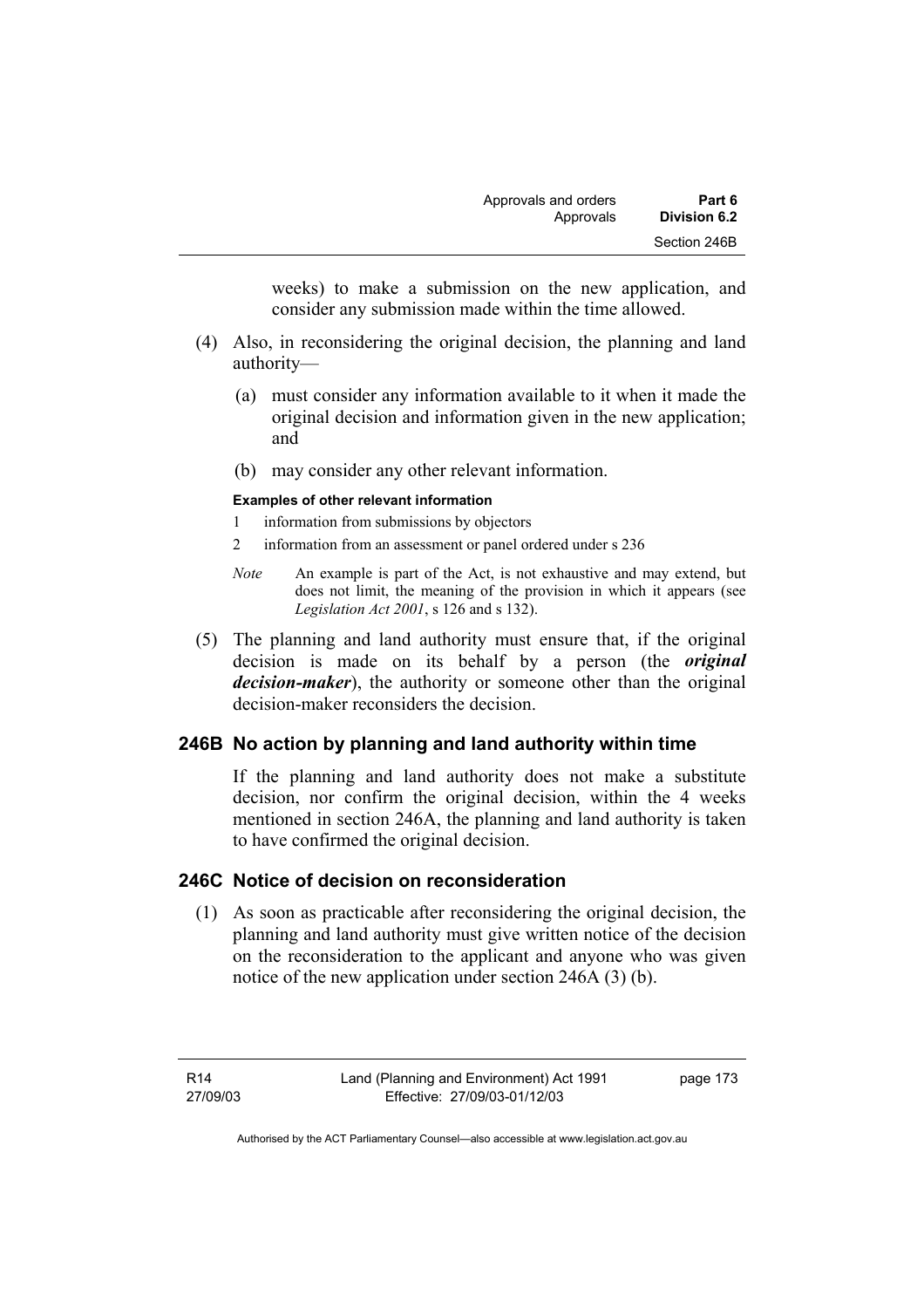weeks) to make a submission on the new application, and consider any submission made within the time allowed.

(4) Also, in reconsidering the original decision, the planning and land authority—

(a) must consider any information available to it when it made the original decision and information given in the new application; and

(b) may consider any other relevant information.

**Examples of other relevant information**

1 information from submissions by objectors

2 information from an assessment or panel ordered under s 236

*Note* An example is part of the Act, is not exhaustive and may extend, but does not limit, the meaning of the provision in which it appears (see *Legislation Act 2001*, s 126 and s 132).

(5) The planning and land authority must ensure that, if the original decision is made on its behalf by a person (the ***original decision-maker***), the authority or someone other than the original decision-maker reconsiders the decision.

### 246B No action by planning and land authority within time

If the planning and land authority does not make a substitute decision, nor confirm the original decision, within the 4 weeks mentioned in section 246A, the planning and land authority is taken to have confirmed the original decision.

### 246C Notice of decision on reconsideration

(1) As soon as practicable after reconsidering the original decision, the planning and land authority must give written notice of the decision on the reconsideration to the applicant and anyone who was given notice of the new application under section 246A (3) (b).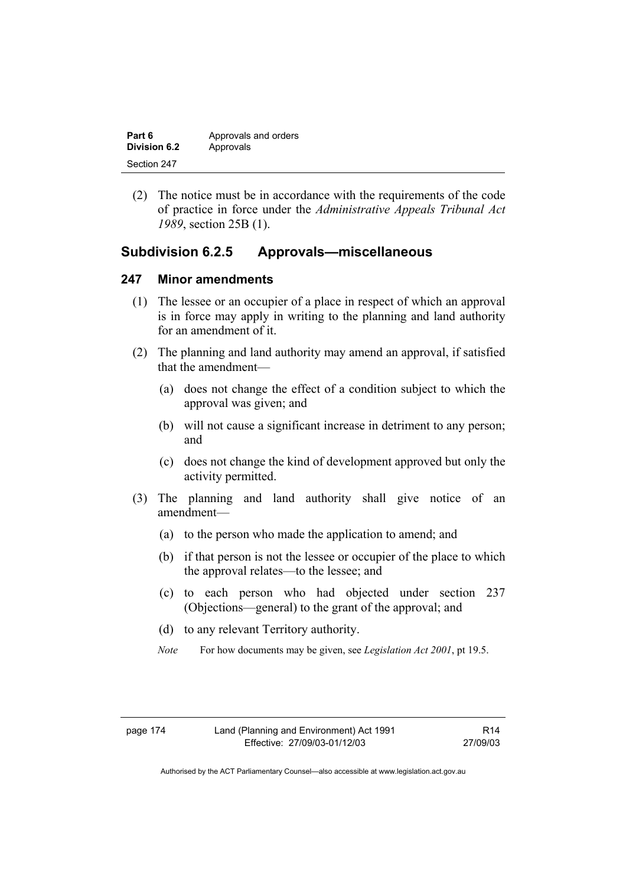(2) The notice must be in accordance with the requirements of the code of practice in force under the *Administrative Appeals Tribunal Act 1989*, section 25B (1).

## Subdivision 6.2.5 Approvals—miscellaneous

### 247 Minor amendments

(1) The lessee or an occupier of a place in respect of which an approval is in force may apply in writing to the planning and land authority for an amendment of it.

(2) The planning and land authority may amend an approval, if satisfied that the amendment—

(a) does not change the effect of a condition subject to which the approval was given; and

(b) will not cause a significant increase in detriment to any person; and

(c) does not change the kind of development approved but only the activity permitted.

(3) The planning and land authority shall give notice of an amendment—

(a) to the person who made the application to amend; and

(b) if that person is not the lessee or occupier of the place to which the approval relates—to the lessee; and

(c) to each person who had objected under section 237 (Objections—general) to the grant of the approval; and

(d) to any relevant Territory authority.

*Note* For how documents may be given, see *Legislation Act 2001*, pt 19.5.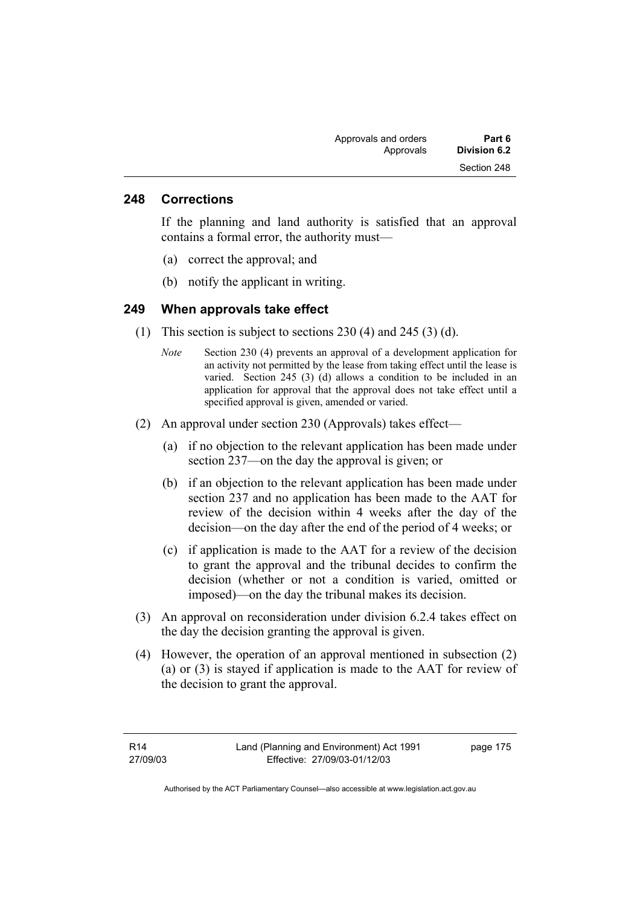## 248 Corrections

If the planning and land authority is satisfied that an approval contains a formal error, the authority must—

(a) correct the approval; and

(b) notify the applicant in writing.

## 249 When approvals take effect

(1) This section is subject to sections 230 (4) and 245 (3) (d).

*Note* Section 230 (4) prevents an approval of a development application for an activity not permitted by the lease from taking effect until the lease is varied. Section 245 (3) (d) allows a condition to be included in an application for approval that the approval does not take effect until a specified approval is given, amended or varied.

(2) An approval under section 230 (Approvals) takes effect—

(a) if no objection to the relevant application has been made under section 237—on the day the approval is given; or

(b) if an objection to the relevant application has been made under section 237 and no application has been made to the AAT for review of the decision within 4 weeks after the day of the decision—on the day after the end of the period of 4 weeks; or

(c) if application is made to the AAT for a review of the decision to grant the approval and the tribunal decides to confirm the decision (whether or not a condition is varied, omitted or imposed)—on the day the tribunal makes its decision.

(3) An approval on reconsideration under division 6.2.4 takes effect on the day the decision granting the approval is given.

(4) However, the operation of an approval mentioned in subsection (2) (a) or (3) is stayed if application is made to the AAT for review of the decision to grant the approval.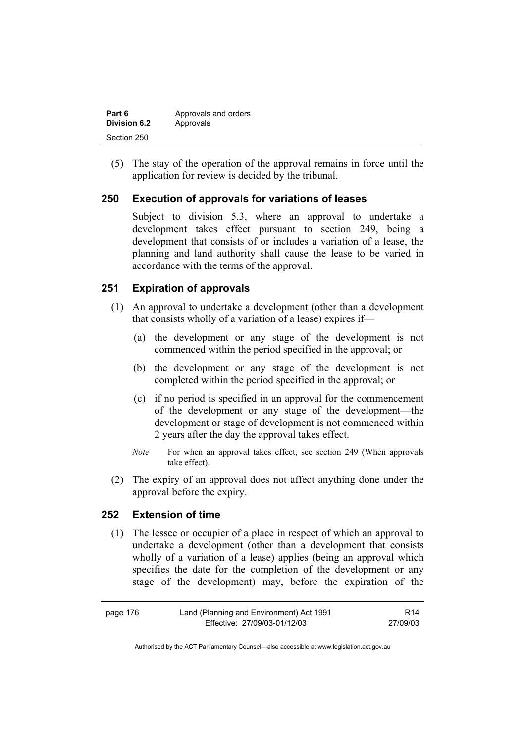(5) The stay of the operation of the approval remains in force until the application for review is decided by the tribunal.

## 250 Execution of approvals for variations of leases

Subject to division 5.3, where an approval to undertake a development takes effect pursuant to section 249, being a development that consists of or includes a variation of a lease, the planning and land authority shall cause the lease to be varied in accordance with the terms of the approval.

## 251 Expiration of approvals

(1) An approval to undertake a development (other than a development that consists wholly of a variation of a lease) expires if—

(a) the development or any stage of the development is not commenced within the period specified in the approval; or

(b) the development or any stage of the development is not completed within the period specified in the approval; or

(c) if no period is specified in an approval for the commencement of the development or any stage of the development—the development or stage of development is not commenced within 2 years after the day the approval takes effect.

*Note* For when an approval takes effect, see section 249 (When approvals take effect).

(2) The expiry of an approval does not affect anything done under the approval before the expiry.

## 252 Extension of time

(1) The lessee or occupier of a place in respect of which an approval to undertake a development (other than a development that consists wholly of a variation of a lease) applies (being an approval which specifies the date for the completion of the development or any stage of the development) may, before the expiration of the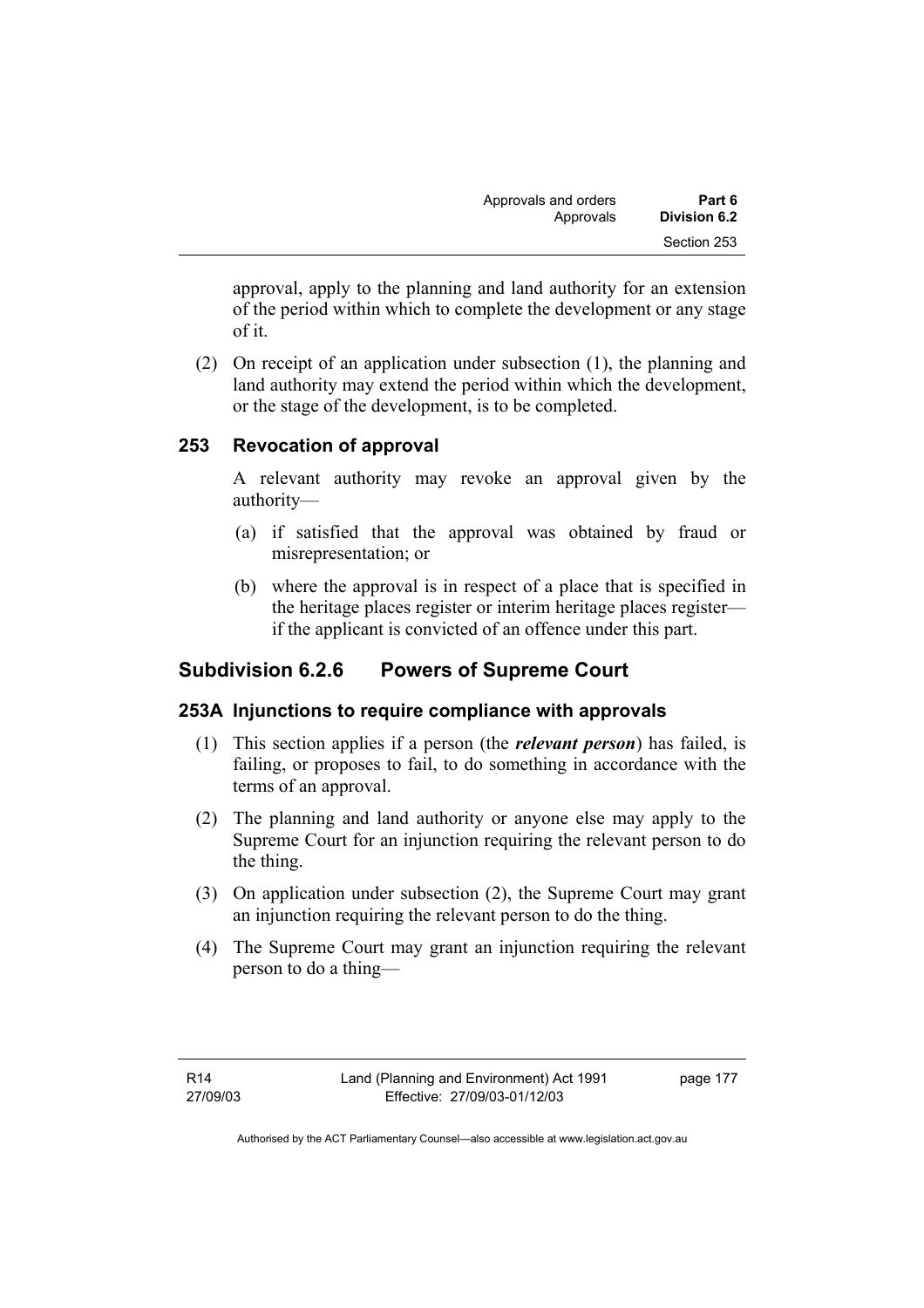approval, apply to the planning and land authority for an extension of the period within which to complete the development or any stage of it.

(2) On receipt of an application under subsection (1), the planning and land authority may extend the period within which the development, or the stage of the development, is to be completed.

### 253 Revocation of approval

A relevant authority may revoke an approval given by the authority—

(a) if satisfied that the approval was obtained by fraud or misrepresentation; or

(b) where the approval is in respect of a place that is specified in the heritage places register or interim heritage places register—if the applicant is convicted of an offence under this part.

## Subdivision 6.2.6 Powers of Supreme Court

### 253A Injunctions to require compliance with approvals

(1) This section applies if a person (the ***relevant person***) has failed, is failing, or proposes to fail, to do something in accordance with the terms of an approval.

(2) The planning and land authority or anyone else may apply to the Supreme Court for an injunction requiring the relevant person to do the thing.

(3) On application under subsection (2), the Supreme Court may grant an injunction requiring the relevant person to do the thing.

(4) The Supreme Court may grant an injunction requiring the relevant person to do a thing—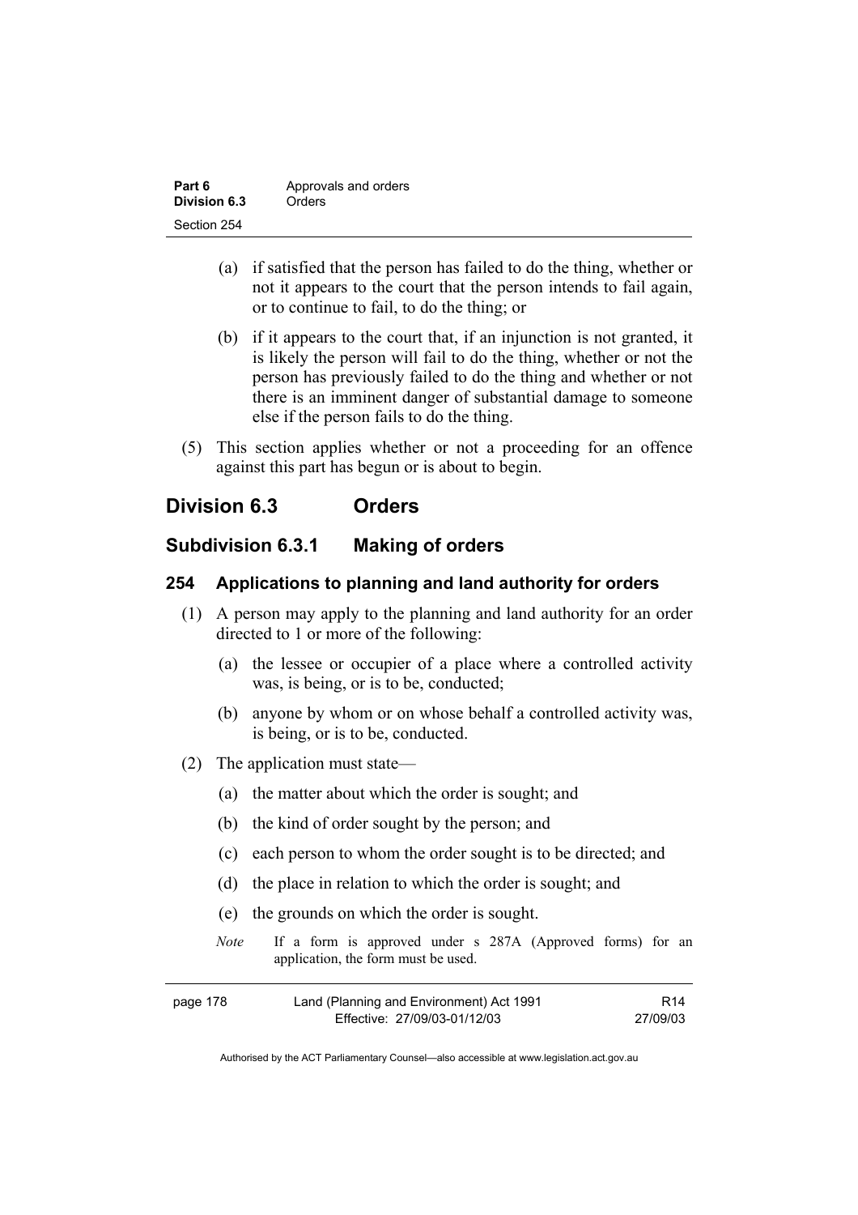(a) if satisfied that the person has failed to do the thing, whether or not it appears to the court that the person intends to fail again, or to continue to fail, to do the thing; or

(b) if it appears to the court that, if an injunction is not granted, it is likely the person will fail to do the thing, whether or not the person has previously failed to do the thing and whether or not there is an imminent danger of substantial damage to someone else if the person fails to do the thing.

(5) This section applies whether or not a proceeding for an offence against this part has begun or is about to begin.

## Division 6.3 Orders

### Subdivision 6.3.1 Making of orders

#### 254 Applications to planning and land authority for orders

(1) A person may apply to the planning and land authority for an order directed to 1 or more of the following:

(a) the lessee or occupier of a place where a controlled activity was, is being, or is to be, conducted;

(b) anyone by whom or on whose behalf a controlled activity was, is being, or is to be, conducted.

(2) The application must state—

(a) the matter about which the order is sought; and

(b) the kind of order sought by the person; and

(c) each person to whom the order sought is to be directed; and

(d) the place in relation to which the order is sought; and

(e) the grounds on which the order is sought.

*Note* If a form is approved under s 287A (Approved forms) for an application, the form must be used.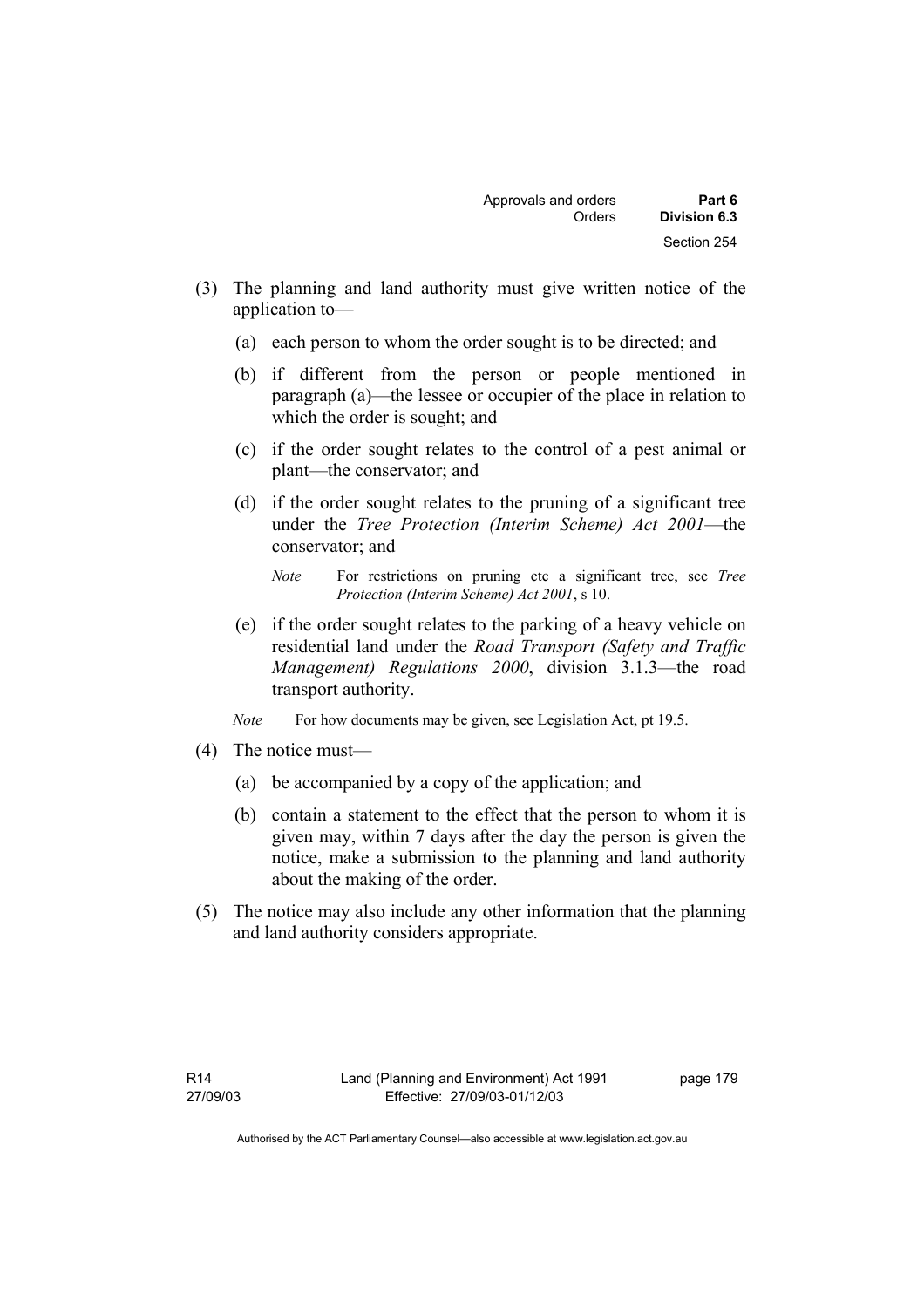(3) The planning and land authority must give written notice of the application to—

(a) each person to whom the order sought is to be directed; and

(b) if different from the person or people mentioned in paragraph (a)—the lessee or occupier of the place in relation to which the order is sought; and

(c) if the order sought relates to the control of a pest animal or plant—the conservator; and

(d) if the order sought relates to the pruning of a significant tree under the *Tree Protection (Interim Scheme) Act 2001*—the conservator; and

*Note* For restrictions on pruning etc a significant tree, see *Tree Protection (Interim Scheme) Act 2001*, s 10.

(e) if the order sought relates to the parking of a heavy vehicle on residential land under the *Road Transport (Safety and Traffic Management) Regulations 2000*, division 3.1.3—the road transport authority.

*Note* For how documents may be given, see Legislation Act, pt 19.5.

(4) The notice must—

(a) be accompanied by a copy of the application; and

(b) contain a statement to the effect that the person to whom it is given may, within 7 days after the day the person is given the notice, make a submission to the planning and land authority about the making of the order.

(5) The notice may also include any other information that the planning and land authority considers appropriate.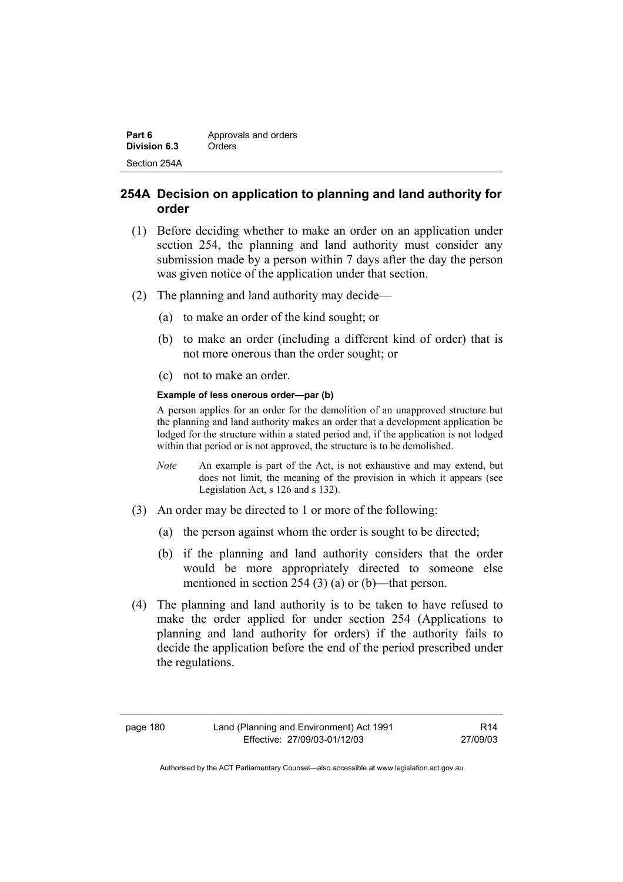### 254A Decision on application to planning and land authority for order

(1) Before deciding whether to make an order on an application under section 254, the planning and land authority must consider any submission made by a person within 7 days after the day the person was given notice of the application under that section.

(2) The planning and land authority may decide—

(a) to make an order of the kind sought; or

(b) to make an order (including a different kind of order) that is not more onerous than the order sought; or

(c) not to make an order.

**Example of less onerous order—par (b)**

A person applies for an order for the demolition of an unapproved structure but the planning and land authority makes an order that a development application be lodged for the structure within a stated period and, if the application is not lodged within that period or is not approved, the structure is to be demolished.

*Note* An example is part of the Act, is not exhaustive and may extend, but does not limit, the meaning of the provision in which it appears (see Legislation Act, s 126 and s 132).

(3) An order may be directed to 1 or more of the following:

(a) the person against whom the order is sought to be directed;

(b) if the planning and land authority considers that the order would be more appropriately directed to someone else mentioned in section 254 (3) (a) or (b)—that person.

(4) The planning and land authority is to be taken to have refused to make the order applied for under section 254 (Applications to planning and land authority for orders) if the authority fails to decide the application before the end of the period prescribed under the regulations.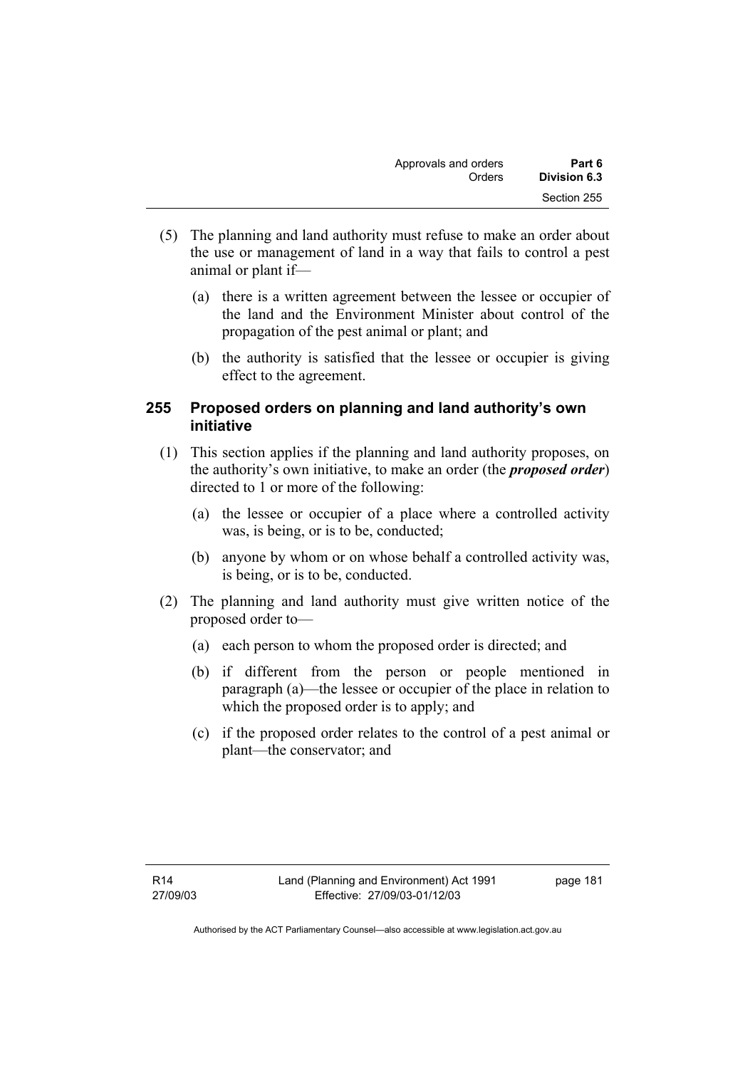(5) The planning and land authority must refuse to make an order about the use or management of land in a way that fails to control a pest animal or plant if—

(a) there is a written agreement between the lessee or occupier of the land and the Environment Minister about control of the propagation of the pest animal or plant; and

(b) the authority is satisfied that the lessee or occupier is giving effect to the agreement.

### 255 Proposed orders on planning and land authority's own initiative

(1) This section applies if the planning and land authority proposes, on the authority's own initiative, to make an order (the ***proposed order***) directed to 1 or more of the following:

(a) the lessee or occupier of a place where a controlled activity was, is being, or is to be, conducted;

(b) anyone by whom or on whose behalf a controlled activity was, is being, or is to be, conducted.

(2) The planning and land authority must give written notice of the proposed order to—

(a) each person to whom the proposed order is directed; and

(b) if different from the person or people mentioned in paragraph (a)—the lessee or occupier of the place in relation to which the proposed order is to apply; and

(c) if the proposed order relates to the control of a pest animal or plant—the conservator; and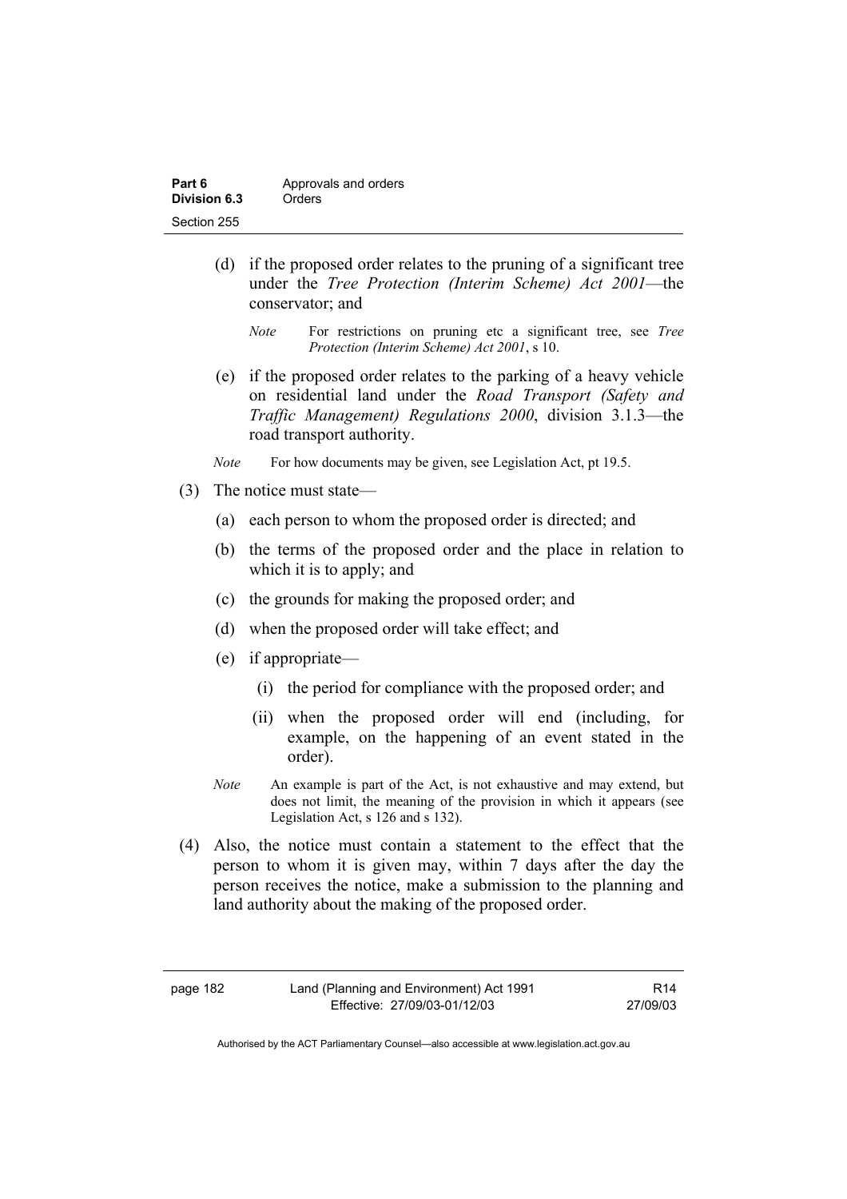(d) if the proposed order relates to the pruning of a significant tree under the *Tree Protection (Interim Scheme) Act 2001*—the conservator; and

*Note* For restrictions on pruning etc a significant tree, see *Tree Protection (Interim Scheme) Act 2001*, s 10.

(e) if the proposed order relates to the parking of a heavy vehicle on residential land under the *Road Transport (Safety and Traffic Management) Regulations 2000*, division 3.1.3—the road transport authority.

*Note* For how documents may be given, see Legislation Act, pt 19.5.

(3) The notice must state—

(a) each person to whom the proposed order is directed; and

(b) the terms of the proposed order and the place in relation to which it is to apply; and

(c) the grounds for making the proposed order; and

(d) when the proposed order will take effect; and

(e) if appropriate—

(i) the period for compliance with the proposed order; and

(ii) when the proposed order will end (including, for example, on the happening of an event stated in the order).

*Note* An example is part of the Act, is not exhaustive and may extend, but does not limit, the meaning of the provision in which it appears (see Legislation Act, s 126 and s 132).

(4) Also, the notice must contain a statement to the effect that the person to whom it is given may, within 7 days after the day the person receives the notice, make a submission to the planning and land authority about the making of the proposed order.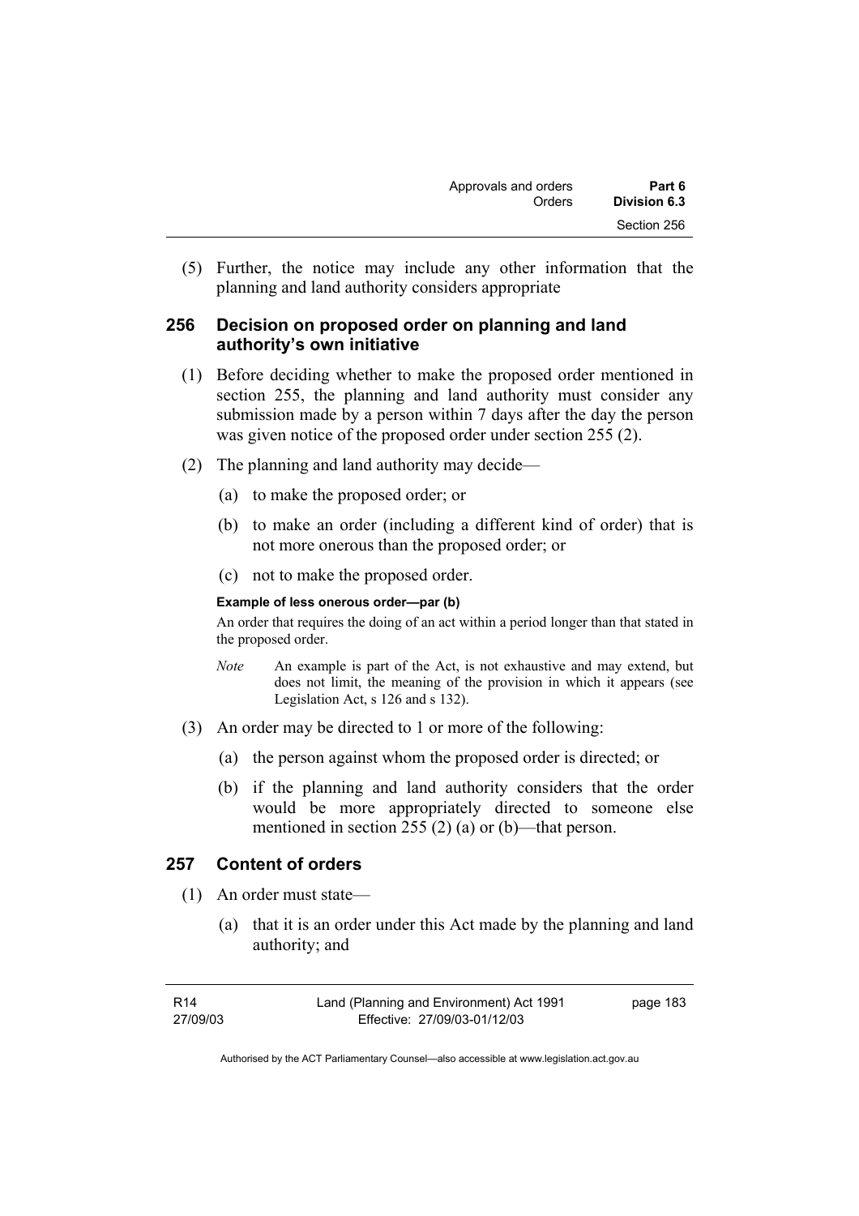(5) Further, the notice may include any other information that the planning and land authority considers appropriate

## 256 Decision on proposed order on planning and land authority's own initiative

(1) Before deciding whether to make the proposed order mentioned in section 255, the planning and land authority must consider any submission made by a person within 7 days after the day the person was given notice of the proposed order under section 255 (2).

(2) The planning and land authority may decide—

(a) to make the proposed order; or

(b) to make an order (including a different kind of order) that is not more onerous than the proposed order; or

(c) not to make the proposed order.

**Example of less onerous order—par (b)**

An order that requires the doing of an act within a period longer than that stated in the proposed order.

*Note* An example is part of the Act, is not exhaustive and may extend, but does not limit, the meaning of the provision in which it appears (see Legislation Act, s 126 and s 132).

(3) An order may be directed to 1 or more of the following:

(a) the person against whom the proposed order is directed; or

(b) if the planning and land authority considers that the order would be more appropriately directed to someone else mentioned in section 255 (2) (a) or (b)—that person.

## 257 Content of orders

(1) An order must state—

(a) that it is an order under this Act made by the planning and land authority; and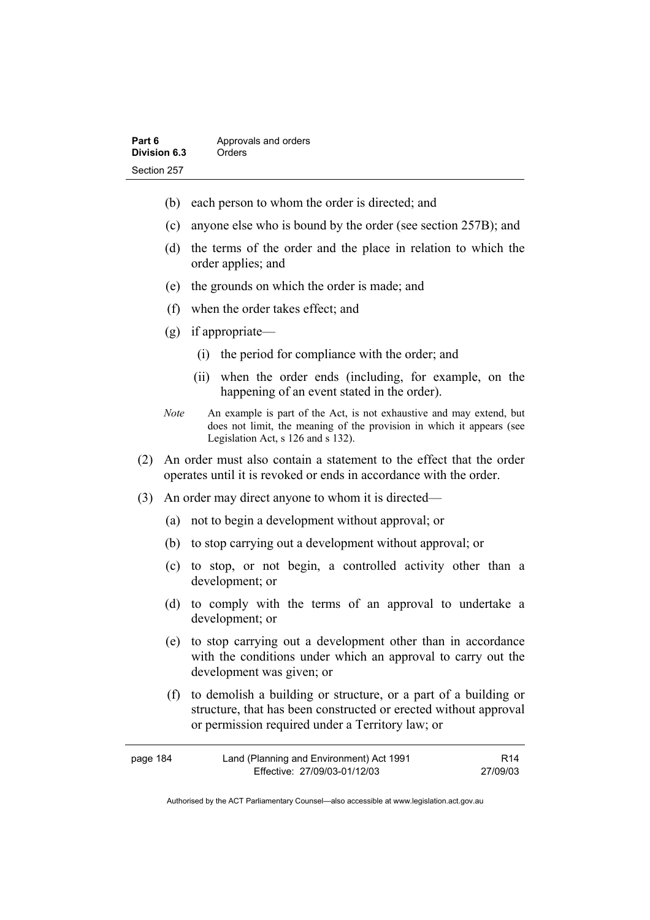(b) each person to whom the order is directed; and

(c) anyone else who is bound by the order (see section 257B); and

(d) the terms of the order and the place in relation to which the order applies; and

(e) the grounds on which the order is made; and

(f) when the order takes effect; and

(g) if appropriate—

(i) the period for compliance with the order; and

(ii) when the order ends (including, for example, on the happening of an event stated in the order).

*Note* An example is part of the Act, is not exhaustive and may extend, but does not limit, the meaning of the provision in which it appears (see Legislation Act, s 126 and s 132).

(2) An order must also contain a statement to the effect that the order operates until it is revoked or ends in accordance with the order.

(3) An order may direct anyone to whom it is directed—

(a) not to begin a development without approval; or

(b) to stop carrying out a development without approval; or

(c) to stop, or not begin, a controlled activity other than a development; or

(d) to comply with the terms of an approval to undertake a development; or

(e) to stop carrying out a development other than in accordance with the conditions under which an approval to carry out the development was given; or

(f) to demolish a building or structure, or a part of a building or structure, that has been constructed or erected without approval or permission required under a Territory law; or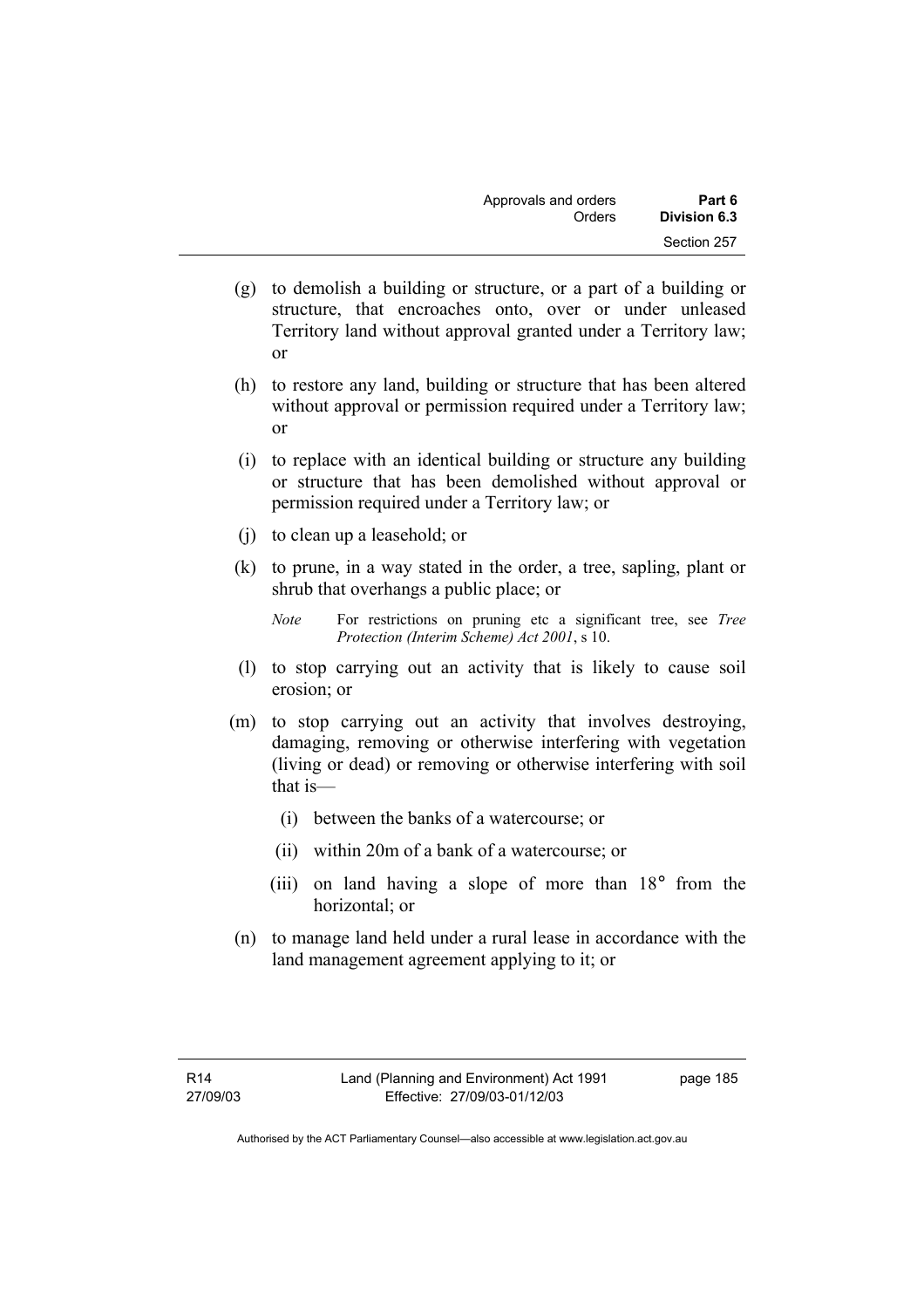(g) to demolish a building or structure, or a part of a building or structure, that encroaches onto, over or under unleased Territory land without approval granted under a Territory law; or

(h) to restore any land, building or structure that has been altered without approval or permission required under a Territory law; or

(i) to replace with an identical building or structure any building or structure that has been demolished without approval or permission required under a Territory law; or

(j) to clean up a leasehold; or

(k) to prune, in a way stated in the order, a tree, sapling, plant or shrub that overhangs a public place; or

*Note* For restrictions on pruning etc a significant tree, see *Tree Protection (Interim Scheme) Act 2001*, s 10.

(l) to stop carrying out an activity that is likely to cause soil erosion; or

(m) to stop carrying out an activity that involves destroying, damaging, removing or otherwise interfering with vegetation (living or dead) or removing or otherwise interfering with soil that is—

(i) between the banks of a watercourse; or

(ii) within 20m of a bank of a watercourse; or

(iii) on land having a slope of more than 18° from the horizontal; or

(n) to manage land held under a rural lease in accordance with the land management agreement applying to it; or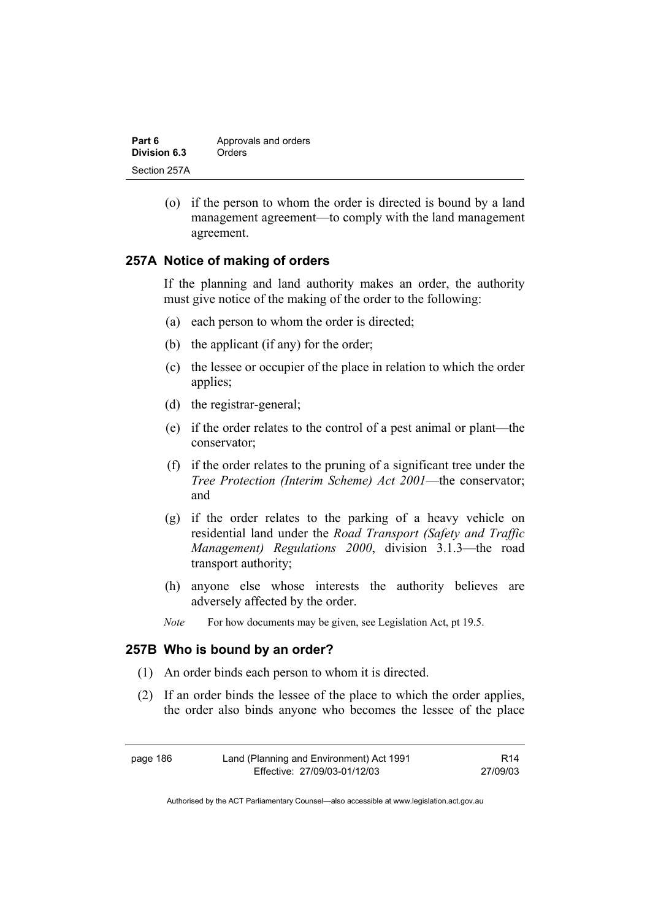(o) if the person to whom the order is directed is bound by a land management agreement—to comply with the land management agreement.

## 257A Notice of making of orders

If the planning and land authority makes an order, the authority must give notice of the making of the order to the following:

(a) each person to whom the order is directed;

(b) the applicant (if any) for the order;

(c) the lessee or occupier of the place in relation to which the order applies;

(d) the registrar-general;

(e) if the order relates to the control of a pest animal or plant—the conservator;

(f) if the order relates to the pruning of a significant tree under the *Tree Protection (Interim Scheme) Act 2001*—the conservator; and

(g) if the order relates to the parking of a heavy vehicle on residential land under the *Road Transport (Safety and Traffic Management) Regulations 2000*, division 3.1.3—the road transport authority;

(h) anyone else whose interests the authority believes are adversely affected by the order.

*Note* For how documents may be given, see Legislation Act, pt 19.5.

## 257B Who is bound by an order?

(1) An order binds each person to whom it is directed.

(2) If an order binds the lessee of the place to which the order applies, the order also binds anyone who becomes the lessee of the place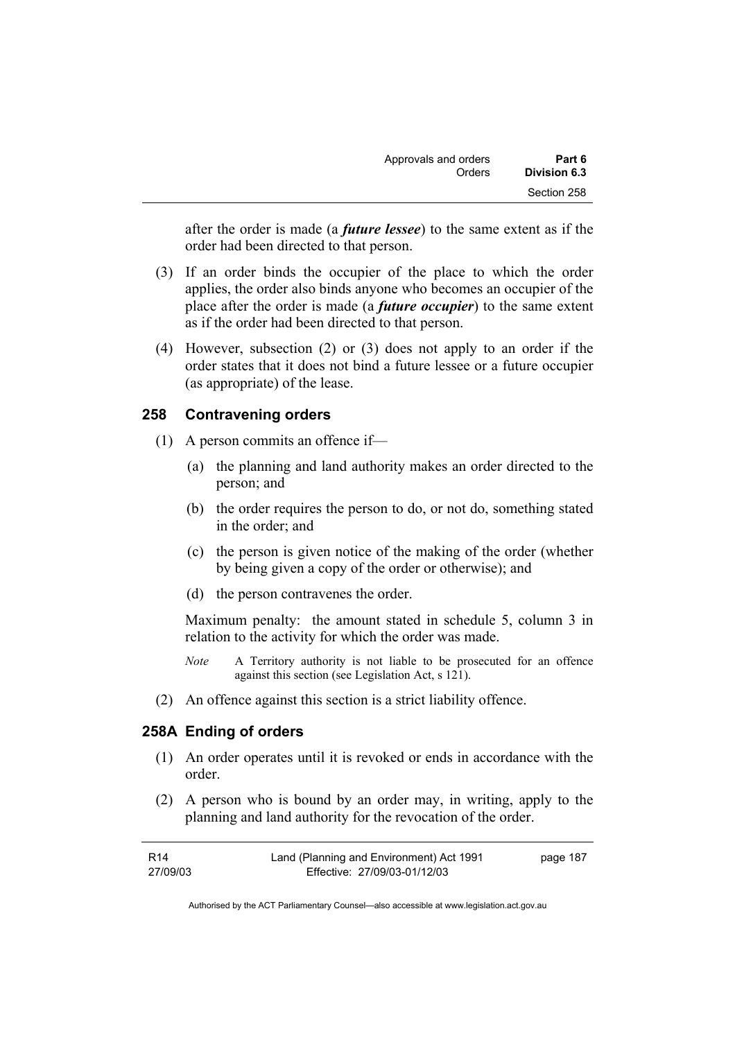after the order is made (a ***future lessee***) to the same extent as if the order had been directed to that person.

(3) If an order binds the occupier of the place to which the order applies, the order also binds anyone who becomes an occupier of the place after the order is made (a ***future occupier***) to the same extent as if the order had been directed to that person.

(4) However, subsection (2) or (3) does not apply to an order if the order states that it does not bind a future lessee or a future occupier (as appropriate) of the lease.

## 258 Contravening orders

(1) A person commits an offence if—

(a) the planning and land authority makes an order directed to the person; and

(b) the order requires the person to do, or not do, something stated in the order; and

(c) the person is given notice of the making of the order (whether by being given a copy of the order or otherwise); and

(d) the person contravenes the order.

Maximum penalty: the amount stated in schedule 5, column 3 in relation to the activity for which the order was made.

*Note* A Territory authority is not liable to be prosecuted for an offence against this section (see Legislation Act, s 121).

(2) An offence against this section is a strict liability offence.

## 258A Ending of orders

(1) An order operates until it is revoked or ends in accordance with the order.

(2) A person who is bound by an order may, in writing, apply to the planning and land authority for the revocation of the order.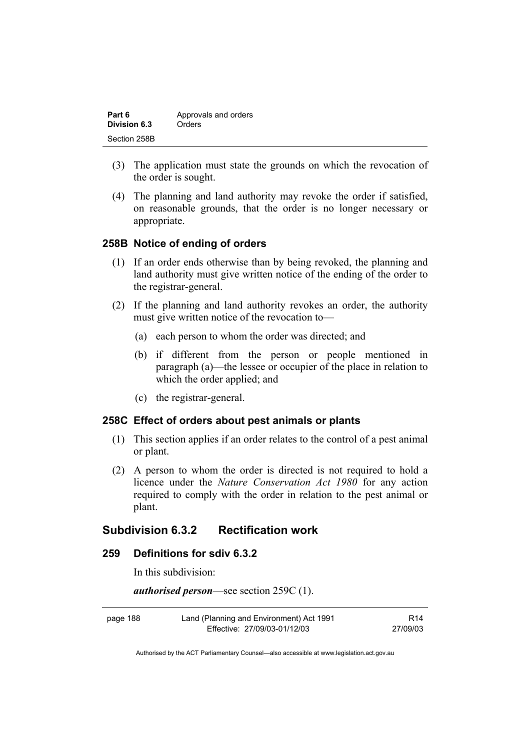(3) The application must state the grounds on which the revocation of the order is sought.

(4) The planning and land authority may revoke the order if satisfied, on reasonable grounds, that the order is no longer necessary or appropriate.

### 258B Notice of ending of orders

(1) If an order ends otherwise than by being revoked, the planning and land authority must give written notice of the ending of the order to the registrar-general.

(2) If the planning and land authority revokes an order, the authority must give written notice of the revocation to—

(a) each person to whom the order was directed; and

(b) if different from the person or people mentioned in paragraph (a)—the lessee or occupier of the place in relation to which the order applied; and

(c) the registrar-general.

### 258C Effect of orders about pest animals or plants

(1) This section applies if an order relates to the control of a pest animal or plant.

(2) A person to whom the order is directed is not required to hold a licence under the *Nature Conservation Act 1980* for any action required to comply with the order in relation to the pest animal or plant.

## Subdivision 6.3.2 Rectification work

### 259 Definitions for sdiv 6.3.2

In this subdivision:

***authorised person***—see section 259C (1).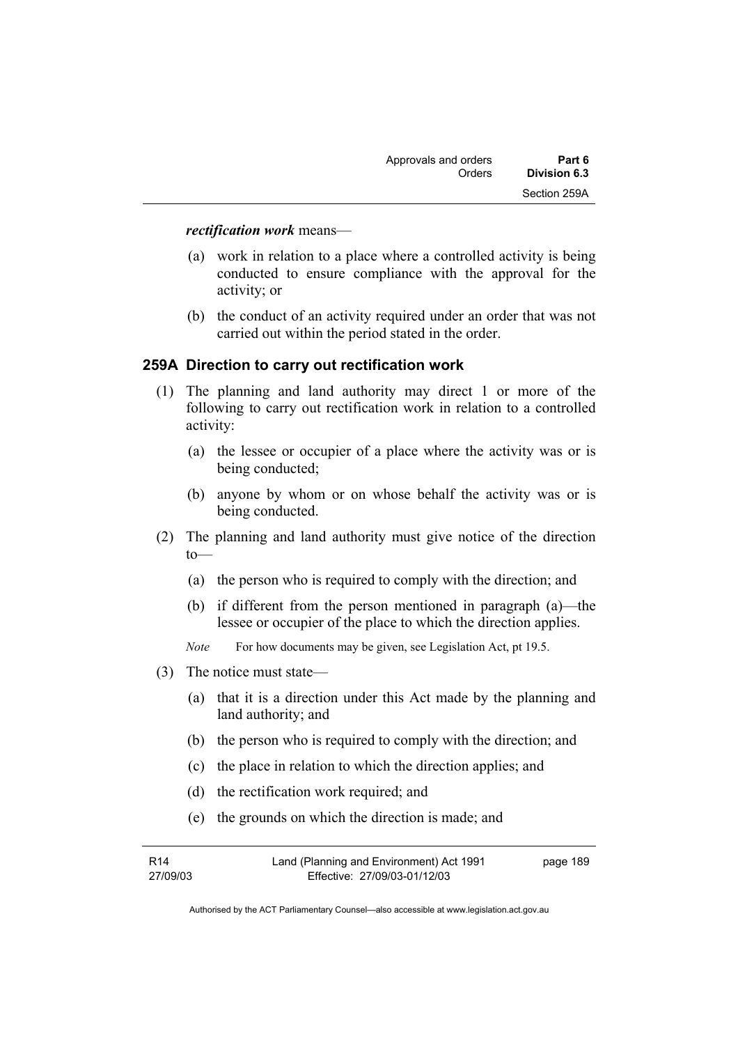***rectification work*** means—

(a) work in relation to a place where a controlled activity is being conducted to ensure compliance with the approval for the activity; or

(b) the conduct of an activity required under an order that was not carried out within the period stated in the order.

### 259A Direction to carry out rectification work

(1) The planning and land authority may direct 1 or more of the following to carry out rectification work in relation to a controlled activity:

(a) the lessee or occupier of a place where the activity was or is being conducted;

(b) anyone by whom or on whose behalf the activity was or is being conducted.

(2) The planning and land authority must give notice of the direction to—

(a) the person who is required to comply with the direction; and

(b) if different from the person mentioned in paragraph (a)—the lessee or occupier of the place to which the direction applies.

*Note* For how documents may be given, see Legislation Act, pt 19.5.

(3) The notice must state—

(a) that it is a direction under this Act made by the planning and land authority; and

(b) the person who is required to comply with the direction; and

(c) the place in relation to which the direction applies; and

(d) the rectification work required; and

(e) the grounds on which the direction is made; and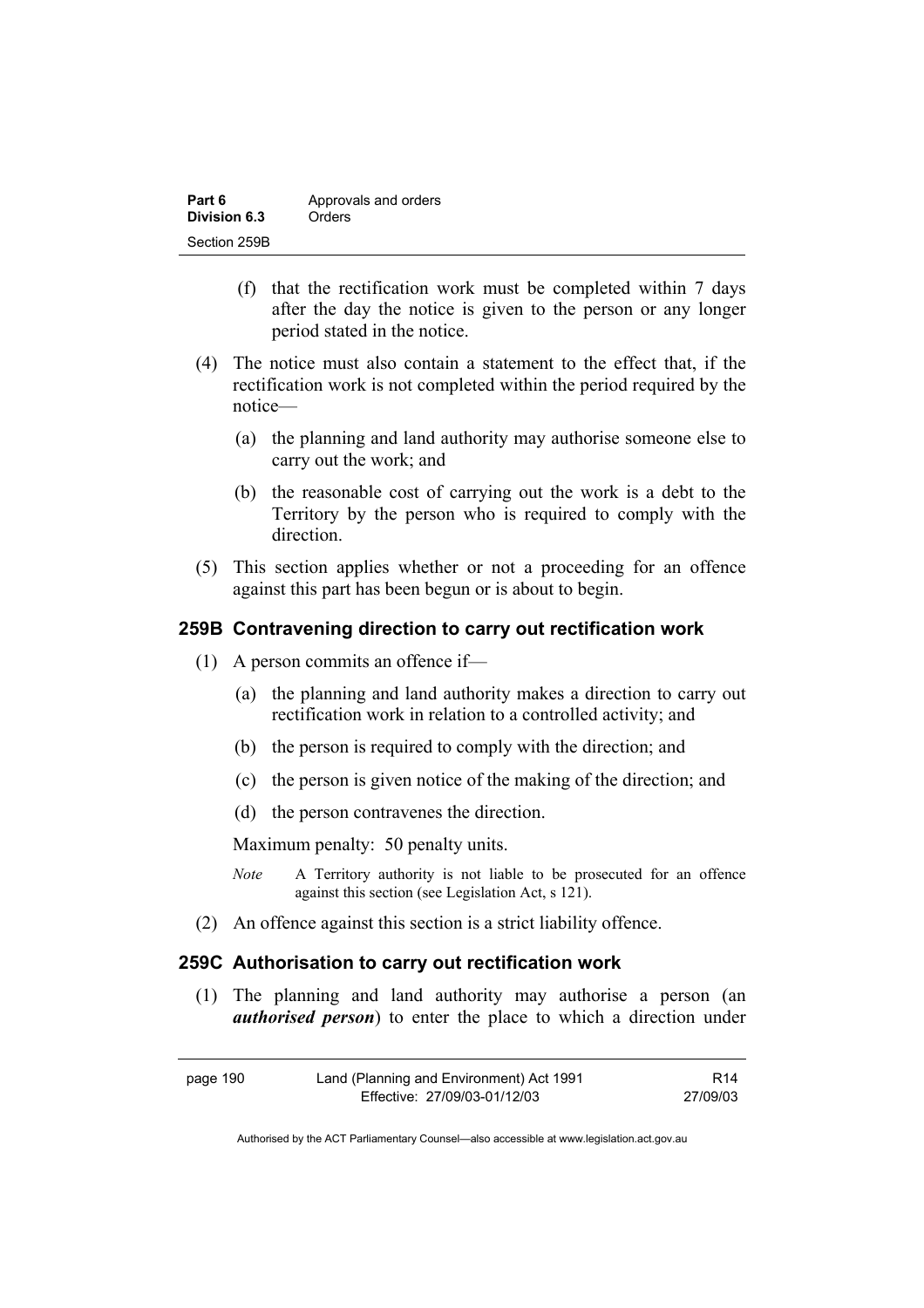(f) that the rectification work must be completed within 7 days after the day the notice is given to the person or any longer period stated in the notice.

(4) The notice must also contain a statement to the effect that, if the rectification work is not completed within the period required by the notice—

(a) the planning and land authority may authorise someone else to carry out the work; and

(b) the reasonable cost of carrying out the work is a debt to the Territory by the person who is required to comply with the direction.

(5) This section applies whether or not a proceeding for an offence against this part has been begun or is about to begin.

### 259B Contravening direction to carry out rectification work

(1) A person commits an offence if—

(a) the planning and land authority makes a direction to carry out rectification work in relation to a controlled activity; and

(b) the person is required to comply with the direction; and

(c) the person is given notice of the making of the direction; and

(d) the person contravenes the direction.

Maximum penalty: 50 penalty units.

*Note* A Territory authority is not liable to be prosecuted for an offence against this section (see Legislation Act, s 121).

(2) An offence against this section is a strict liability offence.

### 259C Authorisation to carry out rectification work

(1) The planning and land authority may authorise a person (an ***authorised person***) to enter the place to which a direction under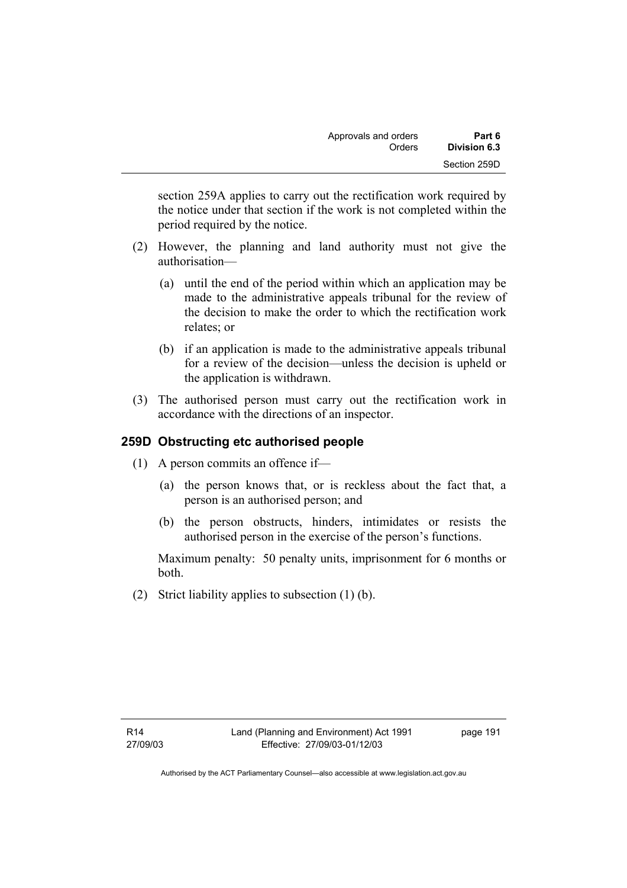section 259A applies to carry out the rectification work required by the notice under that section if the work is not completed within the period required by the notice.

(2) However, the planning and land authority must not give the authorisation—

(a) until the end of the period within which an application may be made to the administrative appeals tribunal for the review of the decision to make the order to which the rectification work relates; or

(b) if an application is made to the administrative appeals tribunal for a review of the decision—unless the decision is upheld or the application is withdrawn.

(3) The authorised person must carry out the rectification work in accordance with the directions of an inspector.

### 259D Obstructing etc authorised people

(1) A person commits an offence if—

(a) the person knows that, or is reckless about the fact that, a person is an authorised person; and

(b) the person obstructs, hinders, intimidates or resists the authorised person in the exercise of the person's functions.

Maximum penalty: 50 penalty units, imprisonment for 6 months or both.

(2) Strict liability applies to subsection (1) (b).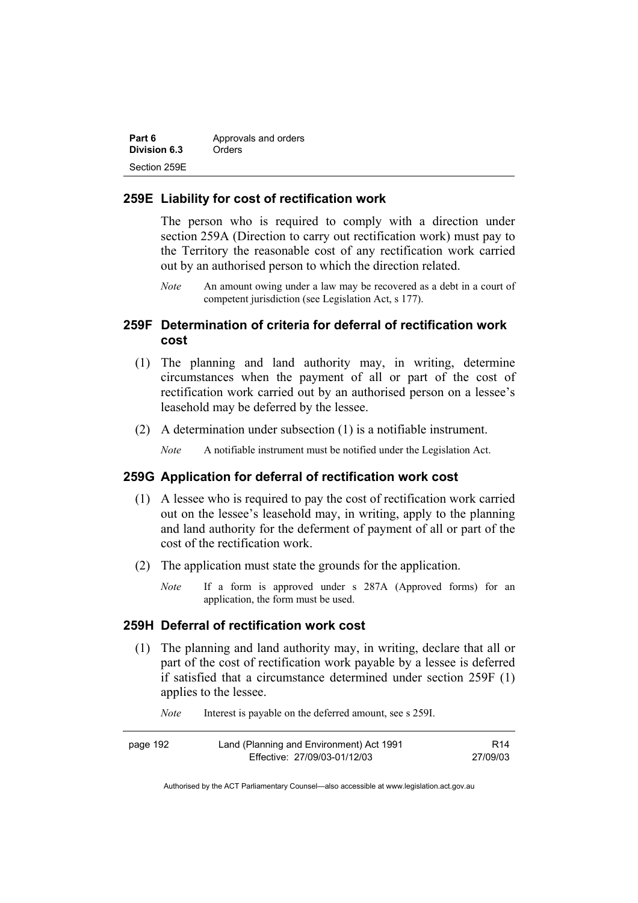## 259E Liability for cost of rectification work

The person who is required to comply with a direction under section 259A (Direction to carry out rectification work) must pay to the Territory the reasonable cost of any rectification work carried out by an authorised person to which the direction related.

*Note* An amount owing under a law may be recovered as a debt in a court of competent jurisdiction (see Legislation Act, s 177).

## 259F Determination of criteria for deferral of rectification work cost

(1) The planning and land authority may, in writing, determine circumstances when the payment of all or part of the cost of rectification work carried out by an authorised person on a lessee's leasehold may be deferred by the lessee.

(2) A determination under subsection (1) is a notifiable instrument.

*Note* A notifiable instrument must be notified under the Legislation Act.

## 259G Application for deferral of rectification work cost

(1) A lessee who is required to pay the cost of rectification work carried out on the lessee's leasehold may, in writing, apply to the planning and land authority for the deferment of payment of all or part of the cost of the rectification work.

(2) The application must state the grounds for the application.

*Note* If a form is approved under s 287A (Approved forms) for an application, the form must be used.

## 259H Deferral of rectification work cost

(1) The planning and land authority may, in writing, declare that all or part of the cost of rectification work payable by a lessee is deferred if satisfied that a circumstance determined under section 259F (1) applies to the lessee.

*Note* Interest is payable on the deferred amount, see s 259I.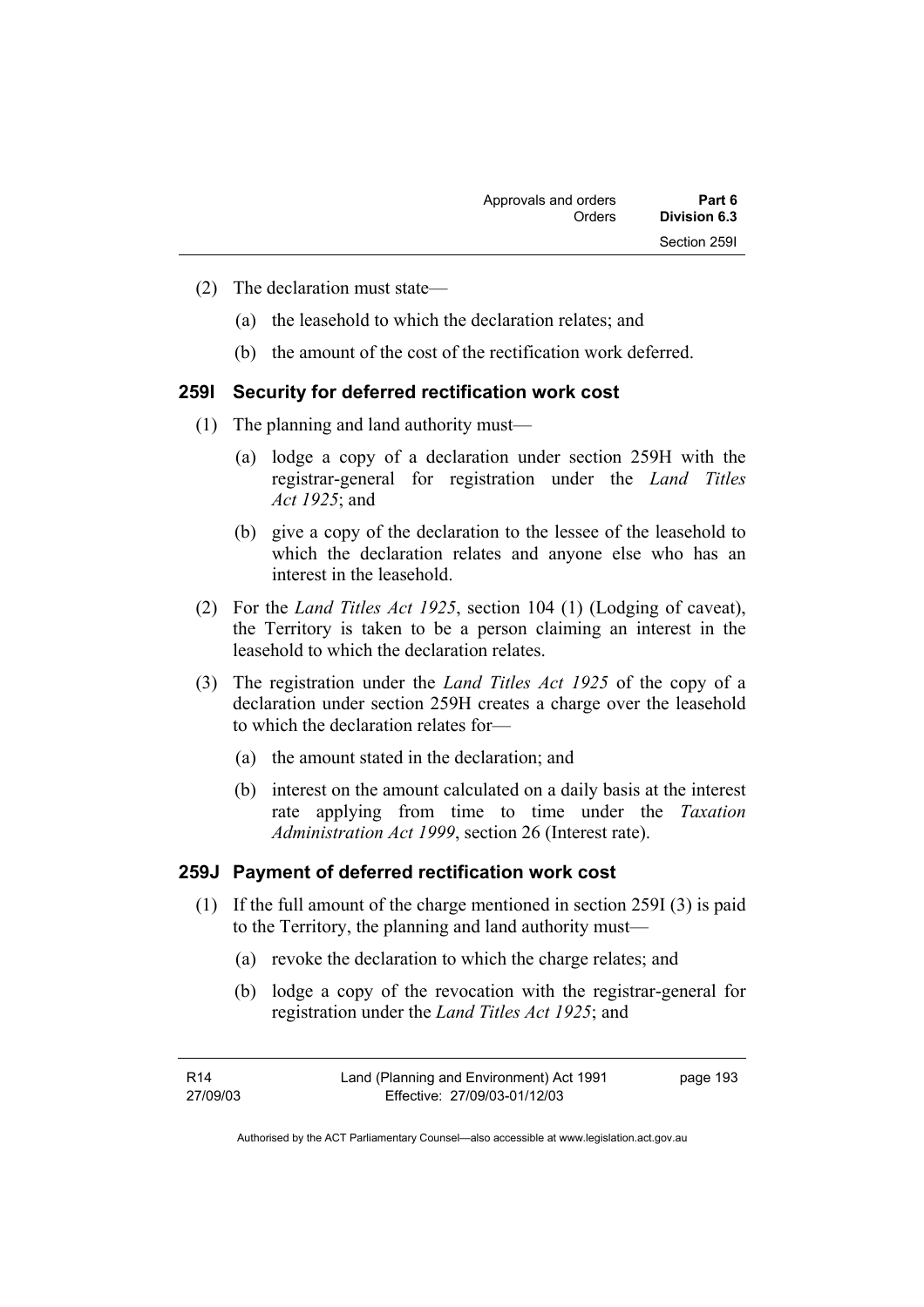(2) The declaration must state—

(a) the leasehold to which the declaration relates; and

(b) the amount of the cost of the rectification work deferred.

### 259I Security for deferred rectification work cost

(1) The planning and land authority must—

(a) lodge a copy of a declaration under section 259H with the registrar-general for registration under the *Land Titles Act 1925*; and

(b) give a copy of the declaration to the lessee of the leasehold to which the declaration relates and anyone else who has an interest in the leasehold.

(2) For the *Land Titles Act 1925*, section 104 (1) (Lodging of caveat), the Territory is taken to be a person claiming an interest in the leasehold to which the declaration relates.

(3) The registration under the *Land Titles Act 1925* of the copy of a declaration under section 259H creates a charge over the leasehold to which the declaration relates for—

(a) the amount stated in the declaration; and

(b) interest on the amount calculated on a daily basis at the interest rate applying from time to time under the *Taxation Administration Act 1999*, section 26 (Interest rate).

### 259J Payment of deferred rectification work cost

(1) If the full amount of the charge mentioned in section 259I (3) is paid to the Territory, the planning and land authority must—

(a) revoke the declaration to which the charge relates; and

(b) lodge a copy of the revocation with the registrar-general for registration under the *Land Titles Act 1925*; and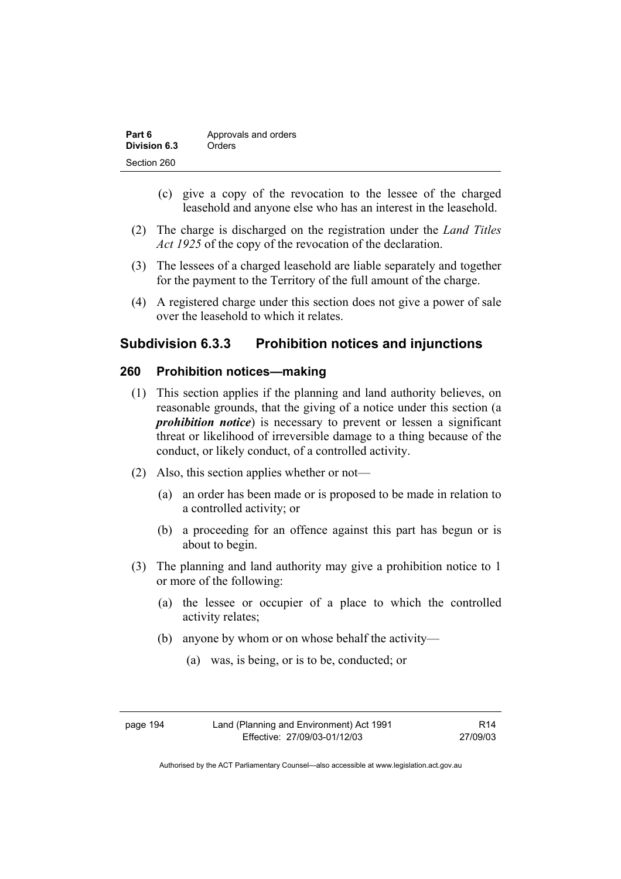(c) give a copy of the revocation to the lessee of the charged leasehold and anyone else who has an interest in the leasehold.

(2) The charge is discharged on the registration under the *Land Titles Act 1925* of the copy of the revocation of the declaration.

(3) The lessees of a charged leasehold are liable separately and together for the payment to the Territory of the full amount of the charge.

(4) A registered charge under this section does not give a power of sale over the leasehold to which it relates.

## Subdivision 6.3.3 Prohibition notices and injunctions

### 260 Prohibition notices—making

(1) This section applies if the planning and land authority believes, on reasonable grounds, that the giving of a notice under this section (a ***prohibition notice***) is necessary to prevent or lessen a significant threat or likelihood of irreversible damage to a thing because of the conduct, or likely conduct, of a controlled activity.

(2) Also, this section applies whether or not—

(a) an order has been made or is proposed to be made in relation to a controlled activity; or

(b) a proceeding for an offence against this part has begun or is about to begin.

(3) The planning and land authority may give a prohibition notice to 1 or more of the following:

(a) the lessee or occupier of a place to which the controlled activity relates;

(b) anyone by whom or on whose behalf the activity—

(a) was, is being, or is to be, conducted; or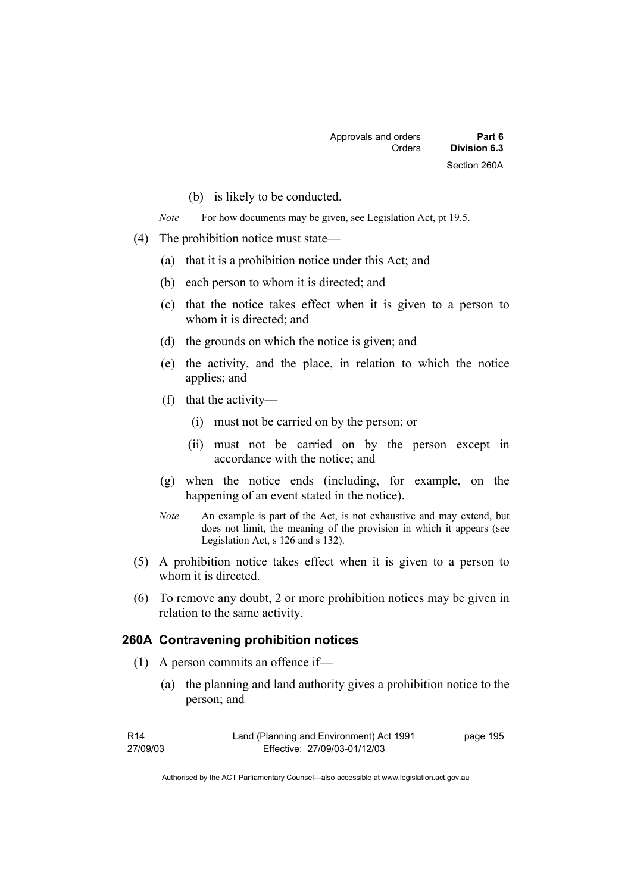(b) is likely to be conducted.

*Note* For how documents may be given, see Legislation Act, pt 19.5.

(4) The prohibition notice must state—

(a) that it is a prohibition notice under this Act; and

(b) each person to whom it is directed; and

(c) that the notice takes effect when it is given to a person to whom it is directed; and

(d) the grounds on which the notice is given; and

(e) the activity, and the place, in relation to which the notice applies; and

(f) that the activity—

(i) must not be carried on by the person; or

(ii) must not be carried on by the person except in accordance with the notice; and

(g) when the notice ends (including, for example, on the happening of an event stated in the notice).

*Note* An example is part of the Act, is not exhaustive and may extend, but does not limit, the meaning of the provision in which it appears (see Legislation Act, s 126 and s 132).

(5) A prohibition notice takes effect when it is given to a person to whom it is directed.

(6) To remove any doubt, 2 or more prohibition notices may be given in relation to the same activity.

### 260A Contravening prohibition notices

(1) A person commits an offence if—

(a) the planning and land authority gives a prohibition notice to the person; and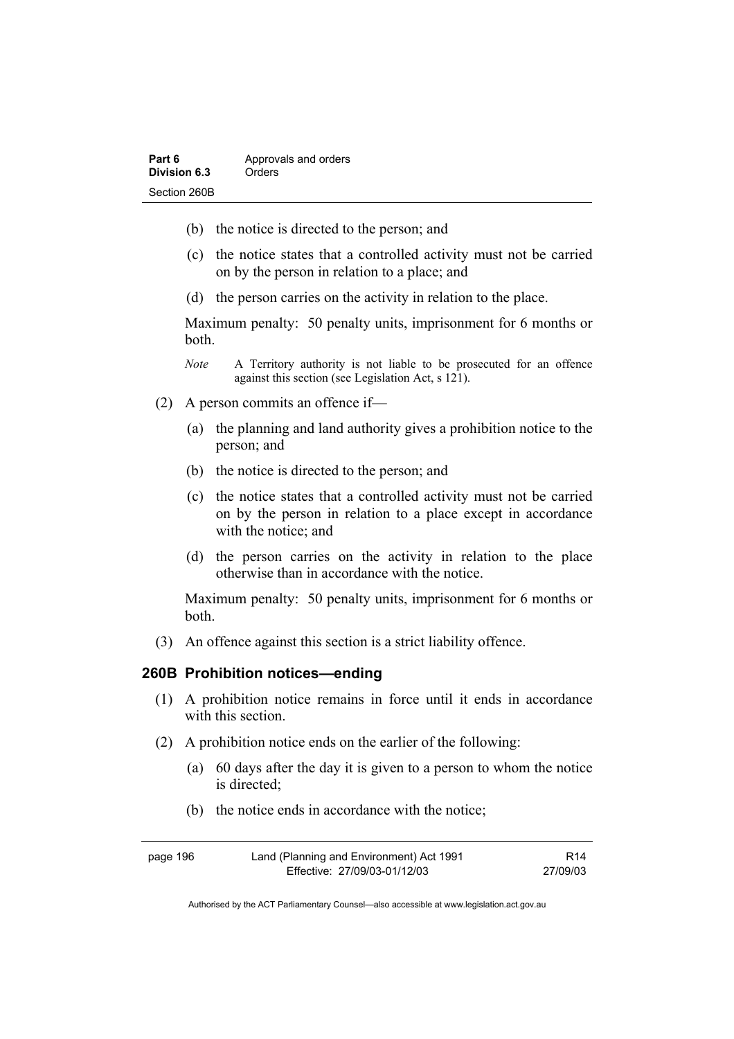(b) the notice is directed to the person; and

(c) the notice states that a controlled activity must not be carried on by the person in relation to a place; and

(d) the person carries on the activity in relation to the place.

Maximum penalty: 50 penalty units, imprisonment for 6 months or both.

*Note* A Territory authority is not liable to be prosecuted for an offence against this section (see Legislation Act, s 121).

(2) A person commits an offence if—

(a) the planning and land authority gives a prohibition notice to the person; and

(b) the notice is directed to the person; and

(c) the notice states that a controlled activity must not be carried on by the person in relation to a place except in accordance with the notice; and

(d) the person carries on the activity in relation to the place otherwise than in accordance with the notice.

Maximum penalty: 50 penalty units, imprisonment for 6 months or both.

(3) An offence against this section is a strict liability offence.

### 260B Prohibition notices—ending

(1) A prohibition notice remains in force until it ends in accordance with this section.

(2) A prohibition notice ends on the earlier of the following:

(a) 60 days after the day it is given to a person to whom the notice is directed;

(b) the notice ends in accordance with the notice;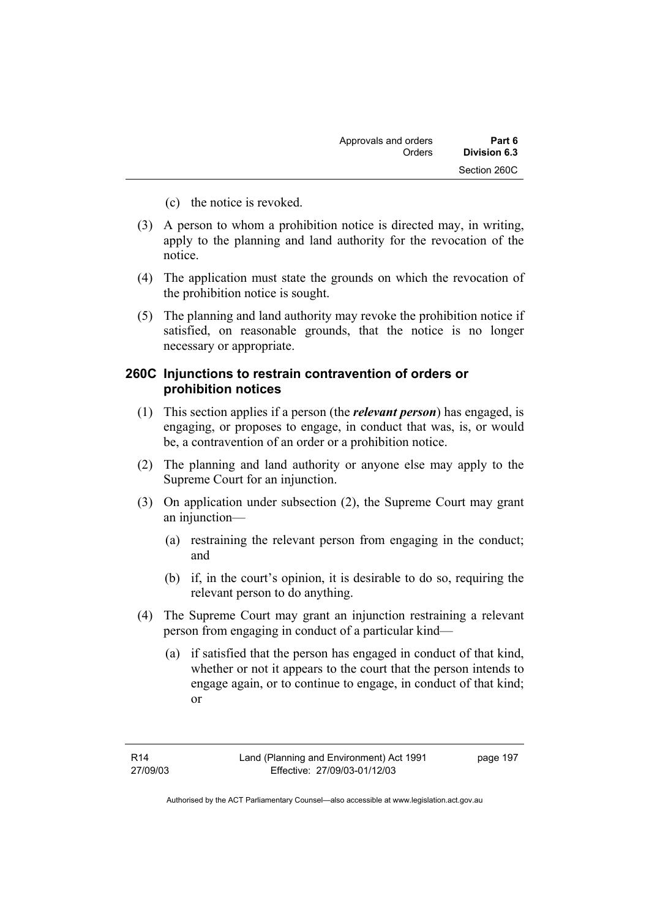(c) the notice is revoked.

(3) A person to whom a prohibition notice is directed may, in writing, apply to the planning and land authority for the revocation of the notice.

(4) The application must state the grounds on which the revocation of the prohibition notice is sought.

(5) The planning and land authority may revoke the prohibition notice if satisfied, on reasonable grounds, that the notice is no longer necessary or appropriate.

### 260C Injunctions to restrain contravention of orders or prohibition notices

(1) This section applies if a person (the ***relevant person***) has engaged, is engaging, or proposes to engage, in conduct that was, is, or would be, a contravention of an order or a prohibition notice.

(2) The planning and land authority or anyone else may apply to the Supreme Court for an injunction.

(3) On application under subsection (2), the Supreme Court may grant an injunction—

(a) restraining the relevant person from engaging in the conduct; and

(b) if, in the court's opinion, it is desirable to do so, requiring the relevant person to do anything.

(4) The Supreme Court may grant an injunction restraining a relevant person from engaging in conduct of a particular kind—

(a) if satisfied that the person has engaged in conduct of that kind, whether or not it appears to the court that the person intends to engage again, or to continue to engage, in conduct of that kind; or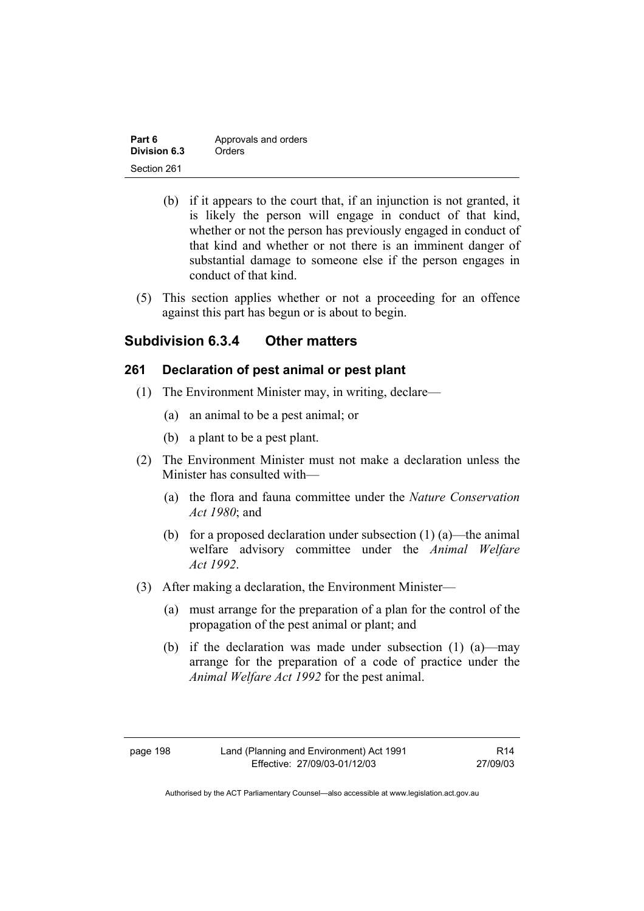(b) if it appears to the court that, if an injunction is not granted, it is likely the person will engage in conduct of that kind, whether or not the person has previously engaged in conduct of that kind and whether or not there is an imminent danger of substantial damage to someone else if the person engages in conduct of that kind.

(5) This section applies whether or not a proceeding for an offence against this part has begun or is about to begin.

## Subdivision 6.3.4 Other matters

### 261 Declaration of pest animal or pest plant

(1) The Environment Minister may, in writing, declare—

(a) an animal to be a pest animal; or

(b) a plant to be a pest plant.

(2) The Environment Minister must not make a declaration unless the Minister has consulted with—

(a) the flora and fauna committee under the *Nature Conservation Act 1980*; and

(b) for a proposed declaration under subsection (1) (a)—the animal welfare advisory committee under the *Animal Welfare Act 1992*.

(3) After making a declaration, the Environment Minister—

(a) must arrange for the preparation of a plan for the control of the propagation of the pest animal or plant; and

(b) if the declaration was made under subsection (1) (a)—may arrange for the preparation of a code of practice under the *Animal Welfare Act 1992* for the pest animal.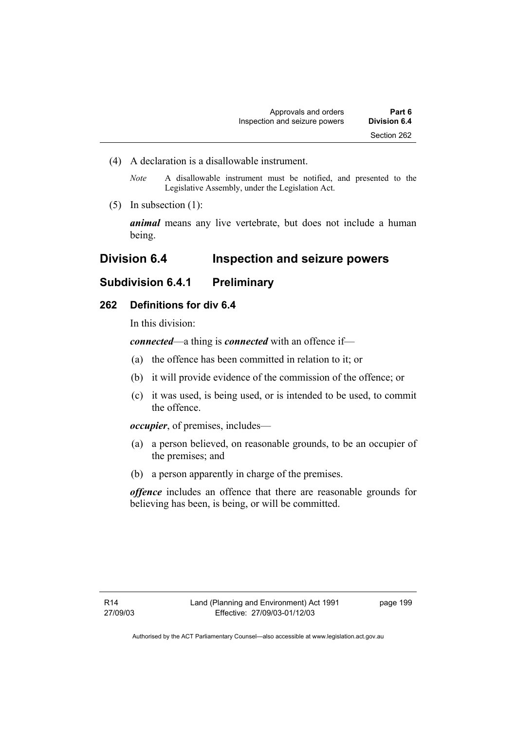(4) A declaration is a disallowable instrument.

*Note* A disallowable instrument must be notified, and presented to the Legislative Assembly, under the Legislation Act.

(5) In subsection (1):

***animal*** means any live vertebrate, but does not include a human being.

## Division 6.4 Inspection and seizure powers

### Subdivision 6.4.1 Preliminary

#### 262 Definitions for div 6.4

In this division:

***connected***—a thing is ***connected*** with an offence if—

(a) the offence has been committed in relation to it; or

(b) it will provide evidence of the commission of the offence; or

(c) it was used, is being used, or is intended to be used, to commit the offence.

***occupier***, of premises, includes—

(a) a person believed, on reasonable grounds, to be an occupier of the premises; and

(b) a person apparently in charge of the premises.

***offence*** includes an offence that there are reasonable grounds for believing has been, is being, or will be committed.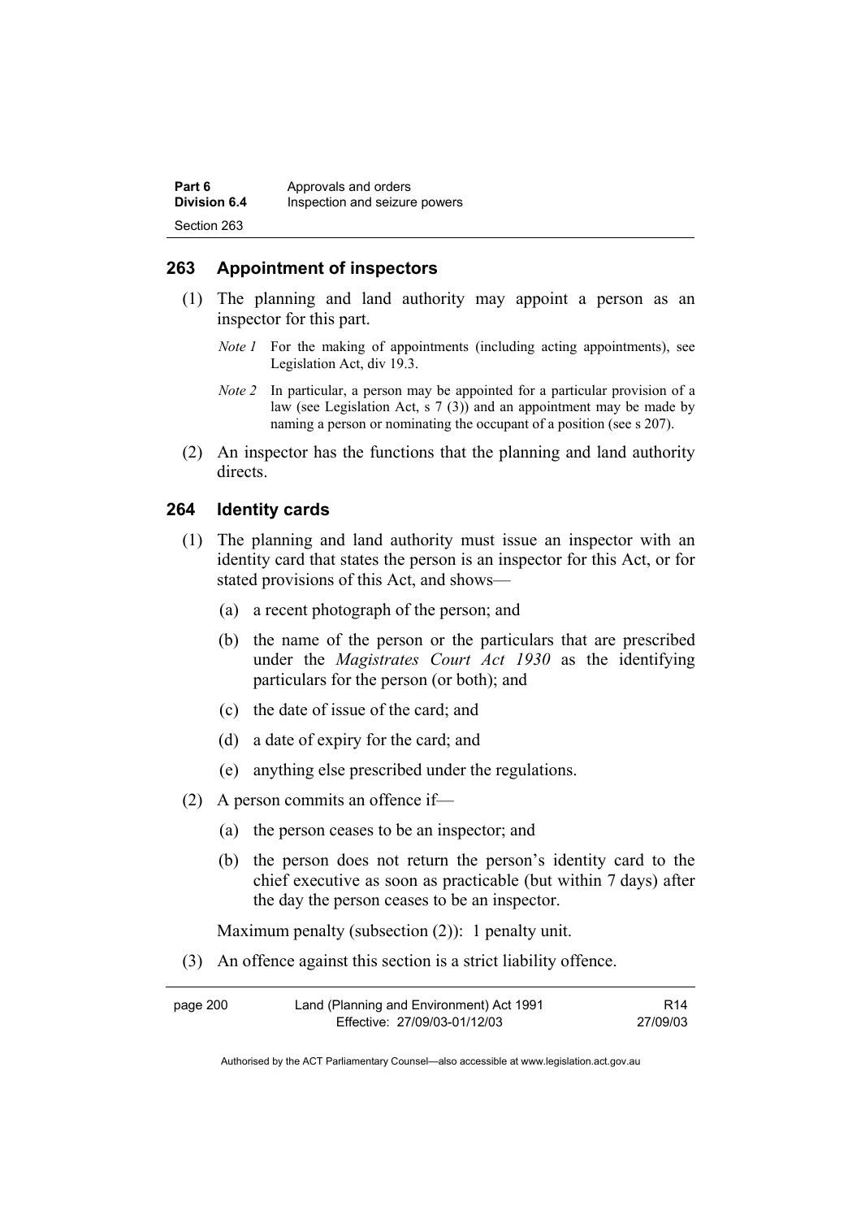## 263 Appointment of inspectors

(1) The planning and land authority may appoint a person as an inspector for this part.

*Note 1* For the making of appointments (including acting appointments), see Legislation Act, div 19.3.

*Note 2* In particular, a person may be appointed for a particular provision of a law (see Legislation Act, s 7 (3)) and an appointment may be made by naming a person or nominating the occupant of a position (see s 207).

(2) An inspector has the functions that the planning and land authority directs.

## 264 Identity cards

(1) The planning and land authority must issue an inspector with an identity card that states the person is an inspector for this Act, or for stated provisions of this Act, and shows—

(a) a recent photograph of the person; and

(b) the name of the person or the particulars that are prescribed under the *Magistrates Court Act 1930* as the identifying particulars for the person (or both); and

(c) the date of issue of the card; and

(d) a date of expiry for the card; and

(e) anything else prescribed under the regulations.

(2) A person commits an offence if—

(a) the person ceases to be an inspector; and

(b) the person does not return the person's identity card to the chief executive as soon as practicable (but within 7 days) after the day the person ceases to be an inspector.

Maximum penalty (subsection (2)): 1 penalty unit.

(3) An offence against this section is a strict liability offence.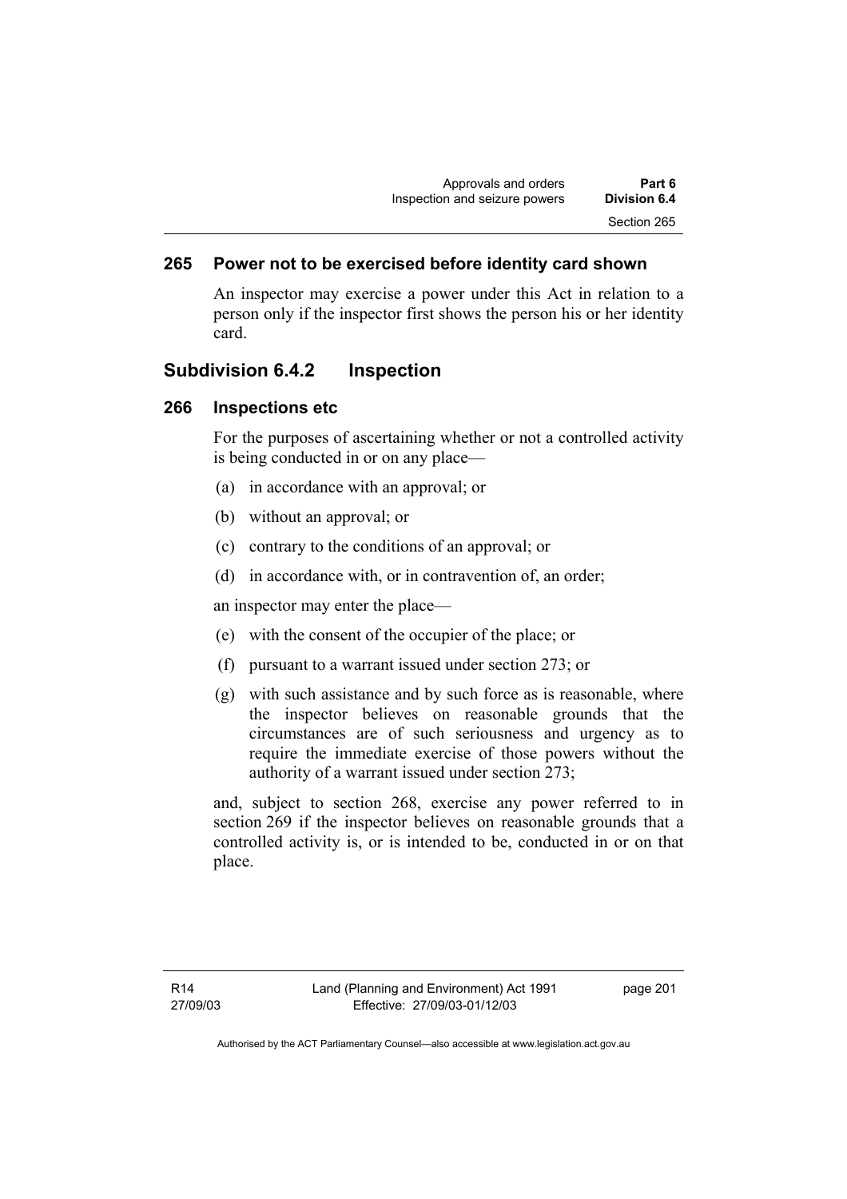### 265 Power not to be exercised before identity card shown

An inspector may exercise a power under this Act in relation to a person only if the inspector first shows the person his or her identity card.

## Subdivision 6.4.2 Inspection

### 266 Inspections etc

For the purposes of ascertaining whether or not a controlled activity is being conducted in or on any place—

(a) in accordance with an approval; or

(b) without an approval; or

(c) contrary to the conditions of an approval; or

(d) in accordance with, or in contravention of, an order;

an inspector may enter the place—

(e) with the consent of the occupier of the place; or

(f) pursuant to a warrant issued under section 273; or

(g) with such assistance and by such force as is reasonable, where the inspector believes on reasonable grounds that the circumstances are of such seriousness and urgency as to require the immediate exercise of those powers without the authority of a warrant issued under section 273;

and, subject to section 268, exercise any power referred to in section 269 if the inspector believes on reasonable grounds that a controlled activity is, or is intended to be, conducted in or on that place.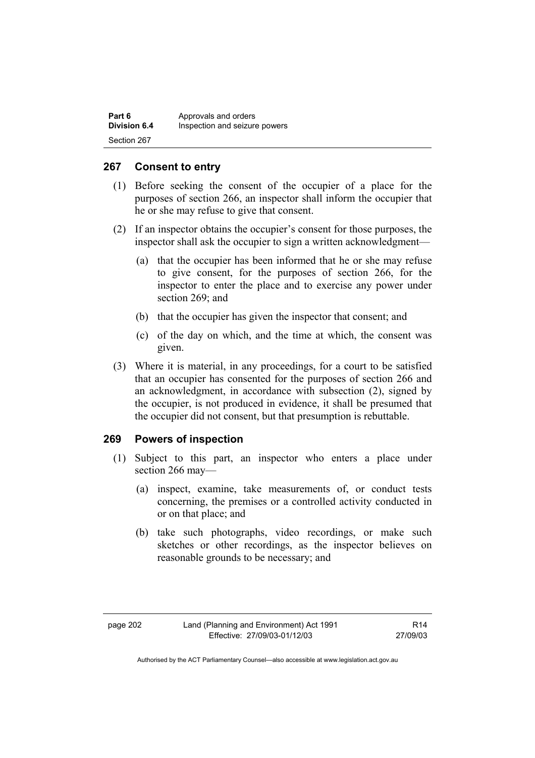## 267 Consent to entry

(1) Before seeking the consent of the occupier of a place for the purposes of section 266, an inspector shall inform the occupier that he or she may refuse to give that consent.

(2) If an inspector obtains the occupier's consent for those purposes, the inspector shall ask the occupier to sign a written acknowledgment—

(a) that the occupier has been informed that he or she may refuse to give consent, for the purposes of section 266, for the inspector to enter the place and to exercise any power under section 269; and

(b) that the occupier has given the inspector that consent; and

(c) of the day on which, and the time at which, the consent was given.

(3) Where it is material, in any proceedings, for a court to be satisfied that an occupier has consented for the purposes of section 266 and an acknowledgment, in accordance with subsection (2), signed by the occupier, is not produced in evidence, it shall be presumed that the occupier did not consent, but that presumption is rebuttable.

## 269 Powers of inspection

(1) Subject to this part, an inspector who enters a place under section 266 may—

(a) inspect, examine, take measurements of, or conduct tests concerning, the premises or a controlled activity conducted in or on that place; and

(b) take such photographs, video recordings, or make such sketches or other recordings, as the inspector believes on reasonable grounds to be necessary; and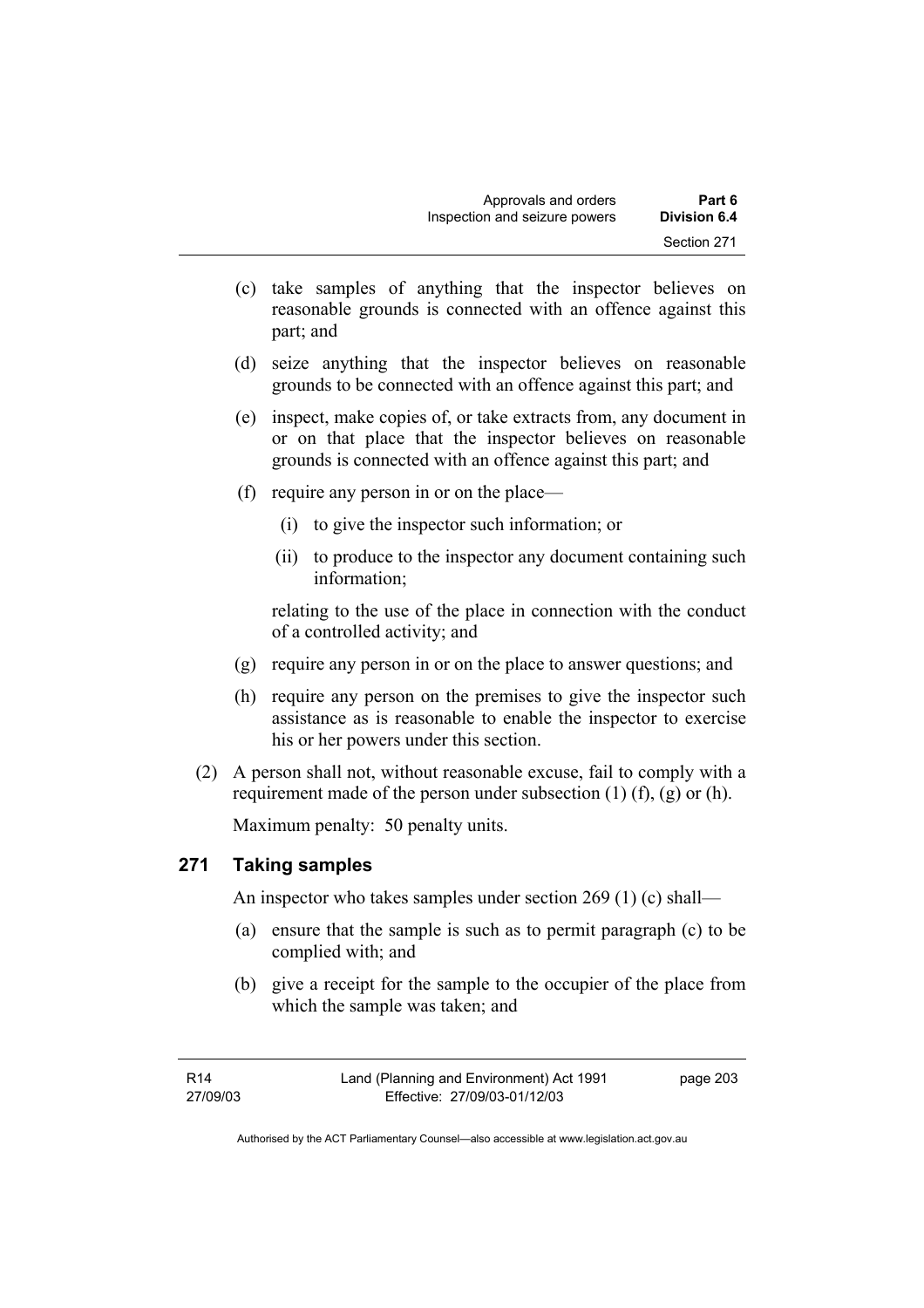(c) take samples of anything that the inspector believes on reasonable grounds is connected with an offence against this part; and

(d) seize anything that the inspector believes on reasonable grounds to be connected with an offence against this part; and

(e) inspect, make copies of, or take extracts from, any document in or on that place that the inspector believes on reasonable grounds is connected with an offence against this part; and

(f) require any person in or on the place—

 (i) to give the inspector such information; or

 (ii) to produce to the inspector any document containing such information;

 relating to the use of the place in connection with the conduct of a controlled activity; and

(g) require any person in or on the place to answer questions; and

(h) require any person on the premises to give the inspector such assistance as is reasonable to enable the inspector to exercise his or her powers under this section.

(2) A person shall not, without reasonable excuse, fail to comply with a requirement made of the person under subsection (1) (f), (g) or (h).

Maximum penalty: 50 penalty units.

### 271 Taking samples

An inspector who takes samples under section 269 (1) (c) shall—

(a) ensure that the sample is such as to permit paragraph (c) to be complied with; and

(b) give a receipt for the sample to the occupier of the place from which the sample was taken; and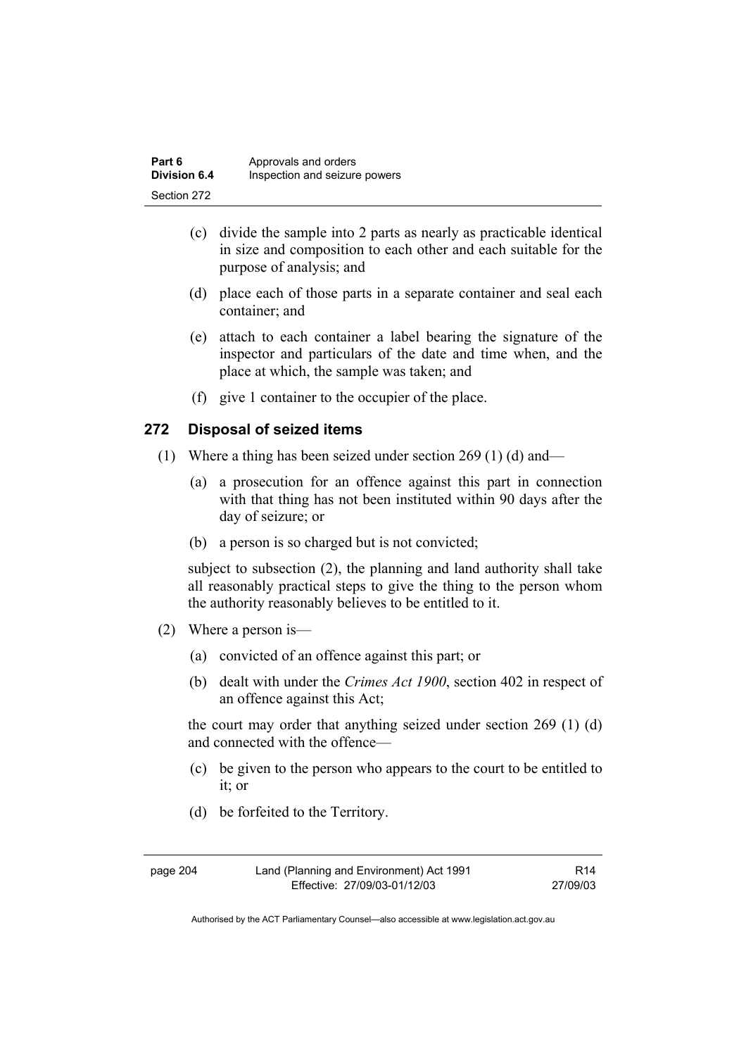(c) divide the sample into 2 parts as nearly as practicable identical in size and composition to each other and each suitable for the purpose of analysis; and

(d) place each of those parts in a separate container and seal each container; and

(e) attach to each container a label bearing the signature of the inspector and particulars of the date and time when, and the place at which, the sample was taken; and

(f) give 1 container to the occupier of the place.

## 272 Disposal of seized items

(1) Where a thing has been seized under section 269 (1) (d) and—

(a) a prosecution for an offence against this part in connection with that thing has not been instituted within 90 days after the day of seizure; or

(b) a person is so charged but is not convicted;

subject to subsection (2), the planning and land authority shall take all reasonably practical steps to give the thing to the person whom the authority reasonably believes to be entitled to it.

(2) Where a person is—

(a) convicted of an offence against this part; or

(b) dealt with under the *Crimes Act 1900*, section 402 in respect of an offence against this Act;

the court may order that anything seized under section 269 (1) (d) and connected with the offence—

(c) be given to the person who appears to the court to be entitled to it; or

(d) be forfeited to the Territory.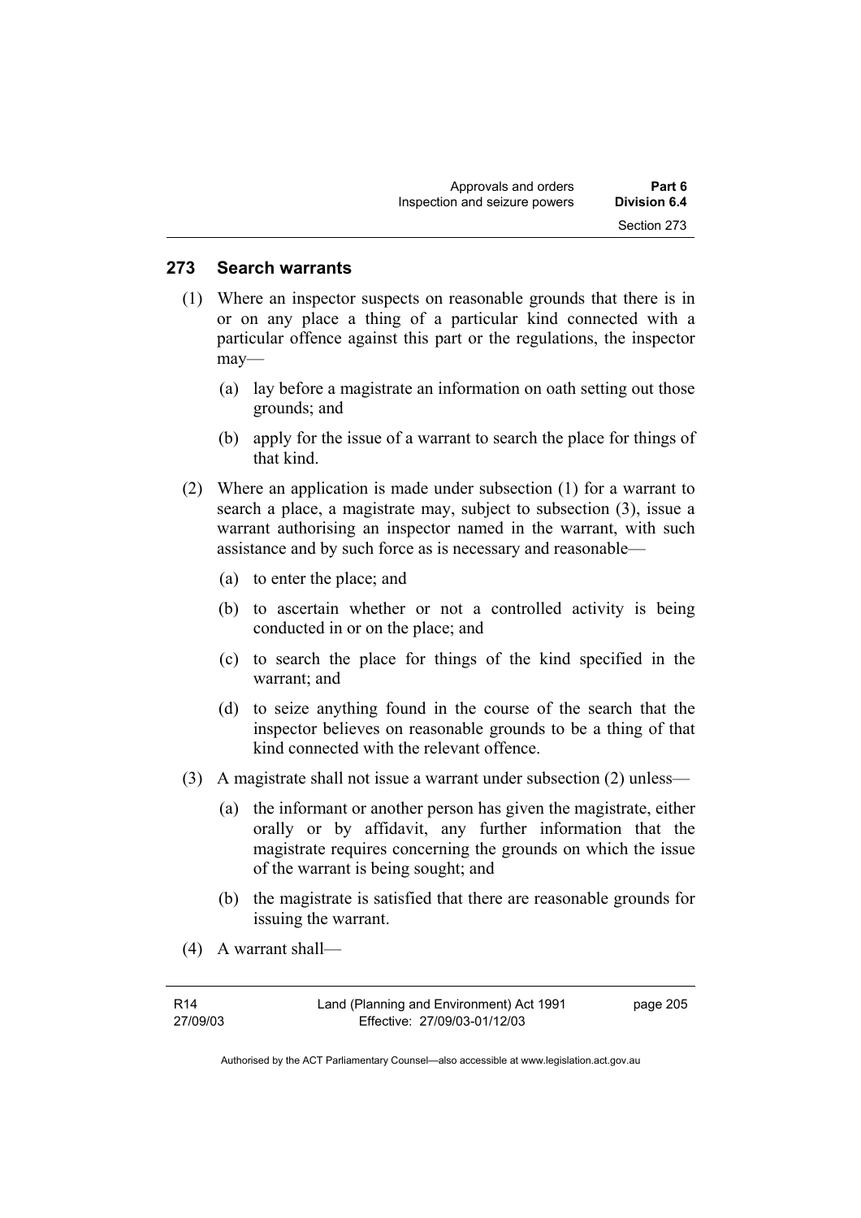## 273 Search warrants

(1) Where an inspector suspects on reasonable grounds that there is in or on any place a thing of a particular kind connected with a particular offence against this part or the regulations, the inspector may—

(a) lay before a magistrate an information on oath setting out those grounds; and

(b) apply for the issue of a warrant to search the place for things of that kind.

(2) Where an application is made under subsection (1) for a warrant to search a place, a magistrate may, subject to subsection (3), issue a warrant authorising an inspector named in the warrant, with such assistance and by such force as is necessary and reasonable—

(a) to enter the place; and

(b) to ascertain whether or not a controlled activity is being conducted in or on the place; and

(c) to search the place for things of the kind specified in the warrant; and

(d) to seize anything found in the course of the search that the inspector believes on reasonable grounds to be a thing of that kind connected with the relevant offence.

(3) A magistrate shall not issue a warrant under subsection (2) unless—

(a) the informant or another person has given the magistrate, either orally or by affidavit, any further information that the magistrate requires concerning the grounds on which the issue of the warrant is being sought; and

(b) the magistrate is satisfied that there are reasonable grounds for issuing the warrant.

(4) A warrant shall—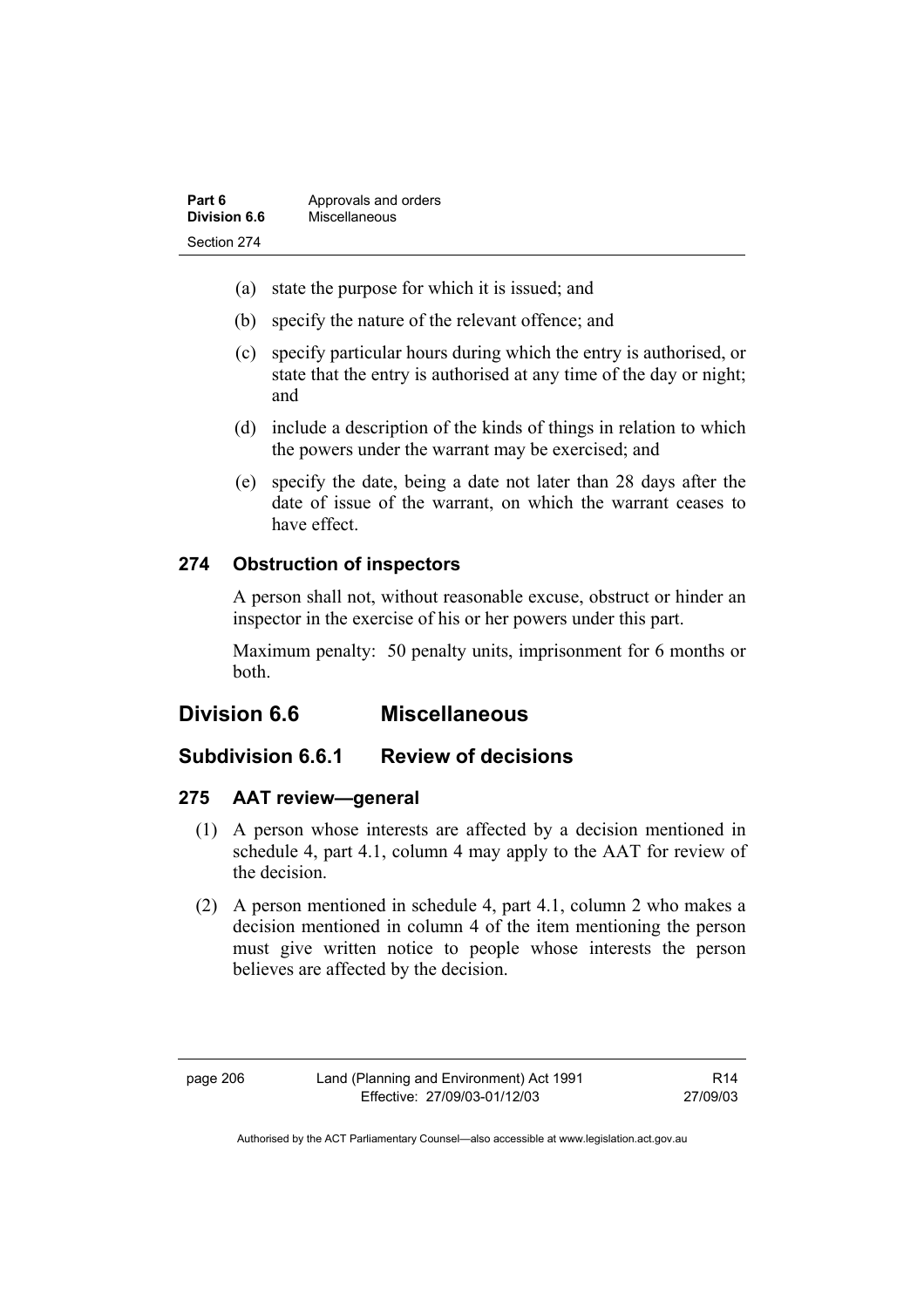(a) state the purpose for which it is issued; and

(b) specify the nature of the relevant offence; and

(c) specify particular hours during which the entry is authorised, or state that the entry is authorised at any time of the day or night; and

(d) include a description of the kinds of things in relation to which the powers under the warrant may be exercised; and

(e) specify the date, being a date not later than 28 days after the date of issue of the warrant, on which the warrant ceases to have effect.

### 274 Obstruction of inspectors

A person shall not, without reasonable excuse, obstruct or hinder an inspector in the exercise of his or her powers under this part.

Maximum penalty: 50 penalty units, imprisonment for 6 months or both.

## Division 6.6 Miscellaneous

## Subdivision 6.6.1 Review of decisions

### 275 AAT review—general

(1) A person whose interests are affected by a decision mentioned in schedule 4, part 4.1, column 4 may apply to the AAT for review of the decision.

(2) A person mentioned in schedule 4, part 4.1, column 2 who makes a decision mentioned in column 4 of the item mentioning the person must give written notice to people whose interests the person believes are affected by the decision.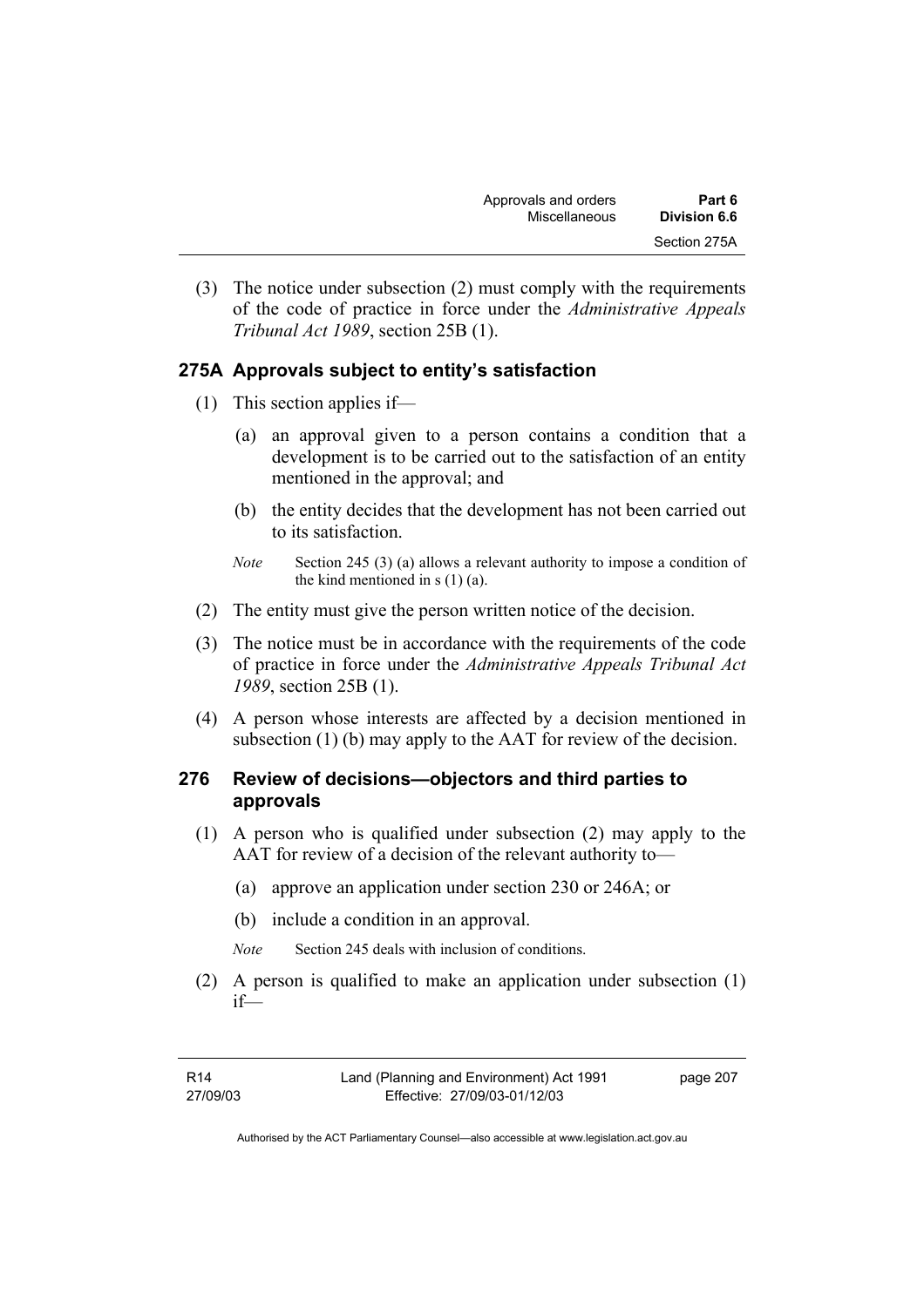(3) The notice under subsection (2) must comply with the requirements of the code of practice in force under the *Administrative Appeals Tribunal Act 1989*, section 25B (1).

### 275A Approvals subject to entity's satisfaction

(1) This section applies if—

(a) an approval given to a person contains a condition that a development is to be carried out to the satisfaction of an entity mentioned in the approval; and

(b) the entity decides that the development has not been carried out to its satisfaction.

*Note* Section 245 (3) (a) allows a relevant authority to impose a condition of the kind mentioned in s (1) (a).

(2) The entity must give the person written notice of the decision.

(3) The notice must be in accordance with the requirements of the code of practice in force under the *Administrative Appeals Tribunal Act 1989*, section 25B (1).

(4) A person whose interests are affected by a decision mentioned in subsection (1) (b) may apply to the AAT for review of the decision.

### 276 Review of decisions—objectors and third parties to approvals

(1) A person who is qualified under subsection (2) may apply to the AAT for review of a decision of the relevant authority to—

(a) approve an application under section 230 or 246A; or

(b) include a condition in an approval.

*Note* Section 245 deals with inclusion of conditions.

(2) A person is qualified to make an application under subsection (1) if—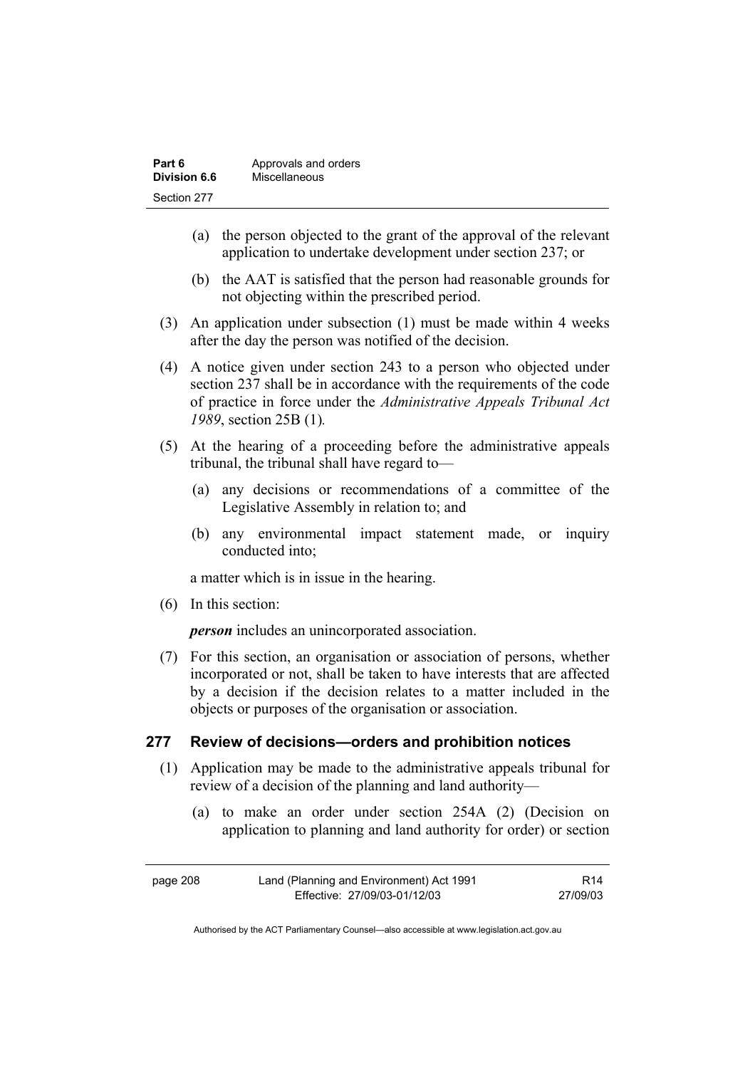(a) the person objected to the grant of the approval of the relevant application to undertake development under section 237; or

(b) the AAT is satisfied that the person had reasonable grounds for not objecting within the prescribed period.

(3) An application under subsection (1) must be made within 4 weeks after the day the person was notified of the decision.

(4) A notice given under section 243 to a person who objected under section 237 shall be in accordance with the requirements of the code of practice in force under the *Administrative Appeals Tribunal Act 1989*, section 25B (1)*.*

(5) At the hearing of a proceeding before the administrative appeals tribunal, the tribunal shall have regard to—

(a) any decisions or recommendations of a committee of the Legislative Assembly in relation to; and

(b) any environmental impact statement made, or inquiry conducted into;

a matter which is in issue in the hearing.

(6) In this section:

***person*** includes an unincorporated association.

(7) For this section, an organisation or association of persons, whether incorporated or not, shall be taken to have interests that are affected by a decision if the decision relates to a matter included in the objects or purposes of the organisation or association.

## 277 Review of decisions—orders and prohibition notices

(1) Application may be made to the administrative appeals tribunal for review of a decision of the planning and land authority—

(a) to make an order under section 254A (2) (Decision on application to planning and land authority for order) or section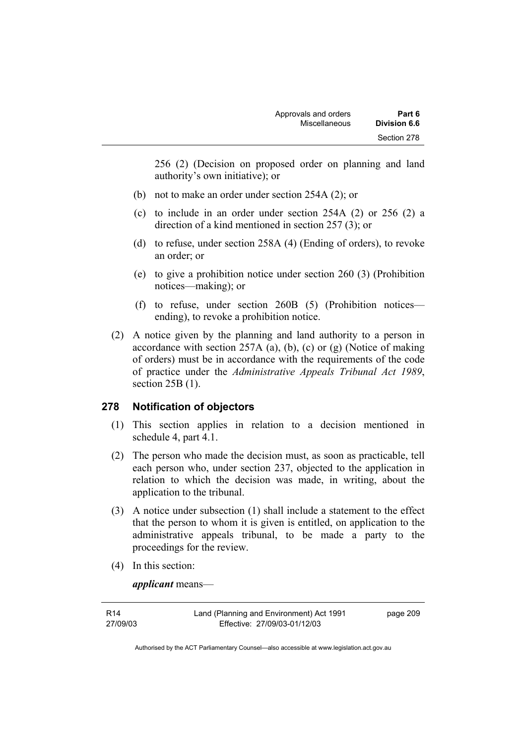256 (2) (Decision on proposed order on planning and land authority's own initiative); or

(b) not to make an order under section 254A (2); or

(c) to include in an order under section 254A (2) or 256 (2) a direction of a kind mentioned in section 257 (3); or

(d) to refuse, under section 258A (4) (Ending of orders), to revoke an order; or

(e) to give a prohibition notice under section 260 (3) (Prohibition notices—making); or

(f) to refuse, under section 260B (5) (Prohibition notices—ending), to revoke a prohibition notice.

(2) A notice given by the planning and land authority to a person in accordance with section 257A (a), (b), (c) or (g) (Notice of making of orders) must be in accordance with the requirements of the code of practice under the *Administrative Appeals Tribunal Act 1989*, section 25B (1).

## 278 Notification of objectors

(1) This section applies in relation to a decision mentioned in schedule 4, part 4.1.

(2) The person who made the decision must, as soon as practicable, tell each person who, under section 237, objected to the application in relation to which the decision was made, in writing, about the application to the tribunal.

(3) A notice under subsection (1) shall include a statement to the effect that the person to whom it is given is entitled, on application to the administrative appeals tribunal, to be made a party to the proceedings for the review.

(4) In this section:

***applicant*** means—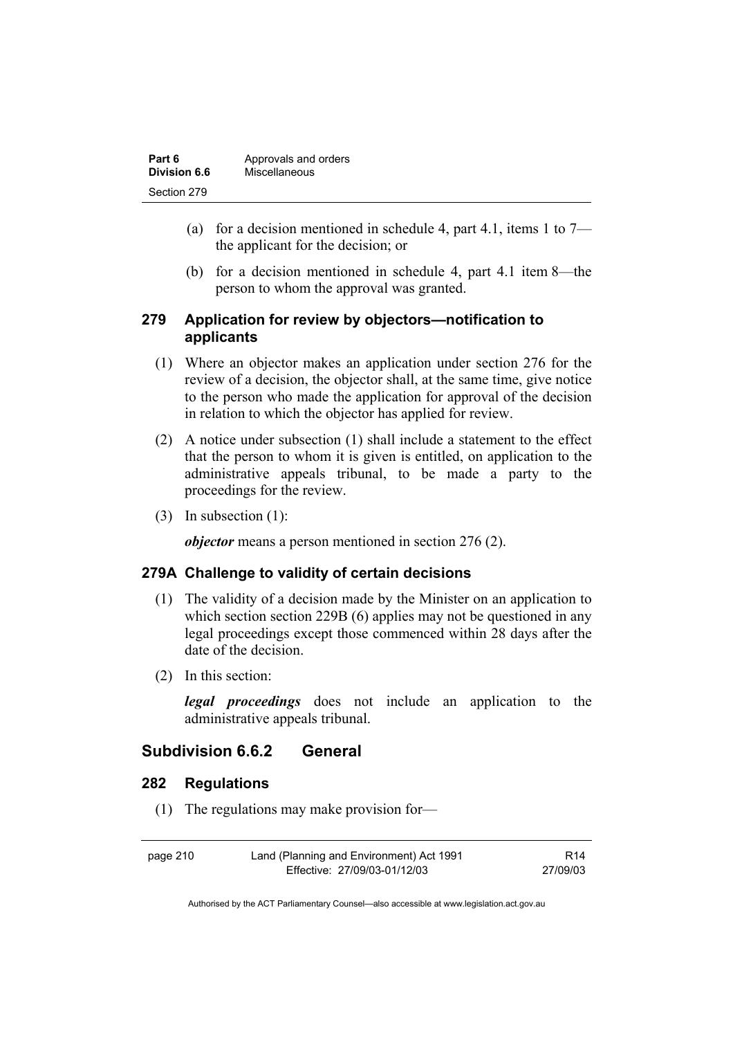(a) for a decision mentioned in schedule 4, part 4.1, items 1 to 7—the applicant for the decision; or

(b) for a decision mentioned in schedule 4, part 4.1 item 8—the person to whom the approval was granted.

### 279 Application for review by objectors—notification to applicants

(1) Where an objector makes an application under section 276 for the review of a decision, the objector shall, at the same time, give notice to the person who made the application for approval of the decision in relation to which the objector has applied for review.

(2) A notice under subsection (1) shall include a statement to the effect that the person to whom it is given is entitled, on application to the administrative appeals tribunal, to be made a party to the proceedings for the review.

(3) In subsection (1):

***objector*** means a person mentioned in section 276 (2).

### 279A Challenge to validity of certain decisions

(1) The validity of a decision made by the Minister on an application to which section section 229B (6) applies may not be questioned in any legal proceedings except those commenced within 28 days after the date of the decision.

(2) In this section:

***legal proceedings*** does not include an application to the administrative appeals tribunal.

## Subdivision 6.6.2 General

### 282 Regulations

(1) The regulations may make provision for—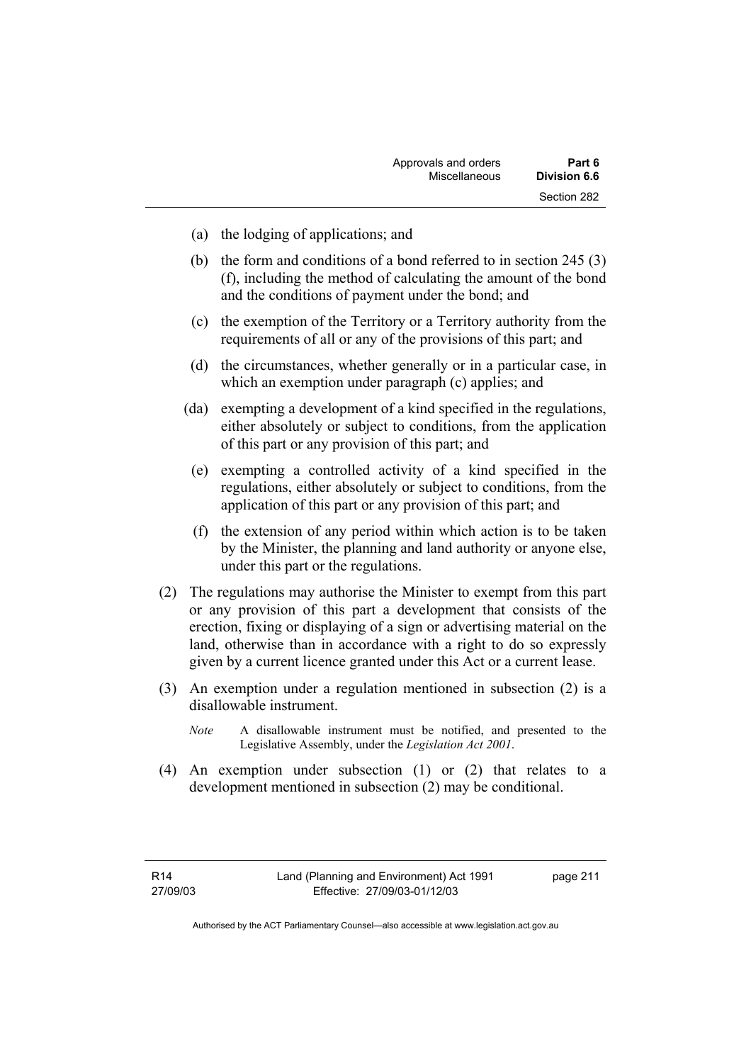(a) the lodging of applications; and

(b) the form and conditions of a bond referred to in section 245 (3) (f), including the method of calculating the amount of the bond and the conditions of payment under the bond; and

(c) the exemption of the Territory or a Territory authority from the requirements of all or any of the provisions of this part; and

(d) the circumstances, whether generally or in a particular case, in which an exemption under paragraph (c) applies; and

(da) exempting a development of a kind specified in the regulations, either absolutely or subject to conditions, from the application of this part or any provision of this part; and

(e) exempting a controlled activity of a kind specified in the regulations, either absolutely or subject to conditions, from the application of this part or any provision of this part; and

(f) the extension of any period within which action is to be taken by the Minister, the planning and land authority or anyone else, under this part or the regulations.

(2) The regulations may authorise the Minister to exempt from this part or any provision of this part a development that consists of the erection, fixing or displaying of a sign or advertising material on the land, otherwise than in accordance with a right to do so expressly given by a current licence granted under this Act or a current lease.

(3) An exemption under a regulation mentioned in subsection (2) is a disallowable instrument.

*Note* A disallowable instrument must be notified, and presented to the Legislative Assembly, under the *Legislation Act 2001*.

(4) An exemption under subsection (1) or (2) that relates to a development mentioned in subsection (2) may be conditional.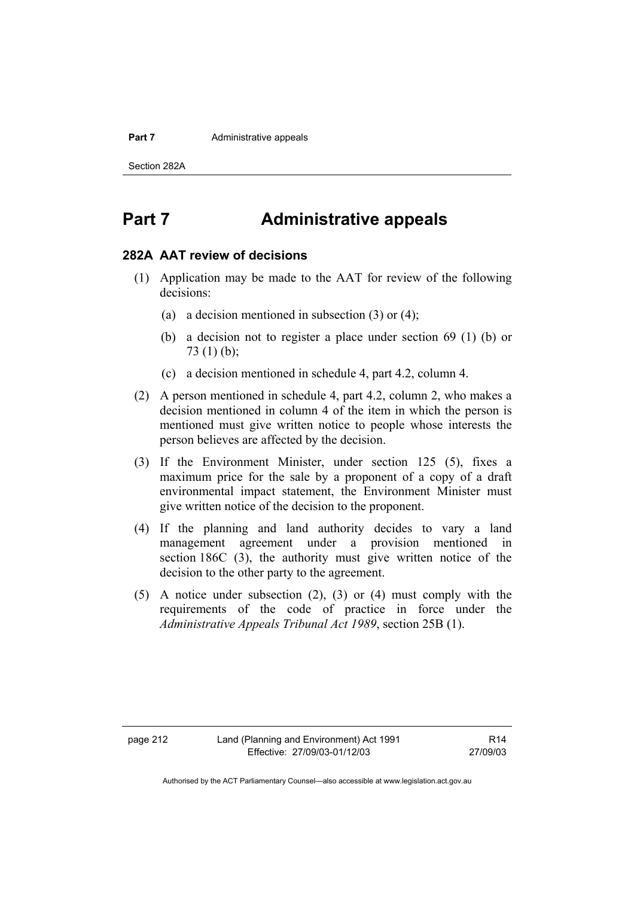# Part 7 Administrative appeals

## 282A AAT review of decisions

(1) Application may be made to the AAT for review of the following decisions:

(a) a decision mentioned in subsection (3) or (4);

(b) a decision not to register a place under section 69 (1) (b) or 73 (1) (b);

(c) a decision mentioned in schedule 4, part 4.2, column 4.

(2) A person mentioned in schedule 4, part 4.2, column 2, who makes a decision mentioned in column 4 of the item in which the person is mentioned must give written notice to people whose interests the person believes are affected by the decision.

(3) If the Environment Minister, under section 125 (5), fixes a maximum price for the sale by a proponent of a copy of a draft environmental impact statement, the Environment Minister must give written notice of the decision to the proponent.

(4) If the planning and land authority decides to vary a land management agreement under a provision mentioned in section 186C (3), the authority must give written notice of the decision to the other party to the agreement.

(5) A notice under subsection (2), (3) or (4) must comply with the requirements of the code of practice in force under the *Administrative Appeals Tribunal Act 1989*, section 25B (1).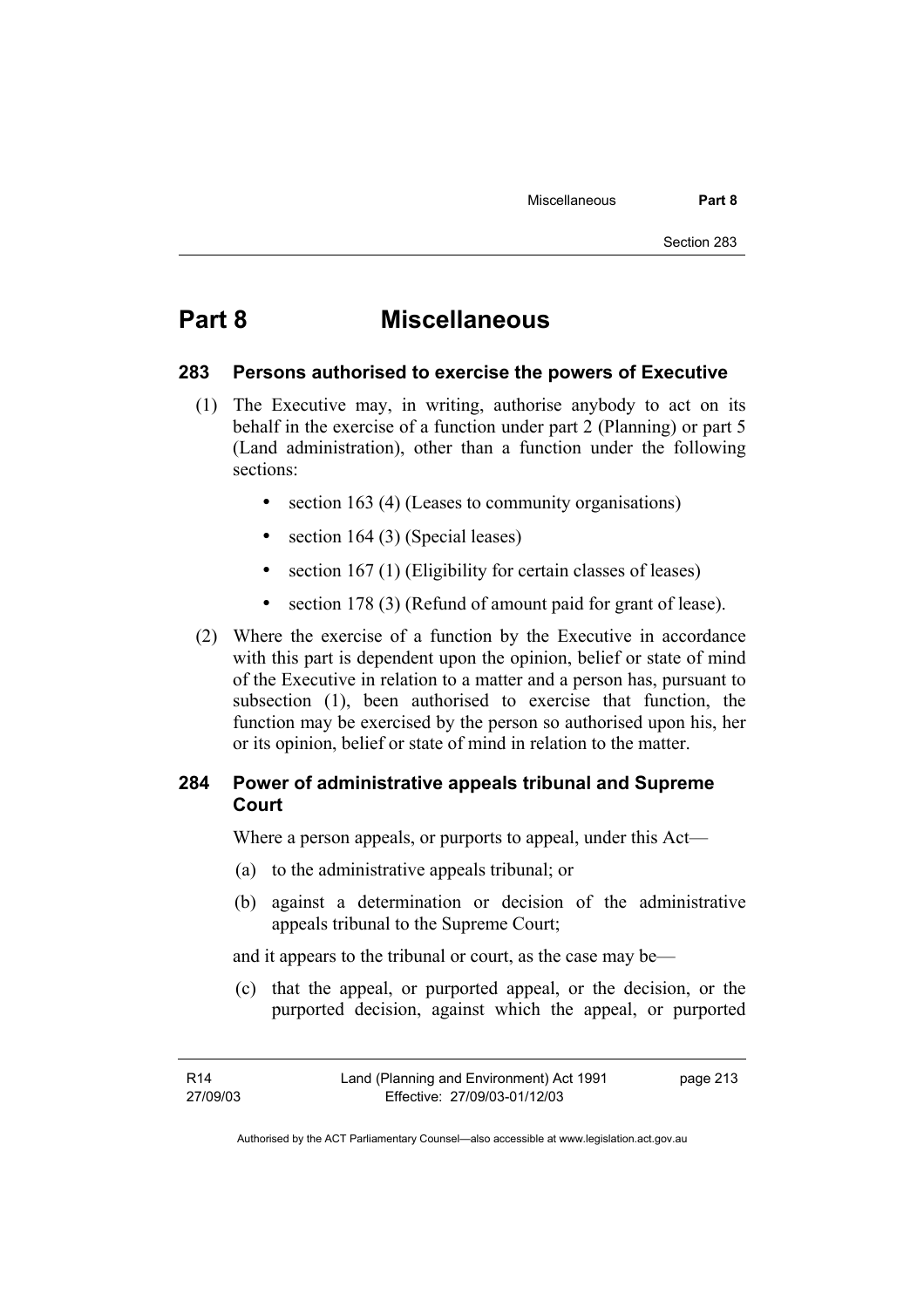# Part 8 Miscellaneous

## 283 Persons authorised to exercise the powers of Executive

(1) The Executive may, in writing, authorise anybody to act on its behalf in the exercise of a function under part 2 (Planning) or part 5 (Land administration), other than a function under the following sections:

- section 163 (4) (Leases to community organisations)
- section 164 (3) (Special leases)
- section 167 (1) (Eligibility for certain classes of leases)
- section 178 (3) (Refund of amount paid for grant of lease).

(2) Where the exercise of a function by the Executive in accordance with this part is dependent upon the opinion, belief or state of mind of the Executive in relation to a matter and a person has, pursuant to subsection (1), been authorised to exercise that function, the function may be exercised by the person so authorised upon his, her or its opinion, belief or state of mind in relation to the matter.

## 284 Power of administrative appeals tribunal and Supreme Court

Where a person appeals, or purports to appeal, under this Act—

(a) to the administrative appeals tribunal; or

(b) against a determination or decision of the administrative appeals tribunal to the Supreme Court;

and it appears to the tribunal or court, as the case may be—

(c) that the appeal, or purported appeal, or the decision, or the purported decision, against which the appeal, or purported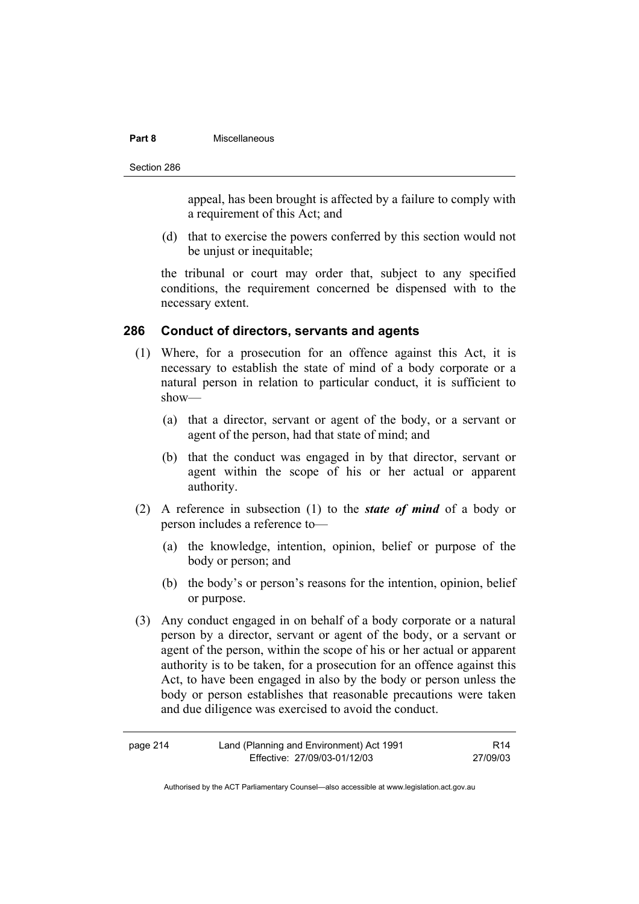appeal, has been brought is affected by a failure to comply with a requirement of this Act; and

(d) that to exercise the powers conferred by this section would not be unjust or inequitable;

the tribunal or court may order that, subject to any specified conditions, the requirement concerned be dispensed with to the necessary extent.

### 286 Conduct of directors, servants and agents

(1) Where, for a prosecution for an offence against this Act, it is necessary to establish the state of mind of a body corporate or a natural person in relation to particular conduct, it is sufficient to show—

(a) that a director, servant or agent of the body, or a servant or agent of the person, had that state of mind; and

(b) that the conduct was engaged in by that director, servant or agent within the scope of his or her actual or apparent authority.

(2) A reference in subsection (1) to the ***state of mind*** of a body or person includes a reference to—

(a) the knowledge, intention, opinion, belief or purpose of the body or person; and

(b) the body's or person's reasons for the intention, opinion, belief or purpose.

(3) Any conduct engaged in on behalf of a body corporate or a natural person by a director, servant or agent of the body, or a servant or agent of the person, within the scope of his or her actual or apparent authority is to be taken, for a prosecution for an offence against this Act, to have been engaged in also by the body or person unless the body or person establishes that reasonable precautions were taken and due diligence was exercised to avoid the conduct.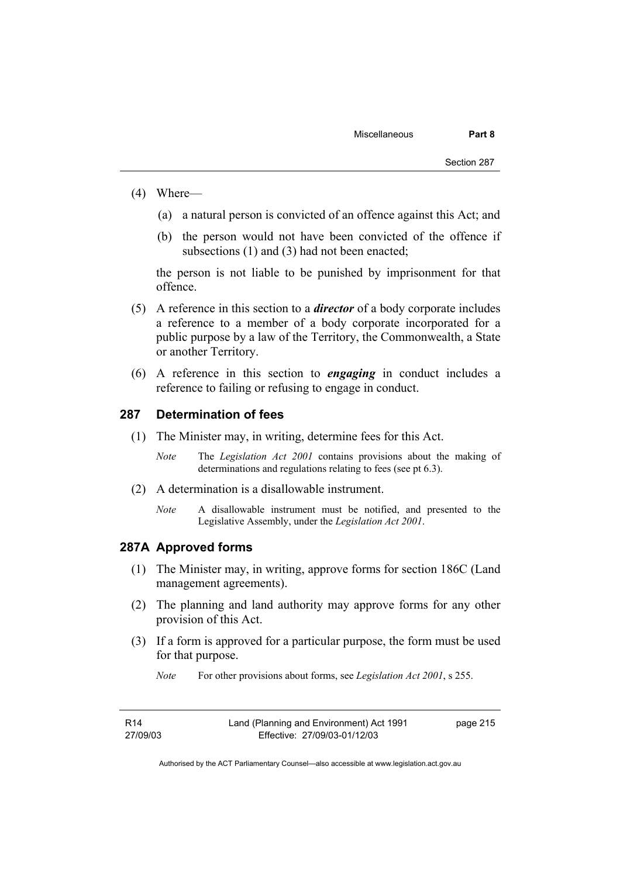(4) Where—

(a) a natural person is convicted of an offence against this Act; and

(b) the person would not have been convicted of the offence if subsections (1) and (3) had not been enacted;

the person is not liable to be punished by imprisonment for that offence.

(5) A reference in this section to a ***director*** of a body corporate includes a reference to a member of a body corporate incorporated for a public purpose by a law of the Territory, the Commonwealth, a State or another Territory.

(6) A reference in this section to ***engaging*** in conduct includes a reference to failing or refusing to engage in conduct.

## 287 Determination of fees

(1) The Minister may, in writing, determine fees for this Act.

*Note* The *Legislation Act 2001* contains provisions about the making of determinations and regulations relating to fees (see pt 6.3).

(2) A determination is a disallowable instrument.

*Note* A disallowable instrument must be notified, and presented to the Legislative Assembly, under the *Legislation Act 2001*.

## 287A Approved forms

(1) The Minister may, in writing, approve forms for section 186C (Land management agreements).

(2) The planning and land authority may approve forms for any other provision of this Act.

(3) If a form is approved for a particular purpose, the form must be used for that purpose.

*Note* For other provisions about forms, see *Legislation Act 2001*, s 255.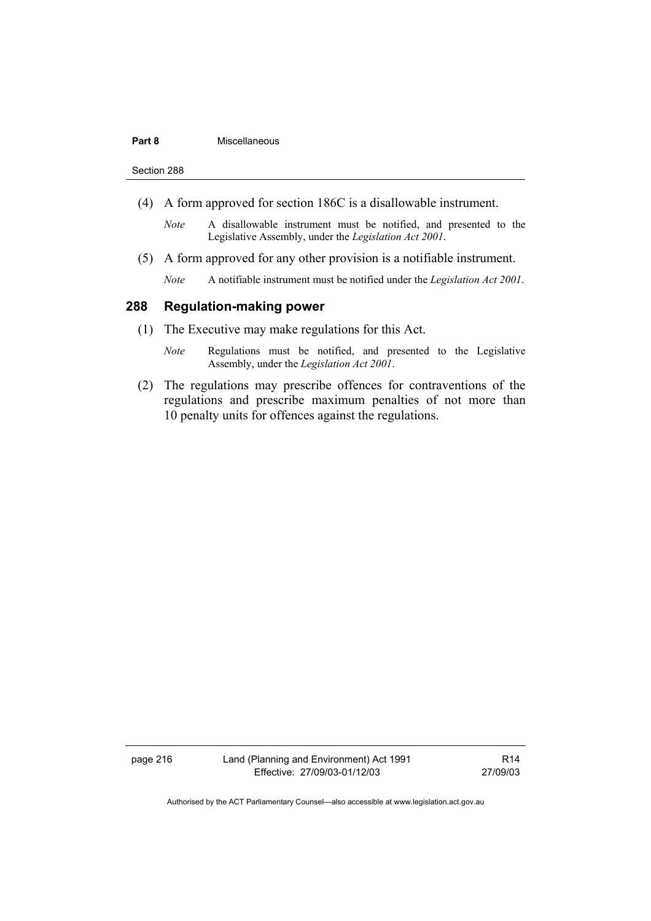(4) A form approved for section 186C is a disallowable instrument.

*Note* A disallowable instrument must be notified, and presented to the Legislative Assembly, under the *Legislation Act 2001*.

(5) A form approved for any other provision is a notifiable instrument.

*Note* A notifiable instrument must be notified under the *Legislation Act 2001*.

## 288 Regulation-making power

(1) The Executive may make regulations for this Act.

*Note* Regulations must be notified, and presented to the Legislative Assembly, under the *Legislation Act 2001*.

(2) The regulations may prescribe offences for contraventions of the regulations and prescribe maximum penalties of not more than 10 penalty units for offences against the regulations.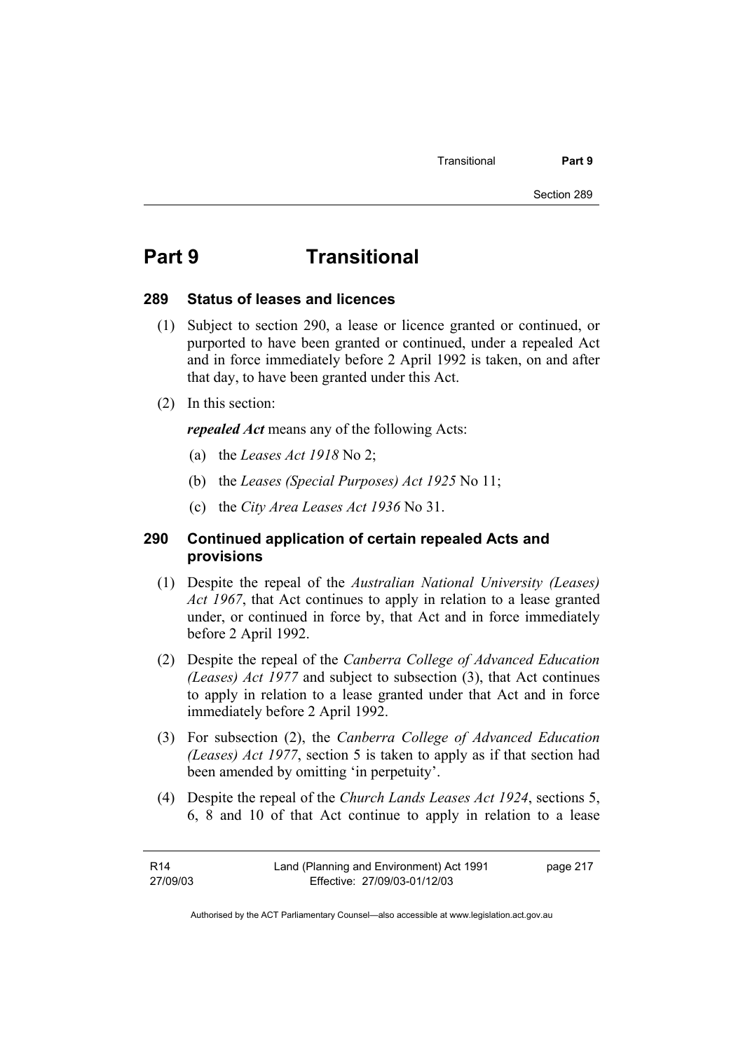# Part 9 Transitional

## 289 Status of leases and licences

(1) Subject to section 290, a lease or licence granted or continued, or purported to have been granted or continued, under a repealed Act and in force immediately before 2 April 1992 is taken, on and after that day, to have been granted under this Act.

(2) In this section:

***repealed Act*** means any of the following Acts:

(a) the *Leases Act 1918* No 2;

(b) the *Leases (Special Purposes) Act 1925* No 11;

(c) the *City Area Leases Act 1936* No 31.

## 290 Continued application of certain repealed Acts and provisions

(1) Despite the repeal of the *Australian National University (Leases) Act 1967*, that Act continues to apply in relation to a lease granted under, or continued in force by, that Act and in force immediately before 2 April 1992.

(2) Despite the repeal of the *Canberra College of Advanced Education (Leases) Act 1977* and subject to subsection (3), that Act continues to apply in relation to a lease granted under that Act and in force immediately before 2 April 1992.

(3) For subsection (2), the *Canberra College of Advanced Education (Leases) Act 1977*, section 5 is taken to apply as if that section had been amended by omitting 'in perpetuity'.

(4) Despite the repeal of the *Church Lands Leases Act 1924*, sections 5, 6, 8 and 10 of that Act continue to apply in relation to a lease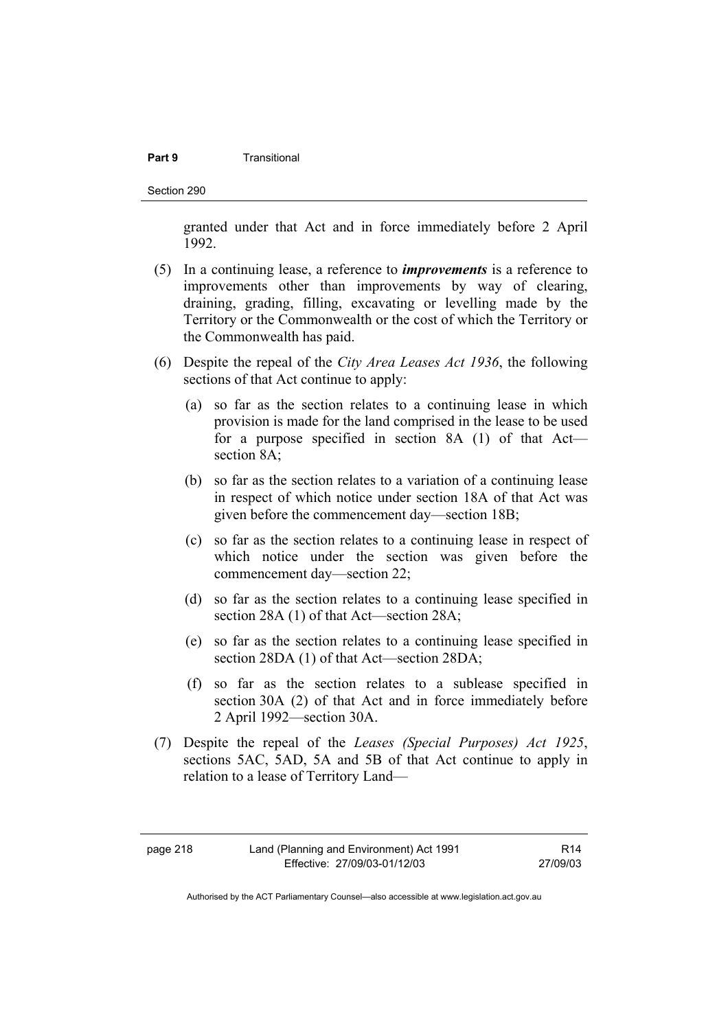granted under that Act and in force immediately before 2 April 1992.

(5) In a continuing lease, a reference to ***improvements*** is a reference to improvements other than improvements by way of clearing, draining, grading, filling, excavating or levelling made by the Territory or the Commonwealth or the cost of which the Territory or the Commonwealth has paid.

(6) Despite the repeal of the *City Area Leases Act 1936*, the following sections of that Act continue to apply:

(a) so far as the section relates to a continuing lease in which provision is made for the land comprised in the lease to be used for a purpose specified in section 8A (1) of that Act—section 8A;

(b) so far as the section relates to a variation of a continuing lease in respect of which notice under section 18A of that Act was given before the commencement day—section 18B;

(c) so far as the section relates to a continuing lease in respect of which notice under the section was given before the commencement day—section 22;

(d) so far as the section relates to a continuing lease specified in section 28A (1) of that Act—section 28A;

(e) so far as the section relates to a continuing lease specified in section 28DA (1) of that Act—section 28DA;

(f) so far as the section relates to a sublease specified in section 30A (2) of that Act and in force immediately before 2 April 1992—section 30A.

(7) Despite the repeal of the *Leases (Special Purposes) Act 1925*, sections 5AC, 5AD, 5A and 5B of that Act continue to apply in relation to a lease of Territory Land—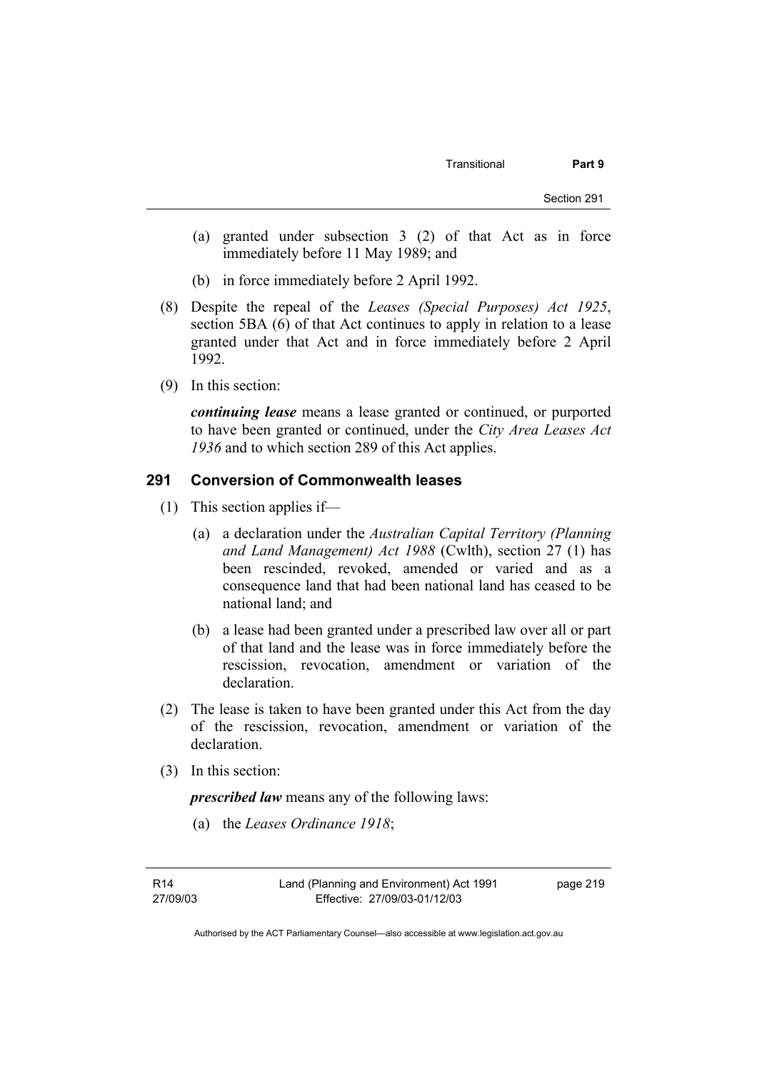(a) granted under subsection 3 (2) of that Act as in force immediately before 11 May 1989; and

(b) in force immediately before 2 April 1992.

(8) Despite the repeal of the *Leases (Special Purposes) Act 1925*, section 5BA (6) of that Act continues to apply in relation to a lease granted under that Act and in force immediately before 2 April 1992.

(9) In this section:

***continuing lease*** means a lease granted or continued, or purported to have been granted or continued, under the *City Area Leases Act 1936* and to which section 289 of this Act applies.

## 291 Conversion of Commonwealth leases

(1) This section applies if—

(a) a declaration under the *Australian Capital Territory (Planning and Land Management) Act 1988* (Cwlth), section 27 (1) has been rescinded, revoked, amended or varied and as a consequence land that had been national land has ceased to be national land; and

(b) a lease had been granted under a prescribed law over all or part of that land and the lease was in force immediately before the rescission, revocation, amendment or variation of the declaration.

(2) The lease is taken to have been granted under this Act from the day of the rescission, revocation, amendment or variation of the declaration.

(3) In this section:

***prescribed law*** means any of the following laws:

(a) the *Leases Ordinance 1918*;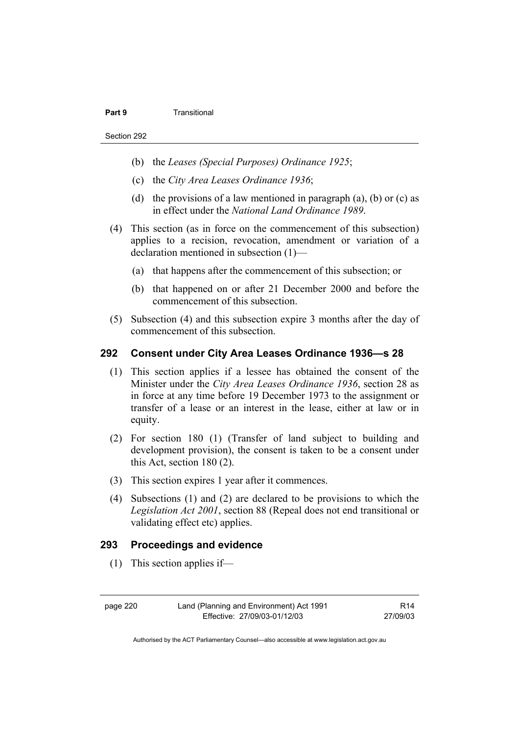(b) the *Leases (Special Purposes) Ordinance 1925*;

(c) the *City Area Leases Ordinance 1936*;

(d) the provisions of a law mentioned in paragraph (a), (b) or (c) as in effect under the *National Land Ordinance 1989*.

(4) This section (as in force on the commencement of this subsection) applies to a recision, revocation, amendment or variation of a declaration mentioned in subsection (1)—

(a) that happens after the commencement of this subsection; or

(b) that happened on or after 21 December 2000 and before the commencement of this subsection.

(5) Subsection (4) and this subsection expire 3 months after the day of commencement of this subsection.

### 292 Consent under City Area Leases Ordinance 1936—s 28

(1) This section applies if a lessee has obtained the consent of the Minister under the *City Area Leases Ordinance 1936*, section 28 as in force at any time before 19 December 1973 to the assignment or transfer of a lease or an interest in the lease, either at law or in equity.

(2) For section 180 (1) (Transfer of land subject to building and development provision), the consent is taken to be a consent under this Act, section 180 (2).

(3) This section expires 1 year after it commences.

(4) Subsections (1) and (2) are declared to be provisions to which the *Legislation Act 2001*, section 88 (Repeal does not end transitional or validating effect etc) applies.

### 293 Proceedings and evidence

(1) This section applies if—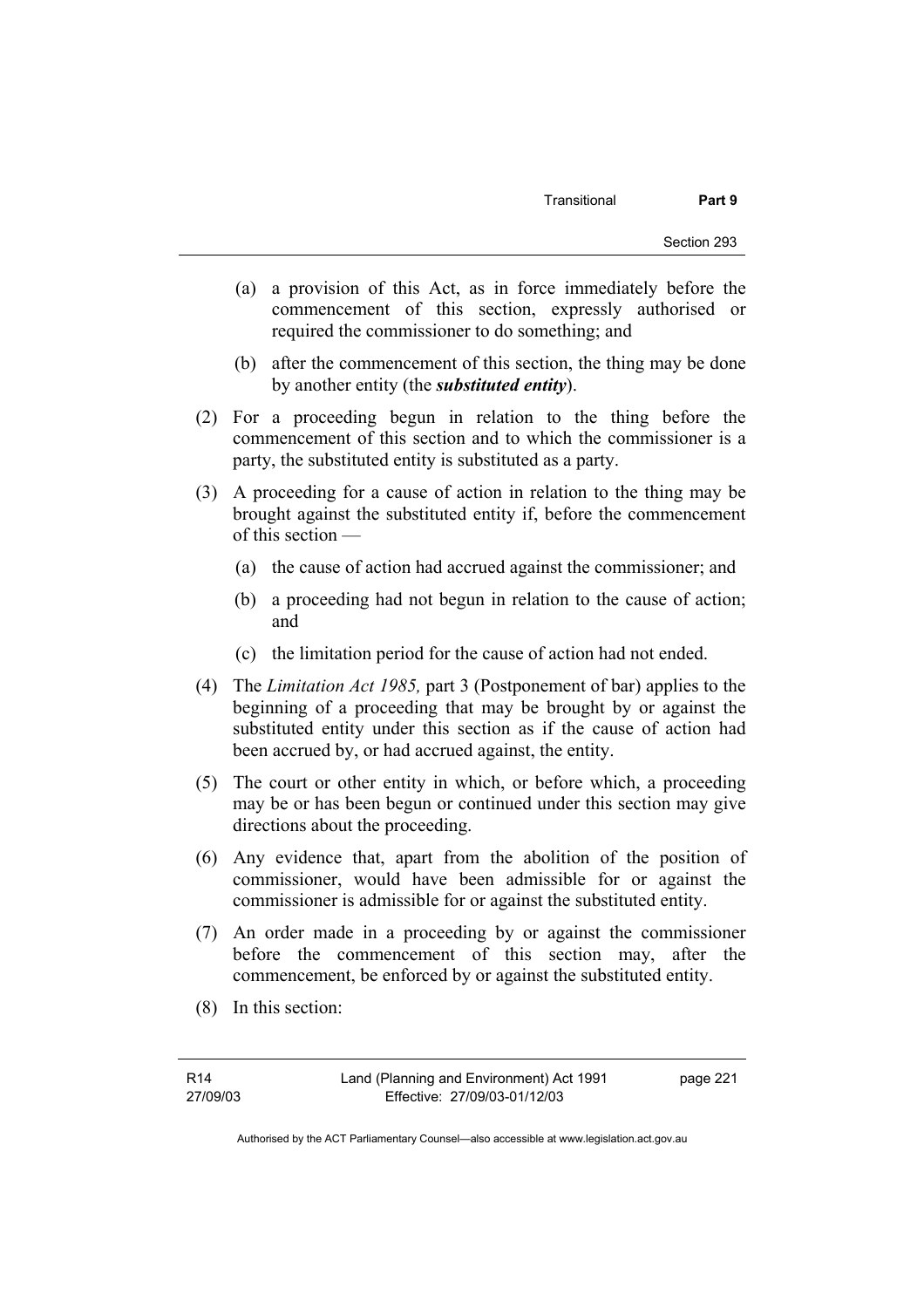(a) a provision of this Act, as in force immediately before the commencement of this section, expressly authorised or required the commissioner to do something; and

(b) after the commencement of this section, the thing may be done by another entity (the ***substituted entity***).

(2) For a proceeding begun in relation to the thing before the commencement of this section and to which the commissioner is a party, the substituted entity is substituted as a party.

(3) A proceeding for a cause of action in relation to the thing may be brought against the substituted entity if, before the commencement of this section —

(a) the cause of action had accrued against the commissioner; and

(b) a proceeding had not begun in relation to the cause of action; and

(c) the limitation period for the cause of action had not ended.

(4) The *Limitation Act 1985,* part 3 (Postponement of bar) applies to the beginning of a proceeding that may be brought by or against the substituted entity under this section as if the cause of action had been accrued by, or had accrued against, the entity.

(5) The court or other entity in which, or before which, a proceeding may be or has been begun or continued under this section may give directions about the proceeding.

(6) Any evidence that, apart from the abolition of the position of commissioner, would have been admissible for or against the commissioner is admissible for or against the substituted entity.

(7) An order made in a proceeding by or against the commissioner before the commencement of this section may, after the commencement, be enforced by or against the substituted entity.

(8) In this section: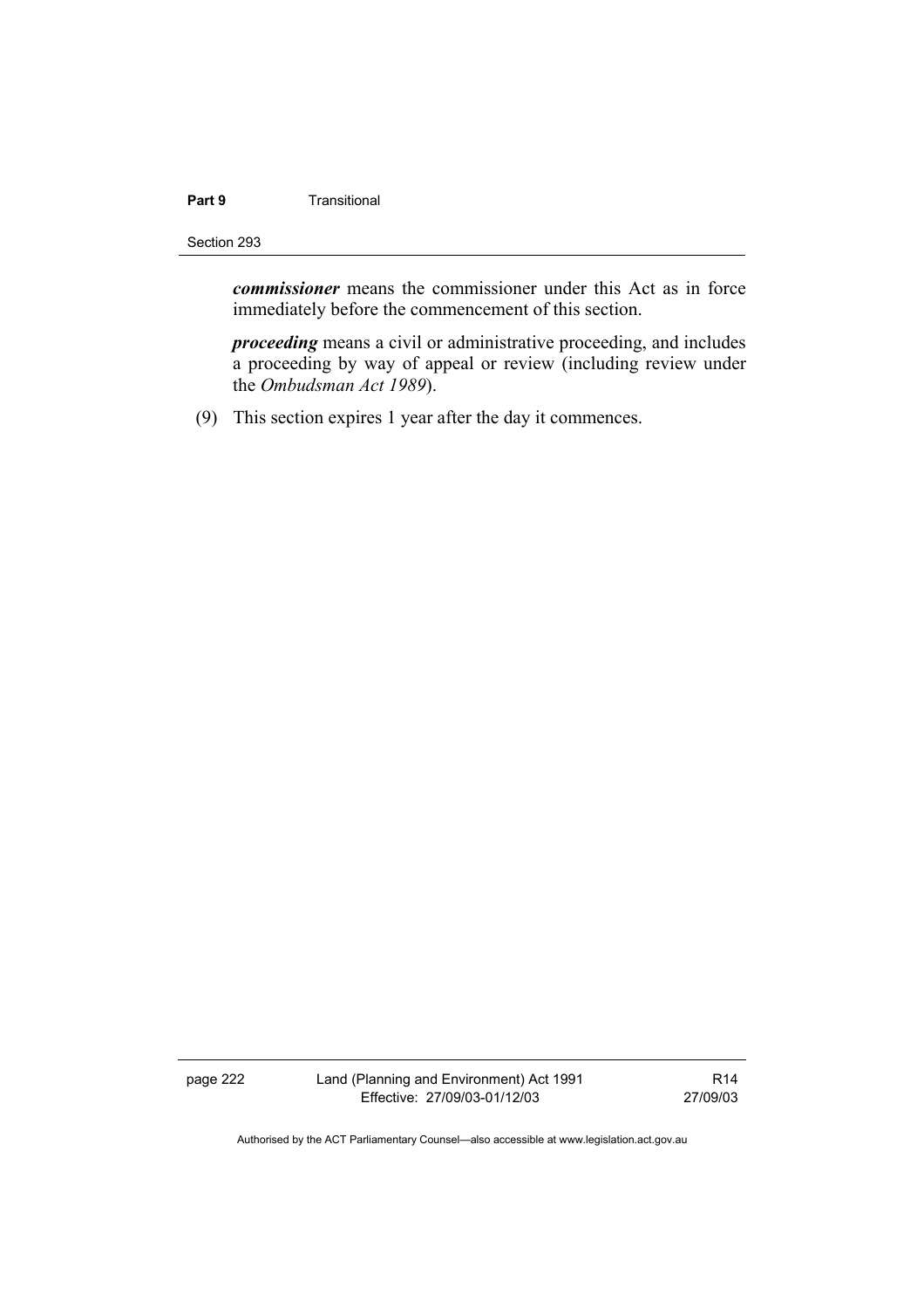***commissioner*** means the commissioner under this Act as in force immediately before the commencement of this section.

***proceeding*** means a civil or administrative proceeding, and includes a proceeding by way of appeal or review (including review under the *Ombudsman Act 1989*).

(9) This section expires 1 year after the day it commences.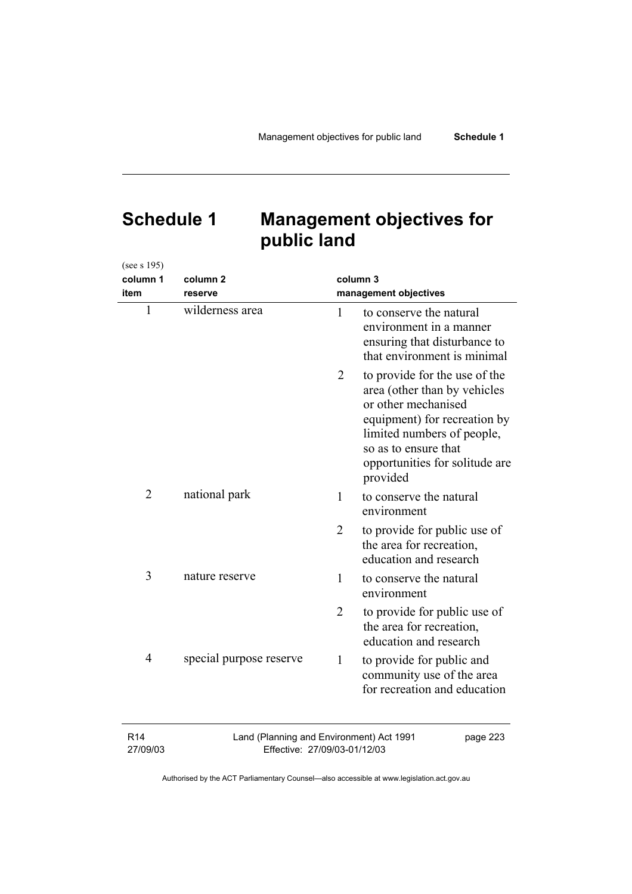# Schedule 1 Management objectives for public land

(see s 195)

| column 1 item | column 2 reserve | column 3 management objectives |
|---|---|---|
| 1 | wilderness area | 1 to conserve the natural environment in a manner ensuring that disturbance to that environment is minimal |
| | | 2 to provide for the use of the area (other than by vehicles or other mechanised equipment) for recreation by limited numbers of people, so as to ensure that opportunities for solitude are provided |
| 2 | national park | 1 to conserve the natural environment |
| | | 2 to provide for public use of the area for recreation, education and research |
| 3 | nature reserve | 1 to conserve the natural environment |
| | | 2 to provide for public use of the area for recreation, education and research |
| 4 | special purpose reserve | 1 to provide for public and community use of the area for recreation and education |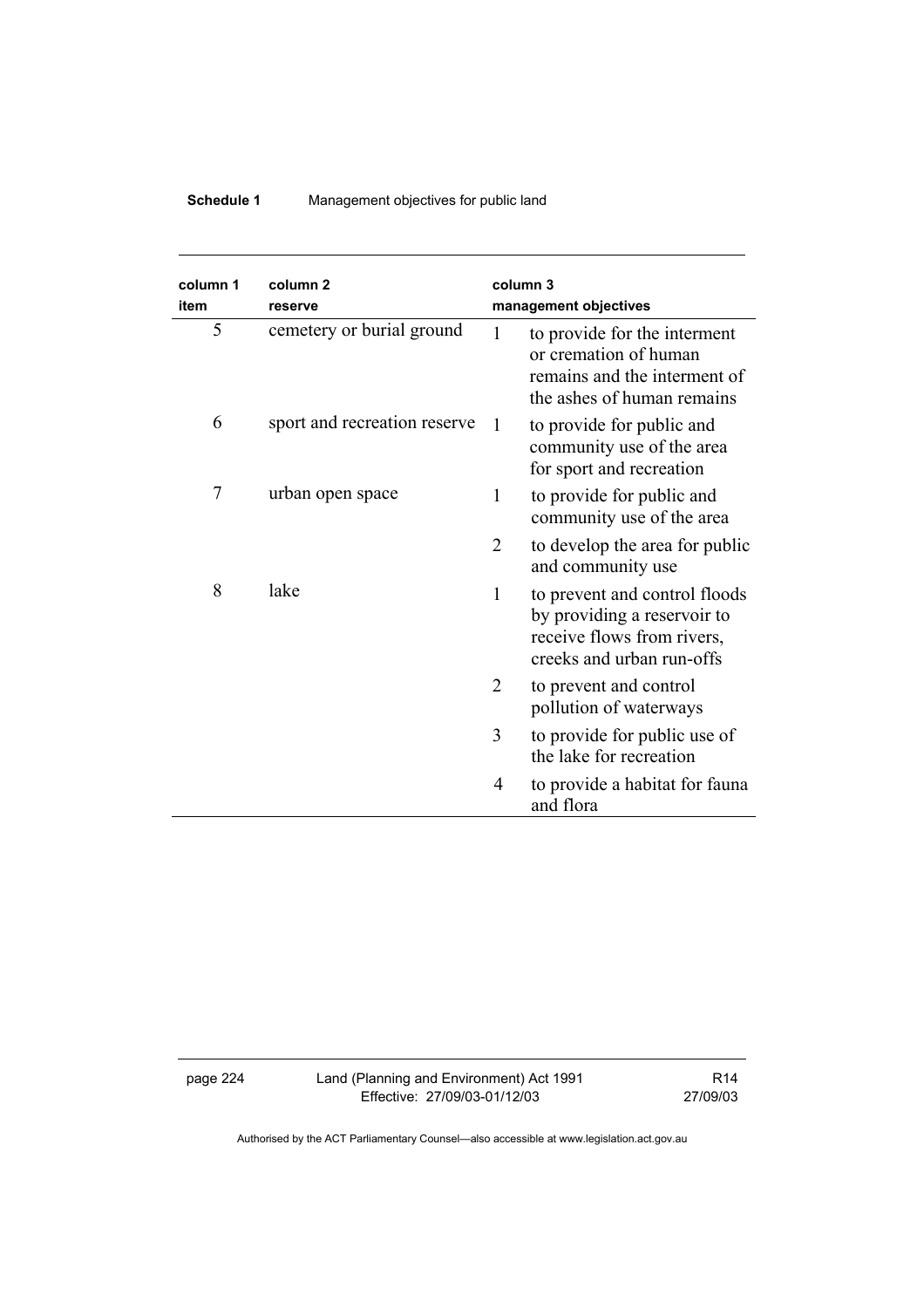| column 1 item | column 2 reserve | column 3 management objectives |
|---|---|---|
| 5 | cemetery or burial ground | 1 to provide for the interment or cremation of human remains and the interment of the ashes of human remains |
| 6 | sport and recreation reserve | 1 to provide for public and community use of the area for sport and recreation |
| 7 | urban open space | 1 to provide for public and community use of the area |
| | | 2 to develop the area for public and community use |
| 8 | lake | 1 to prevent and control floods by providing a reservoir to receive flows from rivers, creeks and urban run-offs |
| | | 2 to prevent and control pollution of waterways |
| | | 3 to provide for public use of the lake for recreation |
| | | 4 to provide a habitat for fauna and flora |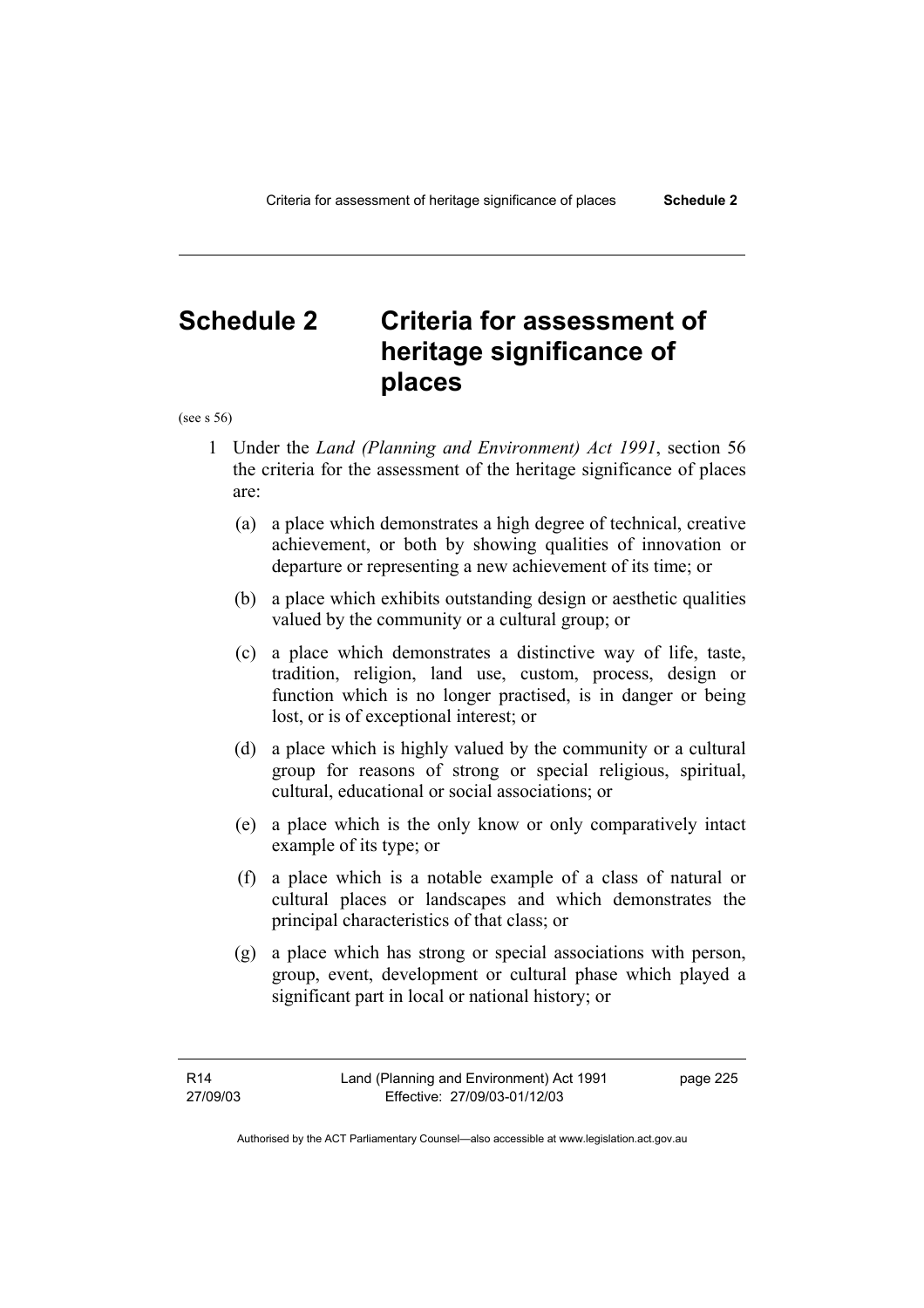# Schedule 2 Criteria for assessment of heritage significance of places

(see s 56)

1 Under the *Land (Planning and Environment) Act 1991*, section 56 the criteria for the assessment of the heritage significance of places are:

(a) a place which demonstrates a high degree of technical, creative achievement, or both by showing qualities of innovation or departure or representing a new achievement of its time; or

(b) a place which exhibits outstanding design or aesthetic qualities valued by the community or a cultural group; or

(c) a place which demonstrates a distinctive way of life, taste, tradition, religion, land use, custom, process, design or function which is no longer practised, is in danger or being lost, or is of exceptional interest; or

(d) a place which is highly valued by the community or a cultural group for reasons of strong or special religious, spiritual, cultural, educational or social associations; or

(e) a place which is the only know or only comparatively intact example of its type; or

(f) a place which is a notable example of a class of natural or cultural places or landscapes and which demonstrates the principal characteristics of that class; or

(g) a place which has strong or special associations with person, group, event, development or cultural phase which played a significant part in local or national history; or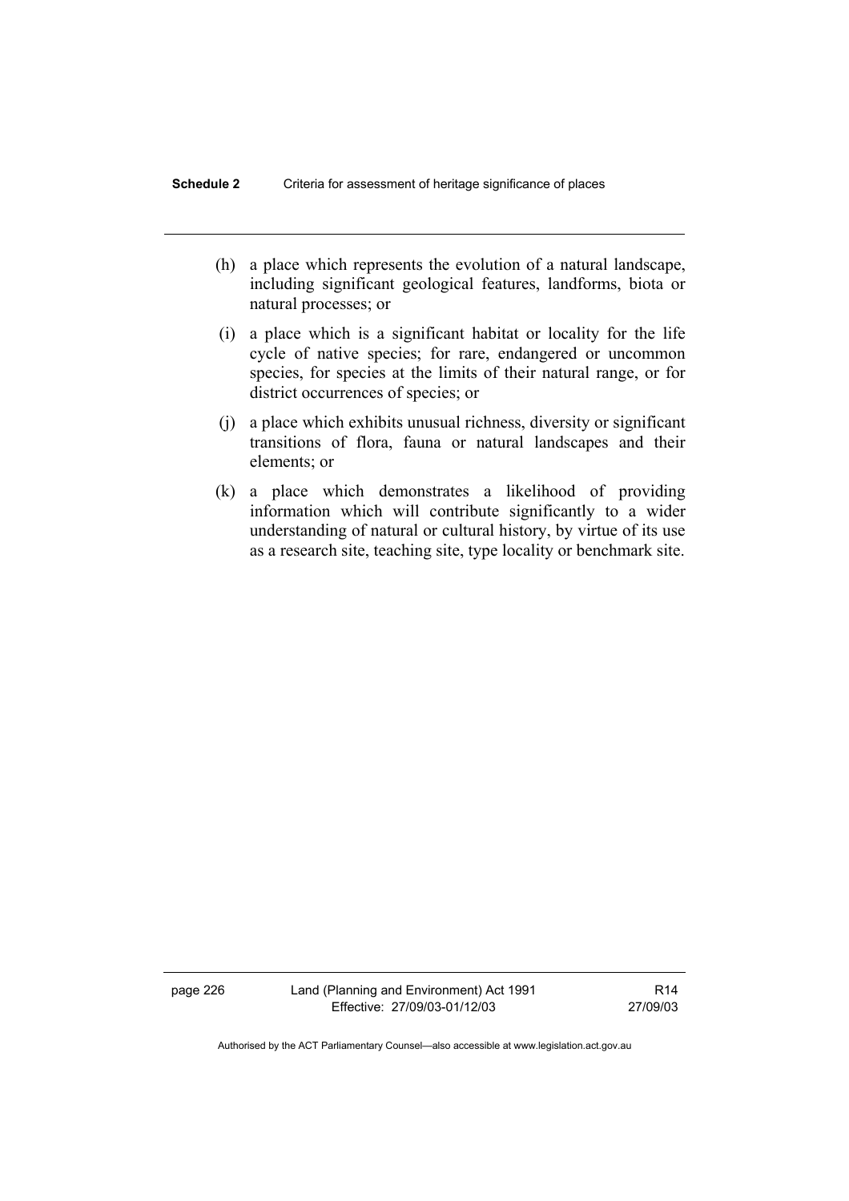(h) a place which represents the evolution of a natural landscape, including significant geological features, landforms, biota or natural processes; or

(i) a place which is a significant habitat or locality for the life cycle of native species; for rare, endangered or uncommon species, for species at the limits of their natural range, or for district occurrences of species; or

(j) a place which exhibits unusual richness, diversity or significant transitions of flora, fauna or natural landscapes and their elements; or

(k) a place which demonstrates a likelihood of providing information which will contribute significantly to a wider understanding of natural or cultural history, by virtue of its use as a research site, teaching site, type locality or benchmark site.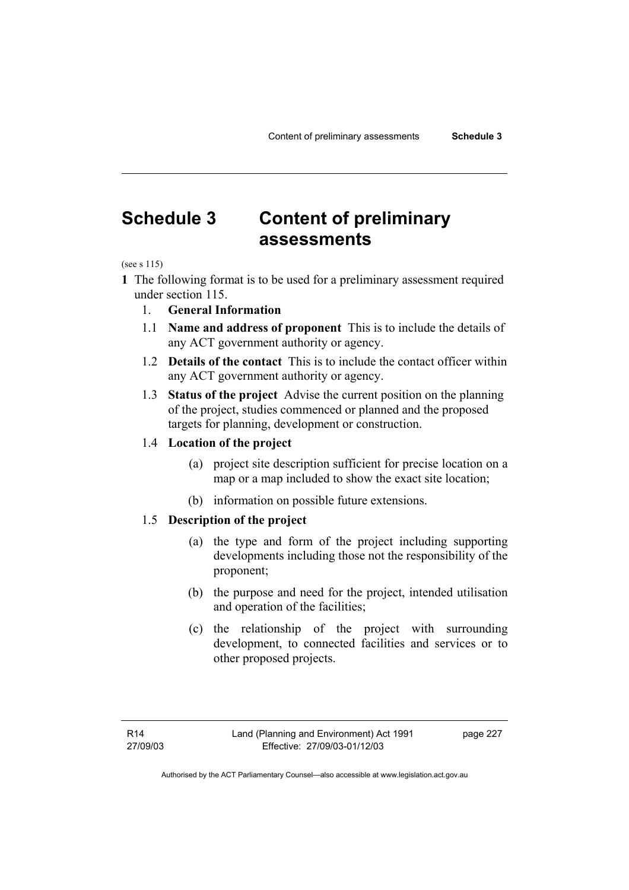# Schedule 3 Content of preliminary assessments

(see s 115)

**1** The following format is to be used for a preliminary assessment required under section 115.

1. **General Information**

1.1 **Name and address of proponent** This is to include the details of any ACT government authority or agency.

1.2 **Details of the contact** This is to include the contact officer within any ACT government authority or agency.

1.3 **Status of the project** Advise the current position on the planning of the project, studies commenced or planned and the proposed targets for planning, development or construction.

1.4 **Location of the project**

(a) project site description sufficient for precise location on a map or a map included to show the exact site location;

(b) information on possible future extensions.

1.5 **Description of the project**

(a) the type and form of the project including supporting developments including those not the responsibility of the proponent;

(b) the purpose and need for the project, intended utilisation and operation of the facilities;

(c) the relationship of the project with surrounding development, to connected facilities and services or to other proposed projects.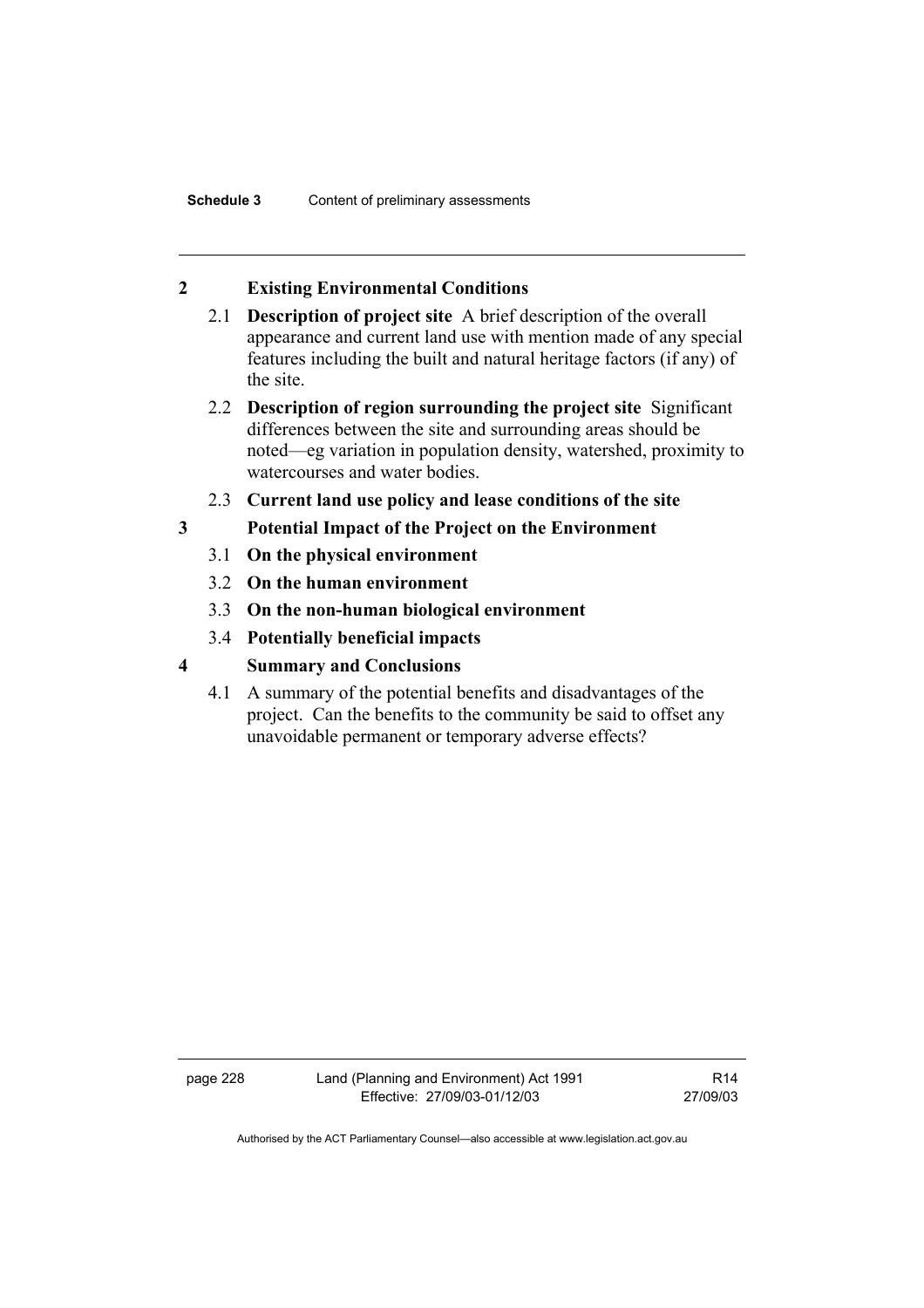**2 Existing Environmental Conditions**

2.1 **Description of project site** A brief description of the overall appearance and current land use with mention made of any special features including the built and natural heritage factors (if any) of the site.

2.2 **Description of region surrounding the project site** Significant differences between the site and surrounding areas should be noted—eg variation in population density, watershed, proximity to watercourses and water bodies.

2.3 **Current land use policy and lease conditions of the site**

**3 Potential Impact of the Project on the Environment**

3.1 **On the physical environment**

3.2 **On the human environment**

3.3 **On the non-human biological environment**

3.4 **Potentially beneficial impacts**

**4 Summary and Conclusions**

4.1 A summary of the potential benefits and disadvantages of the project. Can the benefits to the community be said to offset any unavoidable permanent or temporary adverse effects?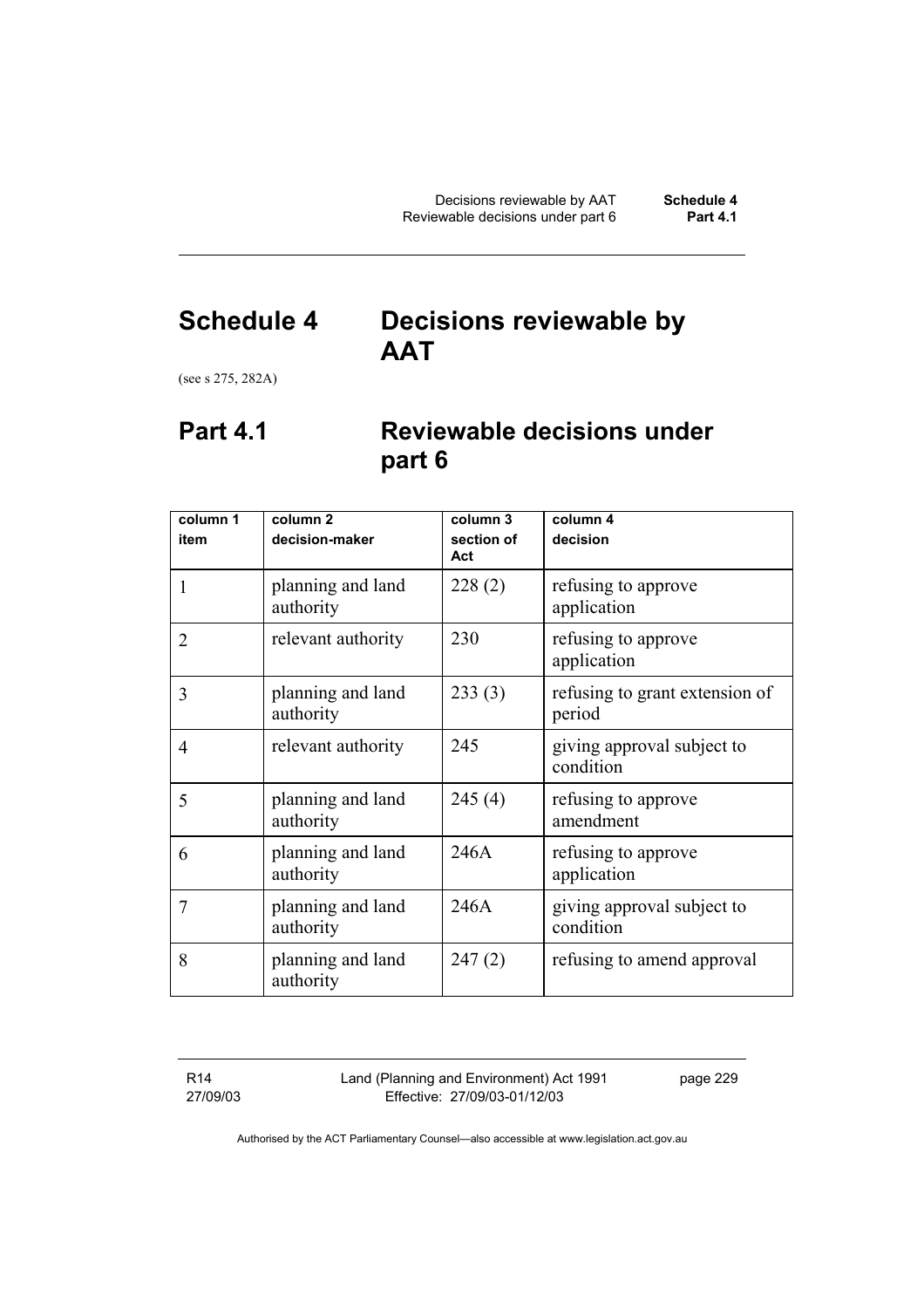# Schedule 4 Decisions reviewable by AAT

(see s 275, 282A)

## Part 4.1 Reviewable decisions under part 6

| column 1<br>item | column 2<br>decision-maker | column 3<br>section of Act | column 4<br>decision |
|---|---|---|---|
| 1 | planning and land authority | 228 (2) | refusing to approve application |
| 2 | relevant authority | 230 | refusing to approve application |
| 3 | planning and land authority | 233 (3) | refusing to grant extension of period |
| 4 | relevant authority | 245 | giving approval subject to condition |
| 5 | planning and land authority | 245 (4) | refusing to approve amendment |
| 6 | planning and land authority | 246A | refusing to approve application |
| 7 | planning and land authority | 246A | giving approval subject to condition |
| 8 | planning and land authority | 247 (2) | refusing to amend approval |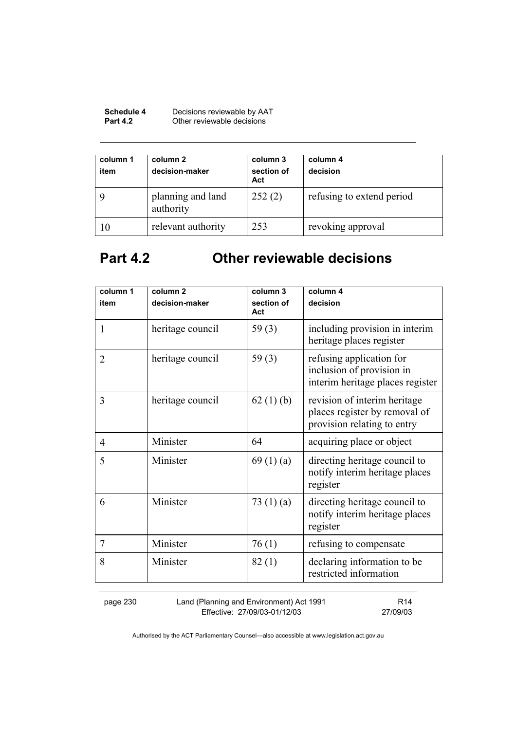| column 1 item | column 2 decision-maker | column 3 section of Act | column 4 decision |
|---|---|---|---|
| 9 | planning and land authority | 252 (2) | refusing to extend period |
| 10 | relevant authority | 253 | revoking approval |

## Part 4.2 Other reviewable decisions

| column 1 item | column 2 decision-maker | column 3 section of Act | column 4 decision |
|---|---|---|---|
| 1 | heritage council | 59 (3) | including provision in interim heritage places register |
| 2 | heritage council | 59 (3) | refusing application for inclusion of provision in interim heritage places register |
| 3 | heritage council | 62 (1) (b) | revision of interim heritage places register by removal of provision relating to entry |
| 4 | Minister | 64 | acquiring place or object |
| 5 | Minister | 69 (1) (a) | directing heritage council to notify interim heritage places register |
| 6 | Minister | 73 (1) (a) | directing heritage council to notify interim heritage places register |
| 7 | Minister | 76 (1) | refusing to compensate |
| 8 | Minister | 82 (1) | declaring information to be restricted information |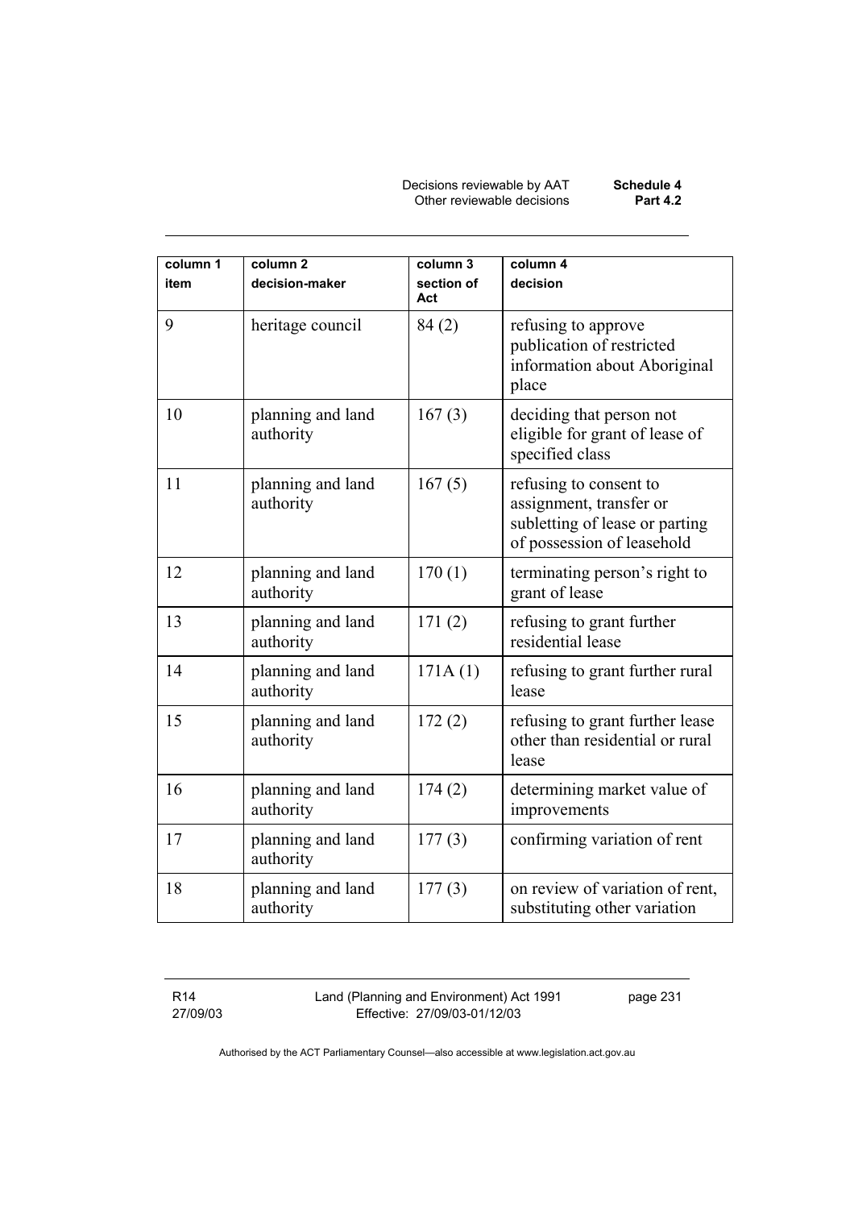| column 1<br>item | column 2<br>decision-maker | column 3<br>section of Act | column 4<br>decision |
|---|---|---|---|
| 9 | heritage council | 84 (2) | refusing to approve publication of restricted information about Aboriginal place |
| 10 | planning and land authority | 167 (3) | deciding that person not eligible for grant of lease of specified class |
| 11 | planning and land authority | 167 (5) | refusing to consent to assignment, transfer or subletting of lease or parting of possession of leasehold |
| 12 | planning and land authority | 170 (1) | terminating person's right to grant of lease |
| 13 | planning and land authority | 171 (2) | refusing to grant further residential lease |
| 14 | planning and land authority | 171A (1) | refusing to grant further rural lease |
| 15 | planning and land authority | 172 (2) | refusing to grant further lease other than residential or rural lease |
| 16 | planning and land authority | 174 (2) | determining market value of improvements |
| 17 | planning and land authority | 177 (3) | confirming variation of rent |
| 18 | planning and land authority | 177 (3) | on review of variation of rent, substituting other variation |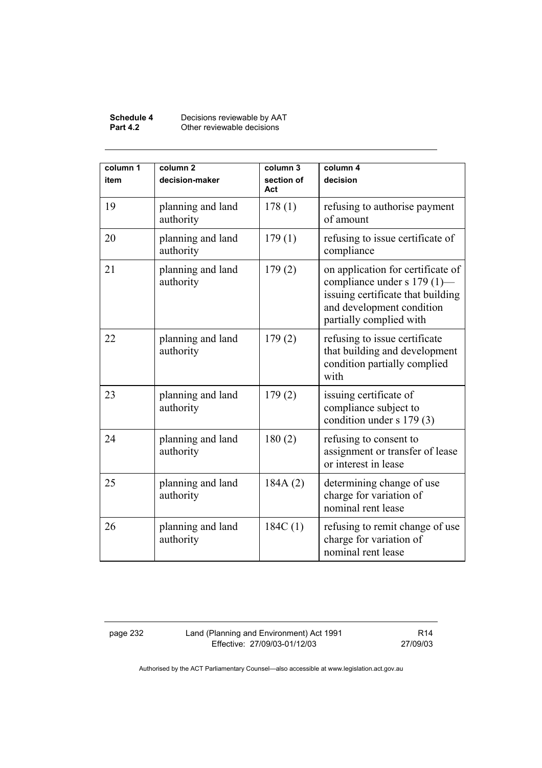| column 1 item | column 2 decision-maker | column 3 section of Act | column 4 decision |
|---|---|---|---|
| 19 | planning and land authority | 178 (1) | refusing to authorise payment of amount |
| 20 | planning and land authority | 179 (1) | refusing to issue certificate of compliance |
| 21 | planning and land authority | 179 (2) | on application for certificate of compliance under s 179 (1)—issuing certificate that building and development condition partially complied with |
| 22 | planning and land authority | 179 (2) | refusing to issue certificate that building and development condition partially complied with |
| 23 | planning and land authority | 179 (2) | issuing certificate of compliance subject to condition under s 179 (3) |
| 24 | planning and land authority | 180 (2) | refusing to consent to assignment or transfer of lease or interest in lease |
| 25 | planning and land authority | 184A (2) | determining change of use charge for variation of nominal rent lease |
| 26 | planning and land authority | 184C (1) | refusing to remit change of use charge for variation of nominal rent lease |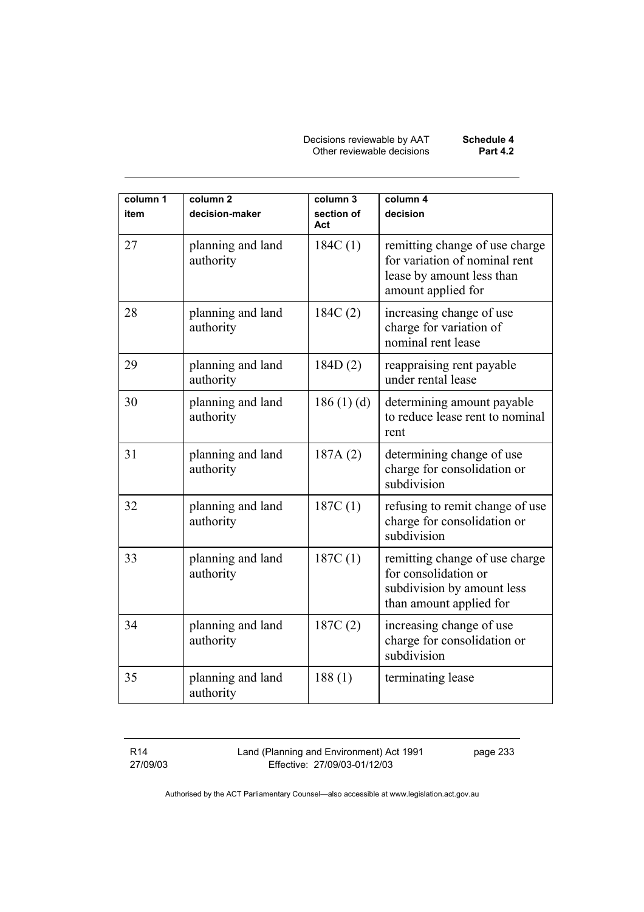| column 1 item | column 2 decision-maker | column 3 section of Act | column 4 decision |
|---|---|---|---|
| 27 | planning and land authority | 184C (1) | remitting change of use charge for variation of nominal rent lease by amount less than amount applied for |
| 28 | planning and land authority | 184C (2) | increasing change of use charge for variation of nominal rent lease |
| 29 | planning and land authority | 184D (2) | reappraising rent payable under rental lease |
| 30 | planning and land authority | 186 (1) (d) | determining amount payable to reduce lease rent to nominal rent |
| 31 | planning and land authority | 187A (2) | determining change of use charge for consolidation or subdivision |
| 32 | planning and land authority | 187C (1) | refusing to remit change of use charge for consolidation or subdivision |
| 33 | planning and land authority | 187C (1) | remitting change of use charge for consolidation or subdivision by amount less than amount applied for |
| 34 | planning and land authority | 187C (2) | increasing change of use charge for consolidation or subdivision |
| 35 | planning and land authority | 188 (1) | terminating lease |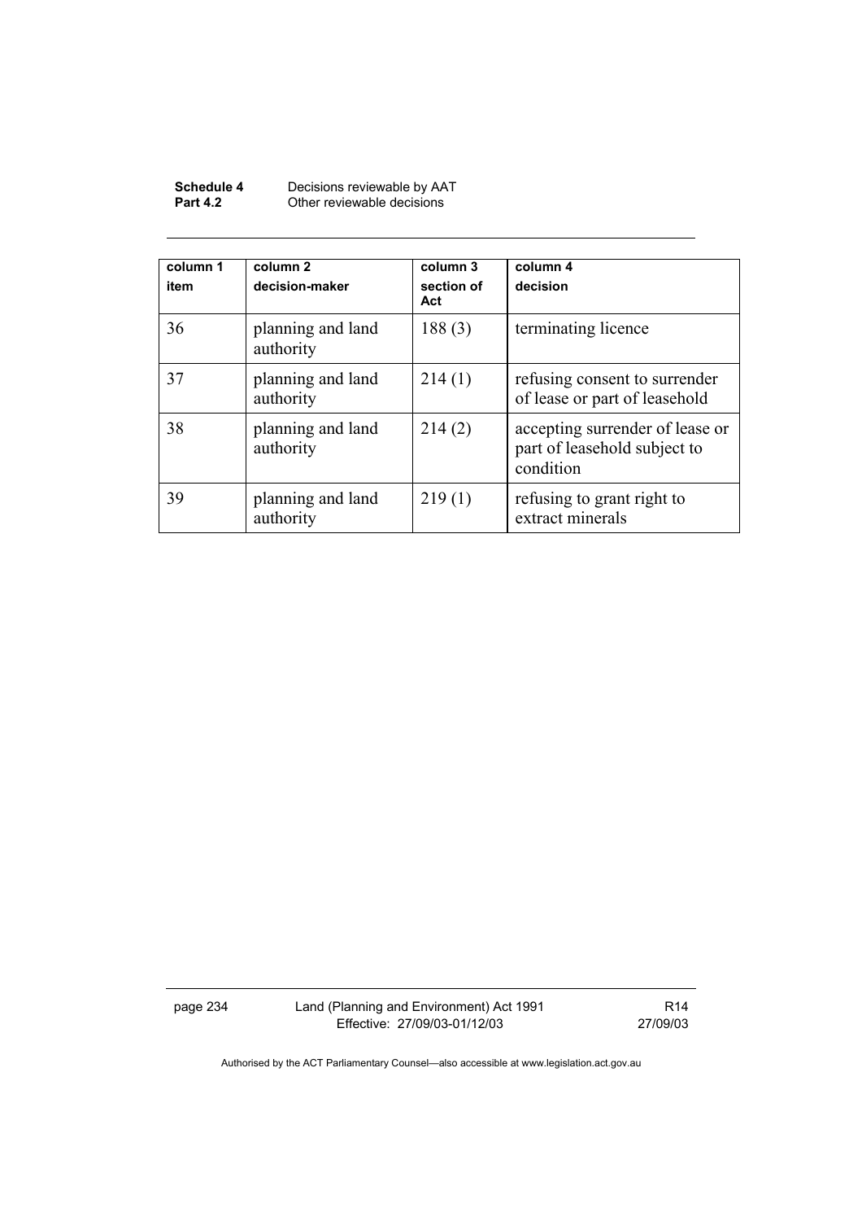| column 1<br>item | column 2<br>decision-maker | column 3<br>section of Act | column 4<br>decision |
|---|---|---|---|
| 36 | planning and land authority | 188 (3) | terminating licence |
| 37 | planning and land authority | 214 (1) | refusing consent to surrender of lease or part of leasehold |
| 38 | planning and land authority | 214 (2) | accepting surrender of lease or part of leasehold subject to condition |
| 39 | planning and land authority | 219 (1) | refusing to grant right to extract minerals |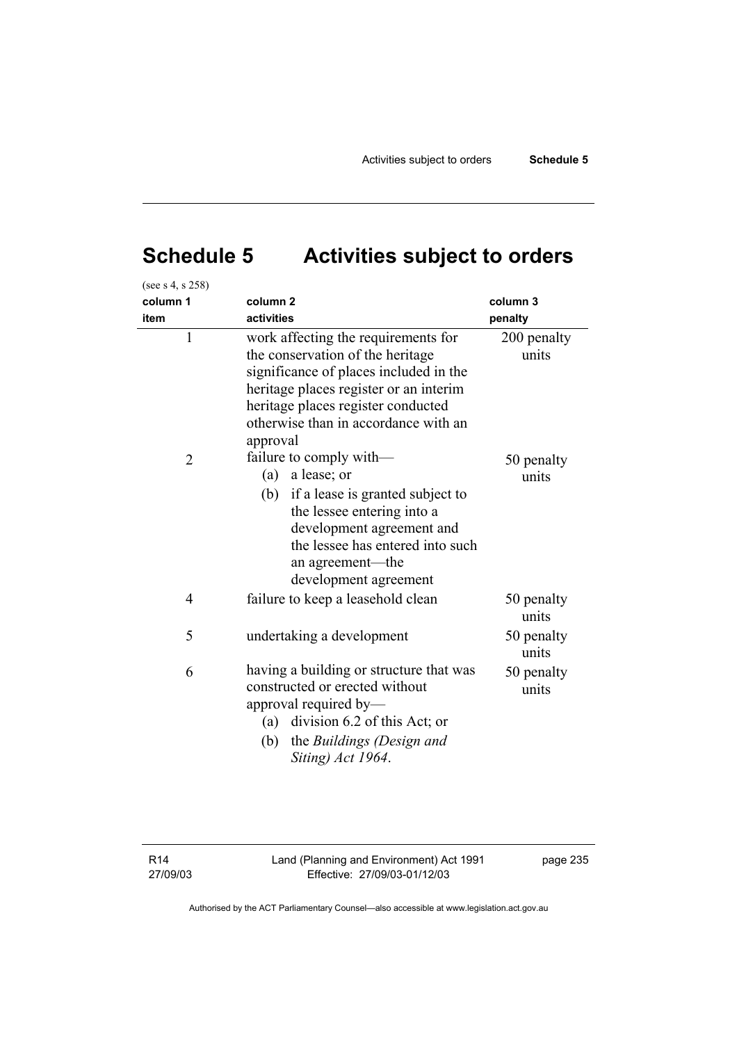# Schedule 5 Activities subject to orders

(see s 4, s 258)

| column 1<br>item | column 2<br>activities | column 3<br>penalty |
|---|---|---|
| 1 | work affecting the requirements for the conservation of the heritage significance of places included in the heritage places register or an interim heritage places register conducted otherwise than in accordance with an approval | 200 penalty units |
| 2 | failure to comply with—<br>(a) a lease; or<br>(b) if a lease is granted subject to the lessee entering into a development agreement and the lessee has entered into such an agreement—the development agreement | 50 penalty units |
| 4 | failure to keep a leasehold clean | 50 penalty units |
| 5 | undertaking a development | 50 penalty units |
| 6 | having a building or structure that was constructed or erected without approval required by—<br>(a) division 6.2 of this Act; or<br>(b) the *Buildings (Design and Siting) Act 1964*. | 50 penalty units |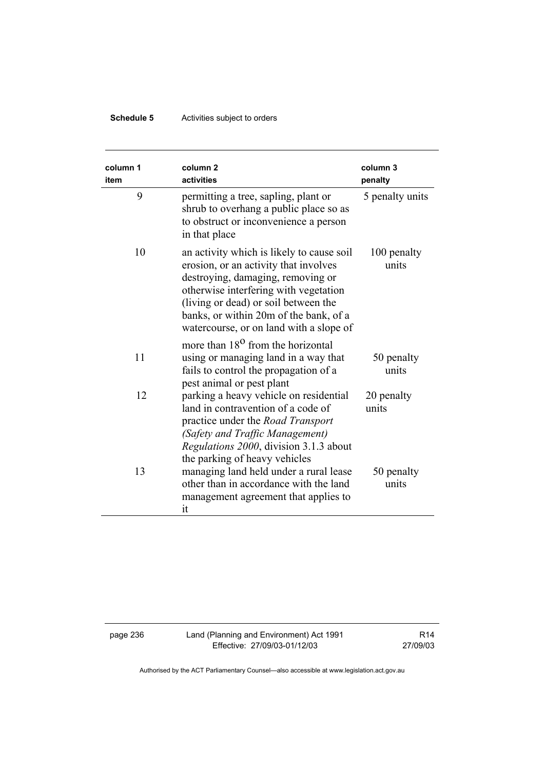| column 1 item | column 2 activities | column 3 penalty |
|---|---|---|
| 9 | permitting a tree, sapling, plant or shrub to overhang a public place so as to obstruct or inconvenience a person in that place | 5 penalty units |
| 10 | an activity which is likely to cause soil erosion, or an activity that involves destroying, damaging, removing or otherwise interfering with vegetation (living or dead) or soil between the banks, or within 20m of the bank, of a watercourse, or on land with a slope of more than $18^{o}$ from the horizontal | 100 penalty units |
| 11 | using or managing land in a way that fails to control the propagation of a pest animal or pest plant | 50 penalty units |
| 12 | parking a heavy vehicle on residential land in contravention of a code of practice under the *Road Transport (Safety and Traffic Management) Regulations 2000*, division 3.1.3 about the parking of heavy vehicles | 20 penalty units |
| 13 | managing land held under a rural lease other than in accordance with the land management agreement that applies to it | 50 penalty units |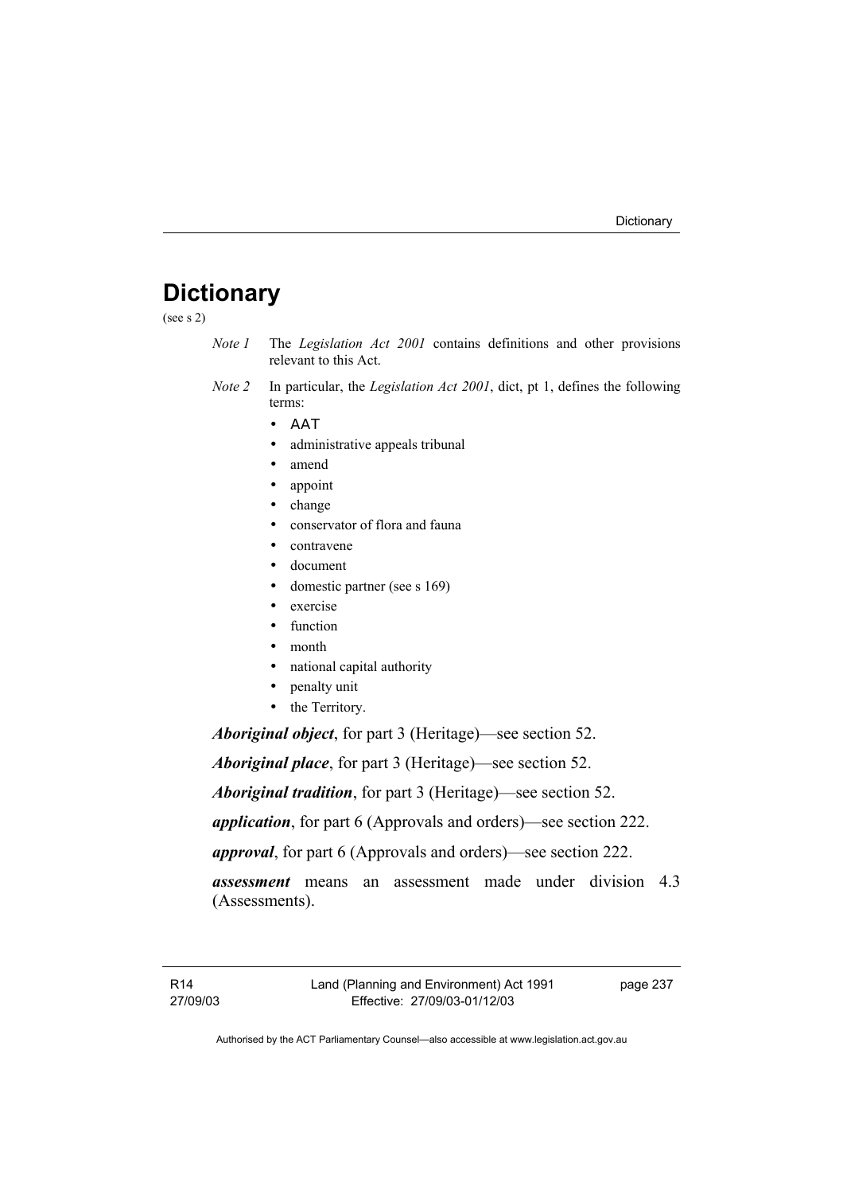# Dictionary

(see s 2)

*Note 1* The *Legislation Act 2001* contains definitions and other provisions relevant to this Act.

*Note 2* In particular, the *Legislation Act 2001*, dict, pt 1, defines the following terms:

- AAT
- administrative appeals tribunal
- amend
- appoint
- change
- conservator of flora and fauna
- contravene
- document
- domestic partner (see s 169)
- exercise
- function
- month
- national capital authority
- penalty unit
- the Territory.

***Aboriginal object***, for part 3 (Heritage)—see section 52.

***Aboriginal place***, for part 3 (Heritage)—see section 52.

***Aboriginal tradition***, for part 3 (Heritage)—see section 52.

***application***, for part 6 (Approvals and orders)—see section 222.

***approval***, for part 6 (Approvals and orders)—see section 222.

***assessment*** means an assessment made under division 4.3 (Assessments).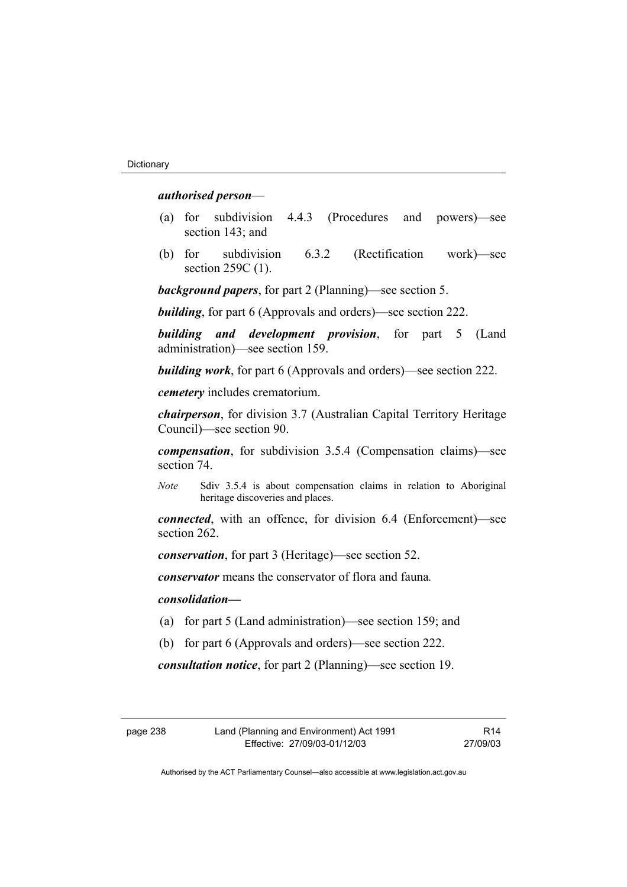***authorised person***—

(a) for subdivision 4.4.3 (Procedures and powers)—see section 143; and

(b) for subdivision 6.3.2 (Rectification work)—see section 259C (1).

***background papers***, for part 2 (Planning)—see section 5.

***building***, for part 6 (Approvals and orders)—see section 222.

***building and development provision***, for part 5 (Land administration)—see section 159.

***building work***, for part 6 (Approvals and orders)—see section 222.

***cemetery*** includes crematorium.

***chairperson***, for division 3.7 (Australian Capital Territory Heritage Council)—see section 90.

***compensation***, for subdivision 3.5.4 (Compensation claims)—see section 74.

*Note* Sdiv 3.5.4 is about compensation claims in relation to Aboriginal heritage discoveries and places.

***connected***, with an offence, for division 6.4 (Enforcement)—see section 262.

***conservation***, for part 3 (Heritage)—see section 52.

***conservator*** means the conservator of flora and fauna*.*

***consolidation—***

(a) for part 5 (Land administration)—see section 159; and

(b) for part 6 (Approvals and orders)—see section 222.

***consultation notice***, for part 2 (Planning)—see section 19.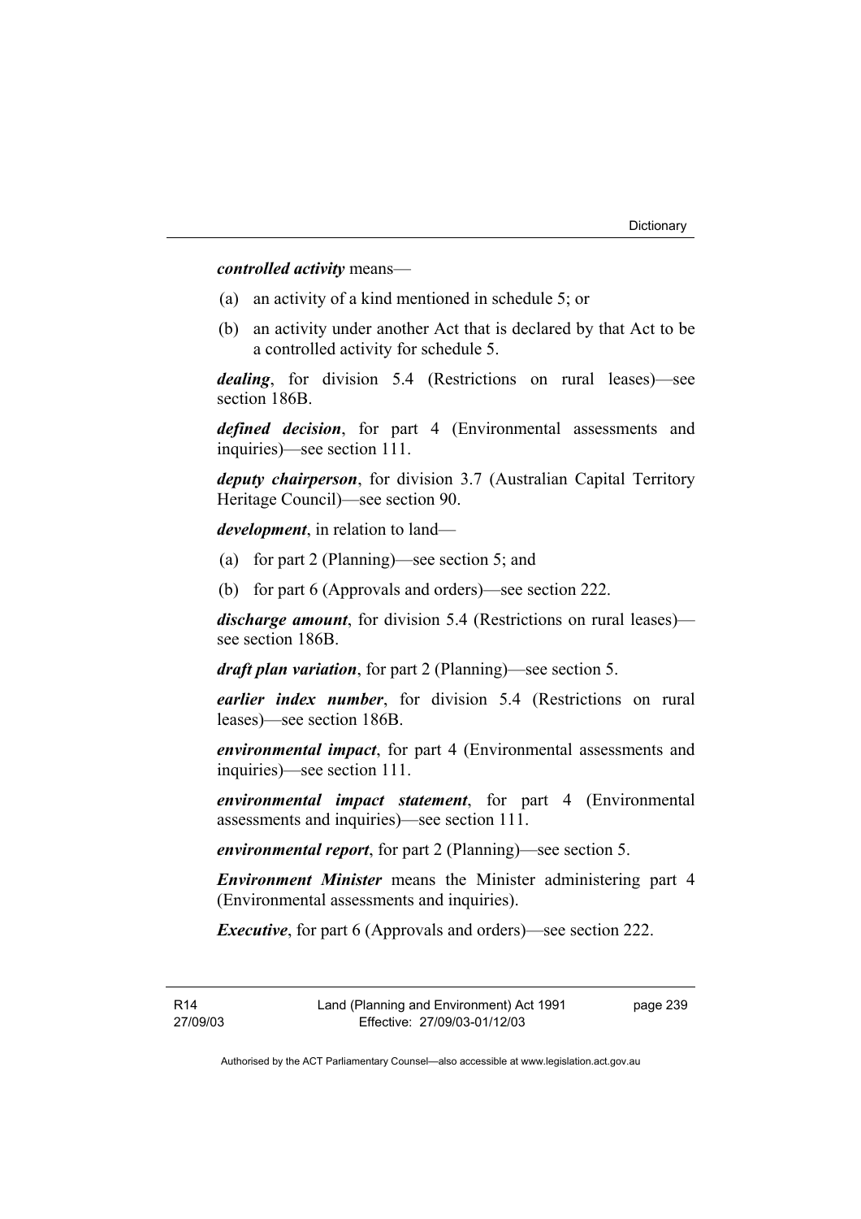***controlled activity*** means—

(a) an activity of a kind mentioned in schedule 5; or

(b) an activity under another Act that is declared by that Act to be a controlled activity for schedule 5.

***dealing***, for division 5.4 (Restrictions on rural leases)—see section 186B.

***defined decision***, for part 4 (Environmental assessments and inquiries)—see section 111.

***deputy chairperson***, for division 3.7 (Australian Capital Territory Heritage Council)—see section 90.

***development***, in relation to land—

(a) for part 2 (Planning)—see section 5; and

(b) for part 6 (Approvals and orders)—see section 222.

***discharge amount***, for division 5.4 (Restrictions on rural leases)—see section 186B.

***draft plan variation***, for part 2 (Planning)—see section 5.

***earlier index number***, for division 5.4 (Restrictions on rural leases)—see section 186B.

***environmental impact***, for part 4 (Environmental assessments and inquiries)—see section 111.

***environmental impact statement***, for part 4 (Environmental assessments and inquiries)—see section 111.

***environmental report***, for part 2 (Planning)—see section 5.

***Environment Minister*** means the Minister administering part 4 (Environmental assessments and inquiries).

***Executive***, for part 6 (Approvals and orders)—see section 222.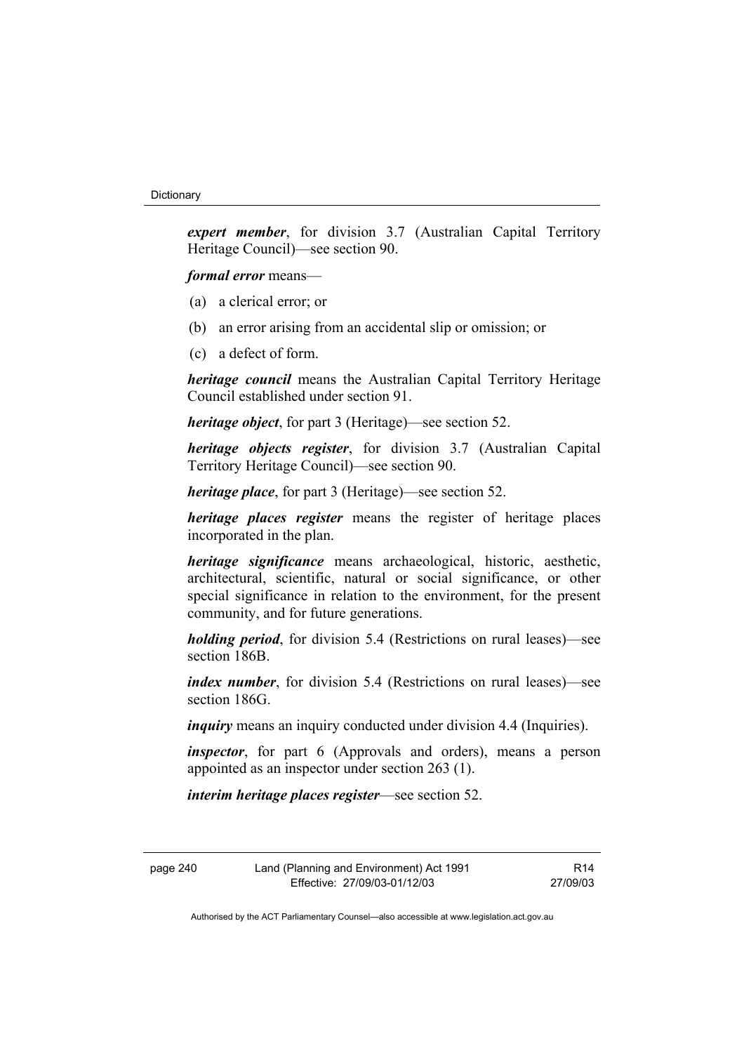***expert member***, for division 3.7 (Australian Capital Territory Heritage Council)—see section 90.

***formal error*** means—

(a) a clerical error; or

(b) an error arising from an accidental slip or omission; or

(c) a defect of form.

***heritage council*** means the Australian Capital Territory Heritage Council established under section 91.

***heritage object***, for part 3 (Heritage)—see section 52.

***heritage objects register***, for division 3.7 (Australian Capital Territory Heritage Council)—see section 90.

***heritage place***, for part 3 (Heritage)—see section 52.

***heritage places register*** means the register of heritage places incorporated in the plan.

***heritage significance*** means archaeological, historic, aesthetic, architectural, scientific, natural or social significance, or other special significance in relation to the environment, for the present community, and for future generations.

***holding period***, for division 5.4 (Restrictions on rural leases)—see section 186B.

***index number***, for division 5.4 (Restrictions on rural leases)—see section 186G.

***inquiry*** means an inquiry conducted under division 4.4 (Inquiries).

***inspector***, for part 6 (Approvals and orders), means a person appointed as an inspector under section 263 (1).

***interim heritage places register***—see section 52.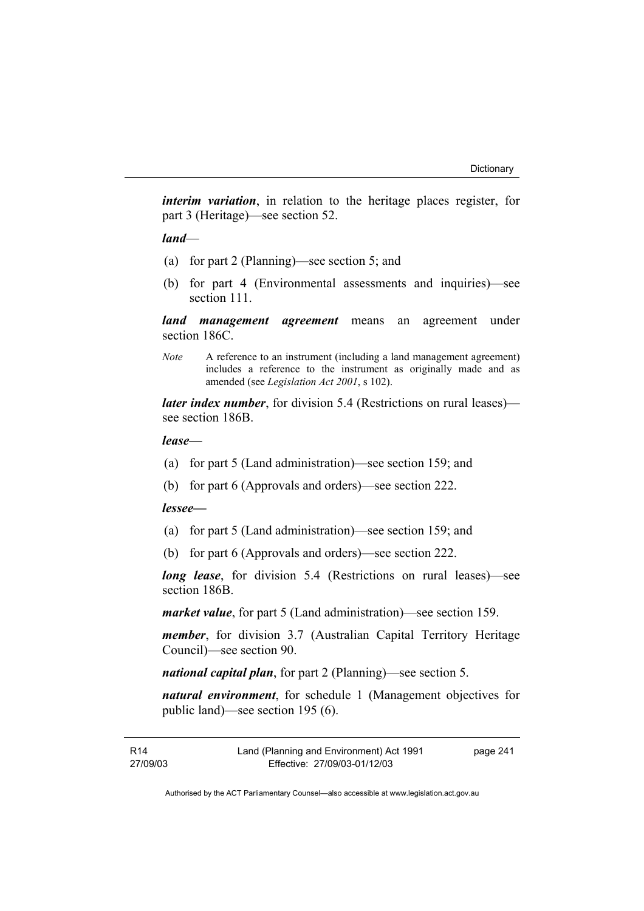***interim variation***, in relation to the heritage places register, for part 3 (Heritage)—see section 52.

***land***—

(a) for part 2 (Planning)—see section 5; and

(b) for part 4 (Environmental assessments and inquiries)—see section 111.

***land management agreement*** means an agreement under section 186C.

*Note* A reference to an instrument (including a land management agreement) includes a reference to the instrument as originally made and as amended (see *Legislation Act 2001*, s 102).

***later index number***, for division 5.4 (Restrictions on rural leases)—see section 186B.

***lease—***

(a) for part 5 (Land administration)—see section 159; and

(b) for part 6 (Approvals and orders)—see section 222.

***lessee—***

(a) for part 5 (Land administration)—see section 159; and

(b) for part 6 (Approvals and orders)—see section 222.

***long lease***, for division 5.4 (Restrictions on rural leases)—see section 186B.

***market value***, for part 5 (Land administration)—see section 159.

***member***, for division 3.7 (Australian Capital Territory Heritage Council)—see section 90.

***national capital plan***, for part 2 (Planning)—see section 5.

***natural environment***, for schedule 1 (Management objectives for public land)—see section 195 (6).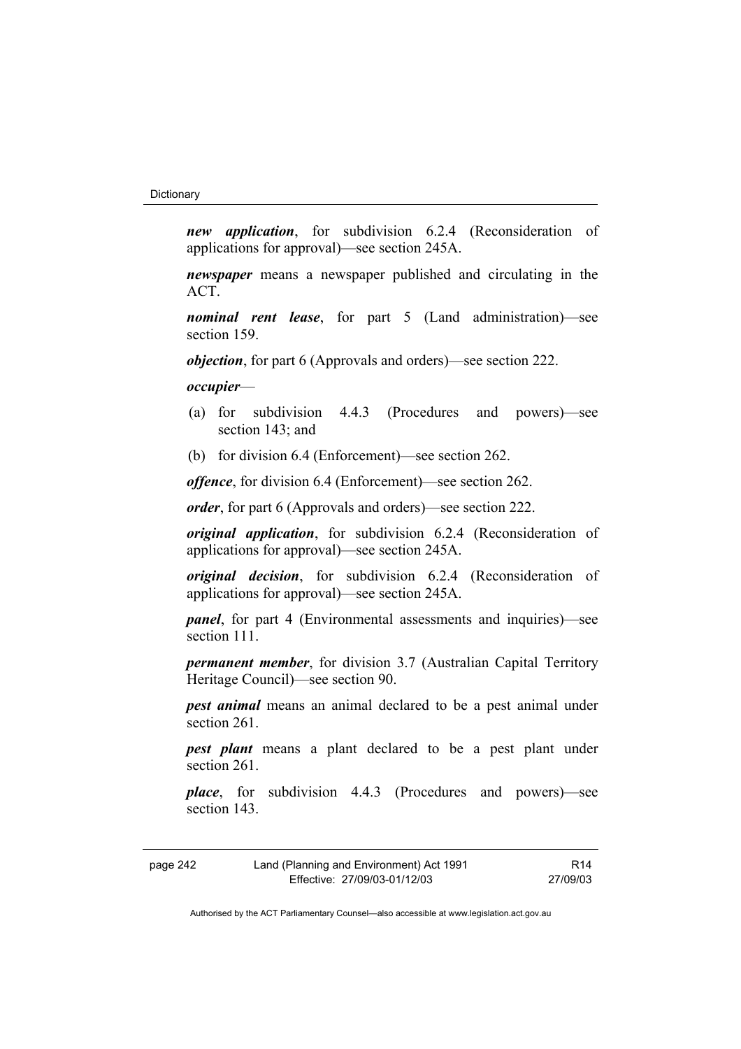***new application***, for subdivision 6.2.4 (Reconsideration of applications for approval)—see section 245A.

***newspaper*** means a newspaper published and circulating in the ACT.

***nominal rent lease***, for part 5 (Land administration)—see section 159.

***objection***, for part 6 (Approvals and orders)—see section 222.

***occupier***—

(a) for subdivision 4.4.3 (Procedures and powers)—see section 143; and

(b) for division 6.4 (Enforcement)—see section 262.

***offence***, for division 6.4 (Enforcement)—see section 262.

***order***, for part 6 (Approvals and orders)—see section 222.

***original application***, for subdivision 6.2.4 (Reconsideration of applications for approval)—see section 245A.

***original decision***, for subdivision 6.2.4 (Reconsideration of applications for approval)—see section 245A.

***panel***, for part 4 (Environmental assessments and inquiries)—see section 111.

***permanent member***, for division 3.7 (Australian Capital Territory Heritage Council)—see section 90.

***pest animal*** means an animal declared to be a pest animal under section 261.

***pest plant*** means a plant declared to be a pest plant under section 261.

***place***, for subdivision 4.4.3 (Procedures and powers)—see section 143.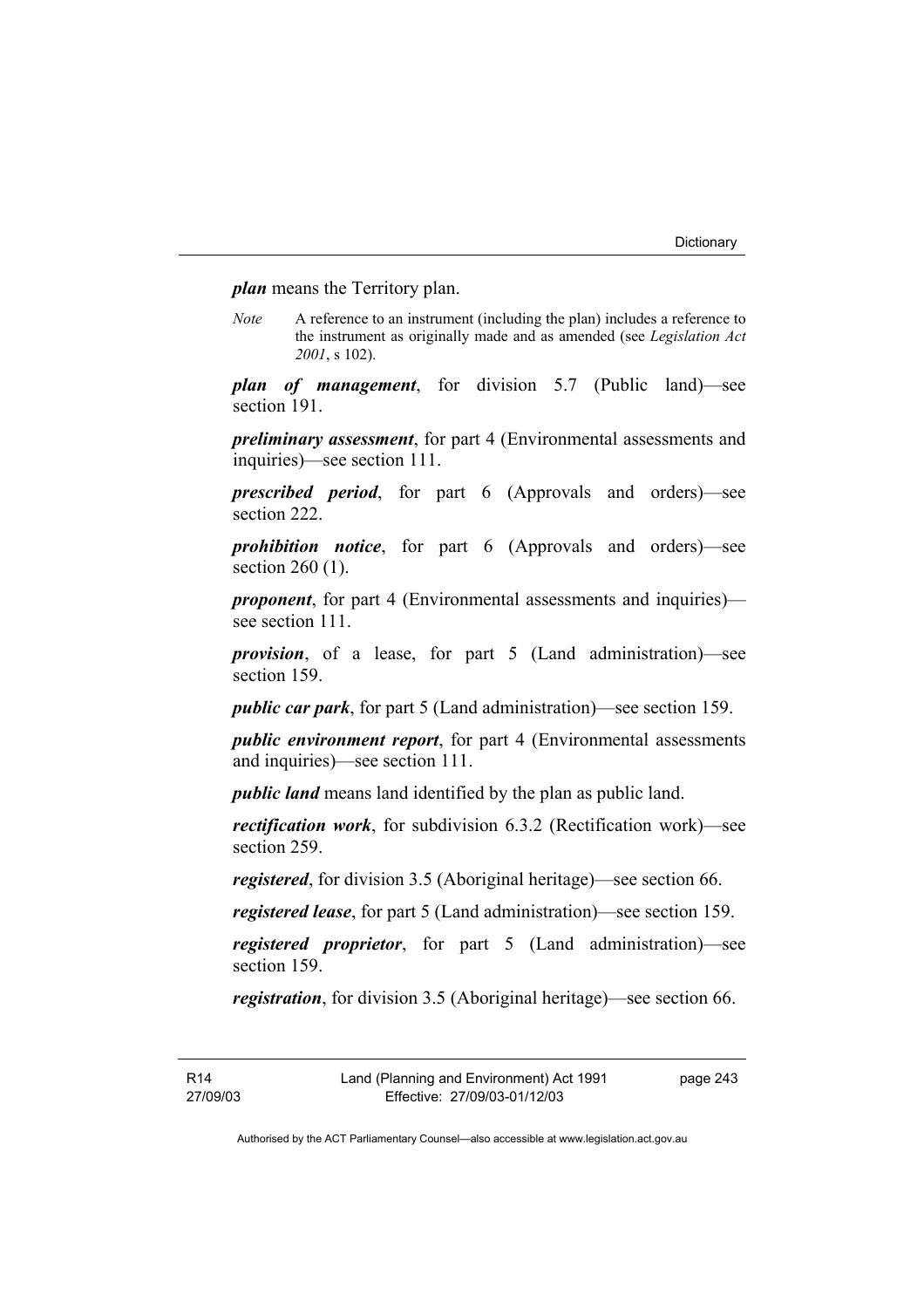***plan*** means the Territory plan.

*Note* A reference to an instrument (including the plan) includes a reference to the instrument as originally made and as amended (see *Legislation Act 2001*, s 102).

***plan of management***, for division 5.7 (Public land)—see section 191.

***preliminary assessment***, for part 4 (Environmental assessments and inquiries)—see section 111.

***prescribed period***, for part 6 (Approvals and orders)—see section 222.

***prohibition notice***, for part 6 (Approvals and orders)—see section 260 (1).

***proponent***, for part 4 (Environmental assessments and inquiries)—see section 111.

***provision***, of a lease, for part 5 (Land administration)—see section 159.

***public car park***, for part 5 (Land administration)—see section 159.

***public environment report***, for part 4 (Environmental assessments and inquiries)—see section 111.

***public land*** means land identified by the plan as public land.

***rectification work***, for subdivision 6.3.2 (Rectification work)—see section 259.

***registered***, for division 3.5 (Aboriginal heritage)—see section 66.

***registered lease***, for part 5 (Land administration)—see section 159.

***registered proprietor***, for part 5 (Land administration)—see section 159.

***registration***, for division 3.5 (Aboriginal heritage)—see section 66.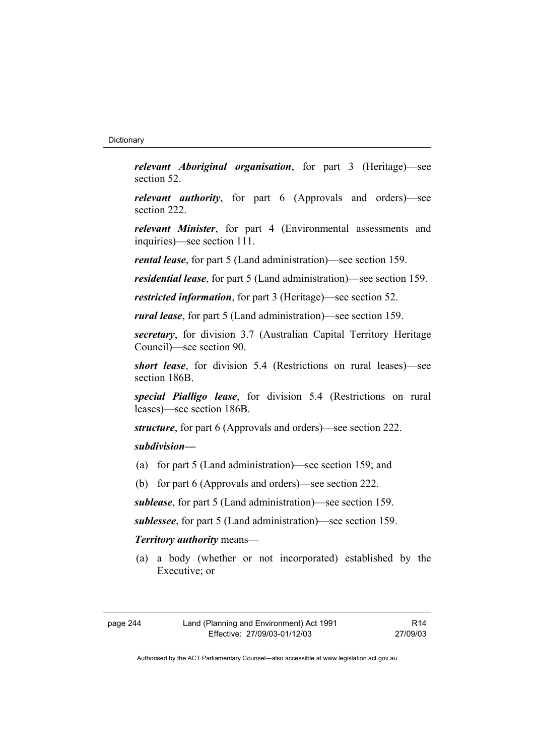***relevant Aboriginal organisation***, for part 3 (Heritage)—see section 52.

***relevant authority***, for part 6 (Approvals and orders)—see section 222.

***relevant Minister***, for part 4 (Environmental assessments and inquiries)—see section 111.

***rental lease***, for part 5 (Land administration)—see section 159.

***residential lease***, for part 5 (Land administration)—see section 159.

***restricted information***, for part 3 (Heritage)—see section 52.

***rural lease***, for part 5 (Land administration)—see section 159.

***secretary***, for division 3.7 (Australian Capital Territory Heritage Council)—see section 90.

***short lease***, for division 5.4 (Restrictions on rural leases)—see section 186B.

***special Pialligo lease***, for division 5.4 (Restrictions on rural leases)—see section 186B.

***structure***, for part 6 (Approvals and orders)—see section 222.

***subdivision—***

(a) for part 5 (Land administration)—see section 159; and

(b) for part 6 (Approvals and orders)—see section 222.

***sublease***, for part 5 (Land administration)—see section 159.

***sublessee***, for part 5 (Land administration)—see section 159.

***Territory authority*** means—

(a) a body (whether or not incorporated) established by the Executive; or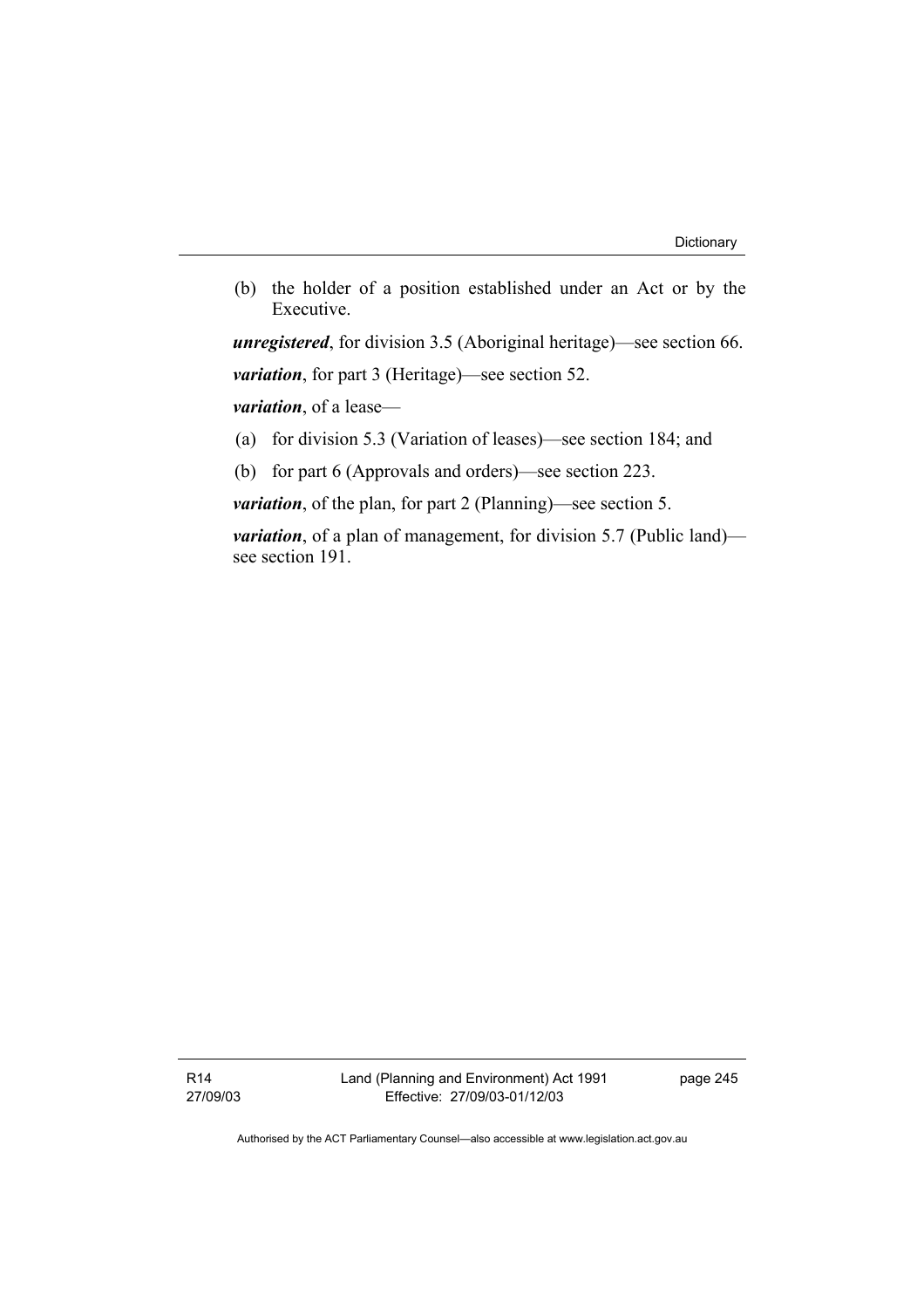(b) the holder of a position established under an Act or by the Executive.

***unregistered***, for division 3.5 (Aboriginal heritage)—see section 66.

***variation***, for part 3 (Heritage)—see section 52.

***variation***, of a lease—

(a) for division 5.3 (Variation of leases)—see section 184; and

(b) for part 6 (Approvals and orders)—see section 223.

***variation***, of the plan, for part 2 (Planning)—see section 5.

***variation***, of a plan of management, for division 5.7 (Public land)—see section 191.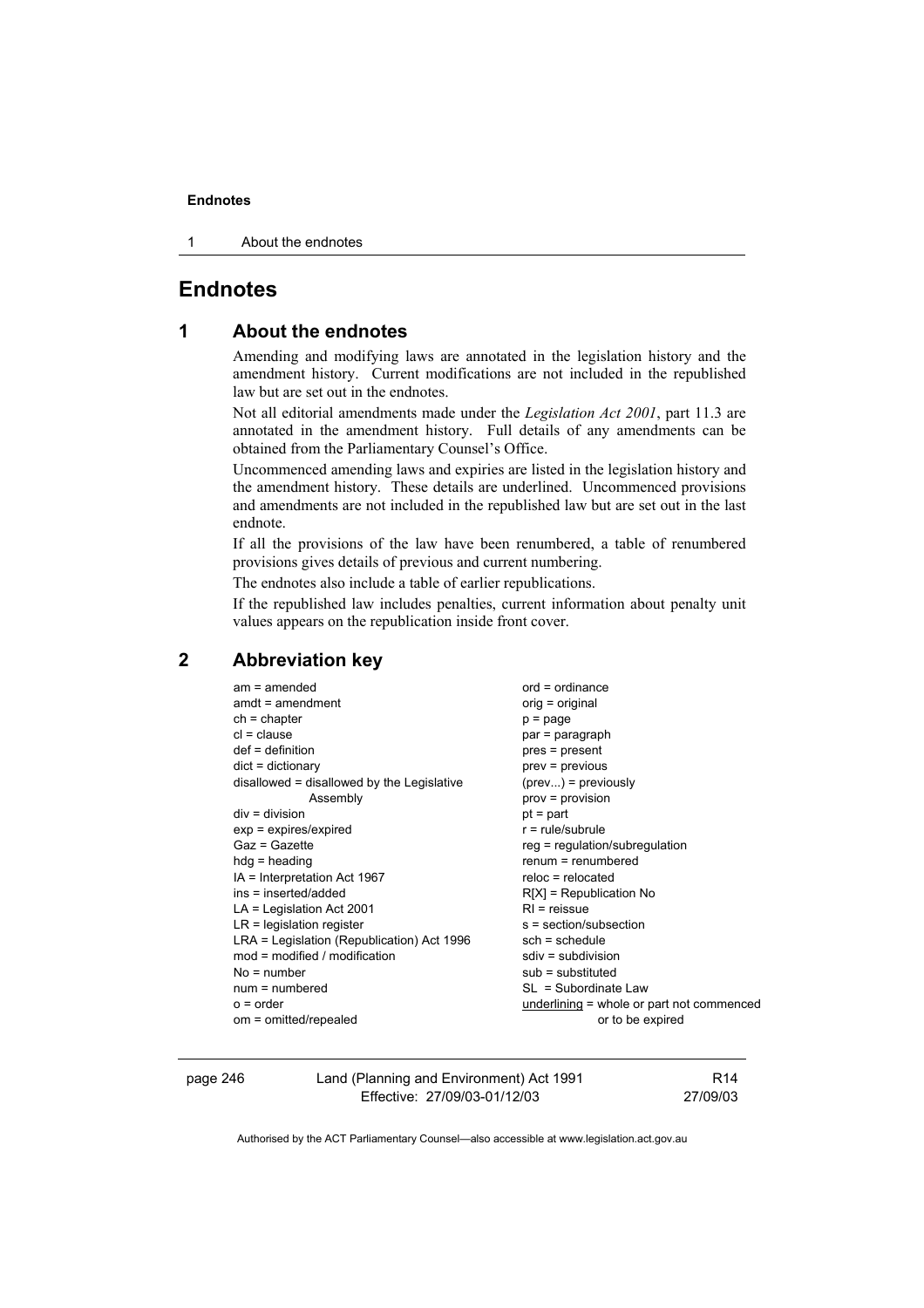# Endnotes

## 1 About the endnotes

Amending and modifying laws are annotated in the legislation history and the amendment history. Current modifications are not included in the republished law but are set out in the endnotes.

Not all editorial amendments made under the *Legislation Act 2001*, part 11.3 are annotated in the amendment history. Full details of any amendments can be obtained from the Parliamentary Counsel's Office.

Uncommenced amending laws and expiries are listed in the legislation history and the amendment history. These details are underlined. Uncommenced provisions and amendments are not included in the republished law but are set out in the last endnote.

If all the provisions of the law have been renumbered, a table of renumbered provisions gives details of previous and current numbering.

The endnotes also include a table of earlier republications.

If the republished law includes penalties, current information about penalty unit values appears on the republication inside front cover.

## 2 Abbreviation key

am = amended
amdt = amendment
ch = chapter
cl = clause
def = definition
dict = dictionary
disallowed = disallowed by the Legislative Assembly
div = division
exp = expires/expired
Gaz = Gazette
hdg = heading
IA = Interpretation Act 1967
ins = inserted/added
LA = Legislation Act 2001
LR = legislation register
LRA = Legislation (Republication) Act 1996
mod = modified / modification
No = number
num = numbered
o = order
om = omitted/repealed
ord = ordinance
orig = original
p = page
par = paragraph
pres = present
prev = previous
(prev...) = previously
prov = provision
pt = part
r = rule/subrule
reg = regulation/subregulation
renum = renumbered
reloc = relocated
R[X] = Republication No
RI = reissue
s = section/subsection
sch = schedule
sdiv = subdivision
sub = substituted
SL = Subordinate Law
underlining = whole or part not commenced or to be expired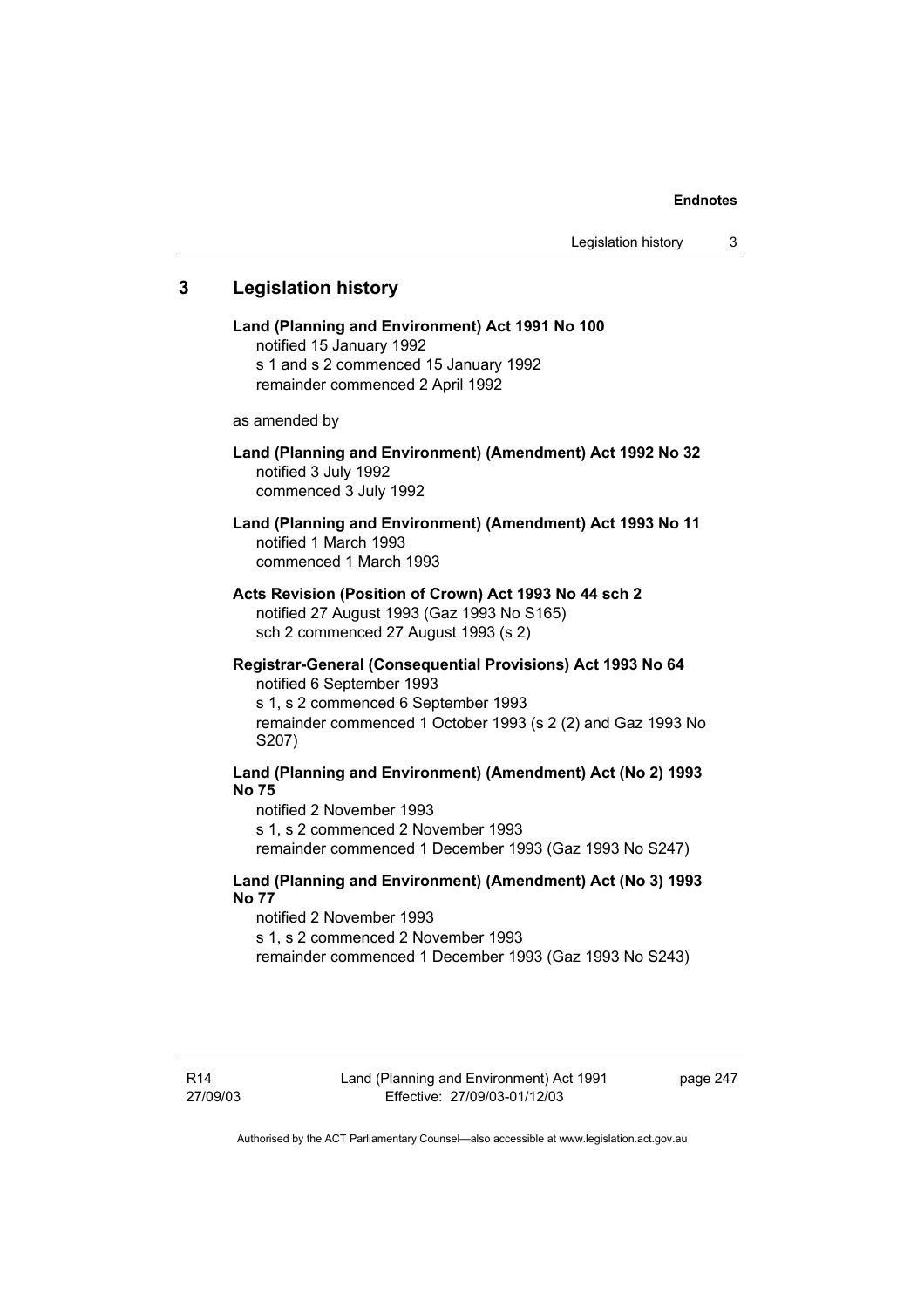## 3 Legislation history

**Land (Planning and Environment) Act 1991 No 100**
notified 15 January 1992
s 1 and s 2 commenced 15 January 1992
remainder commenced 2 April 1992

as amended by

**Land (Planning and Environment) (Amendment) Act 1992 No 32**
notified 3 July 1992
commenced 3 July 1992

**Land (Planning and Environment) (Amendment) Act 1993 No 11**
notified 1 March 1993
commenced 1 March 1993

**Acts Revision (Position of Crown) Act 1993 No 44 sch 2**
notified 27 August 1993 (Gaz 1993 No S165)
sch 2 commenced 27 August 1993 (s 2)

**Registrar-General (Consequential Provisions) Act 1993 No 64**
notified 6 September 1993
s 1, s 2 commenced 6 September 1993
remainder commenced 1 October 1993 (s 2 (2) and Gaz 1993 No S207)

**Land (Planning and Environment) (Amendment) Act (No 2) 1993 No 75**
notified 2 November 1993
s 1, s 2 commenced 2 November 1993
remainder commenced 1 December 1993 (Gaz 1993 No S247)

**Land (Planning and Environment) (Amendment) Act (No 3) 1993 No 77**
notified 2 November 1993
s 1, s 2 commenced 2 November 1993
remainder commenced 1 December 1993 (Gaz 1993 No S243)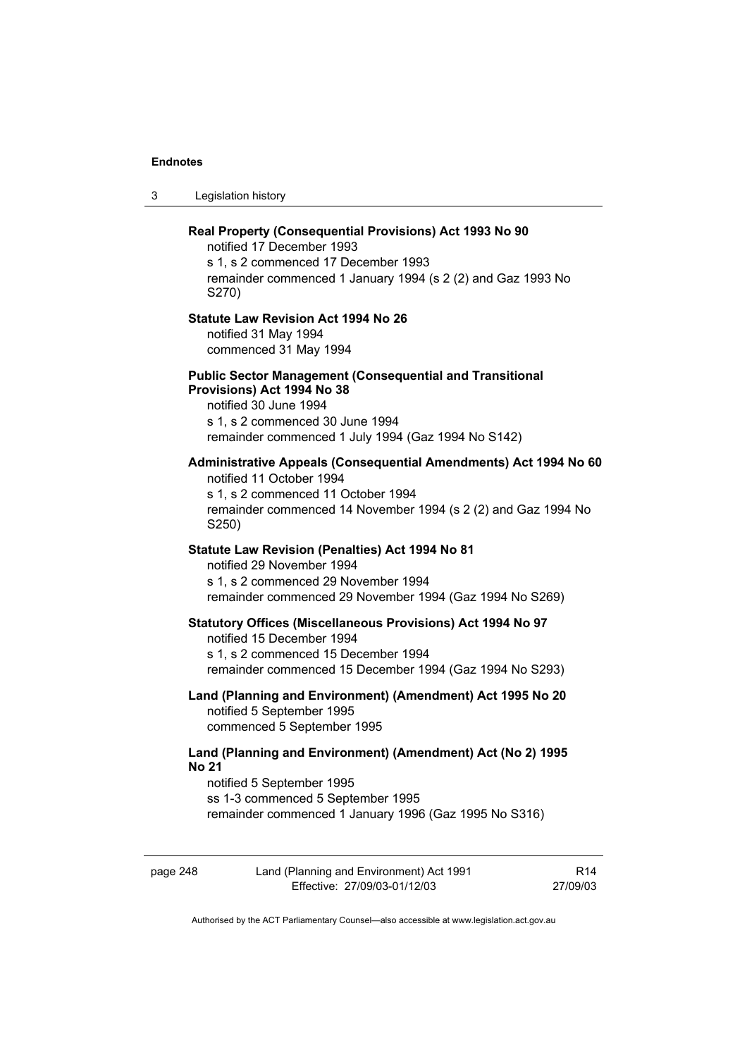**Real Property (Consequential Provisions) Act 1993 No 90**

notified 17 December 1993
s 1, s 2 commenced 17 December 1993
remainder commenced 1 January 1994 (s 2 (2) and Gaz 1993 No S270)

**Statute Law Revision Act 1994 No 26**

notified 31 May 1994
commenced 31 May 1994

**Public Sector Management (Consequential and Transitional Provisions) Act 1994 No 38**

notified 30 June 1994
s 1, s 2 commenced 30 June 1994
remainder commenced 1 July 1994 (Gaz 1994 No S142)

**Administrative Appeals (Consequential Amendments) Act 1994 No 60**

notified 11 October 1994
s 1, s 2 commenced 11 October 1994
remainder commenced 14 November 1994 (s 2 (2) and Gaz 1994 No S250)

**Statute Law Revision (Penalties) Act 1994 No 81**

notified 29 November 1994
s 1, s 2 commenced 29 November 1994
remainder commenced 29 November 1994 (Gaz 1994 No S269)

**Statutory Offices (Miscellaneous Provisions) Act 1994 No 97**

notified 15 December 1994
s 1, s 2 commenced 15 December 1994
remainder commenced 15 December 1994 (Gaz 1994 No S293)

**Land (Planning and Environment) (Amendment) Act 1995 No 20**

notified 5 September 1995
commenced 5 September 1995

**Land (Planning and Environment) (Amendment) Act (No 2) 1995 No 21**

notified 5 September 1995
ss 1-3 commenced 5 September 1995
remainder commenced 1 January 1996 (Gaz 1995 No S316)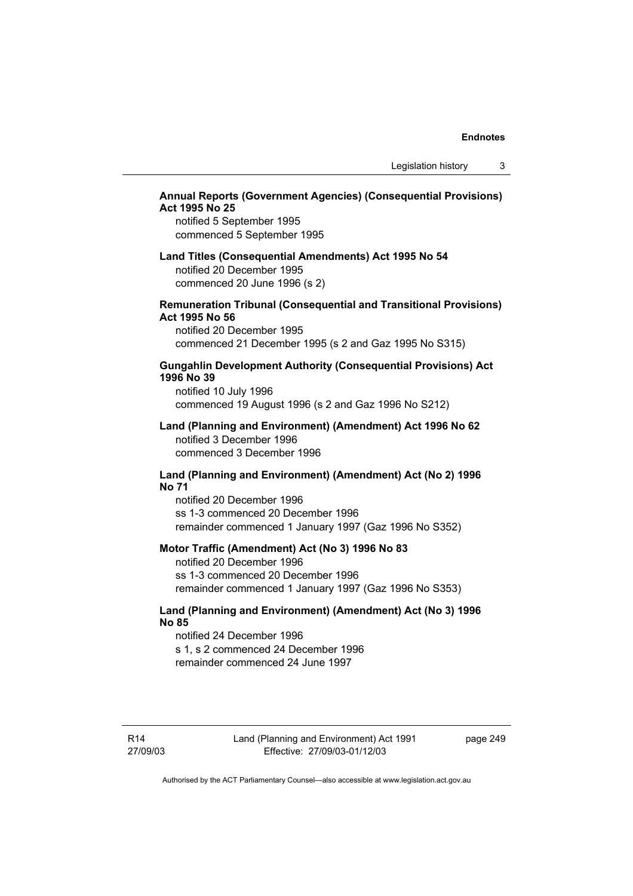**Annual Reports (Government Agencies) (Consequential Provisions) Act 1995 No 25**

notified 5 September 1995
commenced 5 September 1995

**Land Titles (Consequential Amendments) Act 1995 No 54**

notified 20 December 1995
commenced 20 June 1996 (s 2)

**Remuneration Tribunal (Consequential and Transitional Provisions) Act 1995 No 56**

notified 20 December 1995
commenced 21 December 1995 (s 2 and Gaz 1995 No S315)

**Gungahlin Development Authority (Consequential Provisions) Act 1996 No 39**

notified 10 July 1996
commenced 19 August 1996 (s 2 and Gaz 1996 No S212)

**Land (Planning and Environment) (Amendment) Act 1996 No 62**

notified 3 December 1996
commenced 3 December 1996

**Land (Planning and Environment) (Amendment) Act (No 2) 1996 No 71**

notified 20 December 1996
ss 1-3 commenced 20 December 1996
remainder commenced 1 January 1997 (Gaz 1996 No S352)

**Motor Traffic (Amendment) Act (No 3) 1996 No 83**

notified 20 December 1996
ss 1-3 commenced 20 December 1996
remainder commenced 1 January 1997 (Gaz 1996 No S353)

**Land (Planning and Environment) (Amendment) Act (No 3) 1996 No 85**

notified 24 December 1996
s 1, s 2 commenced 24 December 1996
remainder commenced 24 June 1997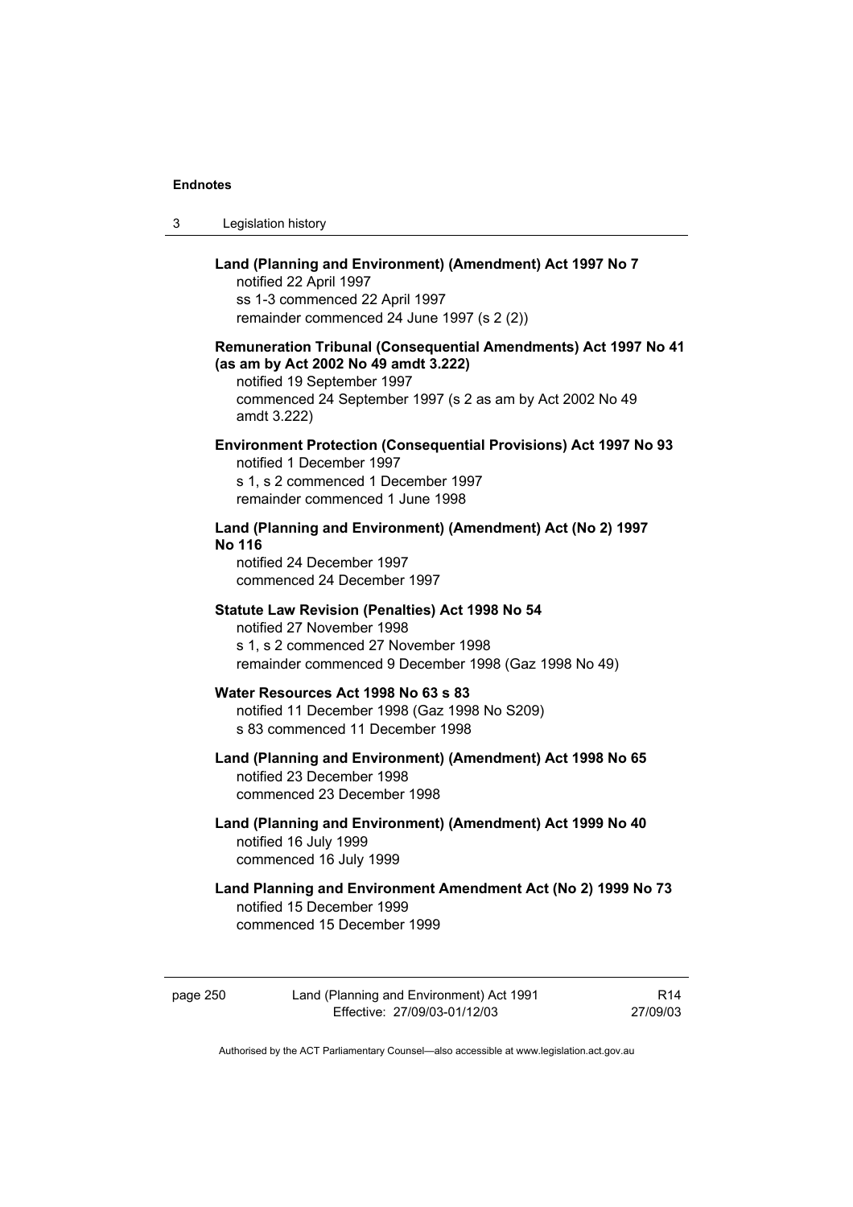**Land (Planning and Environment) (Amendment) Act 1997 No 7**
notified 22 April 1997
ss 1-3 commenced 22 April 1997
remainder commenced 24 June 1997 (s 2 (2))

**Remuneration Tribunal (Consequential Amendments) Act 1997 No 41 (as am by Act 2002 No 49 amdt 3.222)**
notified 19 September 1997
commenced 24 September 1997 (s 2 as am by Act 2002 No 49 amdt 3.222)

**Environment Protection (Consequential Provisions) Act 1997 No 93**
notified 1 December 1997
s 1, s 2 commenced 1 December 1997
remainder commenced 1 June 1998

**Land (Planning and Environment) (Amendment) Act (No 2) 1997 No 116**
notified 24 December 1997
commenced 24 December 1997

**Statute Law Revision (Penalties) Act 1998 No 54**
notified 27 November 1998
s 1, s 2 commenced 27 November 1998
remainder commenced 9 December 1998 (Gaz 1998 No 49)

**Water Resources Act 1998 No 63 s 83**
notified 11 December 1998 (Gaz 1998 No S209)
s 83 commenced 11 December 1998

**Land (Planning and Environment) (Amendment) Act 1998 No 65**
notified 23 December 1998
commenced 23 December 1998

**Land (Planning and Environment) (Amendment) Act 1999 No 40**
notified 16 July 1999
commenced 16 July 1999

**Land Planning and Environment Amendment Act (No 2) 1999 No 73**
notified 15 December 1999
commenced 15 December 1999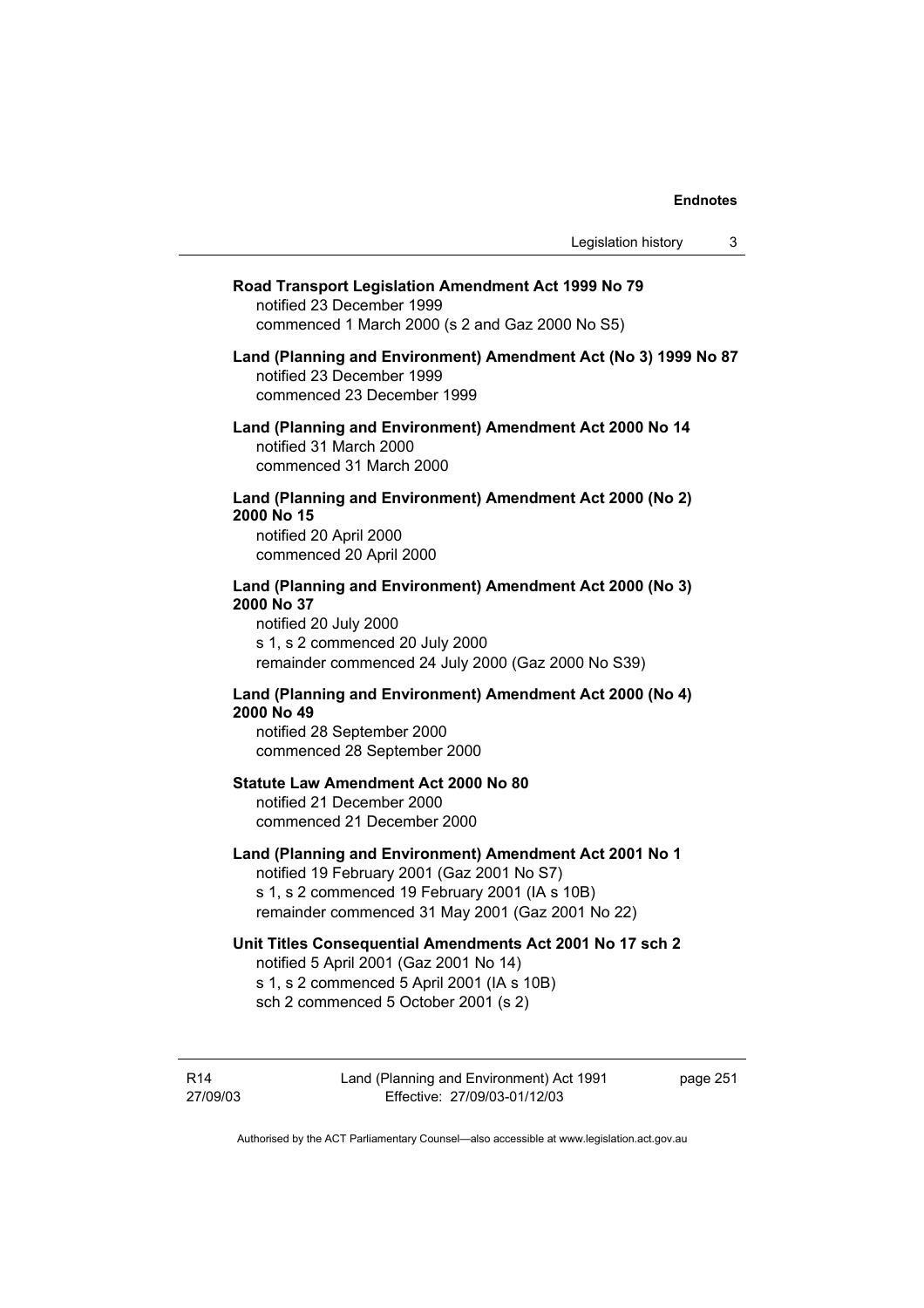**Road Transport Legislation Amendment Act 1999 No 79**
notified 23 December 1999
commenced 1 March 2000 (s 2 and Gaz 2000 No S5)

**Land (Planning and Environment) Amendment Act (No 3) 1999 No 87**
notified 23 December 1999
commenced 23 December 1999

**Land (Planning and Environment) Amendment Act 2000 No 14**
notified 31 March 2000
commenced 31 March 2000

**Land (Planning and Environment) Amendment Act 2000 (No 2) 2000 No 15**
notified 20 April 2000
commenced 20 April 2000

**Land (Planning and Environment) Amendment Act 2000 (No 3) 2000 No 37**
notified 20 July 2000
s 1, s 2 commenced 20 July 2000
remainder commenced 24 July 2000 (Gaz 2000 No S39)

**Land (Planning and Environment) Amendment Act 2000 (No 4) 2000 No 49**
notified 28 September 2000
commenced 28 September 2000

**Statute Law Amendment Act 2000 No 80**
notified 21 December 2000
commenced 21 December 2000

**Land (Planning and Environment) Amendment Act 2001 No 1**
notified 19 February 2001 (Gaz 2001 No S7)
s 1, s 2 commenced 19 February 2001 (IA s 10B)
remainder commenced 31 May 2001 (Gaz 2001 No 22)

**Unit Titles Consequential Amendments Act 2001 No 17 sch 2**
notified 5 April 2001 (Gaz 2001 No 14)
s 1, s 2 commenced 5 April 2001 (IA s 10B)
sch 2 commenced 5 October 2001 (s 2)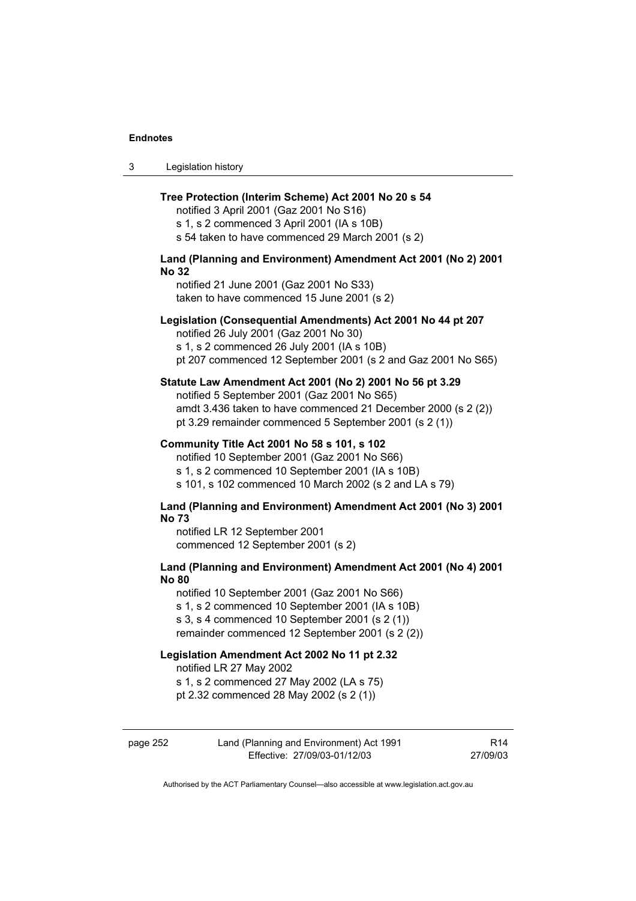**Tree Protection (Interim Scheme) Act 2001 No 20 s 54**

notified 3 April 2001 (Gaz 2001 No S16)
s 1, s 2 commenced 3 April 2001 (IA s 10B)
s 54 taken to have commenced 29 March 2001 (s 2)

**Land (Planning and Environment) Amendment Act 2001 (No 2) 2001 No 32**

notified 21 June 2001 (Gaz 2001 No S33)
taken to have commenced 15 June 2001 (s 2)

**Legislation (Consequential Amendments) Act 2001 No 44 pt 207**

notified 26 July 2001 (Gaz 2001 No 30)
s 1, s 2 commenced 26 July 2001 (IA s 10B)
pt 207 commenced 12 September 2001 (s 2 and Gaz 2001 No S65)

**Statute Law Amendment Act 2001 (No 2) 2001 No 56 pt 3.29**

notified 5 September 2001 (Gaz 2001 No S65)
amdt 3.436 taken to have commenced 21 December 2000 (s 2 (2))
pt 3.29 remainder commenced 5 September 2001 (s 2 (1))

**Community Title Act 2001 No 58 s 101, s 102**

notified 10 September 2001 (Gaz 2001 No S66)
s 1, s 2 commenced 10 September 2001 (IA s 10B)
s 101, s 102 commenced 10 March 2002 (s 2 and LA s 79)

**Land (Planning and Environment) Amendment Act 2001 (No 3) 2001 No 73**

notified LR 12 September 2001
commenced 12 September 2001 (s 2)

**Land (Planning and Environment) Amendment Act 2001 (No 4) 2001 No 80**

notified 10 September 2001 (Gaz 2001 No S66)
s 1, s 2 commenced 10 September 2001 (IA s 10B)
s 3, s 4 commenced 10 September 2001 (s 2 (1))
remainder commenced 12 September 2001 (s 2 (2))

**Legislation Amendment Act 2002 No 11 pt 2.32**

notified LR 27 May 2002
s 1, s 2 commenced 27 May 2002 (LA s 75)
pt 2.32 commenced 28 May 2002 (s 2 (1))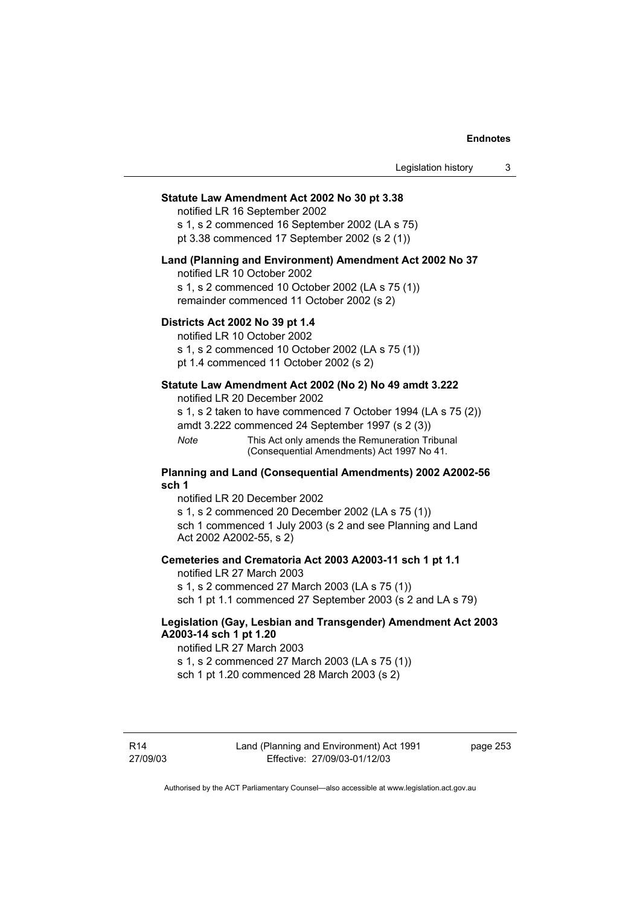**Statute Law Amendment Act 2002 No 30 pt 3.38**

notified LR 16 September 2002

s 1, s 2 commenced 16 September 2002 (LA s 75)

pt 3.38 commenced 17 September 2002 (s 2 (1))

**Land (Planning and Environment) Amendment Act 2002 No 37**

notified LR 10 October 2002

s 1, s 2 commenced 10 October 2002 (LA s 75 (1))

remainder commenced 11 October 2002 (s 2)

**Districts Act 2002 No 39 pt 1.4**

notified LR 10 October 2002

s 1, s 2 commenced 10 October 2002 (LA s 75 (1))

pt 1.4 commenced 11 October 2002 (s 2)

**Statute Law Amendment Act 2002 (No 2) No 49 amdt 3.222**

notified LR 20 December 2002

s 1, s 2 taken to have commenced 7 October 1994 (LA s 75 (2))

amdt 3.222 commenced 24 September 1997 (s 2 (3))

*Note* This Act only amends the Remuneration Tribunal (Consequential Amendments) Act 1997 No 41.

**Planning and Land (Consequential Amendments) 2002 A2002-56 sch 1**

notified LR 20 December 2002

s 1, s 2 commenced 20 December 2002 (LA s 75 (1))

sch 1 commenced 1 July 2003 (s 2 and see Planning and Land Act 2002 A2002-55, s 2)

**Cemeteries and Crematoria Act 2003 A2003-11 sch 1 pt 1.1**

notified LR 27 March 2003

s 1, s 2 commenced 27 March 2003 (LA s 75 (1))

sch 1 pt 1.1 commenced 27 September 2003 (s 2 and LA s 79)

**Legislation (Gay, Lesbian and Transgender) Amendment Act 2003 A2003-14 sch 1 pt 1.20**

notified LR 27 March 2003

s 1, s 2 commenced 27 March 2003 (LA s 75 (1))

sch 1 pt 1.20 commenced 28 March 2003 (s 2)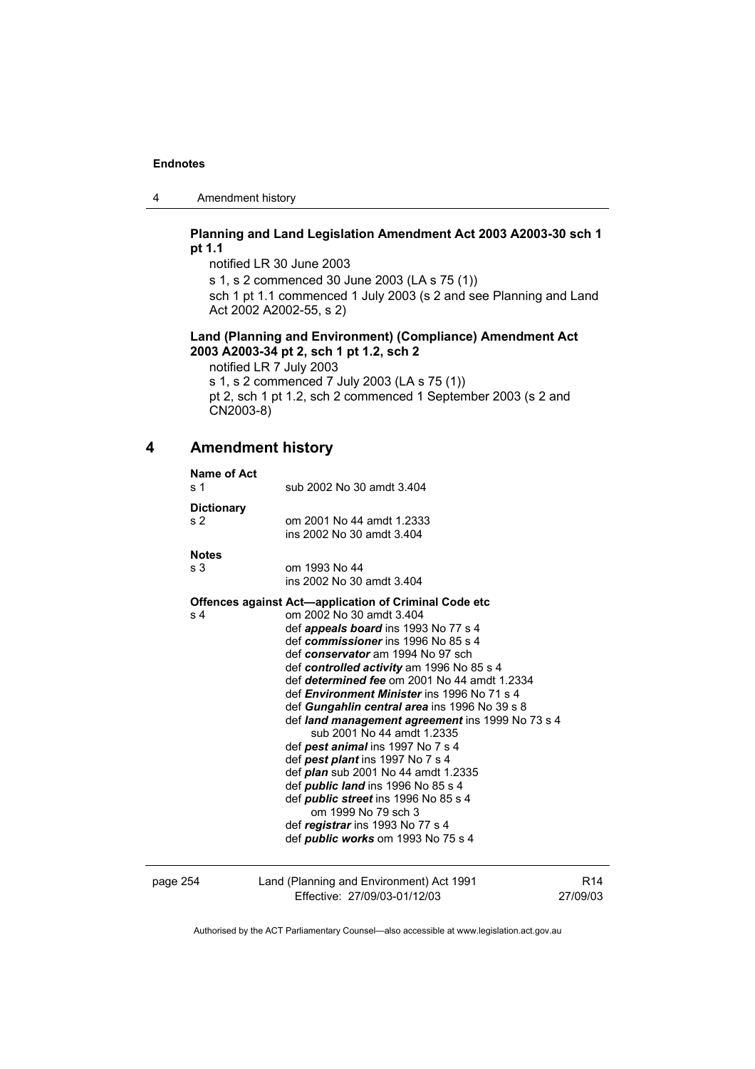**Planning and Land Legislation Amendment Act 2003 A2003-30 sch 1 pt 1.1**

notified LR 30 June 2003

s 1, s 2 commenced 30 June 2003 (LA s 75 (1))

sch 1 pt 1.1 commenced 1 July 2003 (s 2 and see Planning and Land Act 2002 A2002-55, s 2)

**Land (Planning and Environment) (Compliance) Amendment Act 2003 A2003-34 pt 2, sch 1 pt 1.2, sch 2**

notified LR 7 July 2003

s 1, s 2 commenced 7 July 2003 (LA s 75 (1))

pt 2, sch 1 pt 1.2, sch 2 commenced 1 September 2003 (s 2 and CN2003-8)

## 4 Amendment history

**Name of Act**

s 1 sub 2002 No 30 amdt 3.404

**Dictionary**

s 2 om 2001 No 44 amdt 1.2333
ins 2002 No 30 amdt 3.404

**Notes**

s 3 om 1993 No 44
ins 2002 No 30 amdt 3.404

**Offences against Act—application of Criminal Code etc**

s 4 om 2002 No 30 amdt 3.404
def ***appeals board*** ins 1993 No 77 s 4
def ***commissioner*** ins 1996 No 85 s 4
def ***conservator*** am 1994 No 97 sch
def ***controlled activity*** am 1996 No 85 s 4
def ***determined fee*** om 2001 No 44 amdt 1.2334
def ***Environment Minister*** ins 1996 No 71 s 4
def ***Gungahlin central area*** ins 1996 No 39 s 8
def ***land management agreement*** ins 1999 No 73 s 4
sub 2001 No 44 amdt 1.2335
def ***pest animal*** ins 1997 No 7 s 4
def ***pest plant*** ins 1997 No 7 s 4
def ***plan*** sub 2001 No 44 amdt 1.2335
def ***public land*** ins 1996 No 85 s 4
def ***public street*** ins 1996 No 85 s 4
om 1999 No 79 sch 3
def ***registrar*** ins 1993 No 77 s 4
def ***public works*** om 1993 No 75 s 4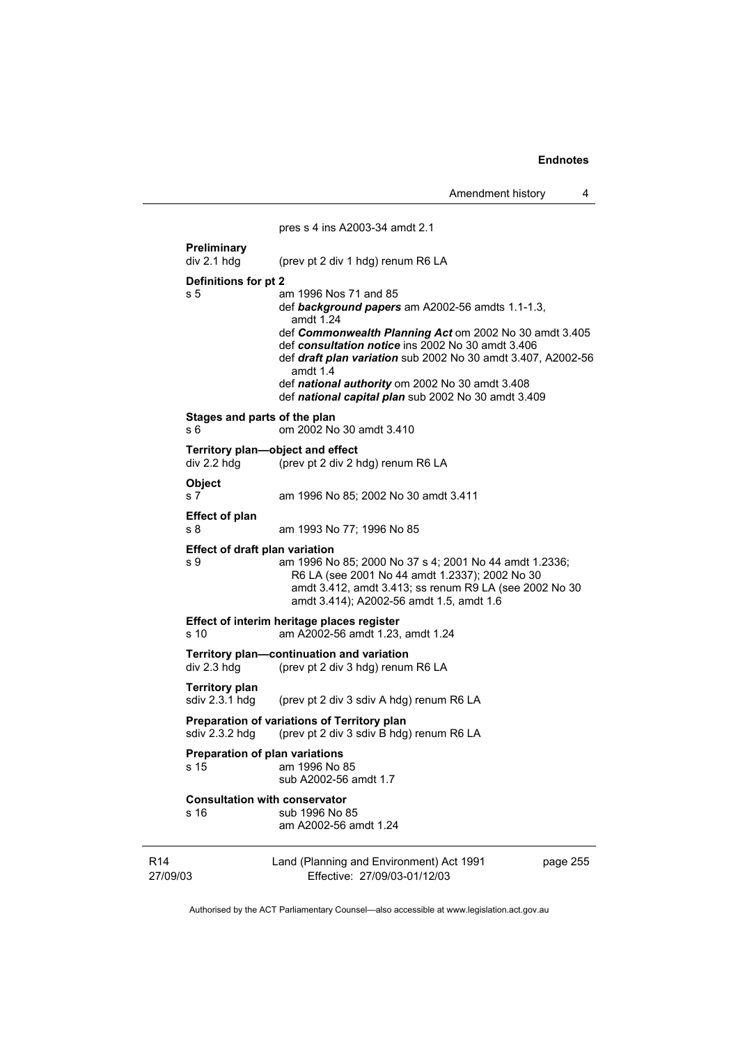pres s 4 ins A2003-34 amdt 2.1

**Preliminary**
div 2.1 hdg (prev pt 2 div 1 hdg) renum R6 LA

**Definitions for pt 2**
s 5 am 1996 Nos 71 and 85
def ***background papers*** am A2002-56 amdts 1.1-1.3, amdt 1.24
def ***Commonwealth Planning Act*** om 2002 No 30 amdt 3.405
def ***consultation notice*** ins 2002 No 30 amdt 3.406
def ***draft plan variation*** sub 2002 No 30 amdt 3.407, A2002-56 amdt 1.4
def ***national authority*** om 2002 No 30 amdt 3.408
def ***national capital plan*** sub 2002 No 30 amdt 3.409

**Stages and parts of the plan**
s 6 om 2002 No 30 amdt 3.410

**Territory plan—object and effect**
div 2.2 hdg (prev pt 2 div 2 hdg) renum R6 LA

**Object**
s 7 am 1996 No 85; 2002 No 30 amdt 3.411

**Effect of plan**
s 8 am 1993 No 77; 1996 No 85

**Effect of draft plan variation**
s 9 am 1996 No 85; 2000 No 37 s 4; 2001 No 44 amdt 1.2336; R6 LA (see 2001 No 44 amdt 1.2337); 2002 No 30 amdt 3.412, amdt 3.413; ss renum R9 LA (see 2002 No 30 amdt 3.414); A2002-56 amdt 1.5, amdt 1.6

**Effect of interim heritage places register**
s 10 am A2002-56 amdt 1.23, amdt 1.24

**Territory plan—continuation and variation**
div 2.3 hdg (prev pt 2 div 3 hdg) renum R6 LA

**Territory plan**
sdiv 2.3.1 hdg (prev pt 2 div 3 sdiv A hdg) renum R6 LA

**Preparation of variations of Territory plan**
sdiv 2.3.2 hdg (prev pt 2 div 3 sdiv B hdg) renum R6 LA

**Preparation of plan variations**
s 15 am 1996 No 85
sub A2002-56 amdt 1.7

**Consultation with conservator**
s 16 sub 1996 No 85
am A2002-56 amdt 1.24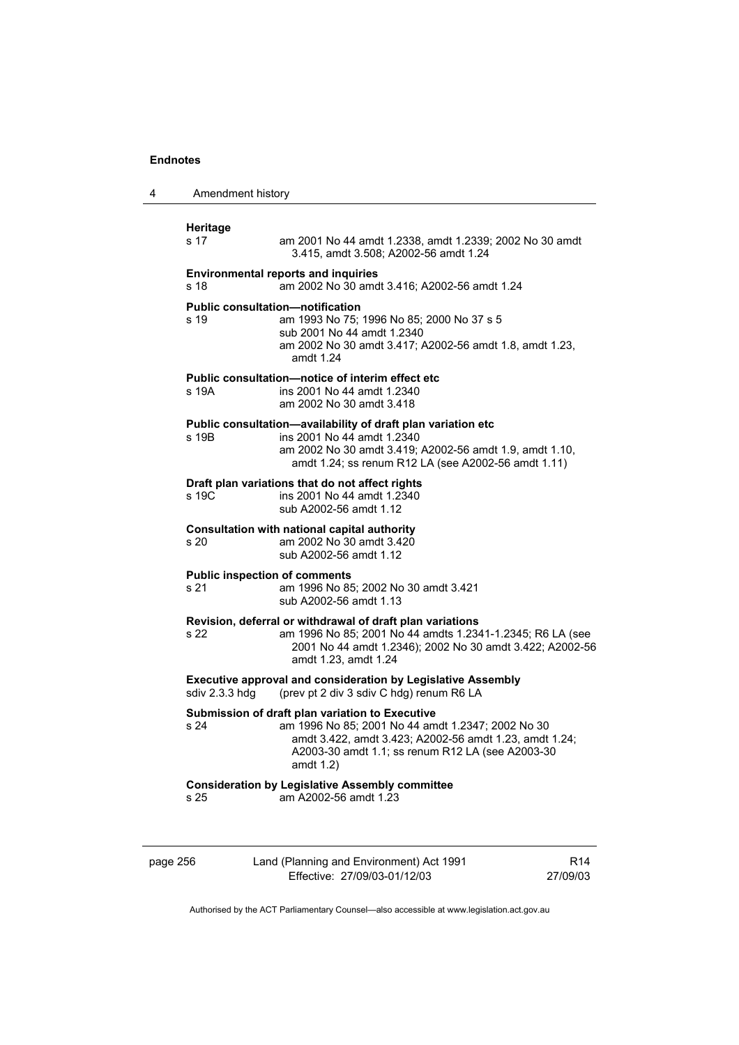**Heritage**

s 17 — am 2001 No 44 amdt 1.2338, amdt 1.2339; 2002 No 30 amdt 3.415, amdt 3.508; A2002-56 amdt 1.24

**Environmental reports and inquiries**

s 18 — am 2002 No 30 amdt 3.416; A2002-56 amdt 1.24

**Public consultation—notification**

s 19 — am 1993 No 75; 1996 No 85; 2000 No 37 s 5
sub 2001 No 44 amdt 1.2340
am 2002 No 30 amdt 3.417; A2002-56 amdt 1.8, amdt 1.23, amdt 1.24

**Public consultation—notice of interim effect etc**

s 19A — ins 2001 No 44 amdt 1.2340
am 2002 No 30 amdt 3.418

**Public consultation—availability of draft plan variation etc**

s 19B — ins 2001 No 44 amdt 1.2340
am 2002 No 30 amdt 3.419; A2002-56 amdt 1.9, amdt 1.10, amdt 1.24; ss renum R12 LA (see A2002-56 amdt 1.11)

**Draft plan variations that do not affect rights**

s 19C — ins 2001 No 44 amdt 1.2340
sub A2002-56 amdt 1.12

**Consultation with national capital authority**

s 20 — am 2002 No 30 amdt 3.420
sub A2002-56 amdt 1.12

**Public inspection of comments**

s 21 — am 1996 No 85; 2002 No 30 amdt 3.421
sub A2002-56 amdt 1.13

**Revision, deferral or withdrawal of draft plan variations**

s 22 — am 1996 No 85; 2001 No 44 amdts 1.2341-1.2345; R6 LA (see 2001 No 44 amdt 1.2346); 2002 No 30 amdt 3.422; A2002-56 amdt 1.23, amdt 1.24

**Executive approval and consideration by Legislative Assembly**

sdiv 2.3.3 hdg — (prev pt 2 div 3 sdiv C hdg) renum R6 LA

**Submission of draft plan variation to Executive**

s 24 — am 1996 No 85; 2001 No 44 amdt 1.2347; 2002 No 30 amdt 3.422, amdt 3.423; A2002-56 amdt 1.23, amdt 1.24; A2003-30 amdt 1.1; ss renum R12 LA (see A2003-30 amdt 1.2)

**Consideration by Legislative Assembly committee**

s 25 — am A2002-56 amdt 1.23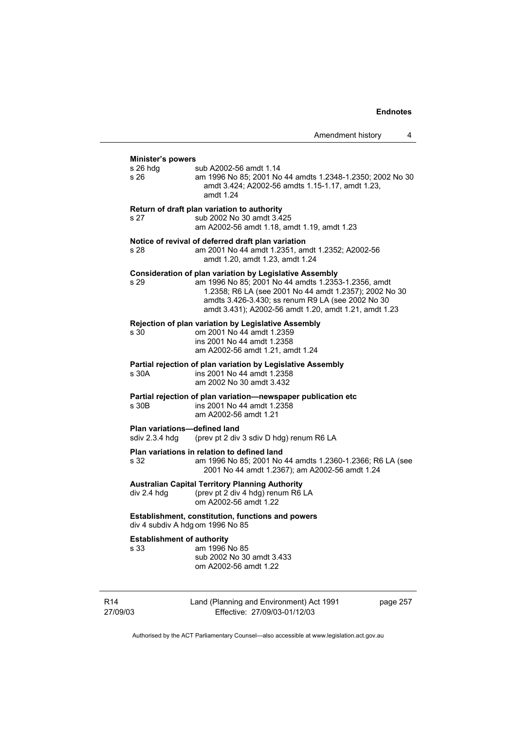**Minister's powers**

s 26 hdg sub A2002-56 amdt 1.14

s 26 am 1996 No 85; 2001 No 44 amdts 1.2348-1.2350; 2002 No 30 amdt 3.424; A2002-56 amdts 1.15-1.17, amdt 1.23, amdt 1.24

**Return of draft plan variation to authority**

s 27 sub 2002 No 30 amdt 3.425
am A2002-56 amdt 1.18, amdt 1.19, amdt 1.23

**Notice of revival of deferred draft plan variation**

s 28 am 2001 No 44 amdt 1.2351, amdt 1.2352; A2002-56 amdt 1.20, amdt 1.23, amdt 1.24

**Consideration of plan variation by Legislative Assembly**

s 29 am 1996 No 85; 2001 No 44 amdts 1.2353-1.2356, amdt 1.2358; R6 LA (see 2001 No 44 amdt 1.2357); 2002 No 30 amdts 3.426-3.430; ss renum R9 LA (see 2002 No 30 amdt 3.431); A2002-56 amdt 1.20, amdt 1.21, amdt 1.23

**Rejection of plan variation by Legislative Assembly**

s 30 om 2001 No 44 amdt 1.2359
ins 2001 No 44 amdt 1.2358
am A2002-56 amdt 1.21, amdt 1.24

**Partial rejection of plan variation by Legislative Assembly**

s 30A ins 2001 No 44 amdt 1.2358
am 2002 No 30 amdt 3.432

**Partial rejection of plan variation—newspaper publication etc**

s 30B ins 2001 No 44 amdt 1.2358
am A2002-56 amdt 1.21

**Plan variations—defined land**

sdiv 2.3.4 hdg (prev pt 2 div 3 sdiv D hdg) renum R6 LA

**Plan variations in relation to defined land**

s 32 am 1996 No 85; 2001 No 44 amdts 1.2360-1.2366; R6 LA (see 2001 No 44 amdt 1.2367); am A2002-56 amdt 1.24

**Australian Capital Territory Planning Authority**

div 2.4 hdg (prev pt 2 div 4 hdg) renum R6 LA
om A2002-56 amdt 1.22

**Establishment, constitution, functions and powers**

div 4 subdiv A hdg om 1996 No 85

**Establishment of authority**

s 33 am 1996 No 85
sub 2002 No 30 amdt 3.433
om A2002-56 amdt 1.22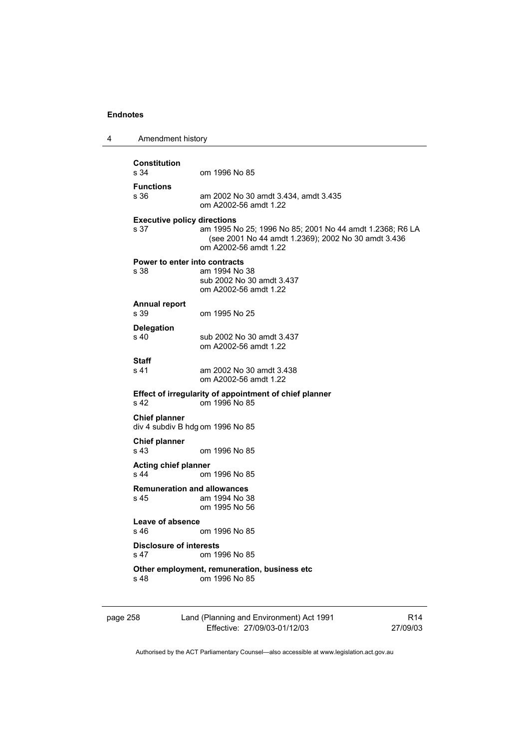**Constitution**
s 34 om 1996 No 85

**Functions**
s 36 am 2002 No 30 amdt 3.434, amdt 3.435
om A2002-56 amdt 1.22

**Executive policy directions**
s 37 am 1995 No 25; 1996 No 85; 2001 No 44 amdt 1.2368; R6 LA (see 2001 No 44 amdt 1.2369); 2002 No 30 amdt 3.436
om A2002-56 amdt 1.22

**Power to enter into contracts**
s 38 am 1994 No 38
sub 2002 No 30 amdt 3.437
om A2002-56 amdt 1.22

**Annual report**
s 39 om 1995 No 25

**Delegation**
s 40 sub 2002 No 30 amdt 3.437
om A2002-56 amdt 1.22

**Staff**
s 41 am 2002 No 30 amdt 3.438
om A2002-56 amdt 1.22

**Effect of irregularity of appointment of chief planner**
s 42 om 1996 No 85

**Chief planner**
div 4 subdiv B hdg om 1996 No 85

**Chief planner**
s 43 om 1996 No 85

**Acting chief planner**
s 44 om 1996 No 85

**Remuneration and allowances**
s 45 am 1994 No 38
om 1995 No 56

**Leave of absence**
s 46 om 1996 No 85

**Disclosure of interests**
s 47 om 1996 No 85

**Other employment, remuneration, business etc**
s 48 om 1996 No 85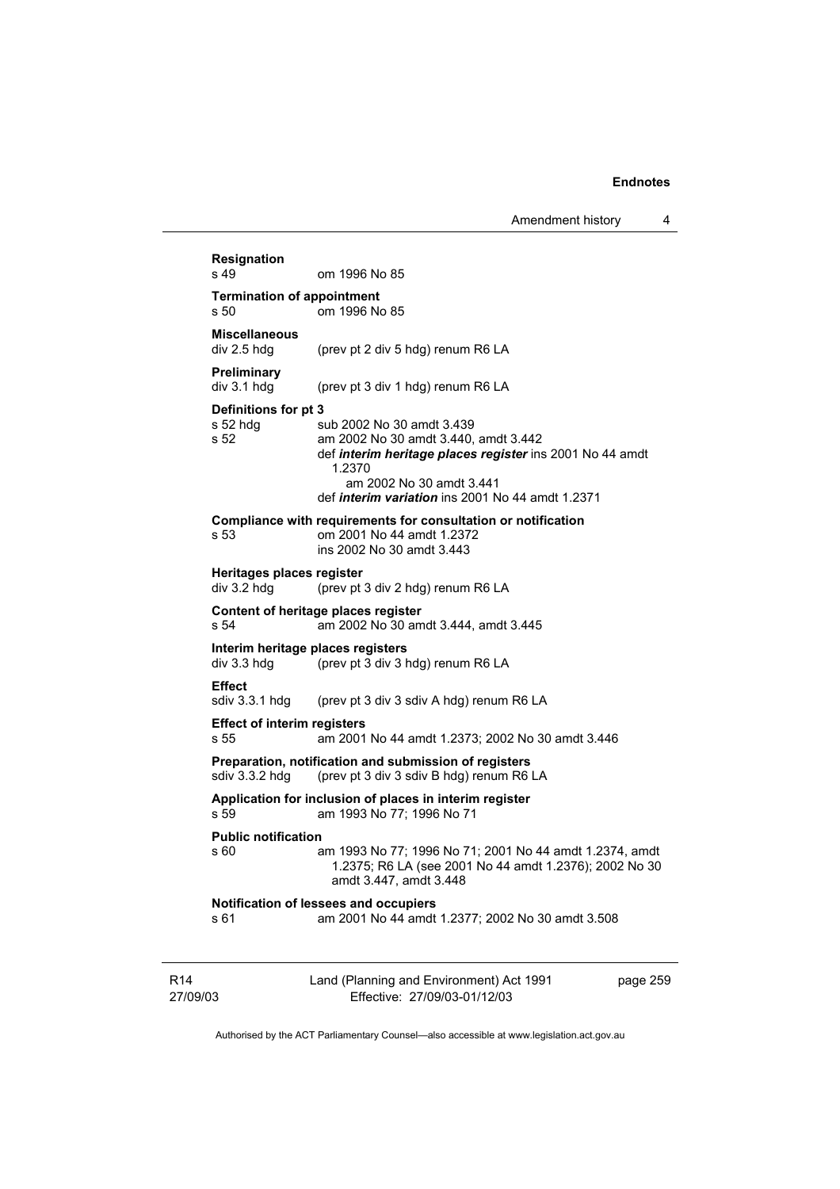**Resignation**
s 49 om 1996 No 85

**Termination of appointment**
s 50 om 1996 No 85

**Miscellaneous**
div 2.5 hdg (prev pt 2 div 5 hdg) renum R6 LA

**Preliminary**
div 3.1 hdg (prev pt 3 div 1 hdg) renum R6 LA

**Definitions for pt 3**
s 52 hdg sub 2002 No 30 amdt 3.439
s 52 am 2002 No 30 amdt 3.440, amdt 3.442
def ***interim heritage places register*** ins 2001 No 44 amdt 1.2370
am 2002 No 30 amdt 3.441
def ***interim variation*** ins 2001 No 44 amdt 1.2371

**Compliance with requirements for consultation or notification**
s 53 om 2001 No 44 amdt 1.2372
ins 2002 No 30 amdt 3.443

**Heritages places register**
div 3.2 hdg (prev pt 3 div 2 hdg) renum R6 LA

**Content of heritage places register**
s 54 am 2002 No 30 amdt 3.444, amdt 3.445

**Interim heritage places registers**
div 3.3 hdg (prev pt 3 div 3 hdg) renum R6 LA

**Effect**
sdiv 3.3.1 hdg (prev pt 3 div 3 sdiv A hdg) renum R6 LA

**Effect of interim registers**
s 55 am 2001 No 44 amdt 1.2373; 2002 No 30 amdt 3.446

**Preparation, notification and submission of registers**
sdiv 3.3.2 hdg (prev pt 3 div 3 sdiv B hdg) renum R6 LA

**Application for inclusion of places in interim register**
s 59 am 1993 No 77; 1996 No 71

**Public notification**
s 60 am 1993 No 77; 1996 No 71; 2001 No 44 amdt 1.2374, amdt 1.2375; R6 LA (see 2001 No 44 amdt 1.2376); 2002 No 30 amdt 3.447, amdt 3.448

**Notification of lessees and occupiers**
s 61 am 2001 No 44 amdt 1.2377; 2002 No 30 amdt 3.508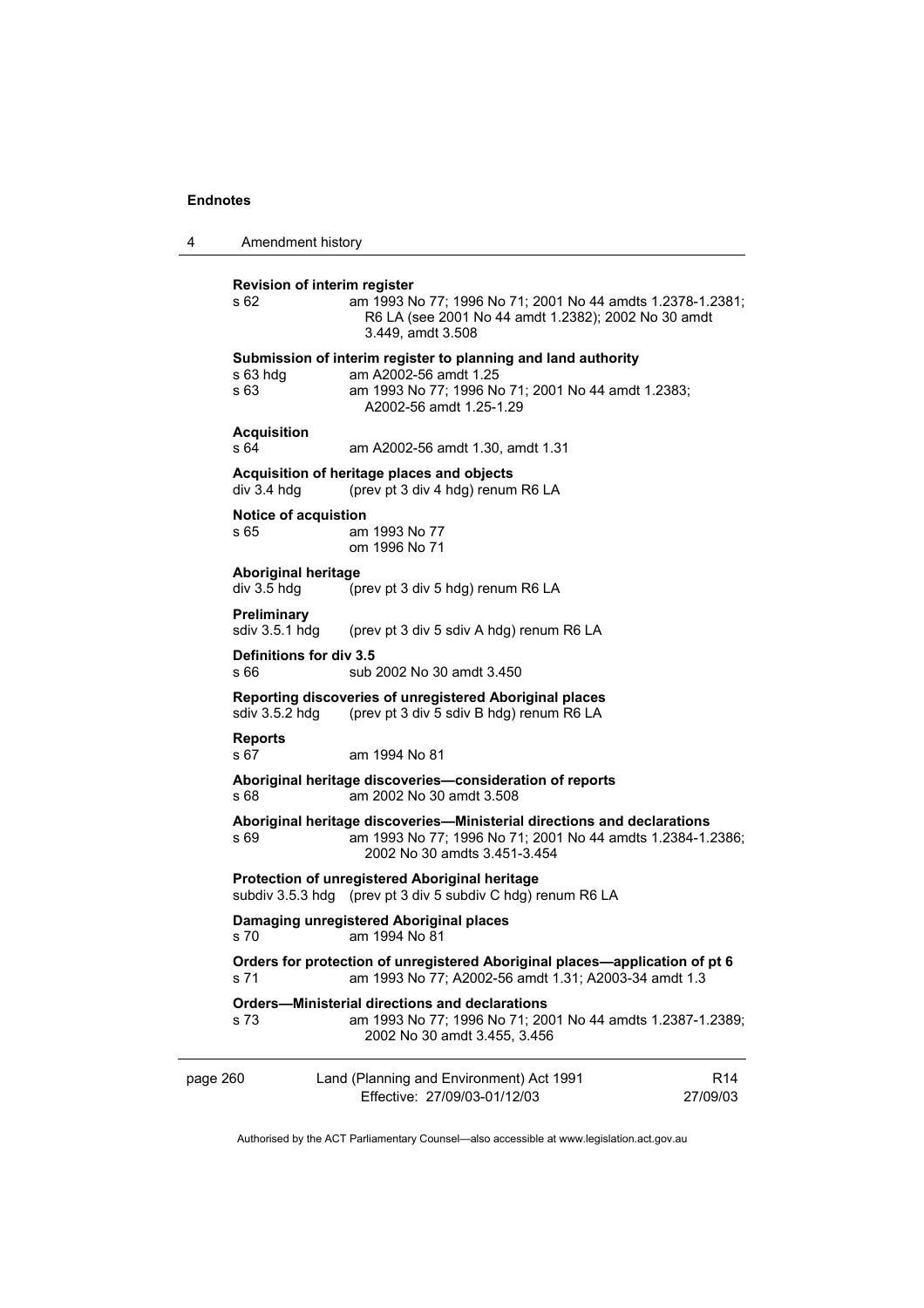**Revision of interim register**

s 62 am 1993 No 77; 1996 No 71; 2001 No 44 amdts 1.2378-1.2381; R6 LA (see 2001 No 44 amdt 1.2382); 2002 No 30 amdt 3.449, amdt 3.508

**Submission of interim register to planning and land authority**

s 63 hdg am A2002-56 amdt 1.25

s 63 am 1993 No 77; 1996 No 71; 2001 No 44 amdt 1.2383; A2002-56 amdt 1.25-1.29

**Acquisition**

s 64 am A2002-56 amdt 1.30, amdt 1.31

**Acquisition of heritage places and objects**

div 3.4 hdg (prev pt 3 div 4 hdg) renum R6 LA

**Notice of acquistion**

s 65 am 1993 No 77
om 1996 No 71

**Aboriginal heritage**

div 3.5 hdg (prev pt 3 div 5 hdg) renum R6 LA

**Preliminary**

sdiv 3.5.1 hdg (prev pt 3 div 5 sdiv A hdg) renum R6 LA

**Definitions for div 3.5**

s 66 sub 2002 No 30 amdt 3.450

**Reporting discoveries of unregistered Aboriginal places**

sdiv 3.5.2 hdg (prev pt 3 div 5 sdiv B hdg) renum R6 LA

**Reports**

s 67 am 1994 No 81

**Aboriginal heritage discoveries—consideration of reports**

s 68 am 2002 No 30 amdt 3.508

**Aboriginal heritage discoveries—Ministerial directions and declarations**

s 69 am 1993 No 77; 1996 No 71; 2001 No 44 amdts 1.2384-1.2386; 2002 No 30 amdts 3.451-3.454

**Protection of unregistered Aboriginal heritage**

subdiv 3.5.3 hdg (prev pt 3 div 5 subdiv C hdg) renum R6 LA

**Damaging unregistered Aboriginal places**

s 70 am 1994 No 81

**Orders for protection of unregistered Aboriginal places—application of pt 6**

s 71 am 1993 No 77; A2002-56 amdt 1.31; A2003-34 amdt 1.3

**Orders—Ministerial directions and declarations**

s 73 am 1993 No 77; 1996 No 71; 2001 No 44 amdts 1.2387-1.2389; 2002 No 30 amdt 3.455, 3.456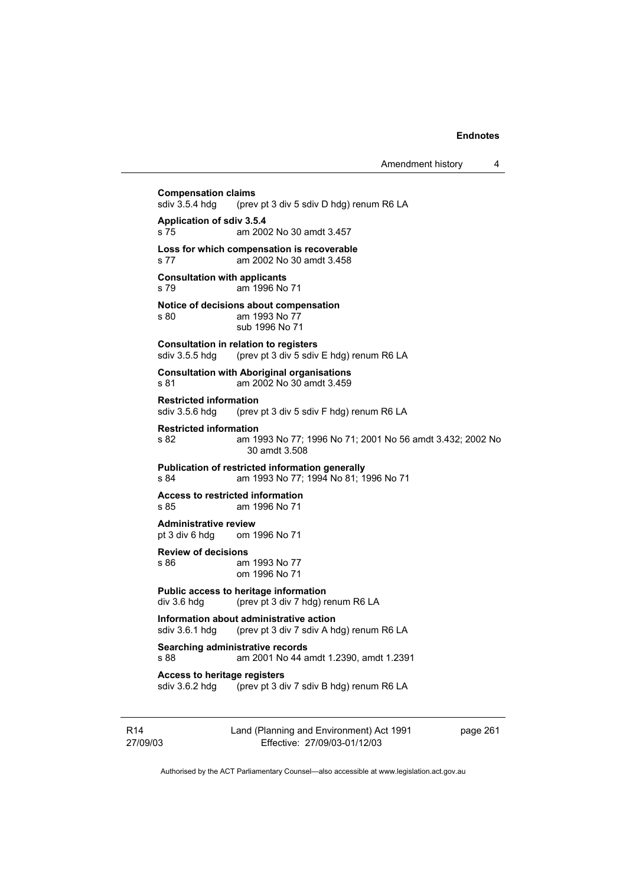**Compensation claims**
sdiv 3.5.4 hdg (prev pt 3 div 5 sdiv D hdg) renum R6 LA

**Application of sdiv 3.5.4**
s 75 am 2002 No 30 amdt 3.457

**Loss for which compensation is recoverable**
s 77 am 2002 No 30 amdt 3.458

**Consultation with applicants**
s 79 am 1996 No 71

**Notice of decisions about compensation**
s 80 am 1993 No 77
sub 1996 No 71

**Consultation in relation to registers**
sdiv 3.5.5 hdg (prev pt 3 div 5 sdiv E hdg) renum R6 LA

**Consultation with Aboriginal organisations**
s 81 am 2002 No 30 amdt 3.459

**Restricted information**
sdiv 3.5.6 hdg (prev pt 3 div 5 sdiv F hdg) renum R6 LA

**Restricted information**
s 82 am 1993 No 77; 1996 No 71; 2001 No 56 amdt 3.432; 2002 No 30 amdt 3.508

**Publication of restricted information generally**
s 84 am 1993 No 77; 1994 No 81; 1996 No 71

**Access to restricted information**
s 85 am 1996 No 71

**Administrative review**
pt 3 div 6 hdg om 1996 No 71

**Review of decisions**
s 86 am 1993 No 77
om 1996 No 71

**Public access to heritage information**
div 3.6 hdg (prev pt 3 div 7 hdg) renum R6 LA

**Information about administrative action**
sdiv 3.6.1 hdg (prev pt 3 div 7 sdiv A hdg) renum R6 LA

**Searching administrative records**
s 88 am 2001 No 44 amdt 1.2390, amdt 1.2391

**Access to heritage registers**
sdiv 3.6.2 hdg (prev pt 3 div 7 sdiv B hdg) renum R6 LA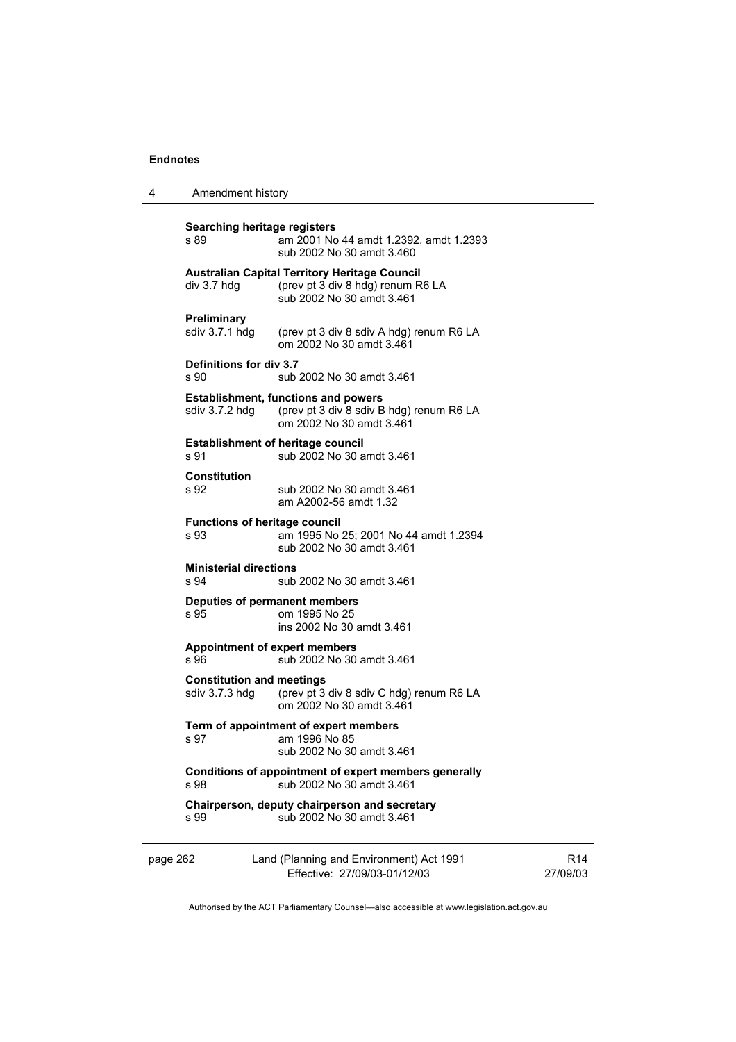**Searching heritage registers**

| | |
|---|---|
| s 89 | am 2001 No 44 amdt 1.2392, amdt 1.2393<br>sub 2002 No 30 amdt 3.460 |

**Australian Capital Territory Heritage Council**

| | |
|---|---|
| div 3.7 hdg | (prev pt 3 div 8 hdg) renum R6 LA<br>sub 2002 No 30 amdt 3.461 |

**Preliminary**

| | |
|---|---|
| sdiv 3.7.1 hdg | (prev pt 3 div 8 sdiv A hdg) renum R6 LA<br>om 2002 No 30 amdt 3.461 |

**Definitions for div 3.7**

| | |
|---|---|
| s 90 | sub 2002 No 30 amdt 3.461 |

**Establishment, functions and powers**

| | |
|---|---|
| sdiv 3.7.2 hdg | (prev pt 3 div 8 sdiv B hdg) renum R6 LA<br>om 2002 No 30 amdt 3.461 |

**Establishment of heritage council**

| | |
|---|---|
| s 91 | sub 2002 No 30 amdt 3.461 |

**Constitution**

| | |
|---|---|
| s 92 | sub 2002 No 30 amdt 3.461<br>am A2002-56 amdt 1.32 |

**Functions of heritage council**

| | |
|---|---|
| s 93 | am 1995 No 25; 2001 No 44 amdt 1.2394<br>sub 2002 No 30 amdt 3.461 |

**Ministerial directions**

| | |
|---|---|
| s 94 | sub 2002 No 30 amdt 3.461 |

**Deputies of permanent members**

| | |
|---|---|
| s 95 | om 1995 No 25<br>ins 2002 No 30 amdt 3.461 |

**Appointment of expert members**

| | |
|---|---|
| s 96 | sub 2002 No 30 amdt 3.461 |

**Constitution and meetings**

| | |
|---|---|
| sdiv 3.7.3 hdg | (prev pt 3 div 8 sdiv C hdg) renum R6 LA<br>om 2002 No 30 amdt 3.461 |

**Term of appointment of expert members**

| | |
|---|---|
| s 97 | am 1996 No 85<br>sub 2002 No 30 amdt 3.461 |

**Conditions of appointment of expert members generally**

| | |
|---|---|
| s 98 | sub 2002 No 30 amdt 3.461 |

**Chairperson, deputy chairperson and secretary**

| | |
|---|---|
| s 99 | sub 2002 No 30 amdt 3.461 |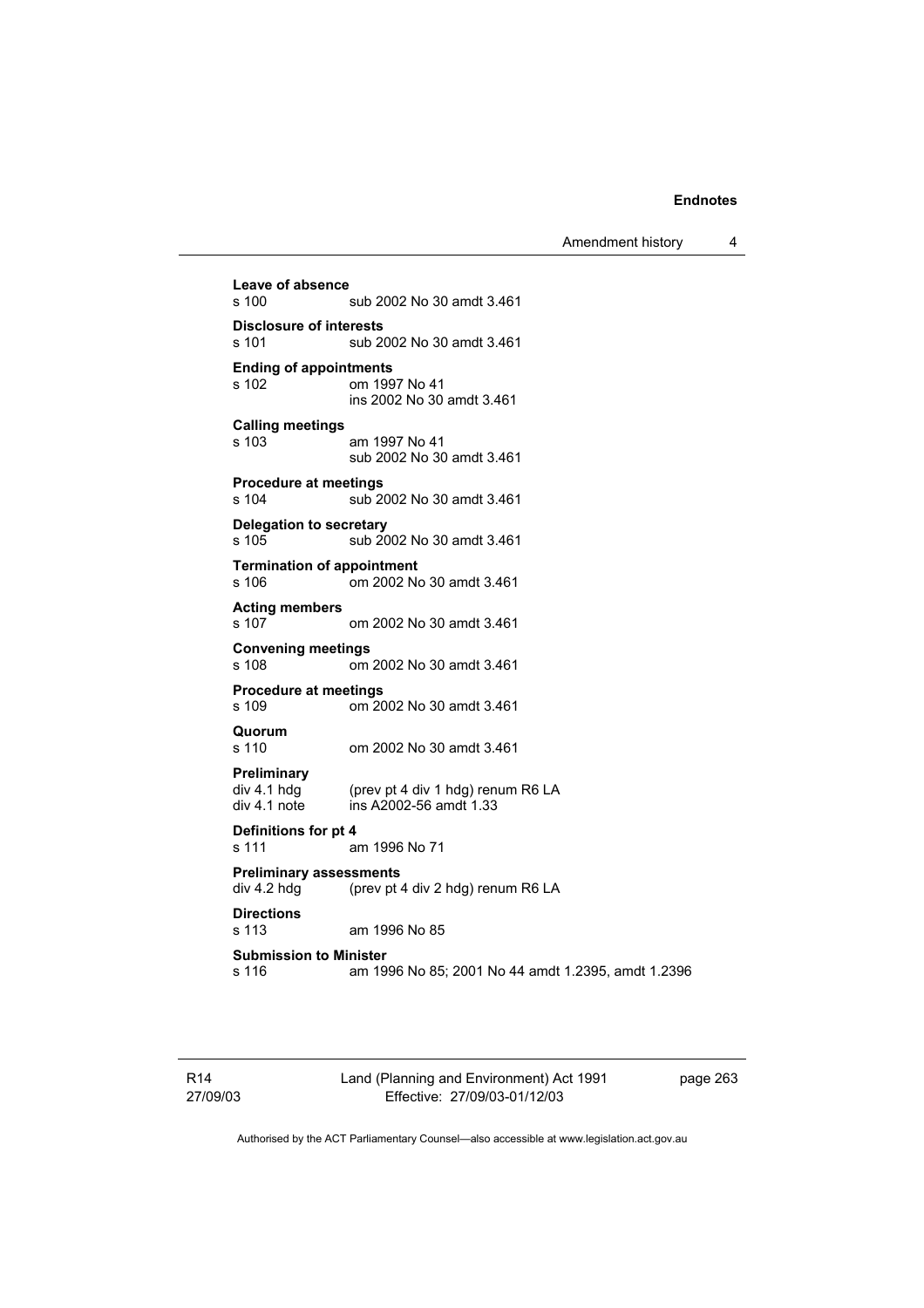**Leave of absence**
s 100 sub 2002 No 30 amdt 3.461

**Disclosure of interests**
s 101 sub 2002 No 30 amdt 3.461

**Ending of appointments**
s 102 om 1997 No 41
ins 2002 No 30 amdt 3.461

**Calling meetings**
s 103 am 1997 No 41
sub 2002 No 30 amdt 3.461

**Procedure at meetings**
s 104 sub 2002 No 30 amdt 3.461

**Delegation to secretary**
s 105 sub 2002 No 30 amdt 3.461

**Termination of appointment**
s 106 om 2002 No 30 amdt 3.461

**Acting members**
s 107 om 2002 No 30 amdt 3.461

**Convening meetings**
s 108 om 2002 No 30 amdt 3.461

**Procedure at meetings**
s 109 om 2002 No 30 amdt 3.461

**Quorum**
s 110 om 2002 No 30 amdt 3.461

**Preliminary**
div 4.1 hdg (prev pt 4 div 1 hdg) renum R6 LA
div 4.1 note ins A2002-56 amdt 1.33

**Definitions for pt 4**
s 111 am 1996 No 71

**Preliminary assessments**
div 4.2 hdg (prev pt 4 div 2 hdg) renum R6 LA

**Directions**
s 113 am 1996 No 85

**Submission to Minister**
s 116 am 1996 No 85; 2001 No 44 amdt 1.2395, amdt 1.2396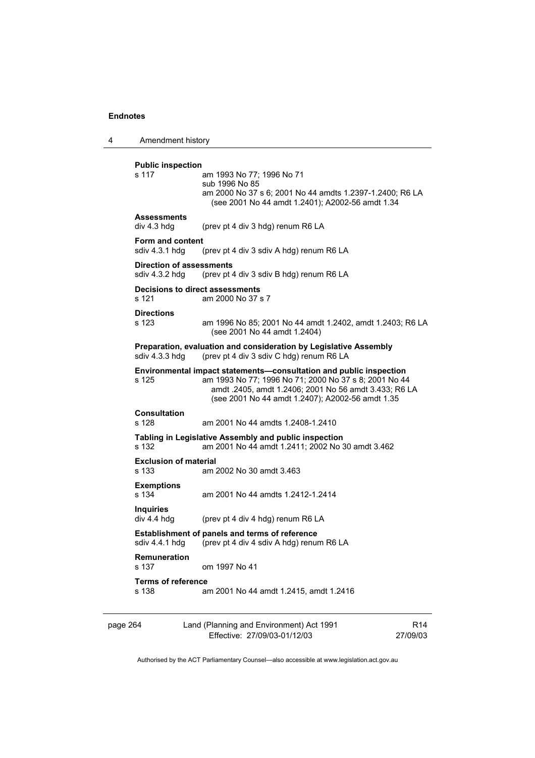**Public inspection**
s 117 am 1993 No 77; 1996 No 71
sub 1996 No 85
am 2000 No 37 s 6; 2001 No 44 amdts 1.2397-1.2400; R6 LA (see 2001 No 44 amdt 1.2401); A2002-56 amdt 1.34

**Assessments**
div 4.3 hdg (prev pt 4 div 3 hdg) renum R6 LA

**Form and content**
sdiv 4.3.1 hdg (prev pt 4 div 3 sdiv A hdg) renum R6 LA

**Direction of assessments**
sdiv 4.3.2 hdg (prev pt 4 div 3 sdiv B hdg) renum R6 LA

**Decisions to direct assessments**
s 121 am 2000 No 37 s 7

**Directions**
s 123 am 1996 No 85; 2001 No 44 amdt 1.2402, amdt 1.2403; R6 LA (see 2001 No 44 amdt 1.2404)

**Preparation, evaluation and consideration by Legislative Assembly**
sdiv 4.3.3 hdg (prev pt 4 div 3 sdiv C hdg) renum R6 LA

**Environmental impact statements—consultation and public inspection**
s 125 am 1993 No 77; 1996 No 71; 2000 No 37 s 8; 2001 No 44 amdt .2405, amdt 1.2406; 2001 No 56 amdt 3.433; R6 LA (see 2001 No 44 amdt 1.2407); A2002-56 amdt 1.35

**Consultation**
s 128 am 2001 No 44 amdts 1.2408-1.2410

**Tabling in Legislative Assembly and public inspection**
s 132 am 2001 No 44 amdt 1.2411; 2002 No 30 amdt 3.462

**Exclusion of material**
s 133 am 2002 No 30 amdt 3.463

**Exemptions**
s 134 am 2001 No 44 amdts 1.2412-1.2414

**Inquiries**
div 4.4 hdg (prev pt 4 div 4 hdg) renum R6 LA

**Establishment of panels and terms of reference**
sdiv 4.4.1 hdg (prev pt 4 div 4 sdiv A hdg) renum R6 LA

**Remuneration**
s 137 om 1997 No 41

**Terms of reference**
s 138 am 2001 No 44 amdt 1.2415, amdt 1.2416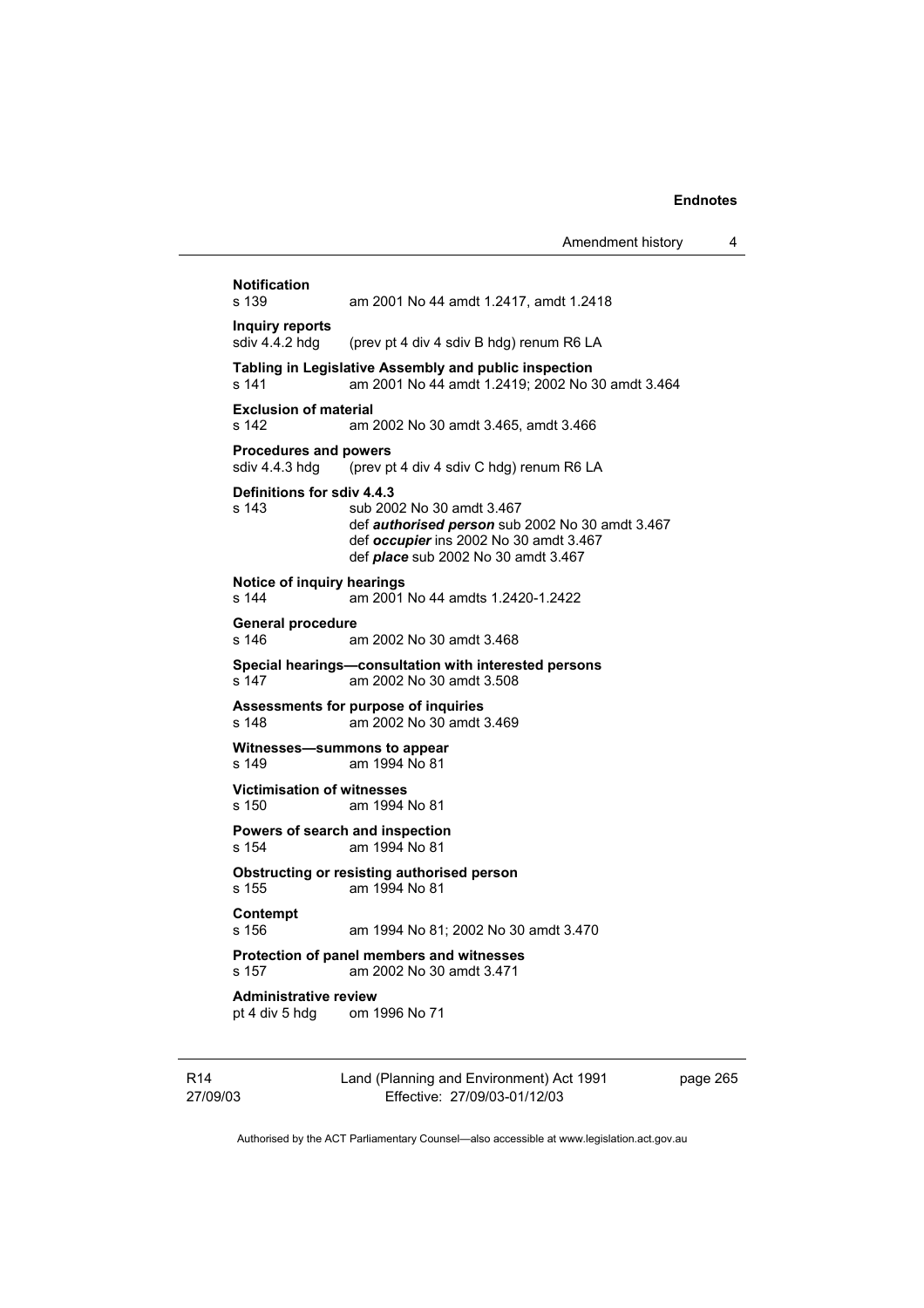**Notification**
s 139 am 2001 No 44 amdt 1.2417, amdt 1.2418

**Inquiry reports**
sdiv 4.4.2 hdg (prev pt 4 div 4 sdiv B hdg) renum R6 LA

**Tabling in Legislative Assembly and public inspection**
s 141 am 2001 No 44 amdt 1.2419; 2002 No 30 amdt 3.464

**Exclusion of material**
s 142 am 2002 No 30 amdt 3.465, amdt 3.466

**Procedures and powers**
sdiv 4.4.3 hdg (prev pt 4 div 4 sdiv C hdg) renum R6 LA

**Definitions for sdiv 4.4.3**
s 143 sub 2002 No 30 amdt 3.467
def ***authorised person*** sub 2002 No 30 amdt 3.467
def ***occupier*** ins 2002 No 30 amdt 3.467
def ***place*** sub 2002 No 30 amdt 3.467

**Notice of inquiry hearings**
s 144 am 2001 No 44 amdts 1.2420-1.2422

**General procedure**
s 146 am 2002 No 30 amdt 3.468

**Special hearings—consultation with interested persons**
s 147 am 2002 No 30 amdt 3.508

**Assessments for purpose of inquiries**
s 148 am 2002 No 30 amdt 3.469

**Witnesses—summons to appear**
s 149 am 1994 No 81

**Victimisation of witnesses**
s 150 am 1994 No 81

**Powers of search and inspection**
s 154 am 1994 No 81

**Obstructing or resisting authorised person**
s 155 am 1994 No 81

**Contempt**
s 156 am 1994 No 81; 2002 No 30 amdt 3.470

**Protection of panel members and witnesses**
s 157 am 2002 No 30 amdt 3.471

**Administrative review**
pt 4 div 5 hdg om 1996 No 71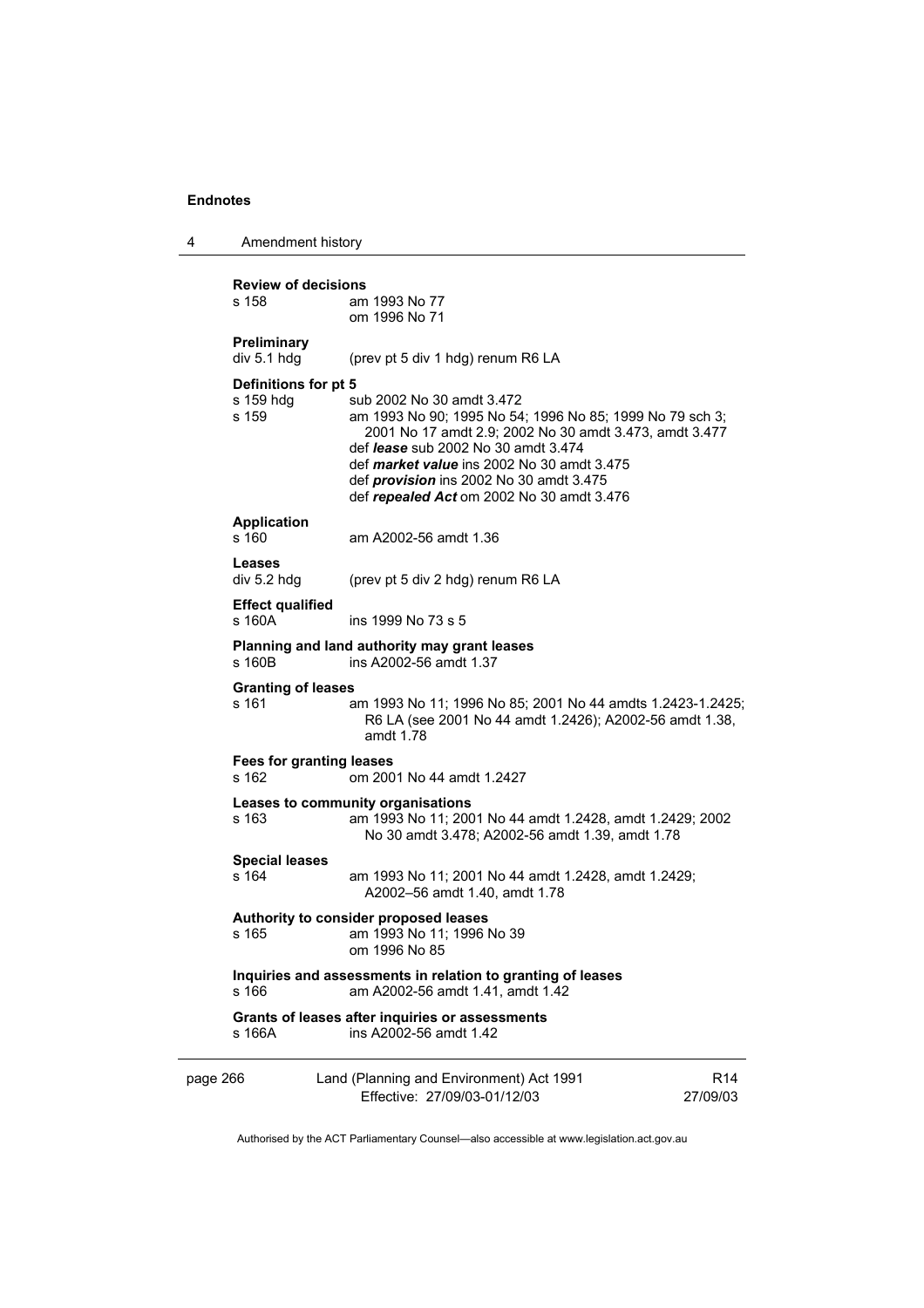**Review of decisions**

s 158 am 1993 No 77
om 1996 No 71

**Preliminary**

div 5.1 hdg (prev pt 5 div 1 hdg) renum R6 LA

**Definitions for pt 5**

s 159 hdg sub 2002 No 30 amdt 3.472

s 159 am 1993 No 90; 1995 No 54; 1996 No 85; 1999 No 79 sch 3; 2001 No 17 amdt 2.9; 2002 No 30 amdt 3.473, amdt 3.477
def ***lease*** sub 2002 No 30 amdt 3.474
def ***market value*** ins 2002 No 30 amdt 3.475
def ***provision*** ins 2002 No 30 amdt 3.475
def ***repealed Act*** om 2002 No 30 amdt 3.476

**Application**

s 160 am A2002-56 amdt 1.36

**Leases**

div 5.2 hdg (prev pt 5 div 2 hdg) renum R6 LA

**Effect qualified**

s 160A ins 1999 No 73 s 5

**Planning and land authority may grant leases**

s 160B ins A2002-56 amdt 1.37

**Granting of leases**

s 161 am 1993 No 11; 1996 No 85; 2001 No 44 amdts 1.2423-1.2425; R6 LA (see 2001 No 44 amdt 1.2426); A2002-56 amdt 1.38, amdt 1.78

**Fees for granting leases**

s 162 om 2001 No 44 amdt 1.2427

**Leases to community organisations**

s 163 am 1993 No 11; 2001 No 44 amdt 1.2428, amdt 1.2429; 2002 No 30 amdt 3.478; A2002-56 amdt 1.39, amdt 1.78

**Special leases**

s 164 am 1993 No 11; 2001 No 44 amdt 1.2428, amdt 1.2429; A2002–56 amdt 1.40, amdt 1.78

**Authority to consider proposed leases**

s 165 am 1993 No 11; 1996 No 39
om 1996 No 85

**Inquiries and assessments in relation to granting of leases**

s 166 am A2002-56 amdt 1.41, amdt 1.42

**Grants of leases after inquiries or assessments**

s 166A ins A2002-56 amdt 1.42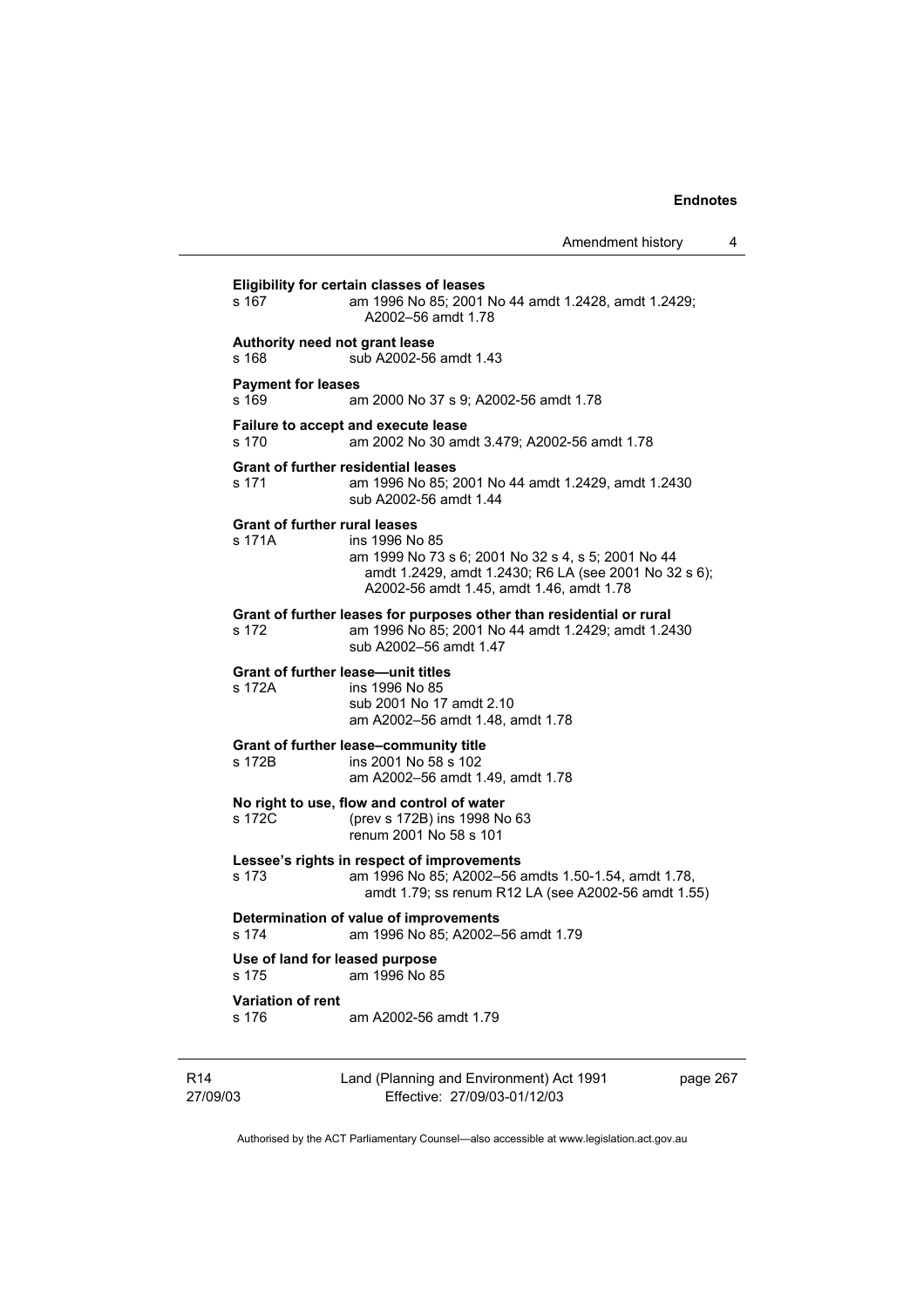**Eligibility for certain classes of leases**
s 167 am 1996 No 85; 2001 No 44 amdt 1.2428, amdt 1.2429; A2002–56 amdt 1.78

**Authority need not grant lease**
s 168 sub A2002-56 amdt 1.43

**Payment for leases**
s 169 am 2000 No 37 s 9; A2002-56 amdt 1.78

**Failure to accept and execute lease**
s 170 am 2002 No 30 amdt 3.479; A2002-56 amdt 1.78

**Grant of further residential leases**
s 171 am 1996 No 85; 2001 No 44 amdt 1.2429, amdt 1.2430 sub A2002-56 amdt 1.44

**Grant of further rural leases**
s 171A ins 1996 No 85
am 1999 No 73 s 6; 2001 No 32 s 4, s 5; 2001 No 44 amdt 1.2429, amdt 1.2430; R6 LA (see 2001 No 32 s 6); A2002-56 amdt 1.45, amdt 1.46, amdt 1.78

**Grant of further leases for purposes other than residential or rural**
s 172 am 1996 No 85; 2001 No 44 amdt 1.2429; amdt 1.2430 sub A2002–56 amdt 1.47

**Grant of further lease—unit titles**
s 172A ins 1996 No 85
sub 2001 No 17 amdt 2.10
am A2002–56 amdt 1.48, amdt 1.78

**Grant of further lease–community title**
s 172B ins 2001 No 58 s 102
am A2002–56 amdt 1.49, amdt 1.78

**No right to use, flow and control of water**
s 172C (prev s 172B) ins 1998 No 63
renum 2001 No 58 s 101

**Lessee's rights in respect of improvements**
s 173 am 1996 No 85; A2002–56 amdts 1.50-1.54, amdt 1.78, amdt 1.79; ss renum R12 LA (see A2002-56 amdt 1.55)

**Determination of value of improvements**
s 174 am 1996 No 85; A2002–56 amdt 1.79

**Use of land for leased purpose**
s 175 am 1996 No 85

**Variation of rent**
s 176 am A2002-56 amdt 1.79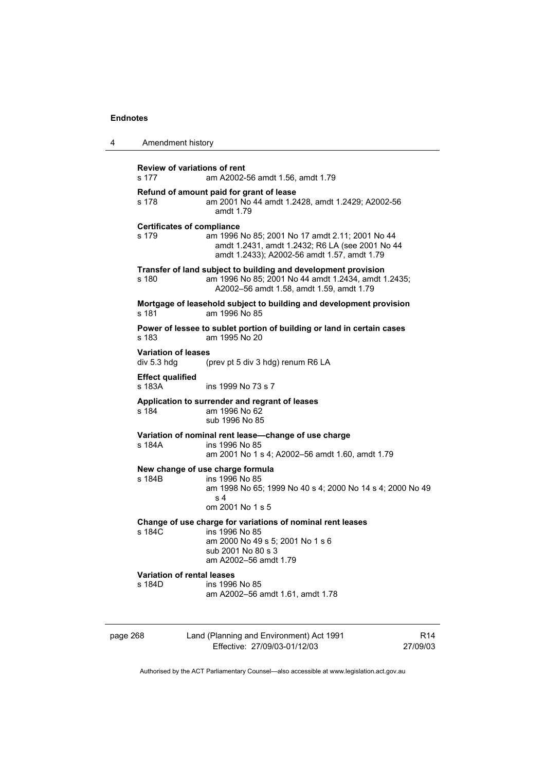**Review of variations of rent**

s 177 am A2002-56 amdt 1.56, amdt 1.79

**Refund of amount paid for grant of lease**

s 178 am 2001 No 44 amdt 1.2428, amdt 1.2429; A2002-56 amdt 1.79

**Certificates of compliance**

s 179 am 1996 No 85; 2001 No 17 amdt 2.11; 2001 No 44 amdt 1.2431, amdt 1.2432; R6 LA (see 2001 No 44 amdt 1.2433); A2002-56 amdt 1.57, amdt 1.79

**Transfer of land subject to building and development provision**

s 180 am 1996 No 85; 2001 No 44 amdt 1.2434, amdt 1.2435; A2002–56 amdt 1.58, amdt 1.59, amdt 1.79

**Mortgage of leasehold subject to building and development provision**

s 181 am 1996 No 85

**Power of lessee to sublet portion of building or land in certain cases**

s 183 am 1995 No 20

**Variation of leases**

div 5.3 hdg (prev pt 5 div 3 hdg) renum R6 LA

**Effect qualified**

s 183A ins 1999 No 73 s 7

**Application to surrender and regrant of leases**

s 184 am 1996 No 62
sub 1996 No 85

**Variation of nominal rent lease—change of use charge**

s 184A ins 1996 No 85
am 2001 No 1 s 4; A2002–56 amdt 1.60, amdt 1.79

**New change of use charge formula**

s 184B ins 1996 No 85
am 1998 No 65; 1999 No 40 s 4; 2000 No 14 s 4; 2000 No 49 s 4
om 2001 No 1 s 5

**Change of use charge for variations of nominal rent leases**

s 184C ins 1996 No 85
am 2000 No 49 s 5; 2001 No 1 s 6
sub 2001 No 80 s 3
am A2002–56 amdt 1.79

**Variation of rental leases**

s 184D ins 1996 No 85
am A2002–56 amdt 1.61, amdt 1.78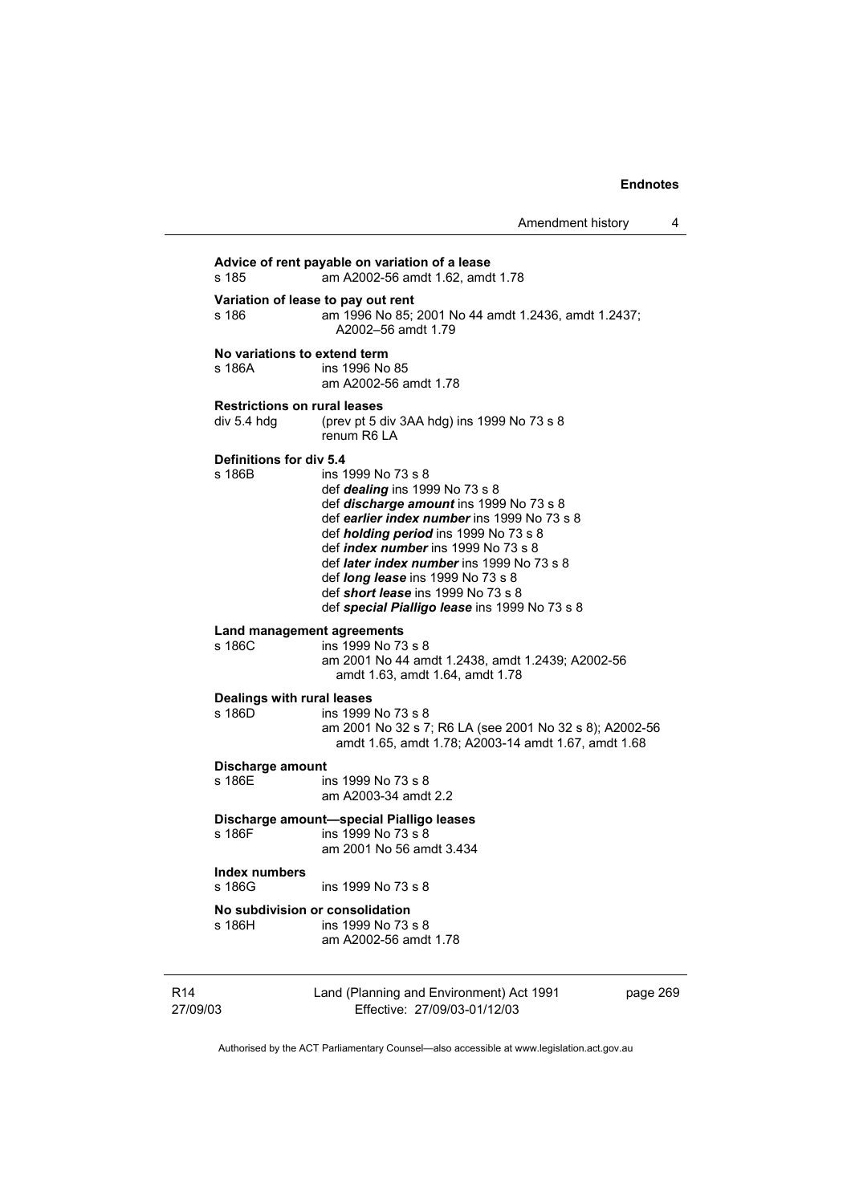**Advice of rent payable on variation of a lease**

s 185 am A2002-56 amdt 1.62, amdt 1.78

**Variation of lease to pay out rent**

s 186 am 1996 No 85; 2001 No 44 amdt 1.2436, amdt 1.2437; A2002–56 amdt 1.79

**No variations to extend term**

s 186A ins 1996 No 85
am A2002-56 amdt 1.78

**Restrictions on rural leases**

div 5.4 hdg (prev pt 5 div 3AA hdg) ins 1999 No 73 s 8
renum R6 LA

**Definitions for div 5.4**

s 186B ins 1999 No 73 s 8
def ***dealing*** ins 1999 No 73 s 8
def ***discharge amount*** ins 1999 No 73 s 8
def ***earlier index number*** ins 1999 No 73 s 8
def ***holding period*** ins 1999 No 73 s 8
def ***index number*** ins 1999 No 73 s 8
def ***later index number*** ins 1999 No 73 s 8
def ***long lease*** ins 1999 No 73 s 8
def ***short lease*** ins 1999 No 73 s 8
def ***special Pialligo lease*** ins 1999 No 73 s 8

**Land management agreements**

s 186C ins 1999 No 73 s 8
am 2001 No 44 amdt 1.2438, amdt 1.2439; A2002-56 amdt 1.63, amdt 1.64, amdt 1.78

**Dealings with rural leases**

s 186D ins 1999 No 73 s 8
am 2001 No 32 s 7; R6 LA (see 2001 No 32 s 8); A2002-56 amdt 1.65, amdt 1.78; A2003-14 amdt 1.67, amdt 1.68

**Discharge amount**

s 186E ins 1999 No 73 s 8
am A2003-34 amdt 2.2

**Discharge amount—special Pialligo leases**

s 186F ins 1999 No 73 s 8
am 2001 No 56 amdt 3.434

**Index numbers**

s 186G ins 1999 No 73 s 8

**No subdivision or consolidation**

s 186H ins 1999 No 73 s 8
am A2002-56 amdt 1.78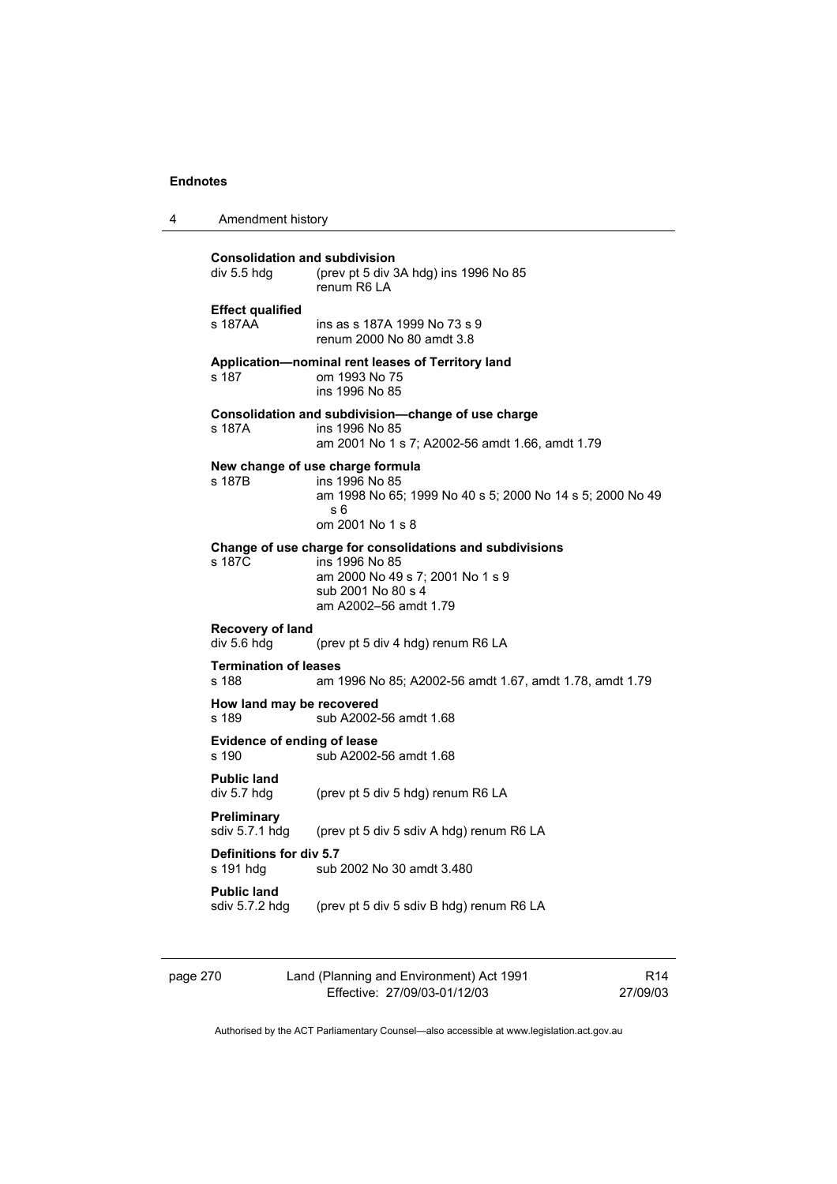**Consolidation and subdivision**

div 5.5 hdg (prev pt 5 div 3A hdg) ins 1996 No 85
renum R6 LA

**Effect qualified**

s 187AA ins as s 187A 1999 No 73 s 9
renum 2000 No 80 amdt 3.8

**Application—nominal rent leases of Territory land**

s 187 om 1993 No 75
ins 1996 No 85

**Consolidation and subdivision—change of use charge**

s 187A ins 1996 No 85
am 2001 No 1 s 7; A2002-56 amdt 1.66, amdt 1.79

**New change of use charge formula**

s 187B ins 1996 No 85
am 1998 No 65; 1999 No 40 s 5; 2000 No 14 s 5; 2000 No 49 s 6
om 2001 No 1 s 8

**Change of use charge for consolidations and subdivisions**

s 187C ins 1996 No 85
am 2000 No 49 s 7; 2001 No 1 s 9
sub 2001 No 80 s 4
am A2002–56 amdt 1.79

**Recovery of land**

div 5.6 hdg (prev pt 5 div 4 hdg) renum R6 LA

**Termination of leases**

s 188 am 1996 No 85; A2002-56 amdt 1.67, amdt 1.78, amdt 1.79

**How land may be recovered**

s 189 sub A2002-56 amdt 1.68

**Evidence of ending of lease**

s 190 sub A2002-56 amdt 1.68

**Public land**

div 5.7 hdg (prev pt 5 div 5 hdg) renum R6 LA

**Preliminary**

sdiv 5.7.1 hdg (prev pt 5 div 5 sdiv A hdg) renum R6 LA

**Definitions for div 5.7**

s 191 hdg sub 2002 No 30 amdt 3.480

**Public land**

sdiv 5.7.2 hdg (prev pt 5 div 5 sdiv B hdg) renum R6 LA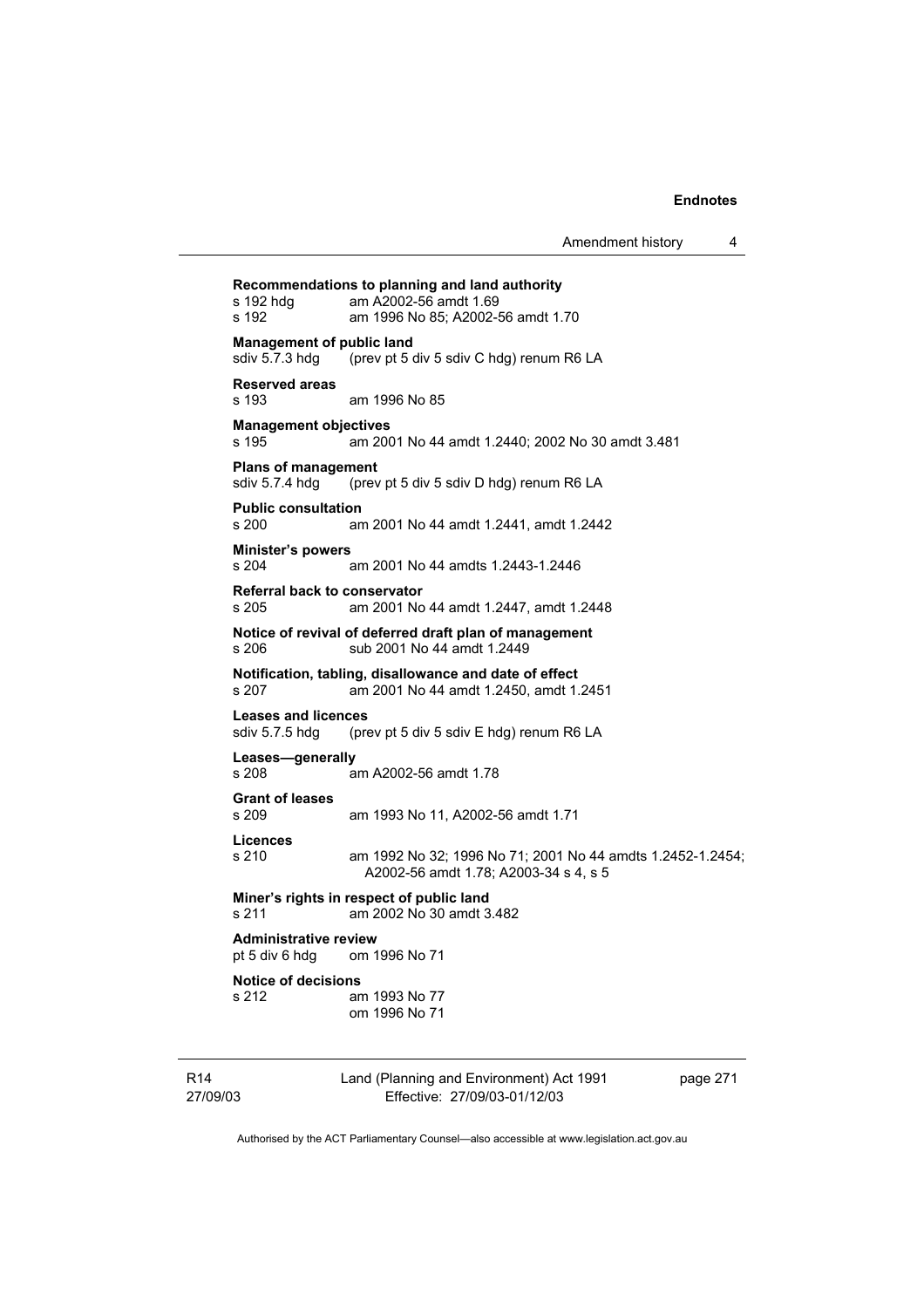**Recommendations to planning and land authority**
s 192 hdg am A2002-56 amdt 1.69
s 192 am 1996 No 85; A2002-56 amdt 1.70

**Management of public land**
sdiv 5.7.3 hdg (prev pt 5 div 5 sdiv C hdg) renum R6 LA

**Reserved areas**
s 193 am 1996 No 85

**Management objectives**
s 195 am 2001 No 44 amdt 1.2440; 2002 No 30 amdt 3.481

**Plans of management**
sdiv 5.7.4 hdg (prev pt 5 div 5 sdiv D hdg) renum R6 LA

**Public consultation**
s 200 am 2001 No 44 amdt 1.2441, amdt 1.2442

**Minister's powers**
s 204 am 2001 No 44 amdts 1.2443-1.2446

**Referral back to conservator**
s 205 am 2001 No 44 amdt 1.2447, amdt 1.2448

**Notice of revival of deferred draft plan of management**
s 206 sub 2001 No 44 amdt 1.2449

**Notification, tabling, disallowance and date of effect**
s 207 am 2001 No 44 amdt 1.2450, amdt 1.2451

**Leases and licences**
sdiv 5.7.5 hdg (prev pt 5 div 5 sdiv E hdg) renum R6 LA

**Leases—generally**
s 208 am A2002-56 amdt 1.78

**Grant of leases**
s 209 am 1993 No 11, A2002-56 amdt 1.71

**Licences**
s 210 am 1992 No 32; 1996 No 71; 2001 No 44 amdts 1.2452-1.2454; A2002-56 amdt 1.78; A2003-34 s 4, s 5

**Miner's rights in respect of public land**
s 211 am 2002 No 30 amdt 3.482

**Administrative review**
pt 5 div 6 hdg om 1996 No 71

**Notice of decisions**
s 212 am 1993 No 77
om 1996 No 71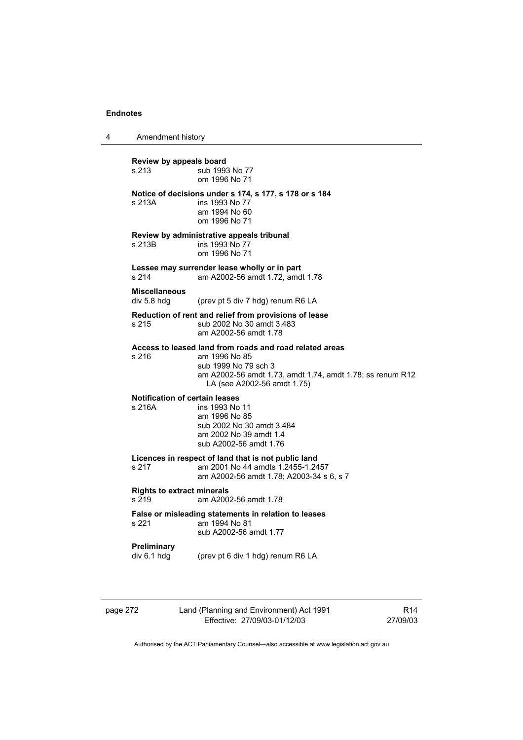**Review by appeals board**
s 213 sub 1993 No 77
om 1996 No 71

**Notice of decisions under s 174, s 177, s 178 or s 184**
s 213A ins 1993 No 77
am 1994 No 60
om 1996 No 71

**Review by administrative appeals tribunal**
s 213B ins 1993 No 77
om 1996 No 71

**Lessee may surrender lease wholly or in part**
s 214 am A2002-56 amdt 1.72, amdt 1.78

**Miscellaneous**
div 5.8 hdg (prev pt 5 div 7 hdg) renum R6 LA

**Reduction of rent and relief from provisions of lease**
s 215 sub 2002 No 30 amdt 3.483
am A2002-56 amdt 1.78

**Access to leased land from roads and road related areas**
s 216 am 1996 No 85
sub 1999 No 79 sch 3
am A2002-56 amdt 1.73, amdt 1.74, amdt 1.78; ss renum R12 LA (see A2002-56 amdt 1.75)

**Notification of certain leases**
s 216A ins 1993 No 11
am 1996 No 85
sub 2002 No 30 amdt 3.484
am 2002 No 39 amdt 1.4
sub A2002-56 amdt 1.76

**Licences in respect of land that is not public land**
s 217 am 2001 No 44 amdts 1.2455-1.2457
am A2002-56 amdt 1.78; A2003-34 s 6, s 7

**Rights to extract minerals**
s 219 am A2002-56 amdt 1.78

**False or misleading statements in relation to leases**
s 221 am 1994 No 81
sub A2002-56 amdt 1.77

**Preliminary**
div 6.1 hdg (prev pt 6 div 1 hdg) renum R6 LA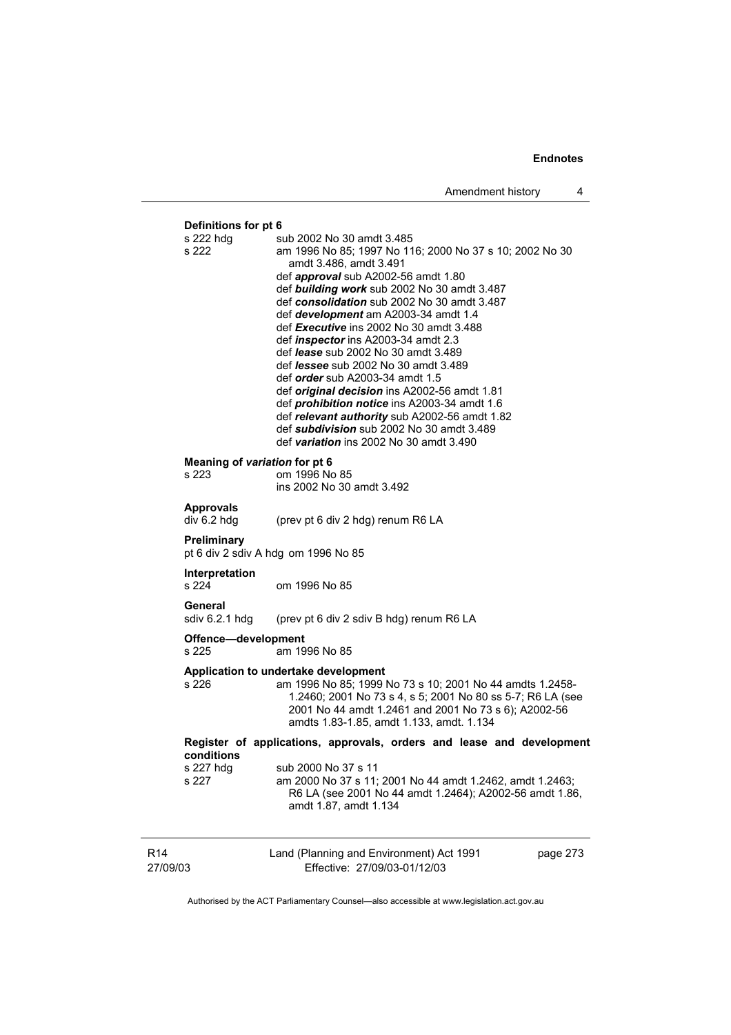**Definitions for pt 6**

s 222 hdg sub 2002 No 30 amdt 3.485

s 222 am 1996 No 85; 1997 No 116; 2000 No 37 s 10; 2002 No 30 amdt 3.486, amdt 3.491

def ***approval*** sub A2002-56 amdt 1.80

def ***building work*** sub 2002 No 30 amdt 3.487

def ***consolidation*** sub 2002 No 30 amdt 3.487

def ***development*** am A2003-34 amdt 1.4

def ***Executive*** ins 2002 No 30 amdt 3.488

def ***inspector*** ins A2003-34 amdt 2.3

def ***lease*** sub 2002 No 30 amdt 3.489

def ***lessee*** sub 2002 No 30 amdt 3.489

def ***order*** sub A2003-34 amdt 1.5

def ***original decision*** ins A2002-56 amdt 1.81

def ***prohibition notice*** ins A2003-34 amdt 1.6

def ***relevant authority*** sub A2002-56 amdt 1.82

def ***subdivision*** sub 2002 No 30 amdt 3.489

def ***variation*** ins 2002 No 30 amdt 3.490

**Meaning of *variation* for pt 6**

s 223 om 1996 No 85
ins 2002 No 30 amdt 3.492

**Approvals**

div 6.2 hdg (prev pt 6 div 2 hdg) renum R6 LA

**Preliminary**

pt 6 div 2 sdiv A hdg om 1996 No 85

**Interpretation**

s 224 om 1996 No 85

**General**

sdiv 6.2.1 hdg (prev pt 6 div 2 sdiv B hdg) renum R6 LA

**Offence—development**

s 225 am 1996 No 85

**Application to undertake development**

s 226 am 1996 No 85; 1999 No 73 s 10; 2001 No 44 amdts 1.2458-1.2460; 2001 No 73 s 4, s 5; 2001 No 80 ss 5-7; R6 LA (see 2001 No 44 amdt 1.2461 and 2001 No 73 s 6); A2002-56 amdts 1.83-1.85, amdt 1.133, amdt. 1.134

**Register of applications, approvals, orders and lease and development conditions**

s 227 hdg sub 2000 No 37 s 11

s 227 am 2000 No 37 s 11; 2001 No 44 amdt 1.2462, amdt 1.2463; R6 LA (see 2001 No 44 amdt 1.2464); A2002-56 amdt 1.86, amdt 1.87, amdt 1.134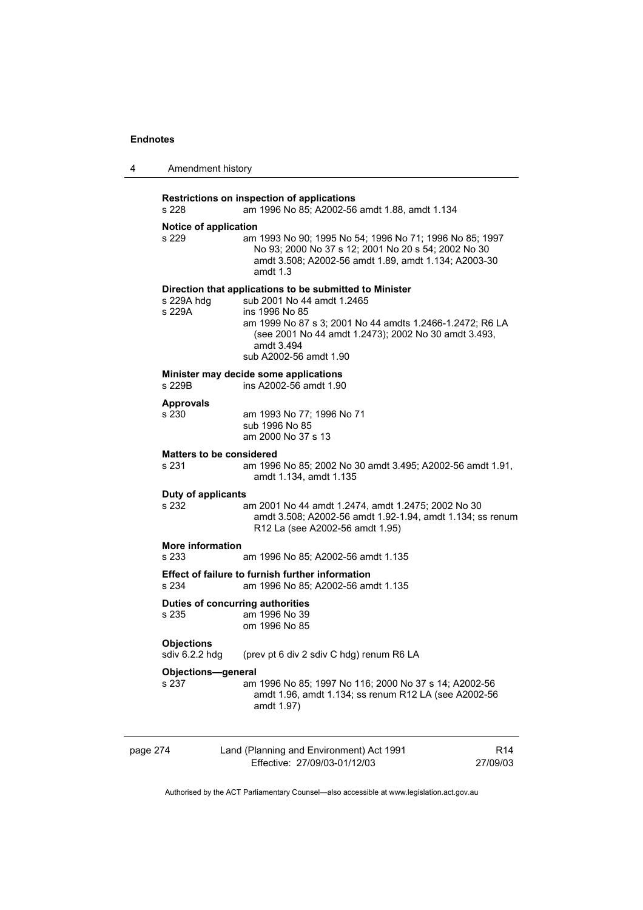**Restrictions on inspection of applications**

s 228 am 1996 No 85; A2002-56 amdt 1.88, amdt 1.134

**Notice of application**

s 229 am 1993 No 90; 1995 No 54; 1996 No 71; 1996 No 85; 1997 No 93; 2000 No 37 s 12; 2001 No 20 s 54; 2002 No 30 amdt 3.508; A2002-56 amdt 1.89, amdt 1.134; A2003-30 amdt 1.3

**Direction that applications to be submitted to Minister**

s 229A hdg sub 2001 No 44 amdt 1.2465

s 229A ins 1996 No 85
am 1999 No 87 s 3; 2001 No 44 amdts 1.2466-1.2472; R6 LA (see 2001 No 44 amdt 1.2473); 2002 No 30 amdt 3.493, amdt 3.494
sub A2002-56 amdt 1.90

**Minister may decide some applications**

s 229B ins A2002-56 amdt 1.90

**Approvals**

s 230 am 1993 No 77; 1996 No 71
sub 1996 No 85
am 2000 No 37 s 13

**Matters to be considered**

s 231 am 1996 No 85; 2002 No 30 amdt 3.495; A2002-56 amdt 1.91, amdt 1.134, amdt 1.135

**Duty of applicants**

s 232 am 2001 No 44 amdt 1.2474, amdt 1.2475; 2002 No 30 amdt 3.508; A2002-56 amdt 1.92-1.94, amdt 1.134; ss renum R12 La (see A2002-56 amdt 1.95)

**More information**

s 233 am 1996 No 85; A2002-56 amdt 1.135

**Effect of failure to furnish further information**

s 234 am 1996 No 85; A2002-56 amdt 1.135

**Duties of concurring authorities**

s 235 am 1996 No 39
om 1996 No 85

**Objections**

sdiv 6.2.2 hdg (prev pt 6 div 2 sdiv C hdg) renum R6 LA

**Objections—general**

s 237 am 1996 No 85; 1997 No 116; 2000 No 37 s 14; A2002-56 amdt 1.96, amdt 1.134; ss renum R12 LA (see A2002-56 amdt 1.97)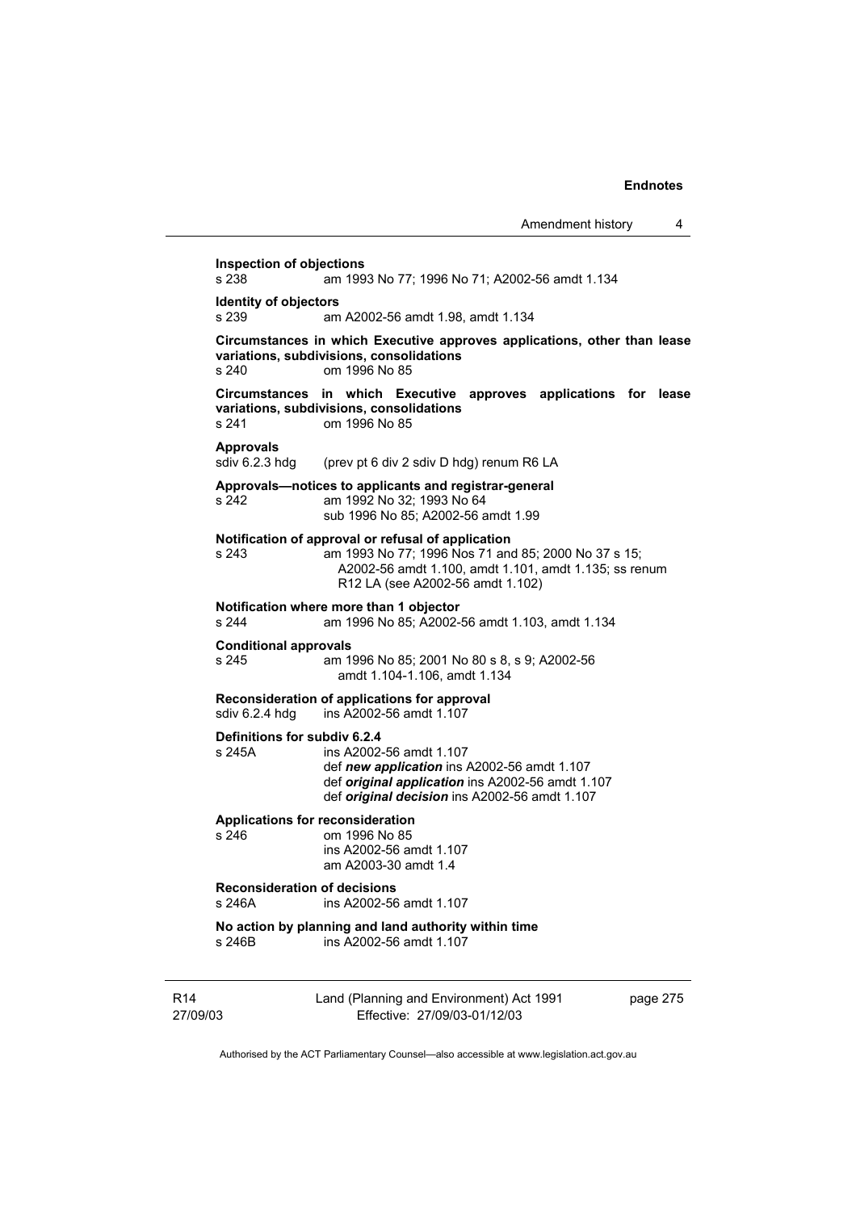**Inspection of objections**
s 238 am 1993 No 77; 1996 No 71; A2002-56 amdt 1.134

**Identity of objectors**
s 239 am A2002-56 amdt 1.98, amdt 1.134

**Circumstances in which Executive approves applications, other than lease variations, subdivisions, consolidations**
s 240 om 1996 No 85

**Circumstances in which Executive approves applications for lease variations, subdivisions, consolidations**
s 241 om 1996 No 85

**Approvals**
sdiv 6.2.3 hdg (prev pt 6 div 2 sdiv D hdg) renum R6 LA

**Approvals—notices to applicants and registrar-general**
s 242 am 1992 No 32; 1993 No 64
sub 1996 No 85; A2002-56 amdt 1.99

**Notification of approval or refusal of application**
s 243 am 1993 No 77; 1996 Nos 71 and 85; 2000 No 37 s 15; A2002-56 amdt 1.100, amdt 1.101, amdt 1.135; ss renum R12 LA (see A2002-56 amdt 1.102)

**Notification where more than 1 objector**
s 244 am 1996 No 85; A2002-56 amdt 1.103, amdt 1.134

**Conditional approvals**
s 245 am 1996 No 85; 2001 No 80 s 8, s 9; A2002-56 amdt 1.104-1.106, amdt 1.134

**Reconsideration of applications for approval**
sdiv 6.2.4 hdg ins A2002-56 amdt 1.107

**Definitions for subdiv 6.2.4**
s 245A ins A2002-56 amdt 1.107
def ***new application*** ins A2002-56 amdt 1.107
def ***original application*** ins A2002-56 amdt 1.107
def ***original decision*** ins A2002-56 amdt 1.107

**Applications for reconsideration**
s 246 om 1996 No 85
ins A2002-56 amdt 1.107
am A2003-30 amdt 1.4

**Reconsideration of decisions**
s 246A ins A2002-56 amdt 1.107

**No action by planning and land authority within time**
s 246B ins A2002-56 amdt 1.107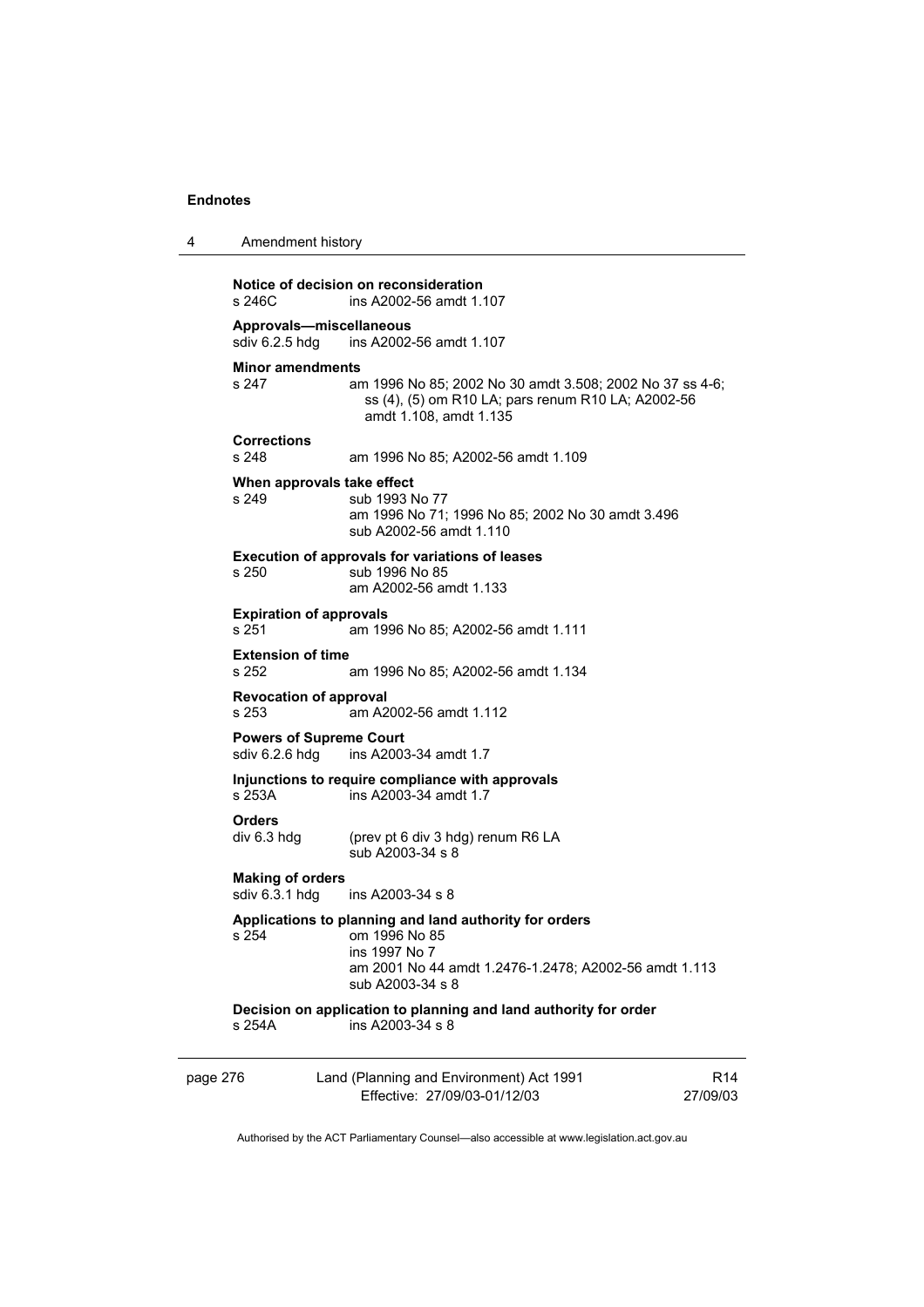**Notice of decision on reconsideration**
s 246C ins A2002-56 amdt 1.107

**Approvals—miscellaneous**
sdiv 6.2.5 hdg ins A2002-56 amdt 1.107

**Minor amendments**
s 247 am 1996 No 85; 2002 No 30 amdt 3.508; 2002 No 37 ss 4-6; ss (4), (5) om R10 LA; pars renum R10 LA; A2002-56 amdt 1.108, amdt 1.135

**Corrections**
s 248 am 1996 No 85; A2002-56 amdt 1.109

**When approvals take effect**
s 249 sub 1993 No 77
am 1996 No 71; 1996 No 85; 2002 No 30 amdt 3.496
sub A2002-56 amdt 1.110

**Execution of approvals for variations of leases**
s 250 sub 1996 No 85
am A2002-56 amdt 1.133

**Expiration of approvals**
s 251 am 1996 No 85; A2002-56 amdt 1.111

**Extension of time**
s 252 am 1996 No 85; A2002-56 amdt 1.134

**Revocation of approval**
s 253 am A2002-56 amdt 1.112

**Powers of Supreme Court**
sdiv 6.2.6 hdg ins A2003-34 amdt 1.7

**Injunctions to require compliance with approvals**
s 253A ins A2003-34 amdt 1.7

**Orders**
div 6.3 hdg (prev pt 6 div 3 hdg) renum R6 LA
sub A2003-34 s 8

**Making of orders**
sdiv 6.3.1 hdg ins A2003-34 s 8

**Applications to planning and land authority for orders**
s 254 om 1996 No 85
ins 1997 No 7
am 2001 No 44 amdt 1.2476-1.2478; A2002-56 amdt 1.113
sub A2003-34 s 8

**Decision on application to planning and land authority for order**
s 254A ins A2003-34 s 8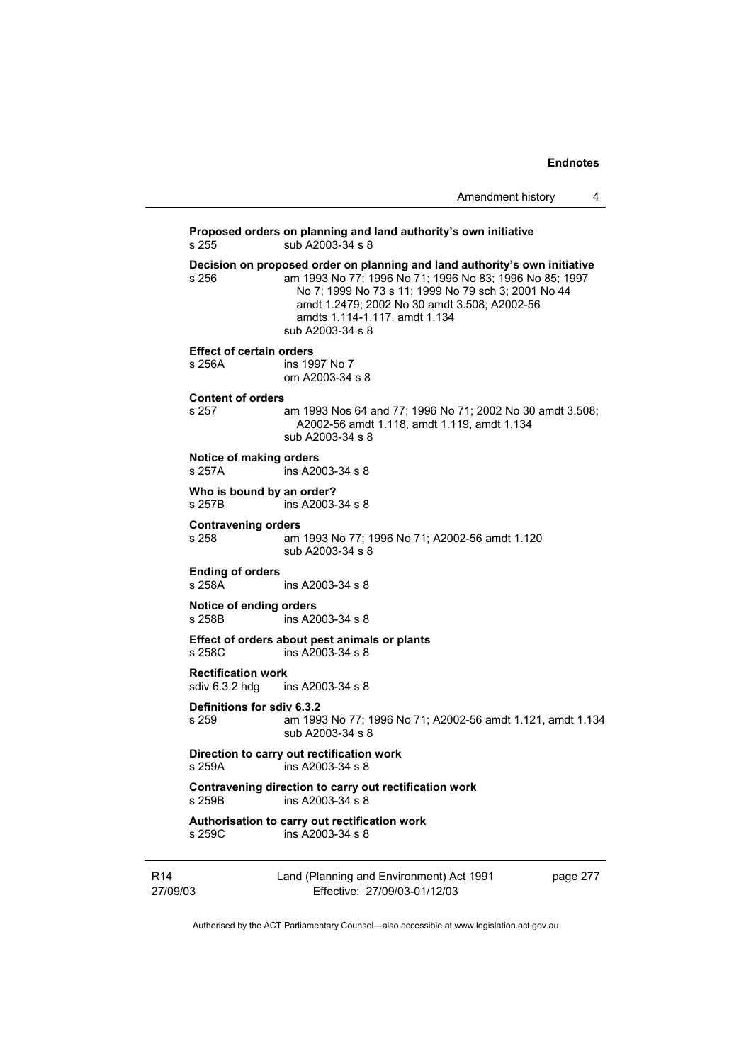**Proposed orders on planning and land authority's own initiative**
s 255 sub A2003-34 s 8

**Decision on proposed order on planning and land authority's own initiative**
s 256 am 1993 No 77; 1996 No 71; 1996 No 83; 1996 No 85; 1997 No 7; 1999 No 73 s 11; 1999 No 79 sch 3; 2001 No 44 amdt 1.2479; 2002 No 30 amdt 3.508; A2002-56 amdts 1.114-1.117, amdt 1.134
sub A2003-34 s 8

**Effect of certain orders**
s 256A ins 1997 No 7
om A2003-34 s 8

**Content of orders**
s 257 am 1993 Nos 64 and 77; 1996 No 71; 2002 No 30 amdt 3.508; A2002-56 amdt 1.118, amdt 1.119, amdt 1.134
sub A2003-34 s 8

**Notice of making orders**
s 257A ins A2003-34 s 8

**Who is bound by an order?**
s 257B ins A2003-34 s 8

**Contravening orders**
s 258 am 1993 No 77; 1996 No 71; A2002-56 amdt 1.120
sub A2003-34 s 8

**Ending of orders**
s 258A ins A2003-34 s 8

**Notice of ending orders**
s 258B ins A2003-34 s 8

**Effect of orders about pest animals or plants**
s 258C ins A2003-34 s 8

**Rectification work**
sdiv 6.3.2 hdg ins A2003-34 s 8

**Definitions for sdiv 6.3.2**
s 259 am 1993 No 77; 1996 No 71; A2002-56 amdt 1.121, amdt 1.134
sub A2003-34 s 8

**Direction to carry out rectification work**
s 259A ins A2003-34 s 8

**Contravening direction to carry out rectification work**
s 259B ins A2003-34 s 8

**Authorisation to carry out rectification work**
s 259C ins A2003-34 s 8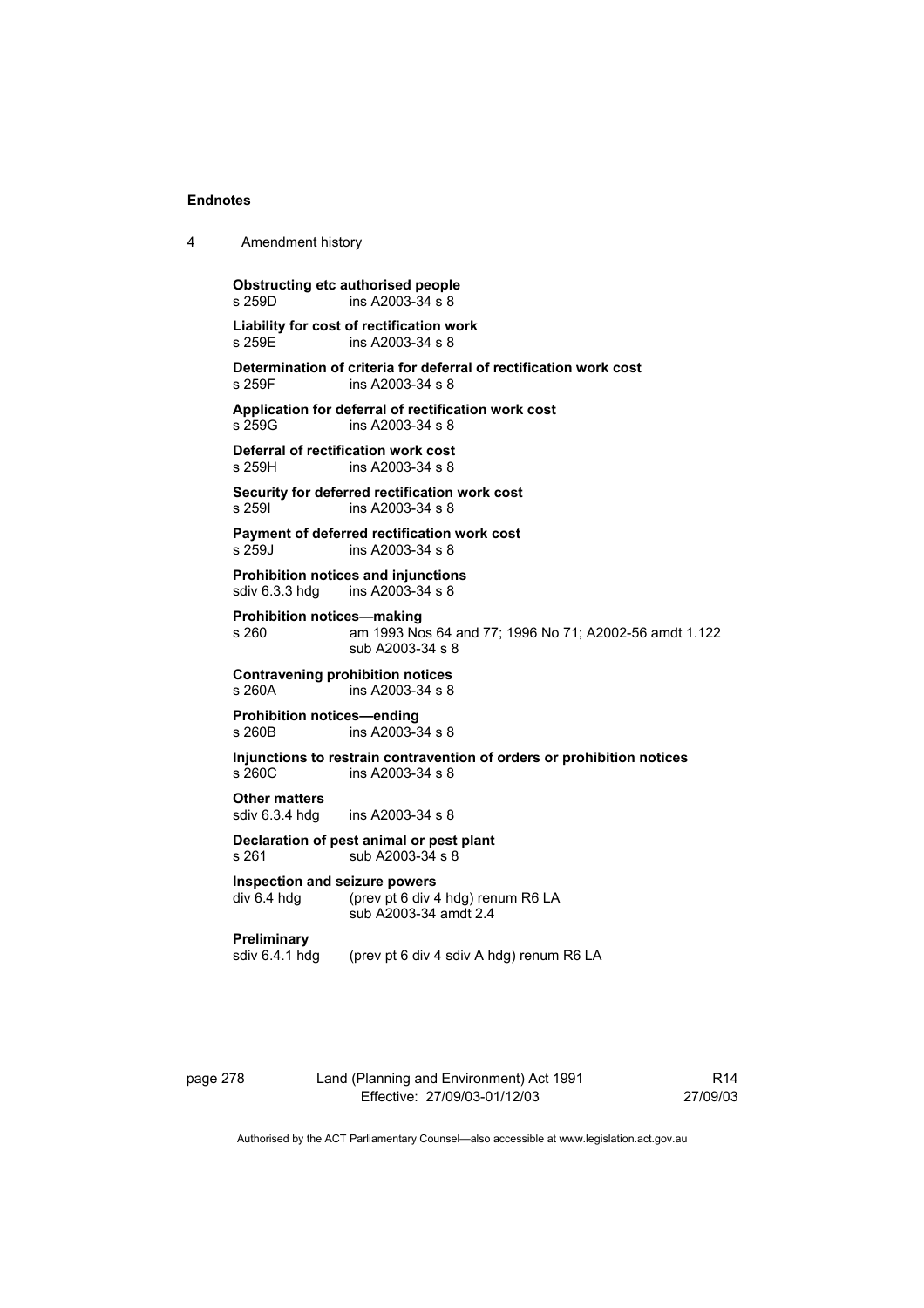**Obstructing etc authorised people**
s 259D ins A2003-34 s 8

**Liability for cost of rectification work**
s 259E ins A2003-34 s 8

**Determination of criteria for deferral of rectification work cost**
s 259F ins A2003-34 s 8

**Application for deferral of rectification work cost**
s 259G ins A2003-34 s 8

**Deferral of rectification work cost**
s 259H ins A2003-34 s 8

**Security for deferred rectification work cost**
s 259I ins A2003-34 s 8

**Payment of deferred rectification work cost**
s 259J ins A2003-34 s 8

**Prohibition notices and injunctions**
sdiv 6.3.3 hdg ins A2003-34 s 8

**Prohibition notices—making**
s 260 am 1993 Nos 64 and 77; 1996 No 71; A2002-56 amdt 1.122
sub A2003-34 s 8

**Contravening prohibition notices**
s 260A ins A2003-34 s 8

**Prohibition notices—ending**
s 260B ins A2003-34 s 8

**Injunctions to restrain contravention of orders or prohibition notices**
s 260C ins A2003-34 s 8

**Other matters**
sdiv 6.3.4 hdg ins A2003-34 s 8

**Declaration of pest animal or pest plant**
s 261 sub A2003-34 s 8

**Inspection and seizure powers**
div 6.4 hdg (prev pt 6 div 4 hdg) renum R6 LA
sub A2003-34 amdt 2.4

**Preliminary**
sdiv 6.4.1 hdg (prev pt 6 div 4 sdiv A hdg) renum R6 LA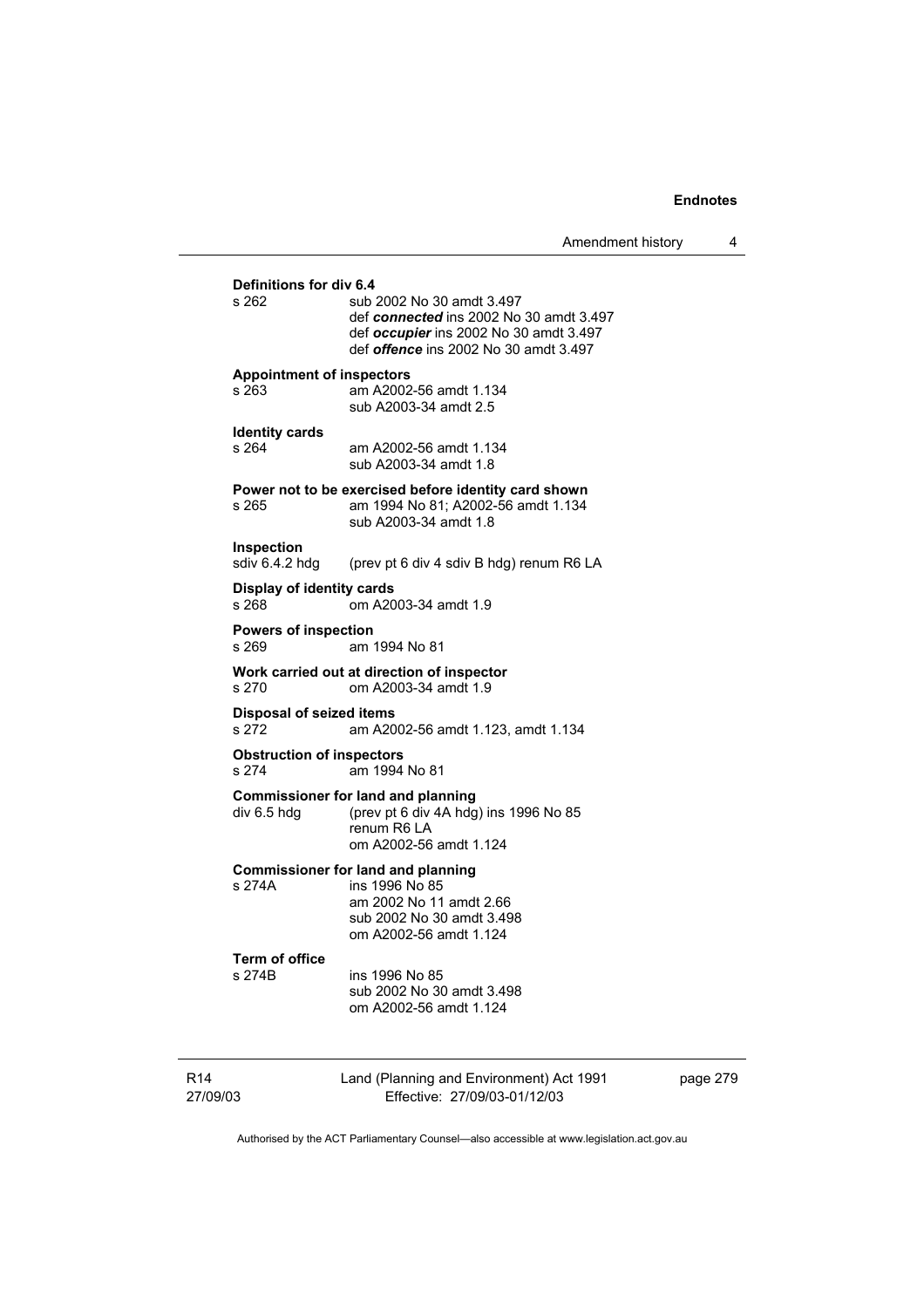**Definitions for div 6.4**

s 262 sub 2002 No 30 amdt 3.497
def ***connected*** ins 2002 No 30 amdt 3.497
def ***occupier*** ins 2002 No 30 amdt 3.497
def ***offence*** ins 2002 No 30 amdt 3.497

**Appointment of inspectors**

s 263 am A2002-56 amdt 1.134
sub A2003-34 amdt 2.5

**Identity cards**

s 264 am A2002-56 amdt 1.134
sub A2003-34 amdt 1.8

**Power not to be exercised before identity card shown**

s 265 am 1994 No 81; A2002-56 amdt 1.134
sub A2003-34 amdt 1.8

**Inspection**

sdiv 6.4.2 hdg (prev pt 6 div 4 sdiv B hdg) renum R6 LA

**Display of identity cards**

s 268 om A2003-34 amdt 1.9

**Powers of inspection**

s 269 am 1994 No 81

**Work carried out at direction of inspector**

s 270 om A2003-34 amdt 1.9

**Disposal of seized items**

s 272 am A2002-56 amdt 1.123, amdt 1.134

**Obstruction of inspectors**

s 274 am 1994 No 81

**Commissioner for land and planning**

div 6.5 hdg (prev pt 6 div 4A hdg) ins 1996 No 85
renum R6 LA
om A2002-56 amdt 1.124

**Commissioner for land and planning**

s 274A ins 1996 No 85
am 2002 No 11 amdt 2.66
sub 2002 No 30 amdt 3.498
om A2002-56 amdt 1.124

**Term of office**

s 274B ins 1996 No 85
sub 2002 No 30 amdt 3.498
om A2002-56 amdt 1.124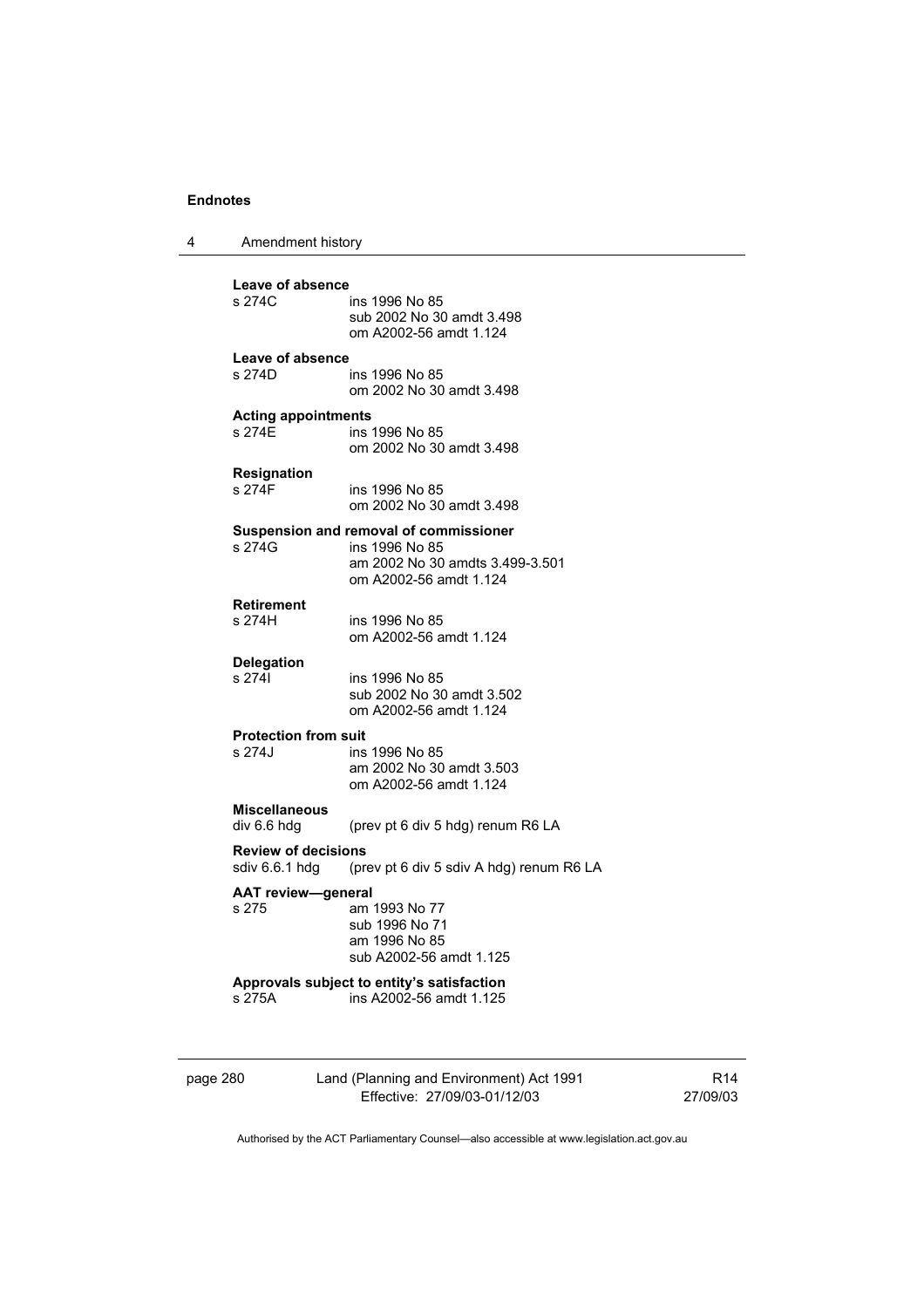**Leave of absence**

s 274C ins 1996 No 85
sub 2002 No 30 amdt 3.498
om A2002-56 amdt 1.124

**Leave of absence**

s 274D ins 1996 No 85
om 2002 No 30 amdt 3.498

**Acting appointments**

s 274E ins 1996 No 85
om 2002 No 30 amdt 3.498

**Resignation**

s 274F ins 1996 No 85
om 2002 No 30 amdt 3.498

**Suspension and removal of commissioner**

s 274G ins 1996 No 85
am 2002 No 30 amdts 3.499-3.501
om A2002-56 amdt 1.124

**Retirement**

s 274H ins 1996 No 85
om A2002-56 amdt 1.124

**Delegation**

s 274I ins 1996 No 85
sub 2002 No 30 amdt 3.502
om A2002-56 amdt 1.124

**Protection from suit**

s 274J ins 1996 No 85
am 2002 No 30 amdt 3.503
om A2002-56 amdt 1.124

**Miscellaneous**

div 6.6 hdg (prev pt 6 div 5 hdg) renum R6 LA

**Review of decisions**

sdiv 6.6.1 hdg (prev pt 6 div 5 sdiv A hdg) renum R6 LA

**AAT review—general**

s 275 am 1993 No 77
sub 1996 No 71
am 1996 No 85
sub A2002-56 amdt 1.125

**Approvals subject to entity's satisfaction**

s 275A ins A2002-56 amdt 1.125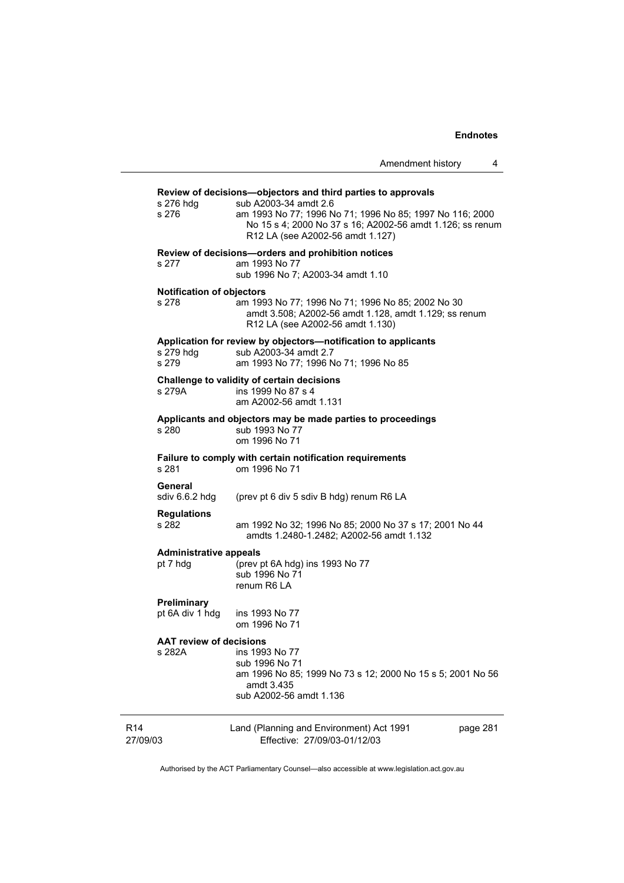**Review of decisions—objectors and third parties to approvals**

s 276 hdg sub A2003-34 amdt 2.6

s 276 am 1993 No 77; 1996 No 71; 1996 No 85; 1997 No 116; 2000 No 15 s 4; 2000 No 37 s 16; A2002-56 amdt 1.126; ss renum R12 LA (see A2002-56 amdt 1.127)

**Review of decisions—orders and prohibition notices**

s 277 am 1993 No 77
sub 1996 No 7; A2003-34 amdt 1.10

**Notification of objectors**

s 278 am 1993 No 77; 1996 No 71; 1996 No 85; 2002 No 30 amdt 3.508; A2002-56 amdt 1.128, amdt 1.129; ss renum R12 LA (see A2002-56 amdt 1.130)

**Application for review by objectors—notification to applicants**

s 279 hdg sub A2003-34 amdt 2.7

s 279 am 1993 No 77; 1996 No 71; 1996 No 85

**Challenge to validity of certain decisions**

s 279A ins 1999 No 87 s 4
am A2002-56 amdt 1.131

**Applicants and objectors may be made parties to proceedings**

s 280 sub 1993 No 77
om 1996 No 71

**Failure to comply with certain notification requirements**

s 281 om 1996 No 71

**General**

sdiv 6.6.2 hdg (prev pt 6 div 5 sdiv B hdg) renum R6 LA

**Regulations**

s 282 am 1992 No 32; 1996 No 85; 2000 No 37 s 17; 2001 No 44 amdts 1.2480-1.2482; A2002-56 amdt 1.132

**Administrative appeals**

pt 7 hdg (prev pt 6A hdg) ins 1993 No 77
sub 1996 No 71
renum R6 LA

**Preliminary**

pt 6A div 1 hdg ins 1993 No 77
om 1996 No 71

**AAT review of decisions**

s 282A ins 1993 No 77
sub 1996 No 71
am 1996 No 85; 1999 No 73 s 12; 2000 No 15 s 5; 2001 No 56 amdt 3.435
sub A2002-56 amdt 1.136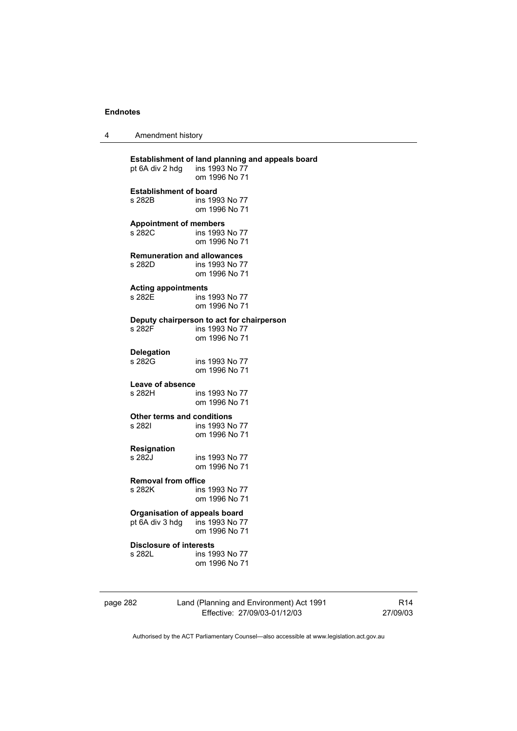**Establishment of land planning and appeals board**
pt 6A div 2 hdg ins 1993 No 77
om 1996 No 71

**Establishment of board**
s 282B ins 1993 No 77
om 1996 No 71

**Appointment of members**
s 282C ins 1993 No 77
om 1996 No 71

**Remuneration and allowances**
s 282D ins 1993 No 77
om 1996 No 71

**Acting appointments**
s 282E ins 1993 No 77
om 1996 No 71

**Deputy chairperson to act for chairperson**
s 282F ins 1993 No 77
om 1996 No 71

**Delegation**
s 282G ins 1993 No 77
om 1996 No 71

**Leave of absence**
s 282H ins 1993 No 77
om 1996 No 71

**Other terms and conditions**
s 282I ins 1993 No 77
om 1996 No 71

**Resignation**
s 282J ins 1993 No 77
om 1996 No 71

**Removal from office**
s 282K ins 1993 No 77
om 1996 No 71

**Organisation of appeals board**
pt 6A div 3 hdg ins 1993 No 77
om 1996 No 71

**Disclosure of interests**
s 282L ins 1993 No 77
om 1996 No 71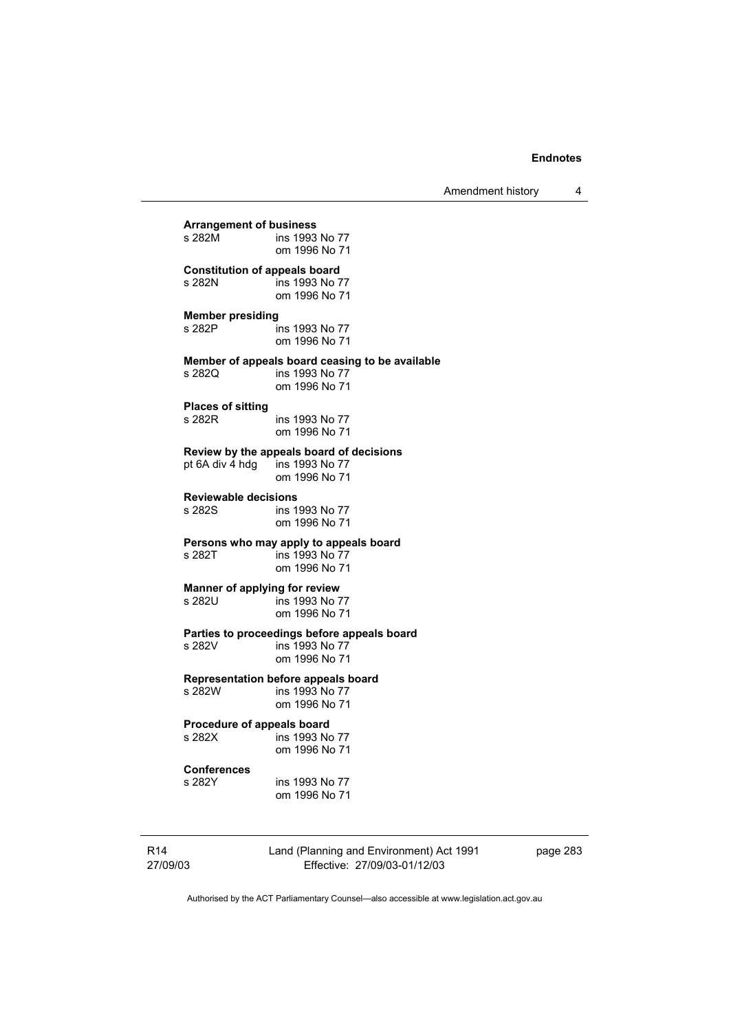**Arrangement of business**
s 282M ins 1993 No 77
om 1996 No 71

**Constitution of appeals board**
s 282N ins 1993 No 77
om 1996 No 71

**Member presiding**
s 282P ins 1993 No 77
om 1996 No 71

**Member of appeals board ceasing to be available**
s 282Q ins 1993 No 77
om 1996 No 71

**Places of sitting**
s 282R ins 1993 No 77
om 1996 No 71

**Review by the appeals board of decisions**
pt 6A div 4 hdg ins 1993 No 77
om 1996 No 71

**Reviewable decisions**
s 282S ins 1993 No 77
om 1996 No 71

**Persons who may apply to appeals board**
s 282T ins 1993 No 77
om 1996 No 71

**Manner of applying for review**
s 282U ins 1993 No 77
om 1996 No 71

**Parties to proceedings before appeals board**
s 282V ins 1993 No 77
om 1996 No 71

**Representation before appeals board**
s 282W ins 1993 No 77
om 1996 No 71

**Procedure of appeals board**
s 282X ins 1993 No 77
om 1996 No 71

**Conferences**
s 282Y ins 1993 No 77
om 1996 No 71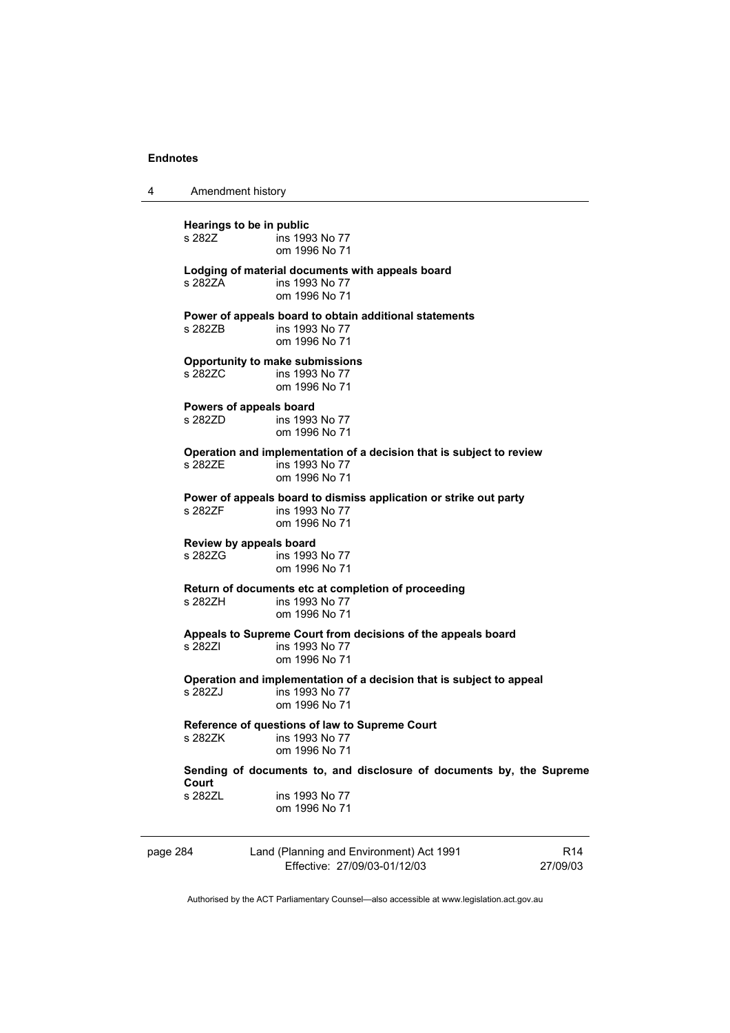**Hearings to be in public**
s 282Z ins 1993 No 77
om 1996 No 71

**Lodging of material documents with appeals board**
s 282ZA ins 1993 No 77
om 1996 No 71

**Power of appeals board to obtain additional statements**
s 282ZB ins 1993 No 77
om 1996 No 71

**Opportunity to make submissions**
s 282ZC ins 1993 No 77
om 1996 No 71

**Powers of appeals board**
s 282ZD ins 1993 No 77
om 1996 No 71

**Operation and implementation of a decision that is subject to review**
s 282ZE ins 1993 No 77
om 1996 No 71

**Power of appeals board to dismiss application or strike out party**
s 282ZF ins 1993 No 77
om 1996 No 71

**Review by appeals board**
s 282ZG ins 1993 No 77
om 1996 No 71

**Return of documents etc at completion of proceeding**
s 282ZH ins 1993 No 77
om 1996 No 71

**Appeals to Supreme Court from decisions of the appeals board**
s 282ZI ins 1993 No 77
om 1996 No 71

**Operation and implementation of a decision that is subject to appeal**
s 282ZJ ins 1993 No 77
om 1996 No 71

**Reference of questions of law to Supreme Court**
s 282ZK ins 1993 No 77
om 1996 No 71

**Sending of documents to, and disclosure of documents by, the Supreme Court**
s 282ZL ins 1993 No 77
om 1996 No 71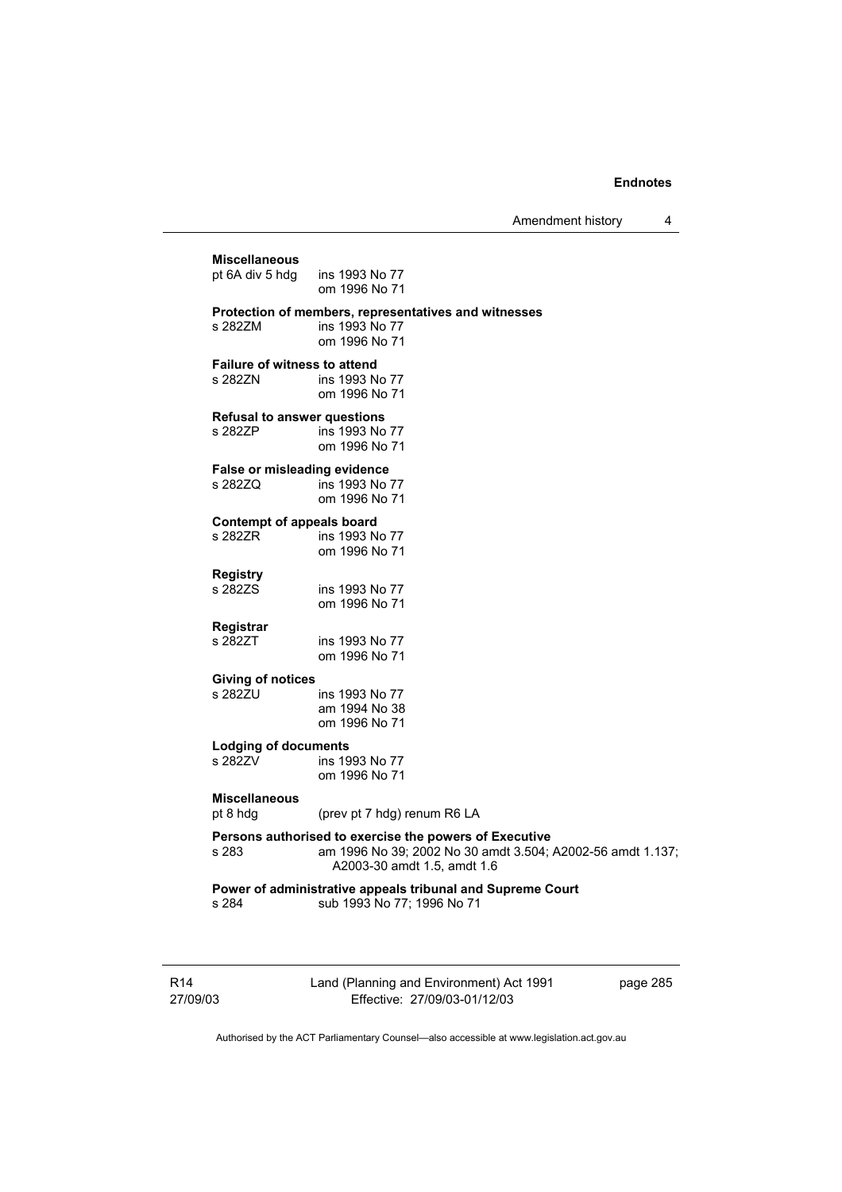**Miscellaneous**
pt 6A div 5 hdg ins 1993 No 77
om 1996 No 71

**Protection of members, representatives and witnesses**
s 282ZM ins 1993 No 77
om 1996 No 71

**Failure of witness to attend**
s 282ZN ins 1993 No 77
om 1996 No 71

**Refusal to answer questions**
s 282ZP ins 1993 No 77
om 1996 No 71

**False or misleading evidence**
s 282ZQ ins 1993 No 77
om 1996 No 71

**Contempt of appeals board**
s 282ZR ins 1993 No 77
om 1996 No 71

**Registry**
s 282ZS ins 1993 No 77
om 1996 No 71

**Registrar**
s 282ZT ins 1993 No 77
om 1996 No 71

**Giving of notices**
s 282ZU ins 1993 No 77
am 1994 No 38
om 1996 No 71

**Lodging of documents**
s 282ZV ins 1993 No 77
om 1996 No 71

**Miscellaneous**
pt 8 hdg (prev pt 7 hdg) renum R6 LA

**Persons authorised to exercise the powers of Executive**
s 283 am 1996 No 39; 2002 No 30 amdt 3.504; A2002-56 amdt 1.137; A2003-30 amdt 1.5, amdt 1.6

**Power of administrative appeals tribunal and Supreme Court**
s 284 sub 1993 No 77; 1996 No 71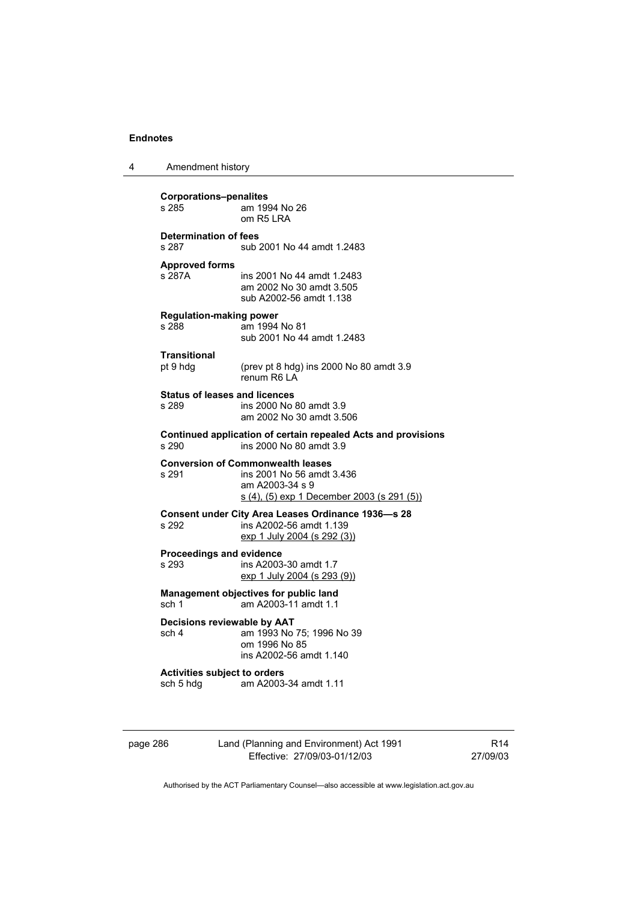**Corporations–penalites**

s 285 am 1994 No 26
om R5 LRA

**Determination of fees**

s 287 sub 2001 No 44 amdt 1.2483

**Approved forms**

s 287A ins 2001 No 44 amdt 1.2483
am 2002 No 30 amdt 3.505
sub A2002-56 amdt 1.138

**Regulation-making power**

s 288 am 1994 No 81
sub 2001 No 44 amdt 1.2483

**Transitional**

pt 9 hdg (prev pt 8 hdg) ins 2000 No 80 amdt 3.9
renum R6 LA

**Status of leases and licences**

s 289 ins 2000 No 80 amdt 3.9
am 2002 No 30 amdt 3.506

**Continued application of certain repealed Acts and provisions**

s 290 ins 2000 No 80 amdt 3.9

**Conversion of Commonwealth leases**

s 291 ins 2001 No 56 amdt 3.436
am A2003-34 s 9
s (4), (5) exp 1 December 2003 (s 291 (5))

**Consent under City Area Leases Ordinance 1936—s 28**

s 292 ins A2002-56 amdt 1.139
exp 1 July 2004 (s 292 (3))

**Proceedings and evidence**

s 293 ins A2003-30 amdt 1.7
exp 1 July 2004 (s 293 (9))

**Management objectives for public land**

sch 1 am A2003-11 amdt 1.1

**Decisions reviewable by AAT**

sch 4 am 1993 No 75; 1996 No 39
om 1996 No 85
ins A2002-56 amdt 1.140

**Activities subject to orders**

sch 5 hdg am A2003-34 amdt 1.11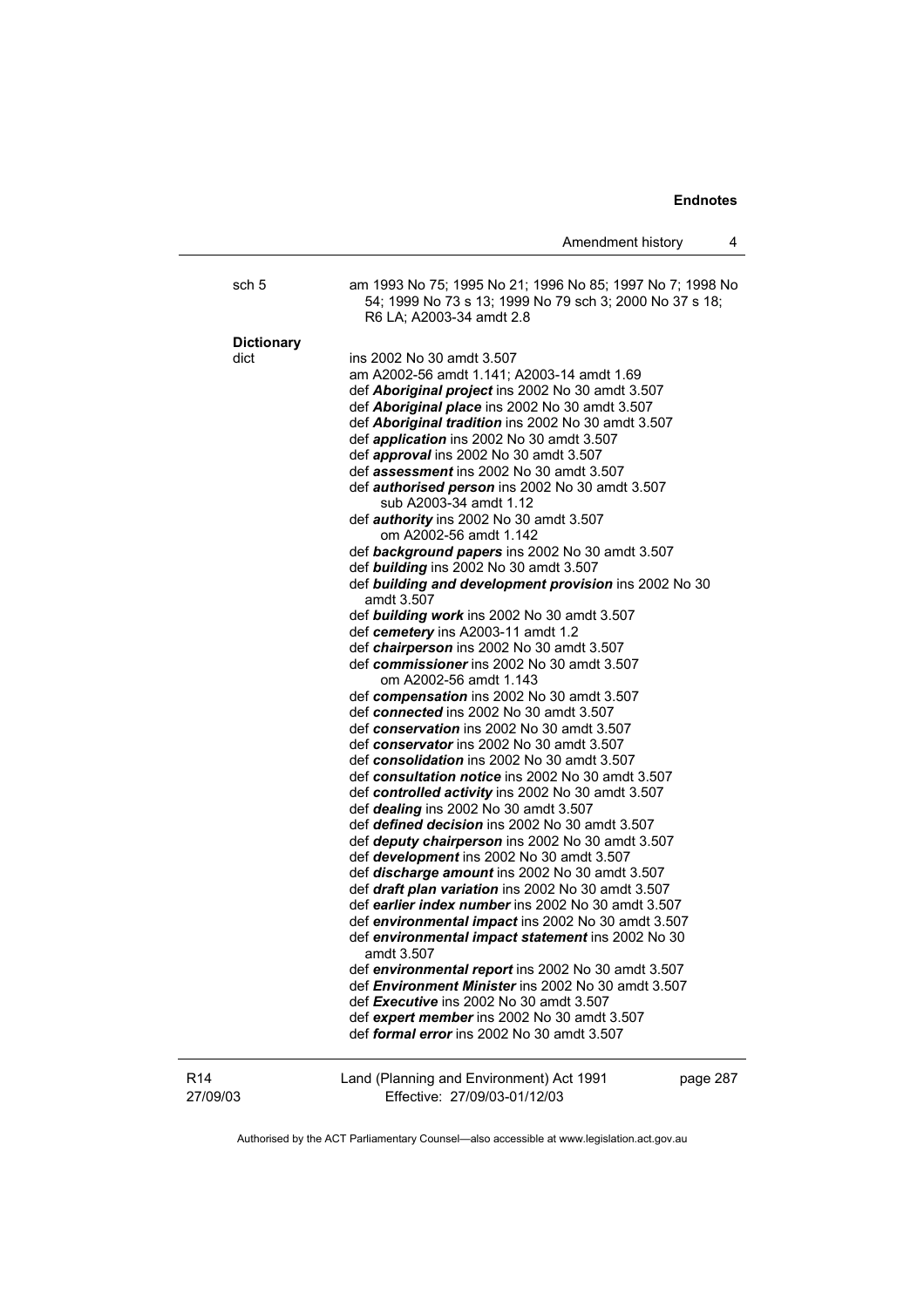| | |
|---|---|
| sch 5 | am 1993 No 75; 1995 No 21; 1996 No 85; 1997 No 7; 1998 No 54; 1999 No 73 s 13; 1999 No 79 sch 3; 2000 No 37 s 18; R6 LA; A2003-34 amdt 2.8 |

**Dictionary**

| | |
|---|---|
| dict | ins 2002 No 30 amdt 3.507<br>am A2002-56 amdt 1.141; A2003-14 amdt 1.69<br>def ***Aboriginal project*** ins 2002 No 30 amdt 3.507<br>def ***Aboriginal place*** ins 2002 No 30 amdt 3.507<br>def ***Aboriginal tradition*** ins 2002 No 30 amdt 3.507<br>def ***application*** ins 2002 No 30 amdt 3.507<br>def ***approval*** ins 2002 No 30 amdt 3.507<br>def ***assessment*** ins 2002 No 30 amdt 3.507<br>def ***authorised person*** ins 2002 No 30 amdt 3.507<br>sub A2003-34 amdt 1.12<br>def ***authority*** ins 2002 No 30 amdt 3.507<br>om A2002-56 amdt 1.142<br>def ***background papers*** ins 2002 No 30 amdt 3.507<br>def ***building*** ins 2002 No 30 amdt 3.507<br>def ***building and development provision*** ins 2002 No 30 amdt 3.507<br>def ***building work*** ins 2002 No 30 amdt 3.507<br>def ***cemetery*** ins A2003-11 amdt 1.2<br>def ***chairperson*** ins 2002 No 30 amdt 3.507<br>def ***commissioner*** ins 2002 No 30 amdt 3.507<br>om A2002-56 amdt 1.143<br>def ***compensation*** ins 2002 No 30 amdt 3.507<br>def ***connected*** ins 2002 No 30 amdt 3.507<br>def ***conservation*** ins 2002 No 30 amdt 3.507<br>def ***conservator*** ins 2002 No 30 amdt 3.507<br>def ***consolidation*** ins 2002 No 30 amdt 3.507<br>def ***consultation notice*** ins 2002 No 30 amdt 3.507<br>def ***controlled activity*** ins 2002 No 30 amdt 3.507<br>def ***dealing*** ins 2002 No 30 amdt 3.507<br>def ***defined decision*** ins 2002 No 30 amdt 3.507<br>def ***deputy chairperson*** ins 2002 No 30 amdt 3.507<br>def ***development*** ins 2002 No 30 amdt 3.507<br>def ***discharge amount*** ins 2002 No 30 amdt 3.507<br>def ***draft plan variation*** ins 2002 No 30 amdt 3.507<br>def ***earlier index number*** ins 2002 No 30 amdt 3.507<br>def ***environmental impact*** ins 2002 No 30 amdt 3.507<br>def ***environmental impact statement*** ins 2002 No 30 amdt 3.507<br>def ***environmental report*** ins 2002 No 30 amdt 3.507<br>def ***Environment Minister*** ins 2002 No 30 amdt 3.507<br>def ***Executive*** ins 2002 No 30 amdt 3.507<br>def ***expert member*** ins 2002 No 30 amdt 3.507<br>def ***formal error*** ins 2002 No 30 amdt 3.507 |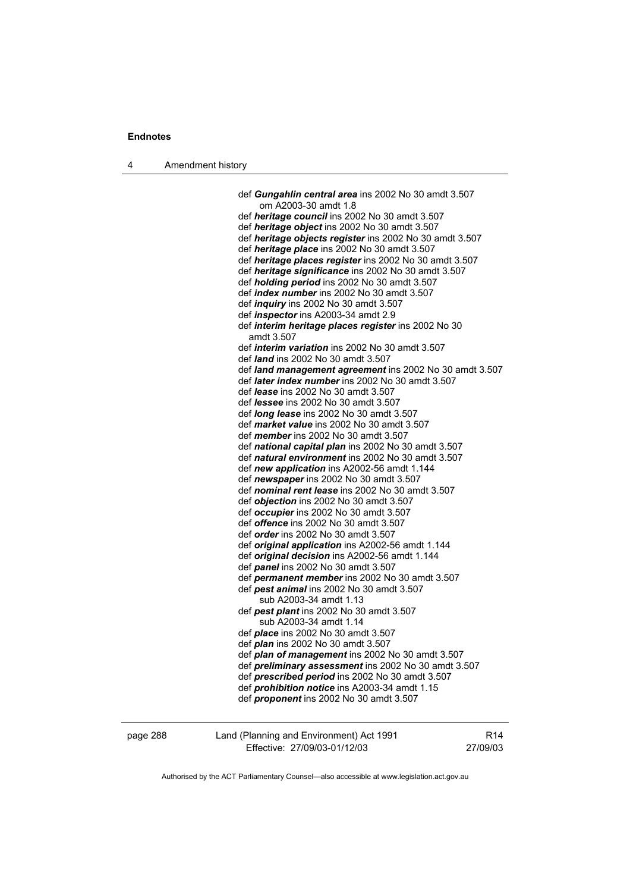def ***Gungahlin central area*** ins 2002 No 30 amdt 3.507
    om A2003-30 amdt 1.8
def ***heritage council*** ins 2002 No 30 amdt 3.507
def ***heritage object*** ins 2002 No 30 amdt 3.507
def ***heritage objects register*** ins 2002 No 30 amdt 3.507
def ***heritage place*** ins 2002 No 30 amdt 3.507
def ***heritage places register*** ins 2002 No 30 amdt 3.507
def ***heritage significance*** ins 2002 No 30 amdt 3.507
def ***holding period*** ins 2002 No 30 amdt 3.507
def ***index number*** ins 2002 No 30 amdt 3.507
def ***inquiry*** ins 2002 No 30 amdt 3.507
def ***inspector*** ins A2003-34 amdt 2.9
def ***interim heritage places register*** ins 2002 No 30 amdt 3.507
def ***interim variation*** ins 2002 No 30 amdt 3.507
def ***land*** ins 2002 No 30 amdt 3.507
def ***land management agreement*** ins 2002 No 30 amdt 3.507
def ***later index number*** ins 2002 No 30 amdt 3.507
def ***lease*** ins 2002 No 30 amdt 3.507
def ***lessee*** ins 2002 No 30 amdt 3.507
def ***long lease*** ins 2002 No 30 amdt 3.507
def ***market value*** ins 2002 No 30 amdt 3.507
def ***member*** ins 2002 No 30 amdt 3.507
def ***national capital plan*** ins 2002 No 30 amdt 3.507
def ***natural environment*** ins 2002 No 30 amdt 3.507
def ***new application*** ins A2002-56 amdt 1.144
def ***newspaper*** ins 2002 No 30 amdt 3.507
def ***nominal rent lease*** ins 2002 No 30 amdt 3.507
def ***objection*** ins 2002 No 30 amdt 3.507
def ***occupier*** ins 2002 No 30 amdt 3.507
def ***offence*** ins 2002 No 30 amdt 3.507
def ***order*** ins 2002 No 30 amdt 3.507
def ***original application*** ins A2002-56 amdt 1.144
def ***original decision*** ins A2002-56 amdt 1.144
def ***panel*** ins 2002 No 30 amdt 3.507
def ***permanent member*** ins 2002 No 30 amdt 3.507
def ***pest animal*** ins 2002 No 30 amdt 3.507
    sub A2003-34 amdt 1.13
def ***pest plant*** ins 2002 No 30 amdt 3.507
    sub A2003-34 amdt 1.14
def ***place*** ins 2002 No 30 amdt 3.507
def ***plan*** ins 2002 No 30 amdt 3.507
def ***plan of management*** ins 2002 No 30 amdt 3.507
def ***preliminary assessment*** ins 2002 No 30 amdt 3.507
def ***prescribed period*** ins 2002 No 30 amdt 3.507
def ***prohibition notice*** ins A2003-34 amdt 1.15
def ***proponent*** ins 2002 No 30 amdt 3.507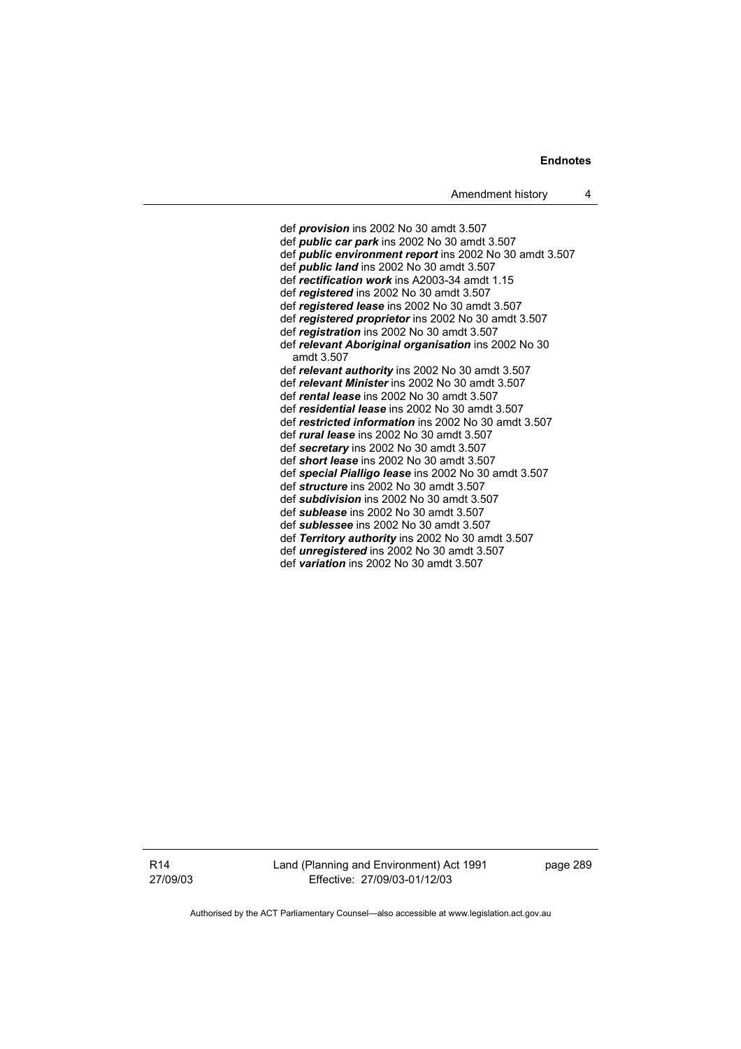def ***provision*** ins 2002 No 30 amdt 3.507
def ***public car park*** ins 2002 No 30 amdt 3.507
def ***public environment report*** ins 2002 No 30 amdt 3.507
def ***public land*** ins 2002 No 30 amdt 3.507
def ***rectification work*** ins A2003-34 amdt 1.15
def ***registered*** ins 2002 No 30 amdt 3.507
def ***registered lease*** ins 2002 No 30 amdt 3.507
def ***registered proprietor*** ins 2002 No 30 amdt 3.507
def ***registration*** ins 2002 No 30 amdt 3.507
def ***relevant Aboriginal organisation*** ins 2002 No 30 amdt 3.507
def ***relevant authority*** ins 2002 No 30 amdt 3.507
def ***relevant Minister*** ins 2002 No 30 amdt 3.507
def ***rental lease*** ins 2002 No 30 amdt 3.507
def ***residential lease*** ins 2002 No 30 amdt 3.507
def ***restricted information*** ins 2002 No 30 amdt 3.507
def ***rural lease*** ins 2002 No 30 amdt 3.507
def ***secretary*** ins 2002 No 30 amdt 3.507
def ***short lease*** ins 2002 No 30 amdt 3.507
def ***special Pialligo lease*** ins 2002 No 30 amdt 3.507
def ***structure*** ins 2002 No 30 amdt 3.507
def ***subdivision*** ins 2002 No 30 amdt 3.507
def ***sublease*** ins 2002 No 30 amdt 3.507
def ***sublessee*** ins 2002 No 30 amdt 3.507
def ***Territory authority*** ins 2002 No 30 amdt 3.507
def ***unregistered*** ins 2002 No 30 amdt 3.507
def ***variation*** ins 2002 No 30 amdt 3.507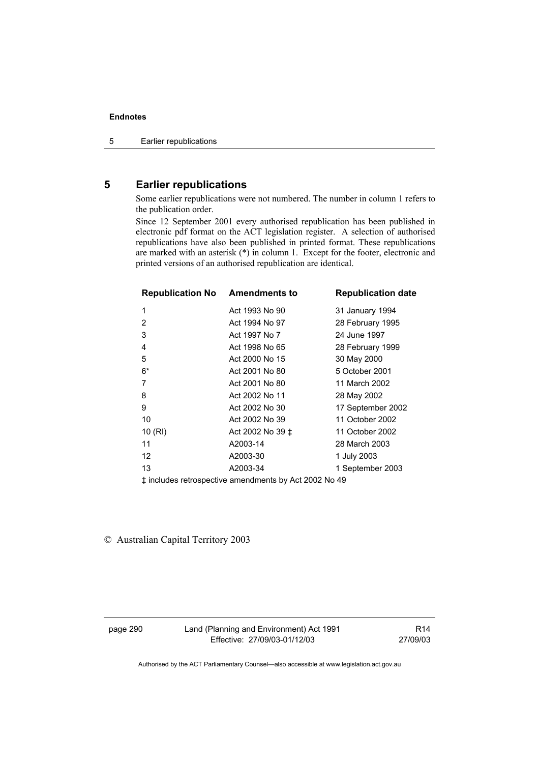## 5 Earlier republications

Some earlier republications were not numbered. The number in column 1 refers to the publication order.

Since 12 September 2001 every authorised republication has been published in electronic pdf format on the ACT legislation register. A selection of authorised republications have also been published in printed format. These republications are marked with an asterisk (*) in column 1. Except for the footer, electronic and printed versions of an authorised republication are identical.

| Republication No | Amendments to | Republication date |
|---|---|---|
| 1 | Act 1993 No 90 | 31 January 1994 |
| 2 | Act 1994 No 97 | 28 February 1995 |
| 3 | Act 1997 No 7 | 24 June 1997 |
| 4 | Act 1998 No 65 | 28 February 1999 |
| 5 | Act 2000 No 15 | 30 May 2000 |
| 6* | Act 2001 No 80 | 5 October 2001 |
| 7 | Act 2001 No 80 | 11 March 2002 |
| 8 | Act 2002 No 11 | 28 May 2002 |
| 9 | Act 2002 No 30 | 17 September 2002 |
| 10 | Act 2002 No 39 | 11 October 2002 |
| 10 (RI) | Act 2002 No 39 ‡ | 11 October 2002 |
| 11 | A2003-14 | 28 March 2003 |
| 12 | A2003-30 | 1 July 2003 |
| 13 | A2003-34 | 1 September 2003 |

‡ includes retrospective amendments by Act 2002 No 49

© Australian Capital Territory 2003